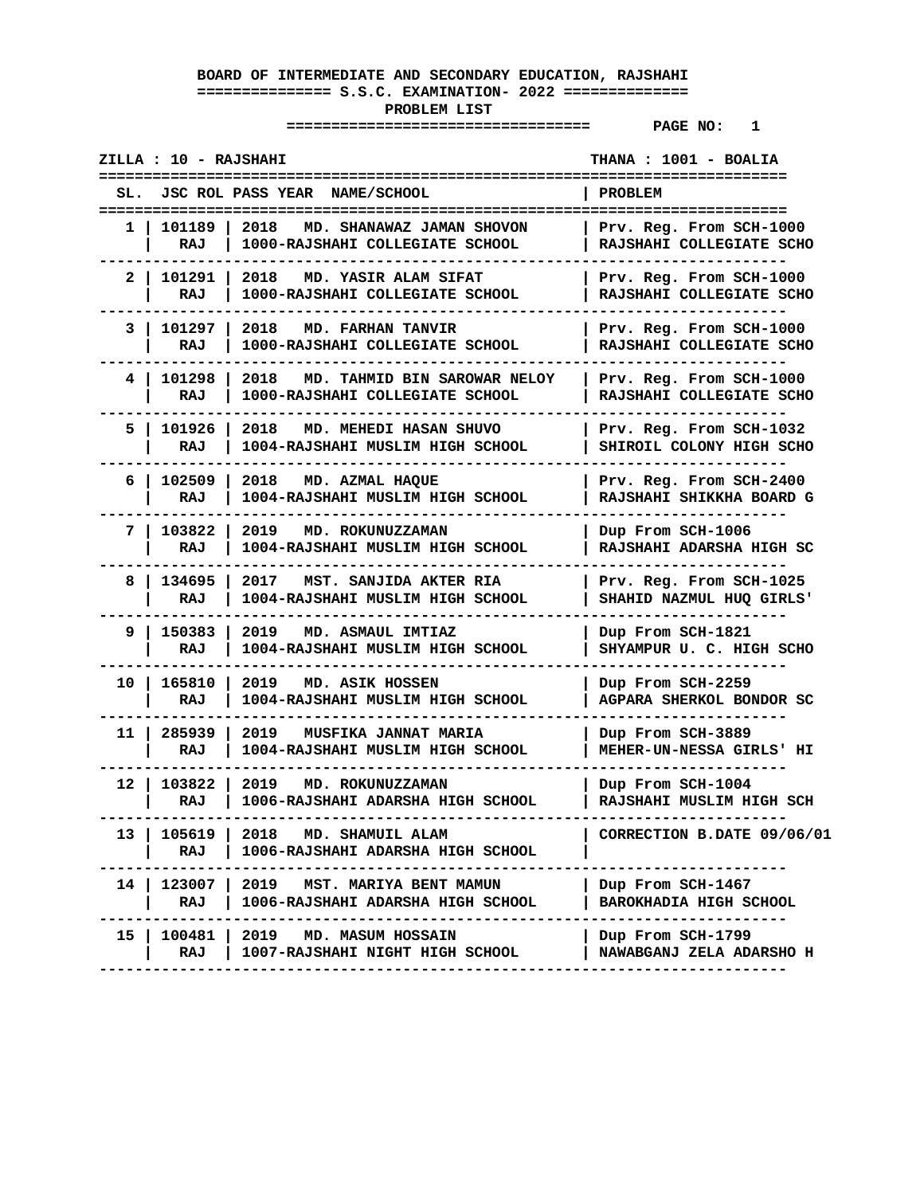**BOARD OF INTERMEDIATE AND SECONDARY EDUCATION, RAJSHAHI**

**S.S.C. EXAMINATION- 2022**

**PROBLEM LIST**

**PAGE NO: 1**

**ZILLA : 10 - RAJSHAHI** | **THANA : 1001 - BOALIA**

| SL. | JSC ROL | PASS YEAR NAME/SCHOOL | PROBLEM |
|---|---|---|---|
| 1 | 101189 RAJ | 2018 MD. SHANAWAZ JAMAN SHOVON 1000-RAJSHAHI COLLEGIATE SCHOOL | Prv. Reg. From SCH-1000 RAJSHAHI COLLEGIATE SCHO |
| 2 | 101291 RAJ | 2018 MD. YASIR ALAM SIFAT 1000-RAJSHAHI COLLEGIATE SCHOOL | Prv. Reg. From SCH-1000 RAJSHAHI COLLEGIATE SCHO |
| 3 | 101297 RAJ | 2018 MD. FARHAN TANVIR 1000-RAJSHAHI COLLEGIATE SCHOOL | Prv. Reg. From SCH-1000 RAJSHAHI COLLEGIATE SCHO |
| 4 | 101298 RAJ | 2018 MD. TAHMID BIN SAROWAR NELOY 1000-RAJSHAHI COLLEGIATE SCHOOL | Prv. Reg. From SCH-1000 RAJSHAHI COLLEGIATE SCHO |
| 5 | 101926 RAJ | 2018 MD. MEHEDI HASAN SHUVO 1004-RAJSHAHI MUSLIM HIGH SCHOOL | Prv. Reg. From SCH-1032 SHIROIL COLONY HIGH SCHO |
| 6 | 102509 RAJ | 2018 MD. AZMAL HAQUE 1004-RAJSHAHI MUSLIM HIGH SCHOOL | Prv. Reg. From SCH-2400 RAJSHAHI SHIKKHA BOARD G |
| 7 | 103822 RAJ | 2019 MD. ROKUNUZZAMAN 1004-RAJSHAHI MUSLIM HIGH SCHOOL | Dup From SCH-1006 RAJSHAHI ADARSHA HIGH SC |
| 8 | 134695 RAJ | 2017 MST. SANJIDA AKTER RIA 1004-RAJSHAHI MUSLIM HIGH SCHOOL | Prv. Reg. From SCH-1025 SHAHID NAZMUL HUQ GIRLS' |
| 9 | 150383 RAJ | 2019 MD. ASMAUL IMTIAZ 1004-RAJSHAHI MUSLIM HIGH SCHOOL | Dup From SCH-1821 SHYAMPUR U. C. HIGH SCHO |
| 10 | 165810 RAJ | 2019 MD. ASIK HOSSEN 1004-RAJSHAHI MUSLIM HIGH SCHOOL | Dup From SCH-2259 AGPARA SHERKOL BONDOR SC |
| 11 | 285939 RAJ | 2019 MUSFIKA JANNAT MARIA 1004-RAJSHAHI MUSLIM HIGH SCHOOL | Dup From SCH-3889 MEHER-UN-NESSA GIRLS' HI |
| 12 | 103822 RAJ | 2019 MD. ROKUNUZZAMAN 1006-RAJSHAHI ADARSHA HIGH SCHOOL | Dup From SCH-1004 RAJSHAHI MUSLIM HIGH SCH |
| 13 | 105619 RAJ | 2018 MD. SHAMUIL ALAM 1006-RAJSHAHI ADARSHA HIGH SCHOOL | CORRECTION B.DATE 09/06/01 |
| 14 | 123007 RAJ | 2019 MST. MARIYA BENT MAMUN 1006-RAJSHAHI ADARSHA HIGH SCHOOL | Dup From SCH-1467 BAROKHADIA HIGH SCHOOL |
| 15 | 100481 RAJ | 2019 MD. MASUM HOSSAIN 1007-RAJSHAHI NIGHT HIGH SCHOOL | Dup From SCH-1799 NAWABGANJ ZELA ADARSHO H |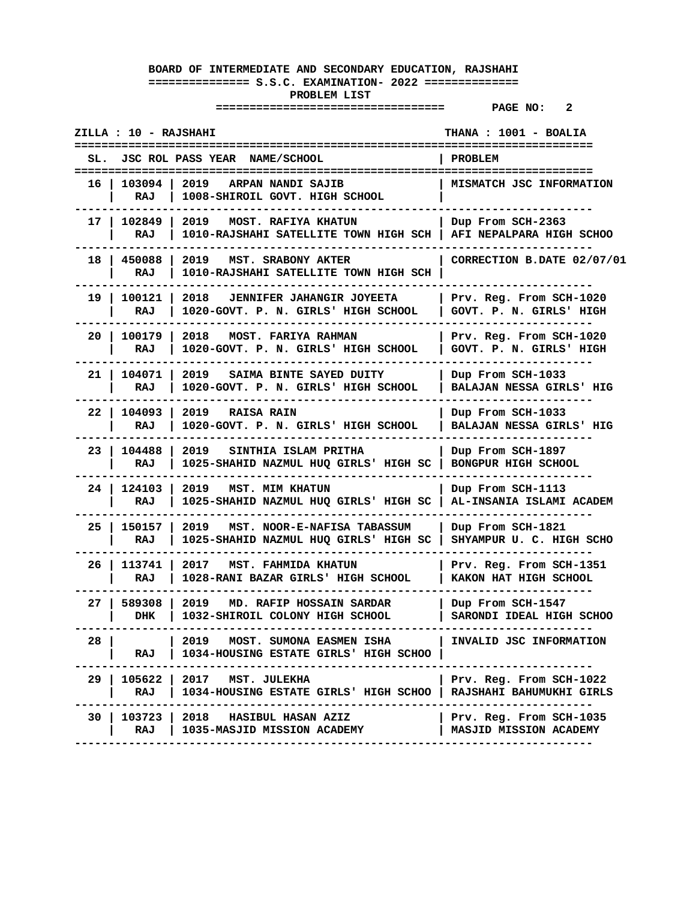# BOARD OF INTERMEDIATE AND SECONDARY EDUCATION, RAJSHAHI

## S.S.C. EXAMINATION- 2022

### PROBLEM LIST

ZILLA : 10 - RAJSHAHI

THANA : 1001 - BOALIA

| SL. | JSC ROL | PASS YEAR NAME/SCHOOL | PROBLEM |
|---|---|---|---|
| 16 | 103094 RAJ | 2019 ARPAN NANDI SAJIB<br>1008-SHIROIL GOVT. HIGH SCHOOL | MISMATCH JSC INFORMATION |
| 17 | 102849 RAJ | 2019 MOST. RAFIYA KHATUN<br>1010-RAJSHAHI SATELLITE TOWN HIGH SCH | Dup From SCH-2363<br>AFI NEPALPARA HIGH SCHOO |
| 18 | 450088 RAJ | 2019 MST. SRABONY AKTER<br>1010-RAJSHAHI SATELLITE TOWN HIGH SCH | CORRECTION B.DATE 02/07/01 |
| 19 | 100121 RAJ | 2018 JENNIFER JAHANGIR JOYEETA<br>1020-GOVT. P. N. GIRLS' HIGH SCHOOL | Prv. Reg. From SCH-1020<br>GOVT. P. N. GIRLS' HIGH |
| 20 | 100179 RAJ | 2018 MOST. FARIYA RAHMAN<br>1020-GOVT. P. N. GIRLS' HIGH SCHOOL | Prv. Reg. From SCH-1020<br>GOVT. P. N. GIRLS' HIGH |
| 21 | 104071 RAJ | 2019 SAIMA BINTE SAYED DUITY<br>1020-GOVT. P. N. GIRLS' HIGH SCHOOL | Dup From SCH-1033<br>BALAJAN NESSA GIRLS' HIG |
| 22 | 104093 RAJ | 2019 RAISA RAIN<br>1020-GOVT. P. N. GIRLS' HIGH SCHOOL | Dup From SCH-1033<br>BALAJAN NESSA GIRLS' HIG |
| 23 | 104488 RAJ | 2019 SINTHIA ISLAM PRITHA<br>1025-SHAHID NAZMUL HUQ GIRLS' HIGH SC | Dup From SCH-1897<br>BONGPUR HIGH SCHOOL |
| 24 | 124103 RAJ | 2019 MST. MIM KHATUN<br>1025-SHAHID NAZMUL HUQ GIRLS' HIGH SC | Dup From SCH-1113<br>AL-INSANIA ISLAMI ACADEM |
| 25 | 150157 RAJ | 2019 MST. NOOR-E-NAFISA TABASSUM<br>1025-SHAHID NAZMUL HUQ GIRLS' HIGH SC | Dup From SCH-1821<br>SHYAMPUR U. C. HIGH SCHO |
| 26 | 113741 RAJ | 2017 MST. FAHMIDA KHATUN<br>1028-RANI BAZAR GIRLS' HIGH SCHOOL | Prv. Reg. From SCH-1351<br>KAKON HAT HIGH SCHOOL |
| 27 | 589308 DHK | 2019 MD. RAFIP HOSSAIN SARDAR<br>1032-SHIROIL COLONY HIGH SCHOOL | Dup From SCH-1547<br>SARONDI IDEAL HIGH SCHOO |
| 28 | RAJ | 2019 MOST. SUMONA EASMEN ISHA<br>1034-HOUSING ESTATE GIRLS' HIGH SCHOO | INVALID JSC INFORMATION |
| 29 | 105622 RAJ | 2017 MST. JULEKHA<br>1034-HOUSING ESTATE GIRLS' HIGH SCHOO | Prv. Reg. From SCH-1022<br>RAJSHAHI BAHUMUKHI GIRLS |
| 30 | 103723 RAJ | 2018 HASIBUL HASAN AZIZ<br>1035-MASJID MISSION ACADEMY | Prv. Reg. From SCH-1035<br>MASJID MISSION ACADEMY |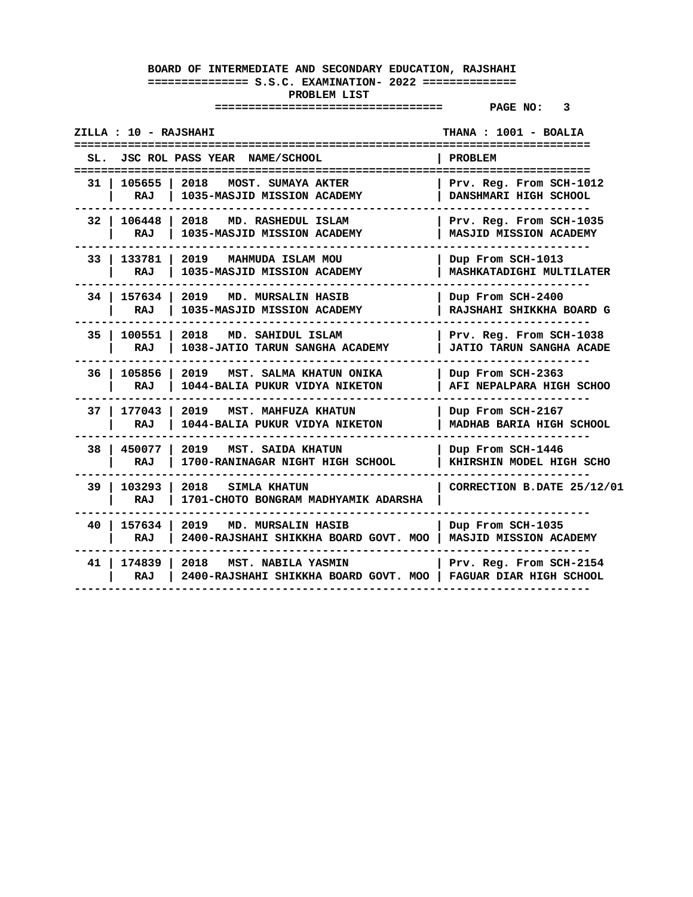**BOARD OF INTERMEDIATE AND SECONDARY EDUCATION, RAJSHAHI**

**============== S.S.C. EXAMINATION- 2022 ==============**

**PROBLEM LIST**

**PAGE NO: 3**

**ZILLA : 10 - RAJSHAHI** **THANA : 1001 - BOALIA**

| SL. | JSC ROL | PASS YEAR NAME/SCHOOL | PROBLEM |
|---|---|---|---|
| 31 | 105655<br>RAJ | 2018 MOST. SUMAYA AKTER<br>1035-MASJID MISSION ACADEMY | Prv. Reg. From SCH-1012<br>DANSHMARI HIGH SCHOOL |
| 32 | 106448<br>RAJ | 2018 MD. RASHEDUL ISLAM<br>1035-MASJID MISSION ACADEMY | Prv. Reg. From SCH-1035<br>MASJID MISSION ACADEMY |
| 33 | 133781<br>RAJ | 2019 MAHMUDA ISLAM MOU<br>1035-MASJID MISSION ACADEMY | Dup From SCH-1013<br>MASHKATADIGHI MULTILATER |
| 34 | 157634<br>RAJ | 2019 MD. MURSALIN HASIB<br>1035-MASJID MISSION ACADEMY | Dup From SCH-2400<br>RAJSHAHI SHIKKHA BOARD G |
| 35 | 100551<br>RAJ | 2018 MD. SAHIDUL ISLAM<br>1038-JATIO TARUN SANGHA ACADEMY | Prv. Reg. From SCH-1038<br>JATIO TARUN SANGHA ACADE |
| 36 | 105856<br>RAJ | 2019 MST. SALMA KHATUN ONIKA<br>1044-BALIA PUKUR VIDYA NIKETON | Dup From SCH-2363<br>AFI NEPALPARA HIGH SCHOO |
| 37 | 177043<br>RAJ | 2019 MST. MAHFUZA KHATUN<br>1044-BALIA PUKUR VIDYA NIKETON | Dup From SCH-2167<br>MADHAB BARIA HIGH SCHOOL |
| 38 | 450077<br>RAJ | 2019 MST. SAIDA KHATUN<br>1700-RANINAGAR NIGHT HIGH SCHOOL | Dup From SCH-1446<br>KHIRSHIN MODEL HIGH SCHO |
| 39 | 103293<br>RAJ | 2018 SIMLA KHATUN<br>1701-CHOTO BONGRAM MADHYAMIK ADARSHA | CORRECTION B.DATE 25/12/01 |
| 40 | 157634<br>RAJ | 2019 MD. MURSALIN HASIB<br>2400-RAJSHAHI SHIKKHA BOARD GOVT. MOO | Dup From SCH-1035<br>MASJID MISSION ACADEMY |
| 41 | 174839<br>RAJ | 2018 MST. NABILA YASMIN<br>2400-RAJSHAHI SHIKKHA BOARD GOVT. MOO | Prv. Reg. From SCH-2154<br>FAGUAR DIAR HIGH SCHOOL |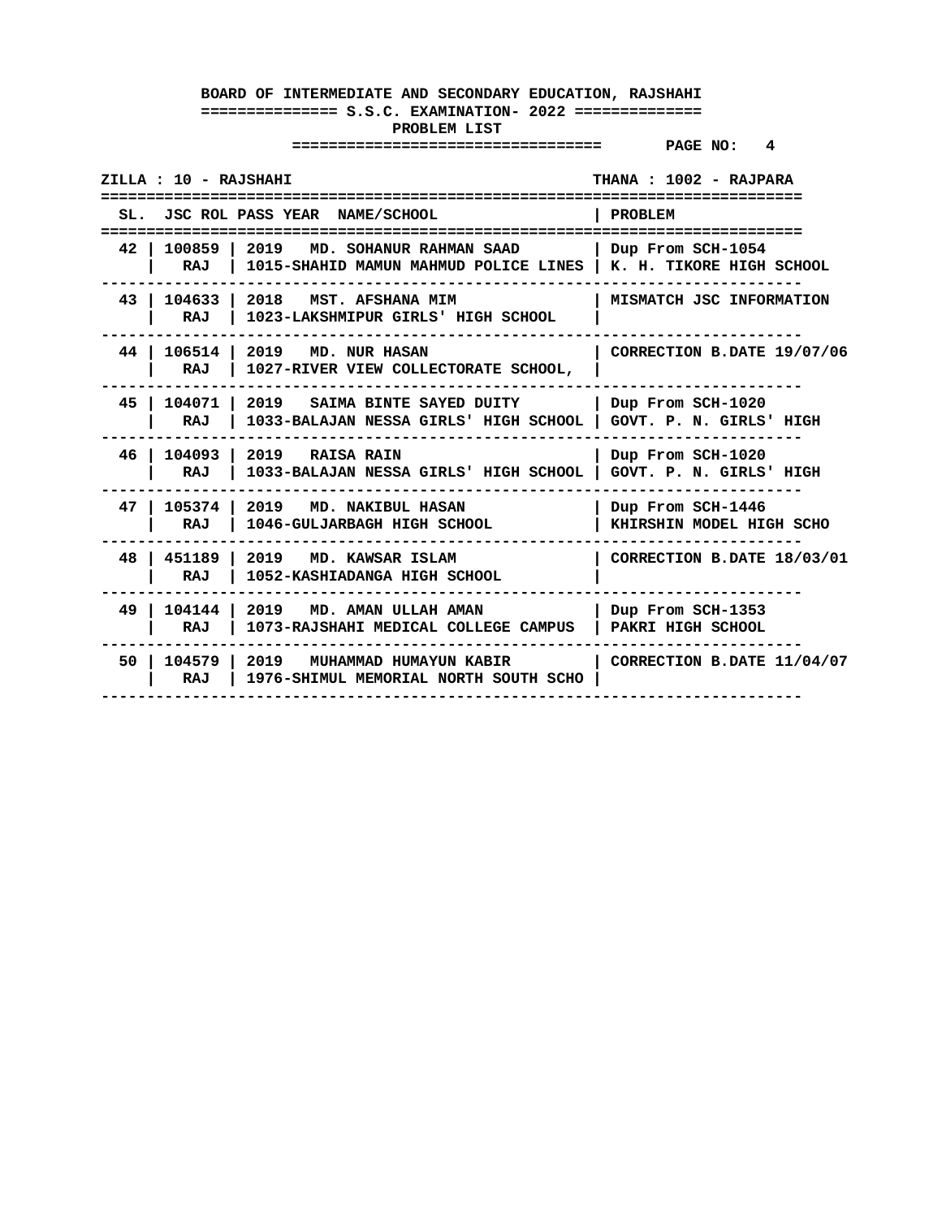**BOARD OF INTERMEDIATE AND SECONDARY EDUCATION, RAJSHAHI**

**S.S.C. EXAMINATION- 2022**

**PROBLEM LIST**

**PAGE NO: 4**

**ZILLA : 10 - RAJSHAHI** **THANA : 1002 - RAJPARA**

| SL. | JSC ROL | PASS YEAR NAME/SCHOOL | PROBLEM |
|---|---|---|---|
| 42 | 100859<br>RAJ | 2019 MD. SOHANUR RAHMAN SAAD<br>1015-SHAHID MAMUN MAHMUD POLICE LINES | Dup From SCH-1054<br>K. H. TIKORE HIGH SCHOOL |
| 43 | 104633<br>RAJ | 2018 MST. AFSHANA MIM<br>1023-LAKSHMIPUR GIRLS' HIGH SCHOOL | MISMATCH JSC INFORMATION |
| 44 | 106514<br>RAJ | 2019 MD. NUR HASAN<br>1027-RIVER VIEW COLLECTORATE SCHOOL, | CORRECTION B.DATE 19/07/06 |
| 45 | 104071<br>RAJ | 2019 SAIMA BINTE SAYED DUITY<br>1033-BALAJAN NESSA GIRLS' HIGH SCHOOL | Dup From SCH-1020<br>GOVT. P. N. GIRLS' HIGH |
| 46 | 104093<br>RAJ | 2019 RAISA RAIN<br>1033-BALAJAN NESSA GIRLS' HIGH SCHOOL | Dup From SCH-1020<br>GOVT. P. N. GIRLS' HIGH |
| 47 | 105374<br>RAJ | 2019 MD. NAKIBUL HASAN<br>1046-GULJARBAGH HIGH SCHOOL | Dup From SCH-1446<br>KHIRSHIN MODEL HIGH SCHO |
| 48 | 451189<br>RAJ | 2019 MD. KAWSAR ISLAM<br>1052-KASHIADANGA HIGH SCHOOL | CORRECTION B.DATE 18/03/01 |
| 49 | 104144<br>RAJ | 2019 MD. AMAN ULLAH AMAN<br>1073-RAJSHAHI MEDICAL COLLEGE CAMPUS | Dup From SCH-1353<br>PAKRI HIGH SCHOOL |
| 50 | 104579<br>RAJ | 2019 MUHAMMAD HUMAYUN KABIR<br>1976-SHIMUL MEMORIAL NORTH SOUTH SCHO | CORRECTION B.DATE 11/04/07 |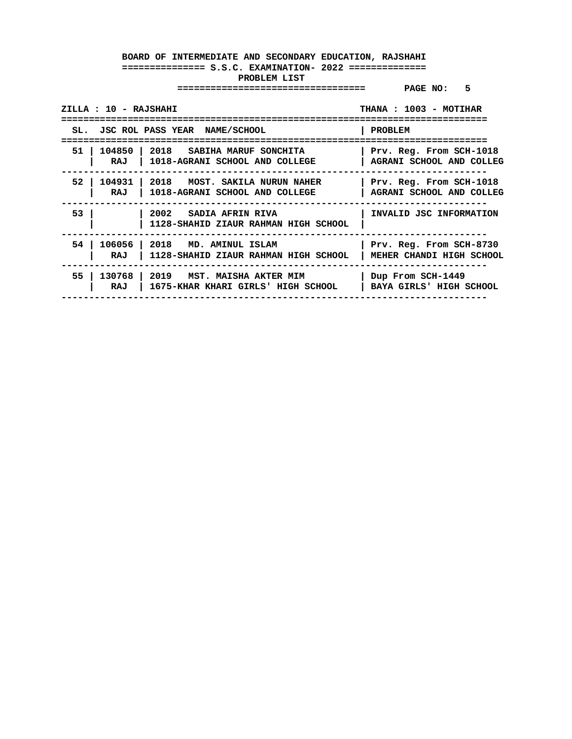**BOARD OF INTERMEDIATE AND SECONDARY EDUCATION, RAJSHAHI**

**============== S.S.C. EXAMINATION- 2022 ==============**

**PROBLEM LIST**

**PAGE NO: 5**

**ZILLA : 10 - RAJSHAHI** | **THANA : 1003 - MOTIHAR**

| SL. | JSC ROL | PASS YEAR NAME/SCHOOL | PROBLEM |
|---|---|---|---|
| 51 | 104850 RAJ | 2018 SABIHA MARUF SONCHITA 1018-AGRANI SCHOOL AND COLLEGE | Prv. Reg. From SCH-1018 AGRANI SCHOOL AND COLLEG |
| 52 | 104931 RAJ | 2018 MOST. SAKILA NURUN NAHER 1018-AGRANI SCHOOL AND COLLEGE | Prv. Reg. From SCH-1018 AGRANI SCHOOL AND COLLEG |
| 53 | | 2002 SADIA AFRIN RIVA 1128-SHAHID ZIAUR RAHMAN HIGH SCHOOL | INVALID JSC INFORMATION |
| 54 | 106056 RAJ | 2018 MD. AMINUL ISLAM 1128-SHAHID ZIAUR RAHMAN HIGH SCHOOL | Prv. Reg. From SCH-8730 MEHER CHANDI HIGH SCHOOL |
| 55 | 130768 RAJ | 2019 MST. MAISHA AKTER MIM 1675-KHAR KHARI GIRLS' HIGH SCHOOL | Dup From SCH-1449 BAYA GIRLS' HIGH SCHOOL |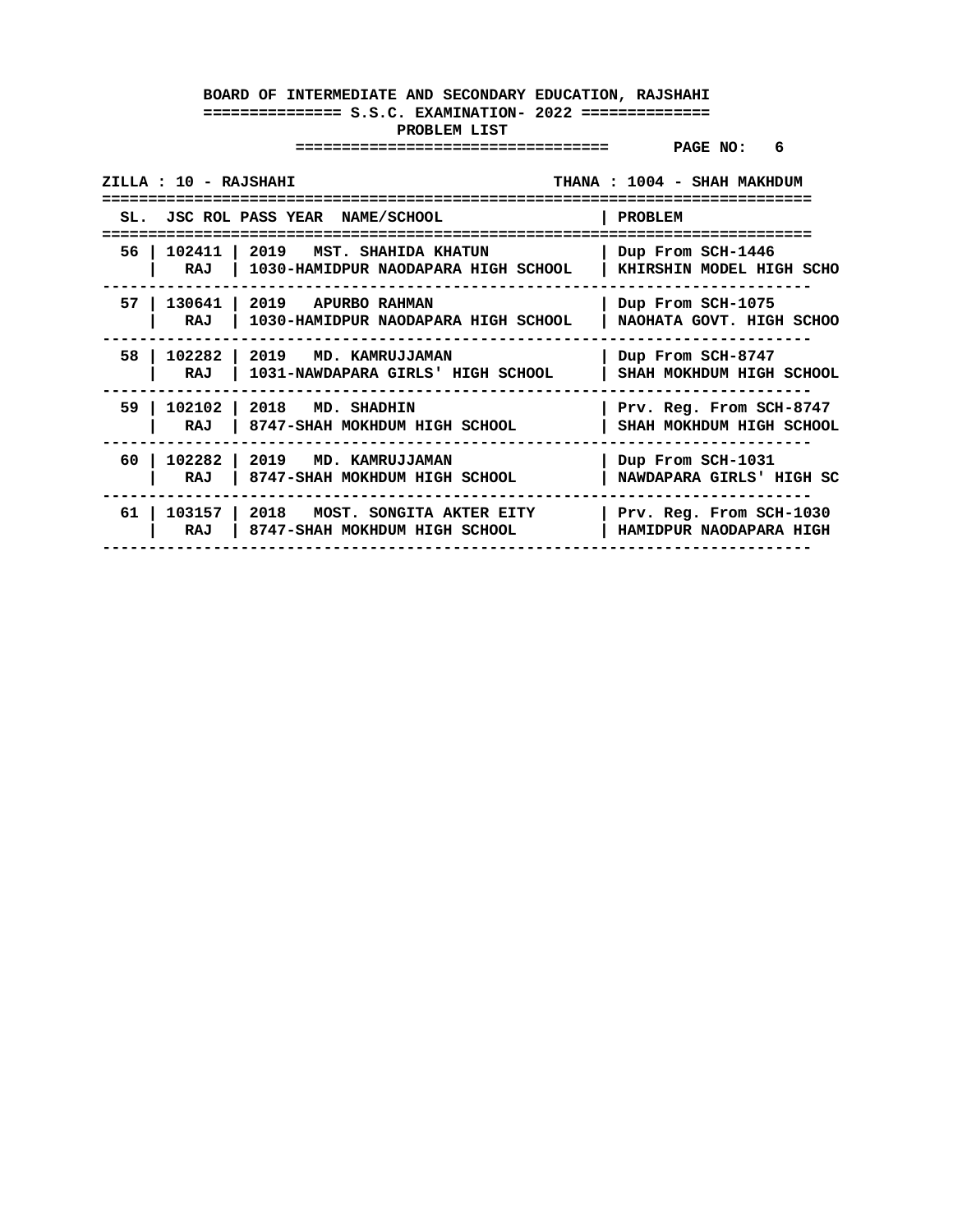**BOARD OF INTERMEDIATE AND SECONDARY EDUCATION, RAJSHAHI**

**S.S.C. EXAMINATION- 2022**

**PROBLEM LIST**

**PAGE NO: 6**

**ZILLA : 10 - RAJSHAHI** — **THANA : 1004 - SHAH MAKHDUM**

| SL. | JSC ROL | PASS YEAR | NAME/SCHOOL | PROBLEM |
|---|---|---|---|---|
| 56 | 102411 RAJ | 2019 | MST. SHAHIDA KHATUN<br>1030-HAMIDPUR NAODAPARA HIGH SCHOOL | Dup From SCH-1446<br>KHIRSHIN MODEL HIGH SCHO |
| 57 | 130641 RAJ | 2019 | APURBO RAHMAN<br>1030-HAMIDPUR NAODAPARA HIGH SCHOOL | Dup From SCH-1075<br>NAOHATA GOVT. HIGH SCHOO |
| 58 | 102282 RAJ | 2019 | MD. KAMRUJJAMAN<br>1031-NAWDAPARA GIRLS' HIGH SCHOOL | Dup From SCH-8747<br>SHAH MOKHDUM HIGH SCHOOL |
| 59 | 102102 RAJ | 2018 | MD. SHADHIN<br>8747-SHAH MOKHDUM HIGH SCHOOL | Prv. Reg. From SCH-8747<br>SHAH MOKHDUM HIGH SCHOOL |
| 60 | 102282 RAJ | 2019 | MD. KAMRUJJAMAN<br>8747-SHAH MOKHDUM HIGH SCHOOL | Dup From SCH-1031<br>NAWDAPARA GIRLS' HIGH SC |
| 61 | 103157 RAJ | 2018 | MOST. SONGITA AKTER EITY<br>8747-SHAH MOKHDUM HIGH SCHOOL | Prv. Reg. From SCH-1030<br>HAMIDPUR NAODAPARA HIGH |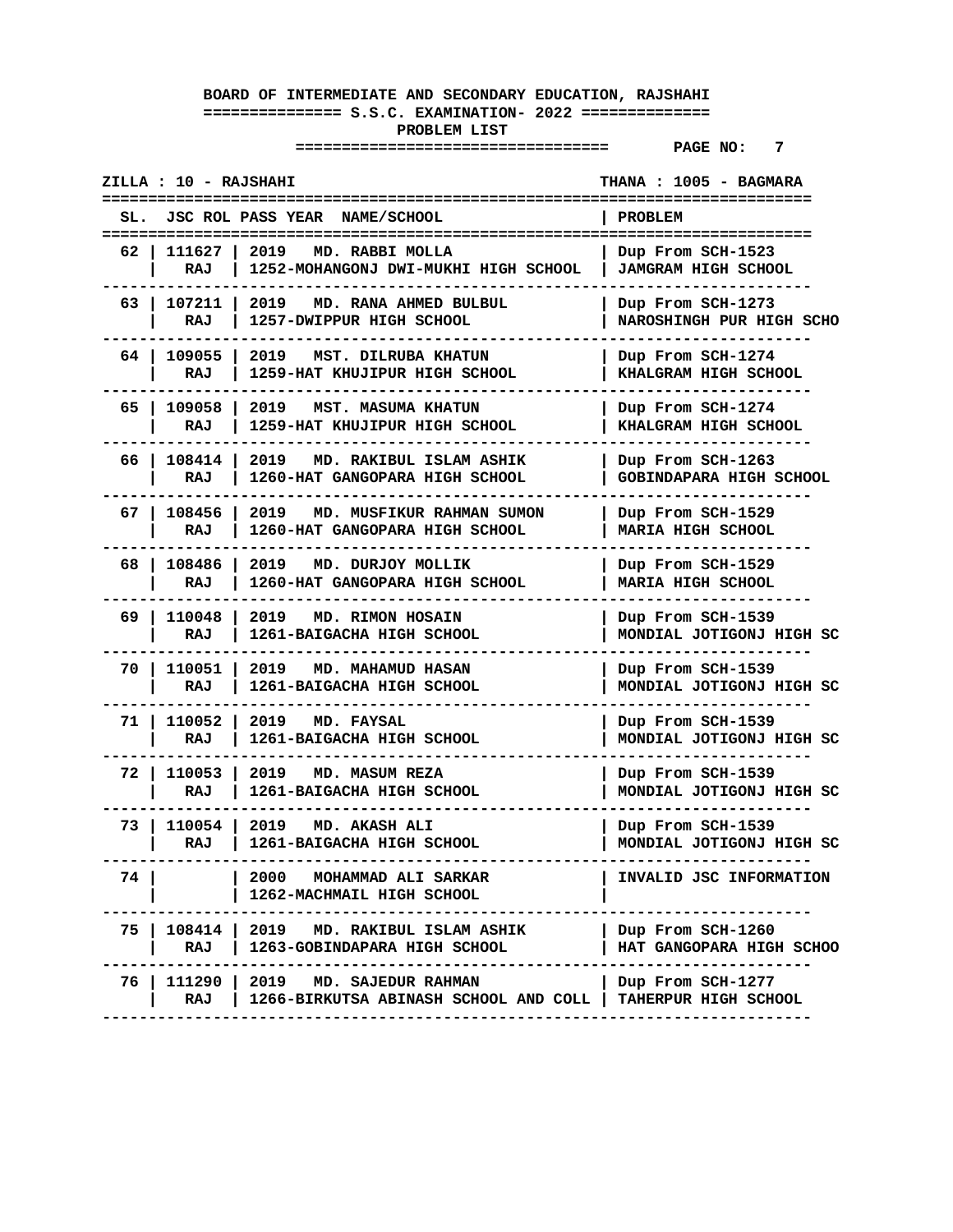**BOARD OF INTERMEDIATE AND SECONDARY EDUCATION, RAJSHAHI**

**S.S.C. EXAMINATION- 2022**

**PROBLEM LIST**

**PAGE NO: 7**

**ZILLA : 10 - RAJSHAHI** | **THANA : 1005 - BAGMARA**

| SL. | JSC ROL | PASS YEAR NAME/SCHOOL | PROBLEM |
|---|---|---|---|
| 62 | 111627 RAJ | 2019 MD. RABBI MOLLA 1252-MOHANGONJ DWI-MUKHI HIGH SCHOOL | Dup From SCH-1523 JAMGRAM HIGH SCHOOL |
| 63 | 107211 RAJ | 2019 MD. RANA AHMED BULBUL 1257-DWIPPUR HIGH SCHOOL | Dup From SCH-1273 NAROSHINGH PUR HIGH SCHO |
| 64 | 109055 RAJ | 2019 MST. DILRUBA KHATUN 1259-HAT KHUJIPUR HIGH SCHOOL | Dup From SCH-1274 KHALGRAM HIGH SCHOOL |
| 65 | 109058 RAJ | 2019 MST. MASUMA KHATUN 1259-HAT KHUJIPUR HIGH SCHOOL | Dup From SCH-1274 KHALGRAM HIGH SCHOOL |
| 66 | 108414 RAJ | 2019 MD. RAKIBUL ISLAM ASHIK 1260-HAT GANGOPARA HIGH SCHOOL | Dup From SCH-1263 GOBINDAPARA HIGH SCHOOL |
| 67 | 108456 RAJ | 2019 MD. MUSFIKUR RAHMAN SUMON 1260-HAT GANGOPARA HIGH SCHOOL | Dup From SCH-1529 MARIA HIGH SCHOOL |
| 68 | 108486 RAJ | 2019 MD. DURJOY MOLLIK 1260-HAT GANGOPARA HIGH SCHOOL | Dup From SCH-1529 MARIA HIGH SCHOOL |
| 69 | 110048 RAJ | 2019 MD. RIMON HOSAIN 1261-BAIGACHA HIGH SCHOOL | Dup From SCH-1539 MONDIAL JOTIGONJ HIGH SC |
| 70 | 110051 RAJ | 2019 MD. MAHAMUD HASAN 1261-BAIGACHA HIGH SCHOOL | Dup From SCH-1539 MONDIAL JOTIGONJ HIGH SC |
| 71 | 110052 RAJ | 2019 MD. FAYSAL 1261-BAIGACHA HIGH SCHOOL | Dup From SCH-1539 MONDIAL JOTIGONJ HIGH SC |
| 72 | 110053 RAJ | 2019 MD. MASUM REZA 1261-BAIGACHA HIGH SCHOOL | Dup From SCH-1539 MONDIAL JOTIGONJ HIGH SC |
| 73 | 110054 RAJ | 2019 MD. AKASH ALI 1261-BAIGACHA HIGH SCHOOL | Dup From SCH-1539 MONDIAL JOTIGONJ HIGH SC |
| 74 | | 2000 MOHAMMAD ALI SARKAR 1262-MACHMAIL HIGH SCHOOL | INVALID JSC INFORMATION |
| 75 | 108414 RAJ | 2019 MD. RAKIBUL ISLAM ASHIK 1263-GOBINDAPARA HIGH SCHOOL | Dup From SCH-1260 HAT GANGOPARA HIGH SCHOO |
| 76 | 111290 RAJ | 2019 MD. SAJEDUR RAHMAN 1266-BIRKUTSA ABINASH SCHOOL AND COLL | Dup From SCH-1277 TAHERPUR HIGH SCHOOL |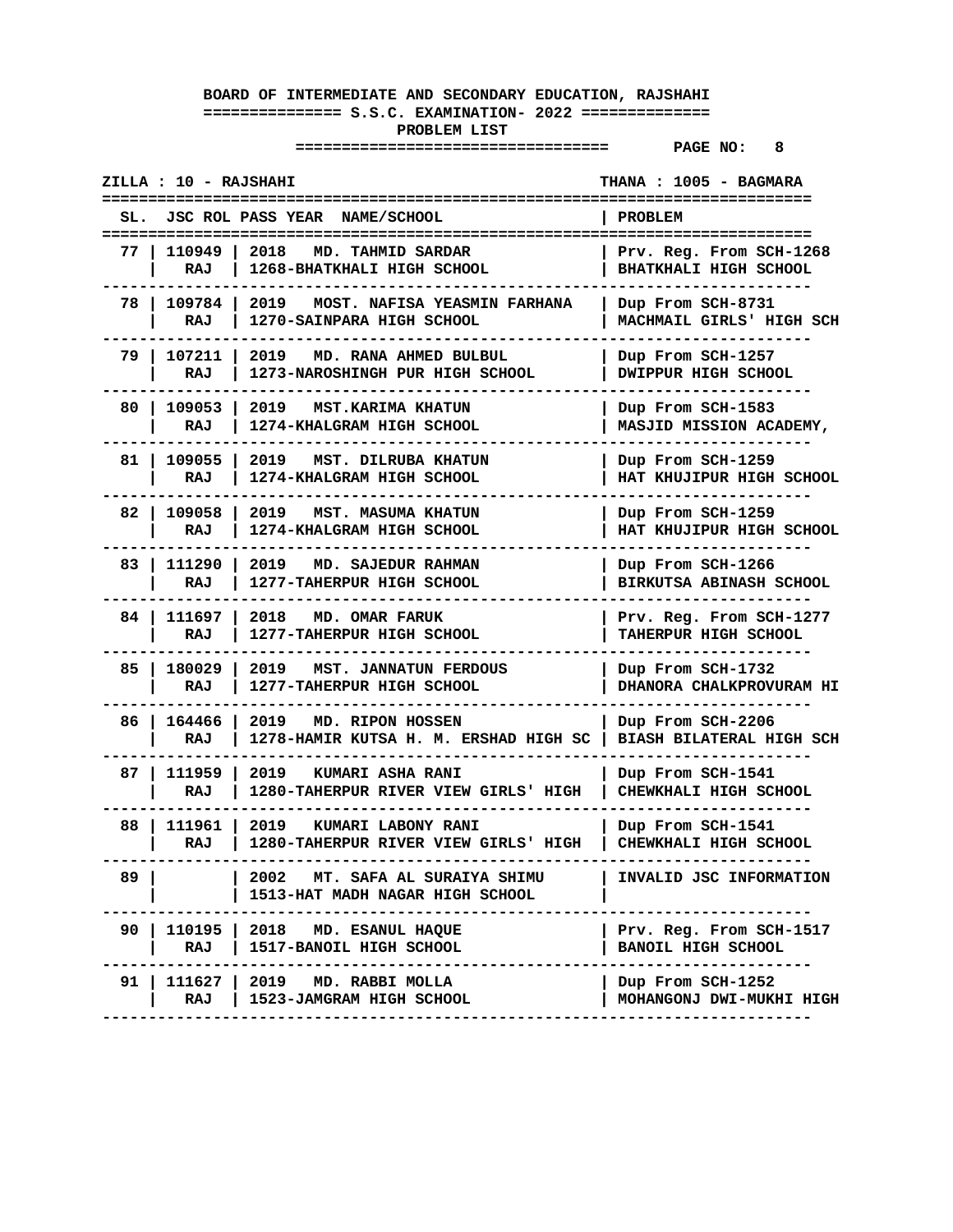**BOARD OF INTERMEDIATE AND SECONDARY EDUCATION, RAJSHAHI**

**S.S.C. EXAMINATION- 2022**

**PROBLEM LIST**

PAGE NO: 8

ZILLA : 10 - RAJSHAHI | THANA : 1005 - BAGMARA

| SL. | JSC ROL | PASS YEAR NAME/SCHOOL | PROBLEM |
|---|---|---|---|
| 77 | 110949 RAJ | 2018 MD. TAHMID SARDAR 1268-BHATKHALI HIGH SCHOOL | Prv. Reg. From SCH-1268 BHATKHALI HIGH SCHOOL |
| 78 | 109784 RAJ | 2019 MOST. NAFISA YEASMIN FARHANA 1270-SAINPARA HIGH SCHOOL | Dup From SCH-8731 MACHMAIL GIRLS' HIGH SCH |
| 79 | 107211 RAJ | 2019 MD. RANA AHMED BULBUL 1273-NAROSHINGH PUR HIGH SCHOOL | Dup From SCH-1257 DWIPPUR HIGH SCHOOL |
| 80 | 109053 RAJ | 2019 MST.KARIMA KHATUN 1274-KHALGRAM HIGH SCHOOL | Dup From SCH-1583 MASJID MISSION ACADEMY, |
| 81 | 109055 RAJ | 2019 MST. DILRUBA KHATUN 1274-KHALGRAM HIGH SCHOOL | Dup From SCH-1259 HAT KHUJIPUR HIGH SCHOOL |
| 82 | 109058 RAJ | 2019 MST. MASUMA KHATUN 1274-KHALGRAM HIGH SCHOOL | Dup From SCH-1259 HAT KHUJIPUR HIGH SCHOOL |
| 83 | 111290 RAJ | 2019 MD. SAJEDUR RAHMAN 1277-TAHERPUR HIGH SCHOOL | Dup From SCH-1266 BIRKUTSA ABINASH SCHOOL |
| 84 | 111697 RAJ | 2018 MD. OMAR FARUK 1277-TAHERPUR HIGH SCHOOL | Prv. Reg. From SCH-1277 TAHERPUR HIGH SCHOOL |
| 85 | 180029 RAJ | 2019 MST. JANNATUN FERDOUS 1277-TAHERPUR HIGH SCHOOL | Dup From SCH-1732 DHANORA CHALKPROVURAM HI |
| 86 | 164466 RAJ | 2019 MD. RIPON HOSSEN 1278-HAMIR KUTSA H. M. ERSHAD HIGH SC | Dup From SCH-2206 BIASH BILATERAL HIGH SCH |
| 87 | 111959 RAJ | 2019 KUMARI ASHA RANI 1280-TAHERPUR RIVER VIEW GIRLS' HIGH | Dup From SCH-1541 CHEWKHALI HIGH SCHOOL |
| 88 | 111961 RAJ | 2019 KUMARI LABONY RANI 1280-TAHERPUR RIVER VIEW GIRLS' HIGH | Dup From SCH-1541 CHEWKHALI HIGH SCHOOL |
| 89 | | 2002 MT. SAFA AL SURAIYA SHIMU 1513-HAT MADH NAGAR HIGH SCHOOL | INVALID JSC INFORMATION |
| 90 | 110195 RAJ | 2018 MD. ESANUL HAQUE 1517-BANOIL HIGH SCHOOL | Prv. Reg. From SCH-1517 BANOIL HIGH SCHOOL |
| 91 | 111627 RAJ | 2019 MD. RABBI MOLLA 1523-JAMGRAM HIGH SCHOOL | Dup From SCH-1252 MOHANGONJ DWI-MUKHI HIGH |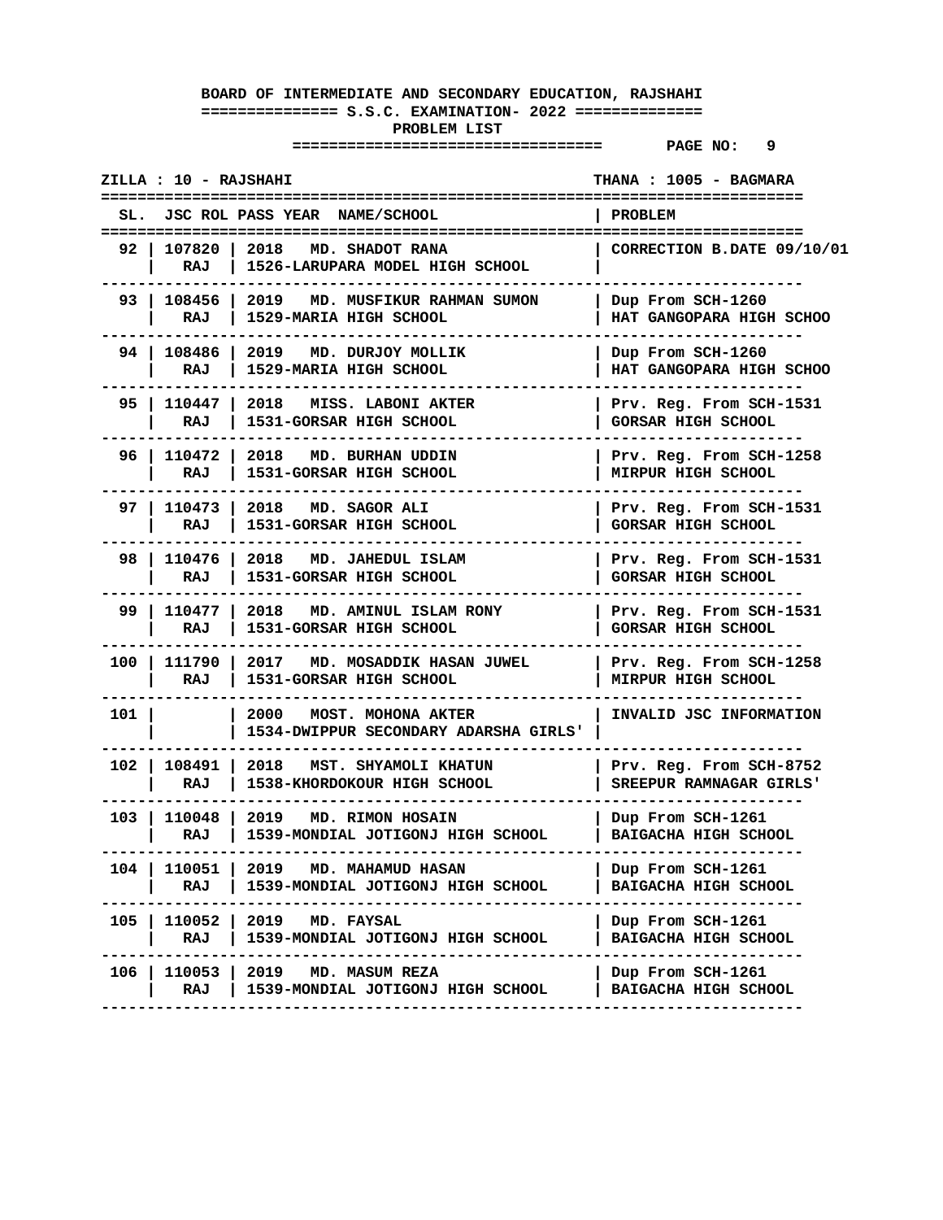**BOARD OF INTERMEDIATE AND SECONDARY EDUCATION, RAJSHAHI**

**S.S.C. EXAMINATION- 2022**

**PROBLEM LIST**

**PAGE NO: 9**

**ZILLA : 10 - RAJSHAHI** | **THANA : 1005 - BAGMARA**

| SL. | JSC ROL | PASS YEAR NAME/SCHOOL | PROBLEM |
|---|---|---|---|
| 92 | 107820 RAJ | 2018 MD. SHADOT RANA 1526-LARUPARA MODEL HIGH SCHOOL | CORRECTION B.DATE 09/10/01 |
| 93 | 108456 RAJ | 2019 MD. MUSFIKUR RAHMAN SUMON 1529-MARIA HIGH SCHOOL | Dup From SCH-1260 HAT GANGOPARA HIGH SCHOO |
| 94 | 108486 RAJ | 2019 MD. DURJOY MOLLIK 1529-MARIA HIGH SCHOOL | Dup From SCH-1260 HAT GANGOPARA HIGH SCHOO |
| 95 | 110447 RAJ | 2018 MISS. LABONI AKTER 1531-GORSAR HIGH SCHOOL | Prv. Reg. From SCH-1531 GORSAR HIGH SCHOOL |
| 96 | 110472 RAJ | 2018 MD. BURHAN UDDIN 1531-GORSAR HIGH SCHOOL | Prv. Reg. From SCH-1258 MIRPUR HIGH SCHOOL |
| 97 | 110473 RAJ | 2018 MD. SAGOR ALI 1531-GORSAR HIGH SCHOOL | Prv. Reg. From SCH-1531 GORSAR HIGH SCHOOL |
| 98 | 110476 RAJ | 2018 MD. JAHEDUL ISLAM 1531-GORSAR HIGH SCHOOL | Prv. Reg. From SCH-1531 GORSAR HIGH SCHOOL |
| 99 | 110477 RAJ | 2018 MD. AMINUL ISLAM RONY 1531-GORSAR HIGH SCHOOL | Prv. Reg. From SCH-1531 GORSAR HIGH SCHOOL |
| 100 | 111790 RAJ | 2017 MD. MOSADDIK HASAN JUWEL 1531-GORSAR HIGH SCHOOL | Prv. Reg. From SCH-1258 MIRPUR HIGH SCHOOL |
| 101 | | 2000 MOST. MOHONA AKTER 1534-DWIPPUR SECONDARY ADARSHA GIRLS' | INVALID JSC INFORMATION |
| 102 | 108491 RAJ | 2018 MST. SHYAMOLI KHATUN 1538-KHORDOKOUR HIGH SCHOOL | Prv. Reg. From SCH-8752 SREEPUR RAMNAGAR GIRLS' |
| 103 | 110048 RAJ | 2019 MD. RIMON HOSAIN 1539-MONDIAL JOTIGONJ HIGH SCHOOL | Dup From SCH-1261 BAIGACHA HIGH SCHOOL |
| 104 | 110051 RAJ | 2019 MD. MAHAMUD HASAN 1539-MONDIAL JOTIGONJ HIGH SCHOOL | Dup From SCH-1261 BAIGACHA HIGH SCHOOL |
| 105 | 110052 RAJ | 2019 MD. FAYSAL 1539-MONDIAL JOTIGONJ HIGH SCHOOL | Dup From SCH-1261 BAIGACHA HIGH SCHOOL |
| 106 | 110053 RAJ | 2019 MD. MASUM REZA 1539-MONDIAL JOTIGONJ HIGH SCHOOL | Dup From SCH-1261 BAIGACHA HIGH SCHOOL |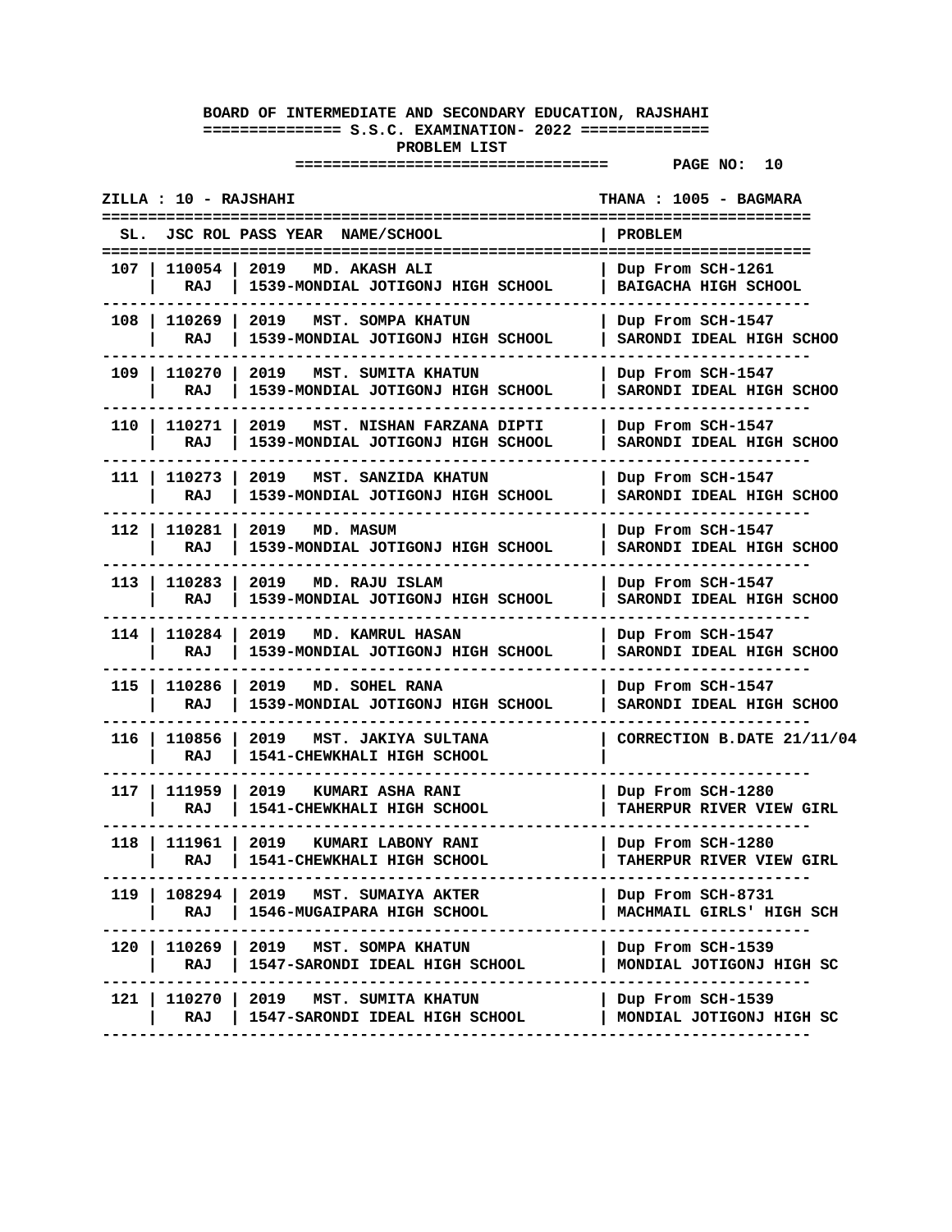**BOARD OF INTERMEDIATE AND SECONDARY EDUCATION, RAJSHAHI**

**S.S.C. EXAMINATION- 2022**

**PROBLEM LIST**

**ZILLA : 10 - RAJSHAHI** **THANA : 1005 - BAGMARA**

| SL. | JSC ROL | PASS YEAR NAME/SCHOOL | PROBLEM |
|---|---|---|---|
| 107 | 110054<br>RAJ | 2019 MD. AKASH ALI<br>1539-MONDIAL JOTIGONJ HIGH SCHOOL | Dup From SCH-1261<br>BAIGACHA HIGH SCHOOL |
| 108 | 110269<br>RAJ | 2019 MST. SOMPA KHATUN<br>1539-MONDIAL JOTIGONJ HIGH SCHOOL | Dup From SCH-1547<br>SARONDI IDEAL HIGH SCHOO |
| 109 | 110270<br>RAJ | 2019 MST. SUMITA KHATUN<br>1539-MONDIAL JOTIGONJ HIGH SCHOOL | Dup From SCH-1547<br>SARONDI IDEAL HIGH SCHOO |
| 110 | 110271<br>RAJ | 2019 MST. NISHAN FARZANA DIPTI<br>1539-MONDIAL JOTIGONJ HIGH SCHOOL | Dup From SCH-1547<br>SARONDI IDEAL HIGH SCHOO |
| 111 | 110273<br>RAJ | 2019 MST. SANZIDA KHATUN<br>1539-MONDIAL JOTIGONJ HIGH SCHOOL | Dup From SCH-1547<br>SARONDI IDEAL HIGH SCHOO |
| 112 | 110281<br>RAJ | 2019 MD. MASUM<br>1539-MONDIAL JOTIGONJ HIGH SCHOOL | Dup From SCH-1547<br>SARONDI IDEAL HIGH SCHOO |
| 113 | 110283<br>RAJ | 2019 MD. RAJU ISLAM<br>1539-MONDIAL JOTIGONJ HIGH SCHOOL | Dup From SCH-1547<br>SARONDI IDEAL HIGH SCHOO |
| 114 | 110284<br>RAJ | 2019 MD. KAMRUL HASAN<br>1539-MONDIAL JOTIGONJ HIGH SCHOOL | Dup From SCH-1547<br>SARONDI IDEAL HIGH SCHOO |
| 115 | 110286<br>RAJ | 2019 MD. SOHEL RANA<br>1539-MONDIAL JOTIGONJ HIGH SCHOOL | Dup From SCH-1547<br>SARONDI IDEAL HIGH SCHOO |
| 116 | 110856<br>RAJ | 2019 MST. JAKIYA SULTANA<br>1541-CHEWKHALI HIGH SCHOOL | CORRECTION B.DATE 21/11/04 |
| 117 | 111959<br>RAJ | 2019 KUMARI ASHA RANI<br>1541-CHEWKHALI HIGH SCHOOL | Dup From SCH-1280<br>TAHERPUR RIVER VIEW GIRL |
| 118 | 111961<br>RAJ | 2019 KUMARI LABONY RANI<br>1541-CHEWKHALI HIGH SCHOOL | Dup From SCH-1280<br>TAHERPUR RIVER VIEW GIRL |
| 119 | 108294<br>RAJ | 2019 MST. SUMAIYA AKTER<br>1546-MUGAIPARA HIGH SCHOOL | Dup From SCH-8731<br>MACHMAIL GIRLS' HIGH SCH |
| 120 | 110269<br>RAJ | 2019 MST. SOMPA KHATUN<br>1547-SARONDI IDEAL HIGH SCHOOL | Dup From SCH-1539<br>MONDIAL JOTIGONJ HIGH SC |
| 121 | 110270<br>RAJ | 2019 MST. SUMITA KHATUN<br>1547-SARONDI IDEAL HIGH SCHOOL | Dup From SCH-1539<br>MONDIAL JOTIGONJ HIGH SC |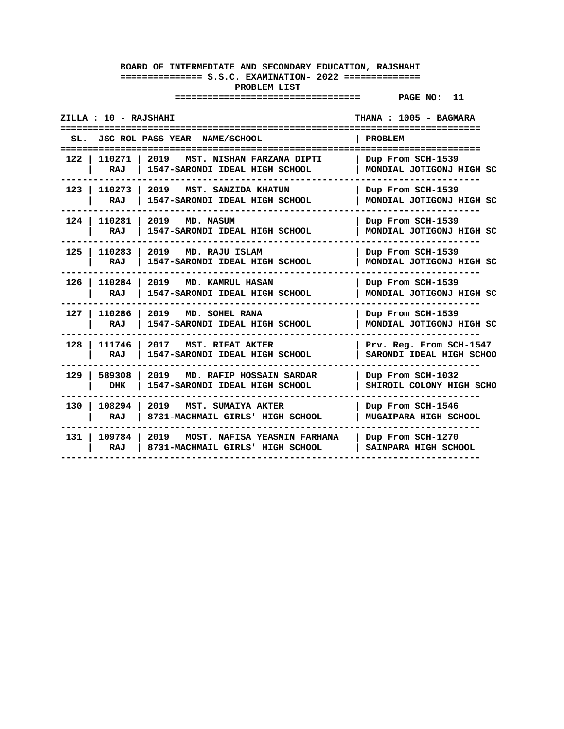**BOARD OF INTERMEDIATE AND SECONDARY EDUCATION, RAJSHAHI**

**S.S.C. EXAMINATION- 2022**

**PROBLEM LIST**

**PAGE NO: 11**

**ZILLA : 10 - RAJSHAHI** | **THANA : 1005 - BAGMARA**

| SL. | JSC ROL | PASS YEAR | NAME/SCHOOL | PROBLEM |
|---|---|---|---|---|
| 122 | 110271 RAJ | 2019 | MST. NISHAN FARZANA DIPTI<br>1547-SARONDI IDEAL HIGH SCHOOL | Dup From SCH-1539<br>MONDIAL JOTIGONJ HIGH SC |
| 123 | 110273 RAJ | 2019 | MST. SANZIDA KHATUN<br>1547-SARONDI IDEAL HIGH SCHOOL | Dup From SCH-1539<br>MONDIAL JOTIGONJ HIGH SC |
| 124 | 110281 RAJ | 2019 | MD. MASUM<br>1547-SARONDI IDEAL HIGH SCHOOL | Dup From SCH-1539<br>MONDIAL JOTIGONJ HIGH SC |
| 125 | 110283 RAJ | 2019 | MD. RAJU ISLAM<br>1547-SARONDI IDEAL HIGH SCHOOL | Dup From SCH-1539<br>MONDIAL JOTIGONJ HIGH SC |
| 126 | 110284 RAJ | 2019 | MD. KAMRUL HASAN<br>1547-SARONDI IDEAL HIGH SCHOOL | Dup From SCH-1539<br>MONDIAL JOTIGONJ HIGH SC |
| 127 | 110286 RAJ | 2019 | MD. SOHEL RANA<br>1547-SARONDI IDEAL HIGH SCHOOL | Dup From SCH-1539<br>MONDIAL JOTIGONJ HIGH SC |
| 128 | 111746 RAJ | 2017 | MST. RIFAT AKTER<br>1547-SARONDI IDEAL HIGH SCHOOL | Prv. Reg. From SCH-1547<br>SARONDI IDEAL HIGH SCHOO |
| 129 | 589308 DHK | 2019 | MD. RAFIP HOSSAIN SARDAR<br>1547-SARONDI IDEAL HIGH SCHOOL | Dup From SCH-1032<br>SHIROIL COLONY HIGH SCHO |
| 130 | 108294 RAJ | 2019 | MST. SUMAIYA AKTER<br>8731-MACHMAIL GIRLS' HIGH SCHOOL | Dup From SCH-1546<br>MUGAIPARA HIGH SCHOOL |
| 131 | 109784 RAJ | 2019 | MOST. NAFISA YEASMIN FARHANA<br>8731-MACHMAIL GIRLS' HIGH SCHOOL | Dup From SCH-1270<br>SAINPARA HIGH SCHOOL |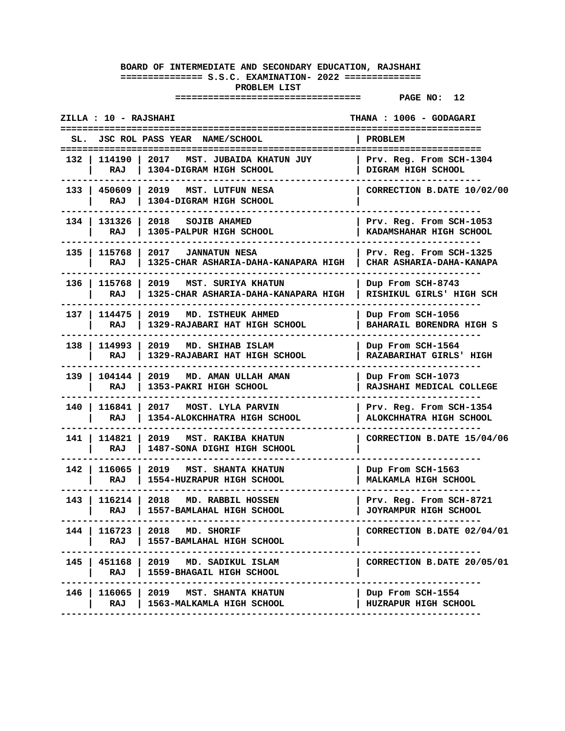**BOARD OF INTERMEDIATE AND SECONDARY EDUCATION, RAJSHAHI**

**S.S.C. EXAMINATION- 2022**

**PROBLEM LIST**

**PAGE NO: 12**

**ZILLA : 10 - RAJSHAHI** | **THANA : 1006 - GODAGARI**

| SL. | JSC ROL | PASS YEAR | NAME/SCHOOL | PROBLEM |
|---|---|---|---|---|
| 132 | 114190 RAJ | 2017 | MST. JUBAIDA KHATUN JUY 1304-DIGRAM HIGH SCHOOL | Prv. Reg. From SCH-1304 DIGRAM HIGH SCHOOL |
| 133 | 450609 RAJ | 2019 | MST. LUTFUN NESA 1304-DIGRAM HIGH SCHOOL | CORRECTION B.DATE 10/02/00 |
| 134 | 131326 RAJ | 2018 | SOJIB AHAMED 1305-PALPUR HIGH SCHOOL | Prv. Reg. From SCH-1053 KADAMSHAHAR HIGH SCHOOL |
| 135 | 115768 RAJ | 2017 | JANNATUN NESA 1325-CHAR ASHARIA-DAHA-KANAPARA HIGH | Prv. Reg. From SCH-1325 CHAR ASHARIA-DAHA-KANAPA |
| 136 | 115768 RAJ | 2019 | MST. SURIYA KHATUN 1325-CHAR ASHARIA-DAHA-KANAPARA HIGH | Dup From SCH-8743 RISHIKUL GIRLS' HIGH SCH |
| 137 | 114475 RAJ | 2019 | MD. ISTHEUK AHMED 1329-RAJABARI HAT HIGH SCHOOL | Dup From SCH-1056 BAHARAIL BORENDRA HIGH S |
| 138 | 114993 RAJ | 2019 | MD. SHIHAB ISLAM 1329-RAJABARI HAT HIGH SCHOOL | Dup From SCH-1564 RAZABARIHAT GIRLS' HIGH |
| 139 | 104144 RAJ | 2019 | MD. AMAN ULLAH AMAN 1353-PAKRI HIGH SCHOOL | Dup From SCH-1073 RAJSHAHI MEDICAL COLLEGE |
| 140 | 116841 RAJ | 2017 | MOST. LYLA PARVIN 1354-ALOKCHHATRA HIGH SCHOOL | Prv. Reg. From SCH-1354 ALOKCHHATRA HIGH SCHOOL |
| 141 | 114821 RAJ | 2019 | MST. RAKIBA KHATUN 1487-SONA DIGHI HIGH SCHOOL | CORRECTION B.DATE 15/04/06 |
| 142 | 116065 RAJ | 2019 | MST. SHANTA KHATUN 1554-HUZRAPUR HIGH SCHOOL | Dup From SCH-1563 MALKAMLA HIGH SCHOOL |
| 143 | 116214 RAJ | 2018 | MD. RABBIL HOSSEN 1557-BAMLAHAL HIGH SCHOOL | Prv. Reg. From SCH-8721 JOYRAMPUR HIGH SCHOOL |
| 144 | 116723 RAJ | 2018 | MD. SHORIF 1557-BAMLAHAL HIGH SCHOOL | CORRECTION B.DATE 02/04/01 |
| 145 | 451168 RAJ | 2019 | MD. SADIKUL ISLAM 1559-BHAGAIL HIGH SCHOOL | CORRECTION B.DATE 20/05/01 |
| 146 | 116065 RAJ | 2019 | MST. SHANTA KHATUN 1563-MALKAMLA HIGH SCHOOL | Dup From SCH-1554 HUZRAPUR HIGH SCHOOL |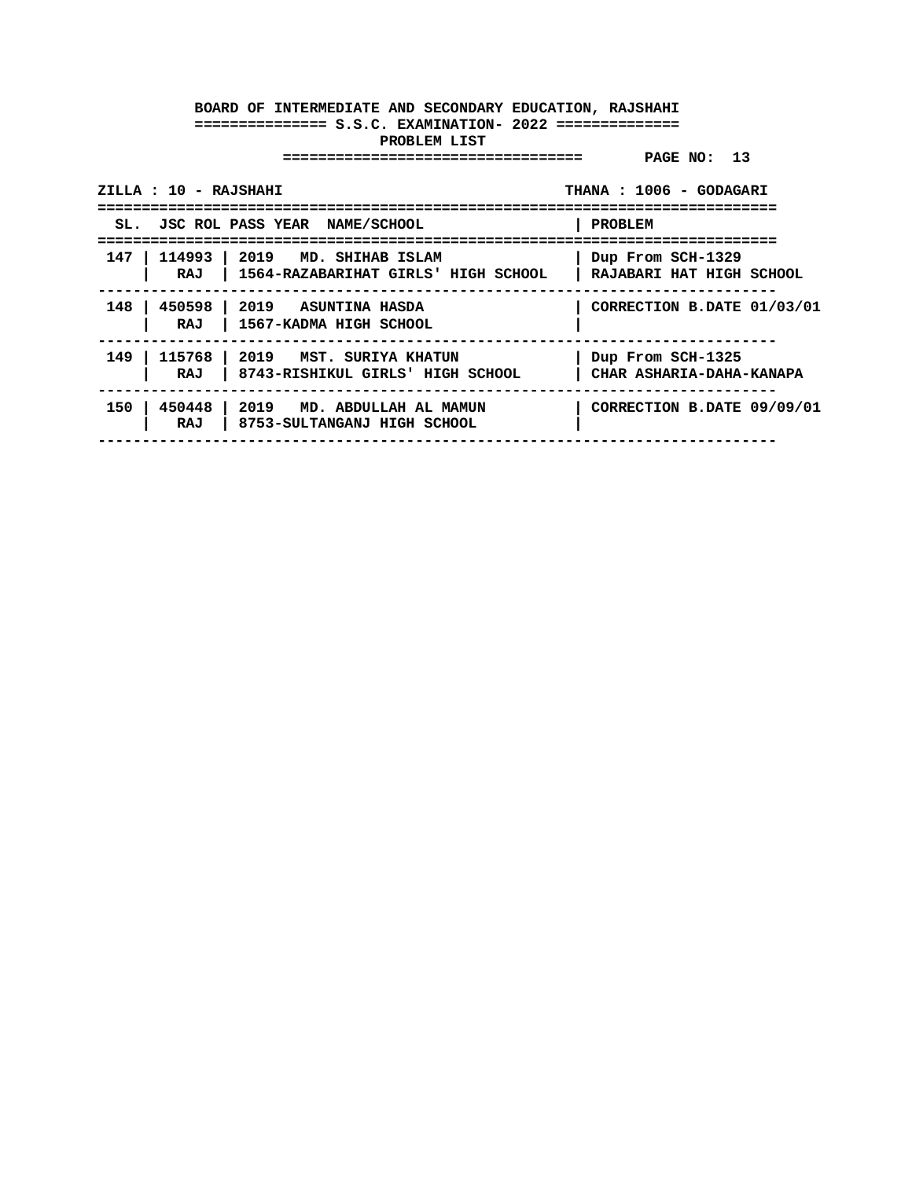**BOARD OF INTERMEDIATE AND SECONDARY EDUCATION, RAJSHAHI**

**S.S.C. EXAMINATION- 2022**

**PROBLEM LIST**

**PAGE NO: 13**

**ZILLA : 10 - RAJSHAHI** **THANA : 1006 - GODAGARI**

| SL. | JSC ROL | PASS YEAR NAME/SCHOOL | PROBLEM |
|---|---|---|---|
| 147 | 114993 RAJ | 2019 MD. SHIHAB ISLAM 1564-RAZABARIHAT GIRLS' HIGH SCHOOL | Dup From SCH-1329 RAJABARI HAT HIGH SCHOOL |
| 148 | 450598 RAJ | 2019 ASUNTINA HASDA 1567-KADMA HIGH SCHOOL | CORRECTION B.DATE 01/03/01 |
| 149 | 115768 RAJ | 2019 MST. SURIYA KHATUN 8743-RISHIKUL GIRLS' HIGH SCHOOL | Dup From SCH-1325 CHAR ASHARIA-DAHA-KANAPA |
| 150 | 450448 RAJ | 2019 MD. ABDULLAH AL MAMUN 8753-SULTANGANJ HIGH SCHOOL | CORRECTION B.DATE 09/09/01 |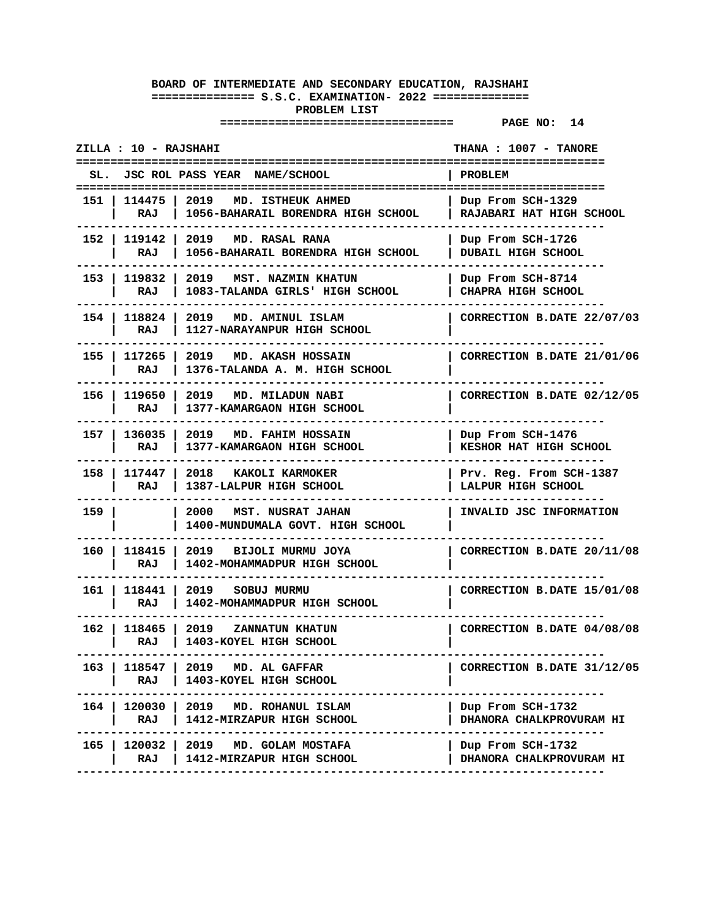**BOARD OF INTERMEDIATE AND SECONDARY EDUCATION, RAJSHAHI**

**S.S.C. EXAMINATION- 2022**

**PROBLEM LIST**

**PAGE NO: 14**

**ZILLA : 10 - RAJSHAHI** **THANA : 1007 - TANORE**

| SL. | JSC ROL | PASS YEAR | NAME/SCHOOL | PROBLEM |
|---|---|---|---|---|
| 151 | 114475 RAJ | 2019 | MD. ISTHEUK AHMED 1056-BAHARAIL BORENDRA HIGH SCHOOL | Dup From SCH-1329 RAJABARI HAT HIGH SCHOOL |
| 152 | 119142 RAJ | 2019 | MD. RASAL RANA 1056-BAHARAIL BORENDRA HIGH SCHOOL | Dup From SCH-1726 DUBAIL HIGH SCHOOL |
| 153 | 119832 RAJ | 2019 | MST. NAZMIN KHATUN 1083-TALANDA GIRLS' HIGH SCHOOL | Dup From SCH-8714 CHAPRA HIGH SCHOOL |
| 154 | 118824 RAJ | 2019 | MD. AMINUL ISLAM 1127-NARAYANPUR HIGH SCHOOL | CORRECTION B.DATE 22/07/03 |
| 155 | 117265 RAJ | 2019 | MD. AKASH HOSSAIN 1376-TALANDA A. M. HIGH SCHOOL | CORRECTION B.DATE 21/01/06 |
| 156 | 119650 RAJ | 2019 | MD. MILADUN NABI 1377-KAMARGAON HIGH SCHOOL | CORRECTION B.DATE 02/12/05 |
| 157 | 136035 RAJ | 2019 | MD. FAHIM HOSSAIN 1377-KAMARGAON HIGH SCHOOL | Dup From SCH-1476 KESHOR HAT HIGH SCHOOL |
| 158 | 117447 RAJ | 2018 | KAKOLI KARMOKER 1387-LALPUR HIGH SCHOOL | Prv. Reg. From SCH-1387 LALPUR HIGH SCHOOL |
| 159 | | 2000 | MST. NUSRAT JAHAN 1400-MUNDUMALA GOVT. HIGH SCHOOL | INVALID JSC INFORMATION |
| 160 | 118415 RAJ | 2019 | BIJOLI MURMU JOYA 1402-MOHAMMADPUR HIGH SCHOOL | CORRECTION B.DATE 20/11/08 |
| 161 | 118441 RAJ | 2019 | SOBUJ MURMU 1402-MOHAMMADPUR HIGH SCHOOL | CORRECTION B.DATE 15/01/08 |
| 162 | 118465 RAJ | 2019 | ZANNATUN KHATUN 1403-KOYEL HIGH SCHOOL | CORRECTION B.DATE 04/08/08 |
| 163 | 118547 RAJ | 2019 | MD. AL GAFFAR 1403-KOYEL HIGH SCHOOL | CORRECTION B.DATE 31/12/05 |
| 164 | 120030 RAJ | 2019 | MD. ROHANUL ISLAM 1412-MIRZAPUR HIGH SCHOOL | Dup From SCH-1732 DHANORA CHALKPROVURAM HI |
| 165 | 120032 RAJ | 2019 | MD. GOLAM MOSTAFA 1412-MIRZAPUR HIGH SCHOOL | Dup From SCH-1732 DHANORA CHALKPROVURAM HI |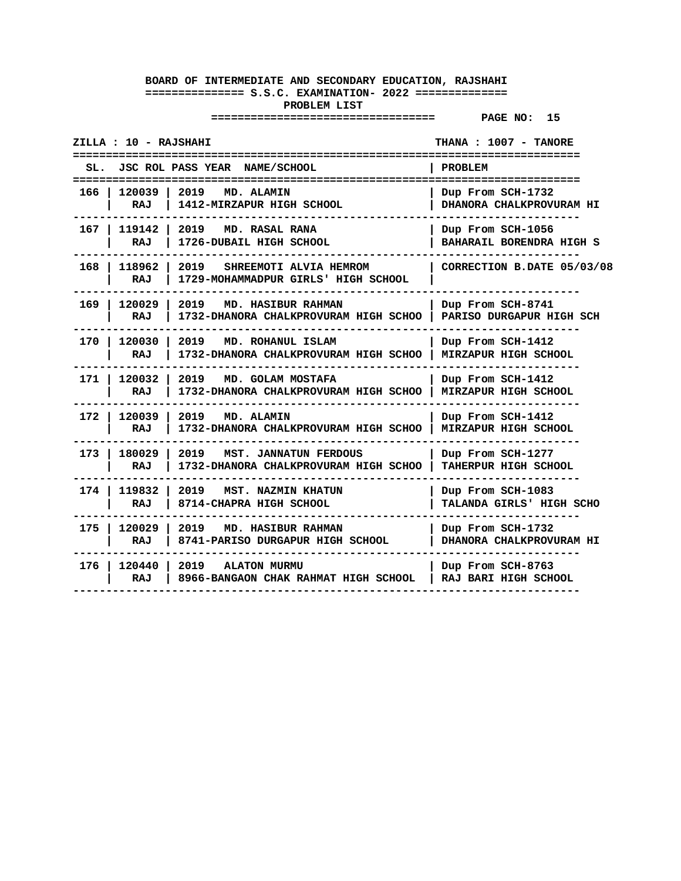**BOARD OF INTERMEDIATE AND SECONDARY EDUCATION, RAJSHAHI**

**S.S.C. EXAMINATION- 2022**

**PROBLEM LIST**

**PAGE NO: 15**

**ZILLA : 10 - RAJSHAHI** | **THANA : 1007 - TANORE**

| SL. | JSC ROL | PASS YEAR NAME/SCHOOL | PROBLEM |
|---|---|---|---|
| 166 | 120039 RAJ | 2019 MD. ALAMIN 1412-MIRZAPUR HIGH SCHOOL | Dup From SCH-1732 DHANORA CHALKPROVURAM HI |
| 167 | 119142 RAJ | 2019 MD. RASAL RANA 1726-DUBAIL HIGH SCHOOL | Dup From SCH-1056 BAHARAIL BORENDRA HIGH S |
| 168 | 118962 RAJ | 2019 SHREEMOTI ALVIA HEMROM 1729-MOHAMMADPUR GIRLS' HIGH SCHOOL | CORRECTION B.DATE 05/03/08 |
| 169 | 120029 RAJ | 2019 MD. HASIBUR RAHMAN 1732-DHANORA CHALKPROVURAM HIGH SCHOO | Dup From SCH-8741 PARISO DURGAPUR HIGH SCH |
| 170 | 120030 RAJ | 2019 MD. ROHANUL ISLAM 1732-DHANORA CHALKPROVURAM HIGH SCHOO | Dup From SCH-1412 MIRZAPUR HIGH SCHOOL |
| 171 | 120032 RAJ | 2019 MD. GOLAM MOSTAFA 1732-DHANORA CHALKPROVURAM HIGH SCHOO | Dup From SCH-1412 MIRZAPUR HIGH SCHOOL |
| 172 | 120039 RAJ | 2019 MD. ALAMIN 1732-DHANORA CHALKPROVURAM HIGH SCHOO | Dup From SCH-1412 MIRZAPUR HIGH SCHOOL |
| 173 | 180029 RAJ | 2019 MST. JANNATUN FERDOUS 1732-DHANORA CHALKPROVURAM HIGH SCHOO | Dup From SCH-1277 TAHERPUR HIGH SCHOOL |
| 174 | 119832 RAJ | 2019 MST. NAZMIN KHATUN 8714-CHAPRA HIGH SCHOOL | Dup From SCH-1083 TALANDA GIRLS' HIGH SCHO |
| 175 | 120029 RAJ | 2019 MD. HASIBUR RAHMAN 8741-PARISO DURGAPUR HIGH SCHOOL | Dup From SCH-1732 DHANORA CHALKPROVURAM HI |
| 176 | 120440 RAJ | 2019 ALATON MURMU 8966-BANGAON CHAK RAHMAT HIGH SCHOOL | Dup From SCH-8763 RAJ BARI HIGH SCHOOL |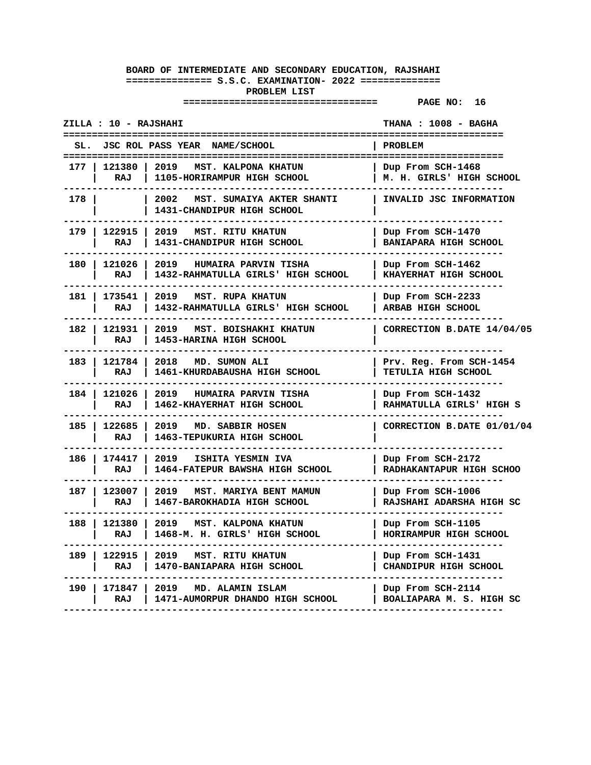**BOARD OF INTERMEDIATE AND SECONDARY EDUCATION, RAJSHAHI**

**S.S.C. EXAMINATION- 2022**

**PROBLEM LIST**

ZILLA : 10 - RAJSHAHI THANA : 1008 - BAGHA

| SL. | JSC ROL | PASS YEAR | NAME/SCHOOL | PROBLEM |
|---|---|---|---|---|
| 177 | 121380 RAJ | 2019 | MST. KALPONA KHATUN<br>1105-HORIRAMPUR HIGH SCHOOL | Dup From SCH-1468<br>M. H. GIRLS' HIGH SCHOOL |
| 178 | | 2002 | MST. SUMAIYA AKTER SHANTI<br>1431-CHANDIPUR HIGH SCHOOL | INVALID JSC INFORMATION |
| 179 | 122915 RAJ | 2019 | MST. RITU KHATUN<br>1431-CHANDIPUR HIGH SCHOOL | Dup From SCH-1470<br>BANIAPARA HIGH SCHOOL |
| 180 | 121026 RAJ | 2019 | HUMAIRA PARVIN TISHA<br>1432-RAHMATULLA GIRLS' HIGH SCHOOL | Dup From SCH-1462<br>KHAYERHAT HIGH SCHOOL |
| 181 | 173541 RAJ | 2019 | MST. RUPA KHATUN<br>1432-RAHMATULLA GIRLS' HIGH SCHOOL | Dup From SCH-2233<br>ARBAB HIGH SCHOOL |
| 182 | 121931 RAJ | 2019 | MST. BOISHAKHI KHATUN<br>1453-HARINA HIGH SCHOOL | CORRECTION B.DATE 14/04/05 |
| 183 | 121784 RAJ | 2018 | MD. SUMON ALI<br>1461-KHURDABAUSHA HIGH SCHOOL | Prv. Reg. From SCH-1454<br>TETULIA HIGH SCHOOL |
| 184 | 121026 RAJ | 2019 | HUMAIRA PARVIN TISHA<br>1462-KHAYERHAT HIGH SCHOOL | Dup From SCH-1432<br>RAHMATULLA GIRLS' HIGH S |
| 185 | 122685 RAJ | 2019 | MD. SABBIR HOSEN<br>1463-TEPUKURIA HIGH SCHOOL | CORRECTION B.DATE 01/01/04 |
| 186 | 174417 RAJ | 2019 | ISHITA YESMIN IVA<br>1464-FATEPUR BAWSHA HIGH SCHOOL | Dup From SCH-2172<br>RADHAKANTAPUR HIGH SCHOO |
| 187 | 123007 RAJ | 2019 | MST. MARIYA BENT MAMUN<br>1467-BAROKHADIA HIGH SCHOOL | Dup From SCH-1006<br>RAJSHAHI ADARSHA HIGH SC |
| 188 | 121380 RAJ | 2019 | MST. KALPONA KHATUN<br>1468-M. H. GIRLS' HIGH SCHOOL | Dup From SCH-1105<br>HORIRAMPUR HIGH SCHOOL |
| 189 | 122915 RAJ | 2019 | MST. RITU KHATUN<br>1470-BANIAPARA HIGH SCHOOL | Dup From SCH-1431<br>CHANDIPUR HIGH SCHOOL |
| 190 | 171847 RAJ | 2019 | MD. ALAMIN ISLAM<br>1471-AUMORPUR DHANDO HIGH SCHOOL | Dup From SCH-2114<br>BOALIAPARA M. S. HIGH SC |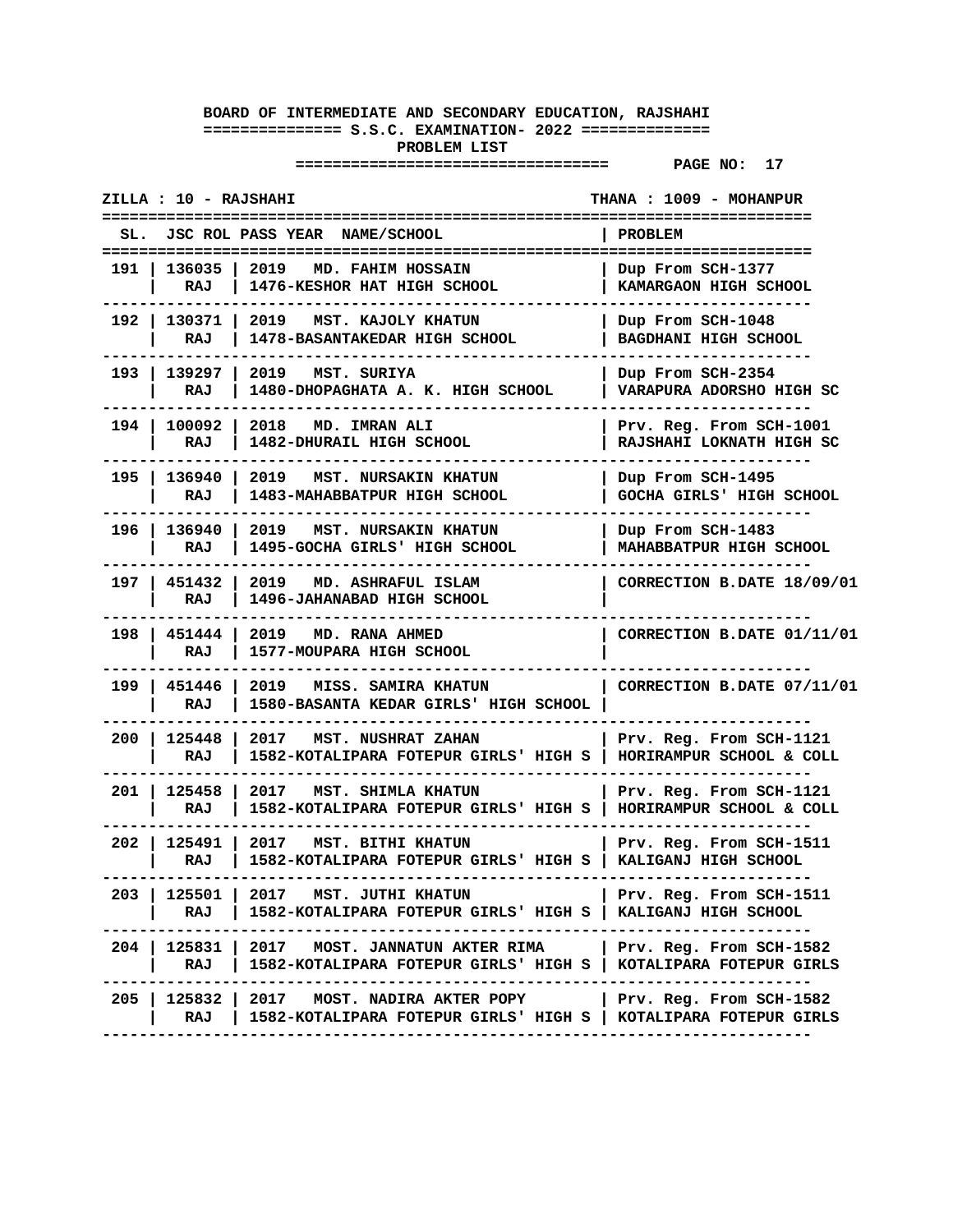**BOARD OF INTERMEDIATE AND SECONDARY EDUCATION, RAJSHAHI**

**S.S.C. EXAMINATION- 2022**

**PROBLEM LIST**

**PAGE NO: 17**

**ZILLA : 10 - RAJSHAHI** | **THANA : 1009 - MOHANPUR**

| SL. | JSC ROL | PASS YEAR NAME/SCHOOL | PROBLEM |
|---|---|---|---|
| 191 | 136035 RAJ | 2019 MD. FAHIM HOSSAIN 1476-KESHOR HAT HIGH SCHOOL | Dup From SCH-1377 KAMARGAON HIGH SCHOOL |
| 192 | 130371 RAJ | 2019 MST. KAJOLY KHATUN 1478-BASANTAKEDAR HIGH SCHOOL | Dup From SCH-1048 BAGDHANI HIGH SCHOOL |
| 193 | 139297 RAJ | 2019 MST. SURIYA 1480-DHOPAGHATA A. K. HIGH SCHOOL | Dup From SCH-2354 VARAPURA ADORSHO HIGH SC |
| 194 | 100092 RAJ | 2018 MD. IMRAN ALI 1482-DHURAIL HIGH SCHOOL | Prv. Reg. From SCH-1001 RAJSHAHI LOKNATH HIGH SC |
| 195 | 136940 RAJ | 2019 MST. NURSAKIN KHATUN 1483-MAHABBATPUR HIGH SCHOOL | Dup From SCH-1495 GOCHA GIRLS' HIGH SCHOOL |
| 196 | 136940 RAJ | 2019 MST. NURSAKIN KHATUN 1495-GOCHA GIRLS' HIGH SCHOOL | Dup From SCH-1483 MAHABBATPUR HIGH SCHOOL |
| 197 | 451432 RAJ | 2019 MD. ASHRAFUL ISLAM 1496-JAHANABAD HIGH SCHOOL | CORRECTION B.DATE 18/09/01 |
| 198 | 451444 RAJ | 2019 MD. RANA AHMED 1577-MOUPARA HIGH SCHOOL | CORRECTION B.DATE 01/11/01 |
| 199 | 451446 RAJ | 2019 MISS. SAMIRA KHATUN 1580-BASANTA KEDAR GIRLS' HIGH SCHOOL | CORRECTION B.DATE 07/11/01 |
| 200 | 125448 RAJ | 2017 MST. NUSHRAT ZAHAN 1582-KOTALIPARA FOTEPUR GIRLS' HIGH S | Prv. Reg. From SCH-1121 HORIRAMPUR SCHOOL & COLL |
| 201 | 125458 RAJ | 2017 MST. SHIMLA KHATUN 1582-KOTALIPARA FOTEPUR GIRLS' HIGH S | Prv. Reg. From SCH-1121 HORIRAMPUR SCHOOL & COLL |
| 202 | 125491 RAJ | 2017 MST. BITHI KHATUN 1582-KOTALIPARA FOTEPUR GIRLS' HIGH S | Prv. Reg. From SCH-1511 KALIGANJ HIGH SCHOOL |
| 203 | 125501 RAJ | 2017 MST. JUTHI KHATUN 1582-KOTALIPARA FOTEPUR GIRLS' HIGH S | Prv. Reg. From SCH-1511 KALIGANJ HIGH SCHOOL |
| 204 | 125831 RAJ | 2017 MOST. JANNATUN AKTER RIMA 1582-KOTALIPARA FOTEPUR GIRLS' HIGH S | Prv. Reg. From SCH-1582 KOTALIPARA FOTEPUR GIRLS |
| 205 | 125832 RAJ | 2017 MOST. NADIRA AKTER POPY 1582-KOTALIPARA FOTEPUR GIRLS' HIGH S | Prv. Reg. From SCH-1582 KOTALIPARA FOTEPUR GIRLS |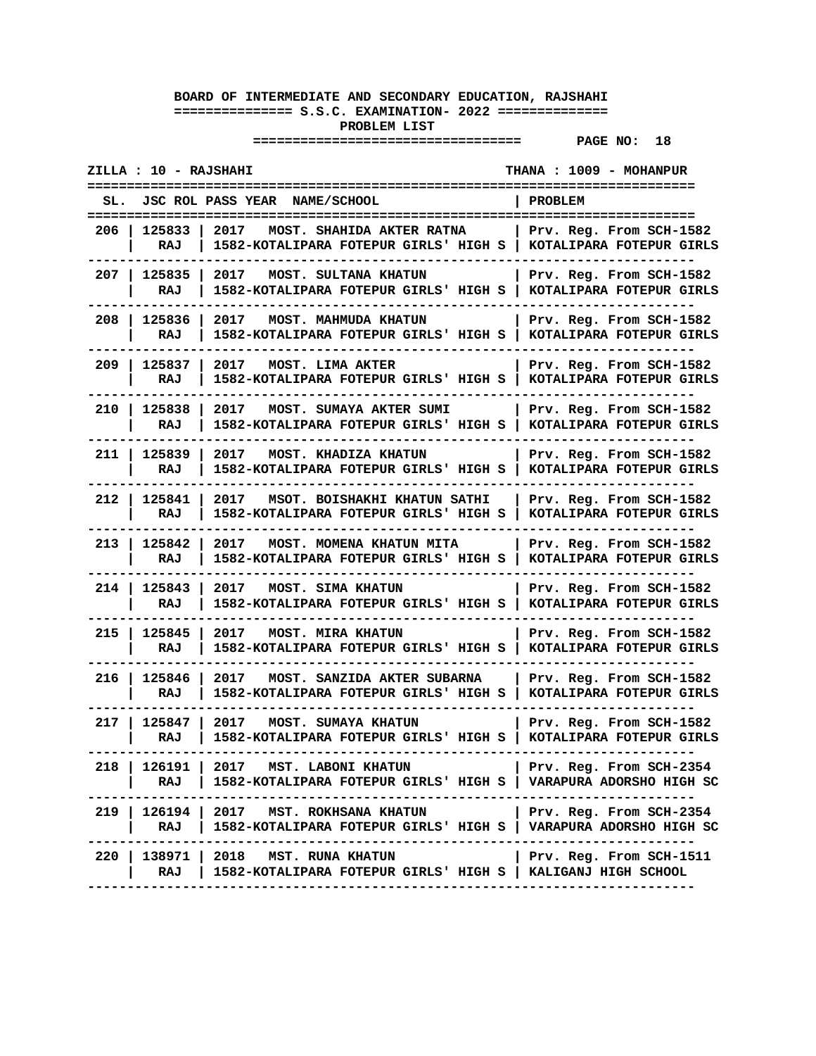**BOARD OF INTERMEDIATE AND SECONDARY EDUCATION, RAJSHAHI**

**S.S.C. EXAMINATION- 2022**

**PROBLEM LIST**

**PAGE NO: 18**

**ZILLA : 10 - RAJSHAHI** **THANA : 1009 - MOHANPUR**

| SL. | JSC ROL | PASS YEAR | NAME/SCHOOL | PROBLEM |
|---|---|---|---|---|
| 206 | 125833<br>RAJ | 2017 | MOST. SHAHIDA AKTER RATNA<br>1582-KOTALIPARA FOTEPUR GIRLS' HIGH S | Prv. Reg. From SCH-1582<br>KOTALIPARA FOTEPUR GIRLS |
| 207 | 125835<br>RAJ | 2017 | MOST. SULTANA KHATUN<br>1582-KOTALIPARA FOTEPUR GIRLS' HIGH S | Prv. Reg. From SCH-1582<br>KOTALIPARA FOTEPUR GIRLS |
| 208 | 125836<br>RAJ | 2017 | MOST. MAHMUDA KHATUN<br>1582-KOTALIPARA FOTEPUR GIRLS' HIGH S | Prv. Reg. From SCH-1582<br>KOTALIPARA FOTEPUR GIRLS |
| 209 | 125837<br>RAJ | 2017 | MOST. LIMA AKTER<br>1582-KOTALIPARA FOTEPUR GIRLS' HIGH S | Prv. Reg. From SCH-1582<br>KOTALIPARA FOTEPUR GIRLS |
| 210 | 125838<br>RAJ | 2017 | MOST. SUMAYA AKTER SUMI<br>1582-KOTALIPARA FOTEPUR GIRLS' HIGH S | Prv. Reg. From SCH-1582<br>KOTALIPARA FOTEPUR GIRLS |
| 211 | 125839<br>RAJ | 2017 | MOST. KHADIZA KHATUN<br>1582-KOTALIPARA FOTEPUR GIRLS' HIGH S | Prv. Reg. From SCH-1582<br>KOTALIPARA FOTEPUR GIRLS |
| 212 | 125841<br>RAJ | 2017 | MSOT. BOISHAKHI KHATUN SATHI<br>1582-KOTALIPARA FOTEPUR GIRLS' HIGH S | Prv. Reg. From SCH-1582<br>KOTALIPARA FOTEPUR GIRLS |
| 213 | 125842<br>RAJ | 2017 | MOST. MOMENA KHATUN MITA<br>1582-KOTALIPARA FOTEPUR GIRLS' HIGH S | Prv. Reg. From SCH-1582<br>KOTALIPARA FOTEPUR GIRLS |
| 214 | 125843<br>RAJ | 2017 | MOST. SIMA KHATUN<br>1582-KOTALIPARA FOTEPUR GIRLS' HIGH S | Prv. Reg. From SCH-1582<br>KOTALIPARA FOTEPUR GIRLS |
| 215 | 125845<br>RAJ | 2017 | MOST. MIRA KHATUN<br>1582-KOTALIPARA FOTEPUR GIRLS' HIGH S | Prv. Reg. From SCH-1582<br>KOTALIPARA FOTEPUR GIRLS |
| 216 | 125846<br>RAJ | 2017 | MOST. SANZIDA AKTER SUBARNA<br>1582-KOTALIPARA FOTEPUR GIRLS' HIGH S | Prv. Reg. From SCH-1582<br>KOTALIPARA FOTEPUR GIRLS |
| 217 | 125847<br>RAJ | 2017 | MOST. SUMAYA KHATUN<br>1582-KOTALIPARA FOTEPUR GIRLS' HIGH S | Prv. Reg. From SCH-1582<br>KOTALIPARA FOTEPUR GIRLS |
| 218 | 126191<br>RAJ | 2017 | MST. LABONI KHATUN<br>1582-KOTALIPARA FOTEPUR GIRLS' HIGH S | Prv. Reg. From SCH-2354<br>VARAPURA ADORSHO HIGH SC |
| 219 | 126194<br>RAJ | 2017 | MST. ROKHSANA KHATUN<br>1582-KOTALIPARA FOTEPUR GIRLS' HIGH S | Prv. Reg. From SCH-2354<br>VARAPURA ADORSHO HIGH SC |
| 220 | 138971<br>RAJ | 2018 | MST. RUNA KHATUN<br>1582-KOTALIPARA FOTEPUR GIRLS' HIGH S | Prv. Reg. From SCH-1511<br>KALIGANJ HIGH SCHOOL |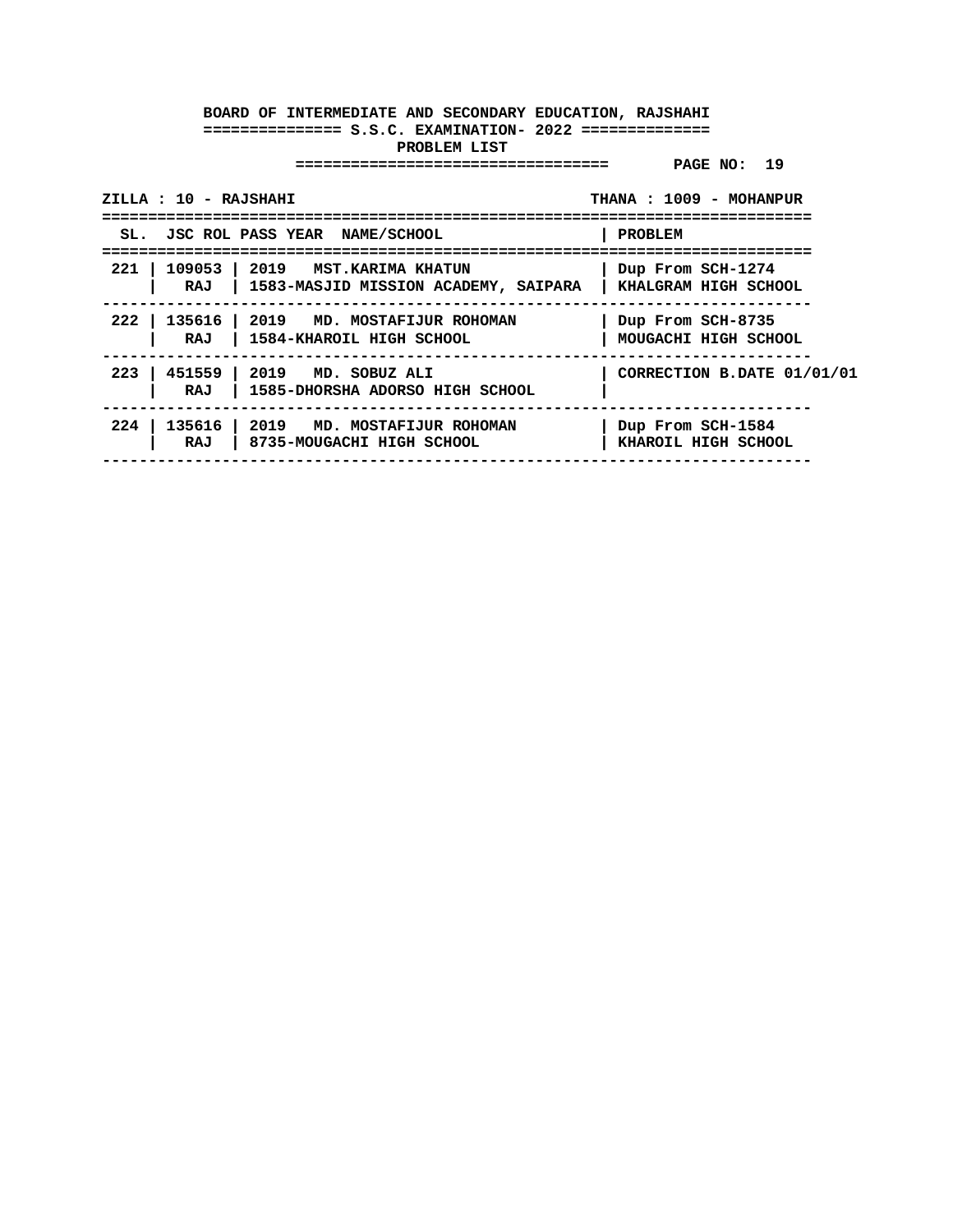**BOARD OF INTERMEDIATE AND SECONDARY EDUCATION, RAJSHAHI**

**S.S.C. EXAMINATION- 2022**

**PROBLEM LIST**

**ZILLA : 10 - RAJSHAHI** | **THANA : 1009 - MOHANPUR**

| SL. | JSC ROL | PASS YEAR NAME/SCHOOL | PROBLEM |
|---|---|---|---|
| 221 | 109053<br>RAJ | 2019 MST.KARIMA KHATUN<br>1583-MASJID MISSION ACADEMY, SAIPARA | Dup From SCH-1274<br>KHALGRAM HIGH SCHOOL |
| 222 | 135616<br>RAJ | 2019 MD. MOSTAFIJUR ROHOMAN<br>1584-KHAROIL HIGH SCHOOL | Dup From SCH-8735<br>MOUGACHI HIGH SCHOOL |
| 223 | 451559<br>RAJ | 2019 MD. SOBUZ ALI<br>1585-DHORSHA ADORSO HIGH SCHOOL | CORRECTION B.DATE 01/01/01 |
| 224 | 135616<br>RAJ | 2019 MD. MOSTAFIJUR ROHOMAN<br>8735-MOUGACHI HIGH SCHOOL | Dup From SCH-1584<br>KHAROIL HIGH SCHOOL |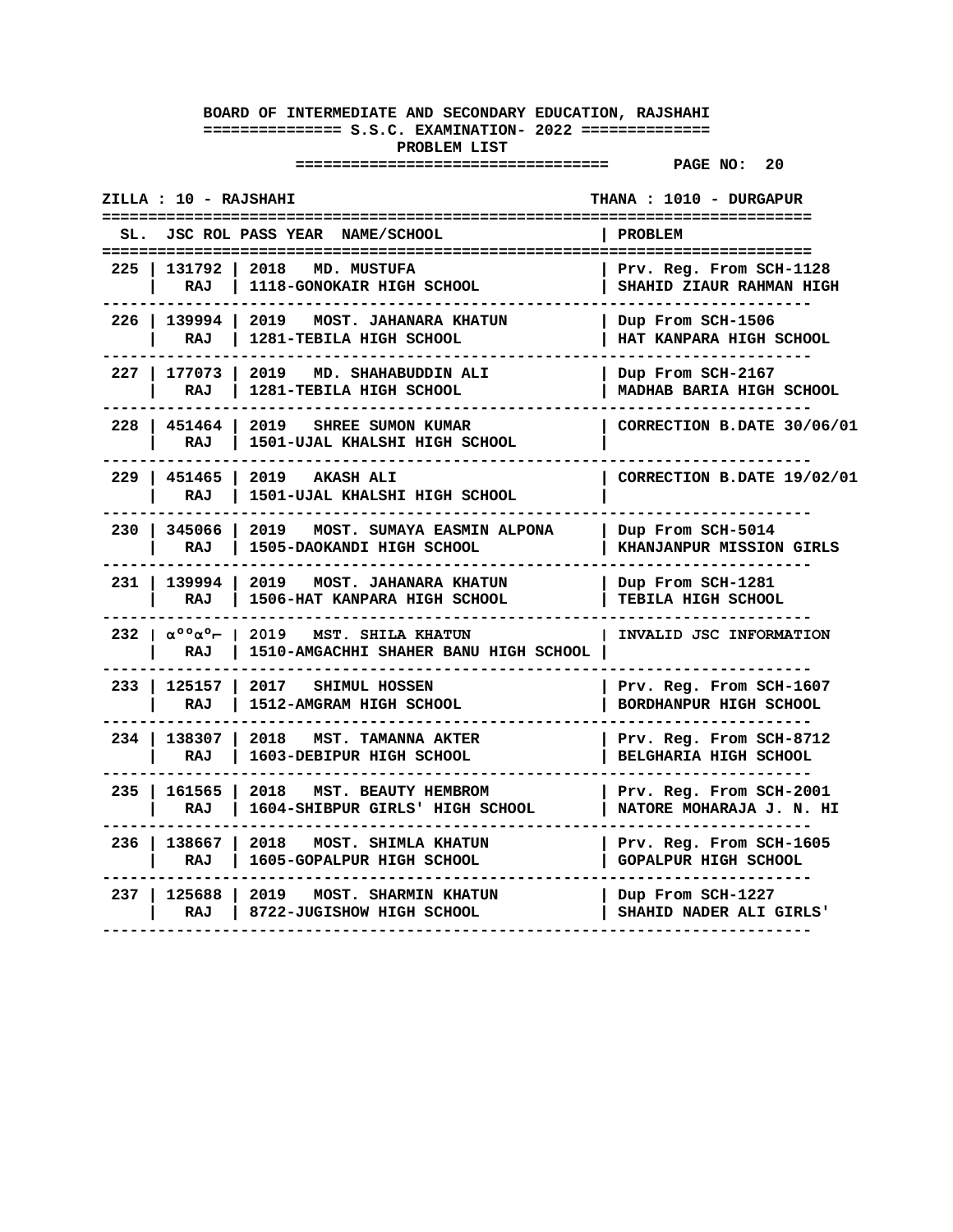**BOARD OF INTERMEDIATE AND SECONDARY EDUCATION, RAJSHAHI**

**S.S.C. EXAMINATION- 2022**

**PROBLEM LIST**

**PAGE NO: 20**

**ZILLA : 10 - RAJSHAHI** **THANA : 1010 - DURGAPUR**

| SL. | JSC ROL | PASS YEAR NAME/SCHOOL | PROBLEM |
|---|---|---|---|
| 225 | 131792 RAJ | 2018 MD. MUSTUFA<br>1118-GONOKAIR HIGH SCHOOL | Prv. Reg. From SCH-1128<br>SHAHID ZIAUR RAHMAN HIGH |
| 226 | 139994 RAJ | 2019 MOST. JAHANARA KHATUN<br>1281-TEBILA HIGH SCHOOL | Dup From SCH-1506<br>HAT KANPARA HIGH SCHOOL |
| 227 | 177073 RAJ | 2019 MD. SHAHABUDDIN ALI<br>1281-TEBILA HIGH SCHOOL | Dup From SCH-2167<br>MADHAB BARIA HIGH SCHOOL |
| 228 | 451464 RAJ | 2019 SHREE SUMON KUMAR<br>1501-UJAL KHALSHI HIGH SCHOOL | CORRECTION B.DATE 30/06/01 |
| 229 | 451465 RAJ | 2019 AKASH ALI<br>1501-UJAL KHALSHI HIGH SCHOOL | CORRECTION B.DATE 19/02/01 |
| 230 | 345066 RAJ | 2019 MOST. SUMAYA EASMIN ALPONA<br>1505-DAOKANDI HIGH SCHOOL | Dup From SCH-5014<br>KHANJANPUR MISSION GIRLS |
| 231 | 139994 RAJ | 2019 MOST. JAHANARA KHATUN<br>1506-HAT KANPARA HIGH SCHOOL | Dup From SCH-1281<br>TEBILA HIGH SCHOOL |
| 232 | αººαº⌐ RAJ | 2019 MST. SHILA KHATUN<br>1510-AMGACHHI SHAHER BANU HIGH SCHOOL | INVALID JSC INFORMATION |
| 233 | 125157 RAJ | 2017 SHIMUL HOSSEN<br>1512-AMGRAM HIGH SCHOOL | Prv. Reg. From SCH-1607<br>BORDHANPUR HIGH SCHOOL |
| 234 | 138307 RAJ | 2018 MST. TAMANNA AKTER<br>1603-DEBIPUR HIGH SCHOOL | Prv. Reg. From SCH-8712<br>BELGHARIA HIGH SCHOOL |
| 235 | 161565 RAJ | 2018 MST. BEAUTY HEMBROM<br>1604-SHIBPUR GIRLS' HIGH SCHOOL | Prv. Reg. From SCH-2001<br>NATORE MOHARAJA J. N. HI |
| 236 | 138667 RAJ | 2018 MOST. SHIMLA KHATUN<br>1605-GOPALPUR HIGH SCHOOL | Prv. Reg. From SCH-1605<br>GOPALPUR HIGH SCHOOL |
| 237 | 125688 RAJ | 2019 MOST. SHARMIN KHATUN<br>8722-JUGISHOW HIGH SCHOOL | Dup From SCH-1227<br>SHAHID NADER ALI GIRLS' |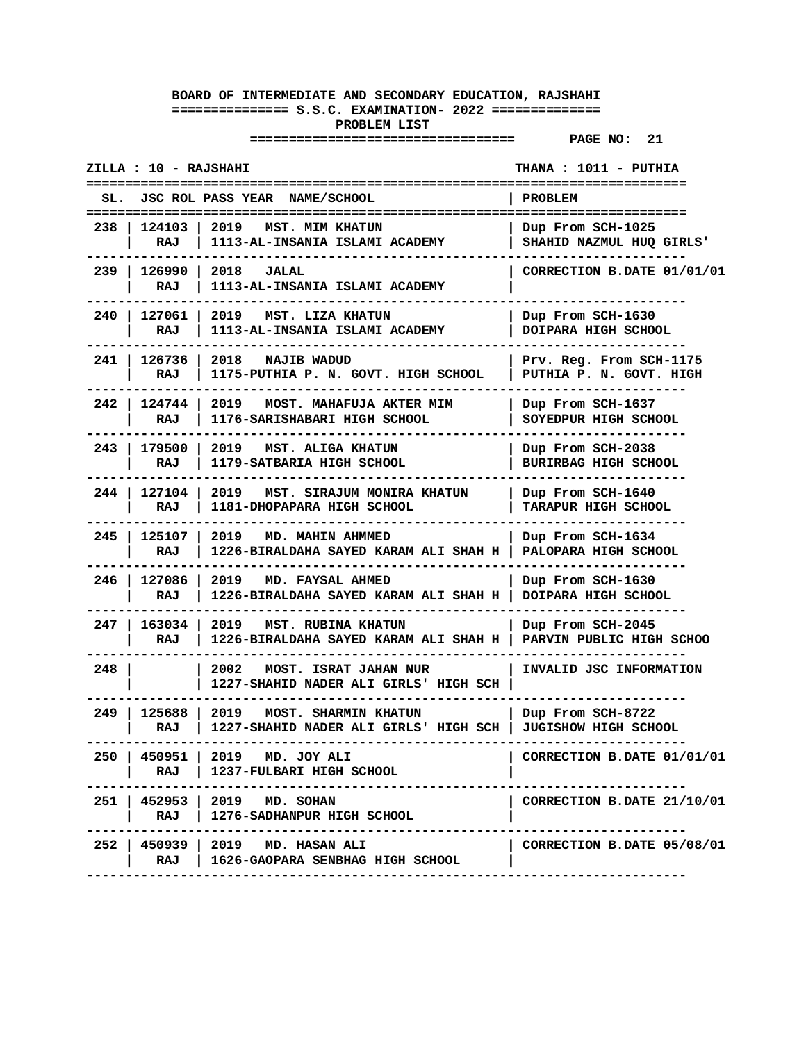**BOARD OF INTERMEDIATE AND SECONDARY EDUCATION, RAJSHAHI**

**S.S.C. EXAMINATION- 2022**

**PROBLEM LIST**

**PAGE NO: 21**

**ZILLA : 10 - RAJSHAHI** | **THANA : 1011 - PUTHIA**

| SL. | JSC ROL | PASS YEAR | NAME/SCHOOL | PROBLEM |
|---|---|---|---|---|
| 238 | 124103 RAJ | 2019 | MST. MIM KHATUN<br>1113-AL-INSANIA ISLAMI ACADEMY | Dup From SCH-1025<br>SHAHID NAZMUL HUQ GIRLS' |
| 239 | 126990 RAJ | 2018 | JALAL<br>1113-AL-INSANIA ISLAMI ACADEMY | CORRECTION B.DATE 01/01/01 |
| 240 | 127061 RAJ | 2019 | MST. LIZA KHATUN<br>1113-AL-INSANIA ISLAMI ACADEMY | Dup From SCH-1630<br>DOIPARA HIGH SCHOOL |
| 241 | 126736 RAJ | 2018 | NAJIB WADUD<br>1175-PUTHIA P. N. GOVT. HIGH SCHOOL | Prv. Reg. From SCH-1175<br>PUTHIA P. N. GOVT. HIGH |
| 242 | 124744 RAJ | 2019 | MOST. MAHAFUJA AKTER MIM<br>1176-SARISHABARI HIGH SCHOOL | Dup From SCH-1637<br>SOYEDPUR HIGH SCHOOL |
| 243 | 179500 RAJ | 2019 | MST. ALIGA KHATUN<br>1179-SATBARIA HIGH SCHOOL | Dup From SCH-2038<br>BURIRBAG HIGH SCHOOL |
| 244 | 127104 RAJ | 2019 | MST. SIRAJUM MONIRA KHATUN<br>1181-DHOPAPARA HIGH SCHOOL | Dup From SCH-1640<br>TARAPUR HIGH SCHOOL |
| 245 | 125107 RAJ | 2019 | MD. MAHIN AHMMED<br>1226-BIRALDAHA SAYED KARAM ALI SHAH H | Dup From SCH-1634<br>PALOPARA HIGH SCHOOL |
| 246 | 127086 RAJ | 2019 | MD. FAYSAL AHMED<br>1226-BIRALDAHA SAYED KARAM ALI SHAH H | Dup From SCH-1630<br>DOIPARA HIGH SCHOOL |
| 247 | 163034 RAJ | 2019 | MST. RUBINA KHATUN<br>1226-BIRALDAHA SAYED KARAM ALI SHAH H | Dup From SCH-2045<br>PARVIN PUBLIC HIGH SCHOO |
| 248 | | 2002 | MOST. ISRAT JAHAN NUR<br>1227-SHAHID NADER ALI GIRLS' HIGH SCH | INVALID JSC INFORMATION |
| 249 | 125688 RAJ | 2019 | MOST. SHARMIN KHATUN<br>1227-SHAHID NADER ALI GIRLS' HIGH SCH | Dup From SCH-8722<br>JUGISHOW HIGH SCHOOL |
| 250 | 450951 RAJ | 2019 | MD. JOY ALI<br>1237-FULBARI HIGH SCHOOL | CORRECTION B.DATE 01/01/01 |
| 251 | 452953 RAJ | 2019 | MD. SOHAN<br>1276-SADHANPUR HIGH SCHOOL | CORRECTION B.DATE 21/10/01 |
| 252 | 450939 RAJ | 2019 | MD. HASAN ALI<br>1626-GAOPARA SENBHAG HIGH SCHOOL | CORRECTION B.DATE 05/08/01 |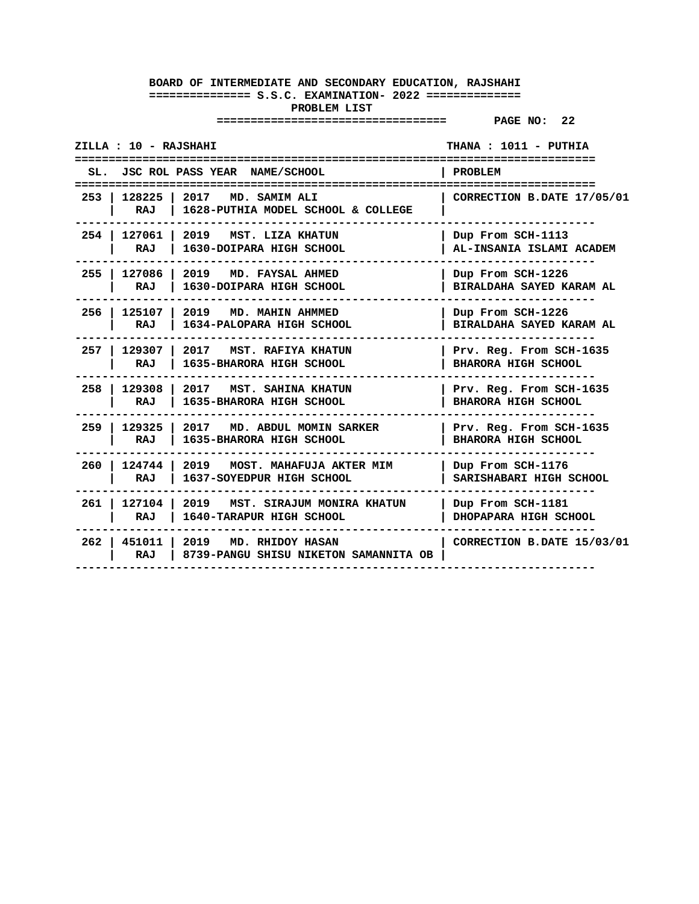**BOARD OF INTERMEDIATE AND SECONDARY EDUCATION, RAJSHAHI**

**S.S.C. EXAMINATION- 2022**

**PROBLEM LIST**

**PAGE NO: 22**

**ZILLA : 10 - RAJSHAHI** **THANA : 1011 - PUTHIA**

| SL. | JSC ROL | PASS YEAR NAME/SCHOOL | PROBLEM |
|---|---|---|---|
| 253 | 128225<br>RAJ | 2017 MD. SAMIM ALI<br>1628-PUTHIA MODEL SCHOOL & COLLEGE | CORRECTION B.DATE 17/05/01 |
| 254 | 127061<br>RAJ | 2019 MST. LIZA KHATUN<br>1630-DOIPARA HIGH SCHOOL | Dup From SCH-1113<br>AL-INSANIA ISLAMI ACADEM |
| 255 | 127086<br>RAJ | 2019 MD. FAYSAL AHMED<br>1630-DOIPARA HIGH SCHOOL | Dup From SCH-1226<br>BIRALDAHA SAYED KARAM AL |
| 256 | 125107<br>RAJ | 2019 MD. MAHIN AHMMED<br>1634-PALOPARA HIGH SCHOOL | Dup From SCH-1226<br>BIRALDAHA SAYED KARAM AL |
| 257 | 129307<br>RAJ | 2017 MST. RAFIYA KHATUN<br>1635-BHARORA HIGH SCHOOL | Prv. Reg. From SCH-1635<br>BHARORA HIGH SCHOOL |
| 258 | 129308<br>RAJ | 2017 MST. SAHINA KHATUN<br>1635-BHARORA HIGH SCHOOL | Prv. Reg. From SCH-1635<br>BHARORA HIGH SCHOOL |
| 259 | 129325<br>RAJ | 2017 MD. ABDUL MOMIN SARKER<br>1635-BHARORA HIGH SCHOOL | Prv. Reg. From SCH-1635<br>BHARORA HIGH SCHOOL |
| 260 | 124744<br>RAJ | 2019 MOST. MAHAFUJA AKTER MIM<br>1637-SOYEDPUR HIGH SCHOOL | Dup From SCH-1176<br>SARISHABARI HIGH SCHOOL |
| 261 | 127104<br>RAJ | 2019 MST. SIRAJUM MONIRA KHATUN<br>1640-TARAPUR HIGH SCHOOL | Dup From SCH-1181<br>DHOPAPARA HIGH SCHOOL |
| 262 | 451011<br>RAJ | 2019 MD. RHIDOY HASAN<br>8739-PANGU SHISU NIKETON SAMANNITA OB | CORRECTION B.DATE 15/03/01 |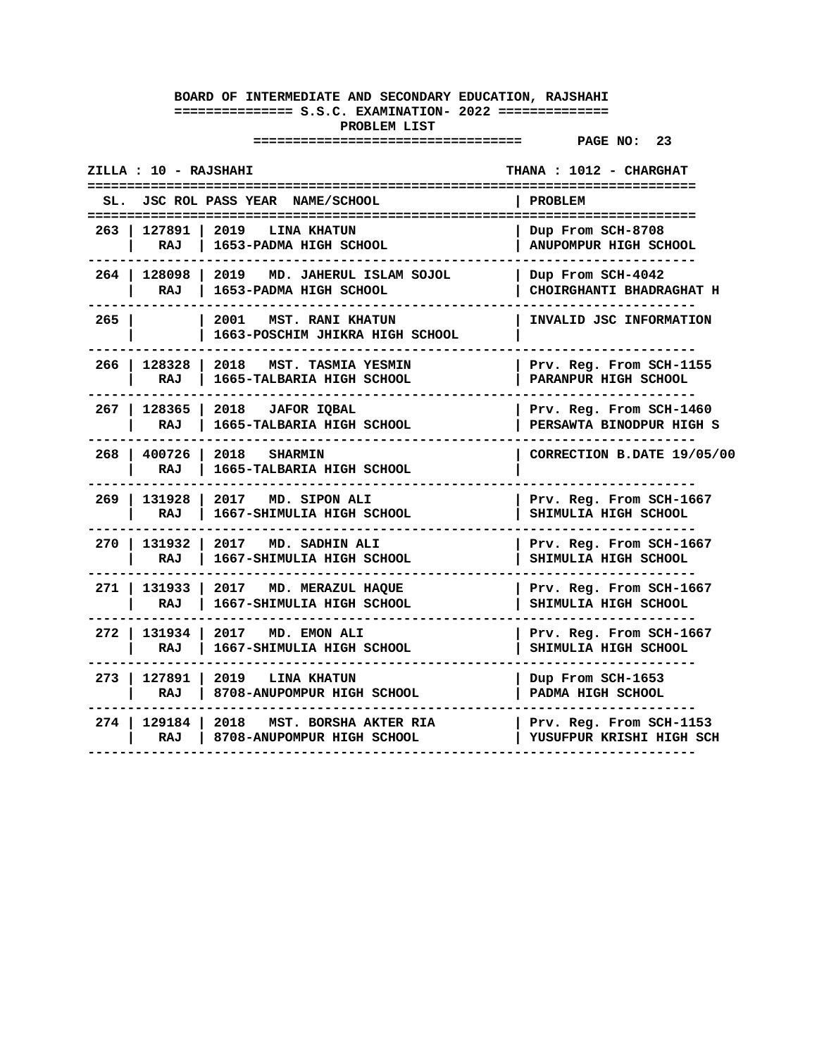**BOARD OF INTERMEDIATE AND SECONDARY EDUCATION, RAJSHAHI**

**S.S.C. EXAMINATION- 2022**

**PROBLEM LIST**

**PAGE NO: 23**

**ZILLA : 10 - RAJSHAHI** | **THANA : 1012 - CHARGHAT**

| SL. | JSC ROL | PASS YEAR NAME/SCHOOL | PROBLEM |
|---|---|---|---|
| 263 | 127891 RAJ | 2019 LINA KHATUN 1653-PADMA HIGH SCHOOL | Dup From SCH-8708 ANUPOMPUR HIGH SCHOOL |
| 264 | 128098 RAJ | 2019 MD. JAHERUL ISLAM SOJOL 1653-PADMA HIGH SCHOOL | Dup From SCH-4042 CHOIRGHANTI BHADRAGHAT H |
| 265 | | 2001 MST. RANI KHATUN 1663-POSCHIM JHIKRA HIGH SCHOOL | INVALID JSC INFORMATION |
| 266 | 128328 RAJ | 2018 MST. TASMIA YESMIN 1665-TALBARIA HIGH SCHOOL | Prv. Reg. From SCH-1155 PARANPUR HIGH SCHOOL |
| 267 | 128365 RAJ | 2018 JAFOR IQBAL 1665-TALBARIA HIGH SCHOOL | Prv. Reg. From SCH-1460 PERSAWTA BINODPUR HIGH S |
| 268 | 400726 RAJ | 2018 SHARMIN 1665-TALBARIA HIGH SCHOOL | CORRECTION B.DATE 19/05/00 |
| 269 | 131928 RAJ | 2017 MD. SIPON ALI 1667-SHIMULIA HIGH SCHOOL | Prv. Reg. From SCH-1667 SHIMULIA HIGH SCHOOL |
| 270 | 131932 RAJ | 2017 MD. SADHIN ALI 1667-SHIMULIA HIGH SCHOOL | Prv. Reg. From SCH-1667 SHIMULIA HIGH SCHOOL |
| 271 | 131933 RAJ | 2017 MD. MERAZUL HAQUE 1667-SHIMULIA HIGH SCHOOL | Prv. Reg. From SCH-1667 SHIMULIA HIGH SCHOOL |
| 272 | 131934 RAJ | 2017 MD. EMON ALI 1667-SHIMULIA HIGH SCHOOL | Prv. Reg. From SCH-1667 SHIMULIA HIGH SCHOOL |
| 273 | 127891 RAJ | 2019 LINA KHATUN 8708-ANUPOMPUR HIGH SCHOOL | Dup From SCH-1653 PADMA HIGH SCHOOL |
| 274 | 129184 RAJ | 2018 MST. BORSHA AKTER RIA 8708-ANUPOMPUR HIGH SCHOOL | Prv. Reg. From SCH-1153 YUSUFPUR KRISHI HIGH SCH |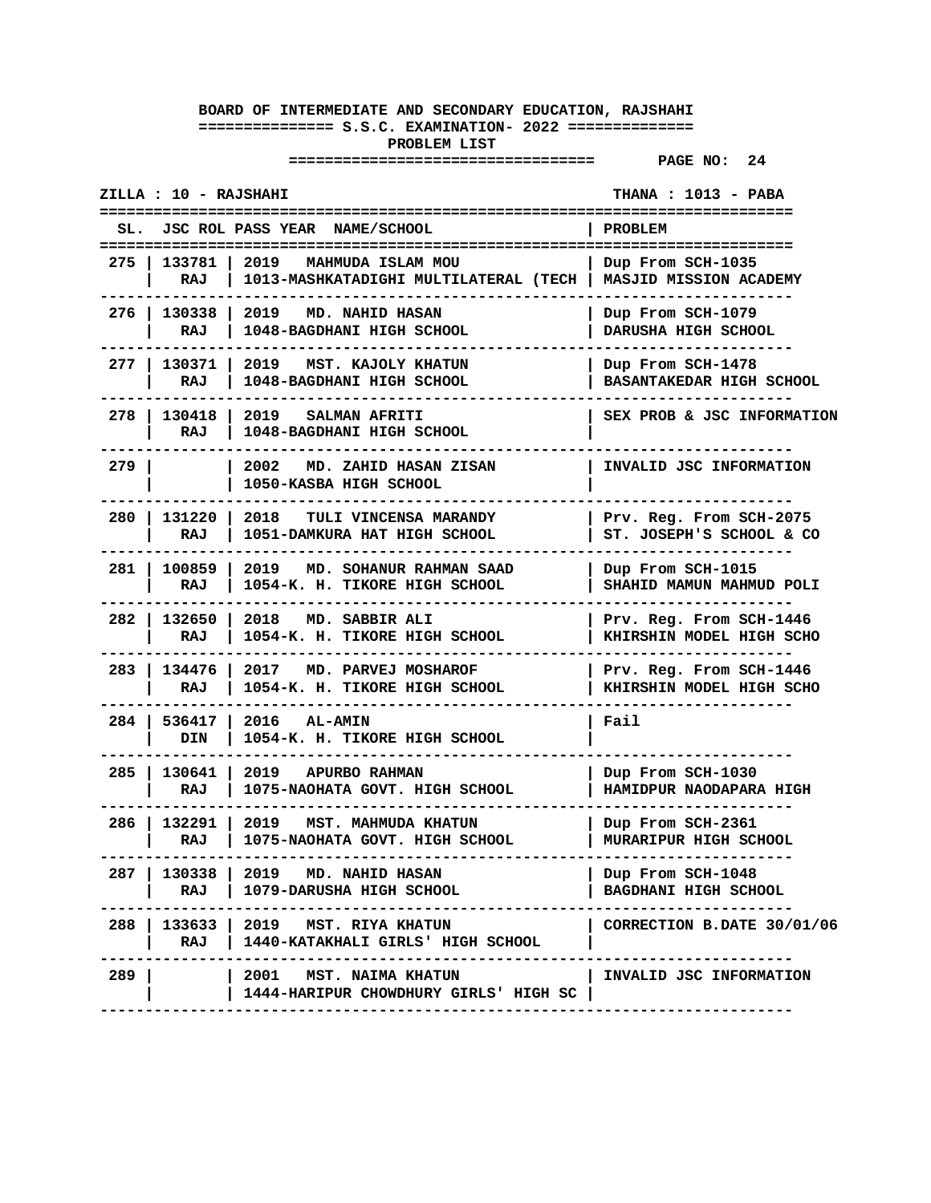**BOARD OF INTERMEDIATE AND SECONDARY EDUCATION, RAJSHAHI**

**S.S.C. EXAMINATION- 2022**

**PROBLEM LIST**

**PAGE NO: 24**

**ZILLA : 10 - RAJSHAHI** | **THANA : 1013 - PABA**

| SL. | JSC ROL | PASS YEAR NAME/SCHOOL | PROBLEM |
|---|---|---|---|
| 275 | 133781 RAJ | 2019 MAHMUDA ISLAM MOU 1013-MASHKATADIGHI MULTILATERAL (TECH | Dup From SCH-1035 MASJID MISSION ACADEMY |
| 276 | 130338 RAJ | 2019 MD. NAHID HASAN 1048-BAGDHANI HIGH SCHOOL | Dup From SCH-1079 DARUSHA HIGH SCHOOL |
| 277 | 130371 RAJ | 2019 MST. KAJOLY KHATUN 1048-BAGDHANI HIGH SCHOOL | Dup From SCH-1478 BASANTAKEDAR HIGH SCHOOL |
| 278 | 130418 RAJ | 2019 SALMAN AFRITI 1048-BAGDHANI HIGH SCHOOL | SEX PROB & JSC INFORMATION |
| 279 | | 2002 MD. ZAHID HASAN ZISAN 1050-KASBA HIGH SCHOOL | INVALID JSC INFORMATION |
| 280 | 131220 RAJ | 2018 TULI VINCENSA MARANDY 1051-DAMKURA HAT HIGH SCHOOL | Prv. Reg. From SCH-2075 ST. JOSEPH'S SCHOOL & CO |
| 281 | 100859 RAJ | 2019 MD. SOHANUR RAHMAN SAAD 1054-K. H. TIKORE HIGH SCHOOL | Dup From SCH-1015 SHAHID MAMUN MAHMUD POLI |
| 282 | 132650 RAJ | 2018 MD. SABBIR ALI 1054-K. H. TIKORE HIGH SCHOOL | Prv. Reg. From SCH-1446 KHIRSHIN MODEL HIGH SCHO |
| 283 | 134476 RAJ | 2017 MD. PARVEJ MOSHAROF 1054-K. H. TIKORE HIGH SCHOOL | Prv. Reg. From SCH-1446 KHIRSHIN MODEL HIGH SCHO |
| 284 | 536417 DIN | 2016 AL-AMIN 1054-K. H. TIKORE HIGH SCHOOL | Fail |
| 285 | 130641 RAJ | 2019 APURBO RAHMAN 1075-NAOHATA GOVT. HIGH SCHOOL | Dup From SCH-1030 HAMIDPUR NAODAPARA HIGH |
| 286 | 132291 RAJ | 2019 MST. MAHMUDA KHATUN 1075-NAOHATA GOVT. HIGH SCHOOL | Dup From SCH-2361 MURARIPUR HIGH SCHOOL |
| 287 | 130338 RAJ | 2019 MD. NAHID HASAN 1079-DARUSHA HIGH SCHOOL | Dup From SCH-1048 BAGDHANI HIGH SCHOOL |
| 288 | 133633 RAJ | 2019 MST. RIYA KHATUN 1440-KATAKHALI GIRLS' HIGH SCHOOL | CORRECTION B.DATE 30/01/06 |
| 289 | | 2001 MST. NAIMA KHATUN 1444-HARIPUR CHOWDHURY GIRLS' HIGH SC | INVALID JSC INFORMATION |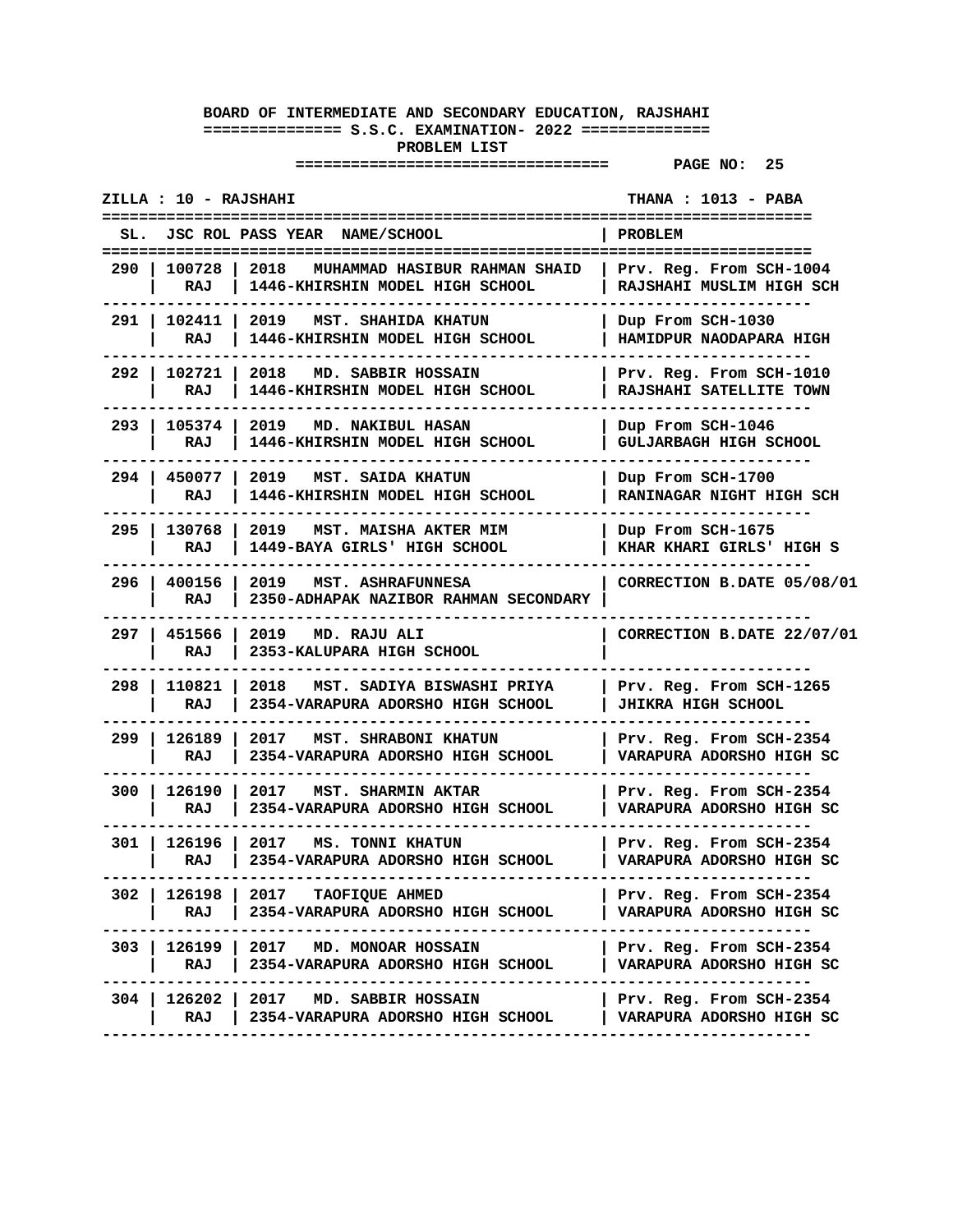**BOARD OF INTERMEDIATE AND SECONDARY EDUCATION, RAJSHAHI**

**S.S.C. EXAMINATION- 2022**

**PROBLEM LIST**

**PAGE NO: 25**

**ZILLA : 10 - RAJSHAHI** | **THANA : 1013 - PABA**

| SL. | JSC ROL | PASS YEAR NAME/SCHOOL | PROBLEM |
|---|---|---|---|
| 290 | 100728 RAJ | 2018 MUHAMMAD HASIBUR RAHMAN SHAID 1446-KHIRSHIN MODEL HIGH SCHOOL | Prv. Reg. From SCH-1004 RAJSHAHI MUSLIM HIGH SCH |
| 291 | 102411 RAJ | 2019 MST. SHAHIDA KHATUN 1446-KHIRSHIN MODEL HIGH SCHOOL | Dup From SCH-1030 HAMIDPUR NAODAPARA HIGH |
| 292 | 102721 RAJ | 2018 MD. SABBIR HOSSAIN 1446-KHIRSHIN MODEL HIGH SCHOOL | Prv. Reg. From SCH-1010 RAJSHAHI SATELLITE TOWN |
| 293 | 105374 RAJ | 2019 MD. NAKIBUL HASAN 1446-KHIRSHIN MODEL HIGH SCHOOL | Dup From SCH-1046 GULJARBAGH HIGH SCHOOL |
| 294 | 450077 RAJ | 2019 MST. SAIDA KHATUN 1446-KHIRSHIN MODEL HIGH SCHOOL | Dup From SCH-1700 RANINAGAR NIGHT HIGH SCH |
| 295 | 130768 RAJ | 2019 MST. MAISHA AKTER MIM 1449-BAYA GIRLS' HIGH SCHOOL | Dup From SCH-1675 KHAR KHARI GIRLS' HIGH S |
| 296 | 400156 RAJ | 2019 MST. ASHRAFUNNESA 2350-ADHAPAK NAZIBOR RAHMAN SECONDARY | CORRECTION B.DATE 05/08/01 |
| 297 | 451566 RAJ | 2019 MD. RAJU ALI 2353-KALUPARA HIGH SCHOOL | CORRECTION B.DATE 22/07/01 |
| 298 | 110821 RAJ | 2018 MST. SADIYA BISWASHI PRIYA 2354-VARAPURA ADORSHO HIGH SCHOOL | Prv. Reg. From SCH-1265 JHIKRA HIGH SCHOOL |
| 299 | 126189 RAJ | 2017 MST. SHRABONI KHATUN 2354-VARAPURA ADORSHO HIGH SCHOOL | Prv. Reg. From SCH-2354 VARAPURA ADORSHO HIGH SC |
| 300 | 126190 RAJ | 2017 MST. SHARMIN AKTAR 2354-VARAPURA ADORSHO HIGH SCHOOL | Prv. Reg. From SCH-2354 VARAPURA ADORSHO HIGH SC |
| 301 | 126196 RAJ | 2017 MS. TONNI KHATUN 2354-VARAPURA ADORSHO HIGH SCHOOL | Prv. Reg. From SCH-2354 VARAPURA ADORSHO HIGH SC |
| 302 | 126198 RAJ | 2017 TAOFIQUE AHMED 2354-VARAPURA ADORSHO HIGH SCHOOL | Prv. Reg. From SCH-2354 VARAPURA ADORSHO HIGH SC |
| 303 | 126199 RAJ | 2017 MD. MONOAR HOSSAIN 2354-VARAPURA ADORSHO HIGH SCHOOL | Prv. Reg. From SCH-2354 VARAPURA ADORSHO HIGH SC |
| 304 | 126202 RAJ | 2017 MD. SABBIR HOSSAIN 2354-VARAPURA ADORSHO HIGH SCHOOL | Prv. Reg. From SCH-2354 VARAPURA ADORSHO HIGH SC |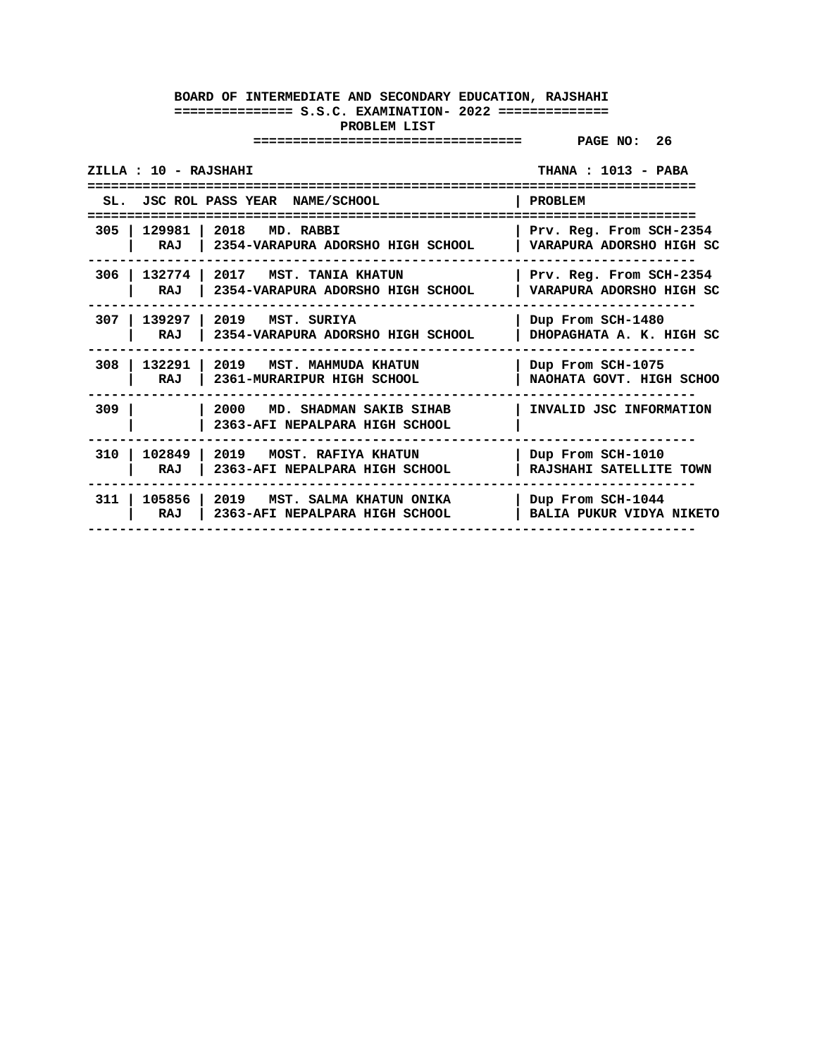**BOARD OF INTERMEDIATE AND SECONDARY EDUCATION, RAJSHAHI**

**S.S.C. EXAMINATION- 2022**

**PROBLEM LIST**

**PAGE NO: 26**

**ZILLA : 10 - RAJSHAHI** | **THANA : 1013 - PABA**

| SL. | JSC ROL | PASS YEAR NAME/SCHOOL | PROBLEM |
|---|---|---|---|
| 305 | 129981 RAJ | 2018 MD. RABBI<br>2354-VARAPURA ADORSHO HIGH SCHOOL | Prv. Reg. From SCH-2354<br>VARAPURA ADORSHO HIGH SC |
| 306 | 132774 RAJ | 2017 MST. TANIA KHATUN<br>2354-VARAPURA ADORSHO HIGH SCHOOL | Prv. Reg. From SCH-2354<br>VARAPURA ADORSHO HIGH SC |
| 307 | 139297 RAJ | 2019 MST. SURIYA<br>2354-VARAPURA ADORSHO HIGH SCHOOL | Dup From SCH-1480<br>DHOPAGHATA A. K. HIGH SC |
| 308 | 132291 RAJ | 2019 MST. MAHMUDA KHATUN<br>2361-MURARIPUR HIGH SCHOOL | Dup From SCH-1075<br>NAOHATA GOVT. HIGH SCHOO |
| 309 | | 2000 MD. SHADMAN SAKIB SIHAB<br>2363-AFI NEPALPARA HIGH SCHOOL | INVALID JSC INFORMATION |
| 310 | 102849 RAJ | 2019 MOST. RAFIYA KHATUN<br>2363-AFI NEPALPARA HIGH SCHOOL | Dup From SCH-1010<br>RAJSHAHI SATELLITE TOWN |
| 311 | 105856 RAJ | 2019 MST. SALMA KHATUN ONIKA<br>2363-AFI NEPALPARA HIGH SCHOOL | Dup From SCH-1044<br>BALIA PUKUR VIDYA NIKETO |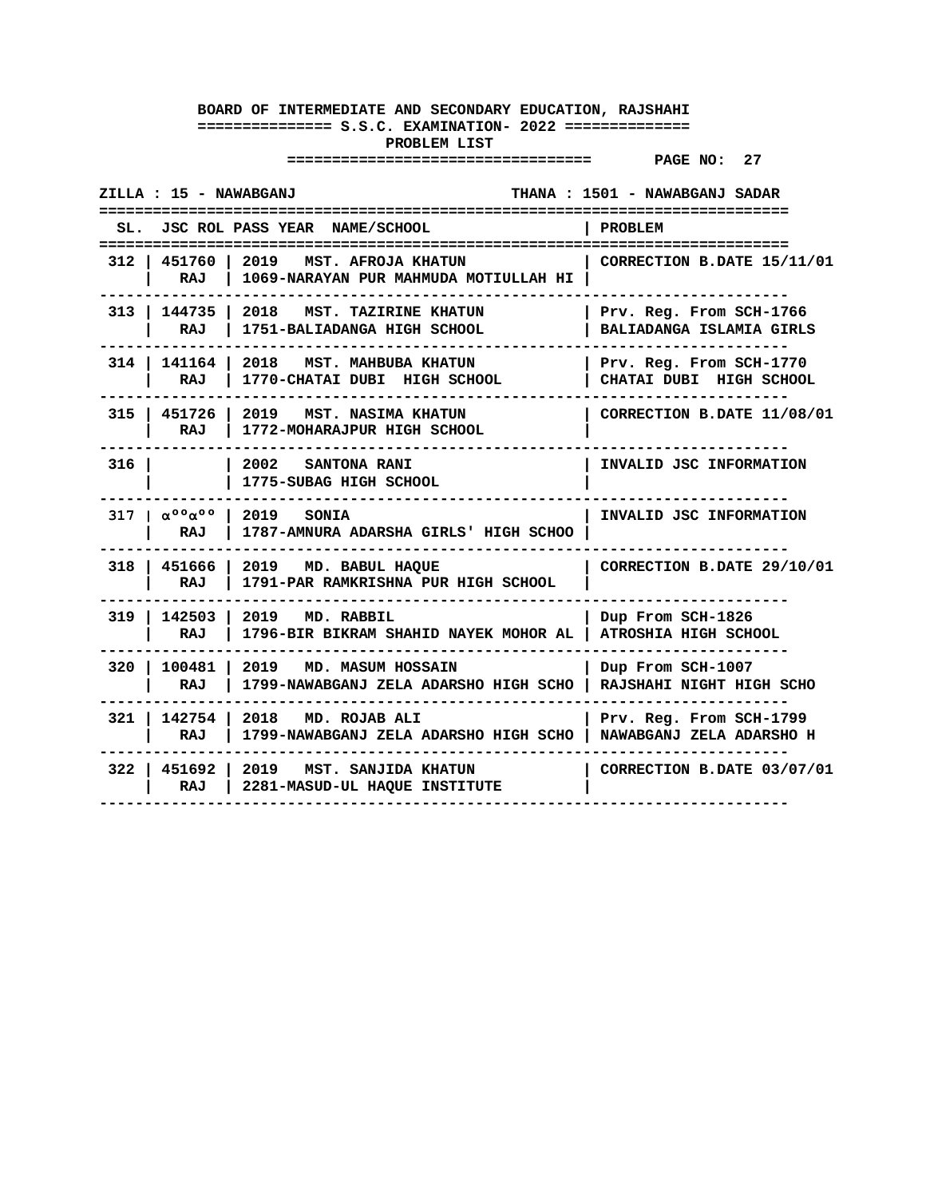**BOARD OF INTERMEDIATE AND SECONDARY EDUCATION, RAJSHAHI**

**============== S.S.C. EXAMINATION- 2022 ==============**

**PROBLEM LIST**

**================================= PAGE NO: 27**

**ZILLA : 15 - NAWABGANJ** **THANA : 1501 - NAWABGANJ SADAR**

| SL. | JSC ROL | PASS YEAR | NAME/SCHOOL | PROBLEM |
|---|---|---|---|---|
| 312 | 451760 RAJ | 2019 | MST. AFROJA KHATUN 1069-NARAYAN PUR MAHMUDA MOTIULLAH HI | CORRECTION B.DATE 15/11/01 |
| 313 | 144735 RAJ | 2018 | MST. TAZIRINE KHATUN 1751-BALIADANGA HIGH SCHOOL | Prv. Reg. From SCH-1766 BALIADANGA ISLAMIA GIRLS |
| 314 | 141164 RAJ | 2018 | MST. MAHBUBA KHATUN 1770-CHATAI DUBI HIGH SCHOOL | Prv. Reg. From SCH-1770 CHATAI DUBI HIGH SCHOOL |
| 315 | 451726 RAJ | 2019 | MST. NASIMA KHATUN 1772-MOHARAJPUR HIGH SCHOOL | CORRECTION B.DATE 11/08/01 |
| 316 | | 2002 | SANTONA RANI 1775-SUBAG HIGH SCHOOL | INVALID JSC INFORMATION |
| 317 | αººαºº RAJ | 2019 | SONIA 1787-AMNURA ADARSHA GIRLS' HIGH SCHOO | INVALID JSC INFORMATION |
| 318 | 451666 RAJ | 2019 | MD. BABUL HAQUE 1791-PAR RAMKRISHNA PUR HIGH SCHOOL | CORRECTION B.DATE 29/10/01 |
| 319 | 142503 RAJ | 2019 | MD. RABBIL 1796-BIR BIKRAM SHAHID NAYEK MOHOR AL | Dup From SCH-1826 ATROSHIA HIGH SCHOOL |
| 320 | 100481 RAJ | 2019 | MD. MASUM HOSSAIN 1799-NAWABGANJ ZELA ADARSHO HIGH SCHO | Dup From SCH-1007 RAJSHAHI NIGHT HIGH SCHO |
| 321 | 142754 RAJ | 2018 | MD. ROJAB ALI 1799-NAWABGANJ ZELA ADARSHO HIGH SCHO | Prv. Reg. From SCH-1799 NAWABGANJ ZELA ADARSHO H |
| 322 | 451692 RAJ | 2019 | MST. SANJIDA KHATUN 2281-MASUD-UL HAQUE INSTITUTE | CORRECTION B.DATE 03/07/01 |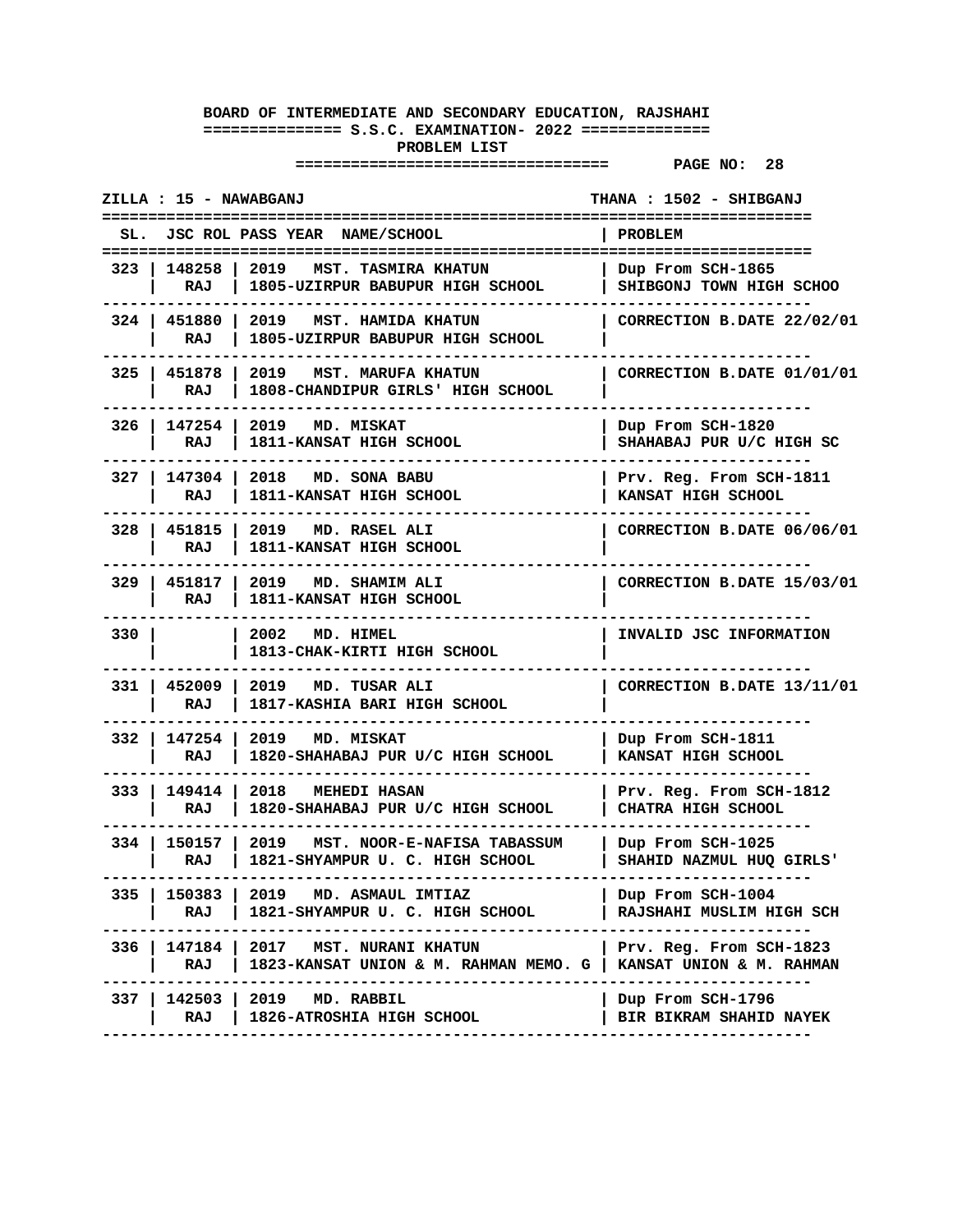**BOARD OF INTERMEDIATE AND SECONDARY EDUCATION, RAJSHAHI**

**============== S.S.C. EXAMINATION- 2022 ==============**

**PROBLEM LIST**

**================================= PAGE NO: 28**

**ZILLA : 15 - NAWABGANJ** **THANA : 1502 - SHIBGANJ**

| SL. | JSC ROL | PASS YEAR NAME/SCHOOL | PROBLEM |
|---|---|---|---|
| 323 | 148258<br>RAJ | 2019 MST. TASMIRA KHATUN<br>1805-UZIRPUR BABUPUR HIGH SCHOOL | Dup From SCH-1865<br>SHIBGONJ TOWN HIGH SCHOO |
| 324 | 451880<br>RAJ | 2019 MST. HAMIDA KHATUN<br>1805-UZIRPUR BABUPUR HIGH SCHOOL | CORRECTION B.DATE 22/02/01 |
| 325 | 451878<br>RAJ | 2019 MST. MARUFA KHATUN<br>1808-CHANDIPUR GIRLS' HIGH SCHOOL | CORRECTION B.DATE 01/01/01 |
| 326 | 147254<br>RAJ | 2019 MD. MISKAT<br>1811-KANSAT HIGH SCHOOL | Dup From SCH-1820<br>SHAHABAJ PUR U/C HIGH SC |
| 327 | 147304<br>RAJ | 2018 MD. SONA BABU<br>1811-KANSAT HIGH SCHOOL | Prv. Reg. From SCH-1811<br>KANSAT HIGH SCHOOL |
| 328 | 451815<br>RAJ | 2019 MD. RASEL ALI<br>1811-KANSAT HIGH SCHOOL | CORRECTION B.DATE 06/06/01 |
| 329 | 451817<br>RAJ | 2019 MD. SHAMIM ALI<br>1811-KANSAT HIGH SCHOOL | CORRECTION B.DATE 15/03/01 |
| 330 | | 2002 MD. HIMEL<br>1813-CHAK-KIRTI HIGH SCHOOL | INVALID JSC INFORMATION |
| 331 | 452009<br>RAJ | 2019 MD. TUSAR ALI<br>1817-KASHIA BARI HIGH SCHOOL | CORRECTION B.DATE 13/11/01 |
| 332 | 147254<br>RAJ | 2019 MD. MISKAT<br>1820-SHAHABAJ PUR U/C HIGH SCHOOL | Dup From SCH-1811<br>KANSAT HIGH SCHOOL |
| 333 | 149414<br>RAJ | 2018 MEHEDI HASAN<br>1820-SHAHABAJ PUR U/C HIGH SCHOOL | Prv. Reg. From SCH-1812<br>CHATRA HIGH SCHOOL |
| 334 | 150157<br>RAJ | 2019 MST. NOOR-E-NAFISA TABASSUM<br>1821-SHYAMPUR U. C. HIGH SCHOOL | Dup From SCH-1025<br>SHAHID NAZMUL HUQ GIRLS' |
| 335 | 150383<br>RAJ | 2019 MD. ASMAUL IMTIAZ<br>1821-SHYAMPUR U. C. HIGH SCHOOL | Dup From SCH-1004<br>RAJSHAHI MUSLIM HIGH SCH |
| 336 | 147184<br>RAJ | 2017 MST. NURANI KHATUN<br>1823-KANSAT UNION & M. RAHMAN MEMO. G | Prv. Reg. From SCH-1823<br>KANSAT UNION & M. RAHMAN |
| 337 | 142503<br>RAJ | 2019 MD. RABBIL<br>1826-ATROSHIA HIGH SCHOOL | Dup From SCH-1796<br>BIR BIKRAM SHAHID NAYEK |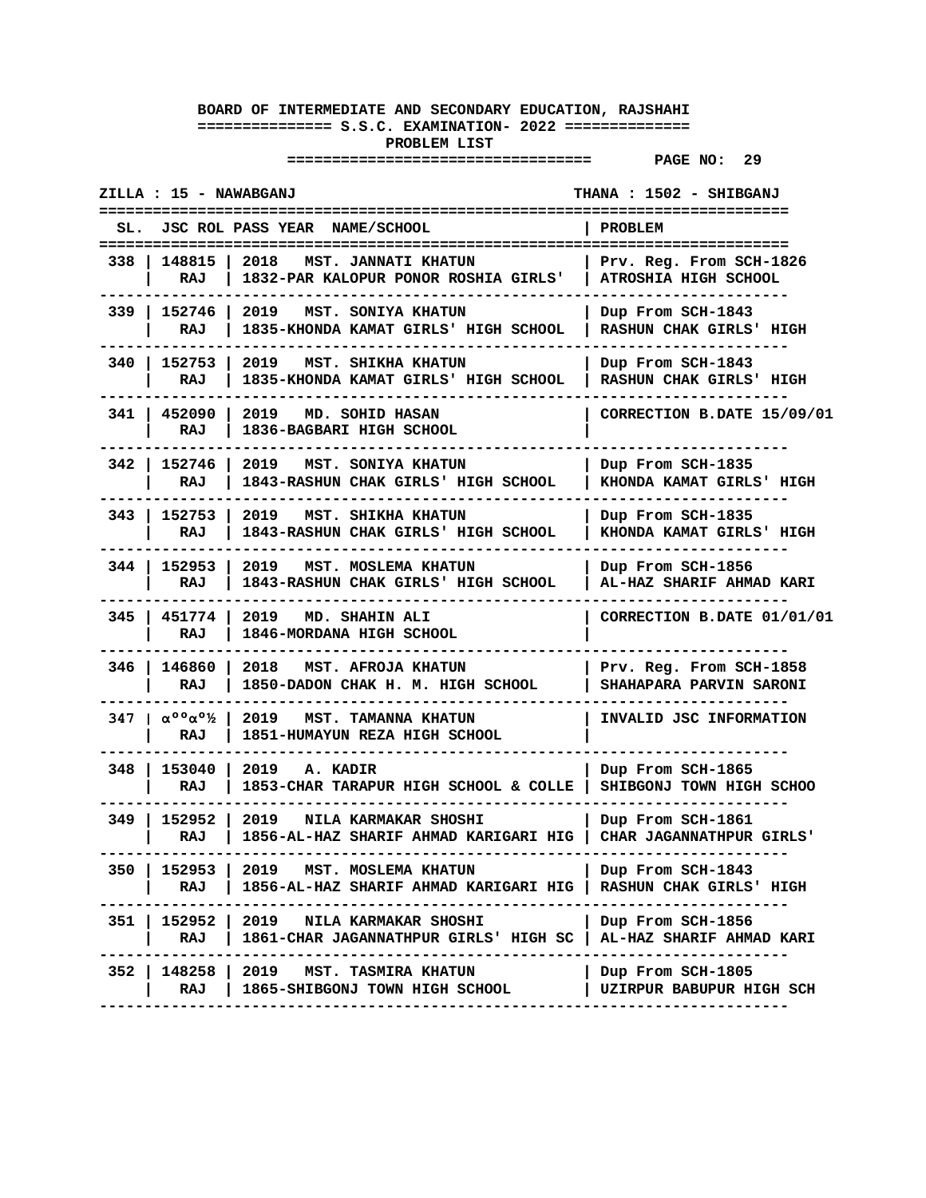**BOARD OF INTERMEDIATE AND SECONDARY EDUCATION, RAJSHAHI**

**============== S.S.C. EXAMINATION- 2022 ==============**

**PROBLEM LIST**

**================================= PAGE NO: 29**

**ZILLA : 15 - NAWABGANJ THANA : 1502 - SHIBGANJ**

| SL. | JSC ROL | PASS YEAR NAME/SCHOOL | PROBLEM |
|---|---|---|---|
| 338 | 148815<br>RAJ | 2018 MST. JANNATI KHATUN<br>1832-PAR KALOPUR PONOR ROSHIA GIRLS' | Prv. Reg. From SCH-1826<br>ATROSHIA HIGH SCHOOL |
| 339 | 152746<br>RAJ | 2019 MST. SONIYA KHATUN<br>1835-KHONDA KAMAT GIRLS' HIGH SCHOOL | Dup From SCH-1843<br>RASHUN CHAK GIRLS' HIGH |
| 340 | 152753<br>RAJ | 2019 MST. SHIKHA KHATUN<br>1835-KHONDA KAMAT GIRLS' HIGH SCHOOL | Dup From SCH-1843<br>RASHUN CHAK GIRLS' HIGH |
| 341 | 452090<br>RAJ | 2019 MD. SOHID HASAN<br>1836-BAGBARI HIGH SCHOOL | CORRECTION B.DATE 15/09/01 |
| 342 | 152746<br>RAJ | 2019 MST. SONIYA KHATUN<br>1843-RASHUN CHAK GIRLS' HIGH SCHOOL | Dup From SCH-1835<br>KHONDA KAMAT GIRLS' HIGH |
| 343 | 152753<br>RAJ | 2019 MST. SHIKHA KHATUN<br>1843-RASHUN CHAK GIRLS' HIGH SCHOOL | Dup From SCH-1835<br>KHONDA KAMAT GIRLS' HIGH |
| 344 | 152953<br>RAJ | 2019 MST. MOSLEMA KHATUN<br>1843-RASHUN CHAK GIRLS' HIGH SCHOOL | Dup From SCH-1856<br>AL-HAZ SHARIF AHMAD KARI |
| 345 | 451774<br>RAJ | 2019 MD. SHAHIN ALI<br>1846-MORDANA HIGH SCHOOL | CORRECTION B.DATE 01/01/01 |
| 346 | 146860<br>RAJ | 2018 MST. AFROJA KHATUN<br>1850-DADON CHAK H. M. HIGH SCHOOL | Prv. Reg. From SCH-1858<br>SHAHAPARA PARVIN SARONI |
| 347 | αººαº½<br>RAJ | 2019 MST. TAMANNA KHATUN<br>1851-HUMAYUN REZA HIGH SCHOOL | INVALID JSC INFORMATION |
| 348 | 153040<br>RAJ | 2019 A. KADIR<br>1853-CHAR TARAPUR HIGH SCHOOL & COLLE | Dup From SCH-1865<br>SHIBGONJ TOWN HIGH SCHOO |
| 349 | 152952<br>RAJ | 2019 NILA KARMAKAR SHOSHI<br>1856-AL-HAZ SHARIF AHMAD KARIGARI HIG | Dup From SCH-1861<br>CHAR JAGANNATHPUR GIRLS' |
| 350 | 152953<br>RAJ | 2019 MST. MOSLEMA KHATUN<br>1856-AL-HAZ SHARIF AHMAD KARIGARI HIG | Dup From SCH-1843<br>RASHUN CHAK GIRLS' HIGH |
| 351 | 152952<br>RAJ | 2019 NILA KARMAKAR SHOSHI<br>1861-CHAR JAGANNATHPUR GIRLS' HIGH SC | Dup From SCH-1856<br>AL-HAZ SHARIF AHMAD KARI |
| 352 | 148258<br>RAJ | 2019 MST. TASMIRA KHATUN<br>1865-SHIBGONJ TOWN HIGH SCHOOL | Dup From SCH-1805<br>UZIRPUR BABUPUR HIGH SCH |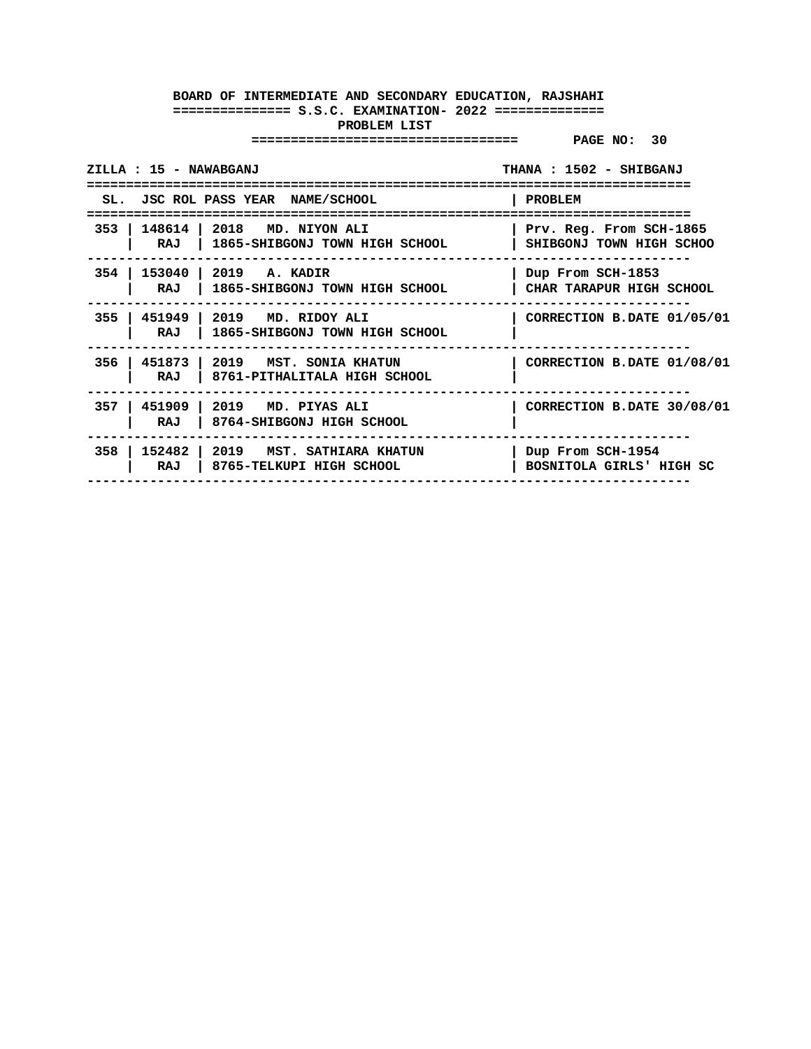**BOARD OF INTERMEDIATE AND SECONDARY EDUCATION, RAJSHAHI**

**S.S.C. EXAMINATION- 2022**

**PROBLEM LIST**

**PAGE NO: 30**

**ZILLA : 15 - NAWABGANJ** | **THANA : 1502 - SHIBGANJ**

| SL. | JSC ROL | PASS YEAR NAME/SCHOOL | PROBLEM |
|---|---|---|---|
| 353 | 148614<br>RAJ | 2018 MD. NIYON ALI<br>1865-SHIBGONJ TOWN HIGH SCHOOL | Prv. Reg. From SCH-1865<br>SHIBGONJ TOWN HIGH SCHOO |
| 354 | 153040<br>RAJ | 2019 A. KADIR<br>1865-SHIBGONJ TOWN HIGH SCHOOL | Dup From SCH-1853<br>CHAR TARAPUR HIGH SCHOOL |
| 355 | 451949<br>RAJ | 2019 MD. RIDOY ALI<br>1865-SHIBGONJ TOWN HIGH SCHOOL | CORRECTION B.DATE 01/05/01 |
| 356 | 451873<br>RAJ | 2019 MST. SONIA KHATUN<br>8761-PITHALITALA HIGH SCHOOL | CORRECTION B.DATE 01/08/01 |
| 357 | 451909<br>RAJ | 2019 MD. PIYAS ALI<br>8764-SHIBGONJ HIGH SCHOOL | CORRECTION B.DATE 30/08/01 |
| 358 | 152482<br>RAJ | 2019 MST. SATHIARA KHATUN<br>8765-TELKUPI HIGH SCHOOL | Dup From SCH-1954<br>BOSNITOLA GIRLS' HIGH SC |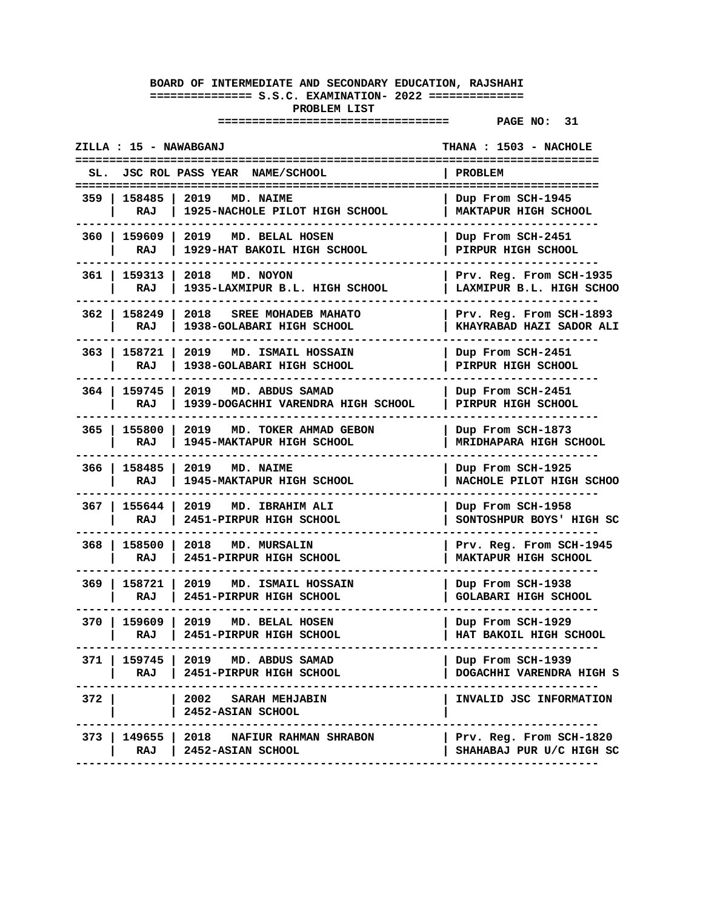**BOARD OF INTERMEDIATE AND SECONDARY EDUCATION, RAJSHAHI**
**============== S.S.C. EXAMINATION- 2022 ==============**
**PROBLEM LIST**
**================================= PAGE NO: 31**

**ZILLA : 15 - NAWABGANJ** **THANA : 1503 - NACHOLE**

| SL. | JSC ROL | PASS YEAR NAME/SCHOOL | PROBLEM |
|---|---|---|---|
| 359 | 158485<br>RAJ | 2019 MD. NAIME<br>1925-NACHOLE PILOT HIGH SCHOOL | Dup From SCH-1945<br>MAKTAPUR HIGH SCHOOL |
| 360 | 159609<br>RAJ | 2019 MD. BELAL HOSEN<br>1929-HAT BAKOIL HIGH SCHOOL | Dup From SCH-2451<br>PIRPUR HIGH SCHOOL |
| 361 | 159313<br>RAJ | 2018 MD. NOYON<br>1935-LAXMIPUR B.L. HIGH SCHOOL | Prv. Reg. From SCH-1935<br>LAXMIPUR B.L. HIGH SCHOO |
| 362 | 158249<br>RAJ | 2018 SREE MOHADEB MAHATO<br>1938-GOLABARI HIGH SCHOOL | Prv. Reg. From SCH-1893<br>KHAYRABAD HAZI SADOR ALI |
| 363 | 158721<br>RAJ | 2019 MD. ISMAIL HOSSAIN<br>1938-GOLABARI HIGH SCHOOL | Dup From SCH-2451<br>PIRPUR HIGH SCHOOL |
| 364 | 159745<br>RAJ | 2019 MD. ABDUS SAMAD<br>1939-DOGACHHI VARENDRA HIGH SCHOOL | Dup From SCH-2451<br>PIRPUR HIGH SCHOOL |
| 365 | 155800<br>RAJ | 2019 MD. TOKER AHMAD GEBON<br>1945-MAKTAPUR HIGH SCHOOL | Dup From SCH-1873<br>MRIDHAPARA HIGH SCHOOL |
| 366 | 158485<br>RAJ | 2019 MD. NAIME<br>1945-MAKTAPUR HIGH SCHOOL | Dup From SCH-1925<br>NACHOLE PILOT HIGH SCHOO |
| 367 | 155644<br>RAJ | 2019 MD. IBRAHIM ALI<br>2451-PIRPUR HIGH SCHOOL | Dup From SCH-1958<br>SONTOSHPUR BOYS' HIGH SC |
| 368 | 158500<br>RAJ | 2018 MD. MURSALIN<br>2451-PIRPUR HIGH SCHOOL | Prv. Reg. From SCH-1945<br>MAKTAPUR HIGH SCHOOL |
| 369 | 158721<br>RAJ | 2019 MD. ISMAIL HOSSAIN<br>2451-PIRPUR HIGH SCHOOL | Dup From SCH-1938<br>GOLABARI HIGH SCHOOL |
| 370 | 159609<br>RAJ | 2019 MD. BELAL HOSEN<br>2451-PIRPUR HIGH SCHOOL | Dup From SCH-1929<br>HAT BAKOIL HIGH SCHOOL |
| 371 | 159745<br>RAJ | 2019 MD. ABDUS SAMAD<br>2451-PIRPUR HIGH SCHOOL | Dup From SCH-1939<br>DOGACHHI VARENDRA HIGH S |
| 372 | | 2002 SARAH MEHJABIN<br>2452-ASIAN SCHOOL | INVALID JSC INFORMATION |
| 373 | 149655<br>RAJ | 2018 NAFIUR RAHMAN SHRABON<br>2452-ASIAN SCHOOL | Prv. Reg. From SCH-1820<br>SHAHABAJ PUR U/C HIGH SC |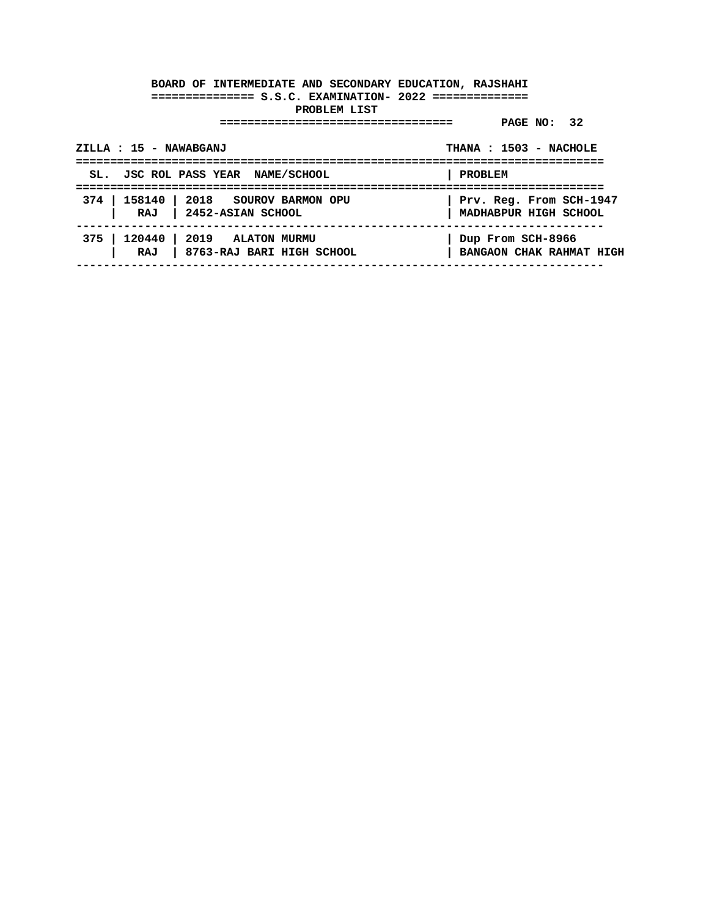**BOARD OF INTERMEDIATE AND SECONDARY EDUCATION, RAJSHAHI**

**S.S.C. EXAMINATION- 2022**

**PROBLEM LIST**

**PAGE NO: 32**

**ZILLA : 15 - NAWABGANJ** — **THANA : 1503 - NACHOLE**

| SL. | JSC ROL | PASS YEAR NAME/SCHOOL | PROBLEM |
|---|---|---|---|
| 374 | 158140 | 2018 SOUROV BARMON OPU | Prv. Reg. From SCH-1947 |
| | RAJ | 2452-ASIAN SCHOOL | MADHABPUR HIGH SCHOOL |
| 375 | 120440 | 2019 ALATON MURMU | Dup From SCH-8966 |
| | RAJ | 8763-RAJ BARI HIGH SCHOOL | BANGAON CHAK RAHMAT HIGH |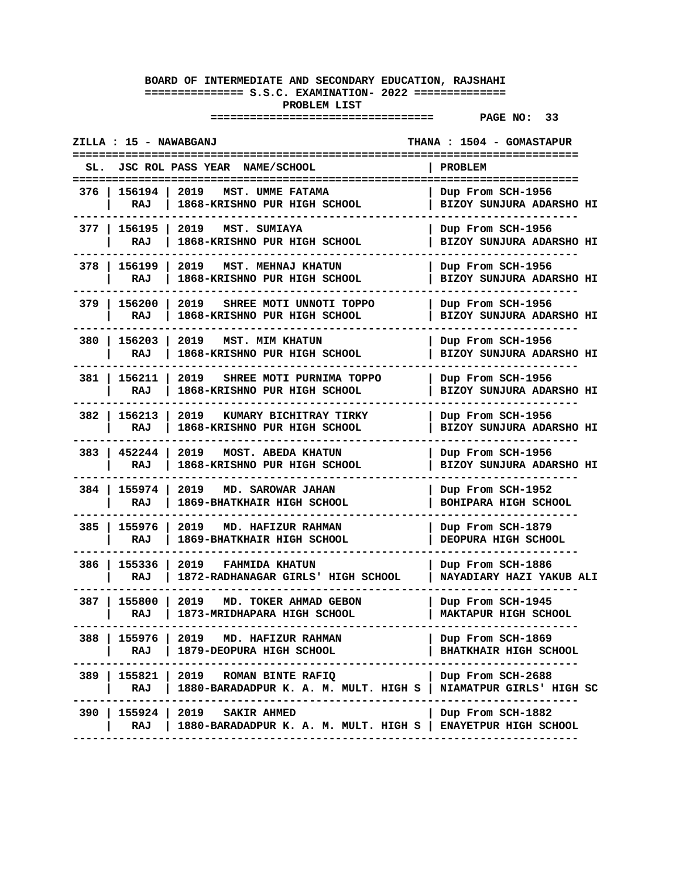**BOARD OF INTERMEDIATE AND SECONDARY EDUCATION, RAJSHAHI**

**S.S.C. EXAMINATION- 2022**

**PROBLEM LIST**

**PAGE NO: 33**

**ZILLA : 15 - NAWABGANJ** | **THANA : 1504 - GOMASTAPUR**

| SL. | JSC ROL | PASS YEAR | NAME/SCHOOL | PROBLEM |
|---|---|---|---|---|
| 376 | 156194<br>RAJ | 2019 | MST. UMME FATAMA<br>1868-KRISHNO PUR HIGH SCHOOL | Dup From SCH-1956<br>BIZOY SUNJURA ADARSHO HI |
| 377 | 156195<br>RAJ | 2019 | MST. SUMIAYA<br>1868-KRISHNO PUR HIGH SCHOOL | Dup From SCH-1956<br>BIZOY SUNJURA ADARSHO HI |
| 378 | 156199<br>RAJ | 2019 | MST. MEHNAJ KHATUN<br>1868-KRISHNO PUR HIGH SCHOOL | Dup From SCH-1956<br>BIZOY SUNJURA ADARSHO HI |
| 379 | 156200<br>RAJ | 2019 | SHREE MOTI UNNOTI TOPPO<br>1868-KRISHNO PUR HIGH SCHOOL | Dup From SCH-1956<br>BIZOY SUNJURA ADARSHO HI |
| 380 | 156203<br>RAJ | 2019 | MST. MIM KHATUN<br>1868-KRISHNO PUR HIGH SCHOOL | Dup From SCH-1956<br>BIZOY SUNJURA ADARSHO HI |
| 381 | 156211<br>RAJ | 2019 | SHREE MOTI PURNIMA TOPPO<br>1868-KRISHNO PUR HIGH SCHOOL | Dup From SCH-1956<br>BIZOY SUNJURA ADARSHO HI |
| 382 | 156213<br>RAJ | 2019 | KUMARY BICHITRAY TIRKY<br>1868-KRISHNO PUR HIGH SCHOOL | Dup From SCH-1956<br>BIZOY SUNJURA ADARSHO HI |
| 383 | 452244<br>RAJ | 2019 | MOST. ABEDA KHATUN<br>1868-KRISHNO PUR HIGH SCHOOL | Dup From SCH-1956<br>BIZOY SUNJURA ADARSHO HI |
| 384 | 155974<br>RAJ | 2019 | MD. SAROWAR JAHAN<br>1869-BHATKHAIR HIGH SCHOOL | Dup From SCH-1952<br>BOHIPARA HIGH SCHOOL |
| 385 | 155976<br>RAJ | 2019 | MD. HAFIZUR RAHMAN<br>1869-BHATKHAIR HIGH SCHOOL | Dup From SCH-1879<br>DEOPURA HIGH SCHOOL |
| 386 | 155336<br>RAJ | 2019 | FAHMIDA KHATUN<br>1872-RADHANAGAR GIRLS' HIGH SCHOOL | Dup From SCH-1886<br>NAYADIARY HAZI YAKUB ALI |
| 387 | 155800<br>RAJ | 2019 | MD. TOKER AHMAD GEBON<br>1873-MRIDHAPARA HIGH SCHOOL | Dup From SCH-1945<br>MAKTAPUR HIGH SCHOOL |
| 388 | 155976<br>RAJ | 2019 | MD. HAFIZUR RAHMAN<br>1879-DEOPURA HIGH SCHOOL | Dup From SCH-1869<br>BHATKHAIR HIGH SCHOOL |
| 389 | 155821<br>RAJ | 2019 | ROMAN BINTE RAFIQ<br>1880-BARADADPUR K. A. M. MULT. HIGH S | Dup From SCH-2688<br>NIAMATPUR GIRLS' HIGH SC |
| 390 | 155924<br>RAJ | 2019 | SAKIR AHMED<br>1880-BARADADPUR K. A. M. MULT. HIGH S | Dup From SCH-1882<br>ENAYETPUR HIGH SCHOOL |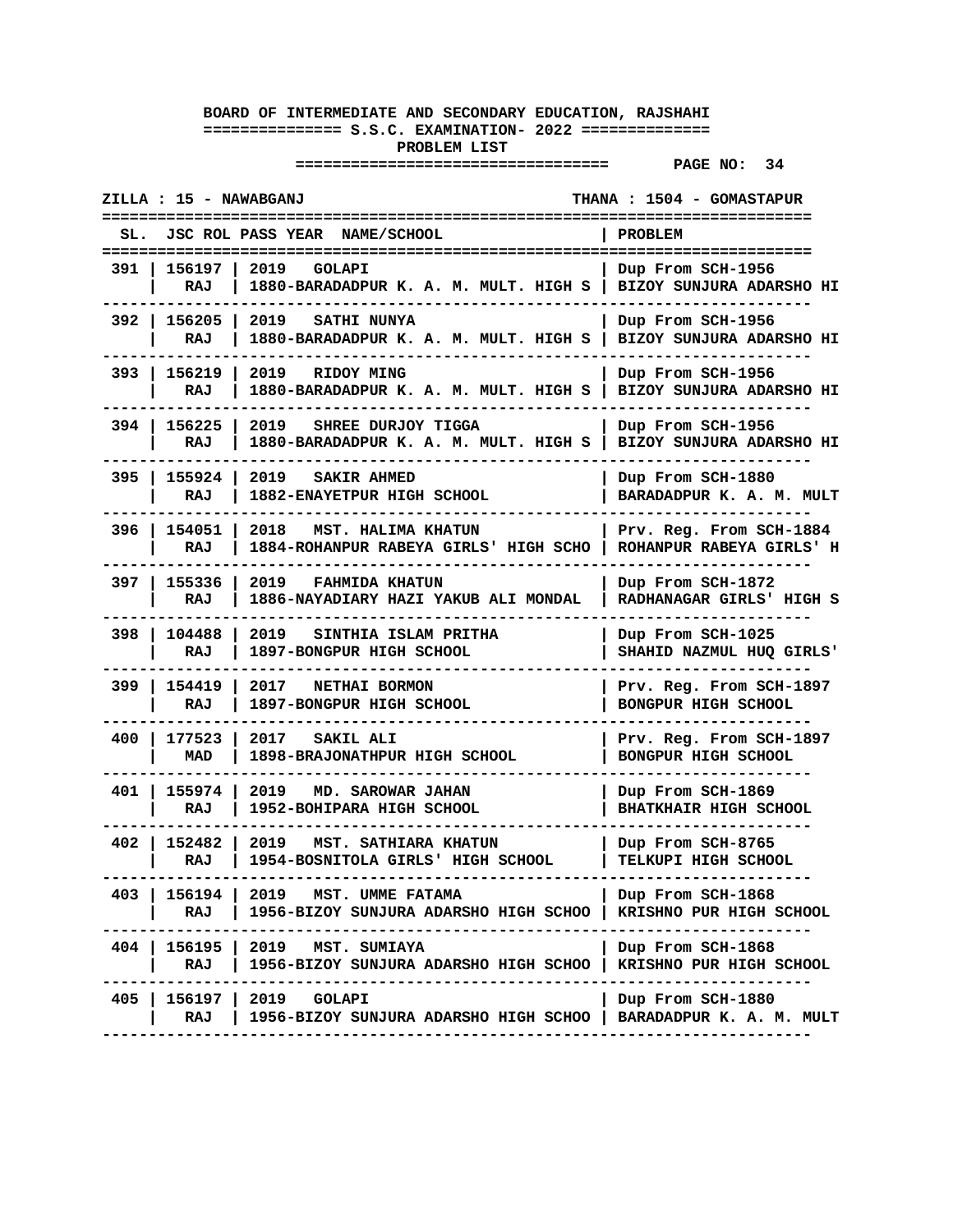**BOARD OF INTERMEDIATE AND SECONDARY EDUCATION, RAJSHAHI**

**S.S.C. EXAMINATION- 2022**

**PROBLEM LIST**

**PAGE NO: 34**

**ZILLA : 15 - NAWABGANJ** | **THANA : 1504 - GOMASTAPUR**

| SL. | JSC ROL | PASS YEAR | NAME/SCHOOL | PROBLEM |
|---|---|---|---|---|
| 391 | 156197 RAJ | 2019 | GOLAPI<br>1880-BARADADPUR K. A. M. MULT. HIGH S | Dup From SCH-1956<br>BIZOY SUNJURA ADARSHO HI |
| 392 | 156205 RAJ | 2019 | SATHI NUNYA<br>1880-BARADADPUR K. A. M. MULT. HIGH S | Dup From SCH-1956<br>BIZOY SUNJURA ADARSHO HI |
| 393 | 156219 RAJ | 2019 | RIDOY MING<br>1880-BARADADPUR K. A. M. MULT. HIGH S | Dup From SCH-1956<br>BIZOY SUNJURA ADARSHO HI |
| 394 | 156225 RAJ | 2019 | SHREE DURJOY TIGGA<br>1880-BARADADPUR K. A. M. MULT. HIGH S | Dup From SCH-1956<br>BIZOY SUNJURA ADARSHO HI |
| 395 | 155924 RAJ | 2019 | SAKIR AHMED<br>1882-ENAYETPUR HIGH SCHOOL | Dup From SCH-1880<br>BARADADPUR K. A. M. MULT |
| 396 | 154051 RAJ | 2018 | MST. HALIMA KHATUN<br>1884-ROHANPUR RABEYA GIRLS' HIGH SCHO | Prv. Reg. From SCH-1884<br>ROHANPUR RABEYA GIRLS' H |
| 397 | 155336 RAJ | 2019 | FAHMIDA KHATUN<br>1886-NAYADIARY HAZI YAKUB ALI MONDAL | Dup From SCH-1872<br>RADHANAGAR GIRLS' HIGH S |
| 398 | 104488 RAJ | 2019 | SINTHIA ISLAM PRITHA<br>1897-BONGPUR HIGH SCHOOL | Dup From SCH-1025<br>SHAHID NAZMUL HUQ GIRLS' |
| 399 | 154419 RAJ | 2017 | NETHAI BORMON<br>1897-BONGPUR HIGH SCHOOL | Prv. Reg. From SCH-1897<br>BONGPUR HIGH SCHOOL |
| 400 | 177523 MAD | 2017 | SAKIL ALI<br>1898-BRAJONATHPUR HIGH SCHOOL | Prv. Reg. From SCH-1897<br>BONGPUR HIGH SCHOOL |
| 401 | 155974 RAJ | 2019 | MD. SAROWAR JAHAN<br>1952-BOHIPARA HIGH SCHOOL | Dup From SCH-1869<br>BHATKHAIR HIGH SCHOOL |
| 402 | 152482 RAJ | 2019 | MST. SATHIARA KHATUN<br>1954-BOSNITOLA GIRLS' HIGH SCHOOL | Dup From SCH-8765<br>TELKUPI HIGH SCHOOL |
| 403 | 156194 RAJ | 2019 | MST. UMME FATAMA<br>1956-BIZOY SUNJURA ADARSHO HIGH SCHOO | Dup From SCH-1868<br>KRISHNO PUR HIGH SCHOOL |
| 404 | 156195 RAJ | 2019 | MST. SUMIAYA<br>1956-BIZOY SUNJURA ADARSHO HIGH SCHOO | Dup From SCH-1868<br>KRISHNO PUR HIGH SCHOOL |
| 405 | 156197 RAJ | 2019 | GOLAPI<br>1956-BIZOY SUNJURA ADARSHO HIGH SCHOO | Dup From SCH-1880<br>BARADADPUR K. A. M. MULT |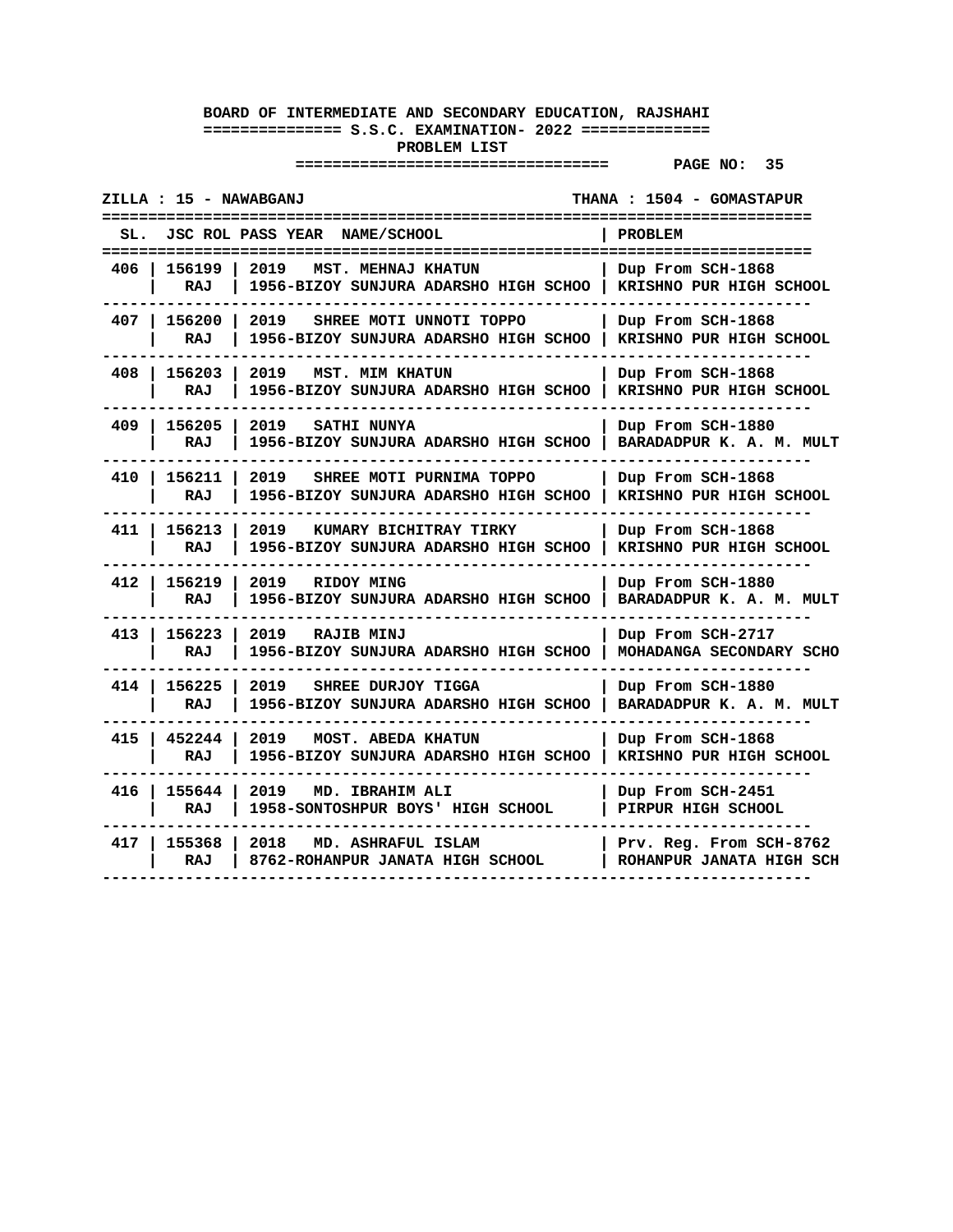**BOARD OF INTERMEDIATE AND SECONDARY EDUCATION, RAJSHAHI**

**S.S.C. EXAMINATION- 2022**

**PROBLEM LIST**

**ZILLA : 15 - NAWABGANJ** | **THANA : 1504 - GOMASTAPUR**

| SL. | JSC ROL | PASS YEAR NAME/SCHOOL | PROBLEM |
|---|---|---|---|
| 406 | 156199 RAJ | 2019 MST. MEHNAJ KHATUN 1956-BIZOY SUNJURA ADARSHO HIGH SCHOO | Dup From SCH-1868 KRISHNO PUR HIGH SCHOOL |
| 407 | 156200 RAJ | 2019 SHREE MOTI UNNOTI TOPPO 1956-BIZOY SUNJURA ADARSHO HIGH SCHOO | Dup From SCH-1868 KRISHNO PUR HIGH SCHOOL |
| 408 | 156203 RAJ | 2019 MST. MIM KHATUN 1956-BIZOY SUNJURA ADARSHO HIGH SCHOO | Dup From SCH-1868 KRISHNO PUR HIGH SCHOOL |
| 409 | 156205 RAJ | 2019 SATHI NUNYA 1956-BIZOY SUNJURA ADARSHO HIGH SCHOO | Dup From SCH-1880 BARADADPUR K. A. M. MULT |
| 410 | 156211 RAJ | 2019 SHREE MOTI PURNIMA TOPPO 1956-BIZOY SUNJURA ADARSHO HIGH SCHOO | Dup From SCH-1868 KRISHNO PUR HIGH SCHOOL |
| 411 | 156213 RAJ | 2019 KUMARY BICHITRAY TIRKY 1956-BIZOY SUNJURA ADARSHO HIGH SCHOO | Dup From SCH-1868 KRISHNO PUR HIGH SCHOOL |
| 412 | 156219 RAJ | 2019 RIDOY MING 1956-BIZOY SUNJURA ADARSHO HIGH SCHOO | Dup From SCH-1880 BARADADPUR K. A. M. MULT |
| 413 | 156223 RAJ | 2019 RAJIB MINJ 1956-BIZOY SUNJURA ADARSHO HIGH SCHOO | Dup From SCH-2717 MOHADANGA SECONDARY SCHO |
| 414 | 156225 RAJ | 2019 SHREE DURJOY TIGGA 1956-BIZOY SUNJURA ADARSHO HIGH SCHOO | Dup From SCH-1880 BARADADPUR K. A. M. MULT |
| 415 | 452244 RAJ | 2019 MOST. ABEDA KHATUN 1956-BIZOY SUNJURA ADARSHO HIGH SCHOO | Dup From SCH-1868 KRISHNO PUR HIGH SCHOOL |
| 416 | 155644 RAJ | 2019 MD. IBRAHIM ALI 1958-SONTOSHPUR BOYS' HIGH SCHOOL | Dup From SCH-2451 PIRPUR HIGH SCHOOL |
| 417 | 155368 RAJ | 2018 MD. ASHRAFUL ISLAM 8762-ROHANPUR JANATA HIGH SCHOOL | Prv. Reg. From SCH-8762 ROHANPUR JANATA HIGH SCH |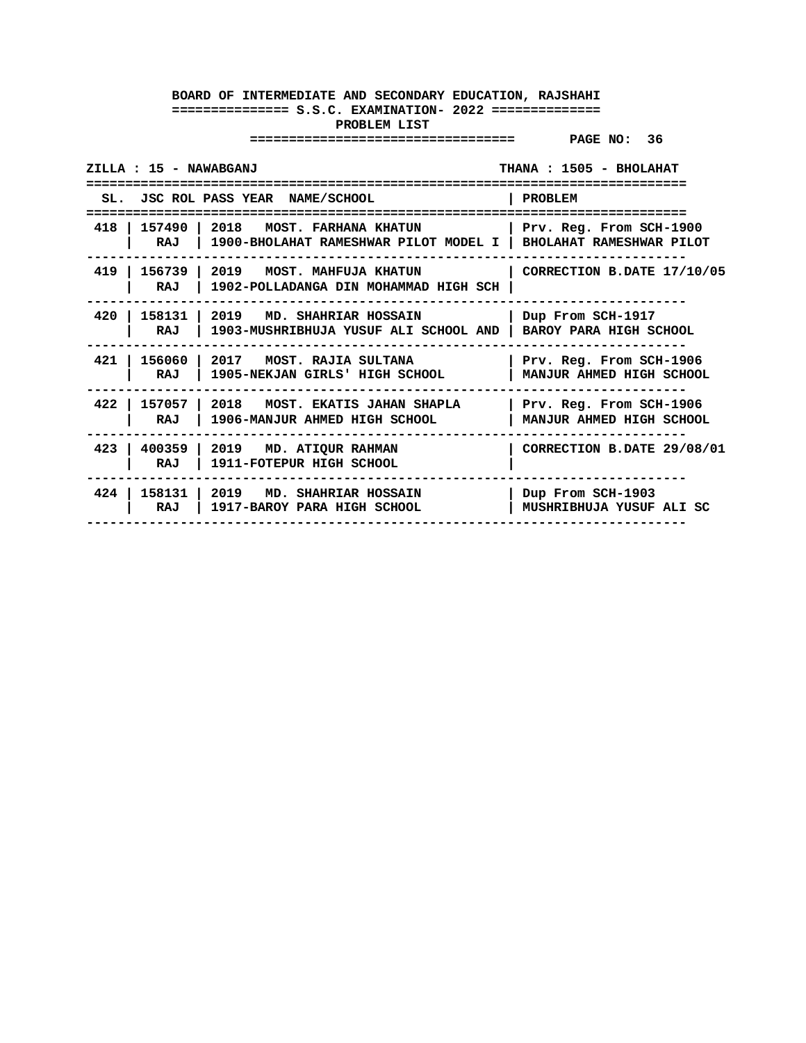**BOARD OF INTERMEDIATE AND SECONDARY EDUCATION, RAJSHAHI**

**S.S.C. EXAMINATION- 2022**

**PROBLEM LIST**

**PAGE NO: 36**

**ZILLA : 15 - NAWABGANJ** **THANA : 1505 - BHOLAHAT**

| SL. | JSC ROL | PASS YEAR NAME/SCHOOL | PROBLEM |
|---|---|---|---|
| 418 | 157490<br>RAJ | 2018 MOST. FARHANA KHATUN<br>1900-BHOLAHAT RAMESHWAR PILOT MODEL I | Prv. Reg. From SCH-1900<br>BHOLAHAT RAMESHWAR PILOT |
| 419 | 156739<br>RAJ | 2019 MOST. MAHFUJA KHATUN<br>1902-POLLADANGA DIN MOHAMMAD HIGH SCH | CORRECTION B.DATE 17/10/05 |
| 420 | 158131<br>RAJ | 2019 MD. SHAHRIAR HOSSAIN<br>1903-MUSHRIBHUJA YUSUF ALI SCHOOL AND | Dup From SCH-1917<br>BAROY PARA HIGH SCHOOL |
| 421 | 156060<br>RAJ | 2017 MOST. RAJIA SULTANA<br>1905-NEKJAN GIRLS' HIGH SCHOOL | Prv. Reg. From SCH-1906<br>MANJUR AHMED HIGH SCHOOL |
| 422 | 157057<br>RAJ | 2018 MOST. EKATIS JAHAN SHAPLA<br>1906-MANJUR AHMED HIGH SCHOOL | Prv. Reg. From SCH-1906<br>MANJUR AHMED HIGH SCHOOL |
| 423 | 400359<br>RAJ | 2019 MD. ATIQUR RAHMAN<br>1911-FOTEPUR HIGH SCHOOL | CORRECTION B.DATE 29/08/01 |
| 424 | 158131<br>RAJ | 2019 MD. SHAHRIAR HOSSAIN<br>1917-BAROY PARA HIGH SCHOOL | Dup From SCH-1903<br>MUSHRIBHUJA YUSUF ALI SC |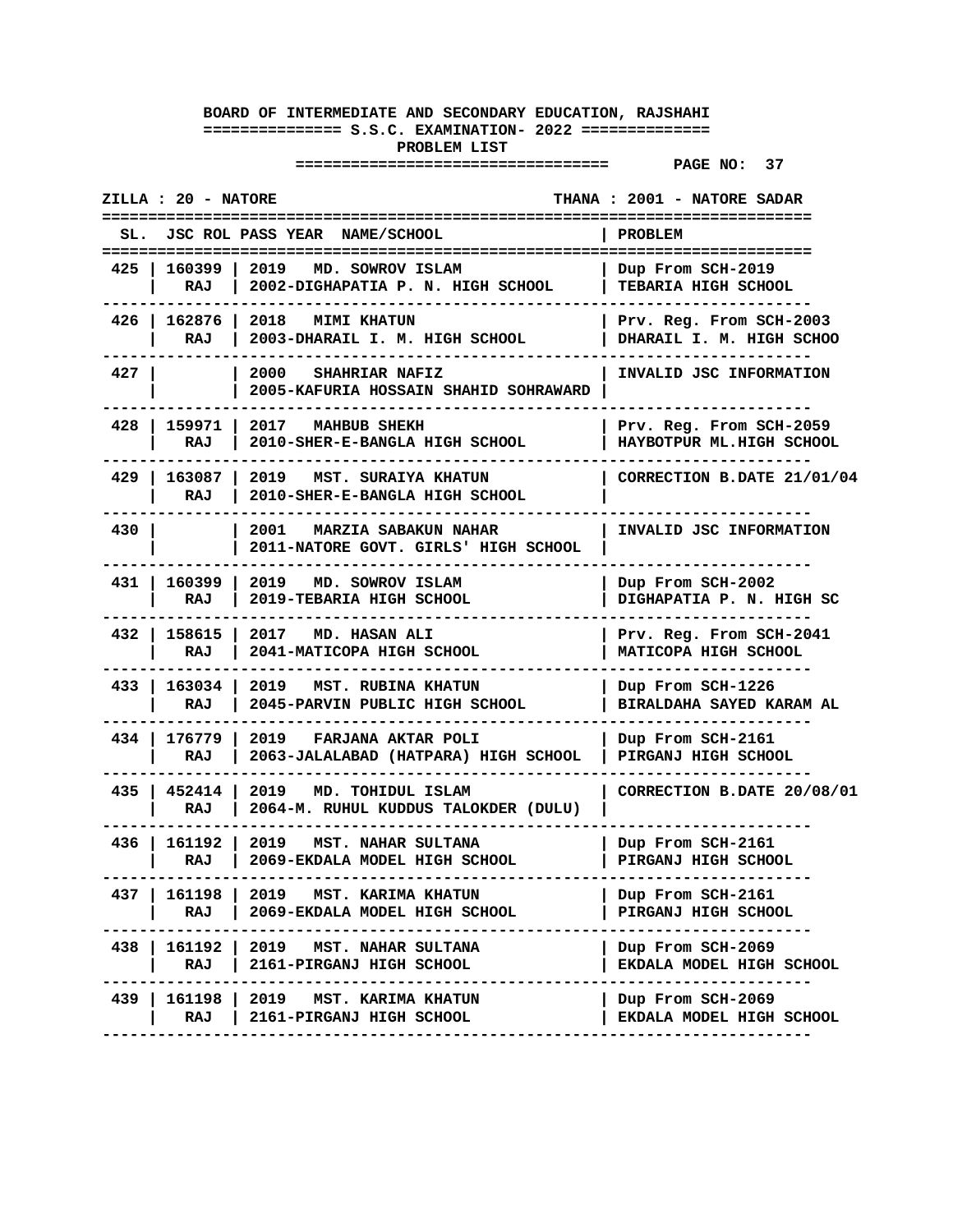**BOARD OF INTERMEDIATE AND SECONDARY EDUCATION, RAJSHAHI**

**============== S.S.C. EXAMINATION- 2022 ==============**

**PROBLEM LIST**

**================================= PAGE NO: 37**

**ZILLA : 20 - NATORE THANA : 2001 - NATORE SADAR**

| SL. | JSC ROL | PASS YEAR NAME/SCHOOL | PROBLEM |
|---|---|---|---|
| 425 | 160399 RAJ | 2019 MD. SOWROV ISLAM 2002-DIGHAPATIA P. N. HIGH SCHOOL | Dup From SCH-2019 TEBARIA HIGH SCHOOL |
| 426 | 162876 RAJ | 2018 MIMI KHATUN 2003-DHARAIL I. M. HIGH SCHOOL | Prv. Reg. From SCH-2003 DHARAIL I. M. HIGH SCHOO |
| 427 | | 2000 SHAHRIAR NAFIZ 2005-KAFURIA HOSSAIN SHAHID SOHRAWARD | INVALID JSC INFORMATION |
| 428 | 159971 RAJ | 2017 MAHBUB SHEKH 2010-SHER-E-BANGLA HIGH SCHOOL | Prv. Reg. From SCH-2059 HAYBOTPUR ML.HIGH SCHOOL |
| 429 | 163087 RAJ | 2019 MST. SURAIYA KHATUN 2010-SHER-E-BANGLA HIGH SCHOOL | CORRECTION B.DATE 21/01/04 |
| 430 | | 2001 MARZIA SABAKUN NAHAR 2011-NATORE GOVT. GIRLS' HIGH SCHOOL | INVALID JSC INFORMATION |
| 431 | 160399 RAJ | 2019 MD. SOWROV ISLAM 2019-TEBARIA HIGH SCHOOL | Dup From SCH-2002 DIGHAPATIA P. N. HIGH SC |
| 432 | 158615 RAJ | 2017 MD. HASAN ALI 2041-MATICOPA HIGH SCHOOL | Prv. Reg. From SCH-2041 MATICOPA HIGH SCHOOL |
| 433 | 163034 RAJ | 2019 MST. RUBINA KHATUN 2045-PARVIN PUBLIC HIGH SCHOOL | Dup From SCH-1226 BIRALDAHA SAYED KARAM AL |
| 434 | 176779 RAJ | 2019 FARJANA AKTAR POLI 2063-JALALABAD (HATPARA) HIGH SCHOOL | Dup From SCH-2161 PIRGANJ HIGH SCHOOL |
| 435 | 452414 RAJ | 2019 MD. TOHIDUL ISLAM 2064-M. RUHUL KUDDUS TALOKDER (DULU) | CORRECTION B.DATE 20/08/01 |
| 436 | 161192 RAJ | 2019 MST. NAHAR SULTANA 2069-EKDALA MODEL HIGH SCHOOL | Dup From SCH-2161 PIRGANJ HIGH SCHOOL |
| 437 | 161198 RAJ | 2019 MST. KARIMA KHATUN 2069-EKDALA MODEL HIGH SCHOOL | Dup From SCH-2161 PIRGANJ HIGH SCHOOL |
| 438 | 161192 RAJ | 2019 MST. NAHAR SULTANA 2161-PIRGANJ HIGH SCHOOL | Dup From SCH-2069 EKDALA MODEL HIGH SCHOOL |
| 439 | 161198 RAJ | 2019 MST. KARIMA KHATUN 2161-PIRGANJ HIGH SCHOOL | Dup From SCH-2069 EKDALA MODEL HIGH SCHOOL |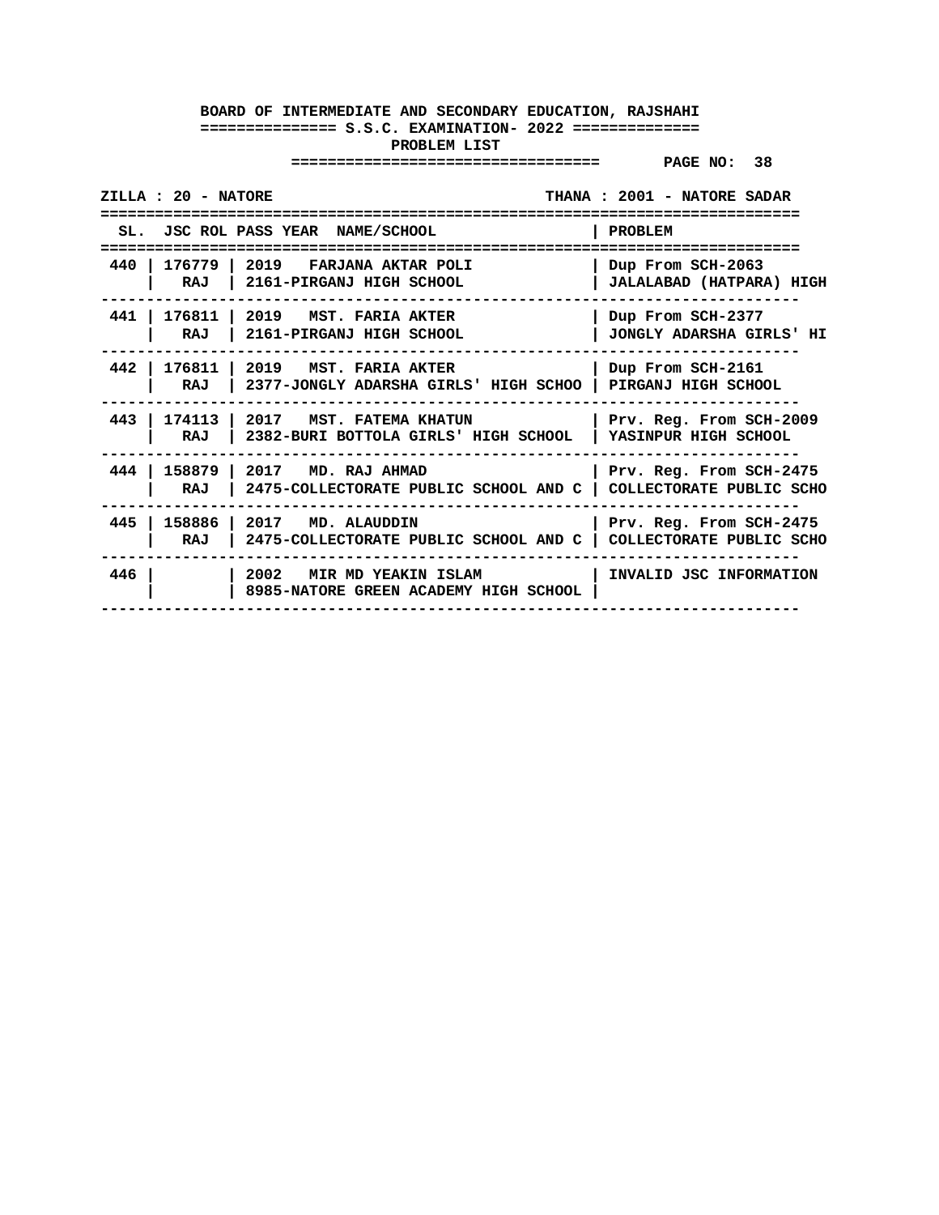**BOARD OF INTERMEDIATE AND SECONDARY EDUCATION, RAJSHAHI**

**============== S.S.C. EXAMINATION- 2022 ==============**

**PROBLEM LIST**

**ZILLA : 20 - NATORE** — **THANA : 2001 - NATORE SADAR**

| SL. | JSC ROL | PASS YEAR NAME/SCHOOL | PROBLEM |
|---|---|---|---|
| 440 | 176779 RAJ | 2019 FARJANA AKTAR POLI<br>2161-PIRGANJ HIGH SCHOOL | Dup From SCH-2063<br>JALALABAD (HATPARA) HIGH |
| 441 | 176811 RAJ | 2019 MST. FARIA AKTER<br>2161-PIRGANJ HIGH SCHOOL | Dup From SCH-2377<br>JONGLY ADARSHA GIRLS' HI |
| 442 | 176811 RAJ | 2019 MST. FARIA AKTER<br>2377-JONGLY ADARSHA GIRLS' HIGH SCHOO | Dup From SCH-2161<br>PIRGANJ HIGH SCHOOL |
| 443 | 174113 RAJ | 2017 MST. FATEMA KHATUN<br>2382-BURI BOTTOLA GIRLS' HIGH SCHOOL | Prv. Reg. From SCH-2009<br>YASINPUR HIGH SCHOOL |
| 444 | 158879 RAJ | 2017 MD. RAJ AHMAD<br>2475-COLLECTORATE PUBLIC SCHOOL AND C | Prv. Reg. From SCH-2475<br>COLLECTORATE PUBLIC SCHO |
| 445 | 158886 RAJ | 2017 MD. ALAUDDIN<br>2475-COLLECTORATE PUBLIC SCHOOL AND C | Prv. Reg. From SCH-2475<br>COLLECTORATE PUBLIC SCHO |
| 446 | | 2002 MIR MD YEAKIN ISLAM<br>8985-NATORE GREEN ACADEMY HIGH SCHOOL | INVALID JSC INFORMATION |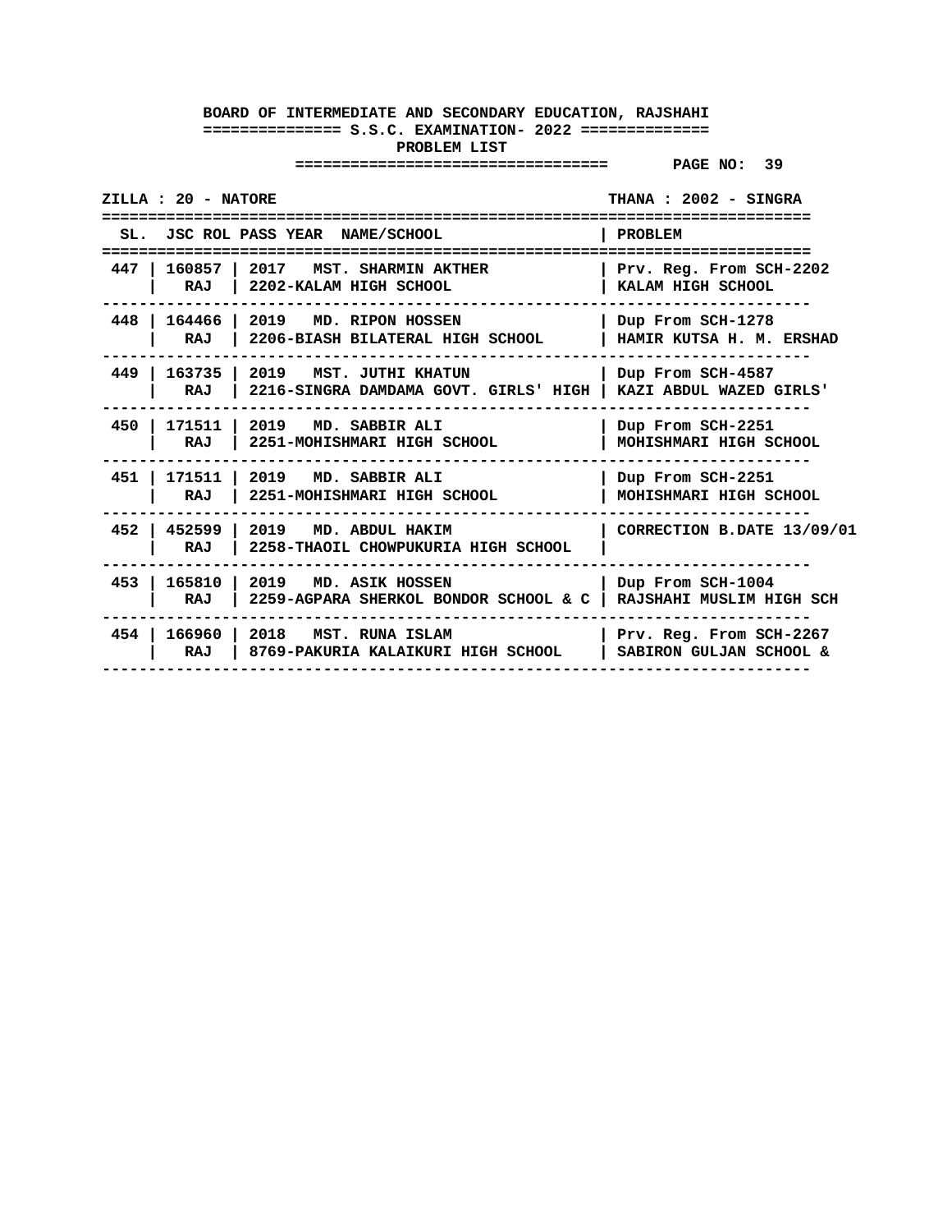**BOARD OF INTERMEDIATE AND SECONDARY EDUCATION, RAJSHAHI**

**S.S.C. EXAMINATION- 2022**

**PROBLEM LIST**

**PAGE NO: 39**

**ZILLA : 20 - NATORE** | **THANA : 2002 - SINGRA**

| SL. | JSC ROL | PASS YEAR NAME/SCHOOL | PROBLEM |
|---|---|---|---|
| 447 | 160857 RAJ | 2017 MST. SHARMIN AKTHER 2202-KALAM HIGH SCHOOL | Prv. Reg. From SCH-2202 KALAM HIGH SCHOOL |
| 448 | 164466 RAJ | 2019 MD. RIPON HOSSEN 2206-BIASH BILATERAL HIGH SCHOOL | Dup From SCH-1278 HAMIR KUTSA H. M. ERSHAD |
| 449 | 163735 RAJ | 2019 MST. JUTHI KHATUN 2216-SINGRA DAMDAMA GOVT. GIRLS' HIGH | Dup From SCH-4587 KAZI ABDUL WAZED GIRLS' |
| 450 | 171511 RAJ | 2019 MD. SABBIR ALI 2251-MOHISHMARI HIGH SCHOOL | Dup From SCH-2251 MOHISHMARI HIGH SCHOOL |
| 451 | 171511 RAJ | 2019 MD. SABBIR ALI 2251-MOHISHMARI HIGH SCHOOL | Dup From SCH-2251 MOHISHMARI HIGH SCHOOL |
| 452 | 452599 RAJ | 2019 MD. ABDUL HAKIM 2258-THAOIL CHOWPUKURIA HIGH SCHOOL | CORRECTION B.DATE 13/09/01 |
| 453 | 165810 RAJ | 2019 MD. ASIK HOSSEN 2259-AGPARA SHERKOL BONDOR SCHOOL & C | Dup From SCH-1004 RAJSHAHI MUSLIM HIGH SCH |
| 454 | 166960 RAJ | 2018 MST. RUNA ISLAM 8769-PAKURIA KALAIKURI HIGH SCHOOL | Prv. Reg. From SCH-2267 SABIRON GULJAN SCHOOL & |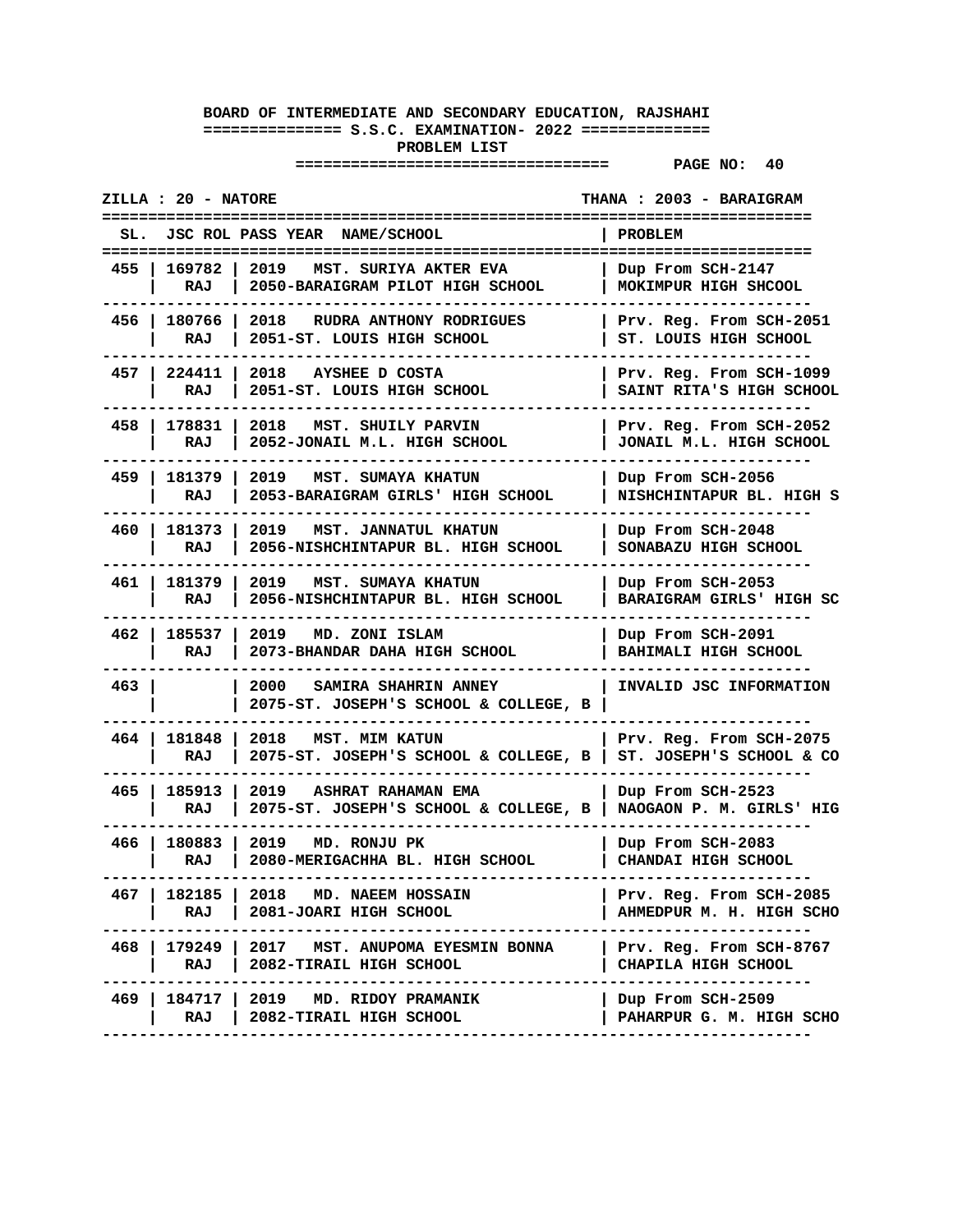**BOARD OF INTERMEDIATE AND SECONDARY EDUCATION, RAJSHAHI**

**S.S.C. EXAMINATION- 2022**

**PROBLEM LIST**

**PAGE NO: 40**

**ZILLA : 20 - NATORE** | **THANA : 2003 - BARAIGRAM**

| SL. | JSC ROL | PASS YEAR NAME/SCHOOL | PROBLEM |
|---|---|---|---|
| 455 | 169782<br>RAJ | 2019 MST. SURIYA AKTER EVA<br>2050-BARAIGRAM PILOT HIGH SCHOOL | Dup From SCH-2147<br>MOKIMPUR HIGH SHCOOL |
| 456 | 180766<br>RAJ | 2018 RUDRA ANTHONY RODRIGUES<br>2051-ST. LOUIS HIGH SCHOOL | Prv. Reg. From SCH-2051<br>ST. LOUIS HIGH SCHOOL |
| 457 | 224411<br>RAJ | 2018 AYSHEE D COSTA<br>2051-ST. LOUIS HIGH SCHOOL | Prv. Reg. From SCH-1099<br>SAINT RITA'S HIGH SCHOOL |
| 458 | 178831<br>RAJ | 2018 MST. SHUILY PARVIN<br>2052-JONAIL M.L. HIGH SCHOOL | Prv. Reg. From SCH-2052<br>JONAIL M.L. HIGH SCHOOL |
| 459 | 181379<br>RAJ | 2019 MST. SUMAYA KHATUN<br>2053-BARAIGRAM GIRLS' HIGH SCHOOL | Dup From SCH-2056<br>NISHCHINTAPUR BL. HIGH S |
| 460 | 181373<br>RAJ | 2019 MST. JANNATUL KHATUN<br>2056-NISHCHINTAPUR BL. HIGH SCHOOL | Dup From SCH-2048<br>SONABAZU HIGH SCHOOL |
| 461 | 181379<br>RAJ | 2019 MST. SUMAYA KHATUN<br>2056-NISHCHINTAPUR BL. HIGH SCHOOL | Dup From SCH-2053<br>BARAIGRAM GIRLS' HIGH SC |
| 462 | 185537<br>RAJ | 2019 MD. ZONI ISLAM<br>2073-BHANDAR DAHA HIGH SCHOOL | Dup From SCH-2091<br>BAHIMALI HIGH SCHOOL |
| 463 | | 2000 SAMIRA SHAHRIN ANNEY<br>2075-ST. JOSEPH'S SCHOOL & COLLEGE, B | INVALID JSC INFORMATION |
| 464 | 181848<br>RAJ | 2018 MST. MIM KATUN<br>2075-ST. JOSEPH'S SCHOOL & COLLEGE, B | Prv. Reg. From SCH-2075<br>ST. JOSEPH'S SCHOOL & CO |
| 465 | 185913<br>RAJ | 2019 ASHRAT RAHAMAN EMA<br>2075-ST. JOSEPH'S SCHOOL & COLLEGE, B | Dup From SCH-2523<br>NAOGAON P. M. GIRLS' HIG |
| 466 | 180883<br>RAJ | 2019 MD. RONJU PK<br>2080-MERIGACHHA BL. HIGH SCHOOL | Dup From SCH-2083<br>CHANDAI HIGH SCHOOL |
| 467 | 182185<br>RAJ | 2018 MD. NAEEM HOSSAIN<br>2081-JOARI HIGH SCHOOL | Prv. Reg. From SCH-2085<br>AHMEDPUR M. H. HIGH SCHO |
| 468 | 179249<br>RAJ | 2017 MST. ANUPOMA EYESMIN BONNA<br>2082-TIRAIL HIGH SCHOOL | Prv. Reg. From SCH-8767<br>CHAPILA HIGH SCHOOL |
| 469 | 184717<br>RAJ | 2019 MD. RIDOY PRAMANIK<br>2082-TIRAIL HIGH SCHOOL | Dup From SCH-2509<br>PAHARPUR G. M. HIGH SCHO |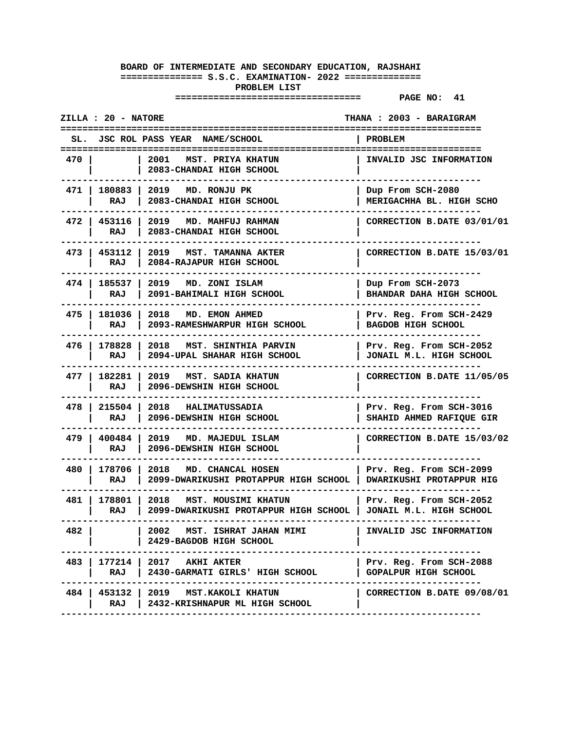**BOARD OF INTERMEDIATE AND SECONDARY EDUCATION, RAJSHAHI**

**S.S.C. EXAMINATION- 2022**

**PROBLEM LIST**

**PAGE NO: 41**

**ZILLA : 20 - NATORE** **THANA : 2003 - BARAIGRAM**

| SL. | JSC ROL | PASS YEAR NAME/SCHOOL | PROBLEM |
|---|---|---|---|
| 470 | | 2001 MST. PRIYA KHATUN<br>2083-CHANDAI HIGH SCHOOL | INVALID JSC INFORMATION |
| 471 | 180883<br>RAJ | 2019 MD. RONJU PK<br>2083-CHANDAI HIGH SCHOOL | Dup From SCH-2080<br>MERIGACHHA BL. HIGH SCHO |
| 472 | 453116<br>RAJ | 2019 MD. MAHFUJ RAHMAN<br>2083-CHANDAI HIGH SCHOOL | CORRECTION B.DATE 03/01/01 |
| 473 | 453112<br>RAJ | 2019 MST. TAMANNA AKTER<br>2084-RAJAPUR HIGH SCHOOL | CORRECTION B.DATE 15/03/01 |
| 474 | 185537<br>RAJ | 2019 MD. ZONI ISLAM<br>2091-BAHIMALI HIGH SCHOOL | Dup From SCH-2073<br>BHANDAR DAHA HIGH SCHOOL |
| 475 | 181036<br>RAJ | 2018 MD. EMON AHMED<br>2093-RAMESHWARPUR HIGH SCHOOL | Prv. Reg. From SCH-2429<br>BAGDOB HIGH SCHOOL |
| 476 | 178828<br>RAJ | 2018 MST. SHINTHIA PARVIN<br>2094-UPAL SHAHAR HIGH SCHOOL | Prv. Reg. From SCH-2052<br>JONAIL M.L. HIGH SCHOOL |
| 477 | 182281<br>RAJ | 2019 MST. SADIA KHATUN<br>2096-DEWSHIN HIGH SCHOOL | CORRECTION B.DATE 11/05/05 |
| 478 | 215504<br>RAJ | 2018 HALIMATUSSADIA<br>2096-DEWSHIN HIGH SCHOOL | Prv. Reg. From SCH-3016<br>SHAHID AHMED RAFIQUE GIR |
| 479 | 400484<br>RAJ | 2019 MD. MAJEDUL ISLAM<br>2096-DEWSHIN HIGH SCHOOL | CORRECTION B.DATE 15/03/02 |
| 480 | 178706<br>RAJ | 2018 MD. CHANCAL HOSEN<br>2099-DWARIKUSHI PROTAPPUR HIGH SCHOOL | Prv. Reg. From SCH-2099<br>DWARIKUSHI PROTAPPUR HIG |
| 481 | 178801<br>RAJ | 2018 MST. MOUSIMI KHATUN<br>2099-DWARIKUSHI PROTAPPUR HIGH SCHOOL | Prv. Reg. From SCH-2052<br>JONAIL M.L. HIGH SCHOOL |
| 482 | | 2002 MST. ISHRAT JAHAN MIMI<br>2429-BAGDOB HIGH SCHOOL | INVALID JSC INFORMATION |
| 483 | 177214<br>RAJ | 2017 AKHI AKTER<br>2430-GARMATI GIRLS' HIGH SCHOOL | Prv. Reg. From SCH-2088<br>GOPALPUR HIGH SCHOOL |
| 484 | 453132<br>RAJ | 2019 MST.KAKOLI KHATUN<br>2432-KRISHNAPUR ML HIGH SCHOOL | CORRECTION B.DATE 09/08/01 |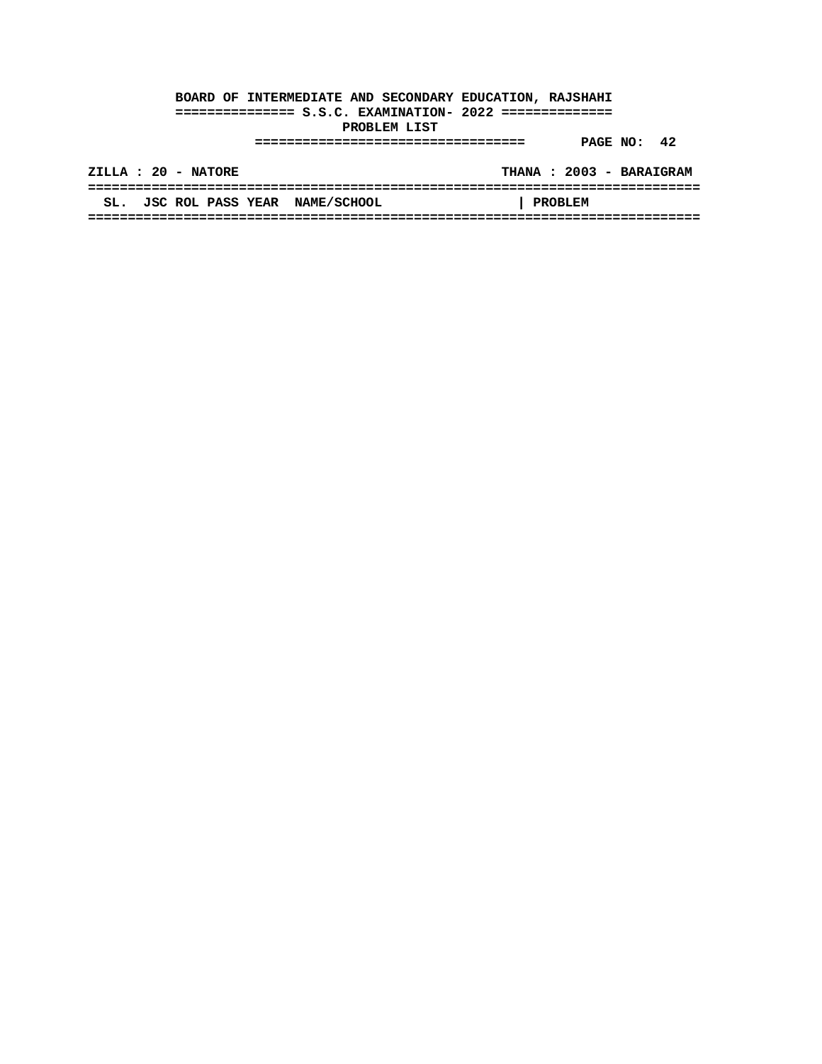**BOARD OF INTERMEDIATE AND SECONDARY EDUCATION, RAJSHAHI**

**S.S.C. EXAMINATION- 2022**

**PROBLEM LIST**

**PAGE NO: 42**

**ZILLA : 20 - NATORE** **THANA : 2003 - BARAIGRAM**

| SL. | JSC ROL | PASS YEAR | NAME/SCHOOL | PROBLEM |
|---|---|---|---|---|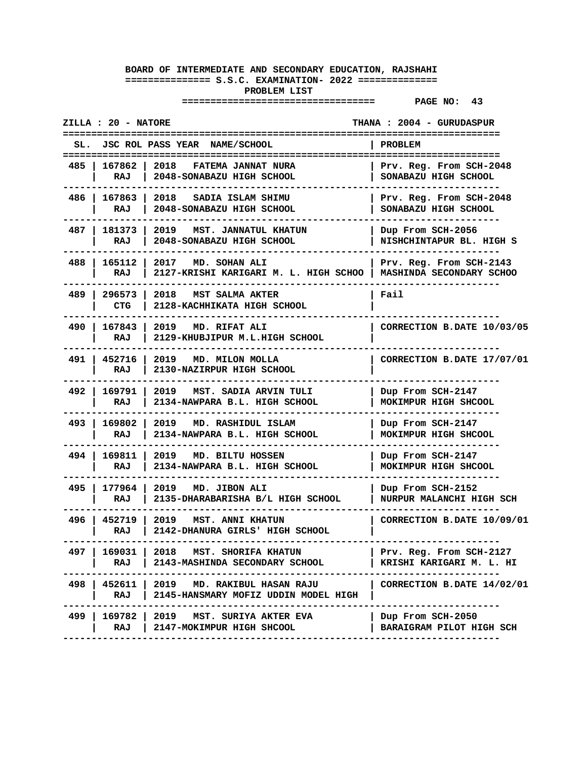**BOARD OF INTERMEDIATE AND SECONDARY EDUCATION, RAJSHAHI**

**S.S.C. EXAMINATION- 2022**

**PROBLEM LIST**

**PAGE NO: 43**

**ZILLA : 20 - NATORE** **THANA : 2004 - GURUDASPUR**

| SL. | JSC ROL | PASS YEAR NAME/SCHOOL | PROBLEM |
|---|---|---|---|
| 485 | 167862<br>RAJ | 2018 FATEMA JANNAT NURA<br>2048-SONABAZU HIGH SCHOOL | Prv. Reg. From SCH-2048<br>SONABAZU HIGH SCHOOL |
| 486 | 167863<br>RAJ | 2018 SADIA ISLAM SHIMU<br>2048-SONABAZU HIGH SCHOOL | Prv. Reg. From SCH-2048<br>SONABAZU HIGH SCHOOL |
| 487 | 181373<br>RAJ | 2019 MST. JANNATUL KHATUN<br>2048-SONABAZU HIGH SCHOOL | Dup From SCH-2056<br>NISHCHINTAPUR BL. HIGH S |
| 488 | 165112<br>RAJ | 2017 MD. SOHAN ALI<br>2127-KRISHI KARIGARI M. L. HIGH SCHOO | Prv. Reg. From SCH-2143<br>MASHINDA SECONDARY SCHOO |
| 489 | 296573<br>CTG | 2018 MST SALMA AKTER<br>2128-KACHHIKATA HIGH SCHOOL | Fail |
| 490 | 167843<br>RAJ | 2019 MD. RIFAT ALI<br>2129-KHUBJIPUR M.L.HIGH SCHOOL | CORRECTION B.DATE 10/03/05 |
| 491 | 452716<br>RAJ | 2019 MD. MILON MOLLA<br>2130-NAZIRPUR HIGH SCHOOL | CORRECTION B.DATE 17/07/01 |
| 492 | 169791<br>RAJ | 2019 MST. SADIA ARVIN TULI<br>2134-NAWPARA B.L. HIGH SCHOOL | Dup From SCH-2147<br>MOKIMPUR HIGH SHCOOL |
| 493 | 169802<br>RAJ | 2019 MD. RASHIDUL ISLAM<br>2134-NAWPARA B.L. HIGH SCHOOL | Dup From SCH-2147<br>MOKIMPUR HIGH SHCOOL |
| 494 | 169811<br>RAJ | 2019 MD. BILTU HOSSEN<br>2134-NAWPARA B.L. HIGH SCHOOL | Dup From SCH-2147<br>MOKIMPUR HIGH SHCOOL |
| 495 | 177964<br>RAJ | 2019 MD. JIBON ALI<br>2135-DHARABARISHA B/L HIGH SCHOOL | Dup From SCH-2152<br>NURPUR MALANCHI HIGH SCH |
| 496 | 452719<br>RAJ | 2019 MST. ANNI KHATUN<br>2142-DHANURA GIRLS' HIGH SCHOOL | CORRECTION B.DATE 10/09/01 |
| 497 | 169031<br>RAJ | 2018 MST. SHORIFA KHATUN<br>2143-MASHINDA SECONDARY SCHOOL | Prv. Reg. From SCH-2127<br>KRISHI KARIGARI M. L. HI |
| 498 | 452611<br>RAJ | 2019 MD. RAKIBUL HASAN RAJU<br>2145-HANSMARY MOFIZ UDDIN MODEL HIGH | CORRECTION B.DATE 14/02/01 |
| 499 | 169782<br>RAJ | 2019 MST. SURIYA AKTER EVA<br>2147-MOKIMPUR HIGH SHCOOL | Dup From SCH-2050<br>BARAIGRAM PILOT HIGH SCH |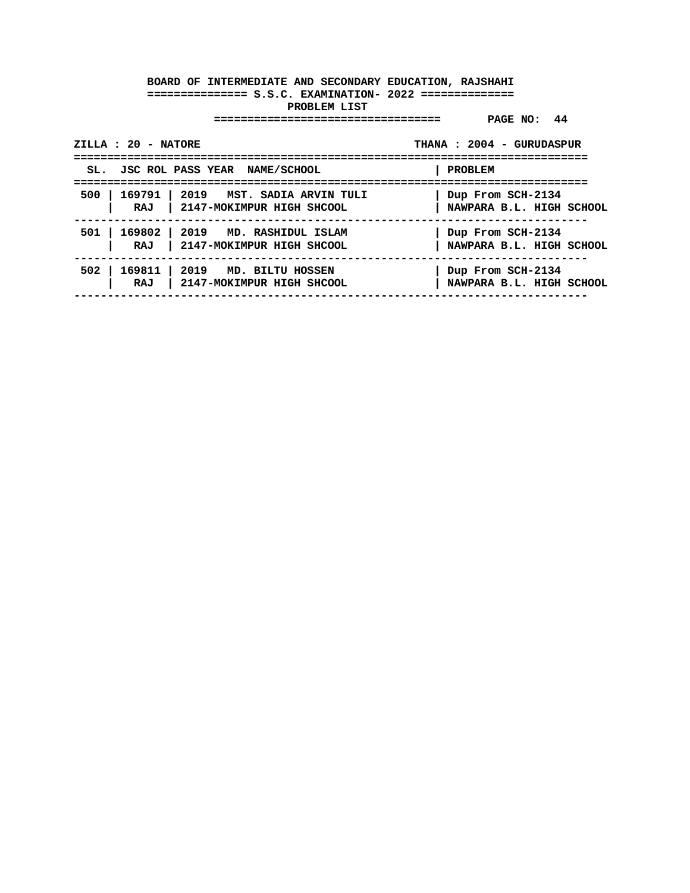**BOARD OF INTERMEDIATE AND SECONDARY EDUCATION, RAJSHAHI**

**S.S.C. EXAMINATION- 2022**

**PROBLEM LIST**

**PAGE NO: 44**

**ZILLA : 20 - NATORE** | **THANA : 2004 - GURUDASPUR**

| SL. | JSC ROL | PASS YEAR NAME/SCHOOL | PROBLEM |
|---|---|---|---|
| 500 | 169791<br>RAJ | 2019 MST. SADIA ARVIN TULI<br>2147-MOKIMPUR HIGH SHCOOL | Dup From SCH-2134<br>NAWPARA B.L. HIGH SCHOOL |
| 501 | 169802<br>RAJ | 2019 MD. RASHIDUL ISLAM<br>2147-MOKIMPUR HIGH SHCOOL | Dup From SCH-2134<br>NAWPARA B.L. HIGH SCHOOL |
| 502 | 169811<br>RAJ | 2019 MD. BILTU HOSSEN<br>2147-MOKIMPUR HIGH SHCOOL | Dup From SCH-2134<br>NAWPARA B.L. HIGH SCHOOL |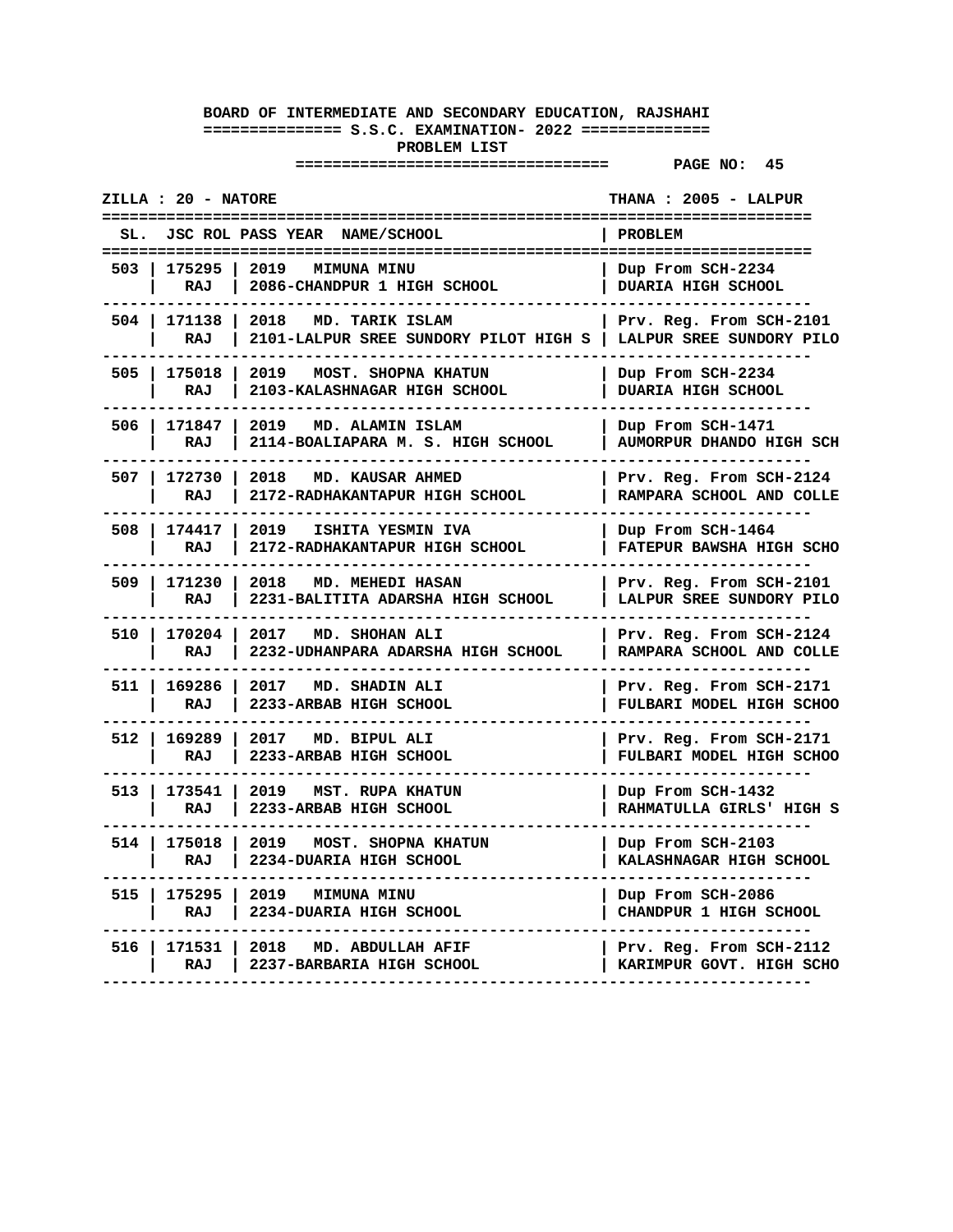**BOARD OF INTERMEDIATE AND SECONDARY EDUCATION, RAJSHAHI**

**S.S.C. EXAMINATION- 2022**

**PROBLEM LIST**

**ZILLA : 20 - NATORE** **THANA : 2005 - LALPUR**

| SL. | JSC ROL | PASS YEAR | NAME/SCHOOL | PROBLEM |
|---|---|---|---|---|
| 503 | 175295 RAJ | 2019 | MIMUNA MINU<br>2086-CHANDPUR 1 HIGH SCHOOL | Dup From SCH-2234<br>DUARIA HIGH SCHOOL |
| 504 | 171138 RAJ | 2018 | MD. TARIK ISLAM<br>2101-LALPUR SREE SUNDORY PILOT HIGH S | Prv. Reg. From SCH-2101<br>LALPUR SREE SUNDORY PILO |
| 505 | 175018 RAJ | 2019 | MOST. SHOPNA KHATUN<br>2103-KALASHNAGAR HIGH SCHOOL | Dup From SCH-2234<br>DUARIA HIGH SCHOOL |
| 506 | 171847 RAJ | 2019 | MD. ALAMIN ISLAM<br>2114-BOALIAPARA M. S. HIGH SCHOOL | Dup From SCH-1471<br>AUMORPUR DHANDO HIGH SCH |
| 507 | 172730 RAJ | 2018 | MD. KAUSAR AHMED<br>2172-RADHAKANTAPUR HIGH SCHOOL | Prv. Reg. From SCH-2124<br>RAMPARA SCHOOL AND COLLE |
| 508 | 174417 RAJ | 2019 | ISHITA YESMIN IVA<br>2172-RADHAKANTAPUR HIGH SCHOOL | Dup From SCH-1464<br>FATEPUR BAWSHA HIGH SCHO |
| 509 | 171230 RAJ | 2018 | MD. MEHEDI HASAN<br>2231-BALITITA ADARSHA HIGH SCHOOL | Prv. Reg. From SCH-2101<br>LALPUR SREE SUNDORY PILO |
| 510 | 170204 RAJ | 2017 | MD. SHOHAN ALI<br>2232-UDHANPARA ADARSHA HIGH SCHOOL | Prv. Reg. From SCH-2124<br>RAMPARA SCHOOL AND COLLE |
| 511 | 169286 RAJ | 2017 | MD. SHADIN ALI<br>2233-ARBAB HIGH SCHOOL | Prv. Reg. From SCH-2171<br>FULBARI MODEL HIGH SCHOO |
| 512 | 169289 RAJ | 2017 | MD. BIPUL ALI<br>2233-ARBAB HIGH SCHOOL | Prv. Reg. From SCH-2171<br>FULBARI MODEL HIGH SCHOO |
| 513 | 173541 RAJ | 2019 | MST. RUPA KHATUN<br>2233-ARBAB HIGH SCHOOL | Dup From SCH-1432<br>RAHMATULLA GIRLS' HIGH S |
| 514 | 175018 RAJ | 2019 | MOST. SHOPNA KHATUN<br>2234-DUARIA HIGH SCHOOL | Dup From SCH-2103<br>KALASHNAGAR HIGH SCHOOL |
| 515 | 175295 RAJ | 2019 | MIMUNA MINU<br>2234-DUARIA HIGH SCHOOL | Dup From SCH-2086<br>CHANDPUR 1 HIGH SCHOOL |
| 516 | 171531 RAJ | 2018 | MD. ABDULLAH AFIF<br>2237-BARBARIA HIGH SCHOOL | Prv. Reg. From SCH-2112<br>KARIMPUR GOVT. HIGH SCHO |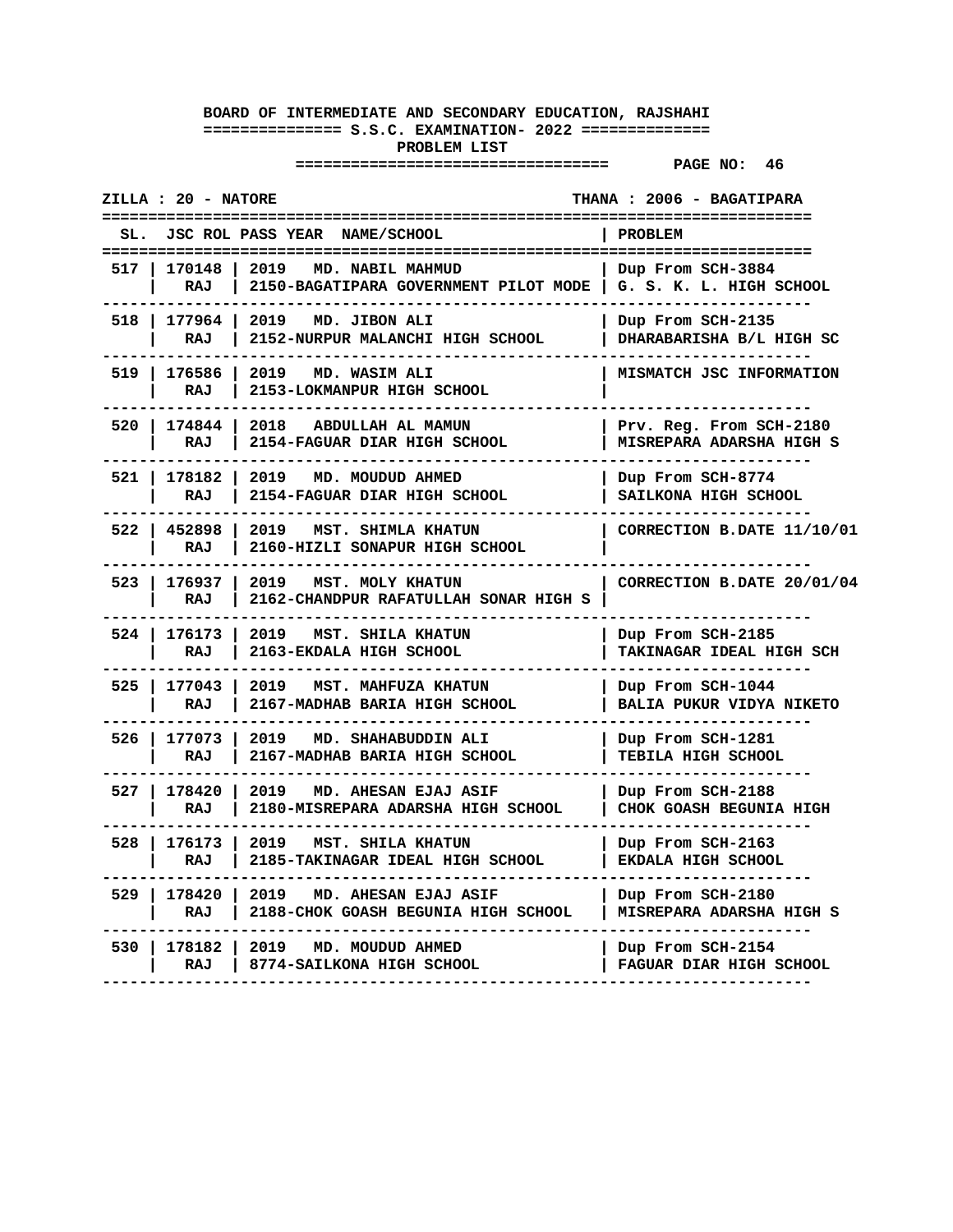**BOARD OF INTERMEDIATE AND SECONDARY EDUCATION, RAJSHAHI**

**S.S.C. EXAMINATION- 2022**

**PROBLEM LIST**

**PAGE NO: 46**

**ZILLA : 20 - NATORE** **THANA : 2006 - BAGATIPARA**

| SL. | JSC ROL | PASS YEAR NAME/SCHOOL | PROBLEM |
|---|---|---|---|
| 517 | 170148 RAJ | 2019 MD. NABIL MAHMUD 2150-BAGATIPARA GOVERNMENT PILOT MODE | Dup From SCH-3884 G. S. K. L. HIGH SCHOOL |
| 518 | 177964 RAJ | 2019 MD. JIBON ALI 2152-NURPUR MALANCHI HIGH SCHOOL | Dup From SCH-2135 DHARABARISHA B/L HIGH SC |
| 519 | 176586 RAJ | 2019 MD. WASIM ALI 2153-LOKMANPUR HIGH SCHOOL | MISMATCH JSC INFORMATION |
| 520 | 174844 RAJ | 2018 ABDULLAH AL MAMUN 2154-FAGUAR DIAR HIGH SCHOOL | Prv. Reg. From SCH-2180 MISREPARA ADARSHA HIGH S |
| 521 | 178182 RAJ | 2019 MD. MOUDUD AHMED 2154-FAGUAR DIAR HIGH SCHOOL | Dup From SCH-8774 SAILKONA HIGH SCHOOL |
| 522 | 452898 RAJ | 2019 MST. SHIMLA KHATUN 2160-HIZLI SONAPUR HIGH SCHOOL | CORRECTION B.DATE 11/10/01 |
| 523 | 176937 RAJ | 2019 MST. MOLY KHATUN 2162-CHANDPUR RAFATULLAH SONAR HIGH S | CORRECTION B.DATE 20/01/04 |
| 524 | 176173 RAJ | 2019 MST. SHILA KHATUN 2163-EKDALA HIGH SCHOOL | Dup From SCH-2185 TAKINAGAR IDEAL HIGH SCH |
| 525 | 177043 RAJ | 2019 MST. MAHFUZA KHATUN 2167-MADHAB BARIA HIGH SCHOOL | Dup From SCH-1044 BALIA PUKUR VIDYA NIKETO |
| 526 | 177073 RAJ | 2019 MD. SHAHABUDDIN ALI 2167-MADHAB BARIA HIGH SCHOOL | Dup From SCH-1281 TEBILA HIGH SCHOOL |
| 527 | 178420 RAJ | 2019 MD. AHESAN EJAJ ASIF 2180-MISREPARA ADARSHA HIGH SCHOOL | Dup From SCH-2188 CHOK GOASH BEGUNIA HIGH |
| 528 | 176173 RAJ | 2019 MST. SHILA KHATUN 2185-TAKINAGAR IDEAL HIGH SCHOOL | Dup From SCH-2163 EKDALA HIGH SCHOOL |
| 529 | 178420 RAJ | 2019 MD. AHESAN EJAJ ASIF 2188-CHOK GOASH BEGUNIA HIGH SCHOOL | Dup From SCH-2180 MISREPARA ADARSHA HIGH S |
| 530 | 178182 RAJ | 2019 MD. MOUDUD AHMED 8774-SAILKONA HIGH SCHOOL | Dup From SCH-2154 FAGUAR DIAR HIGH SCHOOL |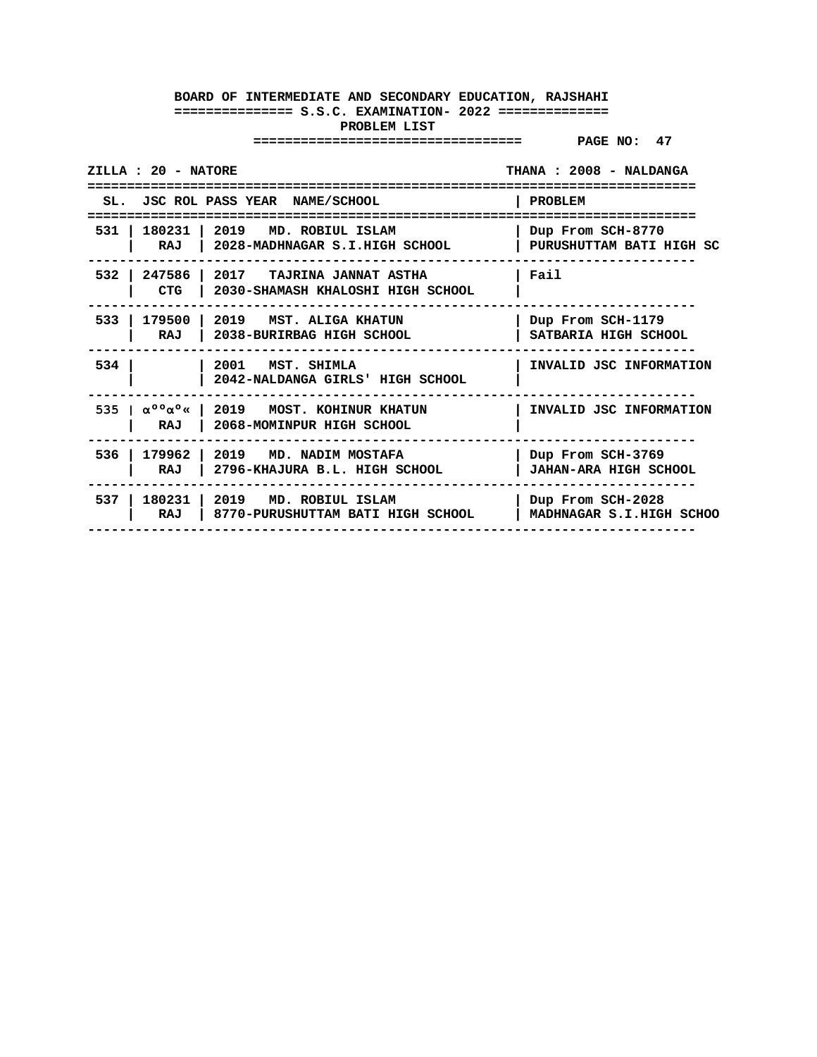**BOARD OF INTERMEDIATE AND SECONDARY EDUCATION, RAJSHAHI**

**============== S.S.C. EXAMINATION- 2022 ==============**

**PROBLEM LIST**

**================================= PAGE NO: 47**

**ZILLA : 20 - NATORE** **THANA : 2008 - NALDANGA**

| SL. | JSC ROL | PASS YEAR NAME/SCHOOL | PROBLEM |
|---|---|---|---|
| 531 | 180231<br>RAJ | 2019 MD. ROBIUL ISLAM<br>2028-MADHNAGAR S.I.HIGH SCHOOL | Dup From SCH-8770<br>PURUSHUTTAM BATI HIGH SC |
| 532 | 247586<br>CTG | 2017 TAJRINA JANNAT ASTHA<br>2030-SHAMASH KHALOSHI HIGH SCHOOL | Fail |
| 533 | 179500<br>RAJ | 2019 MST. ALIGA KHATUN<br>2038-BURIRBAG HIGH SCHOOL | Dup From SCH-1179<br>SATBARIA HIGH SCHOOL |
| 534 | | 2001 MST. SHIMLA<br>2042-NALDANGA GIRLS' HIGH SCHOOL | INVALID JSC INFORMATION |
| 535 | αººαº«<br>RAJ | 2019 MOST. KOHINUR KHATUN<br>2068-MOMINPUR HIGH SCHOOL | INVALID JSC INFORMATION |
| 536 | 179962<br>RAJ | 2019 MD. NADIM MOSTAFA<br>2796-KHAJURA B.L. HIGH SCHOOL | Dup From SCH-3769<br>JAHAN-ARA HIGH SCHOOL |
| 537 | 180231<br>RAJ | 2019 MD. ROBIUL ISLAM<br>8770-PURUSHUTTAM BATI HIGH SCHOOL | Dup From SCH-2028<br>MADHNAGAR S.I.HIGH SCHOO |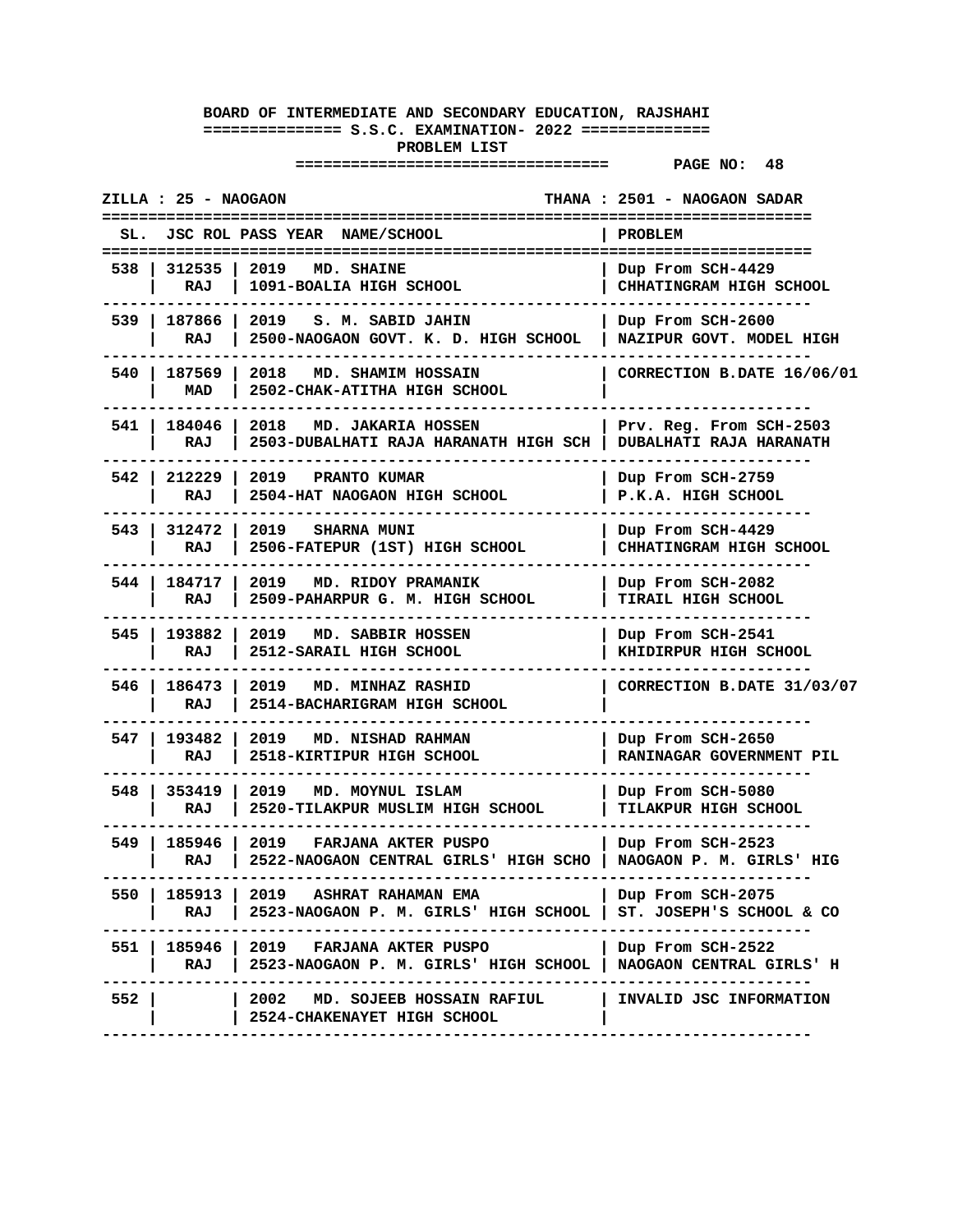**BOARD OF INTERMEDIATE AND SECONDARY EDUCATION, RAJSHAHI**

**S.S.C. EXAMINATION- 2022**

**PROBLEM LIST**

**PAGE NO: 48**

**ZILLA : 25 - NAOGAON** **THANA : 2501 - NAOGAON SADAR**

| SL. | JSC ROL | PASS YEAR NAME/SCHOOL | PROBLEM |
|---|---|---|---|
| 538 | 312535 RAJ | 2019 MD. SHAINE 1091-BOALIA HIGH SCHOOL | Dup From SCH-4429 CHHATINGRAM HIGH SCHOOL |
| 539 | 187866 RAJ | 2019 S. M. SABID JAHIN 2500-NAOGAON GOVT. K. D. HIGH SCHOOL | Dup From SCH-2600 NAZIPUR GOVT. MODEL HIGH |
| 540 | 187569 MAD | 2018 MD. SHAMIM HOSSAIN 2502-CHAK-ATITHA HIGH SCHOOL | CORRECTION B.DATE 16/06/01 |
| 541 | 184046 RAJ | 2018 MD. JAKARIA HOSSEN 2503-DUBALHATI RAJA HARANATH HIGH SCH | Prv. Reg. From SCH-2503 DUBALHATI RAJA HARANATH |
| 542 | 212229 RAJ | 2019 PRANTO KUMAR 2504-HAT NAOGAON HIGH SCHOOL | Dup From SCH-2759 P.K.A. HIGH SCHOOL |
| 543 | 312472 RAJ | 2019 SHARNA MUNI 2506-FATEPUR (1ST) HIGH SCHOOL | Dup From SCH-4429 CHHATINGRAM HIGH SCHOOL |
| 544 | 184717 RAJ | 2019 MD. RIDOY PRAMANIK 2509-PAHARPUR G. M. HIGH SCHOOL | Dup From SCH-2082 TIRAIL HIGH SCHOOL |
| 545 | 193882 RAJ | 2019 MD. SABBIR HOSSEN 2512-SARAIL HIGH SCHOOL | Dup From SCH-2541 KHIDIRPUR HIGH SCHOOL |
| 546 | 186473 RAJ | 2019 MD. MINHAZ RASHID 2514-BACHARIGRAM HIGH SCHOOL | CORRECTION B.DATE 31/03/07 |
| 547 | 193482 RAJ | 2019 MD. NISHAD RAHMAN 2518-KIRTIPUR HIGH SCHOOL | Dup From SCH-2650 RANINAGAR GOVERNMENT PIL |
| 548 | 353419 RAJ | 2019 MD. MOYNUL ISLAM 2520-TILAKPUR MUSLIM HIGH SCHOOL | Dup From SCH-5080 TILAKPUR HIGH SCHOOL |
| 549 | 185946 RAJ | 2019 FARJANA AKTER PUSPO 2522-NAOGAON CENTRAL GIRLS' HIGH SCHO | Dup From SCH-2523 NAOGAON P. M. GIRLS' HIG |
| 550 | 185913 RAJ | 2019 ASHRAT RAHAMAN EMA 2523-NAOGAON P. M. GIRLS' HIGH SCHOOL | Dup From SCH-2075 ST. JOSEPH'S SCHOOL & CO |
| 551 | 185946 RAJ | 2019 FARJANA AKTER PUSPO 2523-NAOGAON P. M. GIRLS' HIGH SCHOOL | Dup From SCH-2522 NAOGAON CENTRAL GIRLS' H |
| 552 | | 2002 MD. SOJEEB HOSSAIN RAFIUL 2524-CHAKENAYET HIGH SCHOOL | INVALID JSC INFORMATION |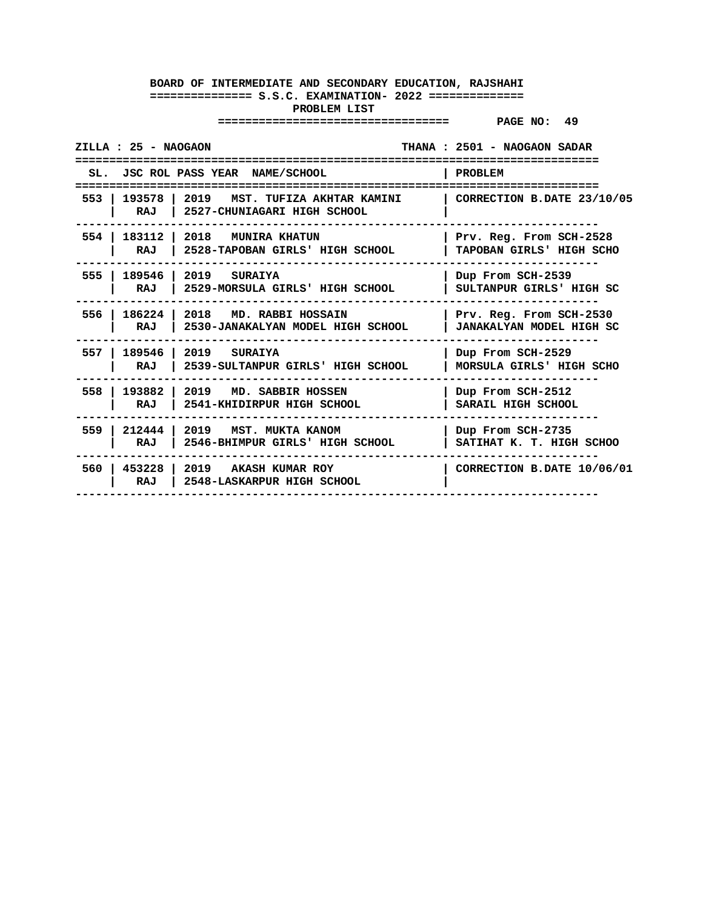**BOARD OF INTERMEDIATE AND SECONDARY EDUCATION, RAJSHAHI**

**S.S.C. EXAMINATION- 2022**

**PROBLEM LIST**

**PAGE NO: 49**

**ZILLA : 25 - NAOGAON** | **THANA : 2501 - NAOGAON SADAR**

| SL. | JSC ROL | PASS YEAR NAME/SCHOOL | PROBLEM |
|---|---|---|---|
| 553 | 193578 RAJ | 2019 MST. TUFIZA AKHTAR KAMINI 2527-CHUNIAGARI HIGH SCHOOL | CORRECTION B.DATE 23/10/05 |
| 554 | 183112 RAJ | 2018 MUNIRA KHATUN 2528-TAPOBAN GIRLS' HIGH SCHOOL | Prv. Reg. From SCH-2528 TAPOBAN GIRLS' HIGH SCHO |
| 555 | 189546 RAJ | 2019 SURAIYA 2529-MORSULA GIRLS' HIGH SCHOOL | Dup From SCH-2539 SULTANPUR GIRLS' HIGH SC |
| 556 | 186224 RAJ | 2018 MD. RABBI HOSSAIN 2530-JANAKALYAN MODEL HIGH SCHOOL | Prv. Reg. From SCH-2530 JANAKALYAN MODEL HIGH SC |
| 557 | 189546 RAJ | 2019 SURAIYA 2539-SULTANPUR GIRLS' HIGH SCHOOL | Dup From SCH-2529 MORSULA GIRLS' HIGH SCHO |
| 558 | 193882 RAJ | 2019 MD. SABBIR HOSSEN 2541-KHIDIRPUR HIGH SCHOOL | Dup From SCH-2512 SARAIL HIGH SCHOOL |
| 559 | 212444 RAJ | 2019 MST. MUKTA KANOM 2546-BHIMPUR GIRLS' HIGH SCHOOL | Dup From SCH-2735 SATIHAT K. T. HIGH SCHOO |
| 560 | 453228 RAJ | 2019 AKASH KUMAR ROY 2548-LASKARPUR HIGH SCHOOL | CORRECTION B.DATE 10/06/01 |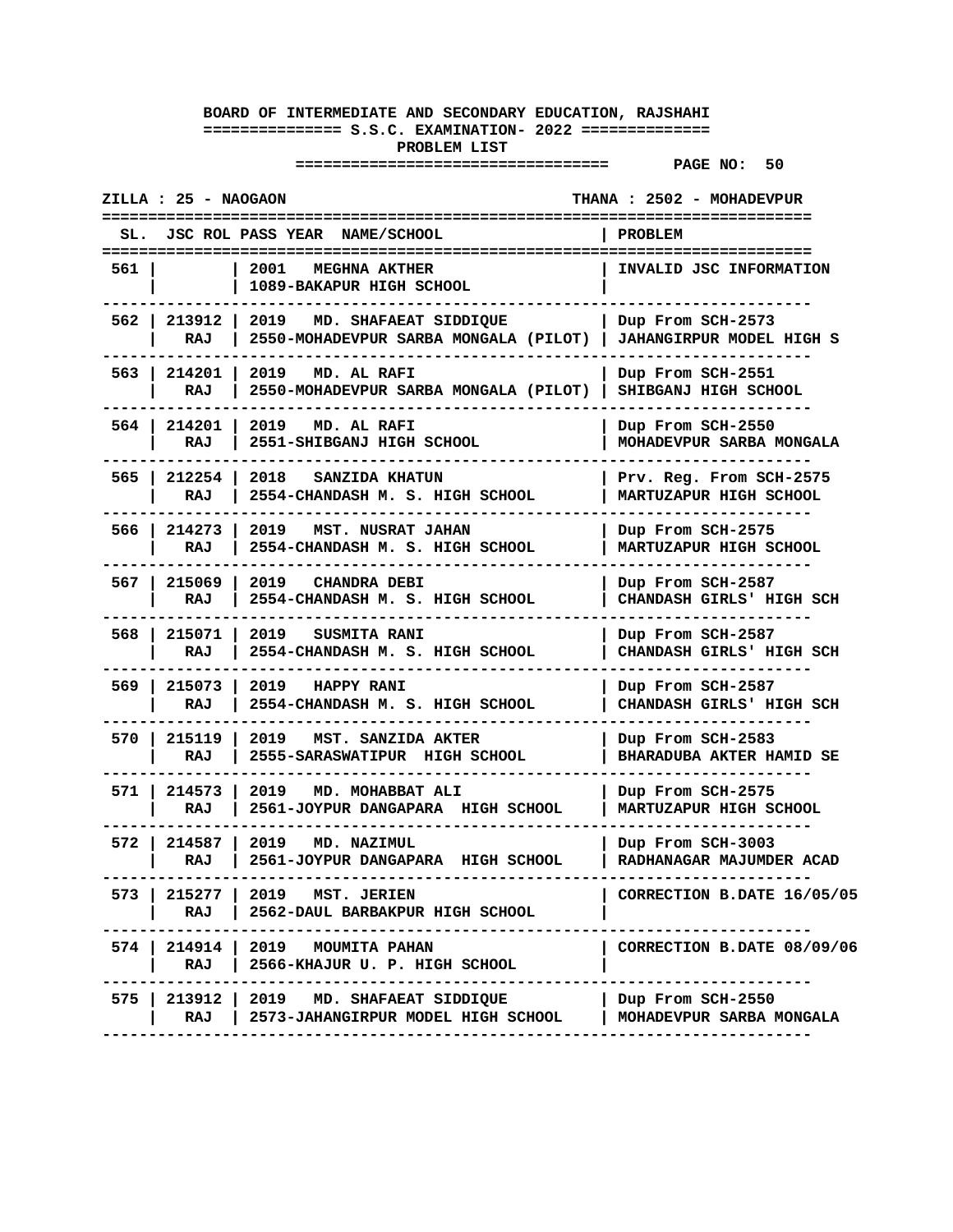**BOARD OF INTERMEDIATE AND SECONDARY EDUCATION, RAJSHAHI**

**S.S.C. EXAMINATION- 2022**

**PROBLEM LIST**

**PAGE NO: 50**

**ZILLA : 25 - NAOGAON** | **THANA : 2502 - MOHADEVPUR**

| SL. | JSC ROL | PASS YEAR NAME/SCHOOL | PROBLEM |
|---|---|---|---|
| 561 | | 2001 MEGHNA AKTHER<br>1089-BAKAPUR HIGH SCHOOL | INVALID JSC INFORMATION |
| 562 | 213912<br>RAJ | 2019 MD. SHAFAEAT SIDDIQUE<br>2550-MOHADEVPUR SARBA MONGALA (PILOT) | Dup From SCH-2573<br>JAHANGIRPUR MODEL HIGH S |
| 563 | 214201<br>RAJ | 2019 MD. AL RAFI<br>2550-MOHADEVPUR SARBA MONGALA (PILOT) | Dup From SCH-2551<br>SHIBGANJ HIGH SCHOOL |
| 564 | 214201<br>RAJ | 2019 MD. AL RAFI<br>2551-SHIBGANJ HIGH SCHOOL | Dup From SCH-2550<br>MOHADEVPUR SARBA MONGALA |
| 565 | 212254<br>RAJ | 2018 SANZIDA KHATUN<br>2554-CHANDASH M. S. HIGH SCHOOL | Prv. Reg. From SCH-2575<br>MARTUZAPUR HIGH SCHOOL |
| 566 | 214273<br>RAJ | 2019 MST. NUSRAT JAHAN<br>2554-CHANDASH M. S. HIGH SCHOOL | Dup From SCH-2575<br>MARTUZAPUR HIGH SCHOOL |
| 567 | 215069<br>RAJ | 2019 CHANDRA DEBI<br>2554-CHANDASH M. S. HIGH SCHOOL | Dup From SCH-2587<br>CHANDASH GIRLS' HIGH SCH |
| 568 | 215071<br>RAJ | 2019 SUSMITA RANI<br>2554-CHANDASH M. S. HIGH SCHOOL | Dup From SCH-2587<br>CHANDASH GIRLS' HIGH SCH |
| 569 | 215073<br>RAJ | 2019 HAPPY RANI<br>2554-CHANDASH M. S. HIGH SCHOOL | Dup From SCH-2587<br>CHANDASH GIRLS' HIGH SCH |
| 570 | 215119<br>RAJ | 2019 MST. SANZIDA AKTER<br>2555-SARASWATIPUR HIGH SCHOOL | Dup From SCH-2583<br>BHARADUBA AKTER HAMID SE |
| 571 | 214573<br>RAJ | 2019 MD. MOHABBAT ALI<br>2561-JOYPUR DANGAPARA HIGH SCHOOL | Dup From SCH-2575<br>MARTUZAPUR HIGH SCHOOL |
| 572 | 214587<br>RAJ | 2019 MD. NAZIMUL<br>2561-JOYPUR DANGAPARA HIGH SCHOOL | Dup From SCH-3003<br>RADHANAGAR MAJUMDER ACAD |
| 573 | 215277<br>RAJ | 2019 MST. JERIEN<br>2562-DAUL BARBAKPUR HIGH SCHOOL | CORRECTION B.DATE 16/05/05 |
| 574 | 214914<br>RAJ | 2019 MOUMITA PAHAN<br>2566-KHAJUR U. P. HIGH SCHOOL | CORRECTION B.DATE 08/09/06 |
| 575 | 213912<br>RAJ | 2019 MD. SHAFAEAT SIDDIQUE<br>2573-JAHANGIRPUR MODEL HIGH SCHOOL | Dup From SCH-2550<br>MOHADEVPUR SARBA MONGALA |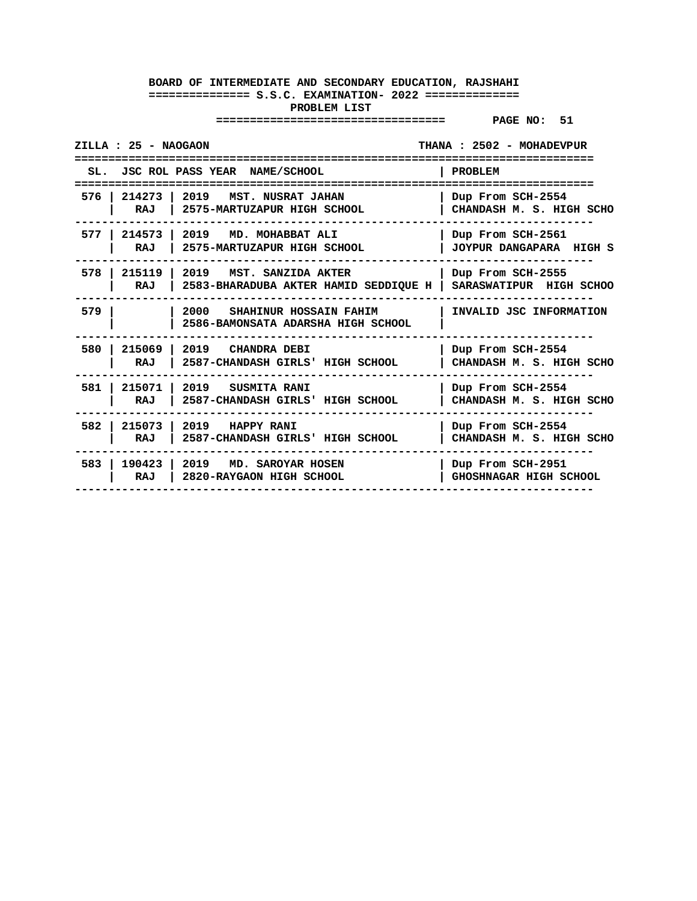**BOARD OF INTERMEDIATE AND SECONDARY EDUCATION, RAJSHAHI**

**S.S.C. EXAMINATION- 2022**

**PROBLEM LIST**

**PAGE NO: 51**

**ZILLA : 25 - NAOGAON** | **THANA : 2502 - MOHADEVPUR**

| SL. | JSC ROL | PASS YEAR NAME/SCHOOL | PROBLEM |
|---|---|---|---|
| 576 | 214273 RAJ | 2019 MST. NUSRAT JAHAN 2575-MARTUZAPUR HIGH SCHOOL | Dup From SCH-2554 CHANDASH M. S. HIGH SCHO |
| 577 | 214573 RAJ | 2019 MD. MOHABBAT ALI 2575-MARTUZAPUR HIGH SCHOOL | Dup From SCH-2561 JOYPUR DANGAPARA HIGH S |
| 578 | 215119 RAJ | 2019 MST. SANZIDA AKTER 2583-BHARADUBA AKTER HAMID SEDDIQUE H | Dup From SCH-2555 SARASWATIPUR HIGH SCHOO |
| 579 | | 2000 SHAHINUR HOSSAIN FAHIM 2586-BAMONSATA ADARSHA HIGH SCHOOL | INVALID JSC INFORMATION |
| 580 | 215069 RAJ | 2019 CHANDRA DEBI 2587-CHANDASH GIRLS' HIGH SCHOOL | Dup From SCH-2554 CHANDASH M. S. HIGH SCHO |
| 581 | 215071 RAJ | 2019 SUSMITA RANI 2587-CHANDASH GIRLS' HIGH SCHOOL | Dup From SCH-2554 CHANDASH M. S. HIGH SCHO |
| 582 | 215073 RAJ | 2019 HAPPY RANI 2587-CHANDASH GIRLS' HIGH SCHOOL | Dup From SCH-2554 CHANDASH M. S. HIGH SCHO |
| 583 | 190423 RAJ | 2019 MD. SAROYAR HOSEN 2820-RAYGAON HIGH SCHOOL | Dup From SCH-2951 GHOSHNAGAR HIGH SCHOOL |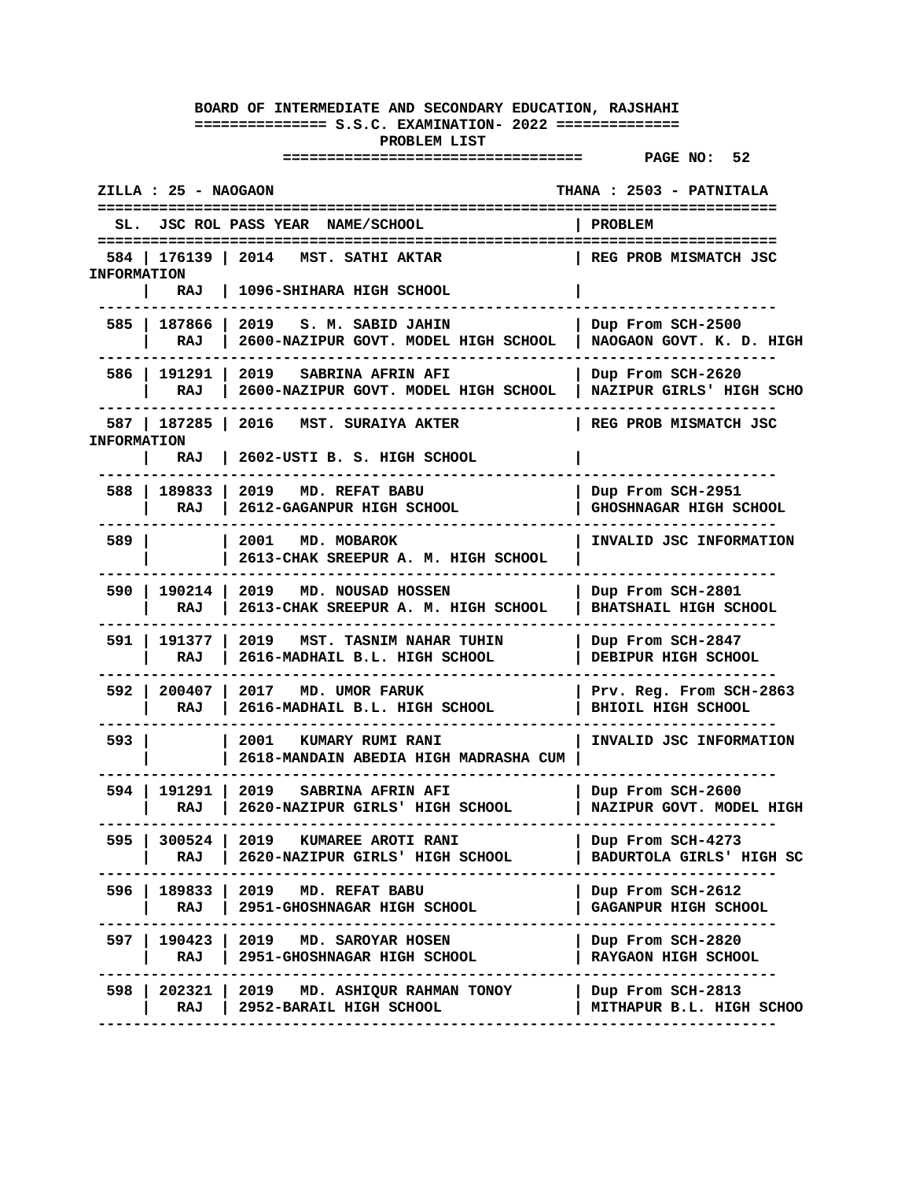**BOARD OF INTERMEDIATE AND SECONDARY EDUCATION, RAJSHAHI**

**S.S.C. EXAMINATION- 2022**

**PROBLEM LIST**

**PAGE NO: 52**

**ZILLA : 25 - NAOGAON** | **THANA : 2503 - PATNITALA**

| SL. | JSC ROL | PASS YEAR | NAME/SCHOOL | PROBLEM |
|---|---|---|---|---|
| 584 | 176139 RAJ | 2014 | MST. SATHI AKTAR 1096-SHIHARA HIGH SCHOOL | REG PROB MISMATCH JSC INFORMATION |
| 585 | 187866 RAJ | 2019 | S. M. SABID JAHIN 2600-NAZIPUR GOVT. MODEL HIGH SCHOOL | Dup From SCH-2500 NAOGAON GOVT. K. D. HIGH |
| 586 | 191291 RAJ | 2019 | SABRINA AFRIN AFI 2600-NAZIPUR GOVT. MODEL HIGH SCHOOL | Dup From SCH-2620 NAZIPUR GIRLS' HIGH SCHO |
| 587 | 187285 RAJ | 2016 | MST. SURAIYA AKTER 2602-USTI B. S. HIGH SCHOOL | REG PROB MISMATCH JSC INFORMATION |
| 588 | 189833 RAJ | 2019 | MD. REFAT BABU 2612-GAGANPUR HIGH SCHOOL | Dup From SCH-2951 GHOSHNAGAR HIGH SCHOOL |
| 589 | | 2001 | MD. MOBAROK 2613-CHAK SREEPUR A. M. HIGH SCHOOL | INVALID JSC INFORMATION |
| 590 | 190214 RAJ | 2019 | MD. NOUSAD HOSSEN 2613-CHAK SREEPUR A. M. HIGH SCHOOL | Dup From SCH-2801 BHATSHAIL HIGH SCHOOL |
| 591 | 191377 RAJ | 2019 | MST. TASNIM NAHAR TUHIN 2616-MADHAIL B.L. HIGH SCHOOL | Dup From SCH-2847 DEBIPUR HIGH SCHOOL |
| 592 | 200407 RAJ | 2017 | MD. UMOR FARUK 2616-MADHAIL B.L. HIGH SCHOOL | Prv. Reg. From SCH-2863 BHIOIL HIGH SCHOOL |
| 593 | | 2001 | KUMARY RUMI RANI 2618-MANDAIN ABEDIA HIGH MADRASHA CUM | INVALID JSC INFORMATION |
| 594 | 191291 RAJ | 2019 | SABRINA AFRIN AFI 2620-NAZIPUR GIRLS' HIGH SCHOOL | Dup From SCH-2600 NAZIPUR GOVT. MODEL HIGH |
| 595 | 300524 RAJ | 2019 | KUMAREE AROTI RANI 2620-NAZIPUR GIRLS' HIGH SCHOOL | Dup From SCH-4273 BADURTOLA GIRLS' HIGH SC |
| 596 | 189833 RAJ | 2019 | MD. REFAT BABU 2951-GHOSHNAGAR HIGH SCHOOL | Dup From SCH-2612 GAGANPUR HIGH SCHOOL |
| 597 | 190423 RAJ | 2019 | MD. SAROYAR HOSEN 2951-GHOSHNAGAR HIGH SCHOOL | Dup From SCH-2820 RAYGAON HIGH SCHOOL |
| 598 | 202321 RAJ | 2019 | MD. ASHIQUR RAHMAN TONOY 2952-BARAIL HIGH SCHOOL | Dup From SCH-2813 MITHAPUR B.L. HIGH SCHOO |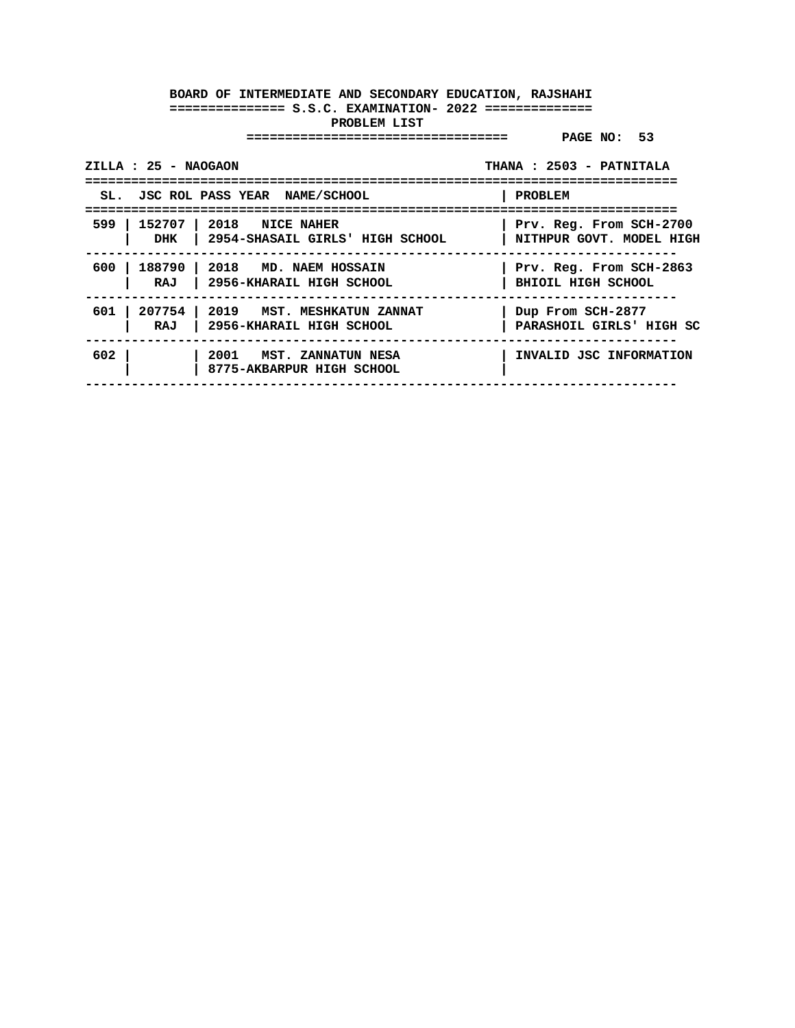**BOARD OF INTERMEDIATE AND SECONDARY EDUCATION, RAJSHAHI**

**S.S.C. EXAMINATION- 2022**

**PROBLEM LIST**

**PAGE NO: 53**

**ZILLA : 25 - NAOGAON** | **THANA : 2503 - PATNITALA**

| SL. | JSC ROL | PASS YEAR NAME/SCHOOL | PROBLEM |
|---|---|---|---|
| 599 | 152707 DHK | 2018 NICE NAHER<br>2954-SHASAIL GIRLS' HIGH SCHOOL | Prv. Reg. From SCH-2700<br>NITHPUR GOVT. MODEL HIGH |
| 600 | 188790 RAJ | 2018 MD. NAEM HOSSAIN<br>2956-KHARAIL HIGH SCHOOL | Prv. Reg. From SCH-2863<br>BHIOIL HIGH SCHOOL |
| 601 | 207754 RAJ | 2019 MST. MESHKATUN ZANNAT<br>2956-KHARAIL HIGH SCHOOL | Dup From SCH-2877<br>PARASHOIL GIRLS' HIGH SC |
| 602 | | 2001 MST. ZANNATUN NESA<br>8775-AKBARPUR HIGH SCHOOL | INVALID JSC INFORMATION |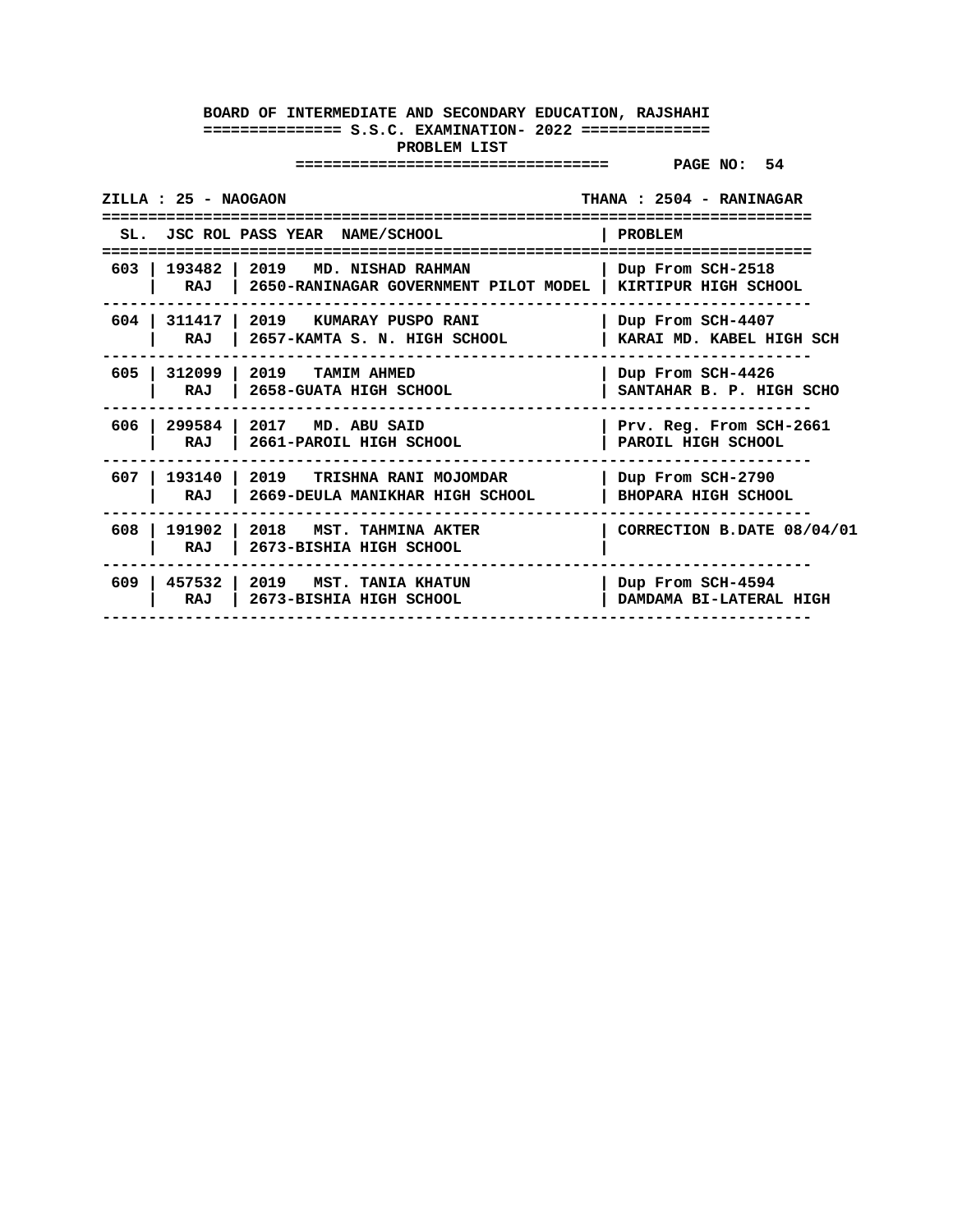**BOARD OF INTERMEDIATE AND SECONDARY EDUCATION, RAJSHAHI**

**S.S.C. EXAMINATION- 2022**

**PROBLEM LIST**

**PAGE NO: 54**

**ZILLA : 25 - NAOGAON** | **THANA : 2504 - RANINAGAR**

| SL. | JSC ROL | PASS YEAR NAME/SCHOOL | PROBLEM |
|---|---|---|---|
| 603 | 193482<br>RAJ | 2019 MD. NISHAD RAHMAN<br>2650-RANINAGAR GOVERNMENT PILOT MODEL | Dup From SCH-2518<br>KIRTIPUR HIGH SCHOOL |
| 604 | 311417<br>RAJ | 2019 KUMARAY PUSPO RANI<br>2657-KAMTA S. N. HIGH SCHOOL | Dup From SCH-4407<br>KARAI MD. KABEL HIGH SCH |
| 605 | 312099<br>RAJ | 2019 TAMIM AHMED<br>2658-GUATA HIGH SCHOOL | Dup From SCH-4426<br>SANTAHAR B. P. HIGH SCHO |
| 606 | 299584<br>RAJ | 2017 MD. ABU SAID<br>2661-PAROIL HIGH SCHOOL | Prv. Reg. From SCH-2661<br>PAROIL HIGH SCHOOL |
| 607 | 193140<br>RAJ | 2019 TRISHNA RANI MOJOMDAR<br>2669-DEULA MANIKHAR HIGH SCHOOL | Dup From SCH-2790<br>BHOPARA HIGH SCHOOL |
| 608 | 191902<br>RAJ | 2018 MST. TAHMINA AKTER<br>2673-BISHIA HIGH SCHOOL | CORRECTION B.DATE 08/04/01 |
| 609 | 457532<br>RAJ | 2019 MST. TANIA KHATUN<br>2673-BISHIA HIGH SCHOOL | Dup From SCH-4594<br>DAMDAMA BI-LATERAL HIGH |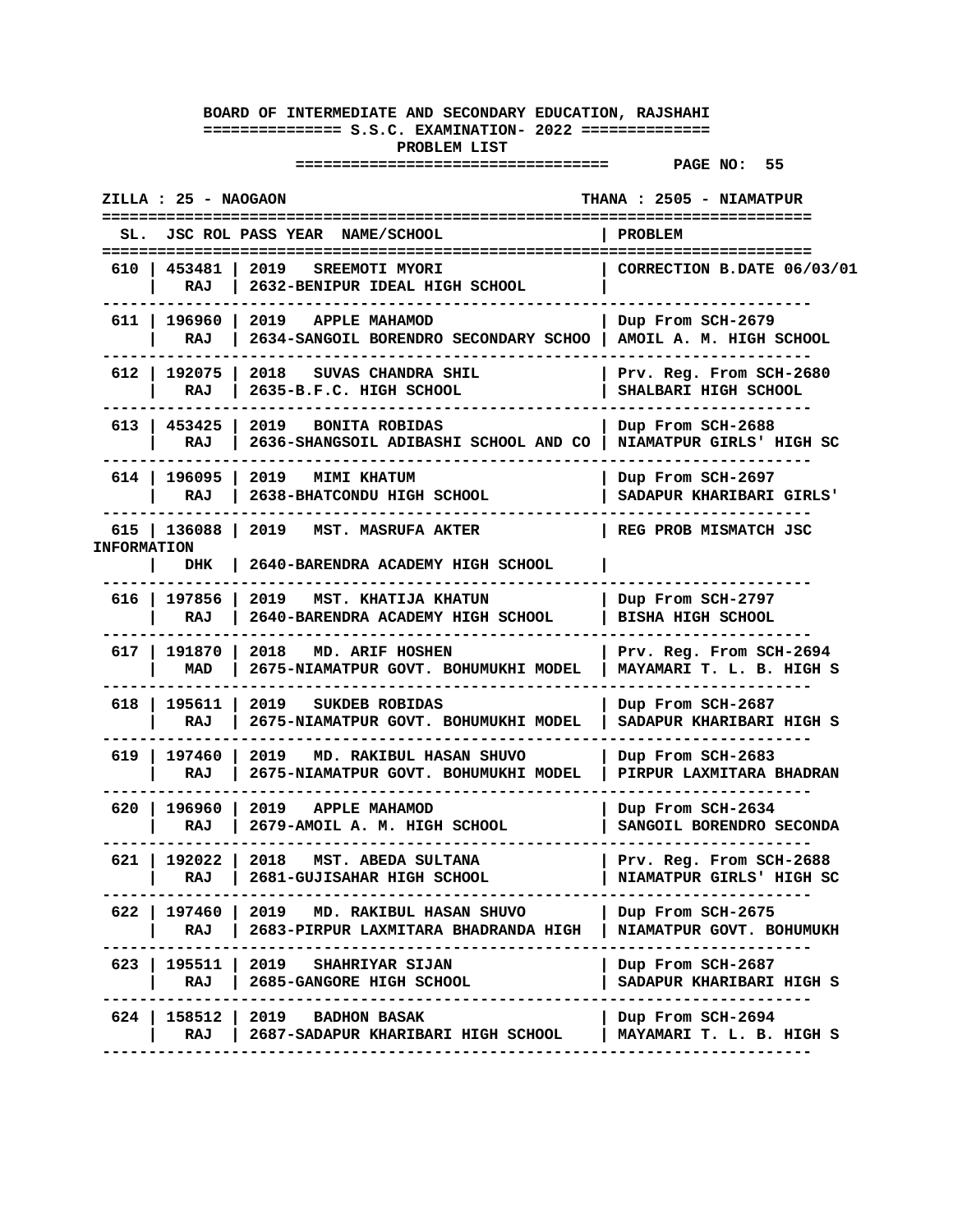**BOARD OF INTERMEDIATE AND SECONDARY EDUCATION, RAJSHAHI**

**S.S.C. EXAMINATION- 2022**

**PROBLEM LIST**

ZILLA : 25 - NAOGAON | THANA : 2505 - NIAMATPUR

| SL. | JSC ROL | PASS YEAR | NAME/SCHOOL | PROBLEM |
|---|---|---|---|---|
| 610 | 453481 RAJ | 2019 | SREEMOTI MYORI 2632-BENIPUR IDEAL HIGH SCHOOL | CORRECTION B.DATE 06/03/01 |
| 611 | 196960 RAJ | 2019 | APPLE MAHAMOD 2634-SANGOIL BORENDRO SECONDARY SCHOO | Dup From SCH-2679 AMOIL A. M. HIGH SCHOOL |
| 612 | 192075 RAJ | 2018 | SUVAS CHANDRA SHIL 2635-B.F.C. HIGH SCHOOL | Prv. Reg. From SCH-2680 SHALBARI HIGH SCHOOL |
| 613 | 453425 RAJ | 2019 | BONITA ROBIDAS 2636-SHANGSOIL ADIBASHI SCHOOL AND CO | Dup From SCH-2688 NIAMATPUR GIRLS' HIGH SC |
| 614 | 196095 RAJ | 2019 | MIMI KHATUM 2638-BHATCONDU HIGH SCHOOL | Dup From SCH-2697 SADAPUR KHARIBARI GIRLS' |
| 615 | 136088 DHK | 2019 | MST. MASRUFA AKTER 2640-BARENDRA ACADEMY HIGH SCHOOL | REG PROB MISMATCH JSC INFORMATION |
| 616 | 197856 RAJ | 2019 | MST. KHATIJA KHATUN 2640-BARENDRA ACADEMY HIGH SCHOOL | Dup From SCH-2797 BISHA HIGH SCHOOL |
| 617 | 191870 MAD | 2018 | MD. ARIF HOSHEN 2675-NIAMATPUR GOVT. BOHUMUKHI MODEL | Prv. Reg. From SCH-2694 MAYAMARI T. L. B. HIGH S |
| 618 | 195611 RAJ | 2019 | SUKDEB ROBIDAS 2675-NIAMATPUR GOVT. BOHUMUKHI MODEL | Dup From SCH-2687 SADAPUR KHARIBARI HIGH S |
| 619 | 197460 RAJ | 2019 | MD. RAKIBUL HASAN SHUVO 2675-NIAMATPUR GOVT. BOHUMUKHI MODEL | Dup From SCH-2683 PIRPUR LAXMITARA BHADRAN |
| 620 | 196960 RAJ | 2019 | APPLE MAHAMOD 2679-AMOIL A. M. HIGH SCHOOL | Dup From SCH-2634 SANGOIL BORENDRO SECONDA |
| 621 | 192022 RAJ | 2018 | MST. ABEDA SULTANA 2681-GUJISAHAR HIGH SCHOOL | Prv. Reg. From SCH-2688 NIAMATPUR GIRLS' HIGH SC |
| 622 | 197460 RAJ | 2019 | MD. RAKIBUL HASAN SHUVO 2683-PIRPUR LAXMITARA BHADRANDA HIGH | Dup From SCH-2675 NIAMATPUR GOVT. BOHUMUKH |
| 623 | 195511 RAJ | 2019 | SHAHRIYAR SIJAN 2685-GANGORE HIGH SCHOOL | Dup From SCH-2687 SADAPUR KHARIBARI HIGH S |
| 624 | 158512 RAJ | 2019 | BADHON BASAK 2687-SADAPUR KHARIBARI HIGH SCHOOL | Dup From SCH-2694 MAYAMARI T. L. B. HIGH S |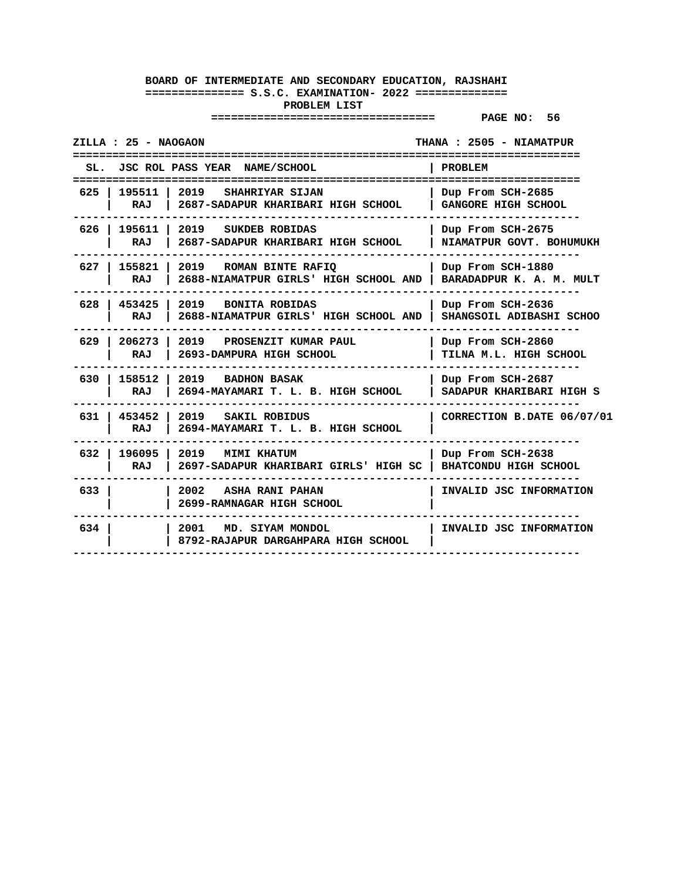**BOARD OF INTERMEDIATE AND SECONDARY EDUCATION, RAJSHAHI**

**S.S.C. EXAMINATION- 2022**

**PROBLEM LIST**

**PAGE NO: 56**

**ZILLA : 25 - NAOGAON** **THANA : 2505 - NIAMATPUR**

| SL. | JSC ROL | PASS YEAR | NAME/SCHOOL | PROBLEM |
|---|---|---|---|---|
| 625 | 195511 RAJ | 2019 | SHAHRIYAR SIJAN<br>2687-SADAPUR KHARIBARI HIGH SCHOOL | Dup From SCH-2685<br>GANGORE HIGH SCHOOL |
| 626 | 195611 RAJ | 2019 | SUKDEB ROBIDAS<br>2687-SADAPUR KHARIBARI HIGH SCHOOL | Dup From SCH-2675<br>NIAMATPUR GOVT. BOHUMUKH |
| 627 | 155821 RAJ | 2019 | ROMAN BINTE RAFIQ<br>2688-NIAMATPUR GIRLS' HIGH SCHOOL AND | Dup From SCH-1880<br>BARADADPUR K. A. M. MULT |
| 628 | 453425 RAJ | 2019 | BONITA ROBIDAS<br>2688-NIAMATPUR GIRLS' HIGH SCHOOL AND | Dup From SCH-2636<br>SHANGSOIL ADIBASHI SCHOO |
| 629 | 206273 RAJ | 2019 | PROSENZIT KUMAR PAUL<br>2693-DAMPURA HIGH SCHOOL | Dup From SCH-2860<br>TILNA M.L. HIGH SCHOOL |
| 630 | 158512 RAJ | 2019 | BADHON BASAK<br>2694-MAYAMARI T. L. B. HIGH SCHOOL | Dup From SCH-2687<br>SADAPUR KHARIBARI HIGH S |
| 631 | 453452 RAJ | 2019 | SAKIL ROBIDUS<br>2694-MAYAMARI T. L. B. HIGH SCHOOL | CORRECTION B.DATE 06/07/01 |
| 632 | 196095 RAJ | 2019 | MIMI KHATUM<br>2697-SADAPUR KHARIBARI GIRLS' HIGH SC | Dup From SCH-2638<br>BHATCONDU HIGH SCHOOL |
| 633 | | 2002 | ASHA RANI PAHAN<br>2699-RAMNAGAR HIGH SCHOOL | INVALID JSC INFORMATION |
| 634 | | 2001 | MD. SIYAM MONDOL<br>8792-RAJAPUR DARGAHPARA HIGH SCHOOL | INVALID JSC INFORMATION |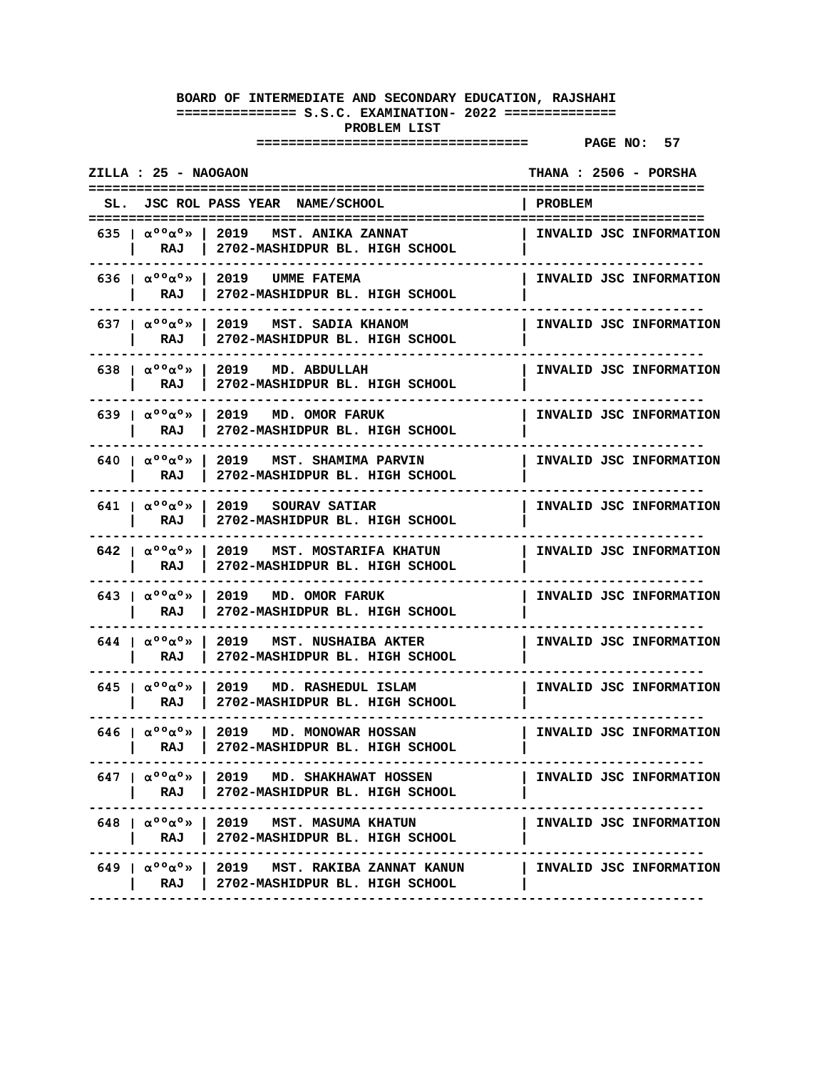**BOARD OF INTERMEDIATE AND SECONDARY EDUCATION, RAJSHAHI**

**============== S.S.C. EXAMINATION- 2022 ==============**

**PROBLEM LIST**

**================================= PAGE NO: 57**

**ZILLA : 25 - NAOGAON THANA : 2506 - PORSHA**

| SL. | JSC ROL | PASS YEAR NAME/SCHOOL | PROBLEM |
|---|---|---|---|
| 635 | αººαº» RAJ | 2019 MST. ANIKA ZANNAT 2702-MASHIDPUR BL. HIGH SCHOOL | INVALID JSC INFORMATION |
| 636 | αººαº» RAJ | 2019 UMME FATEMA 2702-MASHIDPUR BL. HIGH SCHOOL | INVALID JSC INFORMATION |
| 637 | αººαº» RAJ | 2019 MST. SADIA KHANOM 2702-MASHIDPUR BL. HIGH SCHOOL | INVALID JSC INFORMATION |
| 638 | αººαº» RAJ | 2019 MD. ABDULLAH 2702-MASHIDPUR BL. HIGH SCHOOL | INVALID JSC INFORMATION |
| 639 | αººαº» RAJ | 2019 MD. OMOR FARUK 2702-MASHIDPUR BL. HIGH SCHOOL | INVALID JSC INFORMATION |
| 640 | αººαº» RAJ | 2019 MST. SHAMIMA PARVIN 2702-MASHIDPUR BL. HIGH SCHOOL | INVALID JSC INFORMATION |
| 641 | αººαº» RAJ | 2019 SOURAV SATIAR 2702-MASHIDPUR BL. HIGH SCHOOL | INVALID JSC INFORMATION |
| 642 | αººαº» RAJ | 2019 MST. MOSTARIFA KHATUN 2702-MASHIDPUR BL. HIGH SCHOOL | INVALID JSC INFORMATION |
| 643 | αººαº» RAJ | 2019 MD. OMOR FARUK 2702-MASHIDPUR BL. HIGH SCHOOL | INVALID JSC INFORMATION |
| 644 | αººαº» RAJ | 2019 MST. NUSHAIBA AKTER 2702-MASHIDPUR BL. HIGH SCHOOL | INVALID JSC INFORMATION |
| 645 | αººαº» RAJ | 2019 MD. RASHEDUL ISLAM 2702-MASHIDPUR BL. HIGH SCHOOL | INVALID JSC INFORMATION |
| 646 | αººαº» RAJ | 2019 MD. MONOWAR HOSSAN 2702-MASHIDPUR BL. HIGH SCHOOL | INVALID JSC INFORMATION |
| 647 | αººαº» RAJ | 2019 MD. SHAKHAWAT HOSSEN 2702-MASHIDPUR BL. HIGH SCHOOL | INVALID JSC INFORMATION |
| 648 | αººαº» RAJ | 2019 MST. MASUMA KHATUN 2702-MASHIDPUR BL. HIGH SCHOOL | INVALID JSC INFORMATION |
| 649 | αººαº» RAJ | 2019 MST. RAKIBA ZANNAT KANUN 2702-MASHIDPUR BL. HIGH SCHOOL | INVALID JSC INFORMATION |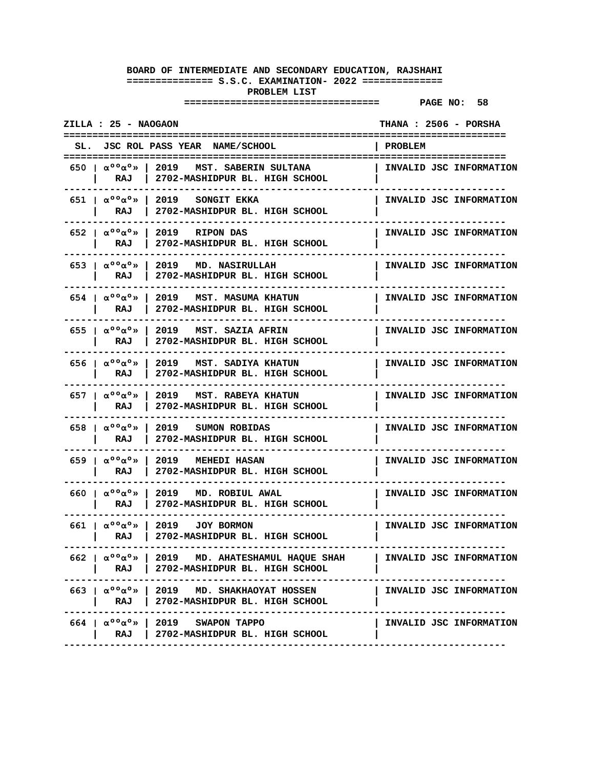**BOARD OF INTERMEDIATE AND SECONDARY EDUCATION, RAJSHAHI**

**============== S.S.C. EXAMINATION- 2022 ==============**

**PROBLEM LIST**

**================================= PAGE NO: 58**

**ZILLA : 25 - NAOGAON THANA : 2506 - PORSHA**

| SL. | JSC ROL | PASS YEAR | NAME/SCHOOL | PROBLEM |
|---|---|---|---|---|
| 650 | αººαº» RAJ | 2019 | MST. SABERIN SULTANA<br>2702-MASHIDPUR BL. HIGH SCHOOL | INVALID JSC INFORMATION |
| 651 | αººαº» RAJ | 2019 | SONGIT EKKA<br>2702-MASHIDPUR BL. HIGH SCHOOL | INVALID JSC INFORMATION |
| 652 | αººαº» RAJ | 2019 | RIPON DAS<br>2702-MASHIDPUR BL. HIGH SCHOOL | INVALID JSC INFORMATION |
| 653 | αººαº» RAJ | 2019 | MD. NASIRULLAH<br>2702-MASHIDPUR BL. HIGH SCHOOL | INVALID JSC INFORMATION |
| 654 | αººαº» RAJ | 2019 | MST. MASUMA KHATUN<br>2702-MASHIDPUR BL. HIGH SCHOOL | INVALID JSC INFORMATION |
| 655 | αººαº» RAJ | 2019 | MST. SAZIA AFRIN<br>2702-MASHIDPUR BL. HIGH SCHOOL | INVALID JSC INFORMATION |
| 656 | αººαº» RAJ | 2019 | MST. SADIYA KHATUN<br>2702-MASHIDPUR BL. HIGH SCHOOL | INVALID JSC INFORMATION |
| 657 | αººαº» RAJ | 2019 | MST. RABEYA KHATUN<br>2702-MASHIDPUR BL. HIGH SCHOOL | INVALID JSC INFORMATION |
| 658 | αººαº» RAJ | 2019 | SUMON ROBIDAS<br>2702-MASHIDPUR BL. HIGH SCHOOL | INVALID JSC INFORMATION |
| 659 | αººαº» RAJ | 2019 | MEHEDI HASAN<br>2702-MASHIDPUR BL. HIGH SCHOOL | INVALID JSC INFORMATION |
| 660 | αººαº» RAJ | 2019 | MD. ROBIUL AWAL<br>2702-MASHIDPUR BL. HIGH SCHOOL | INVALID JSC INFORMATION |
| 661 | αººαº» RAJ | 2019 | JOY BORMON<br>2702-MASHIDPUR BL. HIGH SCHOOL | INVALID JSC INFORMATION |
| 662 | αººαº» RAJ | 2019 | MD. AHATESHAMUL HAQUE SHAH<br>2702-MASHIDPUR BL. HIGH SCHOOL | INVALID JSC INFORMATION |
| 663 | αººαº» RAJ | 2019 | MD. SHAKHAOYAT HOSSEN<br>2702-MASHIDPUR BL. HIGH SCHOOL | INVALID JSC INFORMATION |
| 664 | αººαº» RAJ | 2019 | SWAPON TAPPO<br>2702-MASHIDPUR BL. HIGH SCHOOL | INVALID JSC INFORMATION |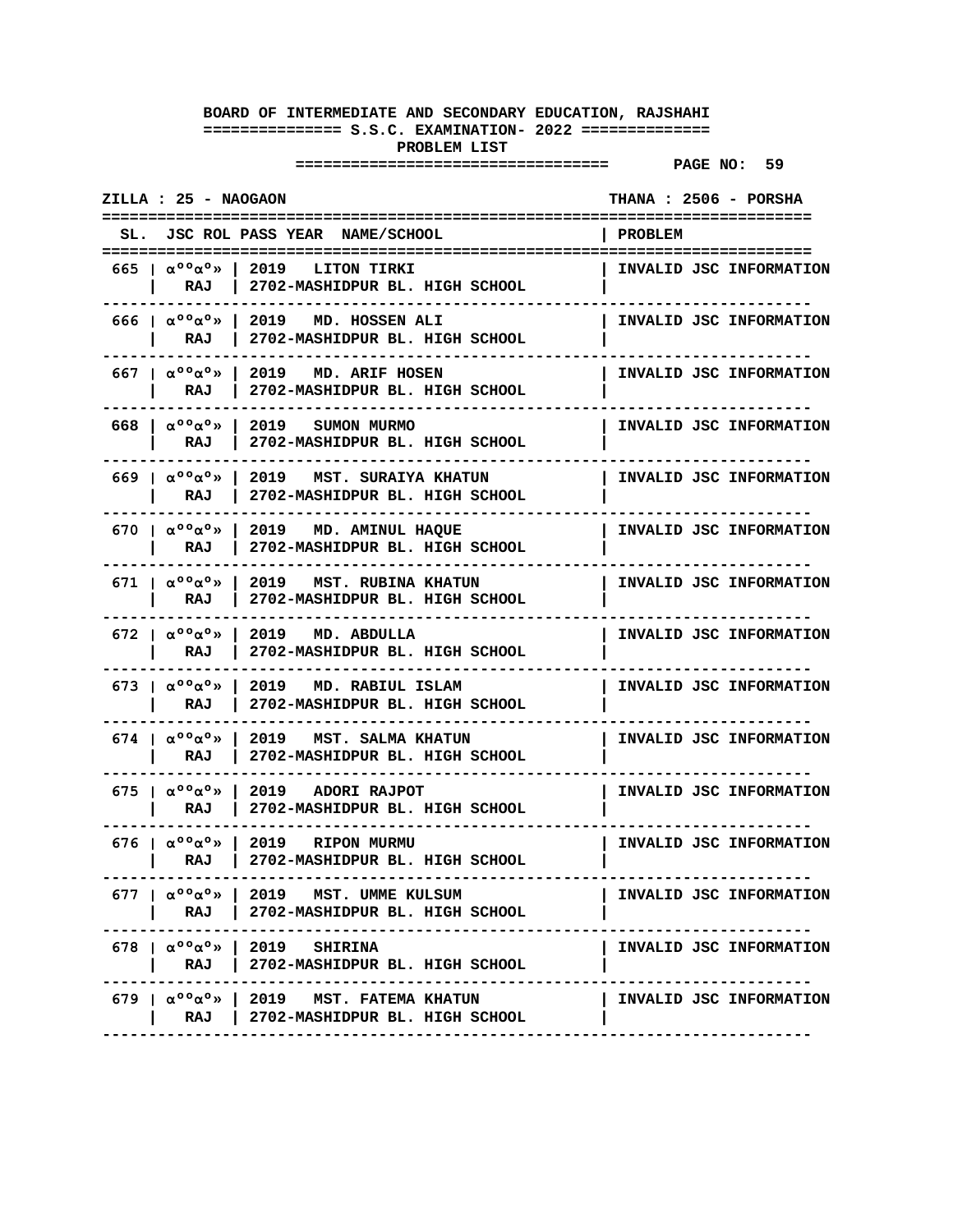**BOARD OF INTERMEDIATE AND SECONDARY EDUCATION, RAJSHAHI**

**============== S.S.C. EXAMINATION- 2022 ==============**

**PROBLEM LIST**

**================================= PAGE NO: 59**

**ZILLA : 25 - NAOGAON** **THANA : 2506 - PORSHA**

| SL. | JSC ROL | PASS YEAR NAME/SCHOOL | PROBLEM |
|---|---|---|---|
| 665 | α°°α°» RAJ | 2019 LITON TIRKI 2702-MASHIDPUR BL. HIGH SCHOOL | INVALID JSC INFORMATION |
| 666 | α°°α°» RAJ | 2019 MD. HOSSEN ALI 2702-MASHIDPUR BL. HIGH SCHOOL | INVALID JSC INFORMATION |
| 667 | α°°α°» RAJ | 2019 MD. ARIF HOSEN 2702-MASHIDPUR BL. HIGH SCHOOL | INVALID JSC INFORMATION |
| 668 | α°°α°» RAJ | 2019 SUMON MURMO 2702-MASHIDPUR BL. HIGH SCHOOL | INVALID JSC INFORMATION |
| 669 | α°°α°» RAJ | 2019 MST. SURAIYA KHATUN 2702-MASHIDPUR BL. HIGH SCHOOL | INVALID JSC INFORMATION |
| 670 | α°°α°» RAJ | 2019 MD. AMINUL HAQUE 2702-MASHIDPUR BL. HIGH SCHOOL | INVALID JSC INFORMATION |
| 671 | α°°α°» RAJ | 2019 MST. RUBINA KHATUN 2702-MASHIDPUR BL. HIGH SCHOOL | INVALID JSC INFORMATION |
| 672 | α°°α°» RAJ | 2019 MD. ABDULLA 2702-MASHIDPUR BL. HIGH SCHOOL | INVALID JSC INFORMATION |
| 673 | α°°α°» RAJ | 2019 MD. RABIUL ISLAM 2702-MASHIDPUR BL. HIGH SCHOOL | INVALID JSC INFORMATION |
| 674 | α°°α°» RAJ | 2019 MST. SALMA KHATUN 2702-MASHIDPUR BL. HIGH SCHOOL | INVALID JSC INFORMATION |
| 675 | α°°α°» RAJ | 2019 ADORI RAJPOT 2702-MASHIDPUR BL. HIGH SCHOOL | INVALID JSC INFORMATION |
| 676 | α°°α°» RAJ | 2019 RIPON MURMU 2702-MASHIDPUR BL. HIGH SCHOOL | INVALID JSC INFORMATION |
| 677 | α°°α°» RAJ | 2019 MST. UMME KULSUM 2702-MASHIDPUR BL. HIGH SCHOOL | INVALID JSC INFORMATION |
| 678 | α°°α°» RAJ | 2019 SHIRINA 2702-MASHIDPUR BL. HIGH SCHOOL | INVALID JSC INFORMATION |
| 679 | α°°α°» RAJ | 2019 MST. FATEMA KHATUN 2702-MASHIDPUR BL. HIGH SCHOOL | INVALID JSC INFORMATION |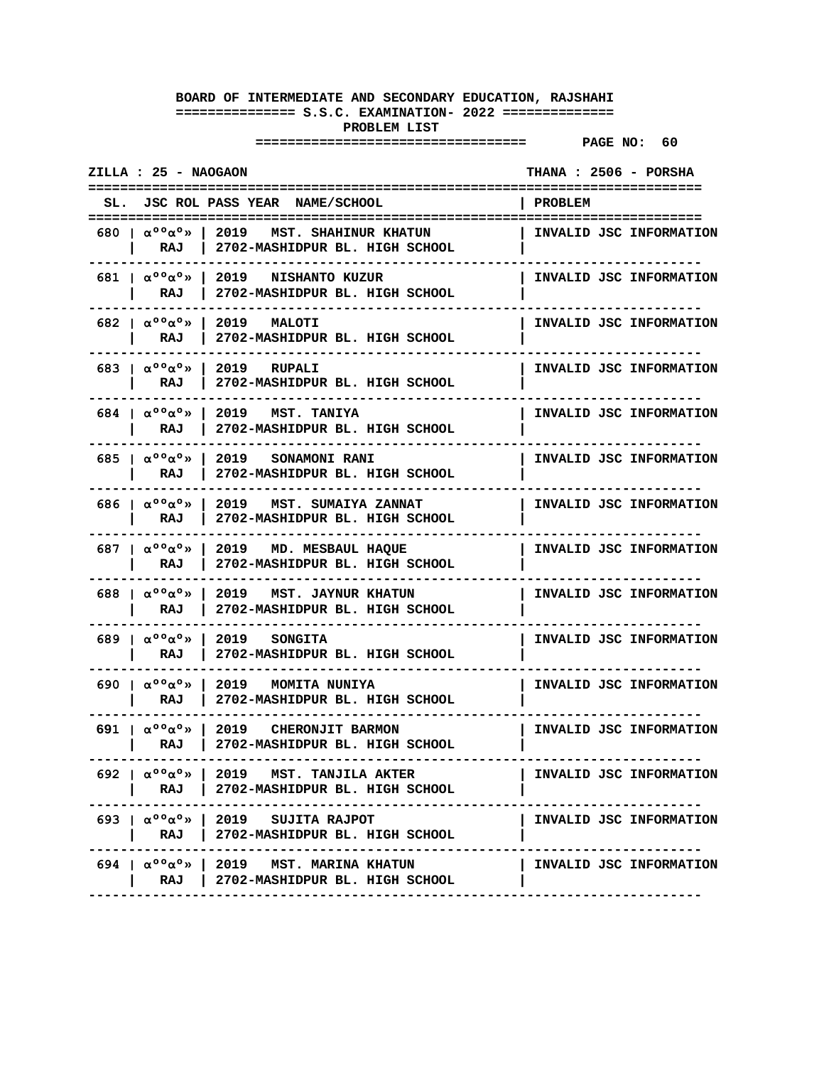**BOARD OF INTERMEDIATE AND SECONDARY EDUCATION, RAJSHAHI**

**S.S.C. EXAMINATION- 2022**

**PROBLEM LIST**

**PAGE NO: 60**

**ZILLA : 25 - NAOGAON** | **THANA : 2506 - PORSHA**

| SL. | JSC ROL | PASS YEAR | NAME/SCHOOL | PROBLEM |
|---|---|---|---|---|
| 680 | αººαº» RAJ | 2019 | MST. SHAHINUR KHATUN 2702-MASHIDPUR BL. HIGH SCHOOL | INVALID JSC INFORMATION |
| 681 | αººαº» RAJ | 2019 | NISHANTO KUZUR 2702-MASHIDPUR BL. HIGH SCHOOL | INVALID JSC INFORMATION |
| 682 | αººαº» RAJ | 2019 | MALOTI 2702-MASHIDPUR BL. HIGH SCHOOL | INVALID JSC INFORMATION |
| 683 | αººαº» RAJ | 2019 | RUPALI 2702-MASHIDPUR BL. HIGH SCHOOL | INVALID JSC INFORMATION |
| 684 | αººαº» RAJ | 2019 | MST. TANIYA 2702-MASHIDPUR BL. HIGH SCHOOL | INVALID JSC INFORMATION |
| 685 | αººαº» RAJ | 2019 | SONAMONI RANI 2702-MASHIDPUR BL. HIGH SCHOOL | INVALID JSC INFORMATION |
| 686 | αººαº» RAJ | 2019 | MST. SUMAIYA ZANNAT 2702-MASHIDPUR BL. HIGH SCHOOL | INVALID JSC INFORMATION |
| 687 | αººαº» RAJ | 2019 | MD. MESBAUL HAQUE 2702-MASHIDPUR BL. HIGH SCHOOL | INVALID JSC INFORMATION |
| 688 | αººαº» RAJ | 2019 | MST. JAYNUR KHATUN 2702-MASHIDPUR BL. HIGH SCHOOL | INVALID JSC INFORMATION |
| 689 | αººαº» RAJ | 2019 | SONGITA 2702-MASHIDPUR BL. HIGH SCHOOL | INVALID JSC INFORMATION |
| 690 | αººαº» RAJ | 2019 | MOMITA NUNIYA 2702-MASHIDPUR BL. HIGH SCHOOL | INVALID JSC INFORMATION |
| 691 | αººαº» RAJ | 2019 | CHERONJIT BARMON 2702-MASHIDPUR BL. HIGH SCHOOL | INVALID JSC INFORMATION |
| 692 | αººαº» RAJ | 2019 | MST. TANJILA AKTER 2702-MASHIDPUR BL. HIGH SCHOOL | INVALID JSC INFORMATION |
| 693 | αººαº» RAJ | 2019 | SUJITA RAJPOT 2702-MASHIDPUR BL. HIGH SCHOOL | INVALID JSC INFORMATION |
| 694 | αººαº» RAJ | 2019 | MST. MARINA KHATUN 2702-MASHIDPUR BL. HIGH SCHOOL | INVALID JSC INFORMATION |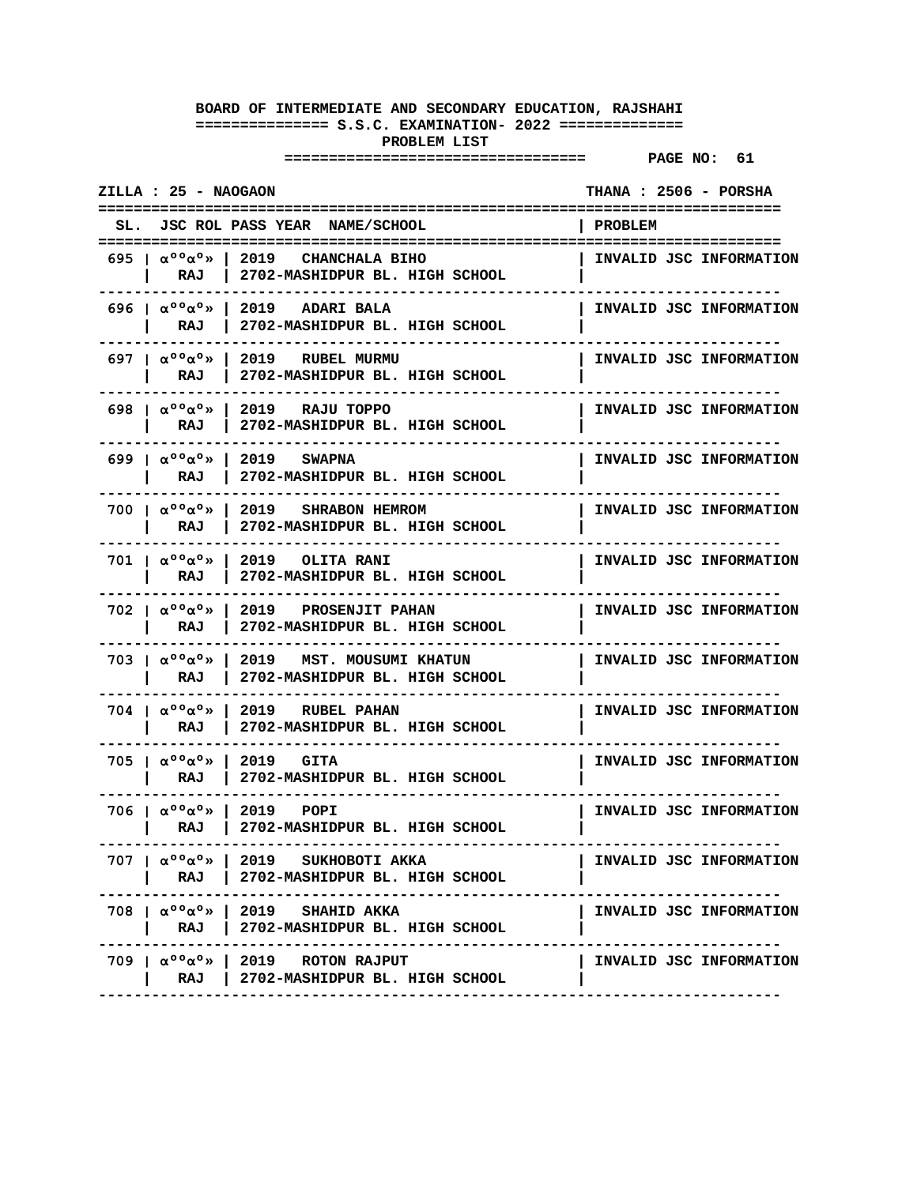**BOARD OF INTERMEDIATE AND SECONDARY EDUCATION, RAJSHAHI**

**============== S.S.C. EXAMINATION- 2022 ==============**

**PROBLEM LIST**

**================================= PAGE NO: 61**

**ZILLA : 25 - NAOGAON THANA : 2506 - PORSHA**

| SL. | JSC ROL | PASS YEAR NAME/SCHOOL | PROBLEM |
|---|---|---|---|
| 695 | αººαº» RAJ | 2019 CHANCHALA BIHO<br>2702-MASHIDPUR BL. HIGH SCHOOL | INVALID JSC INFORMATION |
| 696 | αººαº» RAJ | 2019 ADARI BALA<br>2702-MASHIDPUR BL. HIGH SCHOOL | INVALID JSC INFORMATION |
| 697 | αººαº» RAJ | 2019 RUBEL MURMU<br>2702-MASHIDPUR BL. HIGH SCHOOL | INVALID JSC INFORMATION |
| 698 | αººαº» RAJ | 2019 RAJU TOPPO<br>2702-MASHIDPUR BL. HIGH SCHOOL | INVALID JSC INFORMATION |
| 699 | αººαº» RAJ | 2019 SWAPNA<br>2702-MASHIDPUR BL. HIGH SCHOOL | INVALID JSC INFORMATION |
| 700 | αººαº» RAJ | 2019 SHRABON HEMROM<br>2702-MASHIDPUR BL. HIGH SCHOOL | INVALID JSC INFORMATION |
| 701 | αººαº» RAJ | 2019 OLITA RANI<br>2702-MASHIDPUR BL. HIGH SCHOOL | INVALID JSC INFORMATION |
| 702 | αººαº» RAJ | 2019 PROSENJIT PAHAN<br>2702-MASHIDPUR BL. HIGH SCHOOL | INVALID JSC INFORMATION |
| 703 | αººαº» RAJ | 2019 MST. MOUSUMI KHATUN<br>2702-MASHIDPUR BL. HIGH SCHOOL | INVALID JSC INFORMATION |
| 704 | αººαº» RAJ | 2019 RUBEL PAHAN<br>2702-MASHIDPUR BL. HIGH SCHOOL | INVALID JSC INFORMATION |
| 705 | αººαº» RAJ | 2019 GITA<br>2702-MASHIDPUR BL. HIGH SCHOOL | INVALID JSC INFORMATION |
| 706 | αººαº» RAJ | 2019 POPI<br>2702-MASHIDPUR BL. HIGH SCHOOL | INVALID JSC INFORMATION |
| 707 | αººαº» RAJ | 2019 SUKHOBOTI AKKA<br>2702-MASHIDPUR BL. HIGH SCHOOL | INVALID JSC INFORMATION |
| 708 | αººαº» RAJ | 2019 SHAHID AKKA<br>2702-MASHIDPUR BL. HIGH SCHOOL | INVALID JSC INFORMATION |
| 709 | αººαº» RAJ | 2019 ROTON RAJPUT<br>2702-MASHIDPUR BL. HIGH SCHOOL | INVALID JSC INFORMATION |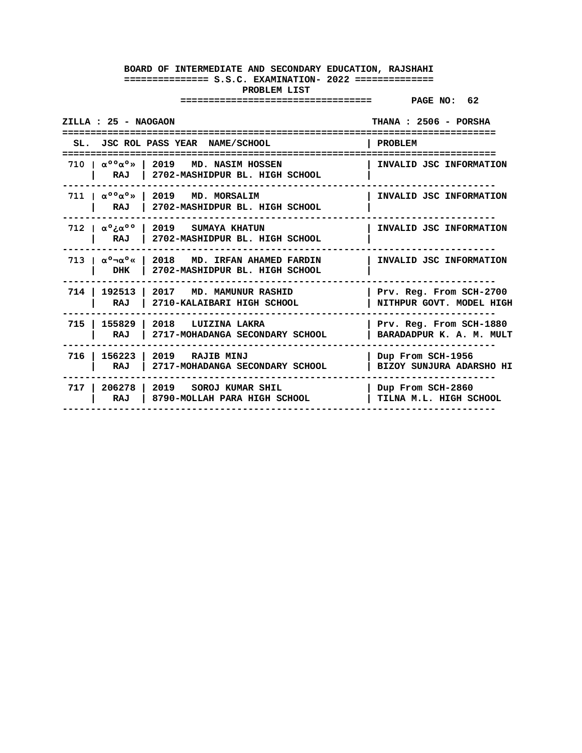**BOARD OF INTERMEDIATE AND SECONDARY EDUCATION, RAJSHAHI**
**S.S.C. EXAMINATION- 2022**
**PROBLEM LIST**

**PAGE NO: 62**

**ZILLA : 25 - NAOGAON** **THANA : 2506 - PORSHA**

| SL. | JSC ROL | PASS YEAR | NAME/SCHOOL | PROBLEM |
|---|---|---|---|---|
| 710 | αººαº» RAJ | 2019 | MD. NASIM HOSSEN<br>2702-MASHIDPUR BL. HIGH SCHOOL | INVALID JSC INFORMATION |
| 711 | αººαº» RAJ | 2019 | MD. MORSALIM<br>2702-MASHIDPUR BL. HIGH SCHOOL | INVALID JSC INFORMATION |
| 712 | αº¿αºº RAJ | 2019 | SUMAYA KHATUN<br>2702-MASHIDPUR BL. HIGH SCHOOL | INVALID JSC INFORMATION |
| 713 | αº¬αº« DHK | 2018 | MD. IRFAN AHAMED FARDIN<br>2702-MASHIDPUR BL. HIGH SCHOOL | INVALID JSC INFORMATION |
| 714 | 192513 RAJ | 2017 | MD. MAMUNUR RASHID<br>2710-KALAIBARI HIGH SCHOOL | Prv. Reg. From SCH-2700<br>NITHPUR GOVT. MODEL HIGH |
| 715 | 155829 RAJ | 2018 | LUIZINA LAKRA<br>2717-MOHADANGA SECONDARY SCHOOL | Prv. Reg. From SCH-1880<br>BARADADPUR K. A. M. MULT |
| 716 | 156223 RAJ | 2019 | RAJIB MINJ<br>2717-MOHADANGA SECONDARY SCHOOL | Dup From SCH-1956<br>BIZOY SUNJURA ADARSHO HI |
| 717 | 206278 RAJ | 2019 | SOROJ KUMAR SHIL<br>8790-MOLLAH PARA HIGH SCHOOL | Dup From SCH-2860<br>TILNA M.L. HIGH SCHOOL |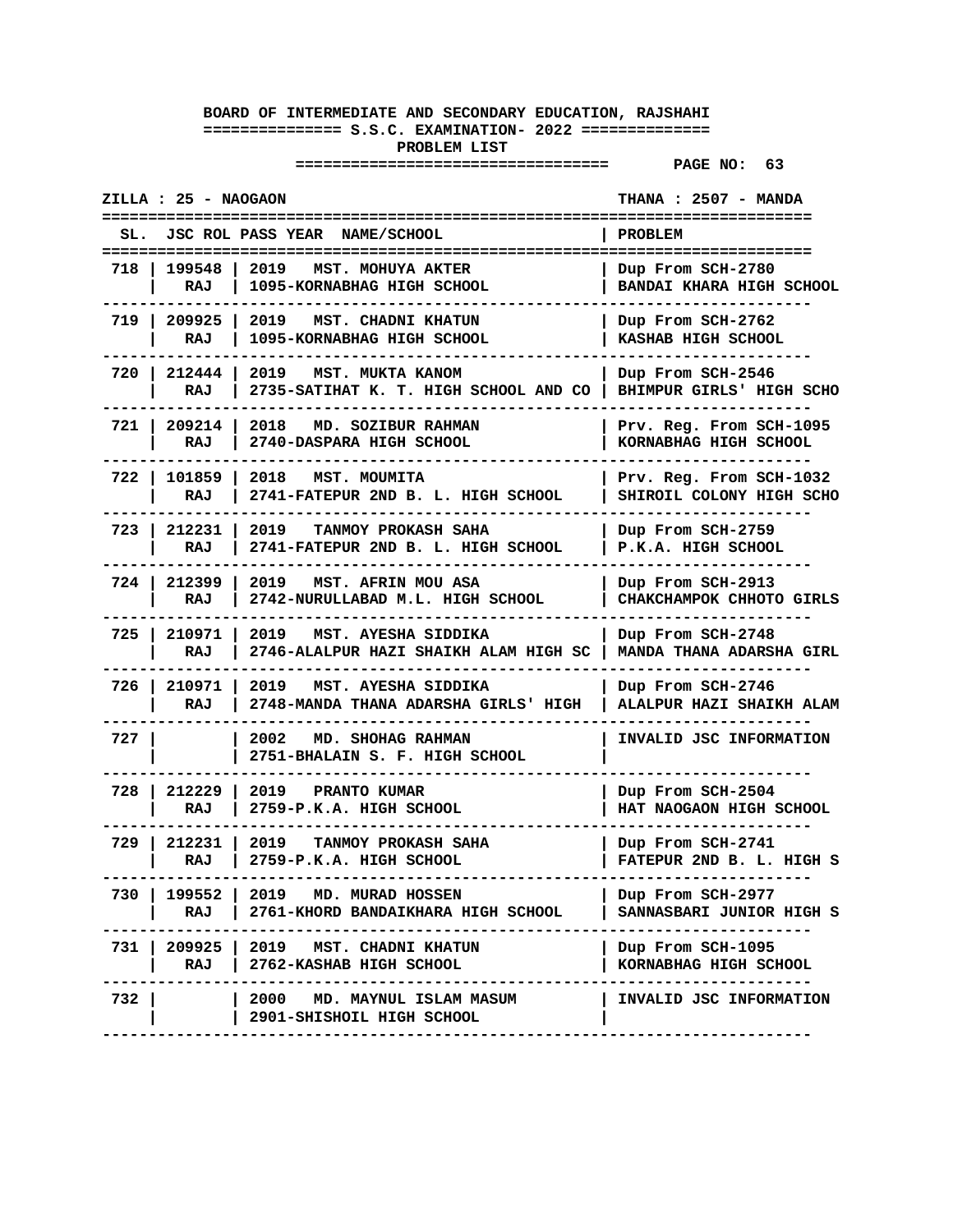**BOARD OF INTERMEDIATE AND SECONDARY EDUCATION, RAJSHAHI**

**S.S.C. EXAMINATION- 2022**

**PROBLEM LIST**

**PAGE NO: 63**

**ZILLA : 25 - NAOGAON** | **THANA : 2507 - MANDA**

| SL. | JSC ROL | PASS YEAR NAME/SCHOOL | PROBLEM |
|---|---|---|---|
| 718 | 199548 RAJ | 2019 MST. MOHUYA AKTER<br>1095-KORNABHAG HIGH SCHOOL | Dup From SCH-2780<br>BANDAI KHARA HIGH SCHOOL |
| 719 | 209925 RAJ | 2019 MST. CHADNI KHATUN<br>1095-KORNABHAG HIGH SCHOOL | Dup From SCH-2762<br>KASHAB HIGH SCHOOL |
| 720 | 212444 RAJ | 2019 MST. MUKTA KANOM<br>2735-SATIHAT K. T. HIGH SCHOOL AND CO | Dup From SCH-2546<br>BHIMPUR GIRLS' HIGH SCHO |
| 721 | 209214 RAJ | 2018 MD. SOZIBUR RAHMAN<br>2740-DASPARA HIGH SCHOOL | Prv. Reg. From SCH-1095<br>KORNABHAG HIGH SCHOOL |
| 722 | 101859 RAJ | 2018 MST. MOUMITA<br>2741-FATEPUR 2ND B. L. HIGH SCHOOL | Prv. Reg. From SCH-1032<br>SHIROIL COLONY HIGH SCHO |
| 723 | 212231 RAJ | 2019 TANMOY PROKASH SAHA<br>2741-FATEPUR 2ND B. L. HIGH SCHOOL | Dup From SCH-2759<br>P.K.A. HIGH SCHOOL |
| 724 | 212399 RAJ | 2019 MST. AFRIN MOU ASA<br>2742-NURULLABAD M.L. HIGH SCHOOL | Dup From SCH-2913<br>CHAKCHAMPOK CHHOTO GIRLS |
| 725 | 210971 RAJ | 2019 MST. AYESHA SIDDIKA<br>2746-ALALPUR HAZI SHAIKH ALAM HIGH SC | Dup From SCH-2748<br>MANDA THANA ADARSHA GIRL |
| 726 | 210971 RAJ | 2019 MST. AYESHA SIDDIKA<br>2748-MANDA THANA ADARSHA GIRLS' HIGH | Dup From SCH-2746<br>ALALPUR HAZI SHAIKH ALAM |
| 727 | | 2002 MD. SHOHAG RAHMAN<br>2751-BHALAIN S. F. HIGH SCHOOL | INVALID JSC INFORMATION |
| 728 | 212229 RAJ | 2019 PRANTO KUMAR<br>2759-P.K.A. HIGH SCHOOL | Dup From SCH-2504<br>HAT NAOGAON HIGH SCHOOL |
| 729 | 212231 RAJ | 2019 TANMOY PROKASH SAHA<br>2759-P.K.A. HIGH SCHOOL | Dup From SCH-2741<br>FATEPUR 2ND B. L. HIGH S |
| 730 | 199552 RAJ | 2019 MD. MURAD HOSSEN<br>2761-KHORD BANDAIKHARA HIGH SCHOOL | Dup From SCH-2977<br>SANNASBARI JUNIOR HIGH S |
| 731 | 209925 RAJ | 2019 MST. CHADNI KHATUN<br>2762-KASHAB HIGH SCHOOL | Dup From SCH-1095<br>KORNABHAG HIGH SCHOOL |
| 732 | | 2000 MD. MAYNUL ISLAM MASUM<br>2901-SHISHOIL HIGH SCHOOL | INVALID JSC INFORMATION |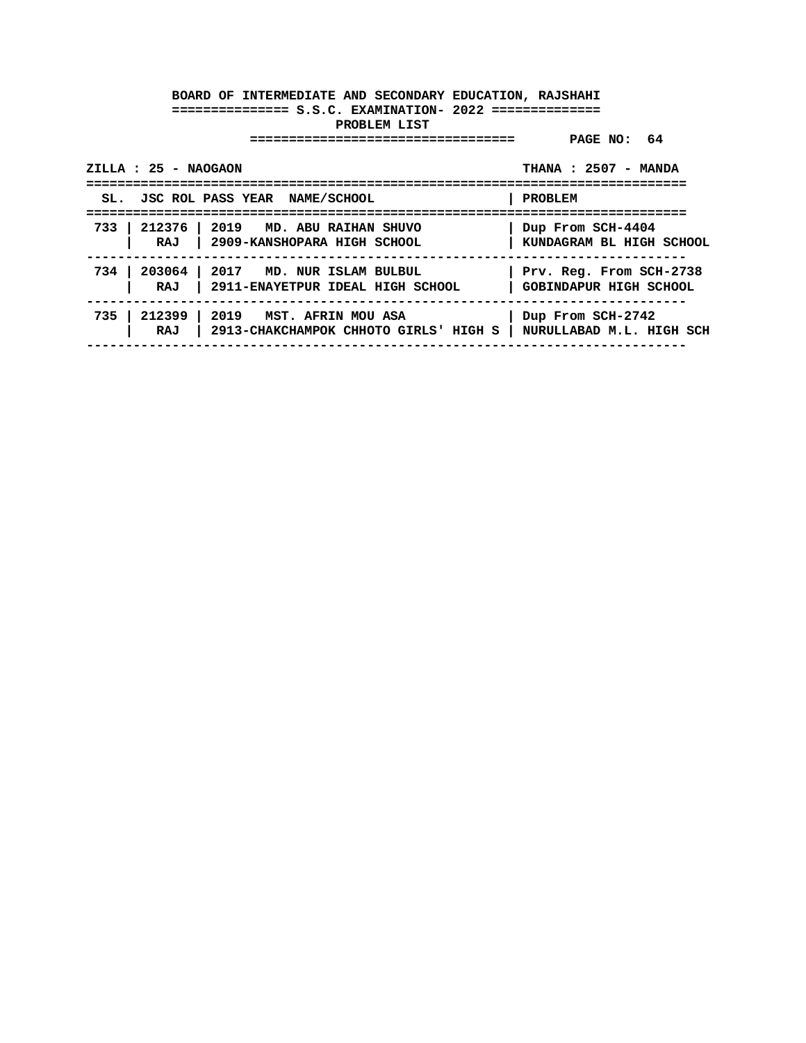**BOARD OF INTERMEDIATE AND SECONDARY EDUCATION, RAJSHAHI**

**S.S.C. EXAMINATION- 2022**

**PROBLEM LIST**

**PAGE NO: 64**

**ZILLA : 25 - NAOGAON** | **THANA : 2507 - MANDA**

| SL. | JSC ROL | PASS YEAR NAME/SCHOOL | PROBLEM |
|---|---|---|---|
| 733 | 212376 | 2019 MD. ABU RAIHAN SHUVO | Dup From SCH-4404 |
| | RAJ | 2909-KANSHOPARA HIGH SCHOOL | KUNDAGRAM BL HIGH SCHOOL |
| 734 | 203064 | 2017 MD. NUR ISLAM BULBUL | Prv. Reg. From SCH-2738 |
| | RAJ | 2911-ENAYETPUR IDEAL HIGH SCHOOL | GOBINDAPUR HIGH SCHOOL |
| 735 | 212399 | 2019 MST. AFRIN MOU ASA | Dup From SCH-2742 |
| | RAJ | 2913-CHAKCHAMPOK CHHOTO GIRLS' HIGH S | NURULLABAD M.L. HIGH SCH |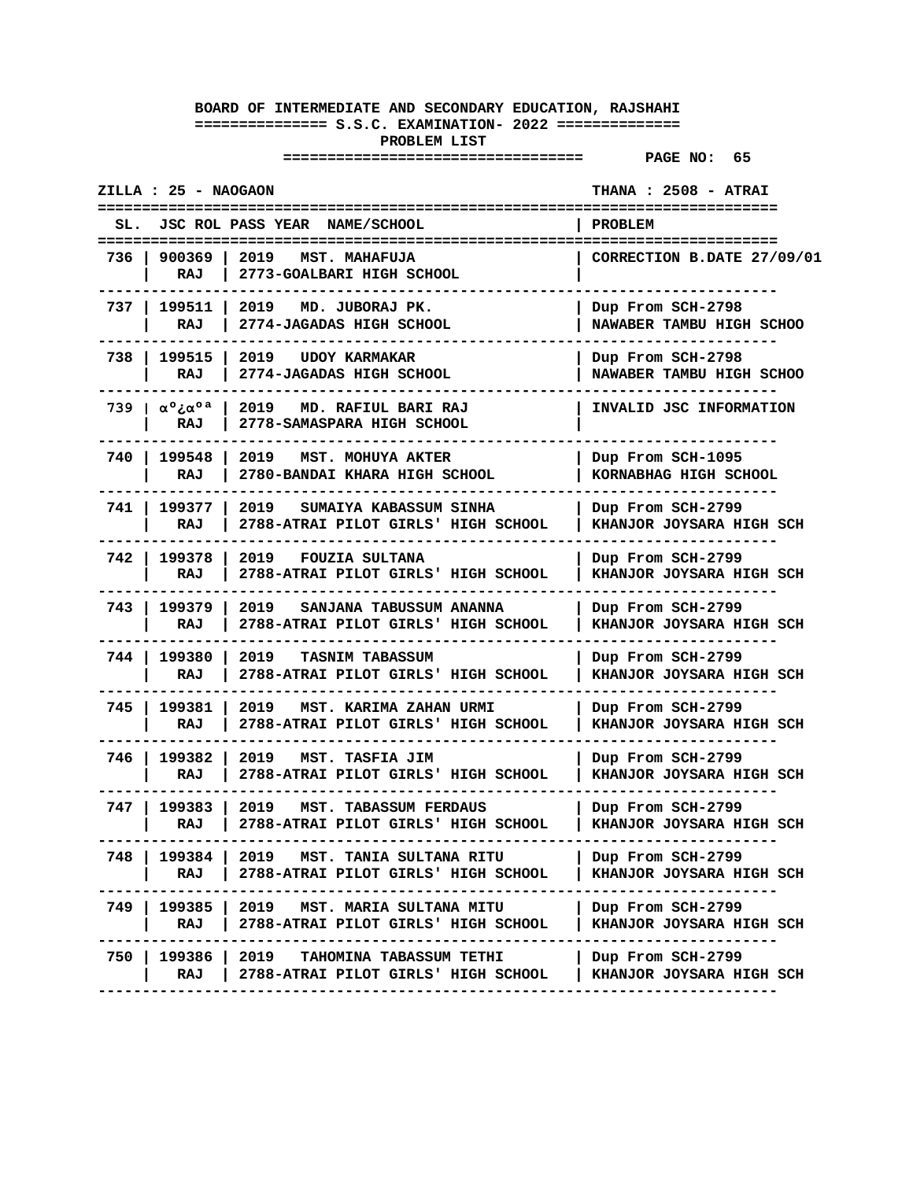**BOARD OF INTERMEDIATE AND SECONDARY EDUCATION, RAJSHAHI**

**S.S.C. EXAMINATION- 2022**

**PROBLEM LIST**

**PAGE NO: 65**

**ZILLA : 25 - NAOGAON** | **THANA : 2508 - ATRAI**

| SL. | JSC ROL | PASS YEAR NAME/SCHOOL | PROBLEM |
|---|---|---|---|
| 736 | 900369 RAJ | 2019 MST. MAHAFUJA 2773-GOALBARI HIGH SCHOOL | CORRECTION B.DATE 27/09/01 |
| 737 | 199511 RAJ | 2019 MD. JUBORAJ PK. 2774-JAGADAS HIGH SCHOOL | Dup From SCH-2798 NAWABER TAMBU HIGH SCHOO |
| 738 | 199515 RAJ | 2019 UDOY KARMAKAR 2774-JAGADAS HIGH SCHOOL | Dup From SCH-2798 NAWABER TAMBU HIGH SCHOO |
| 739 | α°¿α°ª RAJ | 2019 MD. RAFIUL BARI RAJ 2778-SAMASPARA HIGH SCHOOL | INVALID JSC INFORMATION |
| 740 | 199548 RAJ | 2019 MST. MOHUYA AKTER 2780-BANDAI KHARA HIGH SCHOOL | Dup From SCH-1095 KORNABHAG HIGH SCHOOL |
| 741 | 199377 RAJ | 2019 SUMAIYA KABASSUM SINHA 2788-ATRAI PILOT GIRLS' HIGH SCHOOL | Dup From SCH-2799 KHANJOR JOYSARA HIGH SCH |
| 742 | 199378 RAJ | 2019 FOUZIA SULTANA 2788-ATRAI PILOT GIRLS' HIGH SCHOOL | Dup From SCH-2799 KHANJOR JOYSARA HIGH SCH |
| 743 | 199379 RAJ | 2019 SANJANA TABUSSUM ANANNA 2788-ATRAI PILOT GIRLS' HIGH SCHOOL | Dup From SCH-2799 KHANJOR JOYSARA HIGH SCH |
| 744 | 199380 RAJ | 2019 TASNIM TABASSUM 2788-ATRAI PILOT GIRLS' HIGH SCHOOL | Dup From SCH-2799 KHANJOR JOYSARA HIGH SCH |
| 745 | 199381 RAJ | 2019 MST. KARIMA ZAHAN URMI 2788-ATRAI PILOT GIRLS' HIGH SCHOOL | Dup From SCH-2799 KHANJOR JOYSARA HIGH SCH |
| 746 | 199382 RAJ | 2019 MST. TASFIA JIM 2788-ATRAI PILOT GIRLS' HIGH SCHOOL | Dup From SCH-2799 KHANJOR JOYSARA HIGH SCH |
| 747 | 199383 RAJ | 2019 MST. TABASSUM FERDAUS 2788-ATRAI PILOT GIRLS' HIGH SCHOOL | Dup From SCH-2799 KHANJOR JOYSARA HIGH SCH |
| 748 | 199384 RAJ | 2019 MST. TANIA SULTANA RITU 2788-ATRAI PILOT GIRLS' HIGH SCHOOL | Dup From SCH-2799 KHANJOR JOYSARA HIGH SCH |
| 749 | 199385 RAJ | 2019 MST. MARIA SULTANA MITU 2788-ATRAI PILOT GIRLS' HIGH SCHOOL | Dup From SCH-2799 KHANJOR JOYSARA HIGH SCH |
| 750 | 199386 RAJ | 2019 TAHOMINA TABASSUM TETHI 2788-ATRAI PILOT GIRLS' HIGH SCHOOL | Dup From SCH-2799 KHANJOR JOYSARA HIGH SCH |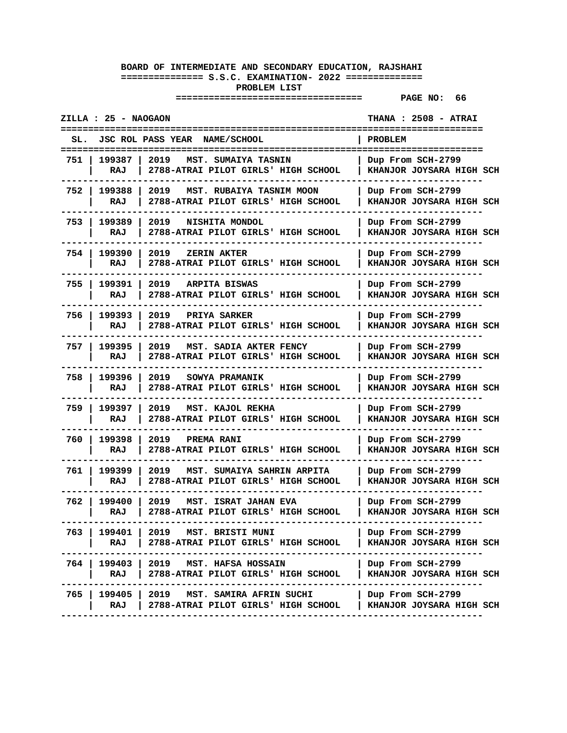**BOARD OF INTERMEDIATE AND SECONDARY EDUCATION, RAJSHAHI**

**S.S.C. EXAMINATION- 2022**

**PROBLEM LIST**

**PAGE NO: 66**

**ZILLA : 25 - NAOGAON** | **THANA : 2508 - ATRAI**

| SL. | JSC ROL | PASS YEAR NAME/SCHOOL | PROBLEM |
|---|---|---|---|
| 751 | 199387<br>RAJ | 2019 MST. SUMAIYA TASNIN<br>2788-ATRAI PILOT GIRLS' HIGH SCHOOL | Dup From SCH-2799<br>KHANJOR JOYSARA HIGH SCH |
| 752 | 199388<br>RAJ | 2019 MST. RUBAIYA TASNIM MOON<br>2788-ATRAI PILOT GIRLS' HIGH SCHOOL | Dup From SCH-2799<br>KHANJOR JOYSARA HIGH SCH |
| 753 | 199389<br>RAJ | 2019 NISHITA MONDOL<br>2788-ATRAI PILOT GIRLS' HIGH SCHOOL | Dup From SCH-2799<br>KHANJOR JOYSARA HIGH SCH |
| 754 | 199390<br>RAJ | 2019 ZERIN AKTER<br>2788-ATRAI PILOT GIRLS' HIGH SCHOOL | Dup From SCH-2799<br>KHANJOR JOYSARA HIGH SCH |
| 755 | 199391<br>RAJ | 2019 ARPITA BISWAS<br>2788-ATRAI PILOT GIRLS' HIGH SCHOOL | Dup From SCH-2799<br>KHANJOR JOYSARA HIGH SCH |
| 756 | 199393<br>RAJ | 2019 PRIYA SARKER<br>2788-ATRAI PILOT GIRLS' HIGH SCHOOL | Dup From SCH-2799<br>KHANJOR JOYSARA HIGH SCH |
| 757 | 199395<br>RAJ | 2019 MST. SADIA AKTER FENCY<br>2788-ATRAI PILOT GIRLS' HIGH SCHOOL | Dup From SCH-2799<br>KHANJOR JOYSARA HIGH SCH |
| 758 | 199396<br>RAJ | 2019 SOWYA PRAMANIK<br>2788-ATRAI PILOT GIRLS' HIGH SCHOOL | Dup From SCH-2799<br>KHANJOR JOYSARA HIGH SCH |
| 759 | 199397<br>RAJ | 2019 MST. KAJOL REKHA<br>2788-ATRAI PILOT GIRLS' HIGH SCHOOL | Dup From SCH-2799<br>KHANJOR JOYSARA HIGH SCH |
| 760 | 199398<br>RAJ | 2019 PREMA RANI<br>2788-ATRAI PILOT GIRLS' HIGH SCHOOL | Dup From SCH-2799<br>KHANJOR JOYSARA HIGH SCH |
| 761 | 199399<br>RAJ | 2019 MST. SUMAIYA SAHRIN ARPITA<br>2788-ATRAI PILOT GIRLS' HIGH SCHOOL | Dup From SCH-2799<br>KHANJOR JOYSARA HIGH SCH |
| 762 | 199400<br>RAJ | 2019 MST. ISRAT JAHAN EVA<br>2788-ATRAI PILOT GIRLS' HIGH SCHOOL | Dup From SCH-2799<br>KHANJOR JOYSARA HIGH SCH |
| 763 | 199401<br>RAJ | 2019 MST. BRISTI MUNI<br>2788-ATRAI PILOT GIRLS' HIGH SCHOOL | Dup From SCH-2799<br>KHANJOR JOYSARA HIGH SCH |
| 764 | 199403<br>RAJ | 2019 MST. HAFSA HOSSAIN<br>2788-ATRAI PILOT GIRLS' HIGH SCHOOL | Dup From SCH-2799<br>KHANJOR JOYSARA HIGH SCH |
| 765 | 199405<br>RAJ | 2019 MST. SAMIRA AFRIN SUCHI<br>2788-ATRAI PILOT GIRLS' HIGH SCHOOL | Dup From SCH-2799<br>KHANJOR JOYSARA HIGH SCH |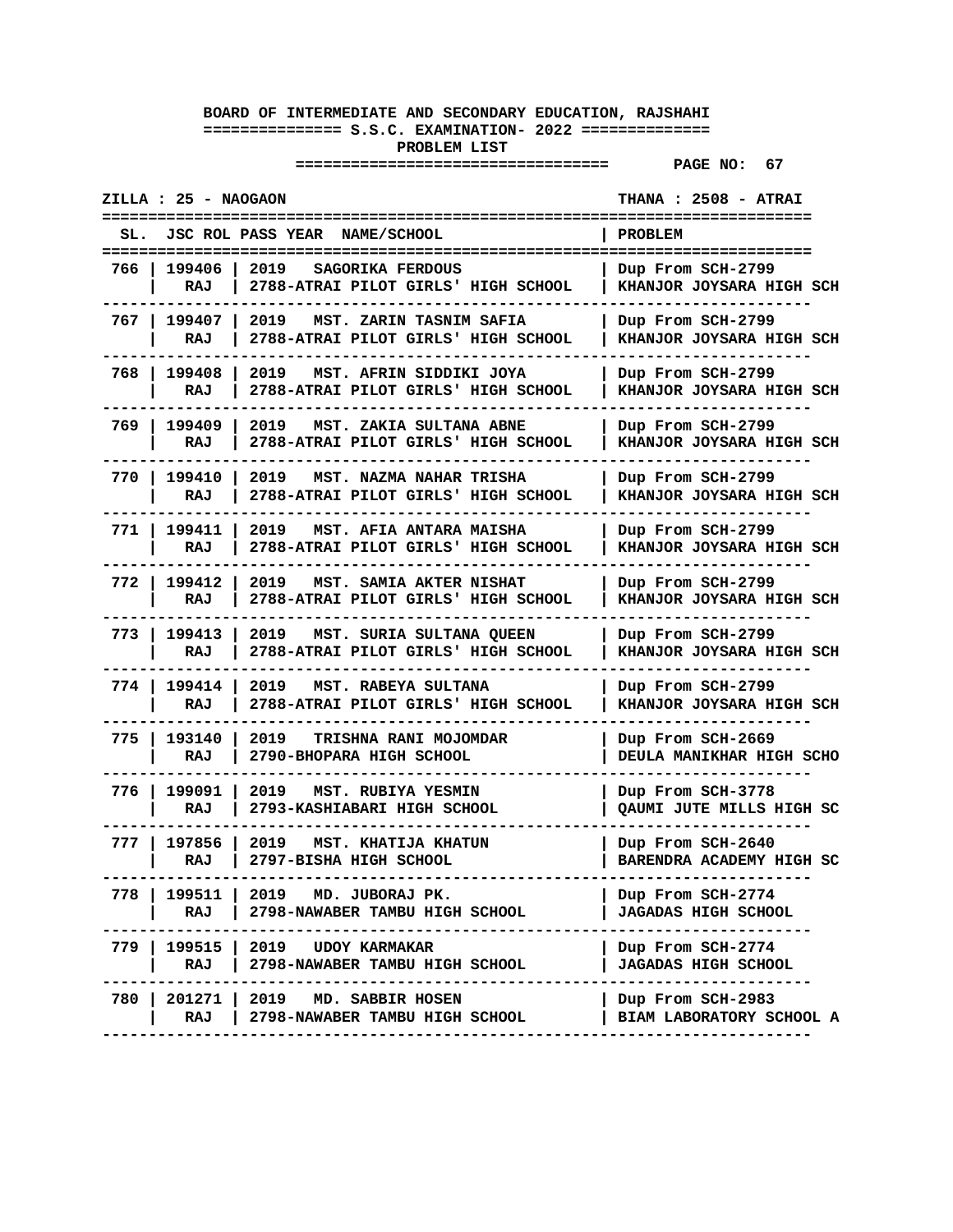**BOARD OF INTERMEDIATE AND SECONDARY EDUCATION, RAJSHAHI**

**S.S.C. EXAMINATION- 2022**

**PROBLEM LIST**

**PAGE NO: 67**

**ZILLA : 25 - NAOGAON** | **THANA : 2508 - ATRAI**

| SL. | JSC ROL | PASS YEAR | NAME/SCHOOL | PROBLEM |
|---|---|---|---|---|
| 766 | 199406<br>RAJ | 2019 | SAGORIKA FERDOUS<br>2788-ATRAI PILOT GIRLS' HIGH SCHOOL | Dup From SCH-2799<br>KHANJOR JOYSARA HIGH SCH |
| 767 | 199407<br>RAJ | 2019 | MST. ZARIN TASNIM SAFIA<br>2788-ATRAI PILOT GIRLS' HIGH SCHOOL | Dup From SCH-2799<br>KHANJOR JOYSARA HIGH SCH |
| 768 | 199408<br>RAJ | 2019 | MST. AFRIN SIDDIKI JOYA<br>2788-ATRAI PILOT GIRLS' HIGH SCHOOL | Dup From SCH-2799<br>KHANJOR JOYSARA HIGH SCH |
| 769 | 199409<br>RAJ | 2019 | MST. ZAKIA SULTANA ABNE<br>2788-ATRAI PILOT GIRLS' HIGH SCHOOL | Dup From SCH-2799<br>KHANJOR JOYSARA HIGH SCH |
| 770 | 199410<br>RAJ | 2019 | MST. NAZMA NAHAR TRISHA<br>2788-ATRAI PILOT GIRLS' HIGH SCHOOL | Dup From SCH-2799<br>KHANJOR JOYSARA HIGH SCH |
| 771 | 199411<br>RAJ | 2019 | MST. AFIA ANTARA MAISHA<br>2788-ATRAI PILOT GIRLS' HIGH SCHOOL | Dup From SCH-2799<br>KHANJOR JOYSARA HIGH SCH |
| 772 | 199412<br>RAJ | 2019 | MST. SAMIA AKTER NISHAT<br>2788-ATRAI PILOT GIRLS' HIGH SCHOOL | Dup From SCH-2799<br>KHANJOR JOYSARA HIGH SCH |
| 773 | 199413<br>RAJ | 2019 | MST. SURIA SULTANA QUEEN<br>2788-ATRAI PILOT GIRLS' HIGH SCHOOL | Dup From SCH-2799<br>KHANJOR JOYSARA HIGH SCH |
| 774 | 199414<br>RAJ | 2019 | MST. RABEYA SULTANA<br>2788-ATRAI PILOT GIRLS' HIGH SCHOOL | Dup From SCH-2799<br>KHANJOR JOYSARA HIGH SCH |
| 775 | 193140<br>RAJ | 2019 | TRISHNA RANI MOJOMDAR<br>2790-BHOPARA HIGH SCHOOL | Dup From SCH-2669<br>DEULA MANIKHAR HIGH SCHO |
| 776 | 199091<br>RAJ | 2019 | MST. RUBIYA YESMIN<br>2793-KASHIABARI HIGH SCHOOL | Dup From SCH-3778<br>QAUMI JUTE MILLS HIGH SC |
| 777 | 197856<br>RAJ | 2019 | MST. KHATIJA KHATUN<br>2797-BISHA HIGH SCHOOL | Dup From SCH-2640<br>BARENDRA ACADEMY HIGH SC |
| 778 | 199511<br>RAJ | 2019 | MD. JUBORAJ PK.<br>2798-NAWABER TAMBU HIGH SCHOOL | Dup From SCH-2774<br>JAGADAS HIGH SCHOOL |
| 779 | 199515<br>RAJ | 2019 | UDOY KARMAKAR<br>2798-NAWABER TAMBU HIGH SCHOOL | Dup From SCH-2774<br>JAGADAS HIGH SCHOOL |
| 780 | 201271<br>RAJ | 2019 | MD. SABBIR HOSEN<br>2798-NAWABER TAMBU HIGH SCHOOL | Dup From SCH-2983<br>BIAM LABORATORY SCHOOL A |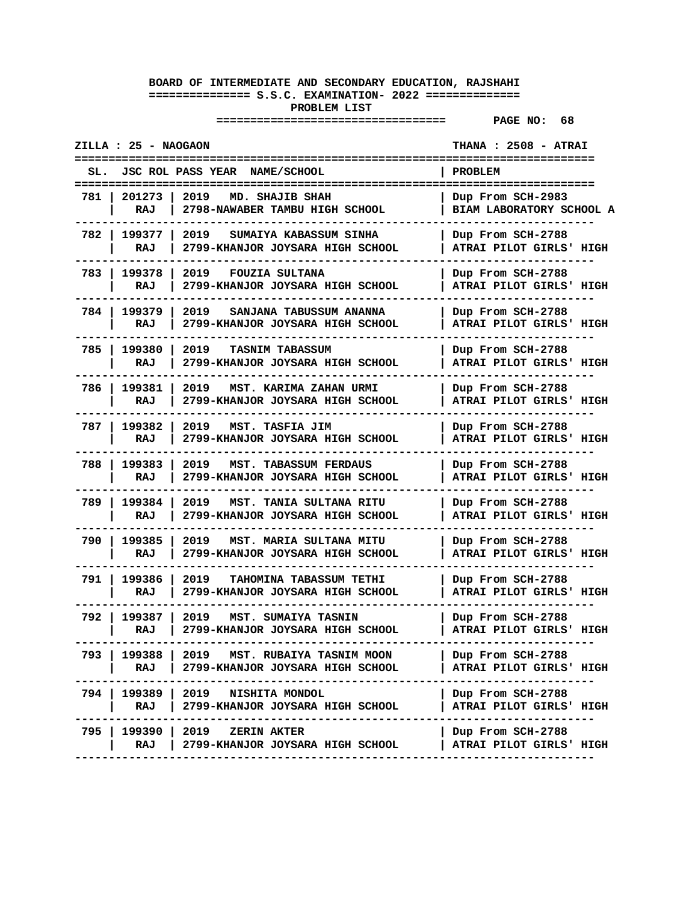**BOARD OF INTERMEDIATE AND SECONDARY EDUCATION, RAJSHAHI**

**S.S.C. EXAMINATION- 2022**

**PROBLEM LIST**

**ZILLA : 25 - NAOGAON** **THANA : 2508 - ATRAI**

| SL. | JSC ROL | PASS YEAR NAME/SCHOOL | PROBLEM |
|---|---|---|---|
| 781 | 201273<br>RAJ | 2019 MD. SHAJIB SHAH<br>2798-NAWABER TAMBU HIGH SCHOOL | Dup From SCH-2983<br>BIAM LABORATORY SCHOOL A |
| 782 | 199377<br>RAJ | 2019 SUMAIYA KABASSUM SINHA<br>2799-KHANJOR JOYSARA HIGH SCHOOL | Dup From SCH-2788<br>ATRAI PILOT GIRLS' HIGH |
| 783 | 199378<br>RAJ | 2019 FOUZIA SULTANA<br>2799-KHANJOR JOYSARA HIGH SCHOOL | Dup From SCH-2788<br>ATRAI PILOT GIRLS' HIGH |
| 784 | 199379<br>RAJ | 2019 SANJANA TABUSSUM ANANNA<br>2799-KHANJOR JOYSARA HIGH SCHOOL | Dup From SCH-2788<br>ATRAI PILOT GIRLS' HIGH |
| 785 | 199380<br>RAJ | 2019 TASNIM TABASSUM<br>2799-KHANJOR JOYSARA HIGH SCHOOL | Dup From SCH-2788<br>ATRAI PILOT GIRLS' HIGH |
| 786 | 199381<br>RAJ | 2019 MST. KARIMA ZAHAN URMI<br>2799-KHANJOR JOYSARA HIGH SCHOOL | Dup From SCH-2788<br>ATRAI PILOT GIRLS' HIGH |
| 787 | 199382<br>RAJ | 2019 MST. TASFIA JIM<br>2799-KHANJOR JOYSARA HIGH SCHOOL | Dup From SCH-2788<br>ATRAI PILOT GIRLS' HIGH |
| 788 | 199383<br>RAJ | 2019 MST. TABASSUM FERDAUS<br>2799-KHANJOR JOYSARA HIGH SCHOOL | Dup From SCH-2788<br>ATRAI PILOT GIRLS' HIGH |
| 789 | 199384<br>RAJ | 2019 MST. TANIA SULTANA RITU<br>2799-KHANJOR JOYSARA HIGH SCHOOL | Dup From SCH-2788<br>ATRAI PILOT GIRLS' HIGH |
| 790 | 199385<br>RAJ | 2019 MST. MARIA SULTANA MITU<br>2799-KHANJOR JOYSARA HIGH SCHOOL | Dup From SCH-2788<br>ATRAI PILOT GIRLS' HIGH |
| 791 | 199386<br>RAJ | 2019 TAHOMINA TABASSUM TETHI<br>2799-KHANJOR JOYSARA HIGH SCHOOL | Dup From SCH-2788<br>ATRAI PILOT GIRLS' HIGH |
| 792 | 199387<br>RAJ | 2019 MST. SUMAIYA TASNIN<br>2799-KHANJOR JOYSARA HIGH SCHOOL | Dup From SCH-2788<br>ATRAI PILOT GIRLS' HIGH |
| 793 | 199388<br>RAJ | 2019 MST. RUBAIYA TASNIM MOON<br>2799-KHANJOR JOYSARA HIGH SCHOOL | Dup From SCH-2788<br>ATRAI PILOT GIRLS' HIGH |
| 794 | 199389<br>RAJ | 2019 NISHITA MONDOL<br>2799-KHANJOR JOYSARA HIGH SCHOOL | Dup From SCH-2788<br>ATRAI PILOT GIRLS' HIGH |
| 795 | 199390<br>RAJ | 2019 ZERIN AKTER<br>2799-KHANJOR JOYSARA HIGH SCHOOL | Dup From SCH-2788<br>ATRAI PILOT GIRLS' HIGH |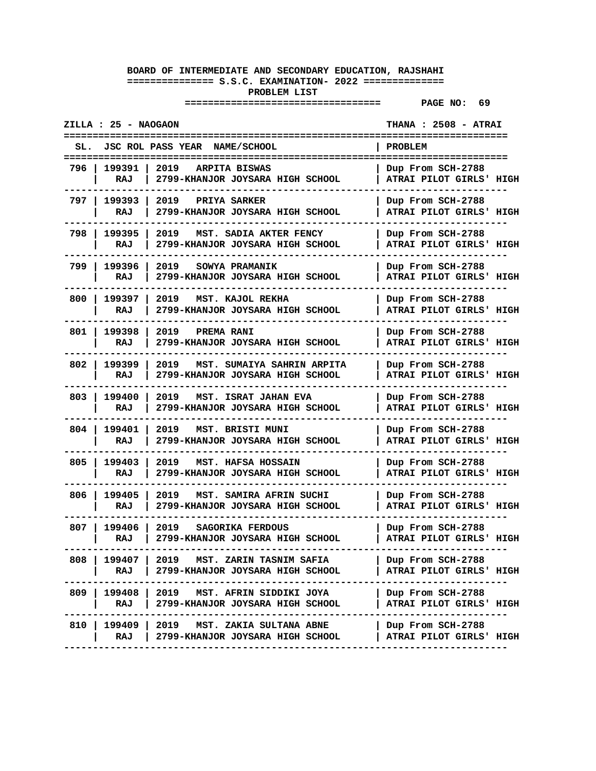**BOARD OF INTERMEDIATE AND SECONDARY EDUCATION, RAJSHAHI**

**S.S.C. EXAMINATION- 2022**

**PROBLEM LIST**

**PAGE NO: 69**

**ZILLA : 25 - NAOGAON** | **THANA : 2508 - ATRAI**

| SL. | JSC ROL | PASS YEAR NAME/SCHOOL | PROBLEM |
|---|---|---|---|
| 796 | 199391<br>RAJ | 2019 ARPITA BISWAS<br>2799-KHANJOR JOYSARA HIGH SCHOOL | Dup From SCH-2788<br>ATRAI PILOT GIRLS' HIGH |
| 797 | 199393<br>RAJ | 2019 PRIYA SARKER<br>2799-KHANJOR JOYSARA HIGH SCHOOL | Dup From SCH-2788<br>ATRAI PILOT GIRLS' HIGH |
| 798 | 199395<br>RAJ | 2019 MST. SADIA AKTER FENCY<br>2799-KHANJOR JOYSARA HIGH SCHOOL | Dup From SCH-2788<br>ATRAI PILOT GIRLS' HIGH |
| 799 | 199396<br>RAJ | 2019 SOWYA PRAMANIK<br>2799-KHANJOR JOYSARA HIGH SCHOOL | Dup From SCH-2788<br>ATRAI PILOT GIRLS' HIGH |
| 800 | 199397<br>RAJ | 2019 MST. KAJOL REKHA<br>2799-KHANJOR JOYSARA HIGH SCHOOL | Dup From SCH-2788<br>ATRAI PILOT GIRLS' HIGH |
| 801 | 199398<br>RAJ | 2019 PREMA RANI<br>2799-KHANJOR JOYSARA HIGH SCHOOL | Dup From SCH-2788<br>ATRAI PILOT GIRLS' HIGH |
| 802 | 199399<br>RAJ | 2019 MST. SUMAIYA SAHRIN ARPITA<br>2799-KHANJOR JOYSARA HIGH SCHOOL | Dup From SCH-2788<br>ATRAI PILOT GIRLS' HIGH |
| 803 | 199400<br>RAJ | 2019 MST. ISRAT JAHAN EVA<br>2799-KHANJOR JOYSARA HIGH SCHOOL | Dup From SCH-2788<br>ATRAI PILOT GIRLS' HIGH |
| 804 | 199401<br>RAJ | 2019 MST. BRISTI MUNI<br>2799-KHANJOR JOYSARA HIGH SCHOOL | Dup From SCH-2788<br>ATRAI PILOT GIRLS' HIGH |
| 805 | 199403<br>RAJ | 2019 MST. HAFSA HOSSAIN<br>2799-KHANJOR JOYSARA HIGH SCHOOL | Dup From SCH-2788<br>ATRAI PILOT GIRLS' HIGH |
| 806 | 199405<br>RAJ | 2019 MST. SAMIRA AFRIN SUCHI<br>2799-KHANJOR JOYSARA HIGH SCHOOL | Dup From SCH-2788<br>ATRAI PILOT GIRLS' HIGH |
| 807 | 199406<br>RAJ | 2019 SAGORIKA FERDOUS<br>2799-KHANJOR JOYSARA HIGH SCHOOL | Dup From SCH-2788<br>ATRAI PILOT GIRLS' HIGH |
| 808 | 199407<br>RAJ | 2019 MST. ZARIN TASNIM SAFIA<br>2799-KHANJOR JOYSARA HIGH SCHOOL | Dup From SCH-2788<br>ATRAI PILOT GIRLS' HIGH |
| 809 | 199408<br>RAJ | 2019 MST. AFRIN SIDDIKI JOYA<br>2799-KHANJOR JOYSARA HIGH SCHOOL | Dup From SCH-2788<br>ATRAI PILOT GIRLS' HIGH |
| 810 | 199409<br>RAJ | 2019 MST. ZAKIA SULTANA ABNE<br>2799-KHANJOR JOYSARA HIGH SCHOOL | Dup From SCH-2788<br>ATRAI PILOT GIRLS' HIGH |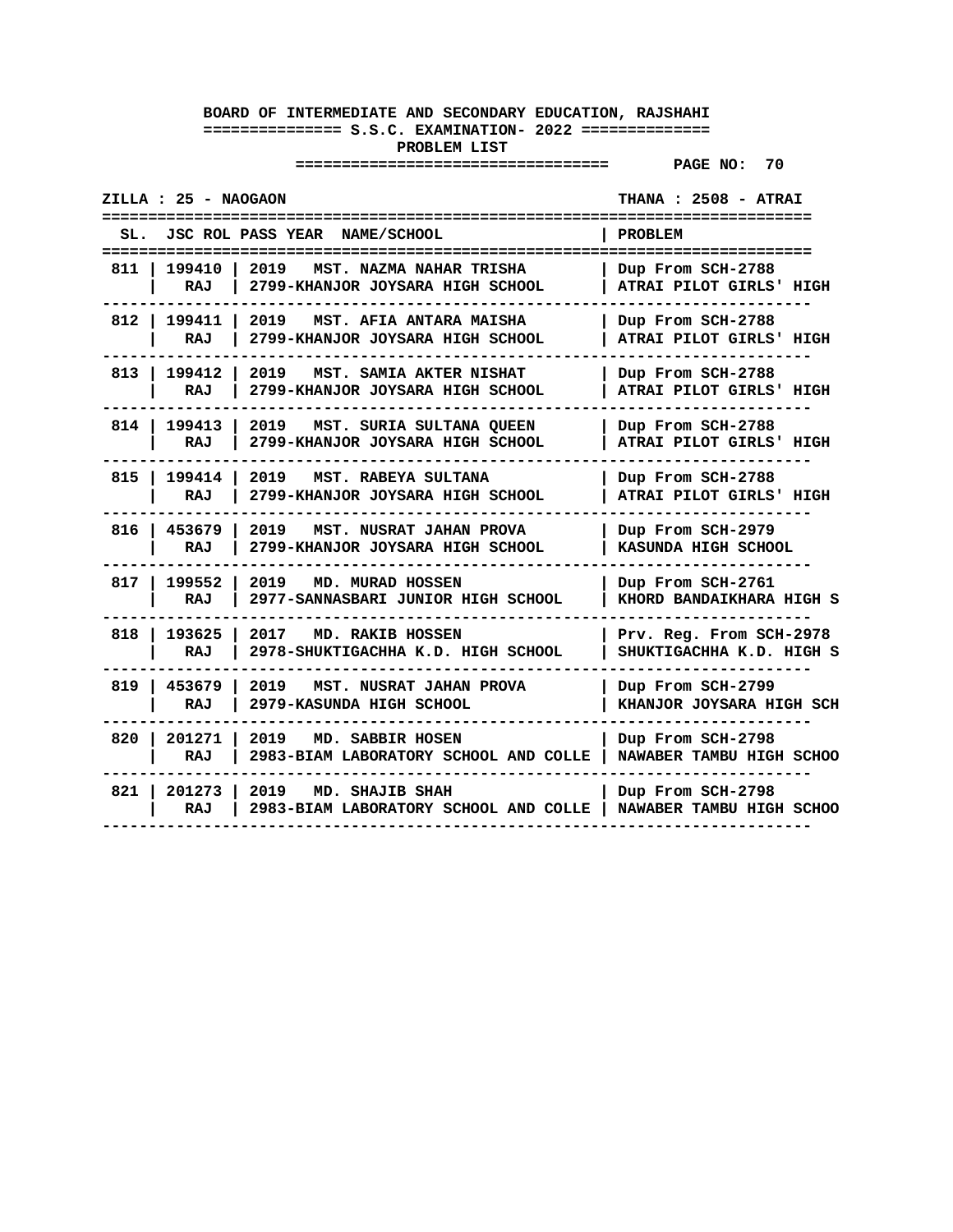**BOARD OF INTERMEDIATE AND SECONDARY EDUCATION, RAJSHAHI**

**S.S.C. EXAMINATION- 2022**

**PROBLEM LIST**

**PAGE NO: 70**

**ZILLA : 25 - NAOGAON** | **THANA : 2508 - ATRAI**

| SL. | JSC ROL | PASS YEAR | NAME/SCHOOL | PROBLEM |
|---|---|---|---|---|
| 811 | 199410 RAJ | 2019 | MST. NAZMA NAHAR TRISHA 2799-KHANJOR JOYSARA HIGH SCHOOL | Dup From SCH-2788 ATRAI PILOT GIRLS' HIGH |
| 812 | 199411 RAJ | 2019 | MST. AFIA ANTARA MAISHA 2799-KHANJOR JOYSARA HIGH SCHOOL | Dup From SCH-2788 ATRAI PILOT GIRLS' HIGH |
| 813 | 199412 RAJ | 2019 | MST. SAMIA AKTER NISHAT 2799-KHANJOR JOYSARA HIGH SCHOOL | Dup From SCH-2788 ATRAI PILOT GIRLS' HIGH |
| 814 | 199413 RAJ | 2019 | MST. SURIA SULTANA QUEEN 2799-KHANJOR JOYSARA HIGH SCHOOL | Dup From SCH-2788 ATRAI PILOT GIRLS' HIGH |
| 815 | 199414 RAJ | 2019 | MST. RABEYA SULTANA 2799-KHANJOR JOYSARA HIGH SCHOOL | Dup From SCH-2788 ATRAI PILOT GIRLS' HIGH |
| 816 | 453679 RAJ | 2019 | MST. NUSRAT JAHAN PROVA 2799-KHANJOR JOYSARA HIGH SCHOOL | Dup From SCH-2979 KASUNDA HIGH SCHOOL |
| 817 | 199552 RAJ | 2019 | MD. MURAD HOSSEN 2977-SANNASBARI JUNIOR HIGH SCHOOL | Dup From SCH-2761 KHORD BANDAIKHARA HIGH S |
| 818 | 193625 RAJ | 2017 | MD. RAKIB HOSSEN 2978-SHUKTIGACHHA K.D. HIGH SCHOOL | Prv. Reg. From SCH-2978 SHUKTIGACHHA K.D. HIGH S |
| 819 | 453679 RAJ | 2019 | MST. NUSRAT JAHAN PROVA 2979-KASUNDA HIGH SCHOOL | Dup From SCH-2799 KHANJOR JOYSARA HIGH SCH |
| 820 | 201271 RAJ | 2019 | MD. SABBIR HOSEN 2983-BIAM LABORATORY SCHOOL AND COLLE | Dup From SCH-2798 NAWABER TAMBU HIGH SCHOO |
| 821 | 201273 RAJ | 2019 | MD. SHAJIB SHAH 2983-BIAM LABORATORY SCHOOL AND COLLE | Dup From SCH-2798 NAWABER TAMBU HIGH SCHOO |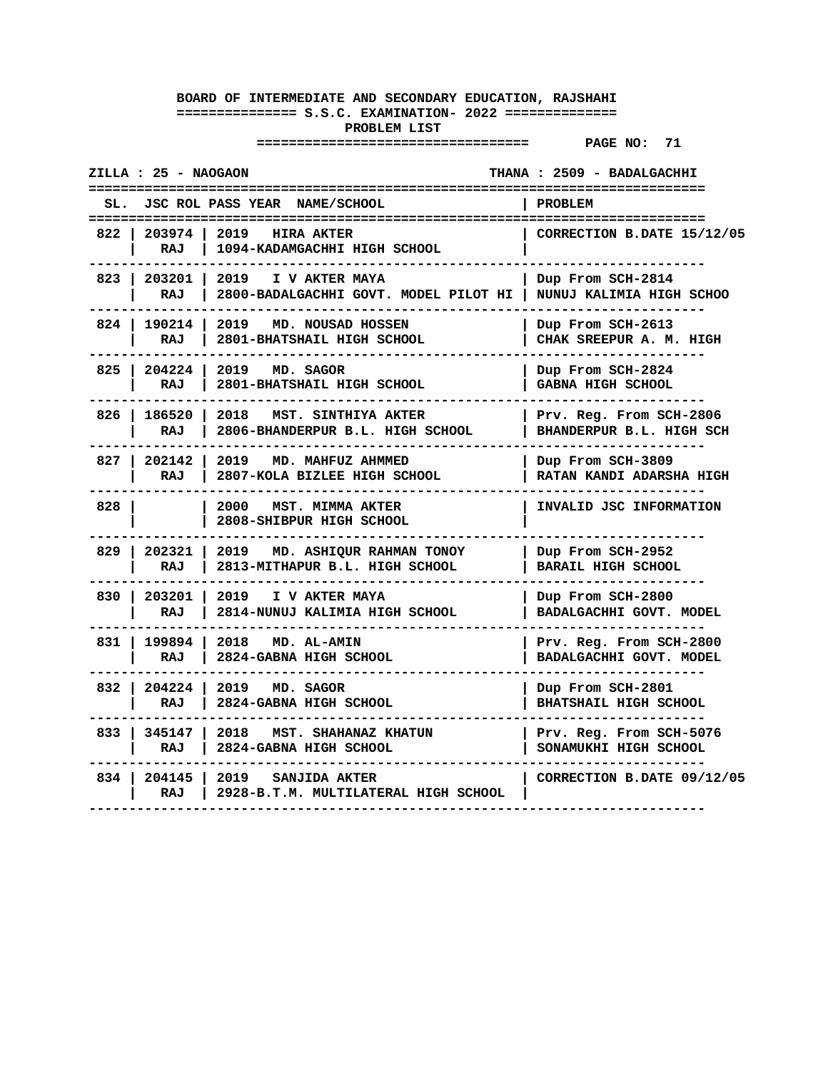**BOARD OF INTERMEDIATE AND SECONDARY EDUCATION, RAJSHAHI**

**S.S.C. EXAMINATION- 2022**

**PROBLEM LIST**

**PAGE NO: 71**

**ZILLA : 25 - NAOGAON** | **THANA : 2509 - BADALGACHHI**

| SL. | JSC ROL | PASS YEAR | NAME/SCHOOL | PROBLEM |
|---|---|---|---|---|
| 822 | 203974 RAJ | 2019 | HIRA AKTER<br>1094-KADAMGACHHI HIGH SCHOOL | CORRECTION B.DATE 15/12/05 |
| 823 | 203201 RAJ | 2019 | I V AKTER MAYA<br>2800-BADALGACHHI GOVT. MODEL PILOT HI | Dup From SCH-2814<br>NUNUJ KALIMIA HIGH SCHOO |
| 824 | 190214 RAJ | 2019 | MD. NOUSAD HOSSEN<br>2801-BHATSHAIL HIGH SCHOOL | Dup From SCH-2613<br>CHAK SREEPUR A. M. HIGH |
| 825 | 204224 RAJ | 2019 | MD. SAGOR<br>2801-BHATSHAIL HIGH SCHOOL | Dup From SCH-2824<br>GABNA HIGH SCHOOL |
| 826 | 186520 RAJ | 2018 | MST. SINTHIYA AKTER<br>2806-BHANDERPUR B.L. HIGH SCHOOL | Prv. Reg. From SCH-2806<br>BHANDERPUR B.L. HIGH SCH |
| 827 | 202142 RAJ | 2019 | MD. MAHFUZ AHMMED<br>2807-KOLA BIZLEE HIGH SCHOOL | Dup From SCH-3809<br>RATAN KANDI ADARSHA HIGH |
| 828 | | 2000 | MST. MIMMA AKTER<br>2808-SHIBPUR HIGH SCHOOL | INVALID JSC INFORMATION |
| 829 | 202321 RAJ | 2019 | MD. ASHIQUR RAHMAN TONOY<br>2813-MITHAPUR B.L. HIGH SCHOOL | Dup From SCH-2952<br>BARAIL HIGH SCHOOL |
| 830 | 203201 RAJ | 2019 | I V AKTER MAYA<br>2814-NUNUJ KALIMIA HIGH SCHOOL | Dup From SCH-2800<br>BADALGACHHI GOVT. MODEL |
| 831 | 199894 RAJ | 2018 | MD. AL-AMIN<br>2824-GABNA HIGH SCHOOL | Prv. Reg. From SCH-2800<br>BADALGACHHI GOVT. MODEL |
| 832 | 204224 RAJ | 2019 | MD. SAGOR<br>2824-GABNA HIGH SCHOOL | Dup From SCH-2801<br>BHATSHAIL HIGH SCHOOL |
| 833 | 345147 RAJ | 2018 | MST. SHAHANAZ KHATUN<br>2824-GABNA HIGH SCHOOL | Prv. Reg. From SCH-5076<br>SONAMUKHI HIGH SCHOOL |
| 834 | 204145 RAJ | 2019 | SANJIDA AKTER<br>2928-B.T.M. MULTILATERAL HIGH SCHOOL | CORRECTION B.DATE 09/12/05 |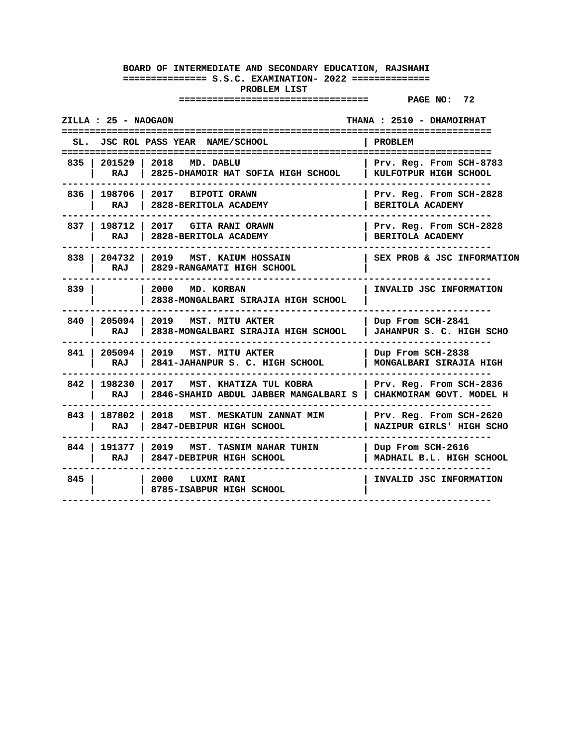**BOARD OF INTERMEDIATE AND SECONDARY EDUCATION, RAJSHAHI**

**S.S.C. EXAMINATION- 2022**

**PROBLEM LIST**

**ZILLA : 25 - NAOGAON** | **THANA : 2510 - DHAMOIRHAT**

| SL. | JSC ROL | PASS YEAR | NAME/SCHOOL | PROBLEM |
|---|---|---|---|---|
| 835 | 201529 RAJ | 2018 | MD. DABLU<br>2825-DHAMOIR HAT SOFIA HIGH SCHOOL | Prv. Reg. From SCH-8783<br>KULFOTPUR HIGH SCHOOL |
| 836 | 198706 RAJ | 2017 | BIPOTI ORAWN<br>2828-BERITOLA ACADEMY | Prv. Reg. From SCH-2828<br>BERITOLA ACADEMY |
| 837 | 198712 RAJ | 2017 | GITA RANI ORAWN<br>2828-BERITOLA ACADEMY | Prv. Reg. From SCH-2828<br>BERITOLA ACADEMY |
| 838 | 204732 RAJ | 2019 | MST. KAIUM HOSSAIN<br>2829-RANGAMATI HIGH SCHOOL | SEX PROB & JSC INFORMATION |
| 839 | | 2000 | MD. KORBAN<br>2838-MONGALBARI SIRAJIA HIGH SCHOOL | INVALID JSC INFORMATION |
| 840 | 205094 RAJ | 2019 | MST. MITU AKTER<br>2838-MONGALBARI SIRAJIA HIGH SCHOOL | Dup From SCH-2841<br>JAHANPUR S. C. HIGH SCHO |
| 841 | 205094 RAJ | 2019 | MST. MITU AKTER<br>2841-JAHANPUR S. C. HIGH SCHOOL | Dup From SCH-2838<br>MONGALBARI SIRAJIA HIGH |
| 842 | 198230 RAJ | 2017 | MST. KHATIZA TUL KOBRA<br>2846-SHAHID ABDUL JABBER MANGALBARI S | Prv. Reg. From SCH-2836<br>CHAKMOIRAM GOVT. MODEL H |
| 843 | 187802 RAJ | 2018 | MST. MESKATUN ZANNAT MIM<br>2847-DEBIPUR HIGH SCHOOL | Prv. Reg. From SCH-2620<br>NAZIPUR GIRLS' HIGH SCHO |
| 844 | 191377 RAJ | 2019 | MST. TASNIM NAHAR TUHIN<br>2847-DEBIPUR HIGH SCHOOL | Dup From SCH-2616<br>MADHAIL B.L. HIGH SCHOOL |
| 845 | | 2000 | LUXMI RANI<br>8785-ISABPUR HIGH SCHOOL | INVALID JSC INFORMATION |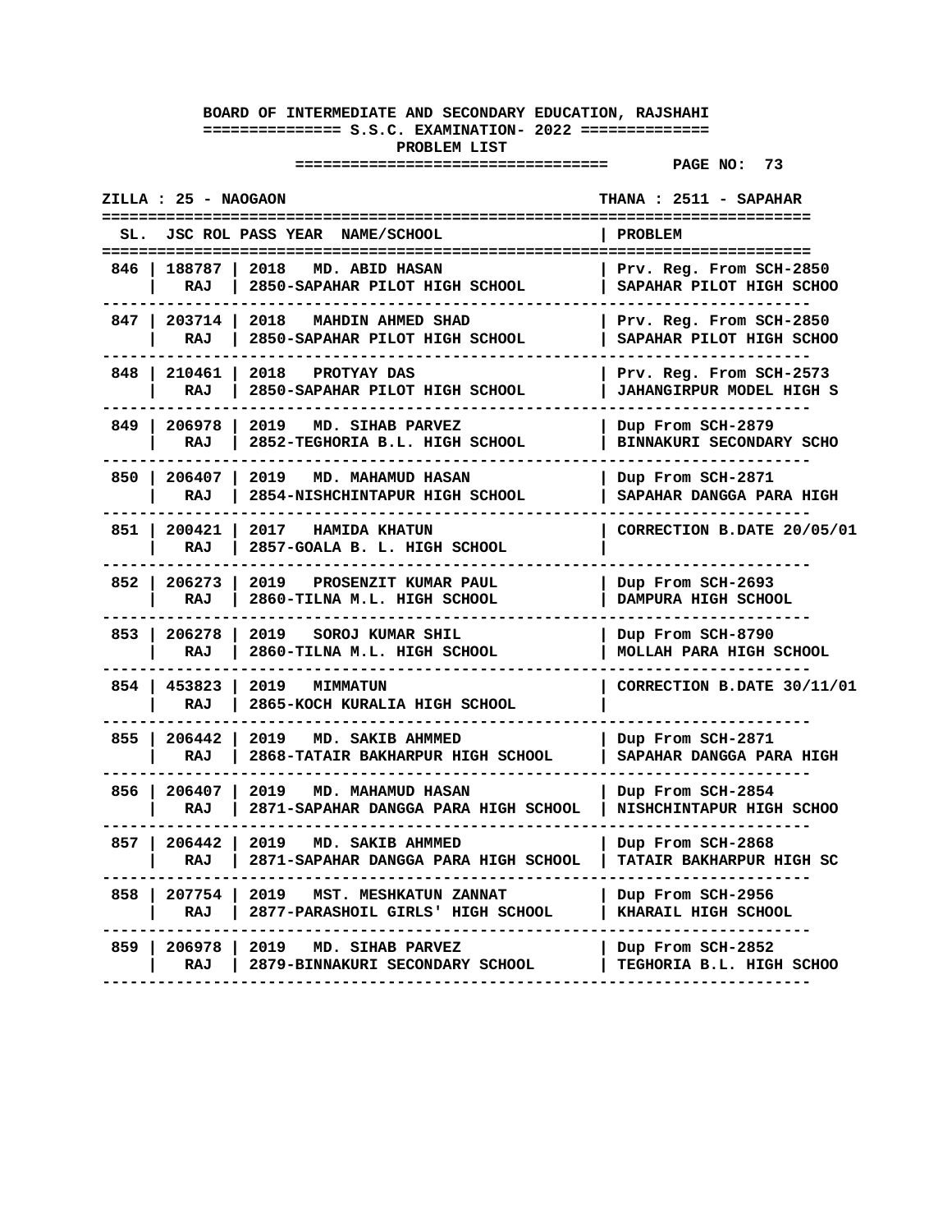**BOARD OF INTERMEDIATE AND SECONDARY EDUCATION, RAJSHAHI**

**S.S.C. EXAMINATION- 2022**

**PROBLEM LIST**

**PAGE NO: 73**

**ZILLA : 25 - NAOGAON** | **THANA : 2511 - SAPAHAR**

| SL. | JSC ROL | PASS YEAR | NAME/SCHOOL | PROBLEM |
|---|---|---|---|---|
| 846 | 188787<br>RAJ | 2018 | MD. ABID HASAN<br>2850-SAPAHAR PILOT HIGH SCHOOL | Prv. Reg. From SCH-2850<br>SAPAHAR PILOT HIGH SCHOO |
| 847 | 203714<br>RAJ | 2018 | MAHDIN AHMED SHAD<br>2850-SAPAHAR PILOT HIGH SCHOOL | Prv. Reg. From SCH-2850<br>SAPAHAR PILOT HIGH SCHOO |
| 848 | 210461<br>RAJ | 2018 | PROTYAY DAS<br>2850-SAPAHAR PILOT HIGH SCHOOL | Prv. Reg. From SCH-2573<br>JAHANGIRPUR MODEL HIGH S |
| 849 | 206978<br>RAJ | 2019 | MD. SIHAB PARVEZ<br>2852-TEGHORIA B.L. HIGH SCHOOL | Dup From SCH-2879<br>BINNAKURI SECONDARY SCHO |
| 850 | 206407<br>RAJ | 2019 | MD. MAHAMUD HASAN<br>2854-NISHCHINTAPUR HIGH SCHOOL | Dup From SCH-2871<br>SAPAHAR DANGGA PARA HIGH |
| 851 | 200421<br>RAJ | 2017 | HAMIDA KHATUN<br>2857-GOALA B. L. HIGH SCHOOL | CORRECTION B.DATE 20/05/01 |
| 852 | 206273<br>RAJ | 2019 | PROSENZIT KUMAR PAUL<br>2860-TILNA M.L. HIGH SCHOOL | Dup From SCH-2693<br>DAMPURA HIGH SCHOOL |
| 853 | 206278<br>RAJ | 2019 | SOROJ KUMAR SHIL<br>2860-TILNA M.L. HIGH SCHOOL | Dup From SCH-8790<br>MOLLAH PARA HIGH SCHOOL |
| 854 | 453823<br>RAJ | 2019 | MIMMATUN<br>2865-KOCH KURALIA HIGH SCHOOL | CORRECTION B.DATE 30/11/01 |
| 855 | 206442<br>RAJ | 2019 | MD. SAKIB AHMMED<br>2868-TATAIR BAKHARPUR HIGH SCHOOL | Dup From SCH-2871<br>SAPAHAR DANGGA PARA HIGH |
| 856 | 206407<br>RAJ | 2019 | MD. MAHAMUD HASAN<br>2871-SAPAHAR DANGGA PARA HIGH SCHOOL | Dup From SCH-2854<br>NISHCHINTAPUR HIGH SCHOO |
| 857 | 206442<br>RAJ | 2019 | MD. SAKIB AHMMED<br>2871-SAPAHAR DANGGA PARA HIGH SCHOOL | Dup From SCH-2868<br>TATAIR BAKHARPUR HIGH SC |
| 858 | 207754<br>RAJ | 2019 | MST. MESHKATUN ZANNAT<br>2877-PARASHOIL GIRLS' HIGH SCHOOL | Dup From SCH-2956<br>KHARAIL HIGH SCHOOL |
| 859 | 206978<br>RAJ | 2019 | MD. SIHAB PARVEZ<br>2879-BINNAKURI SECONDARY SCHOOL | Dup From SCH-2852<br>TEGHORIA B.L. HIGH SCHOO |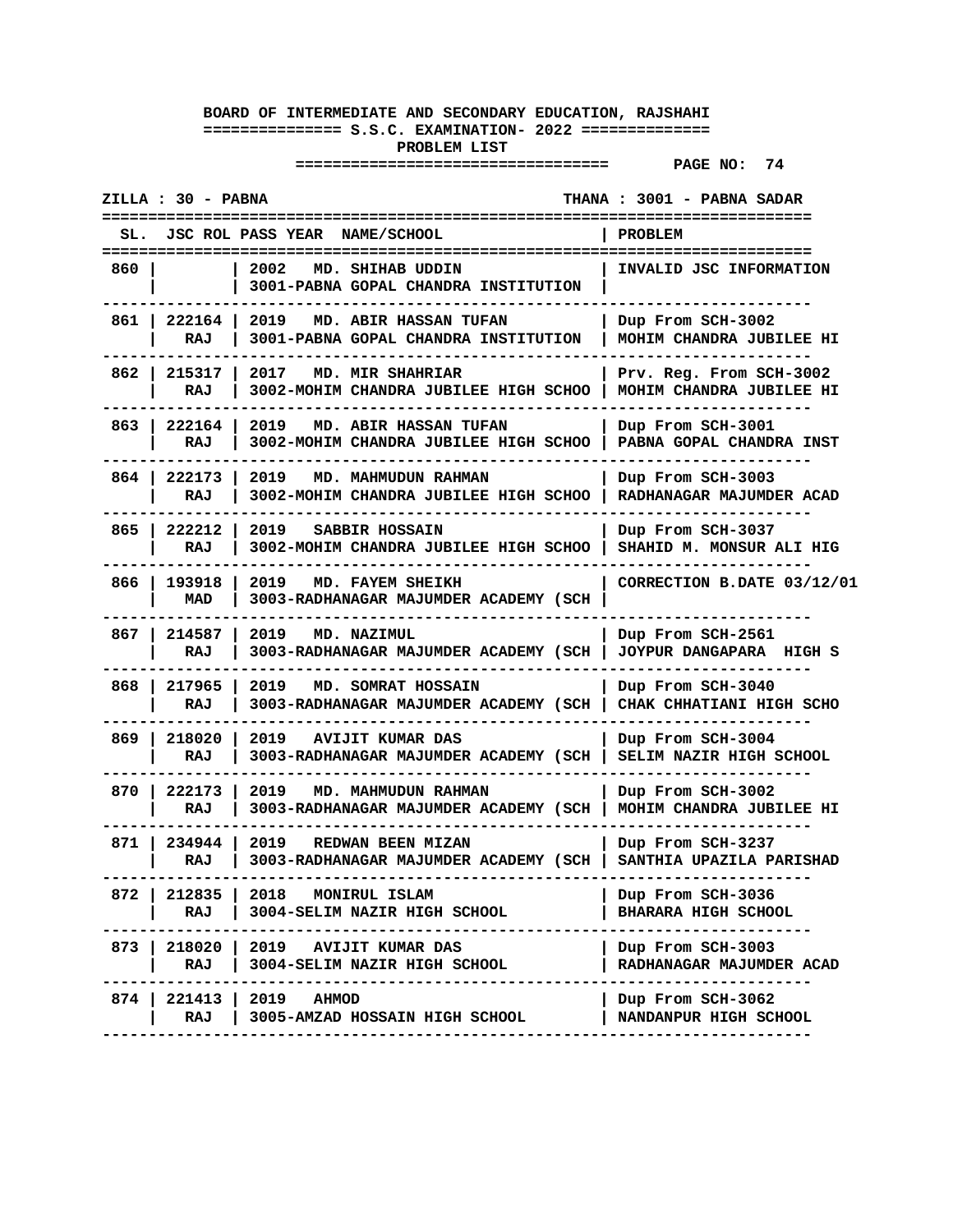**BOARD OF INTERMEDIATE AND SECONDARY EDUCATION, RAJSHAHI**

**S.S.C. EXAMINATION- 2022**

**PROBLEM LIST**

**PAGE NO: 74**

**ZILLA : 30 - PABNA** **THANA : 3001 - PABNA SADAR**

| SL. | JSC ROL | PASS YEAR | NAME/SCHOOL | PROBLEM |
|---|---|---|---|---|
| 860 | | 2002 | MD. SHIHAB UDDIN<br>3001-PABNA GOPAL CHANDRA INSTITUTION | INVALID JSC INFORMATION |
| 861 | 222164<br>RAJ | 2019 | MD. ABIR HASSAN TUFAN<br>3001-PABNA GOPAL CHANDRA INSTITUTION | Dup From SCH-3002<br>MOHIM CHANDRA JUBILEE HI |
| 862 | 215317<br>RAJ | 2017 | MD. MIR SHAHRIAR<br>3002-MOHIM CHANDRA JUBILEE HIGH SCHOO | Prv. Reg. From SCH-3002<br>MOHIM CHANDRA JUBILEE HI |
| 863 | 222164<br>RAJ | 2019 | MD. ABIR HASSAN TUFAN<br>3002-MOHIM CHANDRA JUBILEE HIGH SCHOO | Dup From SCH-3001<br>PABNA GOPAL CHANDRA INST |
| 864 | 222173<br>RAJ | 2019 | MD. MAHMUDUN RAHMAN<br>3002-MOHIM CHANDRA JUBILEE HIGH SCHOO | Dup From SCH-3003<br>RADHANAGAR MAJUMDER ACAD |
| 865 | 222212<br>RAJ | 2019 | SABBIR HOSSAIN<br>3002-MOHIM CHANDRA JUBILEE HIGH SCHOO | Dup From SCH-3037<br>SHAHID M. MONSUR ALI HIG |
| 866 | 193918<br>MAD | 2019 | MD. FAYEM SHEIKH<br>3003-RADHANAGAR MAJUMDER ACADEMY (SCH | CORRECTION B.DATE 03/12/01 |
| 867 | 214587<br>RAJ | 2019 | MD. NAZIMUL<br>3003-RADHANAGAR MAJUMDER ACADEMY (SCH | Dup From SCH-2561<br>JOYPUR DANGAPARA HIGH S |
| 868 | 217965<br>RAJ | 2019 | MD. SOMRAT HOSSAIN<br>3003-RADHANAGAR MAJUMDER ACADEMY (SCH | Dup From SCH-3040<br>CHAK CHHATIANI HIGH SCHO |
| 869 | 218020<br>RAJ | 2019 | AVIJIT KUMAR DAS<br>3003-RADHANAGAR MAJUMDER ACADEMY (SCH | Dup From SCH-3004<br>SELIM NAZIR HIGH SCHOOL |
| 870 | 222173<br>RAJ | 2019 | MD. MAHMUDUN RAHMAN<br>3003-RADHANAGAR MAJUMDER ACADEMY (SCH | Dup From SCH-3002<br>MOHIM CHANDRA JUBILEE HI |
| 871 | 234944<br>RAJ | 2019 | REDWAN BEEN MIZAN<br>3003-RADHANAGAR MAJUMDER ACADEMY (SCH | Dup From SCH-3237<br>SANTHIA UPAZILA PARISHAD |
| 872 | 212835<br>RAJ | 2018 | MONIRUL ISLAM<br>3004-SELIM NAZIR HIGH SCHOOL | Dup From SCH-3036<br>BHARARA HIGH SCHOOL |
| 873 | 218020<br>RAJ | 2019 | AVIJIT KUMAR DAS<br>3004-SELIM NAZIR HIGH SCHOOL | Dup From SCH-3003<br>RADHANAGAR MAJUMDER ACAD |
| 874 | 221413<br>RAJ | 2019 | AHMOD<br>3005-AMZAD HOSSAIN HIGH SCHOOL | Dup From SCH-3062<br>NANDANPUR HIGH SCHOOL |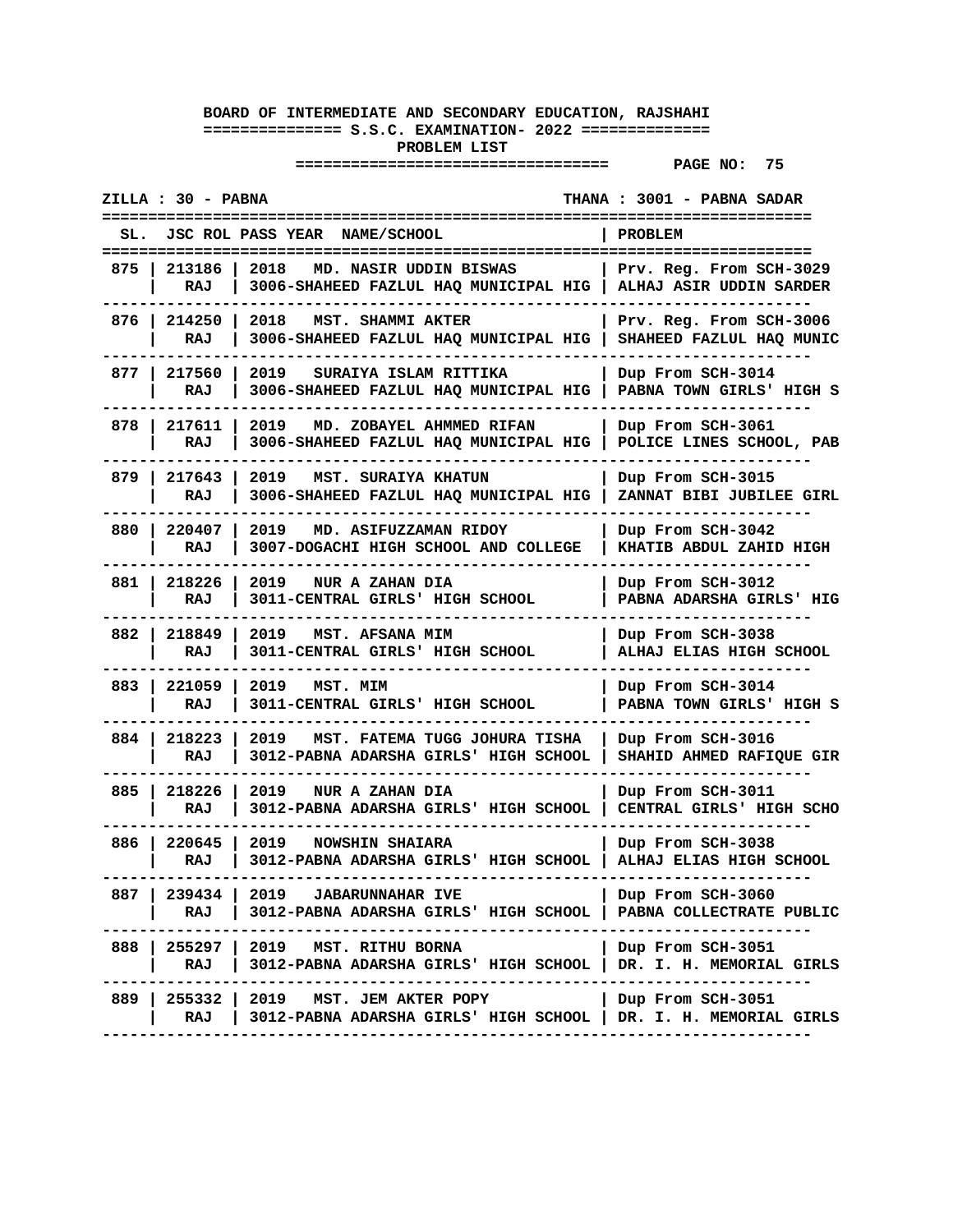**BOARD OF INTERMEDIATE AND SECONDARY EDUCATION, RAJSHAHI**

**S.S.C. EXAMINATION- 2022**

**PROBLEM LIST**

**ZILLA : 30 - PABNA** | **THANA : 3001 - PABNA SADAR**

| SL. | JSC ROL | PASS YEAR | NAME/SCHOOL | PROBLEM |
|---|---|---|---|---|
| 875 | 213186 RAJ | 2018 | MD. NASIR UDDIN BISWAS 3006-SHAHEED FAZLUL HAQ MUNICIPAL HIG | Prv. Reg. From SCH-3029 ALHAJ ASIR UDDIN SARDER |
| 876 | 214250 RAJ | 2018 | MST. SHAMMI AKTER 3006-SHAHEED FAZLUL HAQ MUNICIPAL HIG | Prv. Reg. From SCH-3006 SHAHEED FAZLUL HAQ MUNIC |
| 877 | 217560 RAJ | 2019 | SURAIYA ISLAM RITTIKA 3006-SHAHEED FAZLUL HAQ MUNICIPAL HIG | Dup From SCH-3014 PABNA TOWN GIRLS' HIGH S |
| 878 | 217611 RAJ | 2019 | MD. ZOBAYEL AHMMED RIFAN 3006-SHAHEED FAZLUL HAQ MUNICIPAL HIG | Dup From SCH-3061 POLICE LINES SCHOOL, PAB |
| 879 | 217643 RAJ | 2019 | MST. SURAIYA KHATUN 3006-SHAHEED FAZLUL HAQ MUNICIPAL HIG | Dup From SCH-3015 ZANNAT BIBI JUBILEE GIRL |
| 880 | 220407 RAJ | 2019 | MD. ASIFUZZAMAN RIDOY 3007-DOGACHI HIGH SCHOOL AND COLLEGE | Dup From SCH-3042 KHATIB ABDUL ZAHID HIGH |
| 881 | 218226 RAJ | 2019 | NUR A ZAHAN DIA 3011-CENTRAL GIRLS' HIGH SCHOOL | Dup From SCH-3012 PABNA ADARSHA GIRLS' HIG |
| 882 | 218849 RAJ | 2019 | MST. AFSANA MIM 3011-CENTRAL GIRLS' HIGH SCHOOL | Dup From SCH-3038 ALHAJ ELIAS HIGH SCHOOL |
| 883 | 221059 RAJ | 2019 | MST. MIM 3011-CENTRAL GIRLS' HIGH SCHOOL | Dup From SCH-3014 PABNA TOWN GIRLS' HIGH S |
| 884 | 218223 RAJ | 2019 | MST. FATEMA TUGG JOHURA TISHA 3012-PABNA ADARSHA GIRLS' HIGH SCHOOL | Dup From SCH-3016 SHAHID AHMED RAFIQUE GIR |
| 885 | 218226 RAJ | 2019 | NUR A ZAHAN DIA 3012-PABNA ADARSHA GIRLS' HIGH SCHOOL | Dup From SCH-3011 CENTRAL GIRLS' HIGH SCHO |
| 886 | 220645 RAJ | 2019 | NOWSHIN SHAIARA 3012-PABNA ADARSHA GIRLS' HIGH SCHOOL | Dup From SCH-3038 ALHAJ ELIAS HIGH SCHOOL |
| 887 | 239434 RAJ | 2019 | JABARUNNAHAR IVE 3012-PABNA ADARSHA GIRLS' HIGH SCHOOL | Dup From SCH-3060 PABNA COLLECTRATE PUBLIC |
| 888 | 255297 RAJ | 2019 | MST. RITHU BORNA 3012-PABNA ADARSHA GIRLS' HIGH SCHOOL | Dup From SCH-3051 DR. I. H. MEMORIAL GIRLS |
| 889 | 255332 RAJ | 2019 | MST. JEM AKTER POPY 3012-PABNA ADARSHA GIRLS' HIGH SCHOOL | Dup From SCH-3051 DR. I. H. MEMORIAL GIRLS |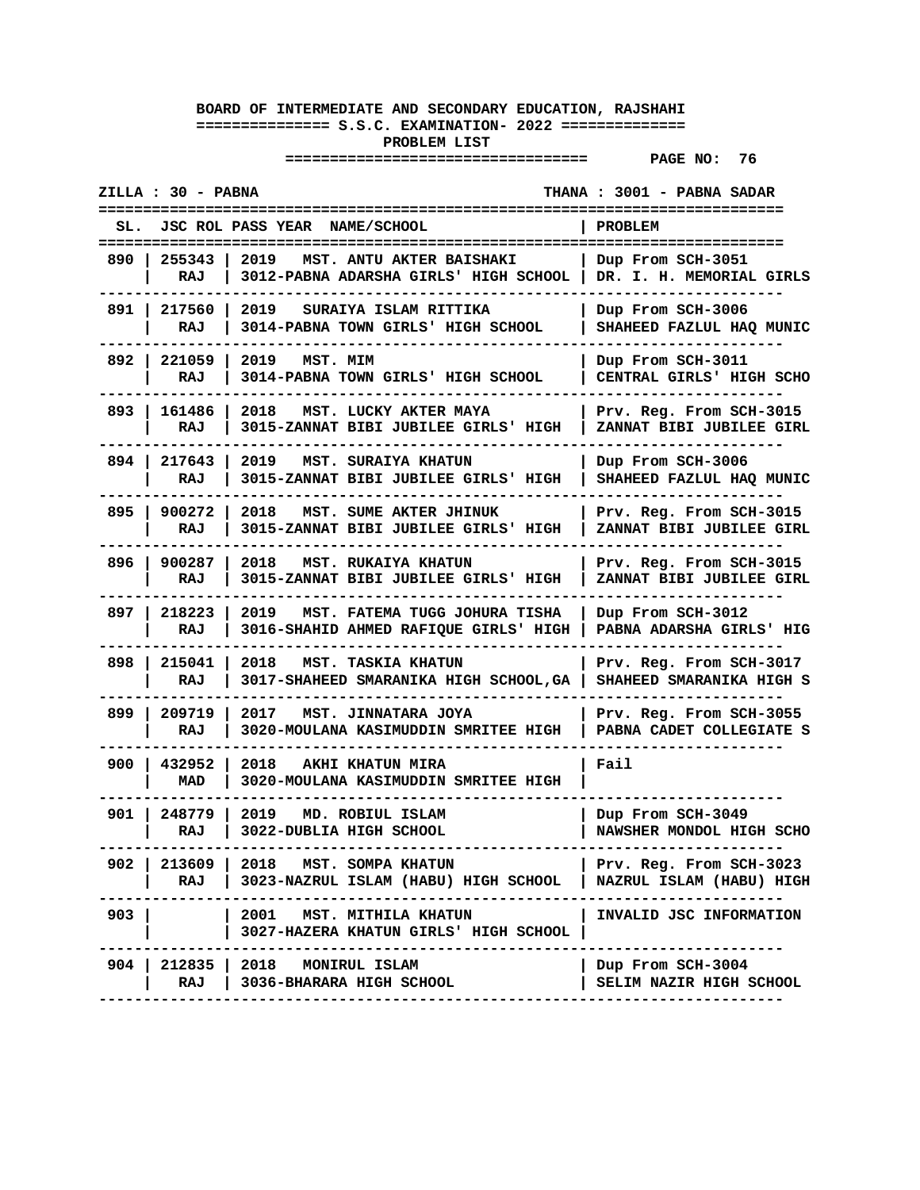**BOARD OF INTERMEDIATE AND SECONDARY EDUCATION, RAJSHAHI**

**S.S.C. EXAMINATION- 2022**

**PROBLEM LIST**

**PAGE NO: 76**

ZILLA : 30 - PABNA THANA : 3001 - PABNA SADAR

| SL. | JSC ROL | PASS YEAR | NAME/SCHOOL | PROBLEM |
|---|---|---|---|---|
| 890 | 255343 RAJ | 2019 | MST. ANTU AKTER BAISHAKI<br>3012-PABNA ADARSHA GIRLS' HIGH SCHOOL | Dup From SCH-3051<br>DR. I. H. MEMORIAL GIRLS |
| 891 | 217560 RAJ | 2019 | SURAIYA ISLAM RITTIKA<br>3014-PABNA TOWN GIRLS' HIGH SCHOOL | Dup From SCH-3006<br>SHAHEED FAZLUL HAQ MUNIC |
| 892 | 221059 RAJ | 2019 | MST. MIM<br>3014-PABNA TOWN GIRLS' HIGH SCHOOL | Dup From SCH-3011<br>CENTRAL GIRLS' HIGH SCHO |
| 893 | 161486 RAJ | 2018 | MST. LUCKY AKTER MAYA<br>3015-ZANNAT BIBI JUBILEE GIRLS' HIGH | Prv. Reg. From SCH-3015<br>ZANNAT BIBI JUBILEE GIRL |
| 894 | 217643 RAJ | 2019 | MST. SURAIYA KHATUN<br>3015-ZANNAT BIBI JUBILEE GIRLS' HIGH | Dup From SCH-3006<br>SHAHEED FAZLUL HAQ MUNIC |
| 895 | 900272 RAJ | 2018 | MST. SUME AKTER JHINUK<br>3015-ZANNAT BIBI JUBILEE GIRLS' HIGH | Prv. Reg. From SCH-3015<br>ZANNAT BIBI JUBILEE GIRL |
| 896 | 900287 RAJ | 2018 | MST. RUKAIYA KHATUN<br>3015-ZANNAT BIBI JUBILEE GIRLS' HIGH | Prv. Reg. From SCH-3015<br>ZANNAT BIBI JUBILEE GIRL |
| 897 | 218223 RAJ | 2019 | MST. FATEMA TUGG JOHURA TISHA<br>3016-SHAHID AHMED RAFIQUE GIRLS' HIGH | Dup From SCH-3012<br>PABNA ADARSHA GIRLS' HIG |
| 898 | 215041 RAJ | 2018 | MST. TASKIA KHATUN<br>3017-SHAHEED SMARANIKA HIGH SCHOOL,GA | Prv. Reg. From SCH-3017<br>SHAHEED SMARANIKA HIGH S |
| 899 | 209719 RAJ | 2017 | MST. JINNATARA JOYA<br>3020-MOULANA KASIMUDDIN SMRITEE HIGH | Prv. Reg. From SCH-3055<br>PABNA CADET COLLEGIATE S |
| 900 | 432952 MAD | 2018 | AKHI KHATUN MIRA<br>3020-MOULANA KASIMUDDIN SMRITEE HIGH | Fail |
| 901 | 248779 RAJ | 2019 | MD. ROBIUL ISLAM<br>3022-DUBLIA HIGH SCHOOL | Dup From SCH-3049<br>NAWSHER MONDOL HIGH SCHO |
| 902 | 213609 RAJ | 2018 | MST. SOMPA KHATUN<br>3023-NAZRUL ISLAM (HABU) HIGH SCHOOL | Prv. Reg. From SCH-3023<br>NAZRUL ISLAM (HABU) HIGH |
| 903 | | 2001 | MST. MITHILA KHATUN<br>3027-HAZERA KHATUN GIRLS' HIGH SCHOOL | INVALID JSC INFORMATION |
| 904 | 212835 RAJ | 2018 | MONIRUL ISLAM<br>3036-BHARARA HIGH SCHOOL | Dup From SCH-3004<br>SELIM NAZIR HIGH SCHOOL |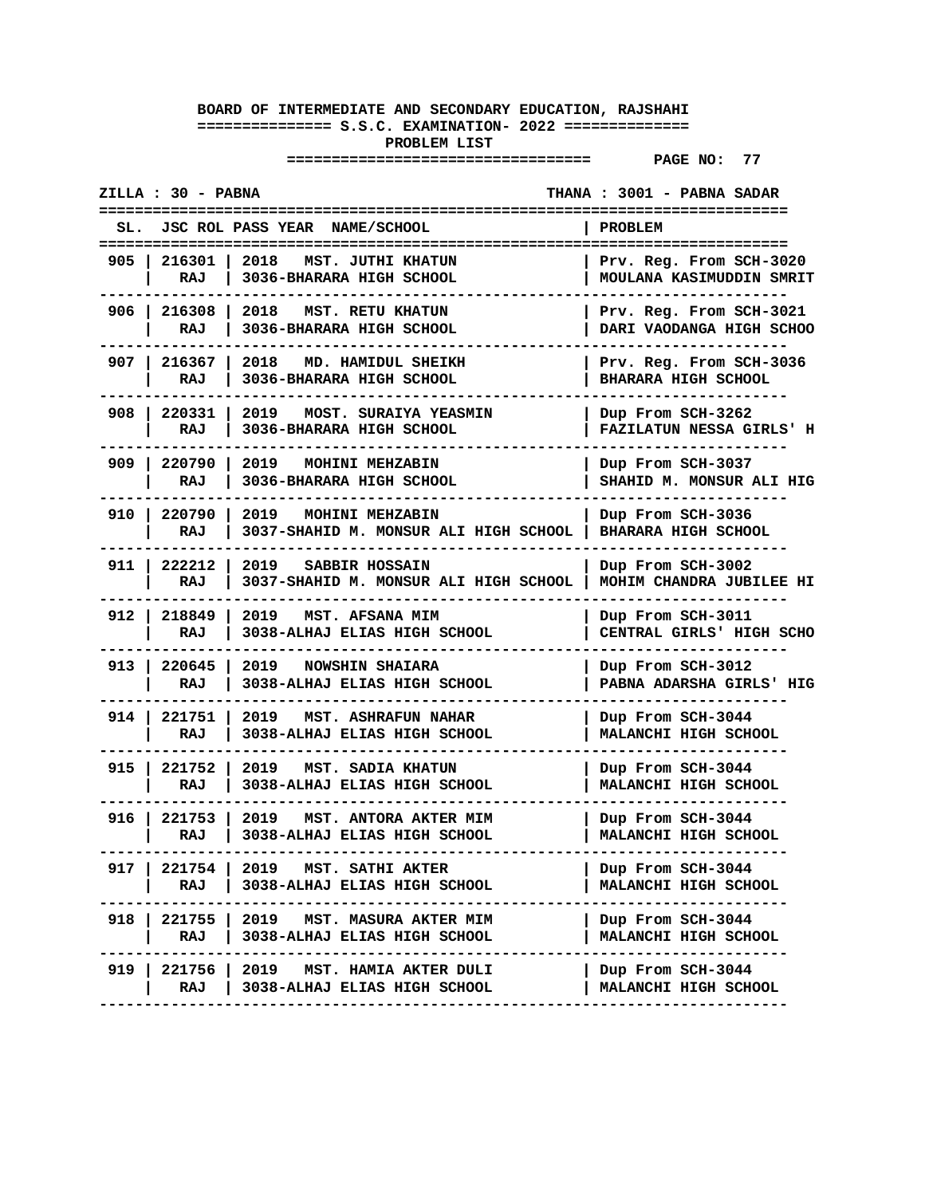**BOARD OF INTERMEDIATE AND SECONDARY EDUCATION, RAJSHAHI**

**============== S.S.C. EXAMINATION- 2022 ==============**

**PROBLEM LIST**

**ZILLA : 30 - PABNA** **THANA : 3001 - PABNA SADAR**

| SL. | JSC ROL | PASS YEAR NAME/SCHOOL | PROBLEM |
|---|---|---|---|
| 905 | 216301 RAJ | 2018 MST. JUTHI KHATUN 3036-BHARARA HIGH SCHOOL | Prv. Reg. From SCH-3020 MOULANA KASIMUDDIN SMRIT |
| 906 | 216308 RAJ | 2018 MST. RETU KHATUN 3036-BHARARA HIGH SCHOOL | Prv. Reg. From SCH-3021 DARI VAODANGA HIGH SCHOO |
| 907 | 216367 RAJ | 2018 MD. HAMIDUL SHEIKH 3036-BHARARA HIGH SCHOOL | Prv. Reg. From SCH-3036 BHARARA HIGH SCHOOL |
| 908 | 220331 RAJ | 2019 MOST. SURAIYA YEASMIN 3036-BHARARA HIGH SCHOOL | Dup From SCH-3262 FAZILATUN NESSA GIRLS' H |
| 909 | 220790 RAJ | 2019 MOHINI MEHZABIN 3036-BHARARA HIGH SCHOOL | Dup From SCH-3037 SHAHID M. MONSUR ALI HIG |
| 910 | 220790 RAJ | 2019 MOHINI MEHZABIN 3037-SHAHID M. MONSUR ALI HIGH SCHOOL | Dup From SCH-3036 BHARARA HIGH SCHOOL |
| 911 | 222212 RAJ | 2019 SABBIR HOSSAIN 3037-SHAHID M. MONSUR ALI HIGH SCHOOL | Dup From SCH-3002 MOHIM CHANDRA JUBILEE HI |
| 912 | 218849 RAJ | 2019 MST. AFSANA MIM 3038-ALHAJ ELIAS HIGH SCHOOL | Dup From SCH-3011 CENTRAL GIRLS' HIGH SCHO |
| 913 | 220645 RAJ | 2019 NOWSHIN SHAIARA 3038-ALHAJ ELIAS HIGH SCHOOL | Dup From SCH-3012 PABNA ADARSHA GIRLS' HIG |
| 914 | 221751 RAJ | 2019 MST. ASHRAFUN NAHAR 3038-ALHAJ ELIAS HIGH SCHOOL | Dup From SCH-3044 MALANCHI HIGH SCHOOL |
| 915 | 221752 RAJ | 2019 MST. SADIA KHATUN 3038-ALHAJ ELIAS HIGH SCHOOL | Dup From SCH-3044 MALANCHI HIGH SCHOOL |
| 916 | 221753 RAJ | 2019 MST. ANTORA AKTER MIM 3038-ALHAJ ELIAS HIGH SCHOOL | Dup From SCH-3044 MALANCHI HIGH SCHOOL |
| 917 | 221754 RAJ | 2019 MST. SATHI AKTER 3038-ALHAJ ELIAS HIGH SCHOOL | Dup From SCH-3044 MALANCHI HIGH SCHOOL |
| 918 | 221755 RAJ | 2019 MST. MASURA AKTER MIM 3038-ALHAJ ELIAS HIGH SCHOOL | Dup From SCH-3044 MALANCHI HIGH SCHOOL |
| 919 | 221756 RAJ | 2019 MST. HAMIA AKTER DULI 3038-ALHAJ ELIAS HIGH SCHOOL | Dup From SCH-3044 MALANCHI HIGH SCHOOL |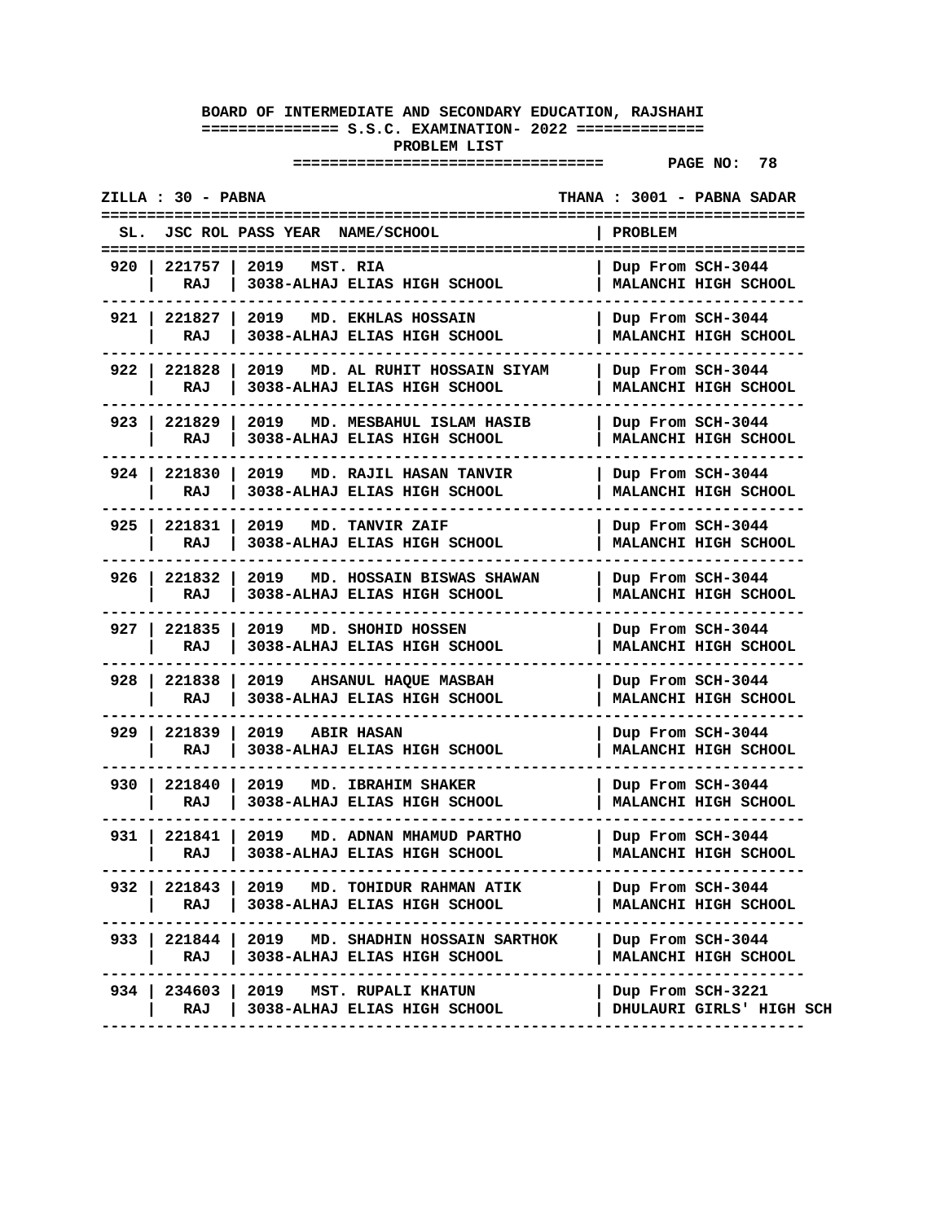**BOARD OF INTERMEDIATE AND SECONDARY EDUCATION, RAJSHAHI**
**S.S.C. EXAMINATION- 2022**
**PROBLEM LIST**

PAGE NO: 78

ZILLA : 30 - PABNA    THANA : 3001 - PABNA SADAR

| SL. | JSC ROL | PASS YEAR | NAME/SCHOOL | PROBLEM |
|---|---|---|---|---|
| 920 | 221757 RAJ | 2019 | MST. RIA<br>3038-ALHAJ ELIAS HIGH SCHOOL | Dup From SCH-3044<br>MALANCHI HIGH SCHOOL |
| 921 | 221827 RAJ | 2019 | MD. EKHLAS HOSSAIN<br>3038-ALHAJ ELIAS HIGH SCHOOL | Dup From SCH-3044<br>MALANCHI HIGH SCHOOL |
| 922 | 221828 RAJ | 2019 | MD. AL RUHIT HOSSAIN SIYAM<br>3038-ALHAJ ELIAS HIGH SCHOOL | Dup From SCH-3044<br>MALANCHI HIGH SCHOOL |
| 923 | 221829 RAJ | 2019 | MD. MESBAHUL ISLAM HASIB<br>3038-ALHAJ ELIAS HIGH SCHOOL | Dup From SCH-3044<br>MALANCHI HIGH SCHOOL |
| 924 | 221830 RAJ | 2019 | MD. RAJIL HASAN TANVIR<br>3038-ALHAJ ELIAS HIGH SCHOOL | Dup From SCH-3044<br>MALANCHI HIGH SCHOOL |
| 925 | 221831 RAJ | 2019 | MD. TANVIR ZAIF<br>3038-ALHAJ ELIAS HIGH SCHOOL | Dup From SCH-3044<br>MALANCHI HIGH SCHOOL |
| 926 | 221832 RAJ | 2019 | MD. HOSSAIN BISWAS SHAWAN<br>3038-ALHAJ ELIAS HIGH SCHOOL | Dup From SCH-3044<br>MALANCHI HIGH SCHOOL |
| 927 | 221835 RAJ | 2019 | MD. SHOHID HOSSEN<br>3038-ALHAJ ELIAS HIGH SCHOOL | Dup From SCH-3044<br>MALANCHI HIGH SCHOOL |
| 928 | 221838 RAJ | 2019 | AHSANUL HAQUE MASBAH<br>3038-ALHAJ ELIAS HIGH SCHOOL | Dup From SCH-3044<br>MALANCHI HIGH SCHOOL |
| 929 | 221839 RAJ | 2019 | ABIR HASAN<br>3038-ALHAJ ELIAS HIGH SCHOOL | Dup From SCH-3044<br>MALANCHI HIGH SCHOOL |
| 930 | 221840 RAJ | 2019 | MD. IBRAHIM SHAKER<br>3038-ALHAJ ELIAS HIGH SCHOOL | Dup From SCH-3044<br>MALANCHI HIGH SCHOOL |
| 931 | 221841 RAJ | 2019 | MD. ADNAN MHAMUD PARTHO<br>3038-ALHAJ ELIAS HIGH SCHOOL | Dup From SCH-3044<br>MALANCHI HIGH SCHOOL |
| 932 | 221843 RAJ | 2019 | MD. TOHIDUR RAHMAN ATIK<br>3038-ALHAJ ELIAS HIGH SCHOOL | Dup From SCH-3044<br>MALANCHI HIGH SCHOOL |
| 933 | 221844 RAJ | 2019 | MD. SHADHIN HOSSAIN SARTHOK<br>3038-ALHAJ ELIAS HIGH SCHOOL | Dup From SCH-3044<br>MALANCHI HIGH SCHOOL |
| 934 | 234603 RAJ | 2019 | MST. RUPALI KHATUN<br>3038-ALHAJ ELIAS HIGH SCHOOL | Dup From SCH-3221<br>DHULAURI GIRLS' HIGH SCH |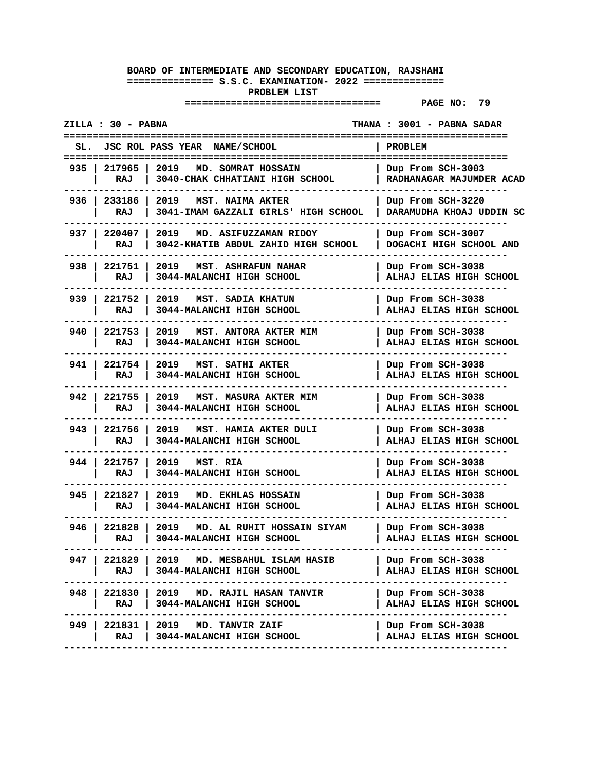**BOARD OF INTERMEDIATE AND SECONDARY EDUCATION, RAJSHAHI**

**============== S.S.C. EXAMINATION- 2022 ==============**

**PROBLEM LIST**

**ZILLA : 30 - PABNA** | **THANA : 3001 - PABNA SADAR**

| SL. | JSC ROL | PASS YEAR | NAME/SCHOOL | PROBLEM |
|---|---|---|---|---|
| 935 | 217965<br>RAJ | 2019 | MD. SOMRAT HOSSAIN<br>3040-CHAK CHHATIANI HIGH SCHOOL | Dup From SCH-3003<br>RADHANAGAR MAJUMDER ACAD |
| 936 | 233186<br>RAJ | 2019 | MST. NAIMA AKTER<br>3041-IMAM GAZZALI GIRLS' HIGH SCHOOL | Dup From SCH-3220<br>DARAMUDHA KHOAJ UDDIN SC |
| 937 | 220407<br>RAJ | 2019 | MD. ASIFUZZAMAN RIDOY<br>3042-KHATIB ABDUL ZAHID HIGH SCHOOL | Dup From SCH-3007<br>DOGACHI HIGH SCHOOL AND |
| 938 | 221751<br>RAJ | 2019 | MST. ASHRAFUN NAHAR<br>3044-MALANCHI HIGH SCHOOL | Dup From SCH-3038<br>ALHAJ ELIAS HIGH SCHOOL |
| 939 | 221752<br>RAJ | 2019 | MST. SADIA KHATUN<br>3044-MALANCHI HIGH SCHOOL | Dup From SCH-3038<br>ALHAJ ELIAS HIGH SCHOOL |
| 940 | 221753<br>RAJ | 2019 | MST. ANTORA AKTER MIM<br>3044-MALANCHI HIGH SCHOOL | Dup From SCH-3038<br>ALHAJ ELIAS HIGH SCHOOL |
| 941 | 221754<br>RAJ | 2019 | MST. SATHI AKTER<br>3044-MALANCHI HIGH SCHOOL | Dup From SCH-3038<br>ALHAJ ELIAS HIGH SCHOOL |
| 942 | 221755<br>RAJ | 2019 | MST. MASURA AKTER MIM<br>3044-MALANCHI HIGH SCHOOL | Dup From SCH-3038<br>ALHAJ ELIAS HIGH SCHOOL |
| 943 | 221756<br>RAJ | 2019 | MST. HAMIA AKTER DULI<br>3044-MALANCHI HIGH SCHOOL | Dup From SCH-3038<br>ALHAJ ELIAS HIGH SCHOOL |
| 944 | 221757<br>RAJ | 2019 | MST. RIA<br>3044-MALANCHI HIGH SCHOOL | Dup From SCH-3038<br>ALHAJ ELIAS HIGH SCHOOL |
| 945 | 221827<br>RAJ | 2019 | MD. EKHLAS HOSSAIN<br>3044-MALANCHI HIGH SCHOOL | Dup From SCH-3038<br>ALHAJ ELIAS HIGH SCHOOL |
| 946 | 221828<br>RAJ | 2019 | MD. AL RUHIT HOSSAIN SIYAM<br>3044-MALANCHI HIGH SCHOOL | Dup From SCH-3038<br>ALHAJ ELIAS HIGH SCHOOL |
| 947 | 221829<br>RAJ | 2019 | MD. MESBAHUL ISLAM HASIB<br>3044-MALANCHI HIGH SCHOOL | Dup From SCH-3038<br>ALHAJ ELIAS HIGH SCHOOL |
| 948 | 221830<br>RAJ | 2019 | MD. RAJIL HASAN TANVIR<br>3044-MALANCHI HIGH SCHOOL | Dup From SCH-3038<br>ALHAJ ELIAS HIGH SCHOOL |
| 949 | 221831<br>RAJ | 2019 | MD. TANVIR ZAIF<br>3044-MALANCHI HIGH SCHOOL | Dup From SCH-3038<br>ALHAJ ELIAS HIGH SCHOOL |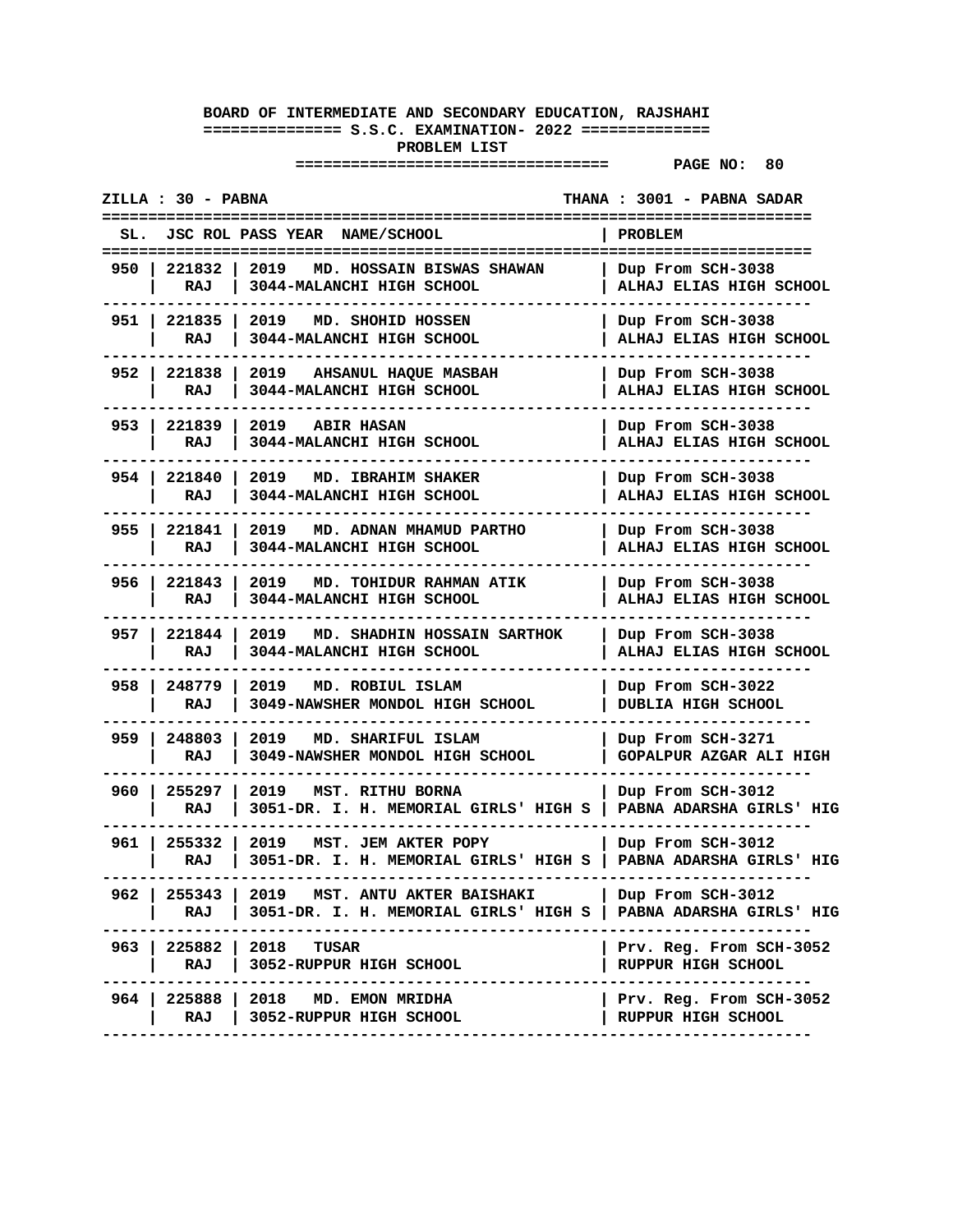**BOARD OF INTERMEDIATE AND SECONDARY EDUCATION, RAJSHAHI**

**S.S.C. EXAMINATION- 2022**

**PROBLEM LIST**

ZILLA : 30 - PABNA | THANA : 3001 - PABNA SADAR

| SL. | JSC ROL | PASS YEAR | NAME/SCHOOL | PROBLEM |
|---|---|---|---|---|
| 950 | 221832 RAJ | 2019 | MD. HOSSAIN BISWAS SHAWAN 3044-MALANCHI HIGH SCHOOL | Dup From SCH-3038 ALHAJ ELIAS HIGH SCHOOL |
| 951 | 221835 RAJ | 2019 | MD. SHOHID HOSSEN 3044-MALANCHI HIGH SCHOOL | Dup From SCH-3038 ALHAJ ELIAS HIGH SCHOOL |
| 952 | 221838 RAJ | 2019 | AHSANUL HAQUE MASBAH 3044-MALANCHI HIGH SCHOOL | Dup From SCH-3038 ALHAJ ELIAS HIGH SCHOOL |
| 953 | 221839 RAJ | 2019 | ABIR HASAN 3044-MALANCHI HIGH SCHOOL | Dup From SCH-3038 ALHAJ ELIAS HIGH SCHOOL |
| 954 | 221840 RAJ | 2019 | MD. IBRAHIM SHAKER 3044-MALANCHI HIGH SCHOOL | Dup From SCH-3038 ALHAJ ELIAS HIGH SCHOOL |
| 955 | 221841 RAJ | 2019 | MD. ADNAN MHAMUD PARTHO 3044-MALANCHI HIGH SCHOOL | Dup From SCH-3038 ALHAJ ELIAS HIGH SCHOOL |
| 956 | 221843 RAJ | 2019 | MD. TOHIDUR RAHMAN ATIK 3044-MALANCHI HIGH SCHOOL | Dup From SCH-3038 ALHAJ ELIAS HIGH SCHOOL |
| 957 | 221844 RAJ | 2019 | MD. SHADHIN HOSSAIN SARTHOK 3044-MALANCHI HIGH SCHOOL | Dup From SCH-3038 ALHAJ ELIAS HIGH SCHOOL |
| 958 | 248779 RAJ | 2019 | MD. ROBIUL ISLAM 3049-NAWSHER MONDOL HIGH SCHOOL | Dup From SCH-3022 DUBLIA HIGH SCHOOL |
| 959 | 248803 RAJ | 2019 | MD. SHARIFUL ISLAM 3049-NAWSHER MONDOL HIGH SCHOOL | Dup From SCH-3271 GOPALPUR AZGAR ALI HIGH |
| 960 | 255297 RAJ | 2019 | MST. RITHU BORNA 3051-DR. I. H. MEMORIAL GIRLS' HIGH S | Dup From SCH-3012 PABNA ADARSHA GIRLS' HIG |
| 961 | 255332 RAJ | 2019 | MST. JEM AKTER POPY 3051-DR. I. H. MEMORIAL GIRLS' HIGH S | Dup From SCH-3012 PABNA ADARSHA GIRLS' HIG |
| 962 | 255343 RAJ | 2019 | MST. ANTU AKTER BAISHAKI 3051-DR. I. H. MEMORIAL GIRLS' HIGH S | Dup From SCH-3012 PABNA ADARSHA GIRLS' HIG |
| 963 | 225882 RAJ | 2018 | TUSAR 3052-RUPPUR HIGH SCHOOL | Prv. Reg. From SCH-3052 RUPPUR HIGH SCHOOL |
| 964 | 225888 RAJ | 2018 | MD. EMON MRIDHA 3052-RUPPUR HIGH SCHOOL | Prv. Reg. From SCH-3052 RUPPUR HIGH SCHOOL |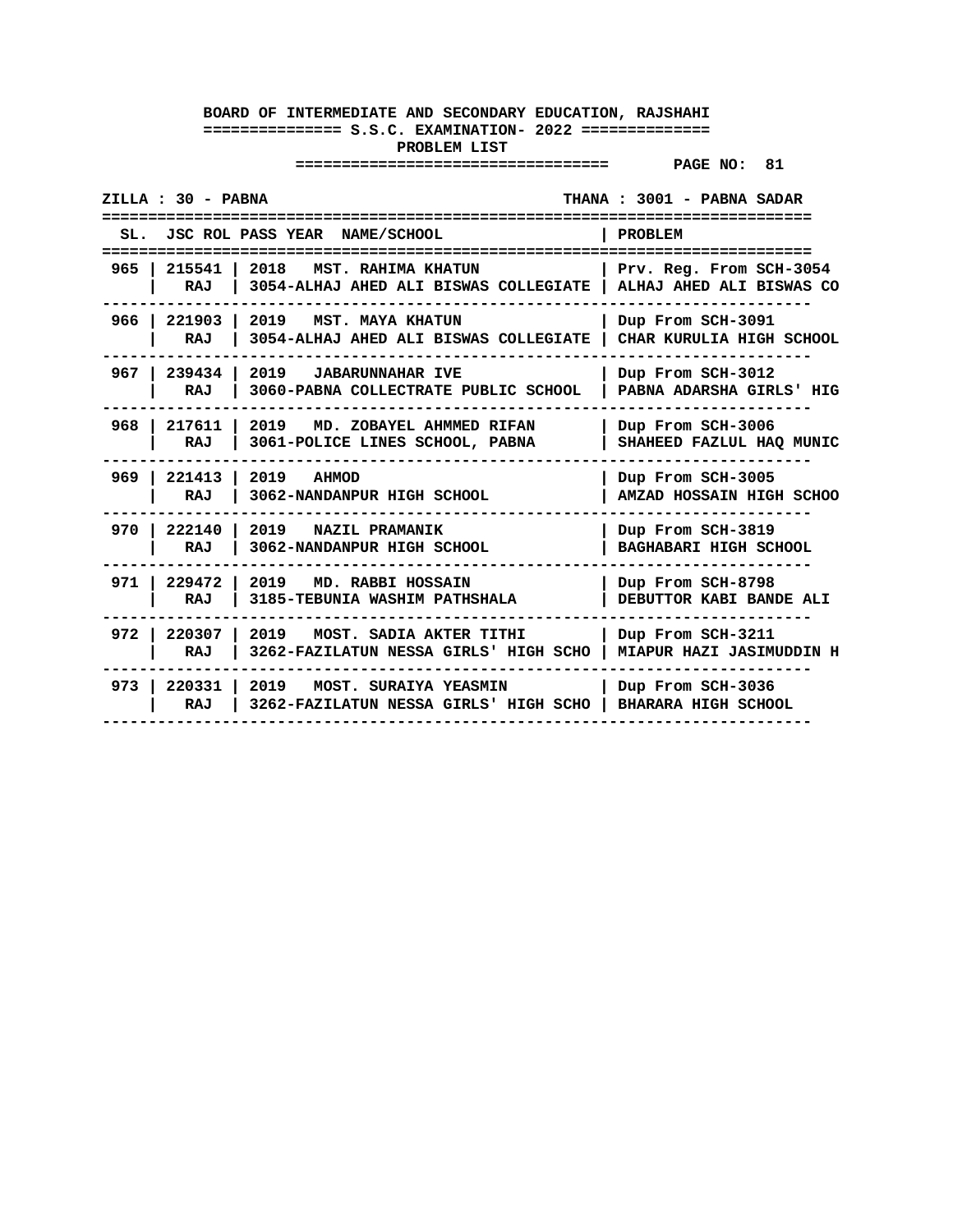**BOARD OF INTERMEDIATE AND SECONDARY EDUCATION, RAJSHAHI**

**S.S.C. EXAMINATION- 2022**

**PROBLEM LIST**

**PAGE NO: 81**

**ZILLA : 30 - PABNA** | **THANA : 3001 - PABNA SADAR**

| SL. | JSC ROL | PASS YEAR NAME/SCHOOL | PROBLEM |
|---|---|---|---|
| 965 | 215541<br>RAJ | 2018 MST. RAHIMA KHATUN<br>3054-ALHAJ AHED ALI BISWAS COLLEGIATE | Prv. Reg. From SCH-3054<br>ALHAJ AHED ALI BISWAS CO |
| 966 | 221903<br>RAJ | 2019 MST. MAYA KHATUN<br>3054-ALHAJ AHED ALI BISWAS COLLEGIATE | Dup From SCH-3091<br>CHAR KURULIA HIGH SCHOOL |
| 967 | 239434<br>RAJ | 2019 JABARUNNAHAR IVE<br>3060-PABNA COLLECTRATE PUBLIC SCHOOL | Dup From SCH-3012<br>PABNA ADARSHA GIRLS' HIG |
| 968 | 217611<br>RAJ | 2019 MD. ZOBAYEL AHMMED RIFAN<br>3061-POLICE LINES SCHOOL, PABNA | Dup From SCH-3006<br>SHAHEED FAZLUL HAQ MUNIC |
| 969 | 221413<br>RAJ | 2019 AHMOD<br>3062-NANDANPUR HIGH SCHOOL | Dup From SCH-3005<br>AMZAD HOSSAIN HIGH SCHOO |
| 970 | 222140<br>RAJ | 2019 NAZIL PRAMANIK<br>3062-NANDANPUR HIGH SCHOOL | Dup From SCH-3819<br>BAGHABARI HIGH SCHOOL |
| 971 | 229472<br>RAJ | 2019 MD. RABBI HOSSAIN<br>3185-TEBUNIA WASHIM PATHSHALA | Dup From SCH-8798<br>DEBUTTOR KABI BANDE ALI |
| 972 | 220307<br>RAJ | 2019 MOST. SADIA AKTER TITHI<br>3262-FAZILATUN NESSA GIRLS' HIGH SCHO | Dup From SCH-3211<br>MIAPUR HAZI JASIMUDDIN H |
| 973 | 220331<br>RAJ | 2019 MOST. SURAIYA YEASMIN<br>3262-FAZILATUN NESSA GIRLS' HIGH SCHO | Dup From SCH-3036<br>BHARARA HIGH SCHOOL |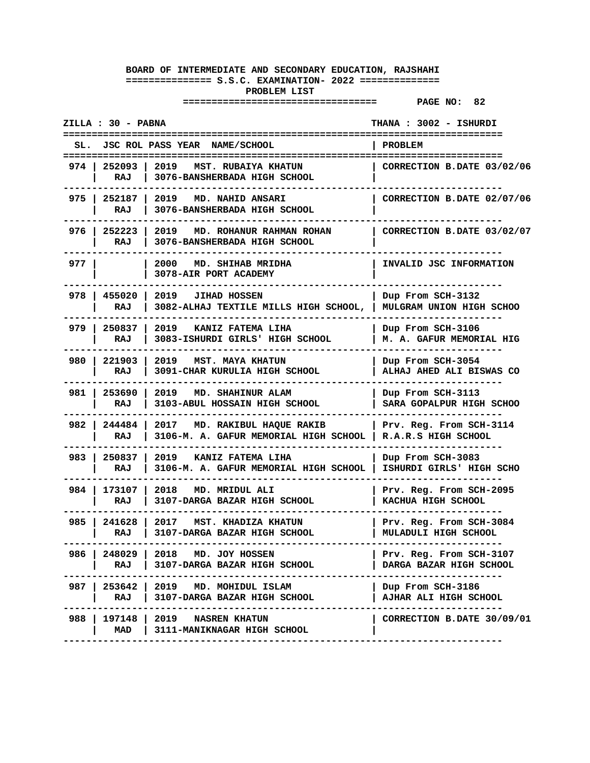**BOARD OF INTERMEDIATE AND SECONDARY EDUCATION, RAJSHAHI**

**S.S.C. EXAMINATION- 2022**

**PROBLEM LIST**

**PAGE NO: 82**

**ZILLA : 30 - PABNA** | **THANA : 3002 - ISHURDI**

| SL. | JSC ROL | PASS YEAR | NAME/SCHOOL | PROBLEM |
|---|---|---|---|---|
| 974 | 252093<br>RAJ | 2019 | MST. RUBAIYA KHATUN<br>3076-BANSHERBADA HIGH SCHOOL | CORRECTION B.DATE 03/02/06 |
| 975 | 252187<br>RAJ | 2019 | MD. NAHID ANSARI<br>3076-BANSHERBADA HIGH SCHOOL | CORRECTION B.DATE 02/07/06 |
| 976 | 252223<br>RAJ | 2019 | MD. ROHANUR RAHMAN ROHAN<br>3076-BANSHERBADA HIGH SCHOOL | CORRECTION B.DATE 03/02/07 |
| 977 | | 2000 | MD. SHIHAB MRIDHA<br>3078-AIR PORT ACADEMY | INVALID JSC INFORMATION |
| 978 | 455020<br>RAJ | 2019 | JIHAD HOSSEN<br>3082-ALHAJ TEXTILE MILLS HIGH SCHOOL, | Dup From SCH-3132<br>MULGRAM UNION HIGH SCHOO |
| 979 | 250837<br>RAJ | 2019 | KANIZ FATEMA LIHA<br>3083-ISHURDI GIRLS' HIGH SCHOOL | Dup From SCH-3106<br>M. A. GAFUR MEMORIAL HIG |
| 980 | 221903<br>RAJ | 2019 | MST. MAYA KHATUN<br>3091-CHAR KURULIA HIGH SCHOOL | Dup From SCH-3054<br>ALHAJ AHED ALI BISWAS CO |
| 981 | 253690<br>RAJ | 2019 | MD. SHAHINUR ALAM<br>3103-ABUL HOSSAIN HIGH SCHOOL | Dup From SCH-3113<br>SARA GOPALPUR HIGH SCHOO |
| 982 | 244484<br>RAJ | 2017 | MD. RAKIBUL HAQUE RAKIB<br>3106-M. A. GAFUR MEMORIAL HIGH SCHOOL | Prv. Reg. From SCH-3114<br>R.A.R.S HIGH SCHOOL |
| 983 | 250837<br>RAJ | 2019 | KANIZ FATEMA LIHA<br>3106-M. A. GAFUR MEMORIAL HIGH SCHOOL | Dup From SCH-3083<br>ISHURDI GIRLS' HIGH SCHO |
| 984 | 173107<br>RAJ | 2018 | MD. MRIDUL ALI<br>3107-DARGA BAZAR HIGH SCHOOL | Prv. Reg. From SCH-2095<br>KACHUA HIGH SCHOOL |
| 985 | 241628<br>RAJ | 2017 | MST. KHADIZA KHATUN<br>3107-DARGA BAZAR HIGH SCHOOL | Prv. Reg. From SCH-3084<br>MULADULI HIGH SCHOOL |
| 986 | 248029<br>RAJ | 2018 | MD. JOY HOSSEN<br>3107-DARGA BAZAR HIGH SCHOOL | Prv. Reg. From SCH-3107<br>DARGA BAZAR HIGH SCHOOL |
| 987 | 253642<br>RAJ | 2019 | MD. MOHIDUL ISLAM<br>3107-DARGA BAZAR HIGH SCHOOL | Dup From SCH-3186<br>AJHAR ALI HIGH SCHOOL |
| 988 | 197148<br>MAD | 2019 | NASREN KHATUN<br>3111-MANIKNAGAR HIGH SCHOOL | CORRECTION B.DATE 30/09/01 |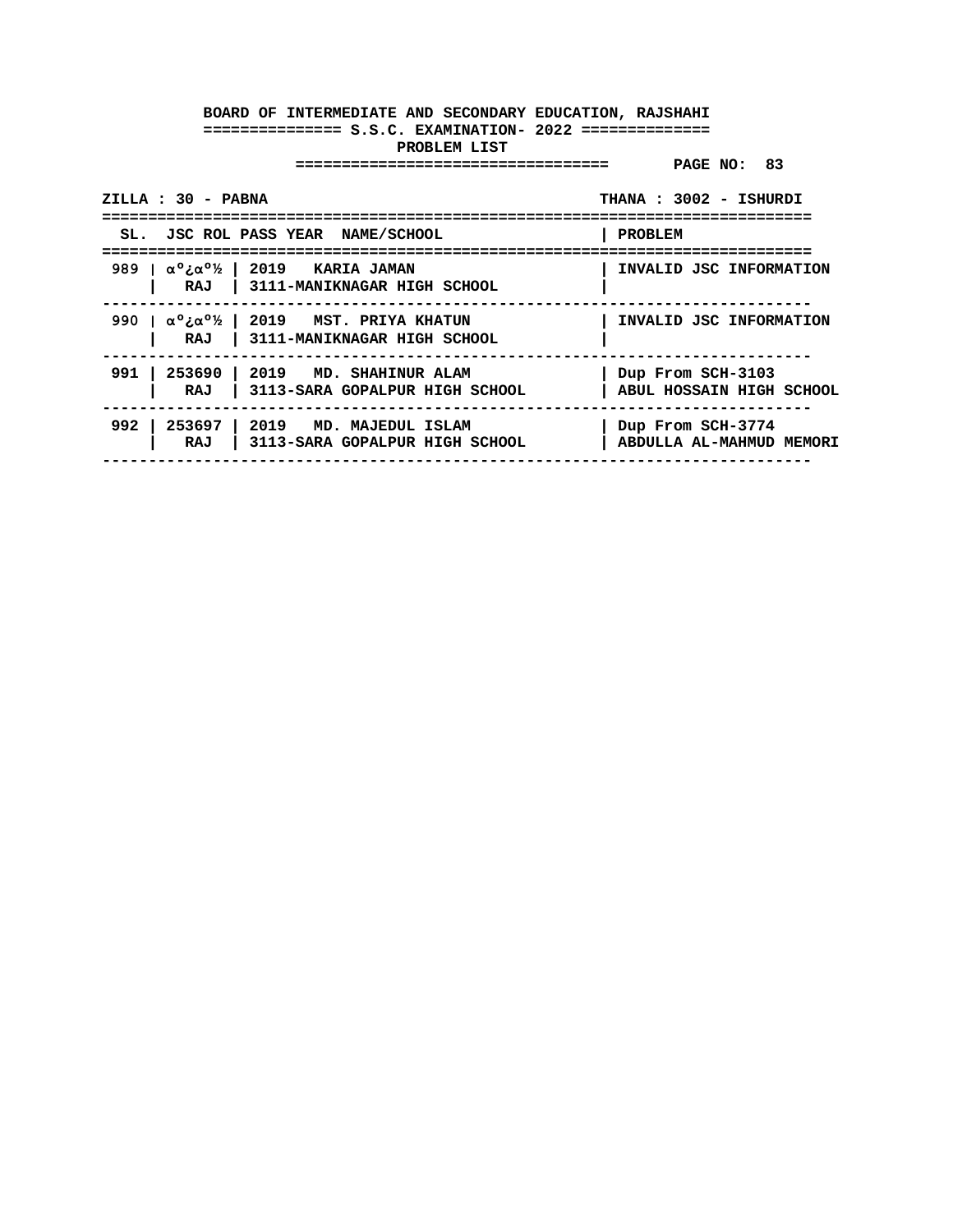**BOARD OF INTERMEDIATE AND SECONDARY EDUCATION, RAJSHAHI**

**S.S.C. EXAMINATION- 2022**

**PROBLEM LIST**

**PAGE NO: 83**

**ZILLA : 30 - PABNA** | **THANA : 3002 - ISHURDI**

| SL. | JSC ROL | PASS YEAR | NAME/SCHOOL | PROBLEM |
|---|---|---|---|---|
| 989 | αº¿αº½ RAJ | 2019 | KARIA JAMAN 3111-MANIKNAGAR HIGH SCHOOL | INVALID JSC INFORMATION |
| 990 | αº¿αº½ RAJ | 2019 | MST. PRIYA KHATUN 3111-MANIKNAGAR HIGH SCHOOL | INVALID JSC INFORMATION |
| 991 | 253690 RAJ | 2019 | MD. SHAHINUR ALAM 3113-SARA GOPALPUR HIGH SCHOOL | Dup From SCH-3103 ABUL HOSSAIN HIGH SCHOOL |
| 992 | 253697 RAJ | 2019 | MD. MAJEDUL ISLAM 3113-SARA GOPALPUR HIGH SCHOOL | Dup From SCH-3774 ABDULLA AL-MAHMUD MEMORI |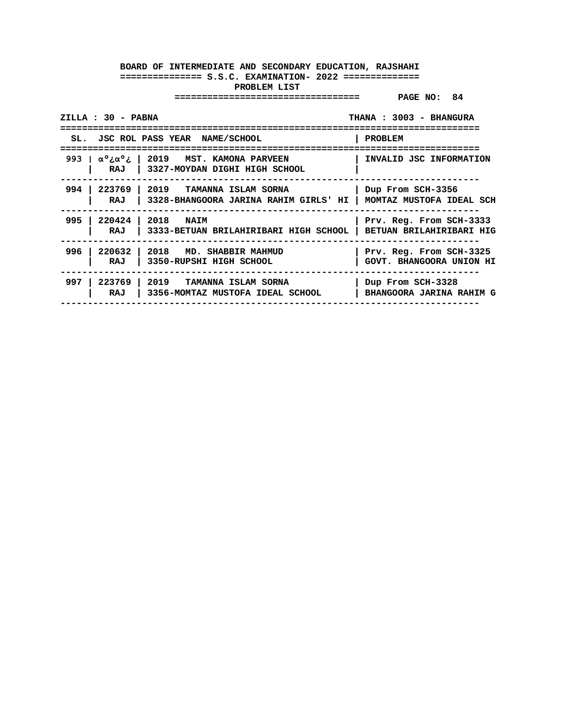**BOARD OF INTERMEDIATE AND SECONDARY EDUCATION, RAJSHAHI**

**============== S.S.C. EXAMINATION- 2022 ==============**

**PROBLEM LIST**

**=================================== PAGE NO: 84**

**ZILLA : 30 - PABNA THANA : 3003 - BHANGURA**

| SL. | JSC ROL | PASS YEAR NAME/SCHOOL | PROBLEM |
|---|---|---|---|
| 993 | α°¿α°¿<br>RAJ | 2019 MST. KAMONA PARVEEN<br>3327-MOYDAN DIGHI HIGH SCHOOL | INVALID JSC INFORMATION |
| 994 | 223769<br>RAJ | 2019 TAMANNA ISLAM SORNA<br>3328-BHANGOORA JARINA RAHIM GIRLS' HI | Dup From SCH-3356<br>MOMTAZ MUSTOFA IDEAL SCH |
| 995 | 220424<br>RAJ | 2018 NAIM<br>3333-BETUAN BRILAHIRIBARI HIGH SCHOOL | Prv. Reg. From SCH-3333<br>BETUAN BRILAHIRIBARI HIG |
| 996 | 220632<br>RAJ | 2018 MD. SHABBIR MAHMUD<br>3350-RUPSHI HIGH SCHOOL | Prv. Reg. From SCH-3325<br>GOVT. BHANGOORA UNION HI |
| 997 | 223769<br>RAJ | 2019 TAMANNA ISLAM SORNA<br>3356-MOMTAZ MUSTOFA IDEAL SCHOOL | Dup From SCH-3328<br>BHANGOORA JARINA RAHIM G |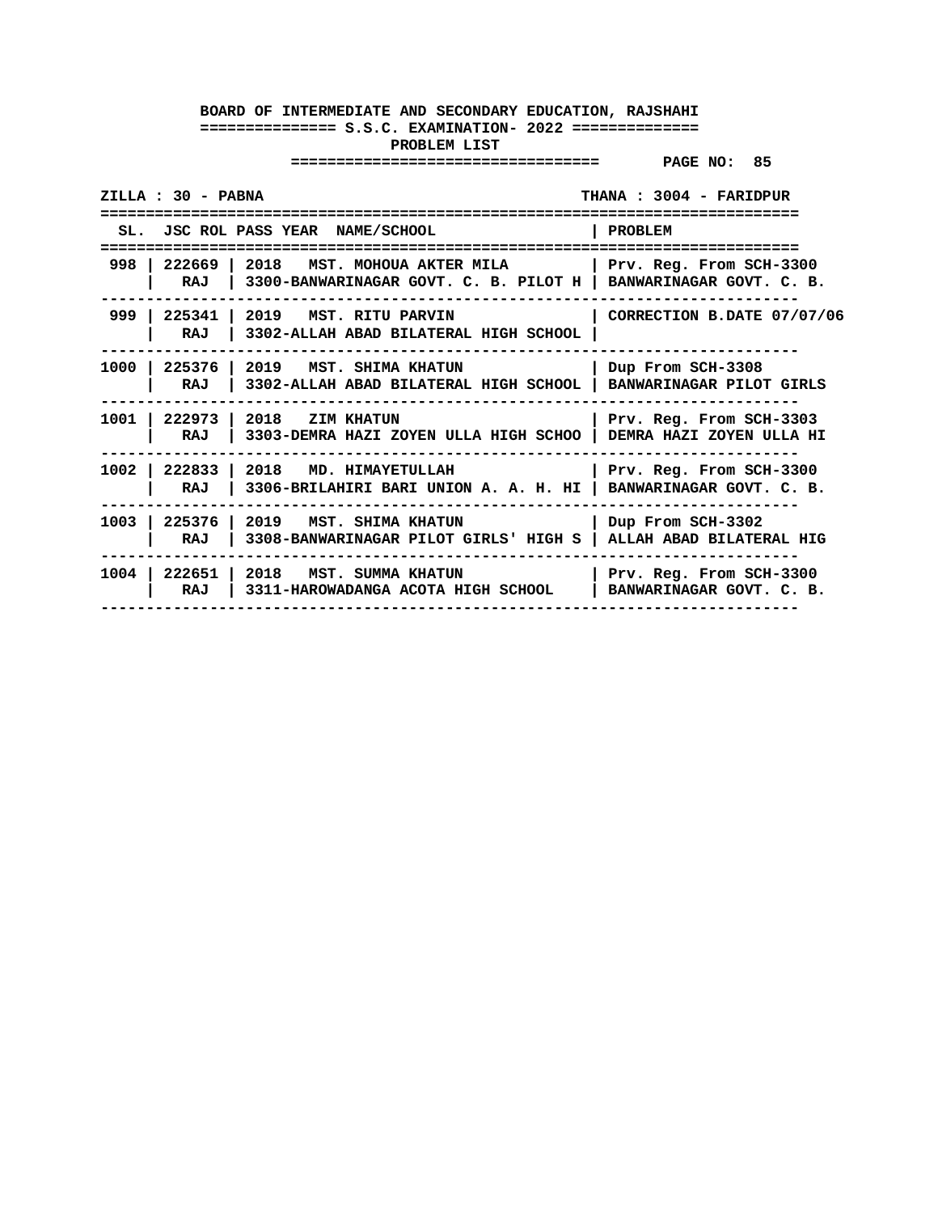**BOARD OF INTERMEDIATE AND SECONDARY EDUCATION, RAJSHAHI**

**S.S.C. EXAMINATION- 2022**

**PROBLEM LIST**

PAGE NO: 85

ZILLA : 30 - PABNA THANA : 3004 - FARIDPUR

| SL. | JSC ROL | PASS YEAR NAME/SCHOOL | PROBLEM |
|---|---|---|---|
| 998 | 222669<br>RAJ | 2018 MST. MOHOUA AKTER MILA<br>3300-BANWARINAGAR GOVT. C. B. PILOT H | Prv. Reg. From SCH-3300<br>BANWARINAGAR GOVT. C. B. |
| 999 | 225341<br>RAJ | 2019 MST. RITU PARVIN<br>3302-ALLAH ABAD BILATERAL HIGH SCHOOL | CORRECTION B.DATE 07/07/06 |
| 1000 | 225376<br>RAJ | 2019 MST. SHIMA KHATUN<br>3302-ALLAH ABAD BILATERAL HIGH SCHOOL | Dup From SCH-3308<br>BANWARINAGAR PILOT GIRLS |
| 1001 | 222973<br>RAJ | 2018 ZIM KHATUN<br>3303-DEMRA HAZI ZOYEN ULLA HIGH SCHOO | Prv. Reg. From SCH-3303<br>DEMRA HAZI ZOYEN ULLA HI |
| 1002 | 222833<br>RAJ | 2018 MD. HIMAYETULLAH<br>3306-BRILAHIRI BARI UNION A. A. H. HI | Prv. Reg. From SCH-3300<br>BANWARINAGAR GOVT. C. B. |
| 1003 | 225376<br>RAJ | 2019 MST. SHIMA KHATUN<br>3308-BANWARINAGAR PILOT GIRLS' HIGH S | Dup From SCH-3302<br>ALLAH ABAD BILATERAL HIG |
| 1004 | 222651<br>RAJ | 2018 MST. SUMMA KHATUN<br>3311-HAROWADANGA ACOTA HIGH SCHOOL | Prv. Reg. From SCH-3300<br>BANWARINAGAR GOVT. C. B. |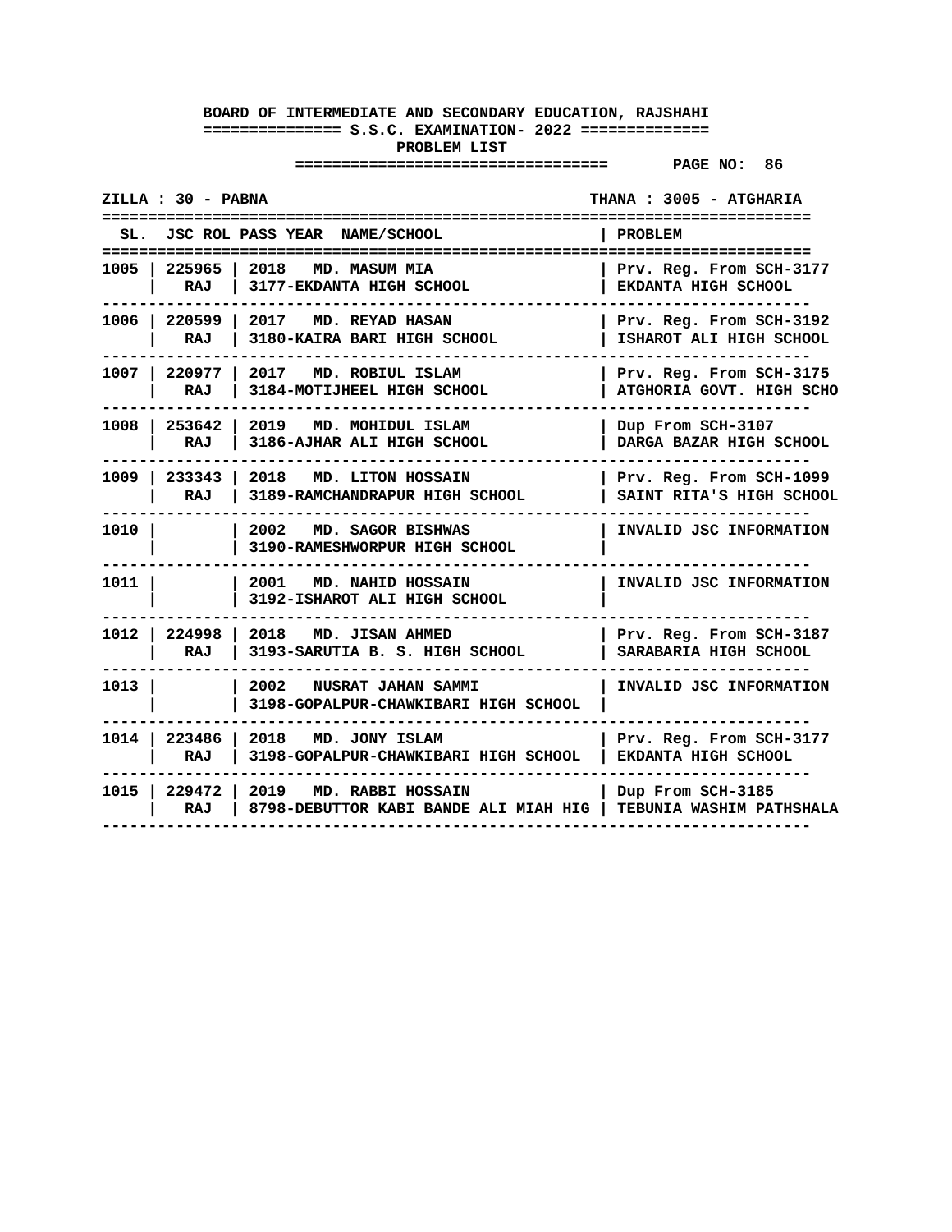**BOARD OF INTERMEDIATE AND SECONDARY EDUCATION, RAJSHAHI**

**S.S.C. EXAMINATION- 2022**

**PROBLEM LIST**

**PAGE NO: 86**

**ZILLA : 30 - PABNA** | **THANA : 3005 - ATGHARIA**

| SL. | JSC ROL | PASS YEAR | NAME/SCHOOL | PROBLEM |
|---|---|---|---|---|
| 1005 | 225965 RAJ | 2018 | MD. MASUM MIA<br>3177-EKDANTA HIGH SCHOOL | Prv. Reg. From SCH-3177<br>EKDANTA HIGH SCHOOL |
| 1006 | 220599 RAJ | 2017 | MD. REYAD HASAN<br>3180-KAIRA BARI HIGH SCHOOL | Prv. Reg. From SCH-3192<br>ISHAROT ALI HIGH SCHOOL |
| 1007 | 220977 RAJ | 2017 | MD. ROBIUL ISLAM<br>3184-MOTIJHEEL HIGH SCHOOL | Prv. Reg. From SCH-3175<br>ATGHORIA GOVT. HIGH SCHO |
| 1008 | 253642 RAJ | 2019 | MD. MOHIDUL ISLAM<br>3186-AJHAR ALI HIGH SCHOOL | Dup From SCH-3107<br>DARGA BAZAR HIGH SCHOOL |
| 1009 | 233343 RAJ | 2018 | MD. LITON HOSSAIN<br>3189-RAMCHANDRAPUR HIGH SCHOOL | Prv. Reg. From SCH-1099<br>SAINT RITA'S HIGH SCHOOL |
| 1010 | | 2002 | MD. SAGOR BISHWAS<br>3190-RAMESHWORPUR HIGH SCHOOL | INVALID JSC INFORMATION |
| 1011 | | 2001 | MD. NAHID HOSSAIN<br>3192-ISHAROT ALI HIGH SCHOOL | INVALID JSC INFORMATION |
| 1012 | 224998 RAJ | 2018 | MD. JISAN AHMED<br>3193-SARUTIA B. S. HIGH SCHOOL | Prv. Reg. From SCH-3187<br>SARABARIA HIGH SCHOOL |
| 1013 | | 2002 | NUSRAT JAHAN SAMMI<br>3198-GOPALPUR-CHAWKIBARI HIGH SCHOOL | INVALID JSC INFORMATION |
| 1014 | 223486 RAJ | 2018 | MD. JONY ISLAM<br>3198-GOPALPUR-CHAWKIBARI HIGH SCHOOL | Prv. Reg. From SCH-3177<br>EKDANTA HIGH SCHOOL |
| 1015 | 229472 RAJ | 2019 | MD. RABBI HOSSAIN<br>8798-DEBUTTOR KABI BANDE ALI MIAH HIG | Dup From SCH-3185<br>TEBUNIA WASHIM PATHSHALA |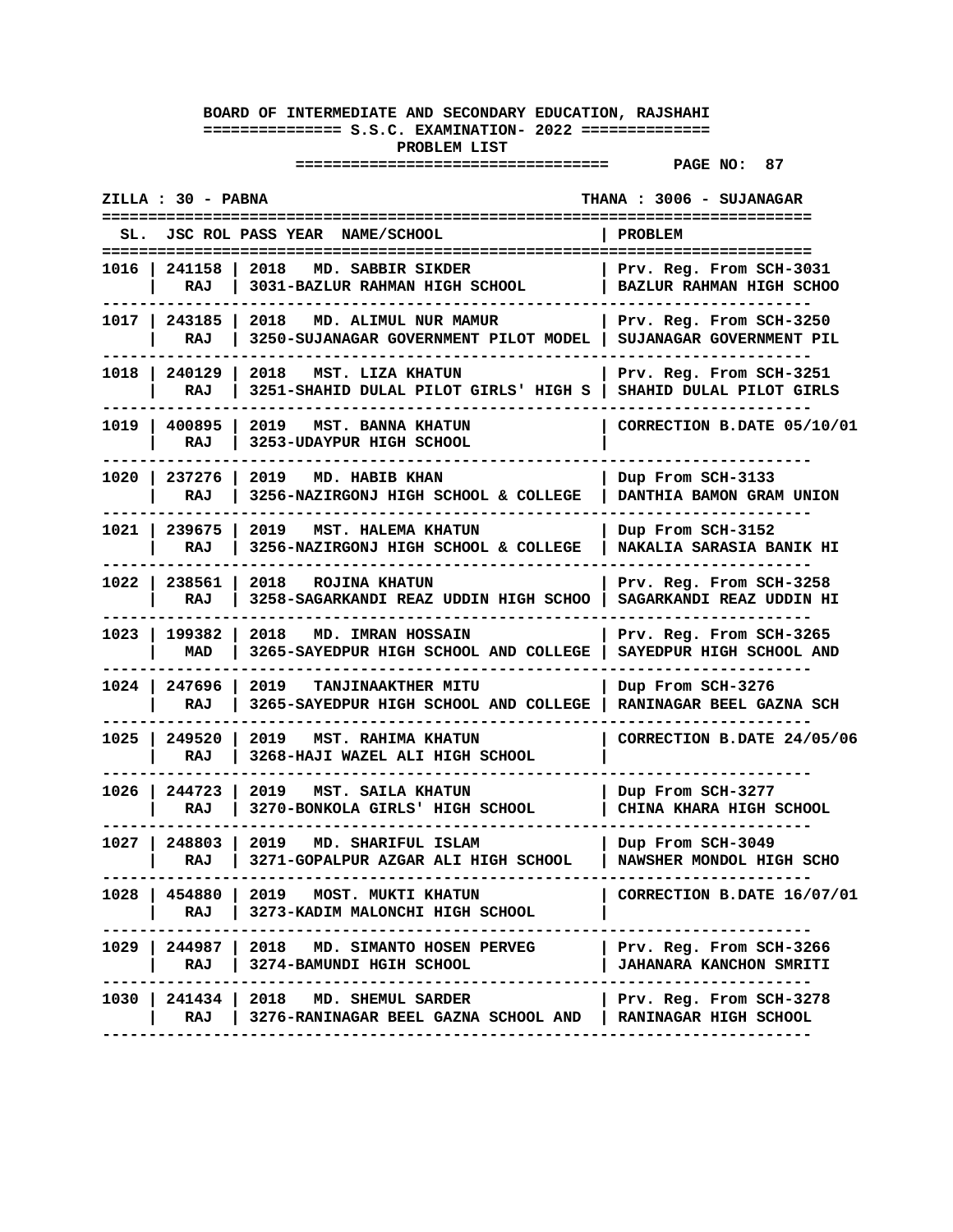**BOARD OF INTERMEDIATE AND SECONDARY EDUCATION, RAJSHAHI**

**S.S.C. EXAMINATION- 2022**

**PROBLEM LIST**

**ZILLA : 30 - PABNA** | **THANA : 3006 - SUJANAGAR**

| SL. | JSC ROL | PASS YEAR NAME/SCHOOL | PROBLEM |
|---|---|---|---|
| 1016 | 241158 RAJ | 2018 MD. SABBIR SIKDER<br>3031-BAZLUR RAHMAN HIGH SCHOOL | Prv. Reg. From SCH-3031<br>BAZLUR RAHMAN HIGH SCHOO |
| 1017 | 243185 RAJ | 2018 MD. ALIMUL NUR MAMUR<br>3250-SUJANAGAR GOVERNMENT PILOT MODEL | Prv. Reg. From SCH-3250<br>SUJANAGAR GOVERNMENT PIL |
| 1018 | 240129 RAJ | 2018 MST. LIZA KHATUN<br>3251-SHAHID DULAL PILOT GIRLS' HIGH S | Prv. Reg. From SCH-3251<br>SHAHID DULAL PILOT GIRLS |
| 1019 | 400895 RAJ | 2019 MST. BANNA KHATUN<br>3253-UDAYPUR HIGH SCHOOL | CORRECTION B.DATE 05/10/01 |
| 1020 | 237276 RAJ | 2019 MD. HABIB KHAN<br>3256-NAZIRGONJ HIGH SCHOOL & COLLEGE | Dup From SCH-3133<br>DANTHIA BAMON GRAM UNION |
| 1021 | 239675 RAJ | 2019 MST. HALEMA KHATUN<br>3256-NAZIRGONJ HIGH SCHOOL & COLLEGE | Dup From SCH-3152<br>NAKALIA SARASIA BANIK HI |
| 1022 | 238561 RAJ | 2018 ROJINA KHATUN<br>3258-SAGARKANDI REAZ UDDIN HIGH SCHOO | Prv. Reg. From SCH-3258<br>SAGARKANDI REAZ UDDIN HI |
| 1023 | 199382 MAD | 2018 MD. IMRAN HOSSAIN<br>3265-SAYEDPUR HIGH SCHOOL AND COLLEGE | Prv. Reg. From SCH-3265<br>SAYEDPUR HIGH SCHOOL AND |
| 1024 | 247696 RAJ | 2019 TANJINAAKTHER MITU<br>3265-SAYEDPUR HIGH SCHOOL AND COLLEGE | Dup From SCH-3276<br>RANINAGAR BEEL GAZNA SCH |
| 1025 | 249520 RAJ | 2019 MST. RAHIMA KHATUN<br>3268-HAJI WAZEL ALI HIGH SCHOOL | CORRECTION B.DATE 24/05/06 |
| 1026 | 244723 RAJ | 2019 MST. SAILA KHATUN<br>3270-BONKOLA GIRLS' HIGH SCHOOL | Dup From SCH-3277<br>CHINA KHARA HIGH SCHOOL |
| 1027 | 248803 RAJ | 2019 MD. SHARIFUL ISLAM<br>3271-GOPALPUR AZGAR ALI HIGH SCHOOL | Dup From SCH-3049<br>NAWSHER MONDOL HIGH SCHO |
| 1028 | 454880 RAJ | 2019 MOST. MUKTI KHATUN<br>3273-KADIM MALONCHI HIGH SCHOOL | CORRECTION B.DATE 16/07/01 |
| 1029 | 244987 RAJ | 2018 MD. SIMANTO HOSEN PERVEG<br>3274-BAMUNDI HGIH SCHOOL | Prv. Reg. From SCH-3266<br>JAHANARA KANCHON SMRITI |
| 1030 | 241434 RAJ | 2018 MD. SHEMUL SARDER<br>3276-RANINAGAR BEEL GAZNA SCHOOL AND | Prv. Reg. From SCH-3278<br>RANINAGAR HIGH SCHOOL |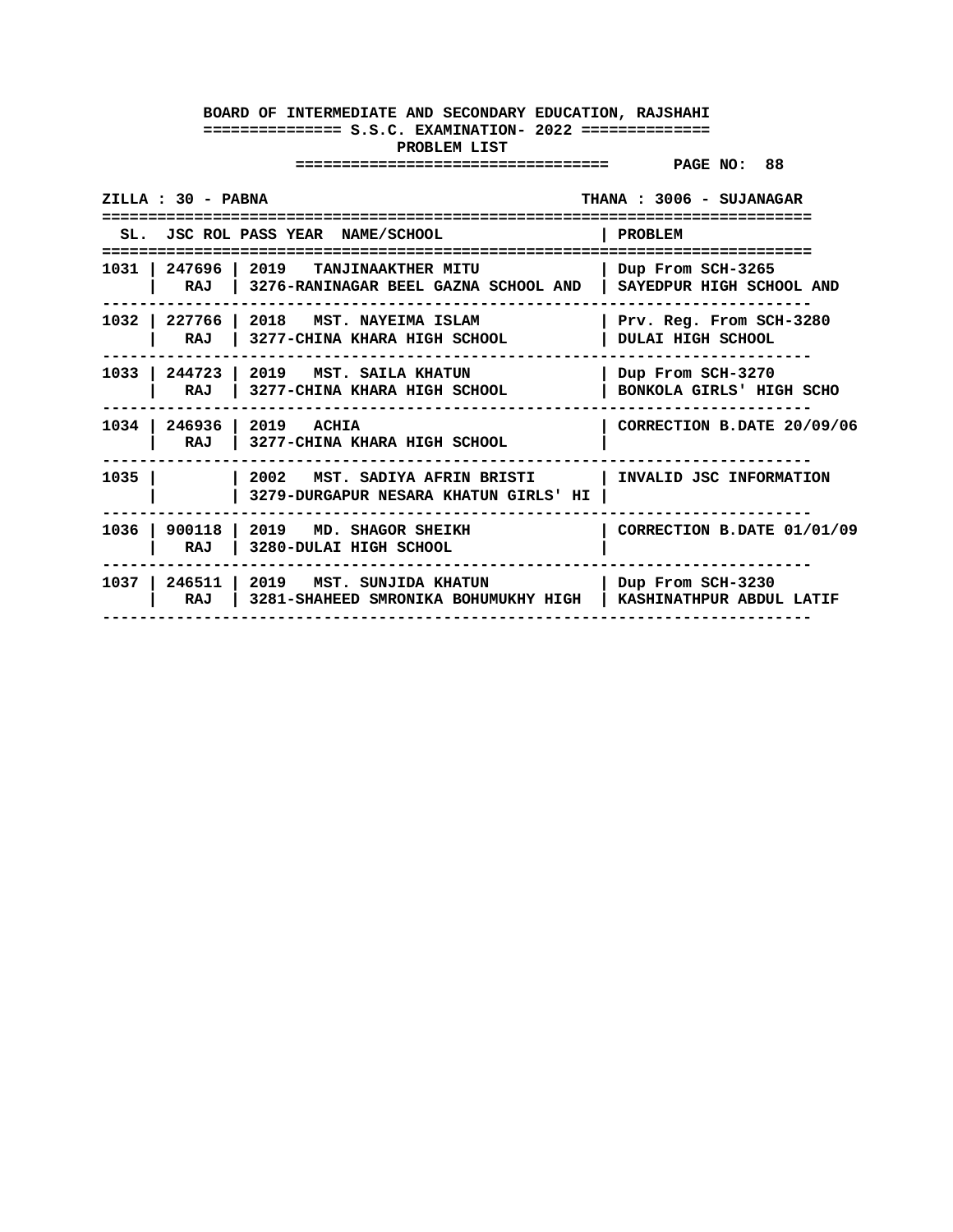**BOARD OF INTERMEDIATE AND SECONDARY EDUCATION, RAJSHAHI**

**S.S.C. EXAMINATION- 2022**

**PROBLEM LIST**

**PAGE NO: 88**

**ZILLA : 30 - PABNA** **THANA : 3006 - SUJANAGAR**

| SL. | JSC ROL | PASS YEAR NAME/SCHOOL | PROBLEM |
|---|---|---|---|
| 1031 | 247696<br>RAJ | 2019 TANJINAAKTHER MITU<br>3276-RANINAGAR BEEL GAZNA SCHOOL AND | Dup From SCH-3265<br>SAYEDPUR HIGH SCHOOL AND |
| 1032 | 227766<br>RAJ | 2018 MST. NAYEIMA ISLAM<br>3277-CHINA KHARA HIGH SCHOOL | Prv. Reg. From SCH-3280<br>DULAI HIGH SCHOOL |
| 1033 | 244723<br>RAJ | 2019 MST. SAILA KHATUN<br>3277-CHINA KHARA HIGH SCHOOL | Dup From SCH-3270<br>BONKOLA GIRLS' HIGH SCHO |
| 1034 | 246936<br>RAJ | 2019 ACHIA<br>3277-CHINA KHARA HIGH SCHOOL | CORRECTION B.DATE 20/09/06 |
| 1035 | | 2002 MST. SADIYA AFRIN BRISTI<br>3279-DURGAPUR NESARA KHATUN GIRLS' HI | INVALID JSC INFORMATION |
| 1036 | 900118<br>RAJ | 2019 MD. SHAGOR SHEIKH<br>3280-DULAI HIGH SCHOOL | CORRECTION B.DATE 01/01/09 |
| 1037 | 246511<br>RAJ | 2019 MST. SUNJIDA KHATUN<br>3281-SHAHEED SMRONIKA BOHUMUKHY HIGH | Dup From SCH-3230<br>KASHINATHPUR ABDUL LATIF |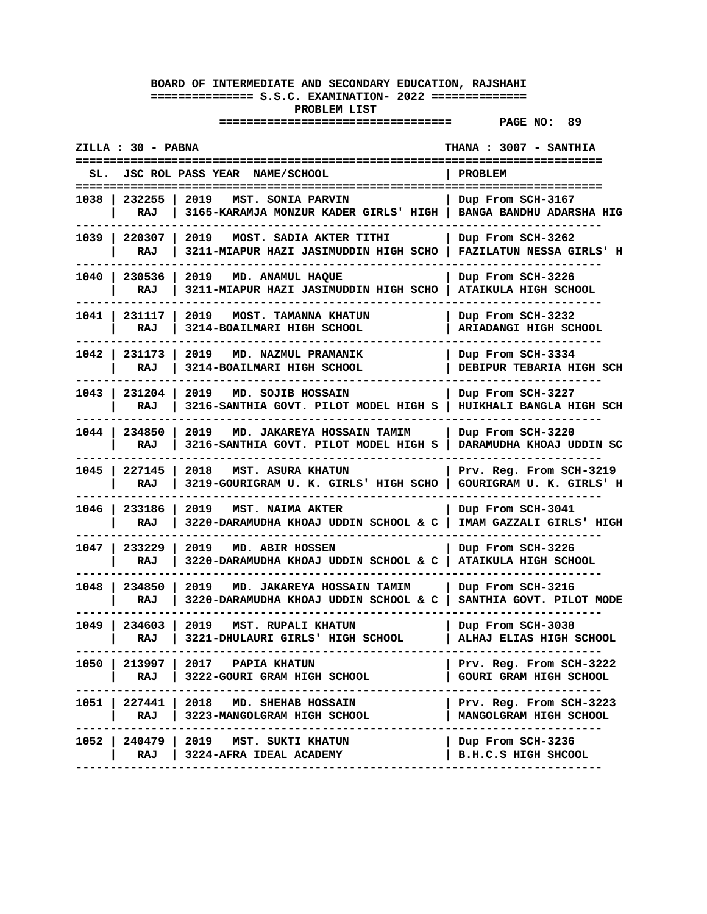**BOARD OF INTERMEDIATE AND SECONDARY EDUCATION, RAJSHAHI**

**S.S.C. EXAMINATION- 2022**

**PROBLEM LIST**

**PAGE NO: 89**

**ZILLA : 30 - PABNA** | **THANA : 3007 - SANTHIA**

| SL. | JSC ROL | PASS YEAR | NAME/SCHOOL | PROBLEM |
|---|---|---|---|---|
| 1038 | 232255 RAJ | 2019 | MST. SONIA PARVIN<br>3165-KARAMJA MONZUR KADER GIRLS' HIGH | Dup From SCH-3167<br>BANGA BANDHU ADARSHA HIG |
| 1039 | 220307 RAJ | 2019 | MOST. SADIA AKTER TITHI<br>3211-MIAPUR HAZI JASIMUDDIN HIGH SCHO | Dup From SCH-3262<br>FAZILATUN NESSA GIRLS' H |
| 1040 | 230536 RAJ | 2019 | MD. ANAMUL HAQUE<br>3211-MIAPUR HAZI JASIMUDDIN HIGH SCHO | Dup From SCH-3226<br>ATAIKULA HIGH SCHOOL |
| 1041 | 231117 RAJ | 2019 | MOST. TAMANNA KHATUN<br>3214-BOAILMARI HIGH SCHOOL | Dup From SCH-3232<br>ARIADANGI HIGH SCHOOL |
| 1042 | 231173 RAJ | 2019 | MD. NAZMUL PRAMANIK<br>3214-BOAILMARI HIGH SCHOOL | Dup From SCH-3334<br>DEBIPUR TEBARIA HIGH SCH |
| 1043 | 231204 RAJ | 2019 | MD. SOJIB HOSSAIN<br>3216-SANTHIA GOVT. PILOT MODEL HIGH S | Dup From SCH-3227<br>HUIKHALI BANGLA HIGH SCH |
| 1044 | 234850 RAJ | 2019 | MD. JAKAREYA HOSSAIN TAMIM<br>3216-SANTHIA GOVT. PILOT MODEL HIGH S | Dup From SCH-3220<br>DARAMUDHA KHOAJ UDDIN SC |
| 1045 | 227145 RAJ | 2018 | MST. ASURA KHATUN<br>3219-GOURIGRAM U. K. GIRLS' HIGH SCHO | Prv. Reg. From SCH-3219<br>GOURIGRAM U. K. GIRLS' H |
| 1046 | 233186 RAJ | 2019 | MST. NAIMA AKTER<br>3220-DARAMUDHA KHOAJ UDDIN SCHOOL & C | Dup From SCH-3041<br>IMAM GAZZALI GIRLS' HIGH |
| 1047 | 233229 RAJ | 2019 | MD. ABIR HOSSEN<br>3220-DARAMUDHA KHOAJ UDDIN SCHOOL & C | Dup From SCH-3226<br>ATAIKULA HIGH SCHOOL |
| 1048 | 234850 RAJ | 2019 | MD. JAKAREYA HOSSAIN TAMIM<br>3220-DARAMUDHA KHOAJ UDDIN SCHOOL & C | Dup From SCH-3216<br>SANTHIA GOVT. PILOT MODE |
| 1049 | 234603 RAJ | 2019 | MST. RUPALI KHATUN<br>3221-DHULAURI GIRLS' HIGH SCHOOL | Dup From SCH-3038<br>ALHAJ ELIAS HIGH SCHOOL |
| 1050 | 213997 RAJ | 2017 | PAPIA KHATUN<br>3222-GOURI GRAM HIGH SCHOOL | Prv. Reg. From SCH-3222<br>GOURI GRAM HIGH SCHOOL |
| 1051 | 227441 RAJ | 2018 | MD. SHEHAB HOSSAIN<br>3223-MANGOLGRAM HIGH SCHOOL | Prv. Reg. From SCH-3223<br>MANGOLGRAM HIGH SCHOOL |
| 1052 | 240479 RAJ | 2019 | MST. SUKTI KHATUN<br>3224-AFRA IDEAL ACADEMY | Dup From SCH-3236<br>B.H.C.S HIGH SHCOOL |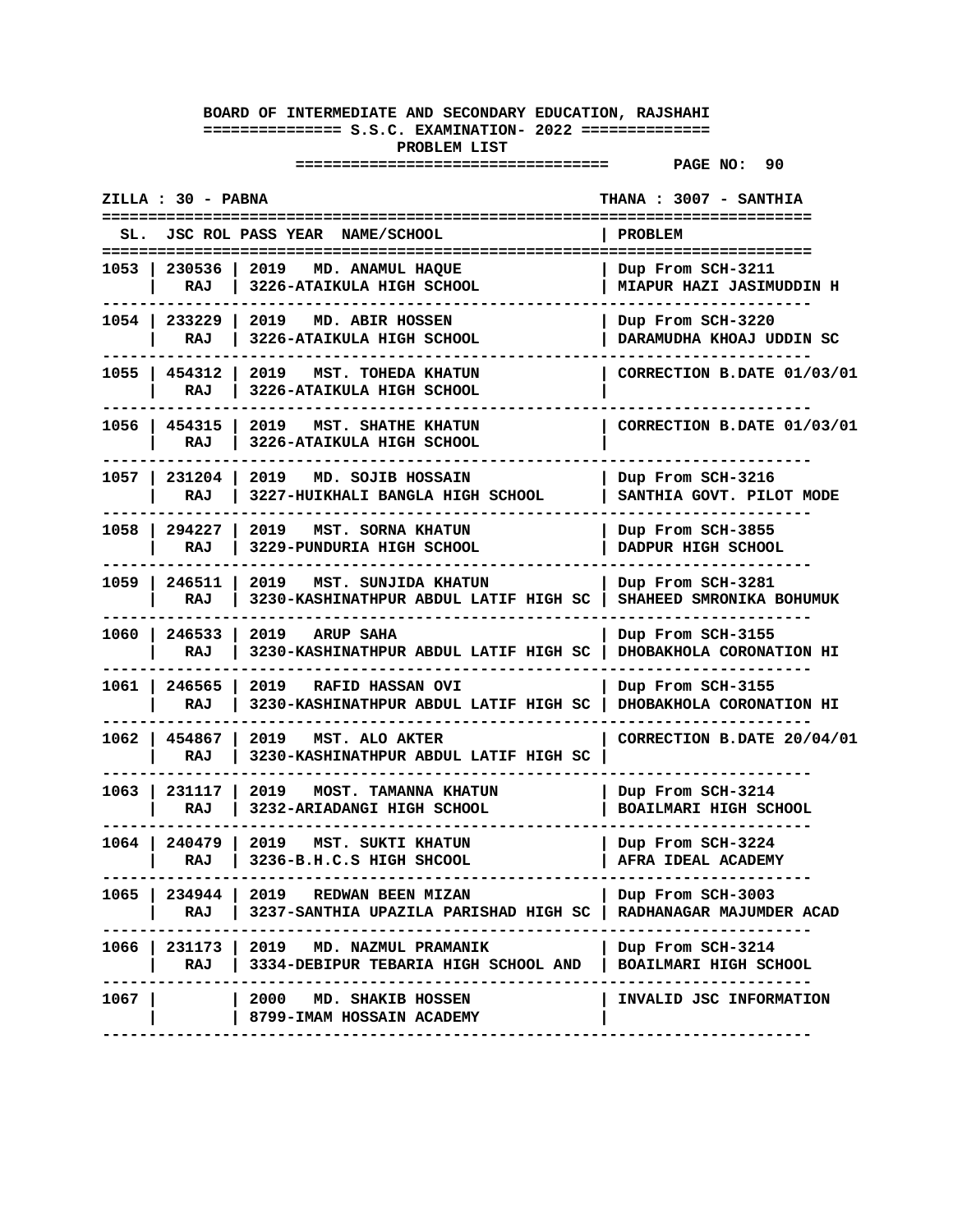**BOARD OF INTERMEDIATE AND SECONDARY EDUCATION, RAJSHAHI**

**S.S.C. EXAMINATION- 2022**

**PROBLEM LIST**

**PAGE NO: 90**

**ZILLA : 30 - PABNA** | **THANA : 3007 - SANTHIA**

| SL. | JSC ROL | PASS YEAR NAME/SCHOOL | PROBLEM |
|---|---|---|---|
| 1053 | 230536 RAJ | 2019 MD. ANAMUL HAQUE 3226-ATAIKULA HIGH SCHOOL | Dup From SCH-3211 MIAPUR HAZI JASIMUDDIN H |
| 1054 | 233229 RAJ | 2019 MD. ABIR HOSSEN 3226-ATAIKULA HIGH SCHOOL | Dup From SCH-3220 DARAMUDHA KHOAJ UDDIN SC |
| 1055 | 454312 RAJ | 2019 MST. TOHEDA KHATUN 3226-ATAIKULA HIGH SCHOOL | CORRECTION B.DATE 01/03/01 |
| 1056 | 454315 RAJ | 2019 MST. SHATHE KHATUN 3226-ATAIKULA HIGH SCHOOL | CORRECTION B.DATE 01/03/01 |
| 1057 | 231204 RAJ | 2019 MD. SOJIB HOSSAIN 3227-HUIKHALI BANGLA HIGH SCHOOL | Dup From SCH-3216 SANTHIA GOVT. PILOT MODE |
| 1058 | 294227 RAJ | 2019 MST. SORNA KHATUN 3229-PUNDURIA HIGH SCHOOL | Dup From SCH-3855 DADPUR HIGH SCHOOL |
| 1059 | 246511 RAJ | 2019 MST. SUNJIDA KHATUN 3230-KASHINATHPUR ABDUL LATIF HIGH SC | Dup From SCH-3281 SHAHEED SMRONIKA BOHUMUK |
| 1060 | 246533 RAJ | 2019 ARUP SAHA 3230-KASHINATHPUR ABDUL LATIF HIGH SC | Dup From SCH-3155 DHOBAKHOLA CORONATION HI |
| 1061 | 246565 RAJ | 2019 RAFID HASSAN OVI 3230-KASHINATHPUR ABDUL LATIF HIGH SC | Dup From SCH-3155 DHOBAKHOLA CORONATION HI |
| 1062 | 454867 RAJ | 2019 MST. ALO AKTER 3230-KASHINATHPUR ABDUL LATIF HIGH SC | CORRECTION B.DATE 20/04/01 |
| 1063 | 231117 RAJ | 2019 MOST. TAMANNA KHATUN 3232-ARIADANGI HIGH SCHOOL | Dup From SCH-3214 BOAILMARI HIGH SCHOOL |
| 1064 | 240479 RAJ | 2019 MST. SUKTI KHATUN 3236-B.H.C.S HIGH SHCOOL | Dup From SCH-3224 AFRA IDEAL ACADEMY |
| 1065 | 234944 RAJ | 2019 REDWAN BEEN MIZAN 3237-SANTHIA UPAZILA PARISHAD HIGH SC | Dup From SCH-3003 RADHANAGAR MAJUMDER ACAD |
| 1066 | 231173 RAJ | 2019 MD. NAZMUL PRAMANIK 3334-DEBIPUR TEBARIA HIGH SCHOOL AND | Dup From SCH-3214 BOAILMARI HIGH SCHOOL |
| 1067 | | 2000 MD. SHAKIB HOSSEN 8799-IMAM HOSSAIN ACADEMY | INVALID JSC INFORMATION |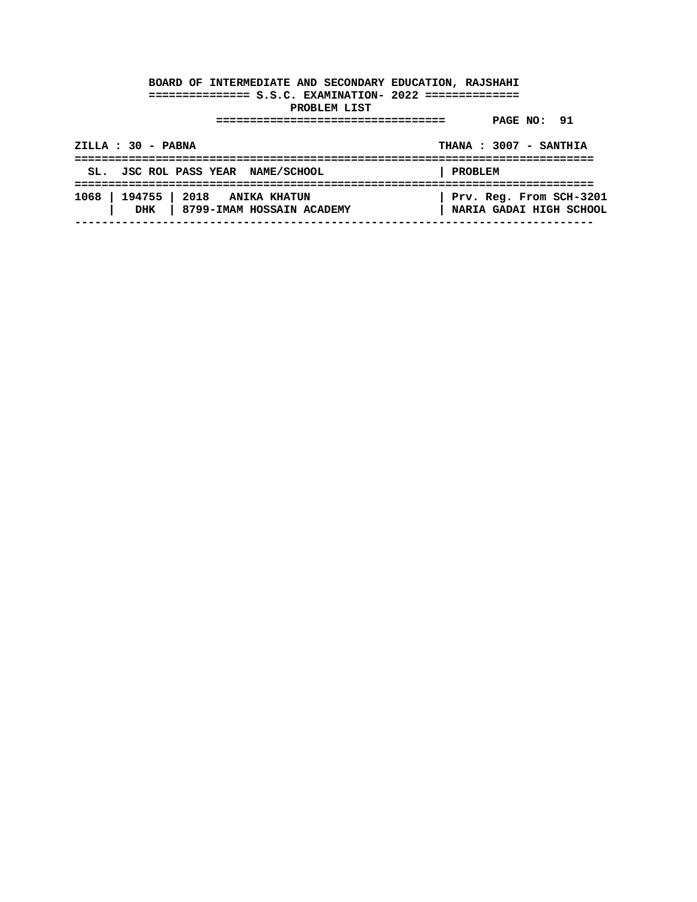**BOARD OF INTERMEDIATE AND SECONDARY EDUCATION, RAJSHAHI**

**S.S.C. EXAMINATION- 2022**

**PROBLEM LIST**

**PAGE NO: 91**

**ZILLA : 30 - PABNA** **THANA : 3007 - SANTHIA**

| SL. | JSC ROL | PASS YEAR NAME/SCHOOL | PROBLEM |
|---|---|---|---|
| 1068 | 194755 | 2018 ANIKA KHATUN | Prv. Reg. From SCH-3201 |
| | DHK | 8799-IMAM HOSSAIN ACADEMY | NARIA GADAI HIGH SCHOOL |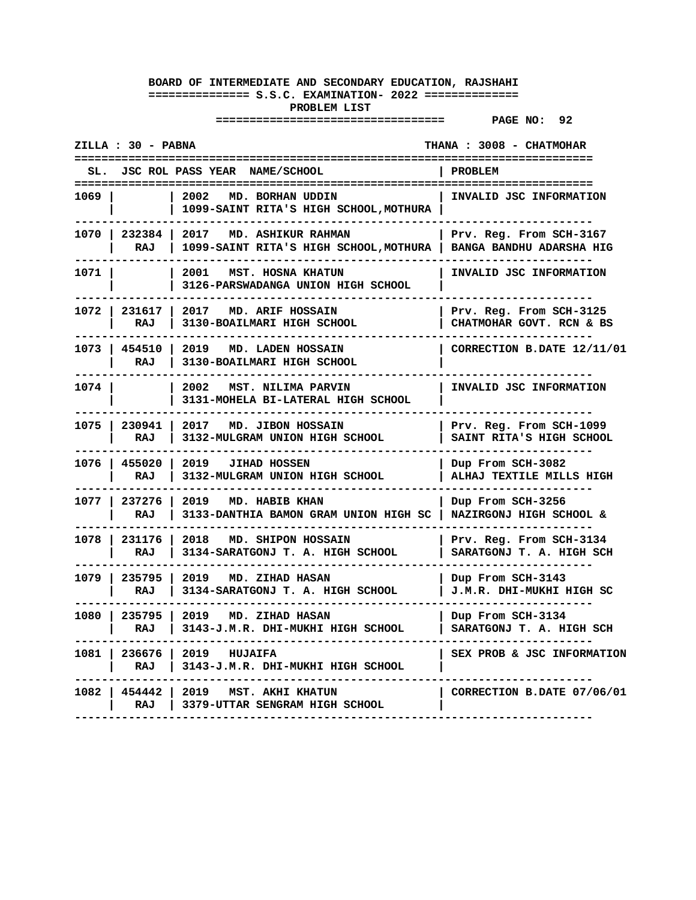**BOARD OF INTERMEDIATE AND SECONDARY EDUCATION, RAJSHAHI**

**S.S.C. EXAMINATION- 2022**

**PROBLEM LIST**

**PAGE NO: 92**

**ZILLA : 30 - PABNA** | **THANA : 3008 - CHATMOHAR**

| SL. | JSC ROL | PASS YEAR NAME/SCHOOL | PROBLEM |
|---|---|---|---|
| 1069 | | 2002 MD. BORHAN UDDIN<br>1099-SAINT RITA'S HIGH SCHOOL,MOTHURA | INVALID JSC INFORMATION |
| 1070 | 232384<br>RAJ | 2017 MD. ASHIKUR RAHMAN<br>1099-SAINT RITA'S HIGH SCHOOL,MOTHURA | Prv. Reg. From SCH-3167<br>BANGA BANDHU ADARSHA HIG |
| 1071 | | 2001 MST. HOSNA KHATUN<br>3126-PARSWADANGA UNION HIGH SCHOOL | INVALID JSC INFORMATION |
| 1072 | 231617<br>RAJ | 2017 MD. ARIF HOSSAIN<br>3130-BOAILMARI HIGH SCHOOL | Prv. Reg. From SCH-3125<br>CHATMOHAR GOVT. RCN & BS |
| 1073 | 454510<br>RAJ | 2019 MD. LADEN HOSSAIN<br>3130-BOAILMARI HIGH SCHOOL | CORRECTION B.DATE 12/11/01 |
| 1074 | | 2002 MST. NILIMA PARVIN<br>3131-MOHELA BI-LATERAL HIGH SCHOOL | INVALID JSC INFORMATION |
| 1075 | 230941<br>RAJ | 2017 MD. JIBON HOSSAIN<br>3132-MULGRAM UNION HIGH SCHOOL | Prv. Reg. From SCH-1099<br>SAINT RITA'S HIGH SCHOOL |
| 1076 | 455020<br>RAJ | 2019 JIHAD HOSSEN<br>3132-MULGRAM UNION HIGH SCHOOL | Dup From SCH-3082<br>ALHAJ TEXTILE MILLS HIGH |
| 1077 | 237276<br>RAJ | 2019 MD. HABIB KHAN<br>3133-DANTHIA BAMON GRAM UNION HIGH SC | Dup From SCH-3256<br>NAZIRGONJ HIGH SCHOOL & |
| 1078 | 231176<br>RAJ | 2018 MD. SHIPON HOSSAIN<br>3134-SARATGONJ T. A. HIGH SCHOOL | Prv. Reg. From SCH-3134<br>SARATGONJ T. A. HIGH SCH |
| 1079 | 235795<br>RAJ | 2019 MD. ZIHAD HASAN<br>3134-SARATGONJ T. A. HIGH SCHOOL | Dup From SCH-3143<br>J.M.R. DHI-MUKHI HIGH SC |
| 1080 | 235795<br>RAJ | 2019 MD. ZIHAD HASAN<br>3143-J.M.R. DHI-MUKHI HIGH SCHOOL | Dup From SCH-3134<br>SARATGONJ T. A. HIGH SCH |
| 1081 | 236676<br>RAJ | 2019 HUJAIFA<br>3143-J.M.R. DHI-MUKHI HIGH SCHOOL | SEX PROB & JSC INFORMATION |
| 1082 | 454442<br>RAJ | 2019 MST. AKHI KHATUN<br>3379-UTTAR SENGRAM HIGH SCHOOL | CORRECTION B.DATE 07/06/01 |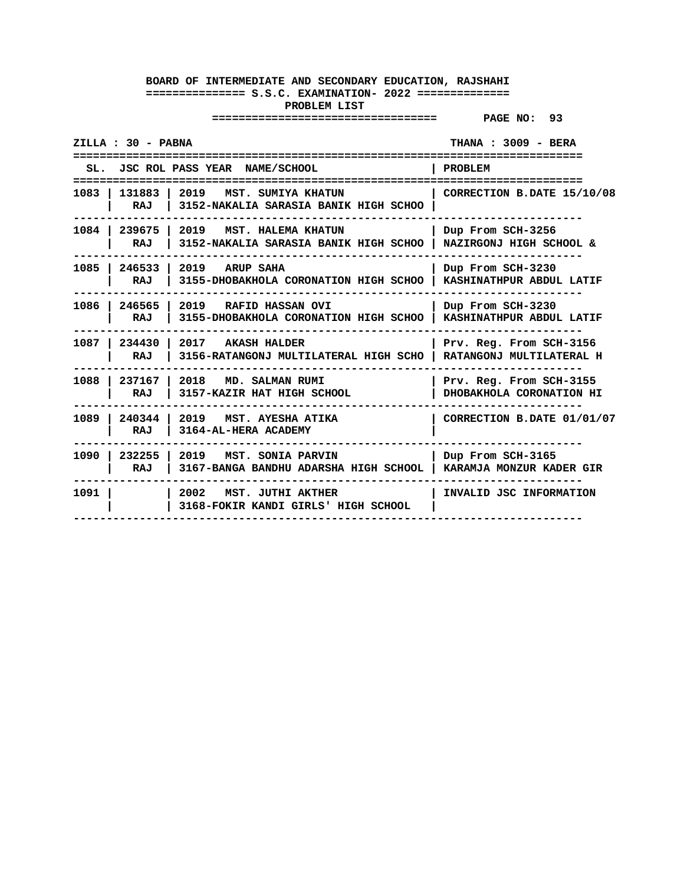**BOARD OF INTERMEDIATE AND SECONDARY EDUCATION, RAJSHAHI**
**S.S.C. EXAMINATION- 2022**
**PROBLEM LIST**

**ZILLA : 30 - PABNA** | **THANA : 3009 - BERA**

| SL. | JSC ROL | PASS YEAR NAME/SCHOOL | PROBLEM |
|---|---|---|---|
| 1083 | 131883 RAJ | 2019 MST. SUMIYA KHATUN 3152-NAKALIA SARASIA BANIK HIGH SCHOO | CORRECTION B.DATE 15/10/08 |
| 1084 | 239675 RAJ | 2019 MST. HALEMA KHATUN 3152-NAKALIA SARASIA BANIK HIGH SCHOO | Dup From SCH-3256 NAZIRGONJ HIGH SCHOOL & |
| 1085 | 246533 RAJ | 2019 ARUP SAHA 3155-DHOBAKHOLA CORONATION HIGH SCHOO | Dup From SCH-3230 KASHINATHPUR ABDUL LATIF |
| 1086 | 246565 RAJ | 2019 RAFID HASSAN OVI 3155-DHOBAKHOLA CORONATION HIGH SCHOO | Dup From SCH-3230 KASHINATHPUR ABDUL LATIF |
| 1087 | 234430 RAJ | 2017 AKASH HALDER 3156-RATANGONJ MULTILATERAL HIGH SCHO | Prv. Reg. From SCH-3156 RATANGONJ MULTILATERAL H |
| 1088 | 237167 RAJ | 2018 MD. SALMAN RUMI 3157-KAZIR HAT HIGH SCHOOL | Prv. Reg. From SCH-3155 DHOBAKHOLA CORONATION HI |
| 1089 | 240344 RAJ | 2019 MST. AYESHA ATIKA 3164-AL-HERA ACADEMY | CORRECTION B.DATE 01/01/07 |
| 1090 | 232255 RAJ | 2019 MST. SONIA PARVIN 3167-BANGA BANDHU ADARSHA HIGH SCHOOL | Dup From SCH-3165 KARAMJA MONZUR KADER GIR |
| 1091 | | 2002 MST. JUTHI AKTHER 3168-FOKIR KANDI GIRLS' HIGH SCHOOL | INVALID JSC INFORMATION |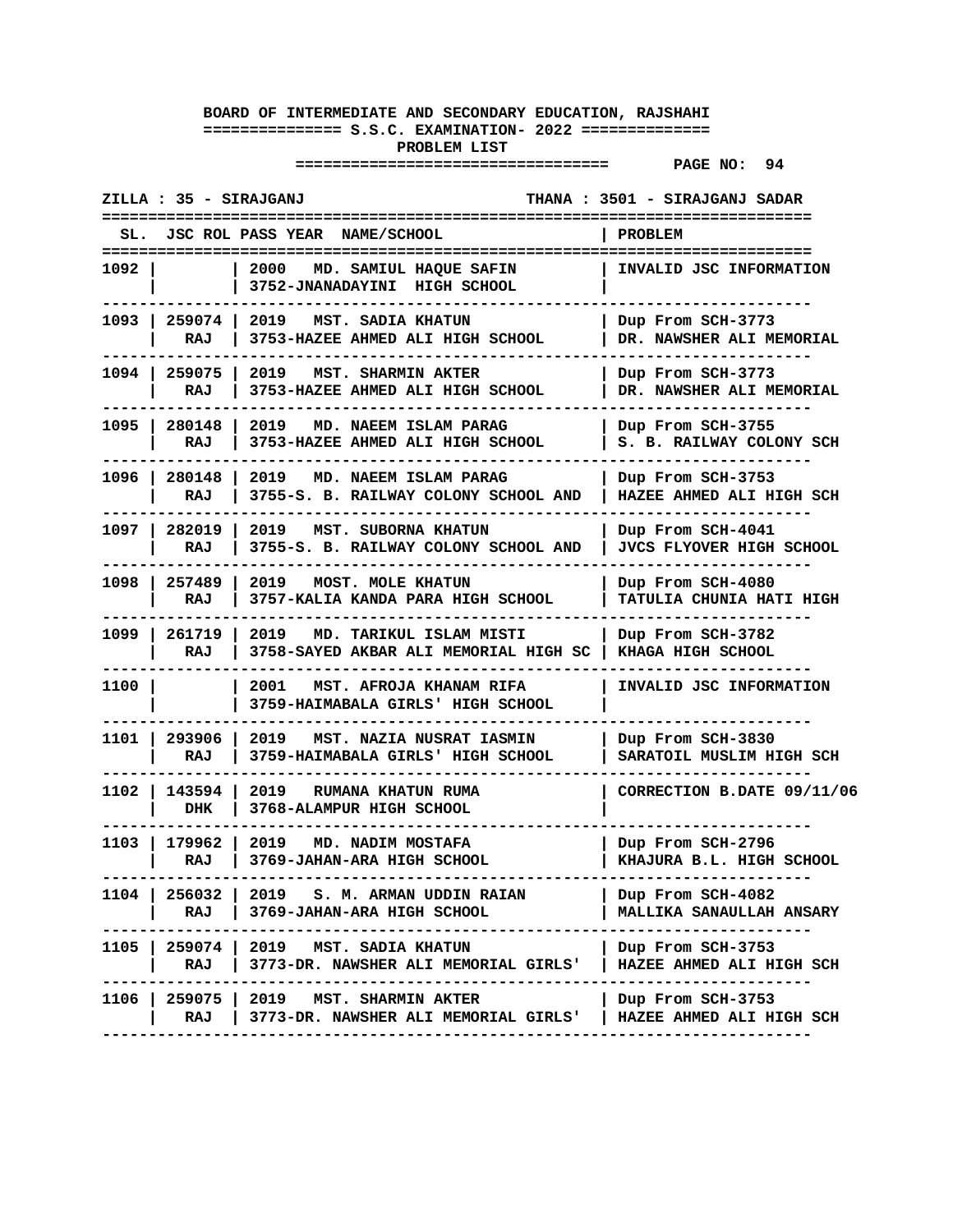**BOARD OF INTERMEDIATE AND SECONDARY EDUCATION, RAJSHAHI**

**S.S.C. EXAMINATION- 2022**

**PROBLEM LIST**

**PAGE NO: 94**

**ZILLA : 35 - SIRAJGANJ** | **THANA : 3501 - SIRAJGANJ SADAR**

| SL. | JSC ROL | PASS YEAR | NAME/SCHOOL | PROBLEM |
|---|---|---|---|---|
| 1092 | | 2000 | MD. SAMIUL HAQUE SAFIN<br>3752-JNANADAYINI HIGH SCHOOL | INVALID JSC INFORMATION |
| 1093 | 259074<br>RAJ | 2019 | MST. SADIA KHATUN<br>3753-HAZEE AHMED ALI HIGH SCHOOL | Dup From SCH-3773<br>DR. NAWSHER ALI MEMORIAL |
| 1094 | 259075<br>RAJ | 2019 | MST. SHARMIN AKTER<br>3753-HAZEE AHMED ALI HIGH SCHOOL | Dup From SCH-3773<br>DR. NAWSHER ALI MEMORIAL |
| 1095 | 280148<br>RAJ | 2019 | MD. NAEEM ISLAM PARAG<br>3753-HAZEE AHMED ALI HIGH SCHOOL | Dup From SCH-3755<br>S. B. RAILWAY COLONY SCH |
| 1096 | 280148<br>RAJ | 2019 | MD. NAEEM ISLAM PARAG<br>3755-S. B. RAILWAY COLONY SCHOOL AND | Dup From SCH-3753<br>HAZEE AHMED ALI HIGH SCH |
| 1097 | 282019<br>RAJ | 2019 | MST. SUBORNA KHATUN<br>3755-S. B. RAILWAY COLONY SCHOOL AND | Dup From SCH-4041<br>JVCS FLYOVER HIGH SCHOOL |
| 1098 | 257489<br>RAJ | 2019 | MOST. MOLE KHATUN<br>3757-KALIA KANDA PARA HIGH SCHOOL | Dup From SCH-4080<br>TATULIA CHUNIA HATI HIGH |
| 1099 | 261719<br>RAJ | 2019 | MD. TARIKUL ISLAM MISTI<br>3758-SAYED AKBAR ALI MEMORIAL HIGH SC | Dup From SCH-3782<br>KHAGA HIGH SCHOOL |
| 1100 | | 2001 | MST. AFROJA KHANAM RIFA<br>3759-HAIMABALA GIRLS' HIGH SCHOOL | INVALID JSC INFORMATION |
| 1101 | 293906<br>RAJ | 2019 | MST. NAZIA NUSRAT IASMIN<br>3759-HAIMABALA GIRLS' HIGH SCHOOL | Dup From SCH-3830<br>SARATOIL MUSLIM HIGH SCH |
| 1102 | 143594<br>DHK | 2019 | RUMANA KHATUN RUMA<br>3768-ALAMPUR HIGH SCHOOL | CORRECTION B.DATE 09/11/06 |
| 1103 | 179962<br>RAJ | 2019 | MD. NADIM MOSTAFA<br>3769-JAHAN-ARA HIGH SCHOOL | Dup From SCH-2796<br>KHAJURA B.L. HIGH SCHOOL |
| 1104 | 256032<br>RAJ | 2019 | S. M. ARMAN UDDIN RAIAN<br>3769-JAHAN-ARA HIGH SCHOOL | Dup From SCH-4082<br>MALLIKA SANAULLAH ANSARY |
| 1105 | 259074<br>RAJ | 2019 | MST. SADIA KHATUN<br>3773-DR. NAWSHER ALI MEMORIAL GIRLS' | Dup From SCH-3753<br>HAZEE AHMED ALI HIGH SCH |
| 1106 | 259075<br>RAJ | 2019 | MST. SHARMIN AKTER<br>3773-DR. NAWSHER ALI MEMORIAL GIRLS' | Dup From SCH-3753<br>HAZEE AHMED ALI HIGH SCH |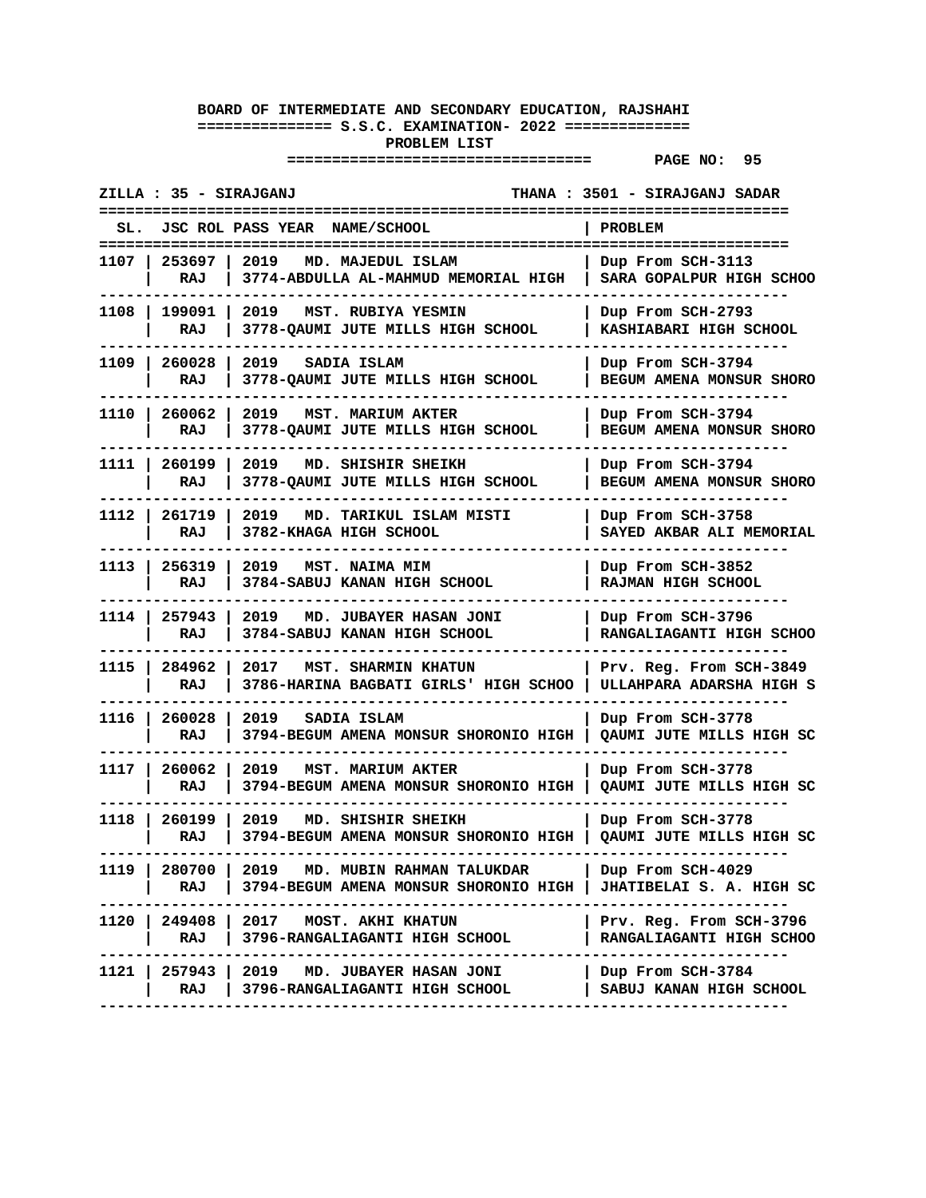**BOARD OF INTERMEDIATE AND SECONDARY EDUCATION, RAJSHAHI**

**S.S.C. EXAMINATION- 2022**

**PROBLEM LIST**

ZILLA : 35 - SIRAJGANJ    THANA : 3501 - SIRAJGANJ SADAR

| SL. | JSC ROL | PASS YEAR NAME/SCHOOL | PROBLEM |
|---|---|---|---|
| 1107 | 253697 RAJ | 2019 MD. MAJEDUL ISLAM<br>3774-ABDULLA AL-MAHMUD MEMORIAL HIGH | Dup From SCH-3113<br>SARA GOPALPUR HIGH SCHOO |
| 1108 | 199091 RAJ | 2019 MST. RUBIYA YESMIN<br>3778-QAUMI JUTE MILLS HIGH SCHOOL | Dup From SCH-2793<br>KASHIABARI HIGH SCHOOL |
| 1109 | 260028 RAJ | 2019 SADIA ISLAM<br>3778-QAUMI JUTE MILLS HIGH SCHOOL | Dup From SCH-3794<br>BEGUM AMENA MONSUR SHORO |
| 1110 | 260062 RAJ | 2019 MST. MARIUM AKTER<br>3778-QAUMI JUTE MILLS HIGH SCHOOL | Dup From SCH-3794<br>BEGUM AMENA MONSUR SHORO |
| 1111 | 260199 RAJ | 2019 MD. SHISHIR SHEIKH<br>3778-QAUMI JUTE MILLS HIGH SCHOOL | Dup From SCH-3794<br>BEGUM AMENA MONSUR SHORO |
| 1112 | 261719 RAJ | 2019 MD. TARIKUL ISLAM MISTI<br>3782-KHAGA HIGH SCHOOL | Dup From SCH-3758<br>SAYED AKBAR ALI MEMORIAL |
| 1113 | 256319 RAJ | 2019 MST. NAIMA MIM<br>3784-SABUJ KANAN HIGH SCHOOL | Dup From SCH-3852<br>RAJMAN HIGH SCHOOL |
| 1114 | 257943 RAJ | 2019 MD. JUBAYER HASAN JONI<br>3784-SABUJ KANAN HIGH SCHOOL | Dup From SCH-3796<br>RANGALIAGANTI HIGH SCHOO |
| 1115 | 284962 RAJ | 2017 MST. SHARMIN KHATUN<br>3786-HARINA BAGBATI GIRLS' HIGH SCHOO | Prv. Reg. From SCH-3849<br>ULLAHPARA ADARSHA HIGH S |
| 1116 | 260028 RAJ | 2019 SADIA ISLAM<br>3794-BEGUM AMENA MONSUR SHORONIO HIGH | Dup From SCH-3778<br>QAUMI JUTE MILLS HIGH SC |
| 1117 | 260062 RAJ | 2019 MST. MARIUM AKTER<br>3794-BEGUM AMENA MONSUR SHORONIO HIGH | Dup From SCH-3778<br>QAUMI JUTE MILLS HIGH SC |
| 1118 | 260199 RAJ | 2019 MD. SHISHIR SHEIKH<br>3794-BEGUM AMENA MONSUR SHORONIO HIGH | Dup From SCH-3778<br>QAUMI JUTE MILLS HIGH SC |
| 1119 | 280700 RAJ | 2019 MD. MUBIN RAHMAN TALUKDAR<br>3794-BEGUM AMENA MONSUR SHORONIO HIGH | Dup From SCH-4029<br>JHATIBELAI S. A. HIGH SC |
| 1120 | 249408 RAJ | 2017 MOST. AKHI KHATUN<br>3796-RANGALIAGANTI HIGH SCHOOL | Prv. Reg. From SCH-3796<br>RANGALIAGANTI HIGH SCHOO |
| 1121 | 257943 RAJ | 2019 MD. JUBAYER HASAN JONI<br>3796-RANGALIAGANTI HIGH SCHOOL | Dup From SCH-3784<br>SABUJ KANAN HIGH SCHOOL |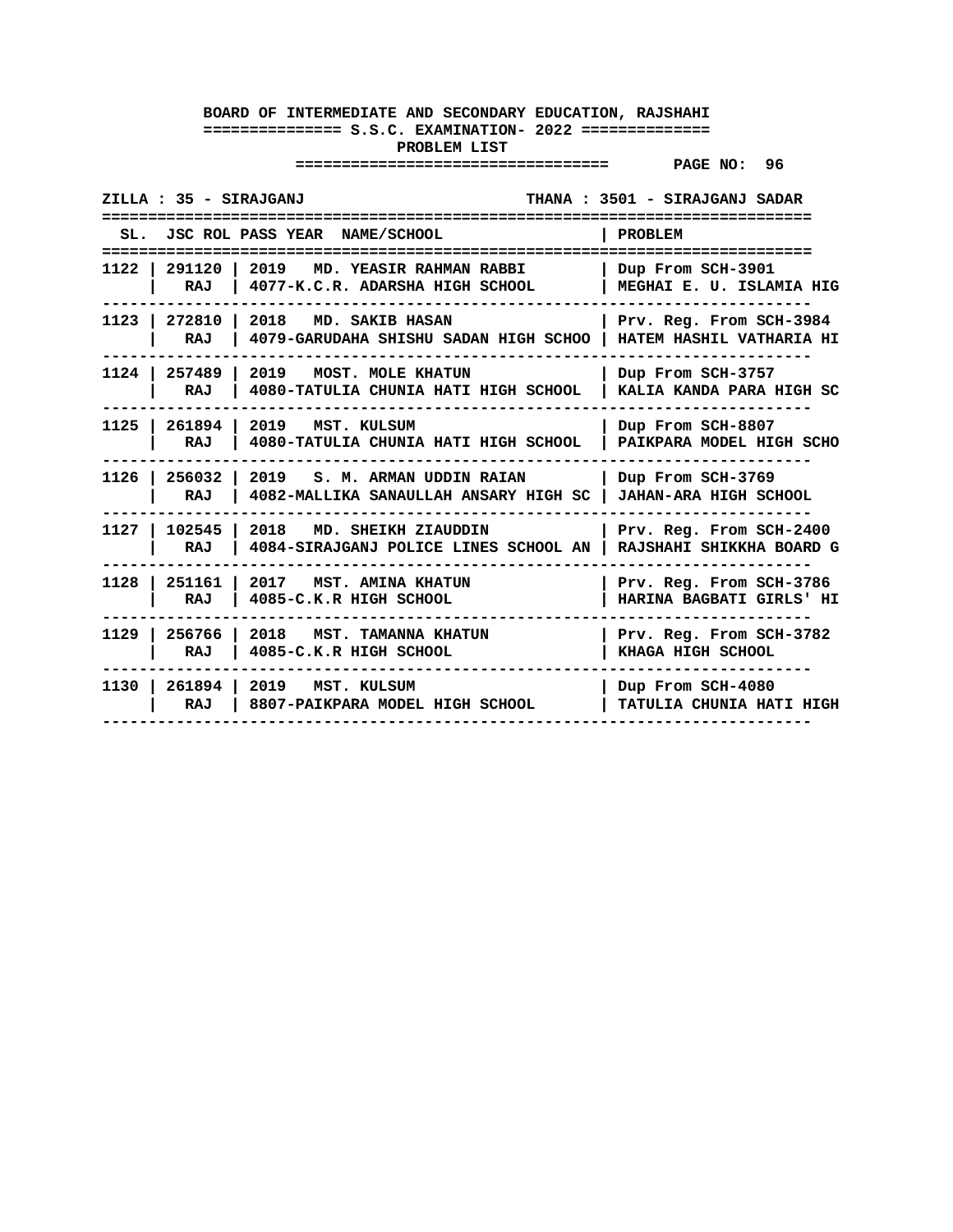**BOARD OF INTERMEDIATE AND SECONDARY EDUCATION, RAJSHAHI**

**S.S.C. EXAMINATION- 2022**

**PROBLEM LIST**

**PAGE NO: 96**

**ZILLA : 35 - SIRAJGANJ** | **THANA : 3501 - SIRAJGANJ SADAR**

| SL. | JSC ROL | PASS YEAR | NAME/SCHOOL | PROBLEM |
|---|---|---|---|---|
| 1122 | 291120 RAJ | 2019 | MD. YEASIR RAHMAN RABBI 4077-K.C.R. ADARSHA HIGH SCHOOL | Dup From SCH-3901 MEGHAI E. U. ISLAMIA HIG |
| 1123 | 272810 RAJ | 2018 | MD. SAKIB HASAN 4079-GARUDAHA SHISHU SADAN HIGH SCHOO | Prv. Reg. From SCH-3984 HATEM HASHIL VATHARIA HI |
| 1124 | 257489 RAJ | 2019 | MOST. MOLE KHATUN 4080-TATULIA CHUNIA HATI HIGH SCHOOL | Dup From SCH-3757 KALIA KANDA PARA HIGH SC |
| 1125 | 261894 RAJ | 2019 | MST. KULSUM 4080-TATULIA CHUNIA HATI HIGH SCHOOL | Dup From SCH-8807 PAIKPARA MODEL HIGH SCHO |
| 1126 | 256032 RAJ | 2019 | S. M. ARMAN UDDIN RAIAN 4082-MALLIKA SANAULLAH ANSARY HIGH SC | Dup From SCH-3769 JAHAN-ARA HIGH SCHOOL |
| 1127 | 102545 RAJ | 2018 | MD. SHEIKH ZIAUDDIN 4084-SIRAJGANJ POLICE LINES SCHOOL AN | Prv. Reg. From SCH-2400 RAJSHAHI SHIKKHA BOARD G |
| 1128 | 251161 RAJ | 2017 | MST. AMINA KHATUN 4085-C.K.R HIGH SCHOOL | Prv. Reg. From SCH-3786 HARINA BAGBATI GIRLS' HI |
| 1129 | 256766 RAJ | 2018 | MST. TAMANNA KHATUN 4085-C.K.R HIGH SCHOOL | Prv. Reg. From SCH-3782 KHAGA HIGH SCHOOL |
| 1130 | 261894 RAJ | 2019 | MST. KULSUM 8807-PAIKPARA MODEL HIGH SCHOOL | Dup From SCH-4080 TATULIA CHUNIA HATI HIGH |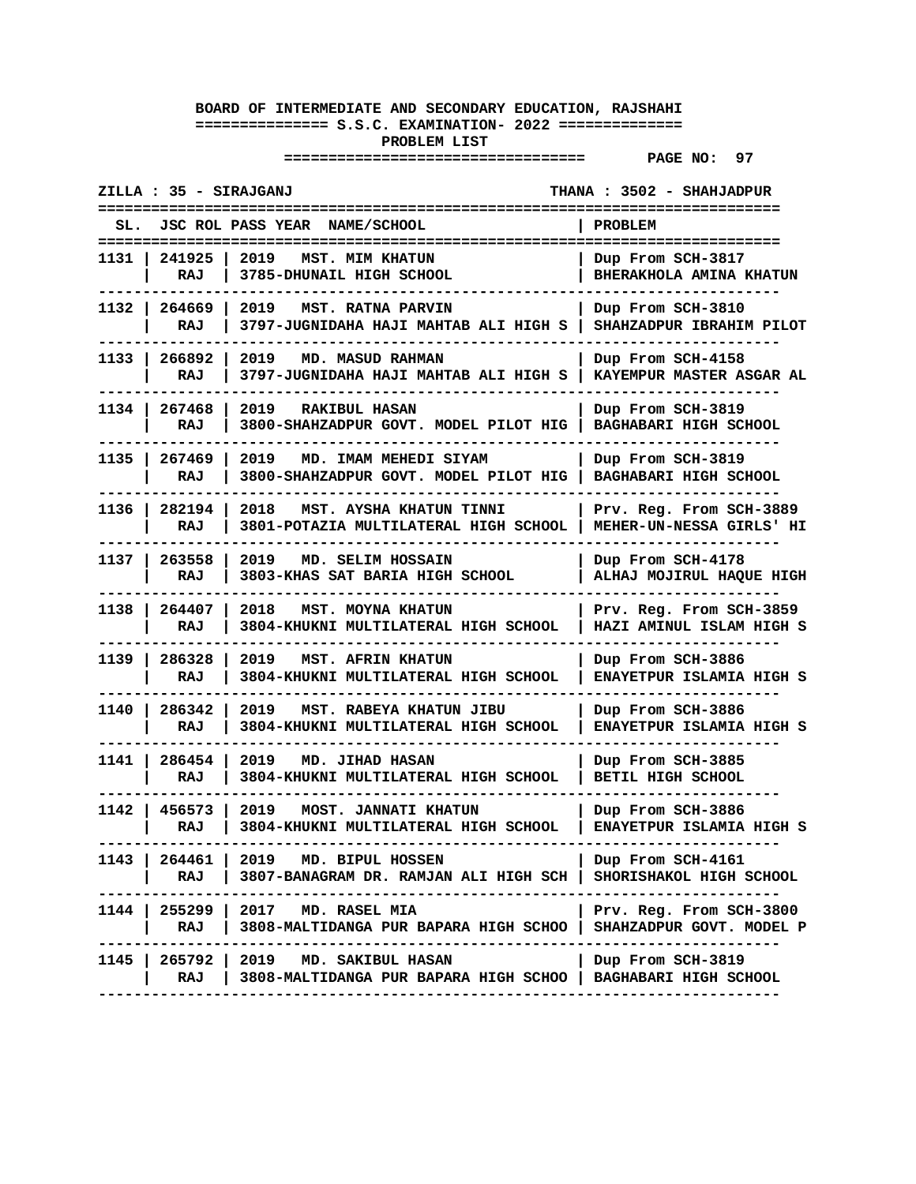**BOARD OF INTERMEDIATE AND SECONDARY EDUCATION, RAJSHAHI**

**S.S.C. EXAMINATION- 2022**

**PROBLEM LIST**

**ZILLA : 35 - SIRAJGANJ** | **THANA : 3502 - SHAHJADPUR**

| SL. | JSC ROL | PASS YEAR | NAME/SCHOOL | PROBLEM |
|---|---|---|---|---|
| 1131 | 241925<br>RAJ | 2019 | MST. MIM KHATUN<br>3785-DHUNAIL HIGH SCHOOL | Dup From SCH-3817<br>BHERAKHOLA AMINA KHATUN |
| 1132 | 264669<br>RAJ | 2019 | MST. RATNA PARVIN<br>3797-JUGNIDAHA HAJI MAHTAB ALI HIGH S | Dup From SCH-3810<br>SHAHZADPUR IBRAHIM PILOT |
| 1133 | 266892<br>RAJ | 2019 | MD. MASUD RAHMAN<br>3797-JUGNIDAHA HAJI MAHTAB ALI HIGH S | Dup From SCH-4158<br>KAYEMPUR MASTER ASGAR AL |
| 1134 | 267468<br>RAJ | 2019 | RAKIBUL HASAN<br>3800-SHAHZADPUR GOVT. MODEL PILOT HIG | Dup From SCH-3819<br>BAGHABARI HIGH SCHOOL |
| 1135 | 267469<br>RAJ | 2019 | MD. IMAM MEHEDI SIYAM<br>3800-SHAHZADPUR GOVT. MODEL PILOT HIG | Dup From SCH-3819<br>BAGHABARI HIGH SCHOOL |
| 1136 | 282194<br>RAJ | 2018 | MST. AYSHA KHATUN TINNI<br>3801-POTAZIA MULTILATERAL HIGH SCHOOL | Prv. Reg. From SCH-3889<br>MEHER-UN-NESSA GIRLS' HI |
| 1137 | 263558<br>RAJ | 2019 | MD. SELIM HOSSAIN<br>3803-KHAS SAT BARIA HIGH SCHOOL | Dup From SCH-4178<br>ALHAJ MOJIRUL HAQUE HIGH |
| 1138 | 264407<br>RAJ | 2018 | MST. MOYNA KHATUN<br>3804-KHUKNI MULTILATERAL HIGH SCHOOL | Prv. Reg. From SCH-3859<br>HAZI AMINUL ISLAM HIGH S |
| 1139 | 286328<br>RAJ | 2019 | MST. AFRIN KHATUN<br>3804-KHUKNI MULTILATERAL HIGH SCHOOL | Dup From SCH-3886<br>ENAYETPUR ISLAMIA HIGH S |
| 1140 | 286342<br>RAJ | 2019 | MST. RABEYA KHATUN JIBU<br>3804-KHUKNI MULTILATERAL HIGH SCHOOL | Dup From SCH-3886<br>ENAYETPUR ISLAMIA HIGH S |
| 1141 | 286454<br>RAJ | 2019 | MD. JIHAD HASAN<br>3804-KHUKNI MULTILATERAL HIGH SCHOOL | Dup From SCH-3885<br>BETIL HIGH SCHOOL |
| 1142 | 456573<br>RAJ | 2019 | MOST. JANNATI KHATUN<br>3804-KHUKNI MULTILATERAL HIGH SCHOOL | Dup From SCH-3886<br>ENAYETPUR ISLAMIA HIGH S |
| 1143 | 264461<br>RAJ | 2019 | MD. BIPUL HOSSEN<br>3807-BANAGRAM DR. RAMJAN ALI HIGH SCH | Dup From SCH-4161<br>SHORISHAKOL HIGH SCHOOL |
| 1144 | 255299<br>RAJ | 2017 | MD. RASEL MIA<br>3808-MALTIDANGA PUR BAPARA HIGH SCHOO | Prv. Reg. From SCH-3800<br>SHAHZADPUR GOVT. MODEL P |
| 1145 | 265792<br>RAJ | 2019 | MD. SAKIBUL HASAN<br>3808-MALTIDANGA PUR BAPARA HIGH SCHOO | Dup From SCH-3819<br>BAGHABARI HIGH SCHOOL |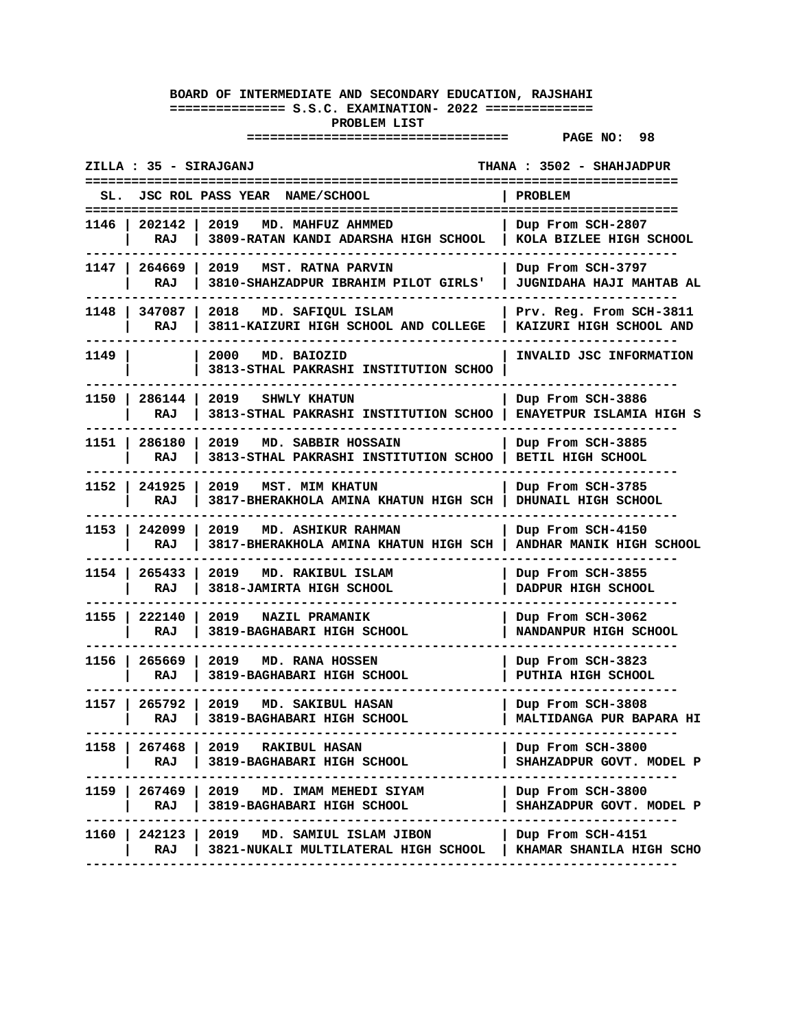**BOARD OF INTERMEDIATE AND SECONDARY EDUCATION, RAJSHAHI**

**============== S.S.C. EXAMINATION- 2022 ==============**

**PROBLEM LIST**

**=================================**

**PAGE NO: 98**

**ZILLA : 35 - SIRAJGANJ** **THANA : 3502 - SHAHJADPUR**

| SL. | JSC ROL | PASS YEAR NAME/SCHOOL | PROBLEM |
|---|---|---|---|
| 1146 | 202142 RAJ | 2019 MD. MAHFUZ AHMMED 3809-RATAN KANDI ADARSHA HIGH SCHOOL | Dup From SCH-2807 KOLA BIZLEE HIGH SCHOOL |
| 1147 | 264669 RAJ | 2019 MST. RATNA PARVIN 3810-SHAHZADPUR IBRAHIM PILOT GIRLS' | Dup From SCH-3797 JUGNIDAHA HAJI MAHTAB AL |
| 1148 | 347087 RAJ | 2018 MD. SAFIQUL ISLAM 3811-KAIZURI HIGH SCHOOL AND COLLEGE | Prv. Reg. From SCH-3811 KAIZURI HIGH SCHOOL AND |
| 1149 | | 2000 MD. BAIOZID 3813-STHAL PAKRASHI INSTITUTION SCHOO | INVALID JSC INFORMATION |
| 1150 | 286144 RAJ | 2019 SHWLY KHATUN 3813-STHAL PAKRASHI INSTITUTION SCHOO | Dup From SCH-3886 ENAYETPUR ISLAMIA HIGH S |
| 1151 | 286180 RAJ | 2019 MD. SABBIR HOSSAIN 3813-STHAL PAKRASHI INSTITUTION SCHOO | Dup From SCH-3885 BETIL HIGH SCHOOL |
| 1152 | 241925 RAJ | 2019 MST. MIM KHATUN 3817-BHERAKHOLA AMINA KHATUN HIGH SCH | Dup From SCH-3785 DHUNAIL HIGH SCHOOL |
| 1153 | 242099 RAJ | 2019 MD. ASHIKUR RAHMAN 3817-BHERAKHOLA AMINA KHATUN HIGH SCH | Dup From SCH-4150 ANDHAR MANIK HIGH SCHOOL |
| 1154 | 265433 RAJ | 2019 MD. RAKIBUL ISLAM 3818-JAMIRTA HIGH SCHOOL | Dup From SCH-3855 DADPUR HIGH SCHOOL |
| 1155 | 222140 RAJ | 2019 NAZIL PRAMANIK 3819-BAGHABARI HIGH SCHOOL | Dup From SCH-3062 NANDANPUR HIGH SCHOOL |
| 1156 | 265669 RAJ | 2019 MD. RANA HOSSEN 3819-BAGHABARI HIGH SCHOOL | Dup From SCH-3823 PUTHIA HIGH SCHOOL |
| 1157 | 265792 RAJ | 2019 MD. SAKIBUL HASAN 3819-BAGHABARI HIGH SCHOOL | Dup From SCH-3808 MALTIDANGA PUR BAPARA HI |
| 1158 | 267468 RAJ | 2019 RAKIBUL HASAN 3819-BAGHABARI HIGH SCHOOL | Dup From SCH-3800 SHAHZADPUR GOVT. MODEL P |
| 1159 | 267469 RAJ | 2019 MD. IMAM MEHEDI SIYAM 3819-BAGHABARI HIGH SCHOOL | Dup From SCH-3800 SHAHZADPUR GOVT. MODEL P |
| 1160 | 242123 RAJ | 2019 MD. SAMIUL ISLAM JIBON 3821-NUKALI MULTILATERAL HIGH SCHOOL | Dup From SCH-4151 KHAMAR SHANILA HIGH SCHO |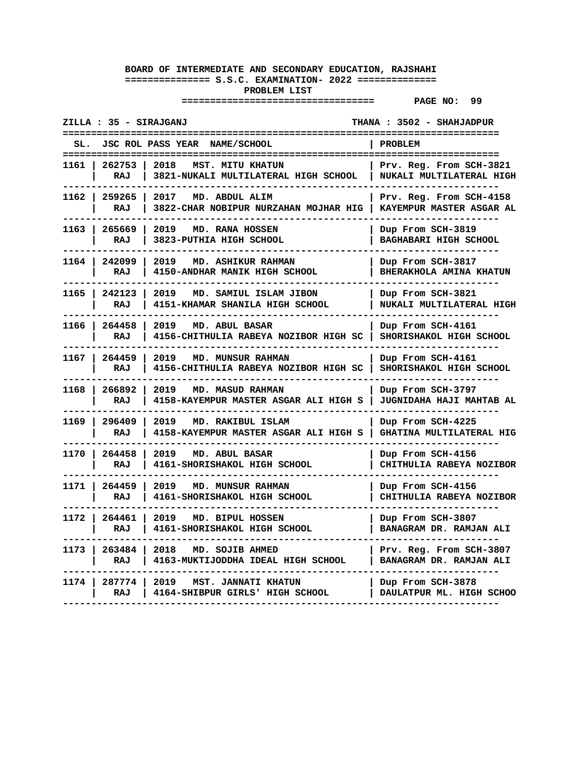**BOARD OF INTERMEDIATE AND SECONDARY EDUCATION, RAJSHAHI**

**============== S.S.C. EXAMINATION- 2022 ==============**

**PROBLEM LIST**

**================================ PAGE NO: 99**

**ZILLA : 35 - SIRAJGANJ THANA : 3502 - SHAHJADPUR**

| SL. | JSC ROL | PASS YEAR NAME/SCHOOL | PROBLEM |
|---|---|---|---|
| 1161 | 262753<br>RAJ | 2018 MST. MITU KHATUN<br>3821-NUKALI MULTILATERAL HIGH SCHOOL | Prv. Reg. From SCH-3821<br>NUKALI MULTILATERAL HIGH |
| 1162 | 259265<br>RAJ | 2017 MD. ABDUL ALIM<br>3822-CHAR NOBIPUR NURZAHAN MOJHAR HIG | Prv. Reg. From SCH-4158<br>KAYEMPUR MASTER ASGAR AL |
| 1163 | 265669<br>RAJ | 2019 MD. RANA HOSSEN<br>3823-PUTHIA HIGH SCHOOL | Dup From SCH-3819<br>BAGHABARI HIGH SCHOOL |
| 1164 | 242099<br>RAJ | 2019 MD. ASHIKUR RAHMAN<br>4150-ANDHAR MANIK HIGH SCHOOL | Dup From SCH-3817<br>BHERAKHOLA AMINA KHATUN |
| 1165 | 242123<br>RAJ | 2019 MD. SAMIUL ISLAM JIBON<br>4151-KHAMAR SHANILA HIGH SCHOOL | Dup From SCH-3821<br>NUKALI MULTILATERAL HIGH |
| 1166 | 264458<br>RAJ | 2019 MD. ABUL BASAR<br>4156-CHITHULIA RABEYA NOZIBOR HIGH SC | Dup From SCH-4161<br>SHORISHAKOL HIGH SCHOOL |
| 1167 | 264459<br>RAJ | 2019 MD. MUNSUR RAHMAN<br>4156-CHITHULIA RABEYA NOZIBOR HIGH SC | Dup From SCH-4161<br>SHORISHAKOL HIGH SCHOOL |
| 1168 | 266892<br>RAJ | 2019 MD. MASUD RAHMAN<br>4158-KAYEMPUR MASTER ASGAR ALI HIGH S | Dup From SCH-3797<br>JUGNIDAHA HAJI MAHTAB AL |
| 1169 | 296409<br>RAJ | 2019 MD. RAKIBUL ISLAM<br>4158-KAYEMPUR MASTER ASGAR ALI HIGH S | Dup From SCH-4225<br>GHATINA MULTILATERAL HIG |
| 1170 | 264458<br>RAJ | 2019 MD. ABUL BASAR<br>4161-SHORISHAKOL HIGH SCHOOL | Dup From SCH-4156<br>CHITHULIA RABEYA NOZIBOR |
| 1171 | 264459<br>RAJ | 2019 MD. MUNSUR RAHMAN<br>4161-SHORISHAKOL HIGH SCHOOL | Dup From SCH-4156<br>CHITHULIA RABEYA NOZIBOR |
| 1172 | 264461<br>RAJ | 2019 MD. BIPUL HOSSEN<br>4161-SHORISHAKOL HIGH SCHOOL | Dup From SCH-3807<br>BANAGRAM DR. RAMJAN ALI |
| 1173 | 263484<br>RAJ | 2018 MD. SOJIB AHMED<br>4163-MUKTIJODDHA IDEAL HIGH SCHOOL | Prv. Reg. From SCH-3807<br>BANAGRAM DR. RAMJAN ALI |
| 1174 | 287774<br>RAJ | 2019 MST. JANNATI KHATUN<br>4164-SHIBPUR GIRLS' HIGH SCHOOL | Dup From SCH-3878<br>DAULATPUR ML. HIGH SCHOO |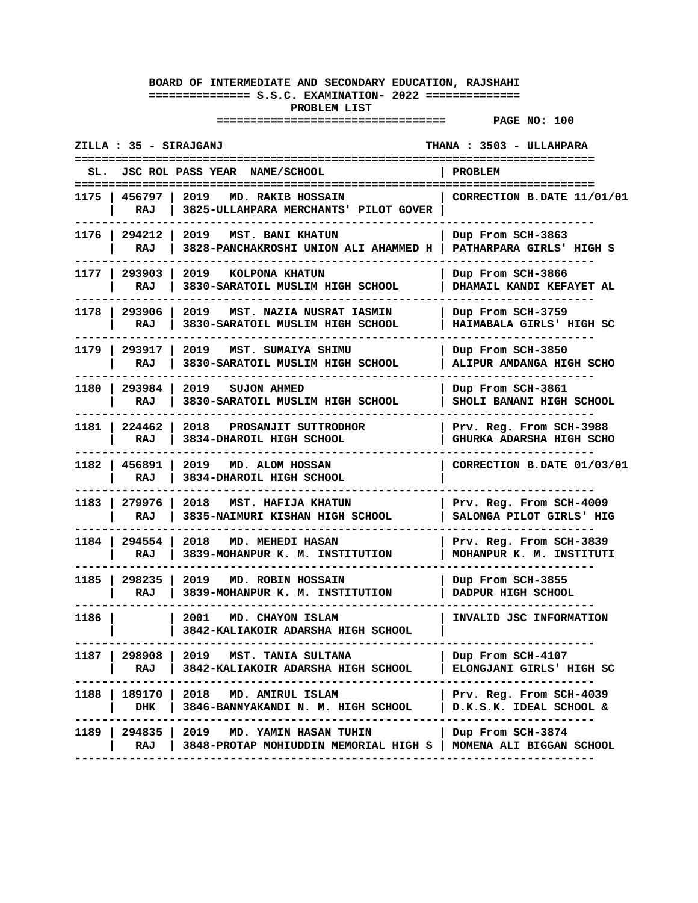**BOARD OF INTERMEDIATE AND SECONDARY EDUCATION, RAJSHAHI**

**S.S.C. EXAMINATION- 2022**

**PROBLEM LIST**

**PAGE NO: 100**

**ZILLA : 35 - SIRAJGANJ** **THANA : 3503 - ULLAHPARA**

| SL. | JSC ROL | PASS YEAR | NAME/SCHOOL | PROBLEM |
|---|---|---|---|---|
| 1175 | 456797 RAJ | 2019 | MD. RAKIB HOSSAIN<br>3825-ULLAHPARA MERCHANTS' PILOT GOVER | CORRECTION B.DATE 11/01/01 |
| 1176 | 294212 RAJ | 2019 | MST. BANI KHATUN<br>3828-PANCHAKROSHI UNION ALI AHAMMED H | Dup From SCH-3863<br>PATHARPARA GIRLS' HIGH S |
| 1177 | 293903 RAJ | 2019 | KOLPONA KHATUN<br>3830-SARATOIL MUSLIM HIGH SCHOOL | Dup From SCH-3866<br>DHAMAIL KANDI KEFAYET AL |
| 1178 | 293906 RAJ | 2019 | MST. NAZIA NUSRAT IASMIN<br>3830-SARATOIL MUSLIM HIGH SCHOOL | Dup From SCH-3759<br>HAIMABALA GIRLS' HIGH SC |
| 1179 | 293917 RAJ | 2019 | MST. SUMAIYA SHIMU<br>3830-SARATOIL MUSLIM HIGH SCHOOL | Dup From SCH-3850<br>ALIPUR AMDANGA HIGH SCHO |
| 1180 | 293984 RAJ | 2019 | SUJON AHMED<br>3830-SARATOIL MUSLIM HIGH SCHOOL | Dup From SCH-3861<br>SHOLI BANANI HIGH SCHOOL |
| 1181 | 224462 RAJ | 2018 | PROSANJIT SUTTRODHOR<br>3834-DHAROIL HIGH SCHOOL | Prv. Reg. From SCH-3988<br>GHURKA ADARSHA HIGH SCHO |
| 1182 | 456891 RAJ | 2019 | MD. ALOM HOSSAN<br>3834-DHAROIL HIGH SCHOOL | CORRECTION B.DATE 01/03/01 |
| 1183 | 279976 RAJ | 2018 | MST. HAFIJA KHATUN<br>3835-NAIMURI KISHAN HIGH SCHOOL | Prv. Reg. From SCH-4009<br>SALONGA PILOT GIRLS' HIG |
| 1184 | 294554 RAJ | 2018 | MD. MEHEDI HASAN<br>3839-MOHANPUR K. M. INSTITUTION | Prv. Reg. From SCH-3839<br>MOHANPUR K. M. INSTITUTI |
| 1185 | 298235 RAJ | 2019 | MD. ROBIN HOSSAIN<br>3839-MOHANPUR K. M. INSTITUTION | Dup From SCH-3855<br>DADPUR HIGH SCHOOL |
| 1186 | | 2001 | MD. CHAYON ISLAM<br>3842-KALIAKOIR ADARSHA HIGH SCHOOL | INVALID JSC INFORMATION |
| 1187 | 298908 RAJ | 2019 | MST. TANIA SULTANA<br>3842-KALIAKOIR ADARSHA HIGH SCHOOL | Dup From SCH-4107<br>ELONGJANI GIRLS' HIGH SC |
| 1188 | 189170 DHK | 2018 | MD. AMIRUL ISLAM<br>3846-BANNYAKANDI N. M. HIGH SCHOOL | Prv. Reg. From SCH-4039<br>D.K.S.K. IDEAL SCHOOL & |
| 1189 | 294835 RAJ | 2019 | MD. YAMIN HASAN TUHIN<br>3848-PROTAP MOHIUDDIN MEMORIAL HIGH S | Dup From SCH-3874<br>MOMENA ALI BIGGAN SCHOOL |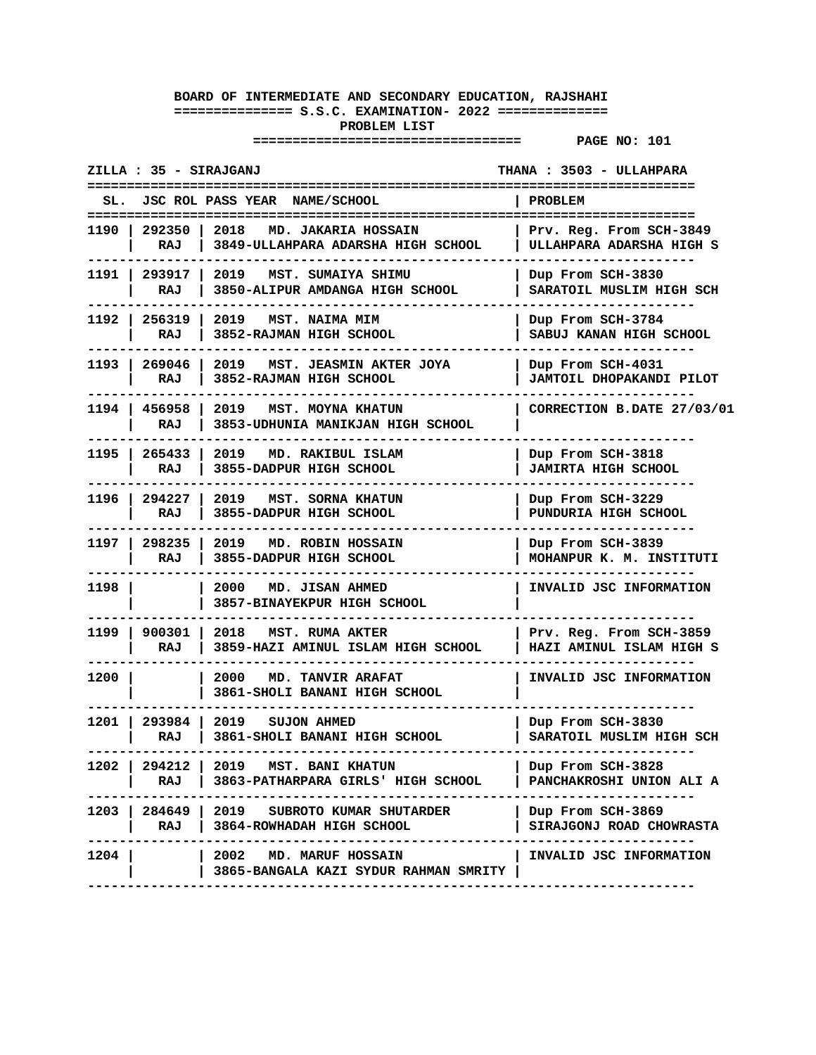**BOARD OF INTERMEDIATE AND SECONDARY EDUCATION, RAJSHAHI**

**S.S.C. EXAMINATION- 2022**

**PROBLEM LIST**

**PAGE NO: 101**

**ZILLA : 35 - SIRAJGANJ** | **THANA : 3503 - ULLAHPARA**

| SL. | JSC ROL | PASS YEAR | NAME/SCHOOL | PROBLEM |
|---|---|---|---|---|
| 1190 | 292350 RAJ | 2018 | MD. JAKARIA HOSSAIN<br>3849-ULLAHPARA ADARSHA HIGH SCHOOL | Prv. Reg. From SCH-3849<br>ULLAHPARA ADARSHA HIGH S |
| 1191 | 293917 RAJ | 2019 | MST. SUMAIYA SHIMU<br>3850-ALIPUR AMDANGA HIGH SCHOOL | Dup From SCH-3830<br>SARATOIL MUSLIM HIGH SCH |
| 1192 | 256319 RAJ | 2019 | MST. NAIMA MIM<br>3852-RAJMAN HIGH SCHOOL | Dup From SCH-3784<br>SABUJ KANAN HIGH SCHOOL |
| 1193 | 269046 RAJ | 2019 | MST. JEASMIN AKTER JOYA<br>3852-RAJMAN HIGH SCHOOL | Dup From SCH-4031<br>JAMTOIL DHOPAKANDI PILOT |
| 1194 | 456958 RAJ | 2019 | MST. MOYNA KHATUN<br>3853-UDHUNIA MANIKJAN HIGH SCHOOL | CORRECTION B.DATE 27/03/01 |
| 1195 | 265433 RAJ | 2019 | MD. RAKIBUL ISLAM<br>3855-DADPUR HIGH SCHOOL | Dup From SCH-3818<br>JAMIRTA HIGH SCHOOL |
| 1196 | 294227 RAJ | 2019 | MST. SORNA KHATUN<br>3855-DADPUR HIGH SCHOOL | Dup From SCH-3229<br>PUNDURIA HIGH SCHOOL |
| 1197 | 298235 RAJ | 2019 | MD. ROBIN HOSSAIN<br>3855-DADPUR HIGH SCHOOL | Dup From SCH-3839<br>MOHANPUR K. M. INSTITUTI |
| 1198 | | 2000 | MD. JISAN AHMED<br>3857-BINAYEKPUR HIGH SCHOOL | INVALID JSC INFORMATION |
| 1199 | 900301 RAJ | 2018 | MST. RUMA AKTER<br>3859-HAZI AMINUL ISLAM HIGH SCHOOL | Prv. Reg. From SCH-3859<br>HAZI AMINUL ISLAM HIGH S |
| 1200 | | 2000 | MD. TANVIR ARAFAT<br>3861-SHOLI BANANI HIGH SCHOOL | INVALID JSC INFORMATION |
| 1201 | 293984 RAJ | 2019 | SUJON AHMED<br>3861-SHOLI BANANI HIGH SCHOOL | Dup From SCH-3830<br>SARATOIL MUSLIM HIGH SCH |
| 1202 | 294212 RAJ | 2019 | MST. BANI KHATUN<br>3863-PATHARPARA GIRLS' HIGH SCHOOL | Dup From SCH-3828<br>PANCHAKROSHI UNION ALI A |
| 1203 | 284649 RAJ | 2019 | SUBROTO KUMAR SHUTARDER<br>3864-ROWHADAH HIGH SCHOOL | Dup From SCH-3869<br>SIRAJGONJ ROAD CHOWRASTA |
| 1204 | | 2002 | MD. MARUF HOSSAIN<br>3865-BANGALA KAZI SYDUR RAHMAN SMRITY | INVALID JSC INFORMATION |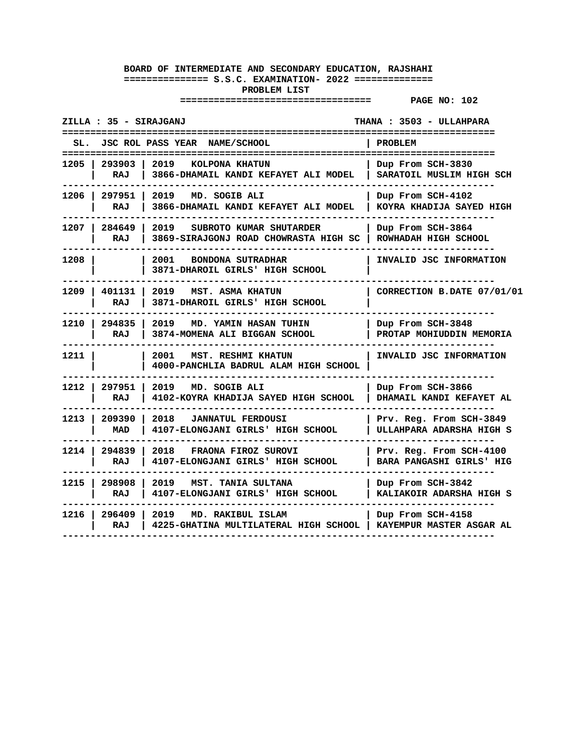**BOARD OF INTERMEDIATE AND SECONDARY EDUCATION, RAJSHAHI**

**S.S.C. EXAMINATION- 2022**

**PROBLEM LIST**

**PAGE NO: 102**

**ZILLA : 35 - SIRAJGANJ** | **THANA : 3503 - ULLAHPARA**

| SL. | JSC ROL | PASS YEAR | NAME/SCHOOL | PROBLEM |
|---|---|---|---|---|
| 1205 | 293903 RAJ | 2019 | KOLPONA KHATUN<br>3866-DHAMAIL KANDI KEFAYET ALI MODEL | Dup From SCH-3830<br>SARATOIL MUSLIM HIGH SCH |
| 1206 | 297951 RAJ | 2019 | MD. SOGIB ALI<br>3866-DHAMAIL KANDI KEFAYET ALI MODEL | Dup From SCH-4102<br>KOYRA KHADIJA SAYED HIGH |
| 1207 | 284649 RAJ | 2019 | SUBROTO KUMAR SHUTARDER<br>3869-SIRAJGONJ ROAD CHOWRASTA HIGH SC | Dup From SCH-3864<br>ROWHADAH HIGH SCHOOL |
| 1208 | | 2001 | BONDONA SUTRADHAR<br>3871-DHAROIL GIRLS' HIGH SCHOOL | INVALID JSC INFORMATION |
| 1209 | 401131 RAJ | 2019 | MST. ASMA KHATUN<br>3871-DHAROIL GIRLS' HIGH SCHOOL | CORRECTION B.DATE 07/01/01 |
| 1210 | 294835 RAJ | 2019 | MD. YAMIN HASAN TUHIN<br>3874-MOMENA ALI BIGGAN SCHOOL | Dup From SCH-3848<br>PROTAP MOHIUDDIN MEMORIA |
| 1211 | | 2001 | MST. RESHMI KHATUN<br>4000-PANCHLIA BADRUL ALAM HIGH SCHOOL | INVALID JSC INFORMATION |
| 1212 | 297951 RAJ | 2019 | MD. SOGIB ALI<br>4102-KOYRA KHADIJA SAYED HIGH SCHOOL | Dup From SCH-3866<br>DHAMAIL KANDI KEFAYET AL |
| 1213 | 209390 MAD | 2018 | JANNATUL FERDOUSI<br>4107-ELONGJANI GIRLS' HIGH SCHOOL | Prv. Reg. From SCH-3849<br>ULLAHPARA ADARSHA HIGH S |
| 1214 | 294839 RAJ | 2018 | FRAONA FIROZ SUROVI<br>4107-ELONGJANI GIRLS' HIGH SCHOOL | Prv. Reg. From SCH-4100<br>BARA PANGASHI GIRLS' HIG |
| 1215 | 298908 RAJ | 2019 | MST. TANIA SULTANA<br>4107-ELONGJANI GIRLS' HIGH SCHOOL | Dup From SCH-3842<br>KALIAKOIR ADARSHA HIGH S |
| 1216 | 296409 RAJ | 2019 | MD. RAKIBUL ISLAM<br>4225-GHATINA MULTILATERAL HIGH SCHOOL | Dup From SCH-4158<br>KAYEMPUR MASTER ASGAR AL |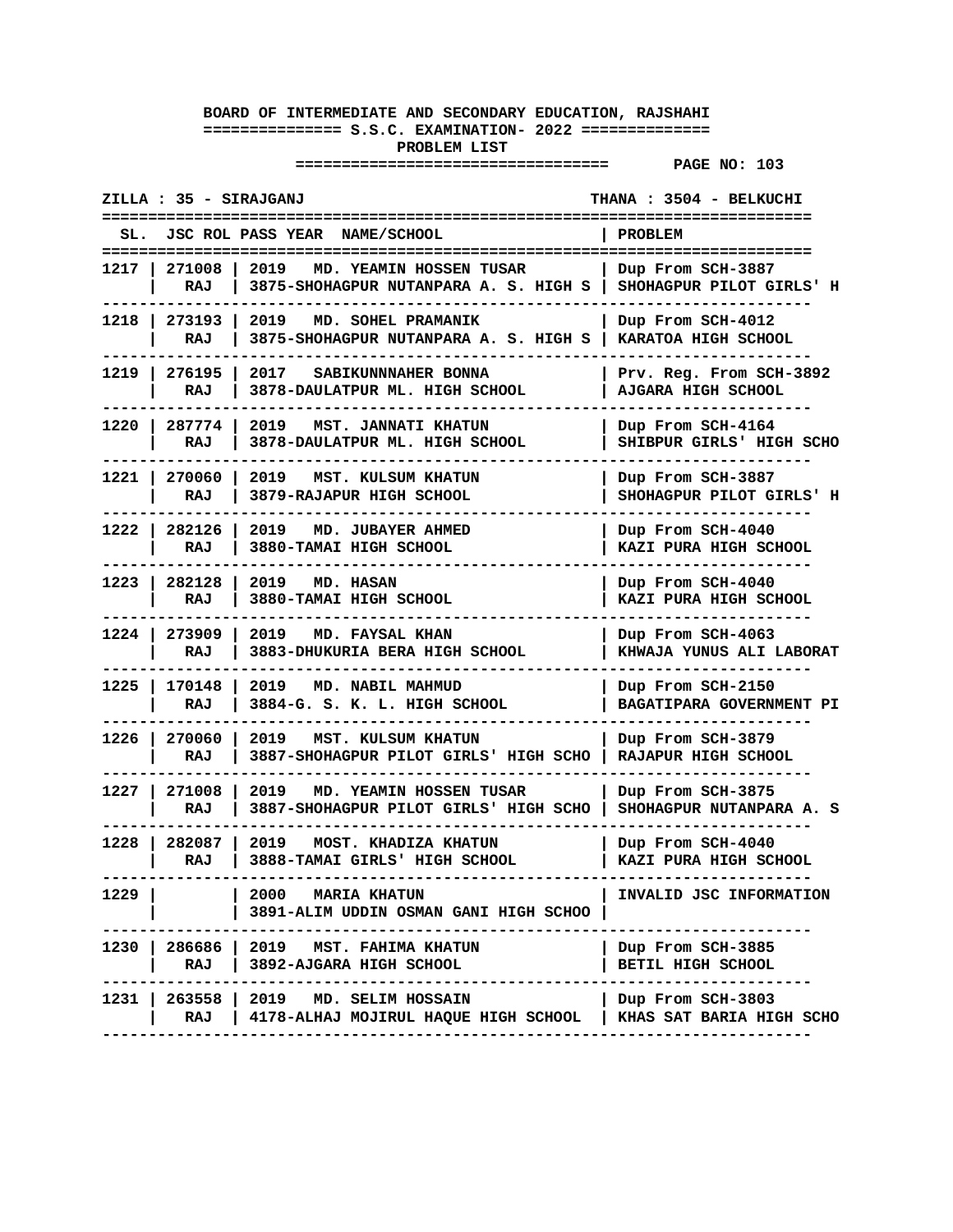# BOARD OF INTERMEDIATE AND SECONDARY EDUCATION, RAJSHAHI

## S.S.C. EXAMINATION- 2022

### PROBLEM LIST

PAGE NO: 103

ZILLA : 35 - SIRAJGANJ THANA : 3504 - BELKUCHI

| SL. | JSC ROL | PASS YEAR NAME/SCHOOL | PROBLEM |
|---|---|---|---|
| 1217 | 271008<br>RAJ | 2019 MD. YEAMIN HOSSEN TUSAR<br>3875-SHOHAGPUR NUTANPARA A. S. HIGH S | Dup From SCH-3887<br>SHOHAGPUR PILOT GIRLS' H |
| 1218 | 273193<br>RAJ | 2019 MD. SOHEL PRAMANIK<br>3875-SHOHAGPUR NUTANPARA A. S. HIGH S | Dup From SCH-4012<br>KARATOA HIGH SCHOOL |
| 1219 | 276195<br>RAJ | 2017 SABIKUNNNAHER BONNA<br>3878-DAULATPUR ML. HIGH SCHOOL | Prv. Reg. From SCH-3892<br>AJGARA HIGH SCHOOL |
| 1220 | 287774<br>RAJ | 2019 MST. JANNATI KHATUN<br>3878-DAULATPUR ML. HIGH SCHOOL | Dup From SCH-4164<br>SHIBPUR GIRLS' HIGH SCHO |
| 1221 | 270060<br>RAJ | 2019 MST. KULSUM KHATUN<br>3879-RAJAPUR HIGH SCHOOL | Dup From SCH-3887<br>SHOHAGPUR PILOT GIRLS' H |
| 1222 | 282126<br>RAJ | 2019 MD. JUBAYER AHMED<br>3880-TAMAI HIGH SCHOOL | Dup From SCH-4040<br>KAZI PURA HIGH SCHOOL |
| 1223 | 282128<br>RAJ | 2019 MD. HASAN<br>3880-TAMAI HIGH SCHOOL | Dup From SCH-4040<br>KAZI PURA HIGH SCHOOL |
| 1224 | 273909<br>RAJ | 2019 MD. FAYSAL KHAN<br>3883-DHUKURIA BERA HIGH SCHOOL | Dup From SCH-4063<br>KHWAJA YUNUS ALI LABORAT |
| 1225 | 170148<br>RAJ | 2019 MD. NABIL MAHMUD<br>3884-G. S. K. L. HIGH SCHOOL | Dup From SCH-2150<br>BAGATIPARA GOVERNMENT PI |
| 1226 | 270060<br>RAJ | 2019 MST. KULSUM KHATUN<br>3887-SHOHAGPUR PILOT GIRLS' HIGH SCHO | Dup From SCH-3879<br>RAJAPUR HIGH SCHOOL |
| 1227 | 271008<br>RAJ | 2019 MD. YEAMIN HOSSEN TUSAR<br>3887-SHOHAGPUR PILOT GIRLS' HIGH SCHO | Dup From SCH-3875<br>SHOHAGPUR NUTANPARA A. S |
| 1228 | 282087<br>RAJ | 2019 MOST. KHADIZA KHATUN<br>3888-TAMAI GIRLS' HIGH SCHOOL | Dup From SCH-4040<br>KAZI PURA HIGH SCHOOL |
| 1229 | | 2000 MARIA KHATUN<br>3891-ALIM UDDIN OSMAN GANI HIGH SCHOO | INVALID JSC INFORMATION |
| 1230 | 286686<br>RAJ | 2019 MST. FAHIMA KHATUN<br>3892-AJGARA HIGH SCHOOL | Dup From SCH-3885<br>BETIL HIGH SCHOOL |
| 1231 | 263558<br>RAJ | 2019 MD. SELIM HOSSAIN<br>4178-ALHAJ MOJIRUL HAQUE HIGH SCHOOL | Dup From SCH-3803<br>KHAS SAT BARIA HIGH SCHO |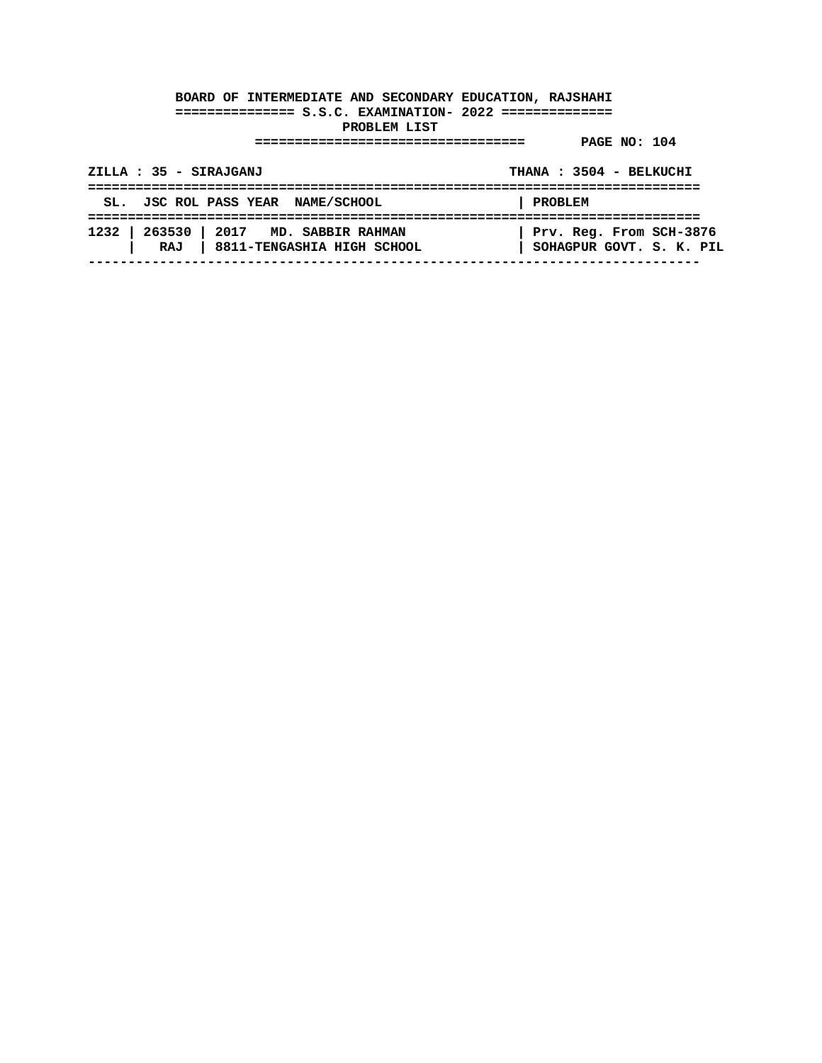**BOARD OF INTERMEDIATE AND SECONDARY EDUCATION, RAJSHAHI**

**S.S.C. EXAMINATION- 2022**

**PROBLEM LIST**

**ZILLA : 35 - SIRAJGANJ** | **THANA : 3504 - BELKUCHI**

| SL. | JSC ROL | PASS YEAR | NAME/SCHOOL | PROBLEM |
|---|---|---|---|---|
| 1232 | 263530 | 2017 | MD. SABBIR RAHMAN | Prv. Reg. From SCH-3876 |
| | RAJ | | 8811-TENGASHIA HIGH SCHOOL | SOHAGPUR GOVT. S. K. PIL |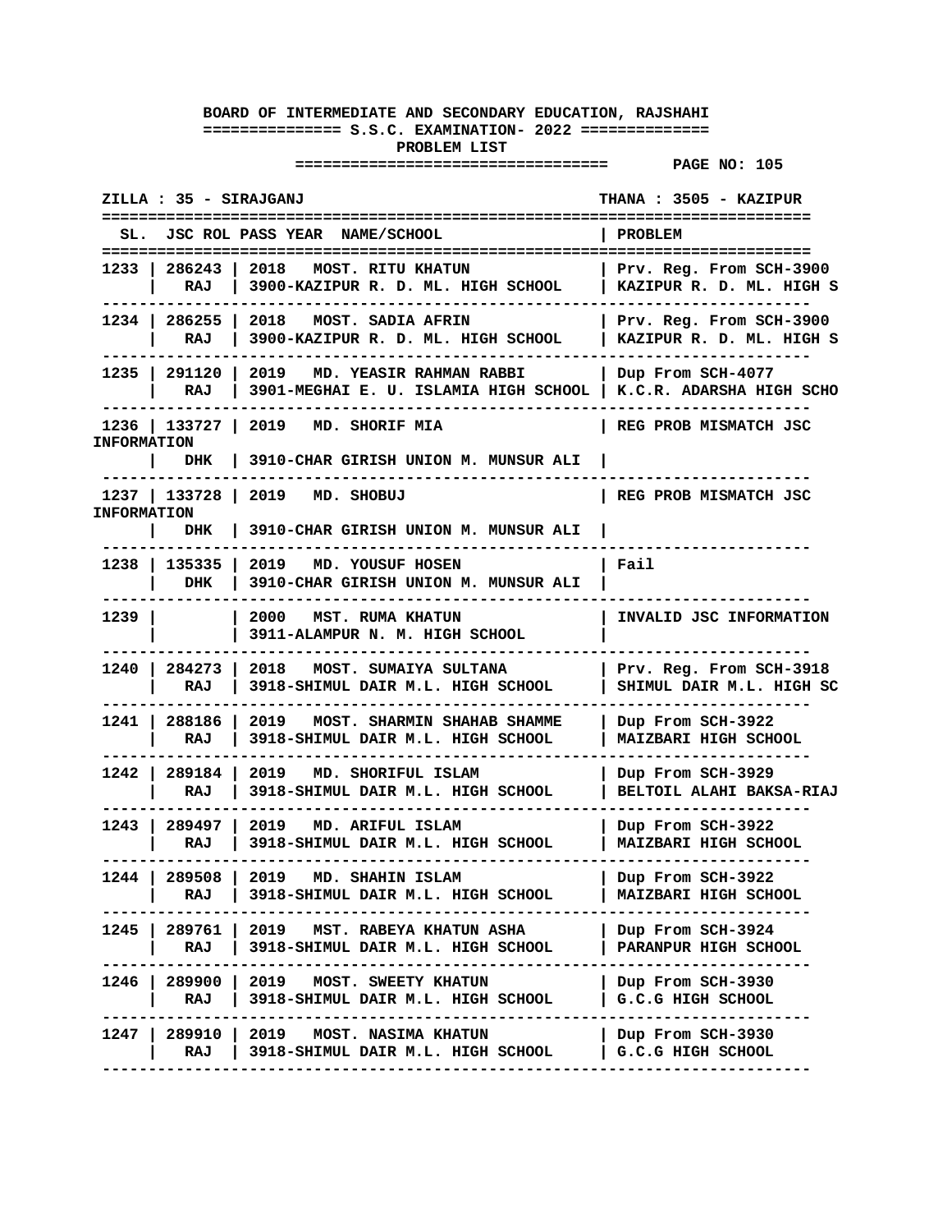**BOARD OF INTERMEDIATE AND SECONDARY EDUCATION, RAJSHAHI**

**S.S.C. EXAMINATION- 2022**

**PROBLEM LIST**

**PAGE NO: 105**

**ZILLA : 35 - SIRAJGANJ** | **THANA : 3505 - KAZIPUR**

| SL. | JSC ROL | PASS YEAR | NAME/SCHOOL | PROBLEM |
|---|---|---|---|---|
| 1233 | 286243 RAJ | 2018 | MOST. RITU KHATUN<br>3900-KAZIPUR R. D. ML. HIGH SCHOOL | Prv. Reg. From SCH-3900<br>KAZIPUR R. D. ML. HIGH S |
| 1234 | 286255 RAJ | 2018 | MOST. SADIA AFRIN<br>3900-KAZIPUR R. D. ML. HIGH SCHOOL | Prv. Reg. From SCH-3900<br>KAZIPUR R. D. ML. HIGH S |
| 1235 | 291120 RAJ | 2019 | MD. YEASIR RAHMAN RABBI<br>3901-MEGHAI E. U. ISLAMIA HIGH SCHOOL | Dup From SCH-4077<br>K.C.R. ADARSHA HIGH SCHO |
| 1236 | 133727 DHK | 2019 | MD. SHORIF MIA<br>3910-CHAR GIRISH UNION M. MUNSUR ALI | REG PROB MISMATCH JSC INFORMATION |
| 1237 | 133728 DHK | 2019 | MD. SHOBUJ<br>3910-CHAR GIRISH UNION M. MUNSUR ALI | REG PROB MISMATCH JSC INFORMATION |
| 1238 | 135335 DHK | 2019 | MD. YOUSUF HOSEN<br>3910-CHAR GIRISH UNION M. MUNSUR ALI | Fail |
| 1239 | | 2000 | MST. RUMA KHATUN<br>3911-ALAMPUR N. M. HIGH SCHOOL | INVALID JSC INFORMATION |
| 1240 | 284273 RAJ | 2018 | MOST. SUMAIYA SULTANA<br>3918-SHIMUL DAIR M.L. HIGH SCHOOL | Prv. Reg. From SCH-3918<br>SHIMUL DAIR M.L. HIGH SC |
| 1241 | 288186 RAJ | 2019 | MOST. SHARMIN SHAHAB SHAMME<br>3918-SHIMUL DAIR M.L. HIGH SCHOOL | Dup From SCH-3922<br>MAIZBARI HIGH SCHOOL |
| 1242 | 289184 RAJ | 2019 | MD. SHORIFUL ISLAM<br>3918-SHIMUL DAIR M.L. HIGH SCHOOL | Dup From SCH-3929<br>BELTOIL ALAHI BAKSA-RIAJ |
| 1243 | 289497 RAJ | 2019 | MD. ARIFUL ISLAM<br>3918-SHIMUL DAIR M.L. HIGH SCHOOL | Dup From SCH-3922<br>MAIZBARI HIGH SCHOOL |
| 1244 | 289508 RAJ | 2019 | MD. SHAHIN ISLAM<br>3918-SHIMUL DAIR M.L. HIGH SCHOOL | Dup From SCH-3922<br>MAIZBARI HIGH SCHOOL |
| 1245 | 289761 RAJ | 2019 | MST. RABEYA KHATUN ASHA<br>3918-SHIMUL DAIR M.L. HIGH SCHOOL | Dup From SCH-3924<br>PARANPUR HIGH SCHOOL |
| 1246 | 289900 RAJ | 2019 | MOST. SWEETY KHATUN<br>3918-SHIMUL DAIR M.L. HIGH SCHOOL | Dup From SCH-3930<br>G.C.G HIGH SCHOOL |
| 1247 | 289910 RAJ | 2019 | MOST. NASIMA KHATUN<br>3918-SHIMUL DAIR M.L. HIGH SCHOOL | Dup From SCH-3930<br>G.C.G HIGH SCHOOL |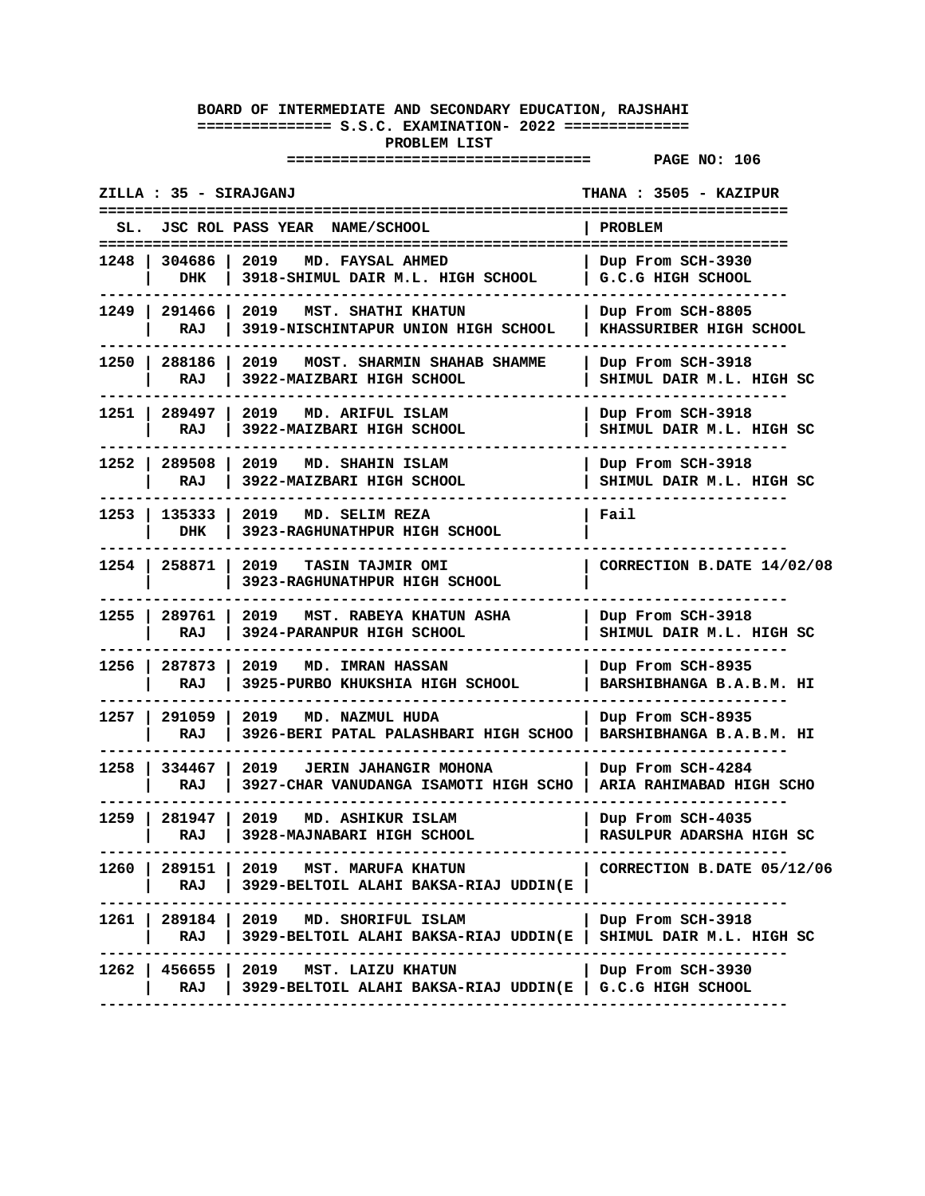**BOARD OF INTERMEDIATE AND SECONDARY EDUCATION, RAJSHAHI**

**============== S.S.C. EXAMINATION- 2022 ==============**

**PROBLEM LIST**

**================================= PAGE NO: 106**

**ZILLA : 35 - SIRAJGANJ** **THANA : 3505 - KAZIPUR**

| SL. | JSC ROL | PASS YEAR | NAME/SCHOOL | PROBLEM |
|---|---|---|---|---|
| 1248 | 304686 DHK | 2019 | MD. FAYSAL AHMED<br>3918-SHIMUL DAIR M.L. HIGH SCHOOL | Dup From SCH-3930<br>G.C.G HIGH SCHOOL |
| 1249 | 291466 RAJ | 2019 | MST. SHATHI KHATUN<br>3919-NISCHINTAPUR UNION HIGH SCHOOL | Dup From SCH-8805<br>KHASSURIBER HIGH SCHOOL |
| 1250 | 288186 RAJ | 2019 | MOST. SHARMIN SHAHAB SHAMME<br>3922-MAIZBARI HIGH SCHOOL | Dup From SCH-3918<br>SHIMUL DAIR M.L. HIGH SC |
| 1251 | 289497 RAJ | 2019 | MD. ARIFUL ISLAM<br>3922-MAIZBARI HIGH SCHOOL | Dup From SCH-3918<br>SHIMUL DAIR M.L. HIGH SC |
| 1252 | 289508 RAJ | 2019 | MD. SHAHIN ISLAM<br>3922-MAIZBARI HIGH SCHOOL | Dup From SCH-3918<br>SHIMUL DAIR M.L. HIGH SC |
| 1253 | 135333 DHK | 2019 | MD. SELIM REZA<br>3923-RAGHUNATHPUR HIGH SCHOOL | Fail |
| 1254 | 258871 | 2019 | TASIN TAJMIR OMI<br>3923-RAGHUNATHPUR HIGH SCHOOL | CORRECTION B.DATE 14/02/08 |
| 1255 | 289761 RAJ | 2019 | MST. RABEYA KHATUN ASHA<br>3924-PARANPUR HIGH SCHOOL | Dup From SCH-3918<br>SHIMUL DAIR M.L. HIGH SC |
| 1256 | 287873 RAJ | 2019 | MD. IMRAN HASSAN<br>3925-PURBO KHUKSHIA HIGH SCHOOL | Dup From SCH-8935<br>BARSHIBHANGA B.A.B.M. HI |
| 1257 | 291059 RAJ | 2019 | MD. NAZMUL HUDA<br>3926-BERI PATAL PALASHBARI HIGH SCHOO | Dup From SCH-8935<br>BARSHIBHANGA B.A.B.M. HI |
| 1258 | 334467 RAJ | 2019 | JERIN JAHANGIR MOHONA<br>3927-CHAR VANUDANGA ISAMOTI HIGH SCHO | Dup From SCH-4284<br>ARIA RAHIMABAD HIGH SCHO |
| 1259 | 281947 RAJ | 2019 | MD. ASHIKUR ISLAM<br>3928-MAJNABARI HIGH SCHOOL | Dup From SCH-4035<br>RASULPUR ADARSHA HIGH SC |
| 1260 | 289151 RAJ | 2019 | MST. MARUFA KHATUN<br>3929-BELTOIL ALAHI BAKSA-RIAJ UDDIN(E | CORRECTION B.DATE 05/12/06 |
| 1261 | 289184 RAJ | 2019 | MD. SHORIFUL ISLAM<br>3929-BELTOIL ALAHI BAKSA-RIAJ UDDIN(E | Dup From SCH-3918<br>SHIMUL DAIR M.L. HIGH SC |
| 1262 | 456655 RAJ | 2019 | MST. LAIZU KHATUN<br>3929-BELTOIL ALAHI BAKSA-RIAJ UDDIN(E | Dup From SCH-3930<br>G.C.G HIGH SCHOOL |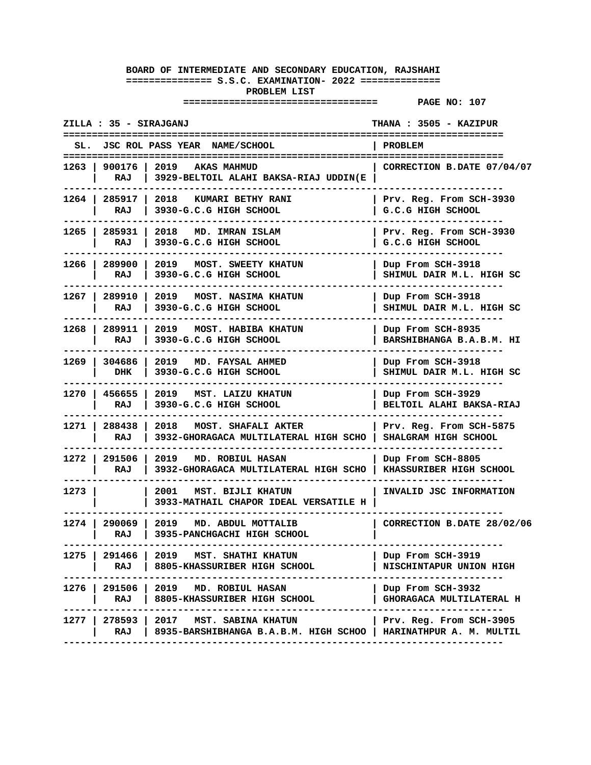**BOARD OF INTERMEDIATE AND SECONDARY EDUCATION, RAJSHAHI**

**S.S.C. EXAMINATION- 2022**

**PROBLEM LIST**

**PAGE NO: 107**

ZILLA : 35 - SIRAJGANJ THANA : 3505 - KAZIPUR

| SL. | JSC ROL | PASS YEAR | NAME/SCHOOL | PROBLEM |
|---|---|---|---|---|
| 1263 | 900176 RAJ | 2019 | AKAS MAHMUD<br>3929-BELTOIL ALAHI BAKSA-RIAJ UDDIN(E | CORRECTION B.DATE 07/04/07 |
| 1264 | 285917 RAJ | 2018 | KUMARI BETHY RANI<br>3930-G.C.G HIGH SCHOOL | Prv. Reg. From SCH-3930<br>G.C.G HIGH SCHOOL |
| 1265 | 285931 RAJ | 2018 | MD. IMRAN ISLAM<br>3930-G.C.G HIGH SCHOOL | Prv. Reg. From SCH-3930<br>G.C.G HIGH SCHOOL |
| 1266 | 289900 RAJ | 2019 | MOST. SWEETY KHATUN<br>3930-G.C.G HIGH SCHOOL | Dup From SCH-3918<br>SHIMUL DAIR M.L. HIGH SC |
| 1267 | 289910 RAJ | 2019 | MOST. NASIMA KHATUN<br>3930-G.C.G HIGH SCHOOL | Dup From SCH-3918<br>SHIMUL DAIR M.L. HIGH SC |
| 1268 | 289911 RAJ | 2019 | MOST. HABIBA KHATUN<br>3930-G.C.G HIGH SCHOOL | Dup From SCH-8935<br>BARSHIBHANGA B.A.B.M. HI |
| 1269 | 304686 DHK | 2019 | MD. FAYSAL AHMED<br>3930-G.C.G HIGH SCHOOL | Dup From SCH-3918<br>SHIMUL DAIR M.L. HIGH SC |
| 1270 | 456655 RAJ | 2019 | MST. LAIZU KHATUN<br>3930-G.C.G HIGH SCHOOL | Dup From SCH-3929<br>BELTOIL ALAHI BAKSA-RIAJ |
| 1271 | 288438 RAJ | 2018 | MOST. SHAFALI AKTER<br>3932-GHORAGACA MULTILATERAL HIGH SCHO | Prv. Reg. From SCH-5875<br>SHALGRAM HIGH SCHOOL |
| 1272 | 291506 RAJ | 2019 | MD. ROBIUL HASAN<br>3932-GHORAGACA MULTILATERAL HIGH SCHO | Dup From SCH-8805<br>KHASSURIBER HIGH SCHOOL |
| 1273 | | 2001 | MST. BIJLI KHATUN<br>3933-MATHAIL CHAPOR IDEAL VERSATILE H | INVALID JSC INFORMATION |
| 1274 | 290069 RAJ | 2019 | MD. ABDUL MOTTALIB<br>3935-PANCHGACHI HIGH SCHOOL | CORRECTION B.DATE 28/02/06 |
| 1275 | 291466 RAJ | 2019 | MST. SHATHI KHATUN<br>8805-KHASSURIBER HIGH SCHOOL | Dup From SCH-3919<br>NISCHINTAPUR UNION HIGH |
| 1276 | 291506 RAJ | 2019 | MD. ROBIUL HASAN<br>8805-KHASSURIBER HIGH SCHOOL | Dup From SCH-3932<br>GHORAGACA MULTILATERAL H |
| 1277 | 278593 RAJ | 2017 | MST. SABINA KHATUN<br>8935-BARSHIBHANGA B.A.B.M. HIGH SCHOO | Prv. Reg. From SCH-3905<br>HARINATHPUR A. M. MULTIL |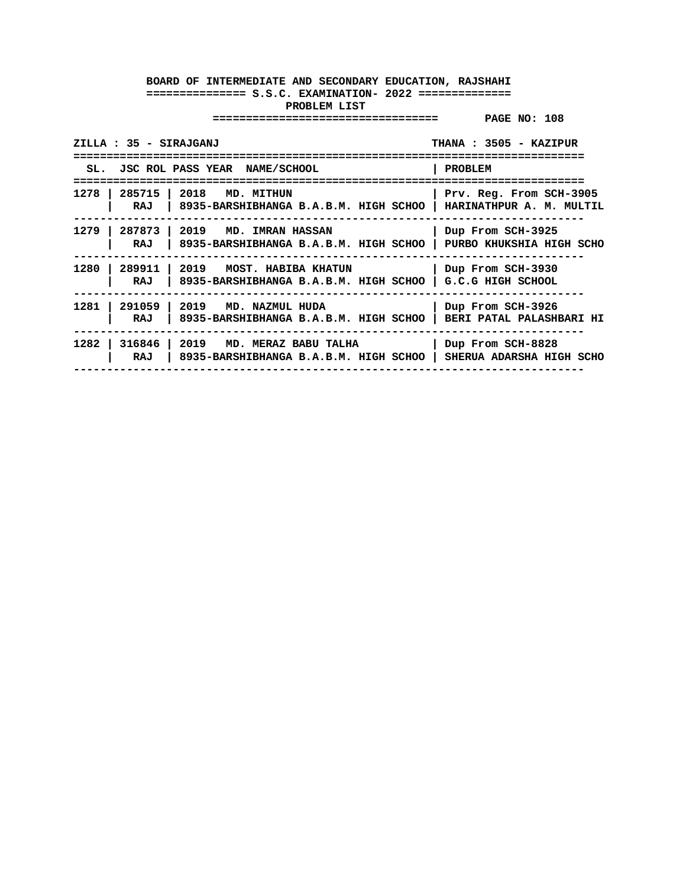**BOARD OF INTERMEDIATE AND SECONDARY EDUCATION, RAJSHAHI**

**S.S.C. EXAMINATION- 2022**

**PROBLEM LIST**

**ZILLA : 35 - SIRAJGANJ** | **THANA : 3505 - KAZIPUR**

| SL. | JSC ROL | PASS YEAR | NAME/SCHOOL | PROBLEM |
|---|---|---|---|---|
| 1278 | 285715 RAJ | 2018 | MD. MITHUN<br>8935-BARSHIBHANGA B.A.B.M. HIGH SCHOO | Prv. Reg. From SCH-3905<br>HARINATHPUR A. M. MULTIL |
| 1279 | 287873 RAJ | 2019 | MD. IMRAN HASSAN<br>8935-BARSHIBHANGA B.A.B.M. HIGH SCHOO | Dup From SCH-3925<br>PURBO KHUKSHIA HIGH SCHO |
| 1280 | 289911 RAJ | 2019 | MOST. HABIBA KHATUN<br>8935-BARSHIBHANGA B.A.B.M. HIGH SCHOO | Dup From SCH-3930<br>G.C.G HIGH SCHOOL |
| 1281 | 291059 RAJ | 2019 | MD. NAZMUL HUDA<br>8935-BARSHIBHANGA B.A.B.M. HIGH SCHOO | Dup From SCH-3926<br>BERI PATAL PALASHBARI HI |
| 1282 | 316846 RAJ | 2019 | MD. MERAZ BABU TALHA<br>8935-BARSHIBHANGA B.A.B.M. HIGH SCHOO | Dup From SCH-8828<br>SHERUA ADARSHA HIGH SCHO |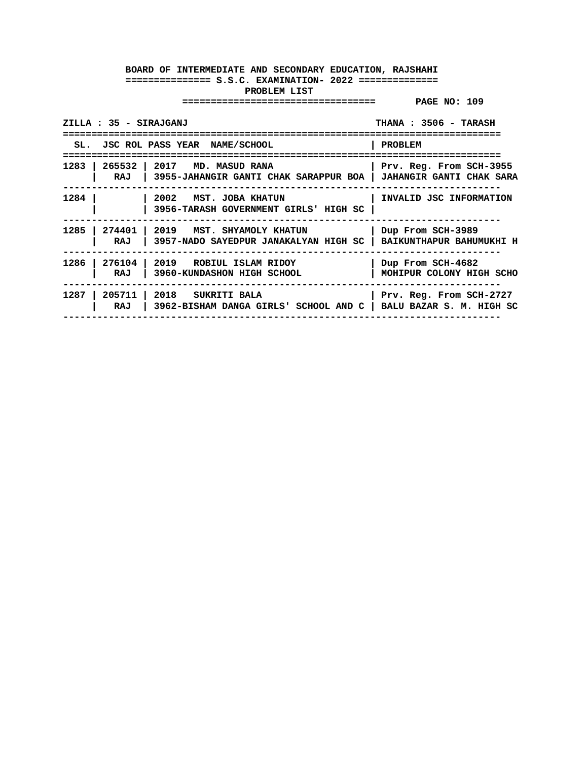**BOARD OF INTERMEDIATE AND SECONDARY EDUCATION, RAJSHAHI**

**S.S.C. EXAMINATION- 2022**

**PROBLEM LIST**

**PAGE NO: 109**

**ZILLA : 35 - SIRAJGANJ** | **THANA : 3506 - TARASH**

| SL. | JSC ROL | PASS YEAR NAME/SCHOOL | PROBLEM |
|---|---|---|---|
| 1283 | 265532<br>RAJ | 2017 MD. MASUD RANA<br>3955-JAHANGIR GANTI CHAK SARAPPUR BOA | Prv. Reg. From SCH-3955<br>JAHANGIR GANTI CHAK SARA |
| 1284 | | 2002 MST. JOBA KHATUN<br>3956-TARASH GOVERNMENT GIRLS' HIGH SC | INVALID JSC INFORMATION |
| 1285 | 274401<br>RAJ | 2019 MST. SHYAMOLY KHATUN<br>3957-NADO SAYEDPUR JANAKALYAN HIGH SC | Dup From SCH-3989<br>BAIKUNTHAPUR BAHUMUKHI H |
| 1286 | 276104<br>RAJ | 2019 ROBIUL ISLAM RIDOY<br>3960-KUNDASHON HIGH SCHOOL | Dup From SCH-4682<br>MOHIPUR COLONY HIGH SCHO |
| 1287 | 205711<br>RAJ | 2018 SUKRITI BALA<br>3962-BISHAM DANGA GIRLS' SCHOOL AND C | Prv. Reg. From SCH-2727<br>BALU BAZAR S. M. HIGH SC |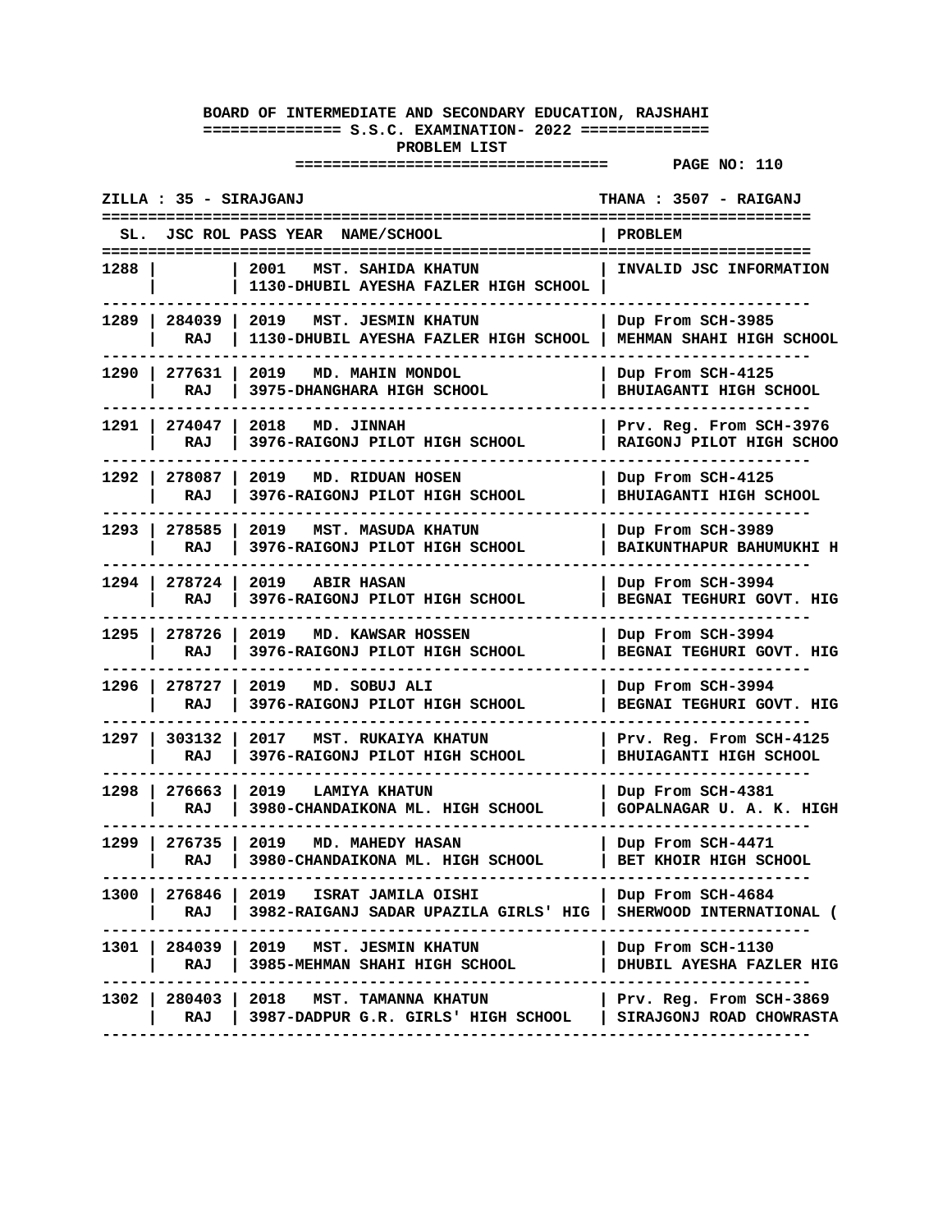**BOARD OF INTERMEDIATE AND SECONDARY EDUCATION, RAJSHAHI**

**S.S.C. EXAMINATION- 2022**

**PROBLEM LIST**

**PAGE NO: 110**

**ZILLA : 35 - SIRAJGANJ** | **THANA : 3507 - RAIGANJ**

| SL. | JSC ROL | PASS YEAR NAME/SCHOOL | PROBLEM |
|---|---|---|---|
| 1288 | | 2001 MST. SAHIDA KHATUN<br>1130-DHUBIL AYESHA FAZLER HIGH SCHOOL | INVALID JSC INFORMATION |
| 1289 | 284039<br>RAJ | 2019 MST. JESMIN KHATUN<br>1130-DHUBIL AYESHA FAZLER HIGH SCHOOL | Dup From SCH-3985<br>MEHMAN SHAHI HIGH SCHOOL |
| 1290 | 277631<br>RAJ | 2019 MD. MAHIN MONDOL<br>3975-DHANGHARA HIGH SCHOOL | Dup From SCH-4125<br>BHUIAGANTI HIGH SCHOOL |
| 1291 | 274047<br>RAJ | 2018 MD. JINNAH<br>3976-RAIGONJ PILOT HIGH SCHOOL | Prv. Reg. From SCH-3976<br>RAIGONJ PILOT HIGH SCHOO |
| 1292 | 278087<br>RAJ | 2019 MD. RIDUAN HOSEN<br>3976-RAIGONJ PILOT HIGH SCHOOL | Dup From SCH-4125<br>BHUIAGANTI HIGH SCHOOL |
| 1293 | 278585<br>RAJ | 2019 MST. MASUDA KHATUN<br>3976-RAIGONJ PILOT HIGH SCHOOL | Dup From SCH-3989<br>BAIKUNTHAPUR BAHUMUKHI H |
| 1294 | 278724<br>RAJ | 2019 ABIR HASAN<br>3976-RAIGONJ PILOT HIGH SCHOOL | Dup From SCH-3994<br>BEGNAI TEGHURI GOVT. HIG |
| 1295 | 278726<br>RAJ | 2019 MD. KAWSAR HOSSEN<br>3976-RAIGONJ PILOT HIGH SCHOOL | Dup From SCH-3994<br>BEGNAI TEGHURI GOVT. HIG |
| 1296 | 278727<br>RAJ | 2019 MD. SOBUJ ALI<br>3976-RAIGONJ PILOT HIGH SCHOOL | Dup From SCH-3994<br>BEGNAI TEGHURI GOVT. HIG |
| 1297 | 303132<br>RAJ | 2017 MST. RUKAIYA KHATUN<br>3976-RAIGONJ PILOT HIGH SCHOOL | Prv. Reg. From SCH-4125<br>BHUIAGANTI HIGH SCHOOL |
| 1298 | 276663<br>RAJ | 2019 LAMIYA KHATUN<br>3980-CHANDAIKONA ML. HIGH SCHOOL | Dup From SCH-4381<br>GOPALNAGAR U. A. K. HIGH |
| 1299 | 276735<br>RAJ | 2019 MD. MAHEDY HASAN<br>3980-CHANDAIKONA ML. HIGH SCHOOL | Dup From SCH-4471<br>BET KHOIR HIGH SCHOOL |
| 1300 | 276846<br>RAJ | 2019 ISRAT JAMILA OISHI<br>3982-RAIGANJ SADAR UPAZILA GIRLS' HIG | Dup From SCH-4684<br>SHERWOOD INTERNATIONAL ( |
| 1301 | 284039<br>RAJ | 2019 MST. JESMIN KHATUN<br>3985-MEHMAN SHAHI HIGH SCHOOL | Dup From SCH-1130<br>DHUBIL AYESHA FAZLER HIG |
| 1302 | 280403<br>RAJ | 2018 MST. TAMANNA KHATUN<br>3987-DADPUR G.R. GIRLS' HIGH SCHOOL | Prv. Reg. From SCH-3869<br>SIRAJGONJ ROAD CHOWRASTA |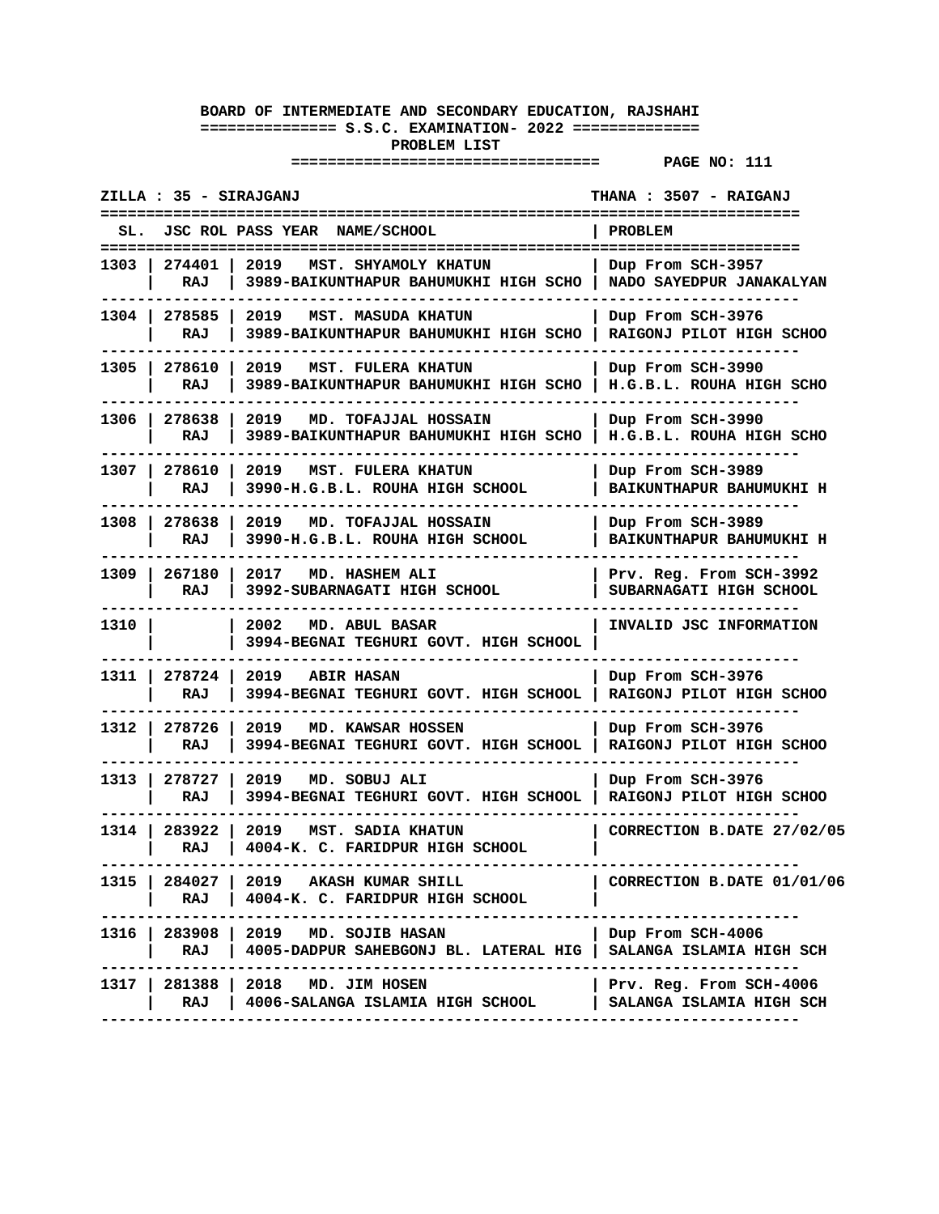**BOARD OF INTERMEDIATE AND SECONDARY EDUCATION, RAJSHAHI**

**S.S.C. EXAMINATION- 2022**

**PROBLEM LIST**

**ZILLA : 35 - SIRAJGANJ** | **THANA : 3507 - RAIGANJ**

| SL. | JSC ROL | PASS YEAR NAME/SCHOOL | PROBLEM |
|---|---|---|---|
| 1303 | 274401 RAJ | 2019 MST. SHYAMOLY KHATUN<br>3989-BAIKUNTHAPUR BAHUMUKHI HIGH SCHO | Dup From SCH-3957<br>NADO SAYEDPUR JANAKALYAN |
| 1304 | 278585 RAJ | 2019 MST. MASUDA KHATUN<br>3989-BAIKUNTHAPUR BAHUMUKHI HIGH SCHO | Dup From SCH-3976<br>RAIGONJ PILOT HIGH SCHOO |
| 1305 | 278610 RAJ | 2019 MST. FULERA KHATUN<br>3989-BAIKUNTHAPUR BAHUMUKHI HIGH SCHO | Dup From SCH-3990<br>H.G.B.L. ROUHA HIGH SCHO |
| 1306 | 278638 RAJ | 2019 MD. TOFAJJAL HOSSAIN<br>3989-BAIKUNTHAPUR BAHUMUKHI HIGH SCHO | Dup From SCH-3990<br>H.G.B.L. ROUHA HIGH SCHO |
| 1307 | 278610 RAJ | 2019 MST. FULERA KHATUN<br>3990-H.G.B.L. ROUHA HIGH SCHOOL | Dup From SCH-3989<br>BAIKUNTHAPUR BAHUMUKHI H |
| 1308 | 278638 RAJ | 2019 MD. TOFAJJAL HOSSAIN<br>3990-H.G.B.L. ROUHA HIGH SCHOOL | Dup From SCH-3989<br>BAIKUNTHAPUR BAHUMUKHI H |
| 1309 | 267180 RAJ | 2017 MD. HASHEM ALI<br>3992-SUBARNAGATI HIGH SCHOOL | Prv. Reg. From SCH-3992<br>SUBARNAGATI HIGH SCHOOL |
| 1310 | | 2002 MD. ABUL BASAR<br>3994-BEGNAI TEGHURI GOVT. HIGH SCHOOL | INVALID JSC INFORMATION |
| 1311 | 278724 RAJ | 2019 ABIR HASAN<br>3994-BEGNAI TEGHURI GOVT. HIGH SCHOOL | Dup From SCH-3976<br>RAIGONJ PILOT HIGH SCHOO |
| 1312 | 278726 RAJ | 2019 MD. KAWSAR HOSSEN<br>3994-BEGNAI TEGHURI GOVT. HIGH SCHOOL | Dup From SCH-3976<br>RAIGONJ PILOT HIGH SCHOO |
| 1313 | 278727 RAJ | 2019 MD. SOBUJ ALI<br>3994-BEGNAI TEGHURI GOVT. HIGH SCHOOL | Dup From SCH-3976<br>RAIGONJ PILOT HIGH SCHOO |
| 1314 | 283922 RAJ | 2019 MST. SADIA KHATUN<br>4004-K. C. FARIDPUR HIGH SCHOOL | CORRECTION B.DATE 27/02/05 |
| 1315 | 284027 RAJ | 2019 AKASH KUMAR SHILL<br>4004-K. C. FARIDPUR HIGH SCHOOL | CORRECTION B.DATE 01/01/06 |
| 1316 | 283908 RAJ | 2019 MD. SOJIB HASAN<br>4005-DADPUR SAHEBGONJ BL. LATERAL HIG | Dup From SCH-4006<br>SALANGA ISLAMIA HIGH SCH |
| 1317 | 281388 RAJ | 2018 MD. JIM HOSEN<br>4006-SALANGA ISLAMIA HIGH SCHOOL | Prv. Reg. From SCH-4006<br>SALANGA ISLAMIA HIGH SCH |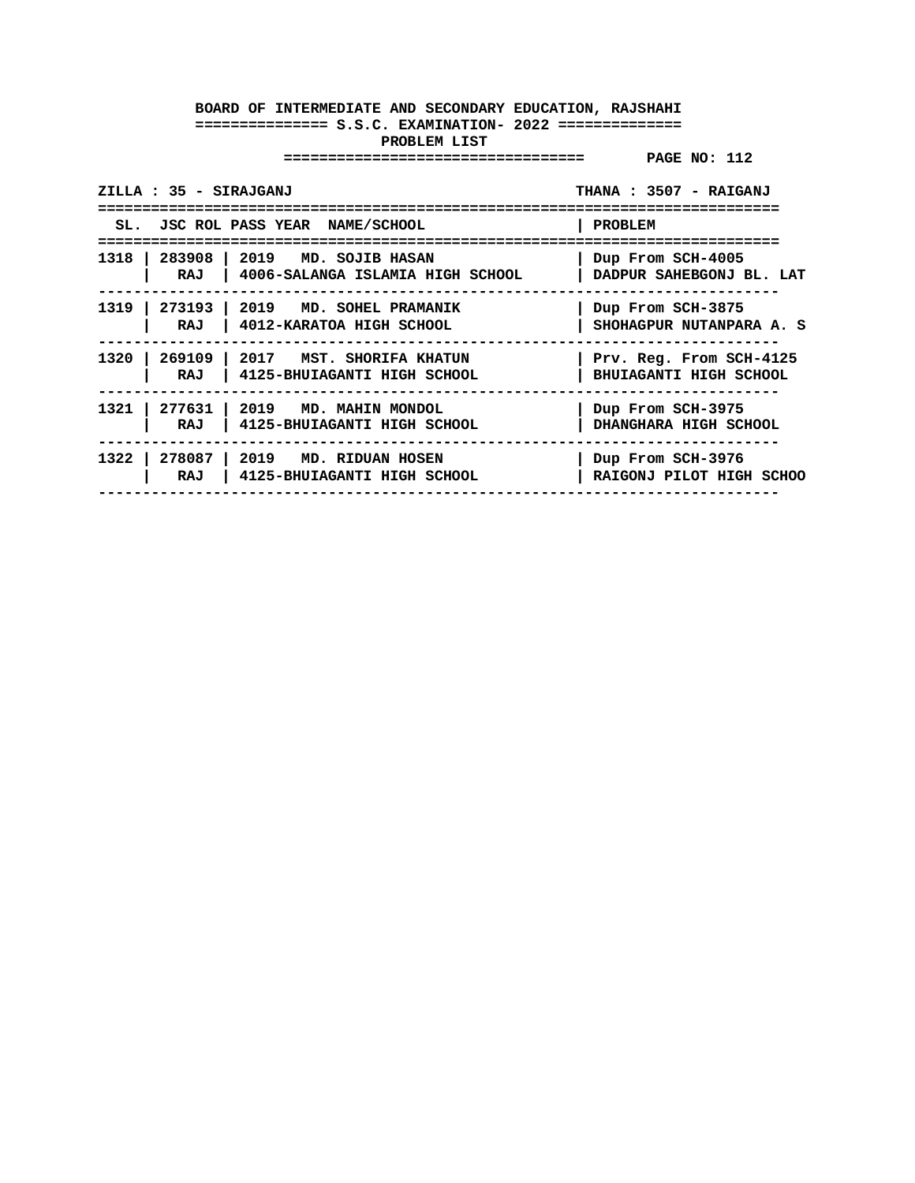**BOARD OF INTERMEDIATE AND SECONDARY EDUCATION, RAJSHAHI**

**S.S.C. EXAMINATION- 2022**

**PROBLEM LIST**

**PAGE NO: 112**

**ZILLA : 35 - SIRAJGANJ** | **THANA : 3507 - RAIGANJ**

| SL. | JSC ROL | PASS YEAR NAME/SCHOOL | PROBLEM |
|---|---|---|---|
| 1318 | 283908 | 2019 MD. SOJIB HASAN | Dup From SCH-4005 |
| | RAJ | 4006-SALANGA ISLAMIA HIGH SCHOOL | DADPUR SAHEBGONJ BL. LAT |
| 1319 | 273193 | 2019 MD. SOHEL PRAMANIK | Dup From SCH-3875 |
| | RAJ | 4012-KARATOA HIGH SCHOOL | SHOHAGPUR NUTANPARA A. S |
| 1320 | 269109 | 2017 MST. SHORIFA KHATUN | Prv. Reg. From SCH-4125 |
| | RAJ | 4125-BHUIAGANTI HIGH SCHOOL | BHUIAGANTI HIGH SCHOOL |
| 1321 | 277631 | 2019 MD. MAHIN MONDOL | Dup From SCH-3975 |
| | RAJ | 4125-BHUIAGANTI HIGH SCHOOL | DHANGHARA HIGH SCHOOL |
| 1322 | 278087 | 2019 MD. RIDUAN HOSEN | Dup From SCH-3976 |
| | RAJ | 4125-BHUIAGANTI HIGH SCHOOL | RAIGONJ PILOT HIGH SCHOO |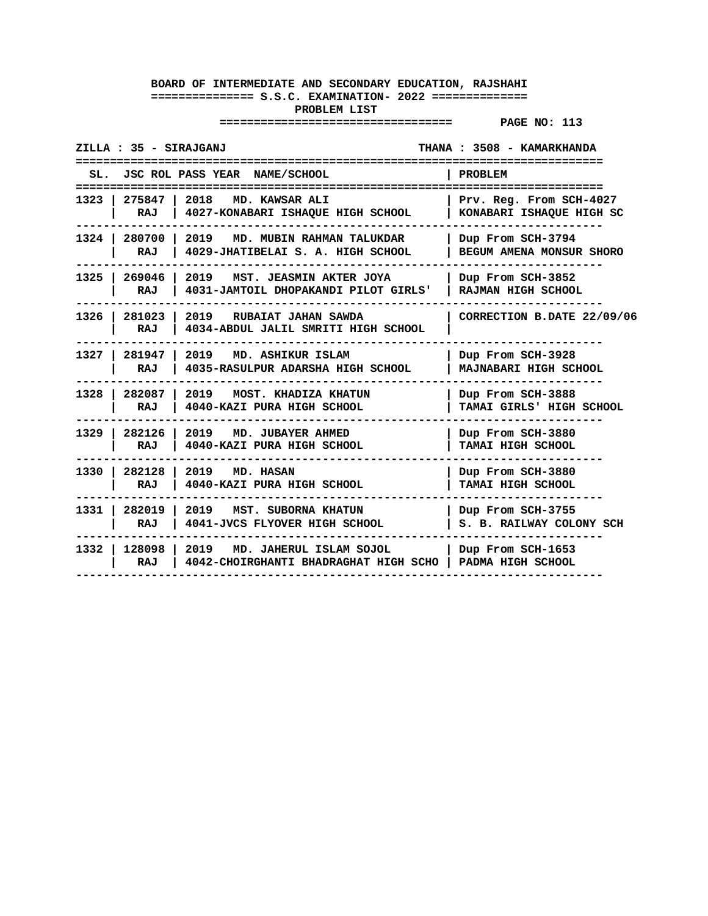**BOARD OF INTERMEDIATE AND SECONDARY EDUCATION, RAJSHAHI**
**============== S.S.C. EXAMINATION- 2022 ==============**
**PROBLEM LIST**

**ZILLA : 35 - SIRAJGANJ** **THANA : 3508 - KAMARKHANDA**

| SL. | JSC ROL | PASS YEAR | NAME/SCHOOL | PROBLEM |
|---|---|---|---|---|
| 1323 | 275847 RAJ | 2018 | MD. KAWSAR ALI<br>4027-KONABARI ISHAQUE HIGH SCHOOL | Prv. Reg. From SCH-4027<br>KONABARI ISHAQUE HIGH SC |
| 1324 | 280700 RAJ | 2019 | MD. MUBIN RAHMAN TALUKDAR<br>4029-JHATIBELAI S. A. HIGH SCHOOL | Dup From SCH-3794<br>BEGUM AMENA MONSUR SHORO |
| 1325 | 269046 RAJ | 2019 | MST. JEASMIN AKTER JOYA<br>4031-JAMTOIL DHOPAKANDI PILOT GIRLS' | Dup From SCH-3852<br>RAJMAN HIGH SCHOOL |
| 1326 | 281023 RAJ | 2019 | RUBAIAT JAHAN SAWDA<br>4034-ABDUL JALIL SMRITI HIGH SCHOOL | CORRECTION B.DATE 22/09/06 |
| 1327 | 281947 RAJ | 2019 | MD. ASHIKUR ISLAM<br>4035-RASULPUR ADARSHA HIGH SCHOOL | Dup From SCH-3928<br>MAJNABARI HIGH SCHOOL |
| 1328 | 282087 RAJ | 2019 | MOST. KHADIZA KHATUN<br>4040-KAZI PURA HIGH SCHOOL | Dup From SCH-3888<br>TAMAI GIRLS' HIGH SCHOOL |
| 1329 | 282126 RAJ | 2019 | MD. JUBAYER AHMED<br>4040-KAZI PURA HIGH SCHOOL | Dup From SCH-3880<br>TAMAI HIGH SCHOOL |
| 1330 | 282128 RAJ | 2019 | MD. HASAN<br>4040-KAZI PURA HIGH SCHOOL | Dup From SCH-3880<br>TAMAI HIGH SCHOOL |
| 1331 | 282019 RAJ | 2019 | MST. SUBORNA KHATUN<br>4041-JVCS FLYOVER HIGH SCHOOL | Dup From SCH-3755<br>S. B. RAILWAY COLONY SCH |
| 1332 | 128098 RAJ | 2019 | MD. JAHERUL ISLAM SOJOL<br>4042-CHOIRGHANTI BHADRAGHAT HIGH SCHO | Dup From SCH-1653<br>PADMA HIGH SCHOOL |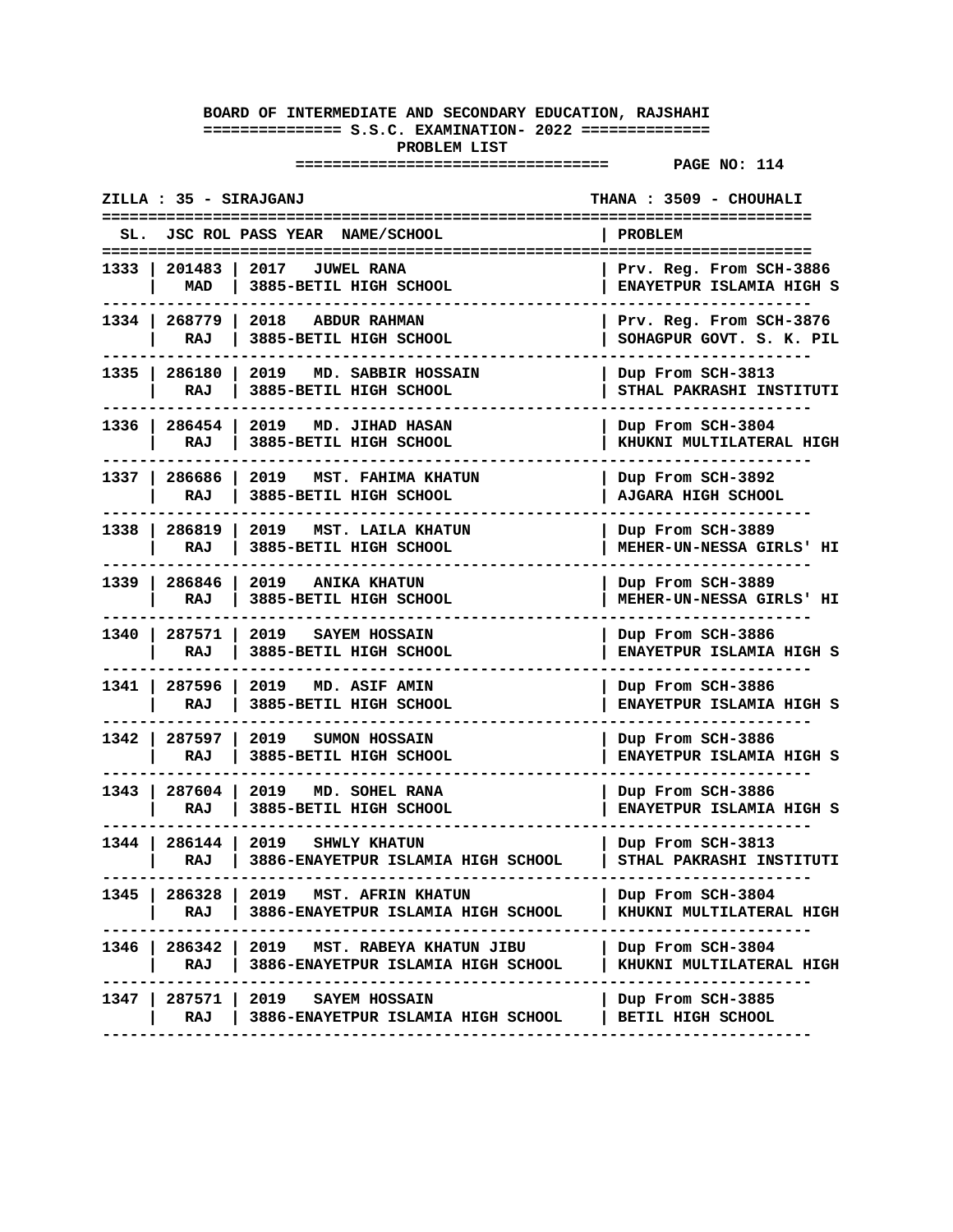**BOARD OF INTERMEDIATE AND SECONDARY EDUCATION, RAJSHAHI**

**S.S.C. EXAMINATION- 2022**

**PROBLEM LIST**

**PAGE NO: 114**

**ZILLA : 35 - SIRAJGANJ** | **THANA : 3509 - CHOUHALI**

| SL. | JSC ROL | PASS YEAR NAME/SCHOOL | PROBLEM |
|---|---|---|---|
| 1333 | 201483 MAD | 2017 JUWEL RANA 3885-BETIL HIGH SCHOOL | Prv. Reg. From SCH-3886 ENAYETPUR ISLAMIA HIGH S |
| 1334 | 268779 RAJ | 2018 ABDUR RAHMAN 3885-BETIL HIGH SCHOOL | Prv. Reg. From SCH-3876 SOHAGPUR GOVT. S. K. PIL |
| 1335 | 286180 RAJ | 2019 MD. SABBIR HOSSAIN 3885-BETIL HIGH SCHOOL | Dup From SCH-3813 STHAL PAKRASHI INSTITUTI |
| 1336 | 286454 RAJ | 2019 MD. JIHAD HASAN 3885-BETIL HIGH SCHOOL | Dup From SCH-3804 KHUKNI MULTILATERAL HIGH |
| 1337 | 286686 RAJ | 2019 MST. FAHIMA KHATUN 3885-BETIL HIGH SCHOOL | Dup From SCH-3892 AJGARA HIGH SCHOOL |
| 1338 | 286819 RAJ | 2019 MST. LAILA KHATUN 3885-BETIL HIGH SCHOOL | Dup From SCH-3889 MEHER-UN-NESSA GIRLS' HI |
| 1339 | 286846 RAJ | 2019 ANIKA KHATUN 3885-BETIL HIGH SCHOOL | Dup From SCH-3889 MEHER-UN-NESSA GIRLS' HI |
| 1340 | 287571 RAJ | 2019 SAYEM HOSSAIN 3885-BETIL HIGH SCHOOL | Dup From SCH-3886 ENAYETPUR ISLAMIA HIGH S |
| 1341 | 287596 RAJ | 2019 MD. ASIF AMIN 3885-BETIL HIGH SCHOOL | Dup From SCH-3886 ENAYETPUR ISLAMIA HIGH S |
| 1342 | 287597 RAJ | 2019 SUMON HOSSAIN 3885-BETIL HIGH SCHOOL | Dup From SCH-3886 ENAYETPUR ISLAMIA HIGH S |
| 1343 | 287604 RAJ | 2019 MD. SOHEL RANA 3885-BETIL HIGH SCHOOL | Dup From SCH-3886 ENAYETPUR ISLAMIA HIGH S |
| 1344 | 286144 RAJ | 2019 SHWLY KHATUN 3886-ENAYETPUR ISLAMIA HIGH SCHOOL | Dup From SCH-3813 STHAL PAKRASHI INSTITUTI |
| 1345 | 286328 RAJ | 2019 MST. AFRIN KHATUN 3886-ENAYETPUR ISLAMIA HIGH SCHOOL | Dup From SCH-3804 KHUKNI MULTILATERAL HIGH |
| 1346 | 286342 RAJ | 2019 MST. RABEYA KHATUN JIBU 3886-ENAYETPUR ISLAMIA HIGH SCHOOL | Dup From SCH-3804 KHUKNI MULTILATERAL HIGH |
| 1347 | 287571 RAJ | 2019 SAYEM HOSSAIN 3886-ENAYETPUR ISLAMIA HIGH SCHOOL | Dup From SCH-3885 BETIL HIGH SCHOOL |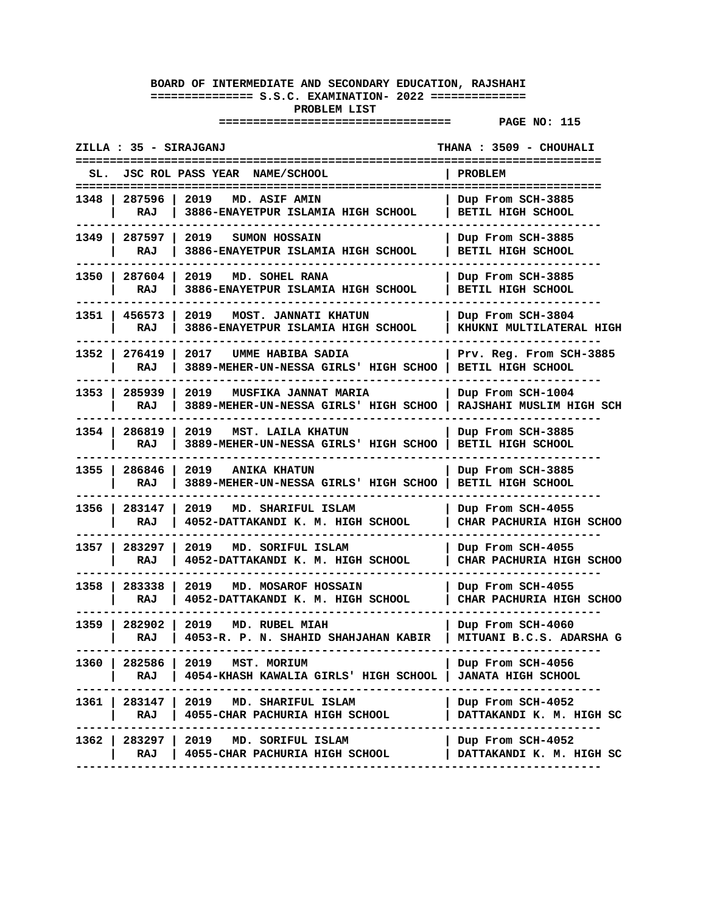**BOARD OF INTERMEDIATE AND SECONDARY EDUCATION, RAJSHAHI**

**============== S.S.C. EXAMINATION- 2022 ==============**

**PROBLEM LIST**

**ZILLA : 35 - SIRAJGANJ** &nbsp;&nbsp;&nbsp;&nbsp; **THANA : 3509 - CHOUHALI**

| SL. | JSC ROL | PASS YEAR | NAME/SCHOOL | PROBLEM |
|---|---|---|---|---|
| 1348 | 287596 RAJ | 2019 | MD. ASIF AMIN<br>3886-ENAYETPUR ISLAMIA HIGH SCHOOL | Dup From SCH-3885<br>BETIL HIGH SCHOOL |
| 1349 | 287597 RAJ | 2019 | SUMON HOSSAIN<br>3886-ENAYETPUR ISLAMIA HIGH SCHOOL | Dup From SCH-3885<br>BETIL HIGH SCHOOL |
| 1350 | 287604 RAJ | 2019 | MD. SOHEL RANA<br>3886-ENAYETPUR ISLAMIA HIGH SCHOOL | Dup From SCH-3885<br>BETIL HIGH SCHOOL |
| 1351 | 456573 RAJ | 2019 | MOST. JANNATI KHATUN<br>3886-ENAYETPUR ISLAMIA HIGH SCHOOL | Dup From SCH-3804<br>KHUKNI MULTILATERAL HIGH |
| 1352 | 276419 RAJ | 2017 | UMME HABIBA SADIA<br>3889-MEHER-UN-NESSA GIRLS' HIGH SCHOO | Prv. Reg. From SCH-3885<br>BETIL HIGH SCHOOL |
| 1353 | 285939 RAJ | 2019 | MUSFIKA JANNAT MARIA<br>3889-MEHER-UN-NESSA GIRLS' HIGH SCHOO | Dup From SCH-1004<br>RAJSHAHI MUSLIM HIGH SCH |
| 1354 | 286819 RAJ | 2019 | MST. LAILA KHATUN<br>3889-MEHER-UN-NESSA GIRLS' HIGH SCHOO | Dup From SCH-3885<br>BETIL HIGH SCHOOL |
| 1355 | 286846 RAJ | 2019 | ANIKA KHATUN<br>3889-MEHER-UN-NESSA GIRLS' HIGH SCHOO | Dup From SCH-3885<br>BETIL HIGH SCHOOL |
| 1356 | 283147 RAJ | 2019 | MD. SHARIFUL ISLAM<br>4052-DATTAKANDI K. M. HIGH SCHOOL | Dup From SCH-4055<br>CHAR PACHURIA HIGH SCHOO |
| 1357 | 283297 RAJ | 2019 | MD. SORIFUL ISLAM<br>4052-DATTAKANDI K. M. HIGH SCHOOL | Dup From SCH-4055<br>CHAR PACHURIA HIGH SCHOO |
| 1358 | 283338 RAJ | 2019 | MD. MOSAROF HOSSAIN<br>4052-DATTAKANDI K. M. HIGH SCHOOL | Dup From SCH-4055<br>CHAR PACHURIA HIGH SCHOO |
| 1359 | 282902 RAJ | 2019 | MD. RUBEL MIAH<br>4053-R. P. N. SHAHID SHAHJAHAN KABIR | Dup From SCH-4060<br>MITUANI B.C.S. ADARSHA G |
| 1360 | 282586 RAJ | 2019 | MST. MORIUM<br>4054-KHASH KAWALIA GIRLS' HIGH SCHOOL | Dup From SCH-4056<br>JANATA HIGH SCHOOL |
| 1361 | 283147 RAJ | 2019 | MD. SHARIFUL ISLAM<br>4055-CHAR PACHURIA HIGH SCHOOL | Dup From SCH-4052<br>DATTAKANDI K. M. HIGH SC |
| 1362 | 283297 RAJ | 2019 | MD. SORIFUL ISLAM<br>4055-CHAR PACHURIA HIGH SCHOOL | Dup From SCH-4052<br>DATTAKANDI K. M. HIGH SC |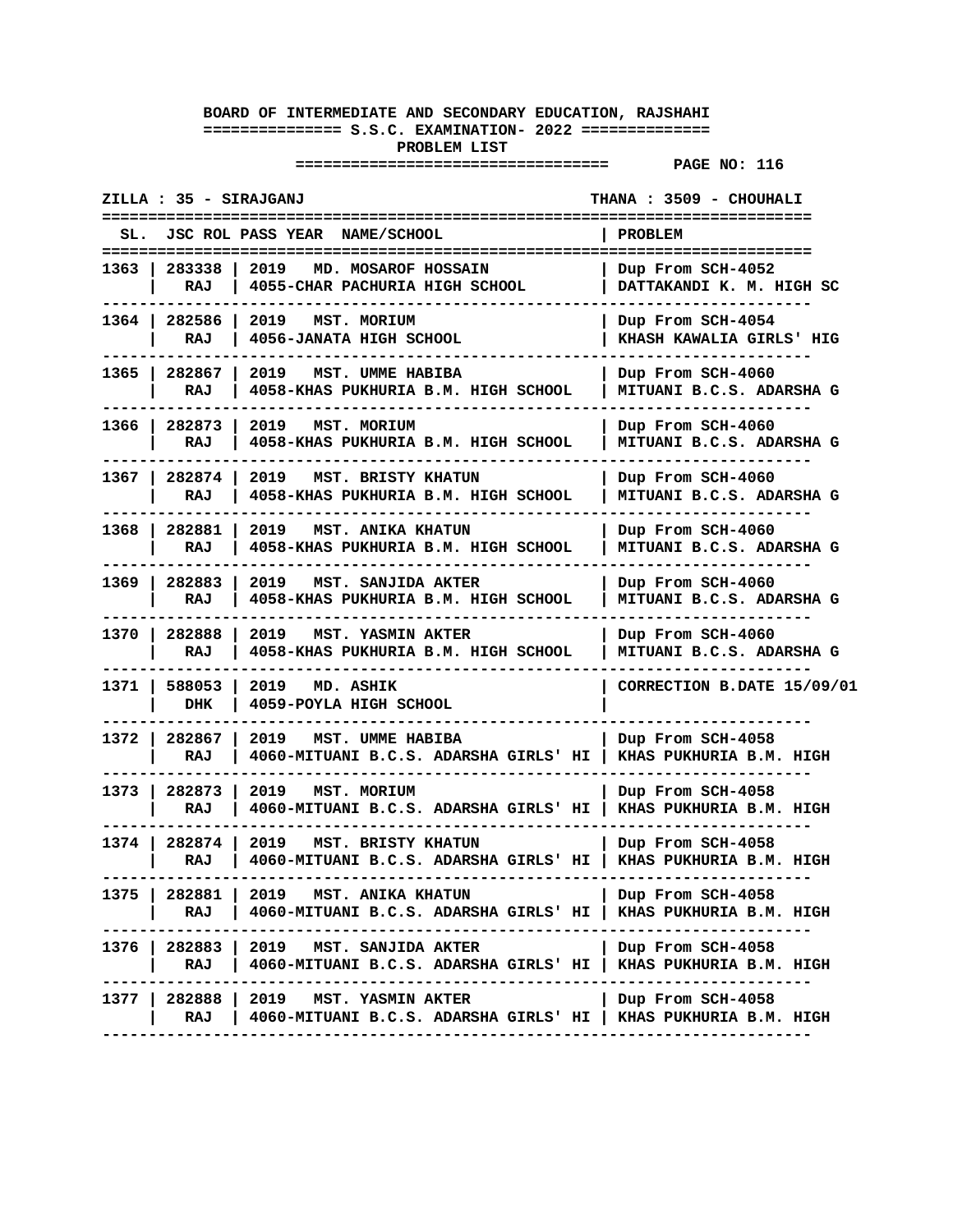**BOARD OF INTERMEDIATE AND SECONDARY EDUCATION, RAJSHAHI**

**============== S.S.C. EXAMINATION- 2022 ==============**

**PROBLEM LIST**

**================================= PAGE NO: 116**

**ZILLA : 35 - SIRAJGANJ THANA : 3509 - CHOUHALI**

| SL. | JSC ROL | PASS YEAR NAME/SCHOOL | PROBLEM |
|---|---|---|---|
| 1363 | 283338<br>RAJ | 2019 MD. MOSAROF HOSSAIN<br>4055-CHAR PACHURIA HIGH SCHOOL | Dup From SCH-4052<br>DATTAKANDI K. M. HIGH SC |
| 1364 | 282586<br>RAJ | 2019 MST. MORIUM<br>4056-JANATA HIGH SCHOOL | Dup From SCH-4054<br>KHASH KAWALIA GIRLS' HIG |
| 1365 | 282867<br>RAJ | 2019 MST. UMME HABIBA<br>4058-KHAS PUKHURIA B.M. HIGH SCHOOL | Dup From SCH-4060<br>MITUANI B.C.S. ADARSHA G |
| 1366 | 282873<br>RAJ | 2019 MST. MORIUM<br>4058-KHAS PUKHURIA B.M. HIGH SCHOOL | Dup From SCH-4060<br>MITUANI B.C.S. ADARSHA G |
| 1367 | 282874<br>RAJ | 2019 MST. BRISTY KHATUN<br>4058-KHAS PUKHURIA B.M. HIGH SCHOOL | Dup From SCH-4060<br>MITUANI B.C.S. ADARSHA G |
| 1368 | 282881<br>RAJ | 2019 MST. ANIKA KHATUN<br>4058-KHAS PUKHURIA B.M. HIGH SCHOOL | Dup From SCH-4060<br>MITUANI B.C.S. ADARSHA G |
| 1369 | 282883<br>RAJ | 2019 MST. SANJIDA AKTER<br>4058-KHAS PUKHURIA B.M. HIGH SCHOOL | Dup From SCH-4060<br>MITUANI B.C.S. ADARSHA G |
| 1370 | 282888<br>RAJ | 2019 MST. YASMIN AKTER<br>4058-KHAS PUKHURIA B.M. HIGH SCHOOL | Dup From SCH-4060<br>MITUANI B.C.S. ADARSHA G |
| 1371 | 588053<br>DHK | 2019 MD. ASHIK<br>4059-POYLA HIGH SCHOOL | CORRECTION B.DATE 15/09/01 |
| 1372 | 282867<br>RAJ | 2019 MST. UMME HABIBA<br>4060-MITUANI B.C.S. ADARSHA GIRLS' HI | Dup From SCH-4058<br>KHAS PUKHURIA B.M. HIGH |
| 1373 | 282873<br>RAJ | 2019 MST. MORIUM<br>4060-MITUANI B.C.S. ADARSHA GIRLS' HI | Dup From SCH-4058<br>KHAS PUKHURIA B.M. HIGH |
| 1374 | 282874<br>RAJ | 2019 MST. BRISTY KHATUN<br>4060-MITUANI B.C.S. ADARSHA GIRLS' HI | Dup From SCH-4058<br>KHAS PUKHURIA B.M. HIGH |
| 1375 | 282881<br>RAJ | 2019 MST. ANIKA KHATUN<br>4060-MITUANI B.C.S. ADARSHA GIRLS' HI | Dup From SCH-4058<br>KHAS PUKHURIA B.M. HIGH |
| 1376 | 282883<br>RAJ | 2019 MST. SANJIDA AKTER<br>4060-MITUANI B.C.S. ADARSHA GIRLS' HI | Dup From SCH-4058<br>KHAS PUKHURIA B.M. HIGH |
| 1377 | 282888<br>RAJ | 2019 MST. YASMIN AKTER<br>4060-MITUANI B.C.S. ADARSHA GIRLS' HI | Dup From SCH-4058<br>KHAS PUKHURIA B.M. HIGH |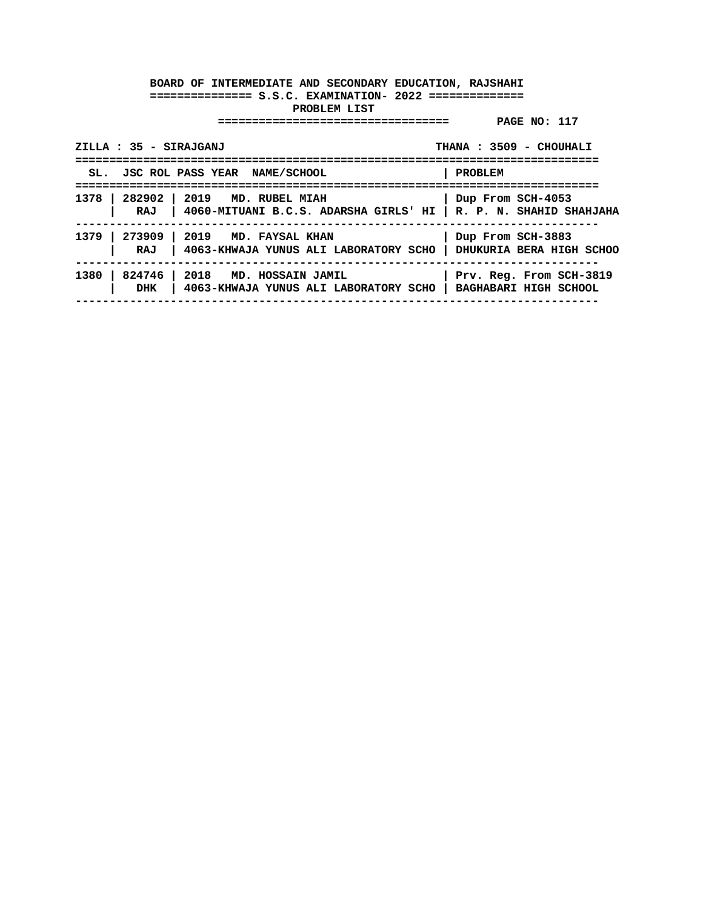**BOARD OF INTERMEDIATE AND SECONDARY EDUCATION, RAJSHAHI**

**S.S.C. EXAMINATION- 2022**

**PROBLEM LIST**

**PAGE NO: 117**

**ZILLA : 35 - SIRAJGANJ** | **THANA : 3509 - CHOUHALI**

| SL. | JSC ROL | PASS YEAR NAME/SCHOOL | PROBLEM |
|---|---|---|---|
| 1378 | 282902<br>RAJ | 2019 MD. RUBEL MIAH<br>4060-MITUANI B.C.S. ADARSHA GIRLS' HI | Dup From SCH-4053<br>R. P. N. SHAHID SHAHJAHA |
| 1379 | 273909<br>RAJ | 2019 MD. FAYSAL KHAN<br>4063-KHWAJA YUNUS ALI LABORATORY SCHO | Dup From SCH-3883<br>DHUKURIA BERA HIGH SCHOO |
| 1380 | 824746<br>DHK | 2018 MD. HOSSAIN JAMIL<br>4063-KHWAJA YUNUS ALI LABORATORY SCHO | Prv. Reg. From SCH-3819<br>BAGHABARI HIGH SCHOOL |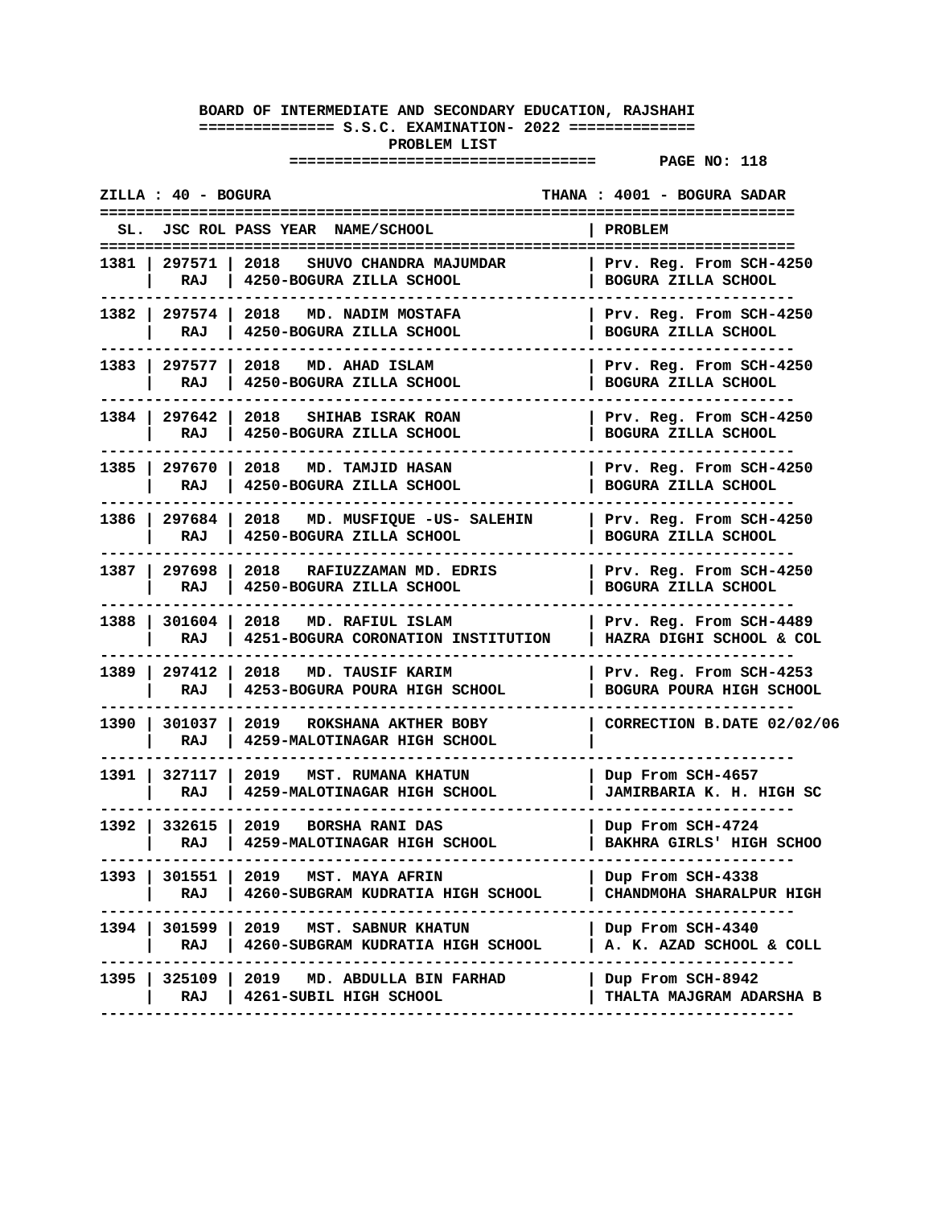**BOARD OF INTERMEDIATE AND SECONDARY EDUCATION, RAJSHAHI**
**S.S.C. EXAMINATION- 2022**
**PROBLEM LIST**

PAGE NO: 118

ZILLA : 40 - BOGURA THANA : 4001 - BOGURA SADAR

| SL. | JSC ROL | PASS YEAR NAME/SCHOOL | PROBLEM |
|---|---|---|---|
| 1381 | 297571 RAJ | 2018 SHUVO CHANDRA MAJUMDAR 4250-BOGURA ZILLA SCHOOL | Prv. Reg. From SCH-4250 BOGURA ZILLA SCHOOL |
| 1382 | 297574 RAJ | 2018 MD. NADIM MOSTAFA 4250-BOGURA ZILLA SCHOOL | Prv. Reg. From SCH-4250 BOGURA ZILLA SCHOOL |
| 1383 | 297577 RAJ | 2018 MD. AHAD ISLAM 4250-BOGURA ZILLA SCHOOL | Prv. Reg. From SCH-4250 BOGURA ZILLA SCHOOL |
| 1384 | 297642 RAJ | 2018 SHIHAB ISRAK ROAN 4250-BOGURA ZILLA SCHOOL | Prv. Reg. From SCH-4250 BOGURA ZILLA SCHOOL |
| 1385 | 297670 RAJ | 2018 MD. TAMJID HASAN 4250-BOGURA ZILLA SCHOOL | Prv. Reg. From SCH-4250 BOGURA ZILLA SCHOOL |
| 1386 | 297684 RAJ | 2018 MD. MUSFIQUE -US- SALEHIN 4250-BOGURA ZILLA SCHOOL | Prv. Reg. From SCH-4250 BOGURA ZILLA SCHOOL |
| 1387 | 297698 RAJ | 2018 RAFIUZZAMAN MD. EDRIS 4250-BOGURA ZILLA SCHOOL | Prv. Reg. From SCH-4250 BOGURA ZILLA SCHOOL |
| 1388 | 301604 RAJ | 2018 MD. RAFIUL ISLAM 4251-BOGURA CORONATION INSTITUTION | Prv. Reg. From SCH-4489 HAZRA DIGHI SCHOOL & COL |
| 1389 | 297412 RAJ | 2018 MD. TAUSIF KARIM 4253-BOGURA POURA HIGH SCHOOL | Prv. Reg. From SCH-4253 BOGURA POURA HIGH SCHOOL |
| 1390 | 301037 RAJ | 2019 ROKSHANA AKTHER BOBY 4259-MALOTINAGAR HIGH SCHOOL | CORRECTION B.DATE 02/02/06 |
| 1391 | 327117 RAJ | 2019 MST. RUMANA KHATUN 4259-MALOTINAGAR HIGH SCHOOL | Dup From SCH-4657 JAMIRBARIA K. H. HIGH SC |
| 1392 | 332615 RAJ | 2019 BORSHA RANI DAS 4259-MALOTINAGAR HIGH SCHOOL | Dup From SCH-4724 BAKHRA GIRLS' HIGH SCHOO |
| 1393 | 301551 RAJ | 2019 MST. MAYA AFRIN 4260-SUBGRAM KUDRATIA HIGH SCHOOL | Dup From SCH-4338 CHANDMOHA SHARALPUR HIGH |
| 1394 | 301599 RAJ | 2019 MST. SABNUR KHATUN 4260-SUBGRAM KUDRATIA HIGH SCHOOL | Dup From SCH-4340 A. K. AZAD SCHOOL & COLL |
| 1395 | 325109 RAJ | 2019 MD. ABDULLA BIN FARHAD 4261-SUBIL HIGH SCHOOL | Dup From SCH-8942 THALTA MAJGRAM ADARSHA B |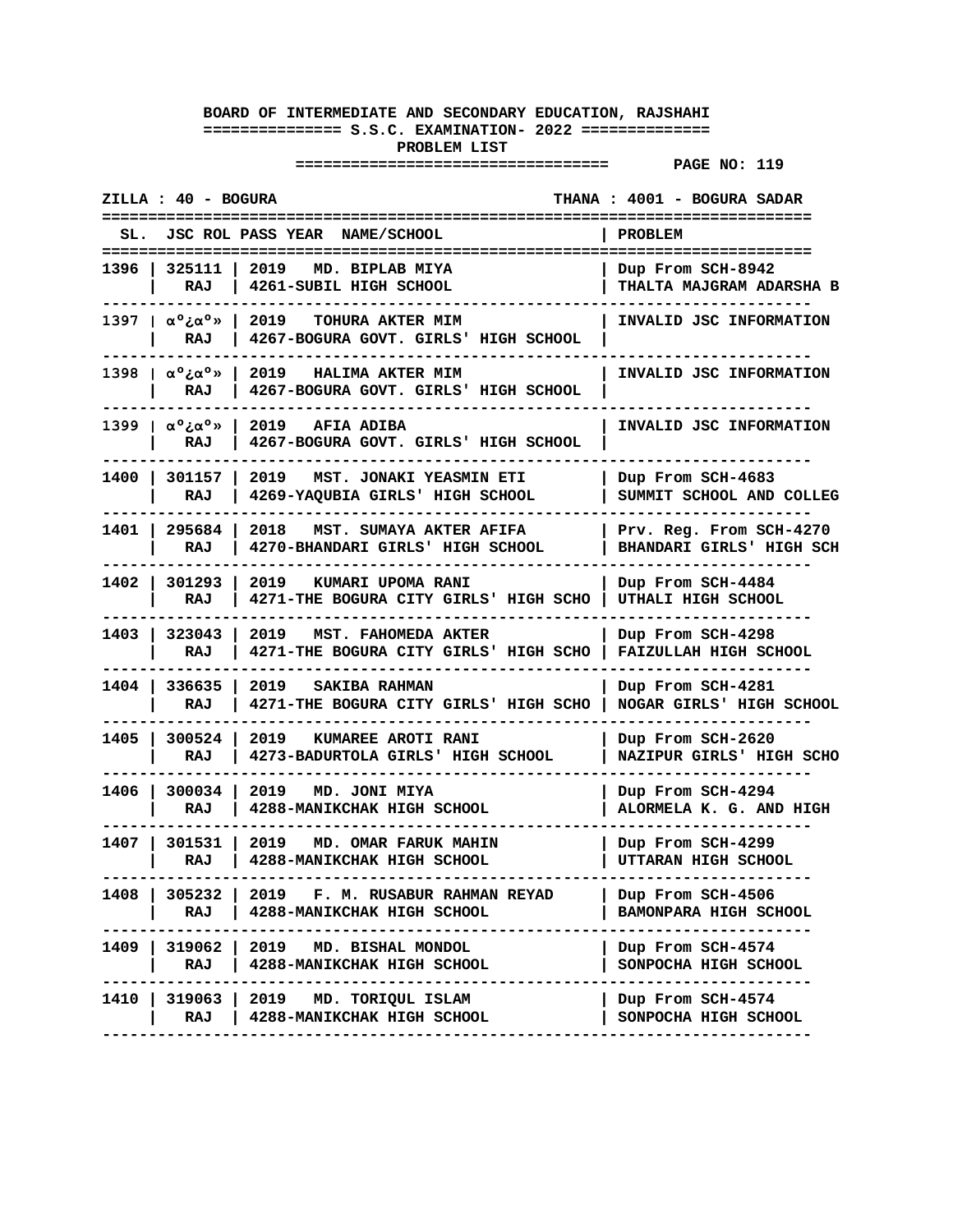**BOARD OF INTERMEDIATE AND SECONDARY EDUCATION, RAJSHAHI**

**S.S.C. EXAMINATION- 2022**

**PROBLEM LIST**

**ZILLA : 40 - BOGURA** | **THANA : 4001 - BOGURA SADAR**

| SL. | JSC ROL | PASS YEAR | NAME/SCHOOL | PROBLEM |
|---|---|---|---|---|
| 1396 | 325111<br>RAJ | 2019 | MD. BIPLAB MIYA<br>4261-SUBIL HIGH SCHOOL | Dup From SCH-8942<br>THALTA MAJGRAM ADARSHA B |
| 1397 | α°¿α°»<br>RAJ | 2019 | TOHURA AKTER MIM<br>4267-BOGURA GOVT. GIRLS' HIGH SCHOOL | INVALID JSC INFORMATION |
| 1398 | α°¿α°»<br>RAJ | 2019 | HALIMA AKTER MIM<br>4267-BOGURA GOVT. GIRLS' HIGH SCHOOL | INVALID JSC INFORMATION |
| 1399 | α°¿α°»<br>RAJ | 2019 | AFIA ADIBA<br>4267-BOGURA GOVT. GIRLS' HIGH SCHOOL | INVALID JSC INFORMATION |
| 1400 | 301157<br>RAJ | 2019 | MST. JONAKI YEASMIN ETI<br>4269-YAQUBIA GIRLS' HIGH SCHOOL | Dup From SCH-4683<br>SUMMIT SCHOOL AND COLLEG |
| 1401 | 295684<br>RAJ | 2018 | MST. SUMAYA AKTER AFIFA<br>4270-BHANDARI GIRLS' HIGH SCHOOL | Prv. Reg. From SCH-4270<br>BHANDARI GIRLS' HIGH SCH |
| 1402 | 301293<br>RAJ | 2019 | KUMARI UPOMA RANI<br>4271-THE BOGURA CITY GIRLS' HIGH SCHO | Dup From SCH-4484<br>UTHALI HIGH SCHOOL |
| 1403 | 323043<br>RAJ | 2019 | MST. FAHOMEDA AKTER<br>4271-THE BOGURA CITY GIRLS' HIGH SCHO | Dup From SCH-4298<br>FAIZULLAH HIGH SCHOOL |
| 1404 | 336635<br>RAJ | 2019 | SAKIBA RAHMAN<br>4271-THE BOGURA CITY GIRLS' HIGH SCHO | Dup From SCH-4281<br>NOGAR GIRLS' HIGH SCHOOL |
| 1405 | 300524<br>RAJ | 2019 | KUMAREE AROTI RANI<br>4273-BADURTOLA GIRLS' HIGH SCHOOL | Dup From SCH-2620<br>NAZIPUR GIRLS' HIGH SCHO |
| 1406 | 300034<br>RAJ | 2019 | MD. JONI MIYA<br>4288-MANIKCHAK HIGH SCHOOL | Dup From SCH-4294<br>ALORMELA K. G. AND HIGH |
| 1407 | 301531<br>RAJ | 2019 | MD. OMAR FARUK MAHIN<br>4288-MANIKCHAK HIGH SCHOOL | Dup From SCH-4299<br>UTTARAN HIGH SCHOOL |
| 1408 | 305232<br>RAJ | 2019 | F. M. RUSABUR RAHMAN REYAD<br>4288-MANIKCHAK HIGH SCHOOL | Dup From SCH-4506<br>BAMONPARA HIGH SCHOOL |
| 1409 | 319062<br>RAJ | 2019 | MD. BISHAL MONDOL<br>4288-MANIKCHAK HIGH SCHOOL | Dup From SCH-4574<br>SONPOCHA HIGH SCHOOL |
| 1410 | 319063<br>RAJ | 2019 | MD. TORIQUL ISLAM<br>4288-MANIKCHAK HIGH SCHOOL | Dup From SCH-4574<br>SONPOCHA HIGH SCHOOL |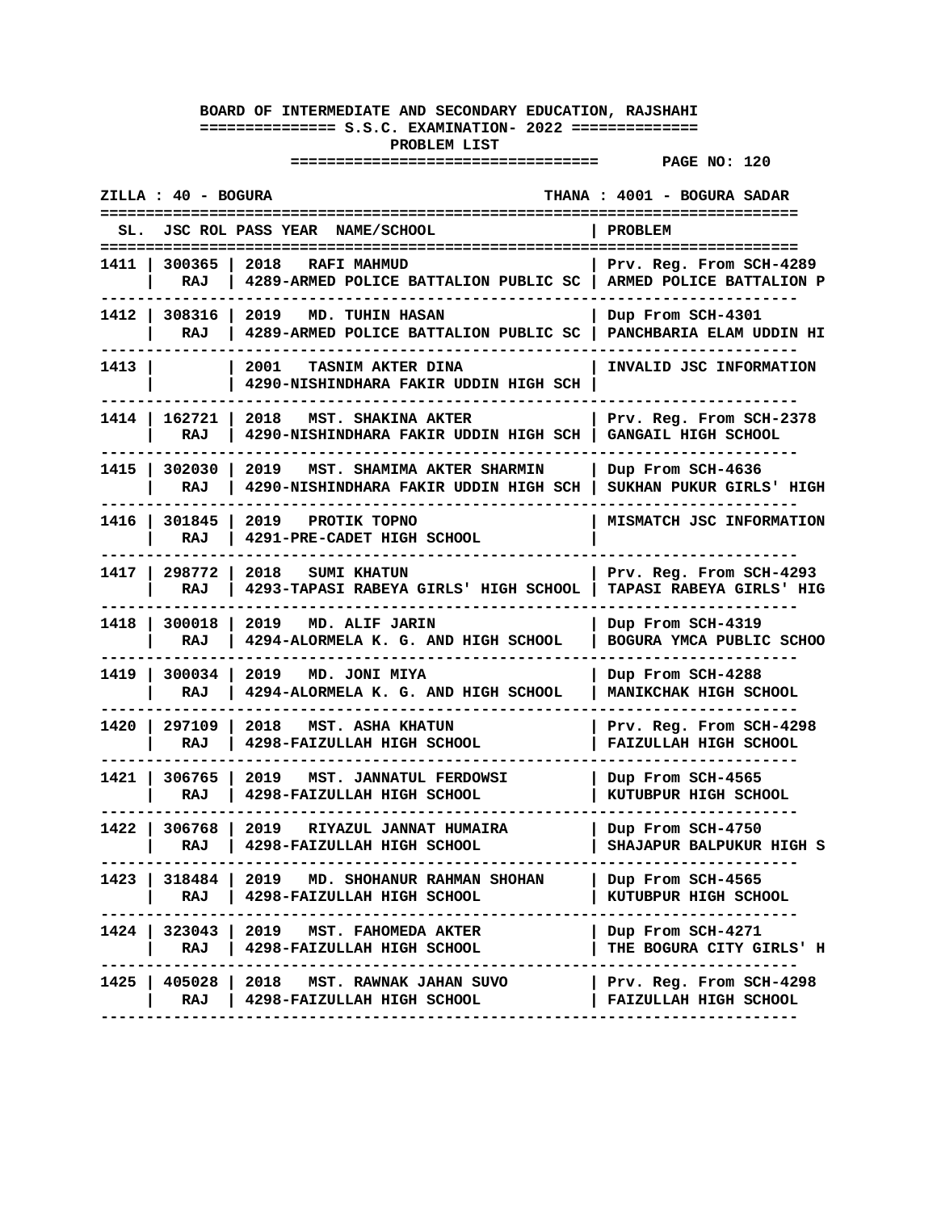**BOARD OF INTERMEDIATE AND SECONDARY EDUCATION, RAJSHAHI**

**S.S.C. EXAMINATION- 2022**

**PROBLEM LIST**

**PAGE NO: 120**

**ZILLA : 40 - BOGURA** | **THANA : 4001 - BOGURA SADAR**

| SL. | JSC ROL | PASS YEAR | NAME/SCHOOL | PROBLEM |
|---|---|---|---|---|
| 1411 | 300365 RAJ | 2018 | RAFI MAHMUD<br>4289-ARMED POLICE BATTALION PUBLIC SC | Prv. Reg. From SCH-4289<br>ARMED POLICE BATTALION P |
| 1412 | 308316 RAJ | 2019 | MD. TUHIN HASAN<br>4289-ARMED POLICE BATTALION PUBLIC SC | Dup From SCH-4301<br>PANCHBARIA ELAM UDDIN HI |
| 1413 | | 2001 | TASNIM AKTER DINA<br>4290-NISHINDHARA FAKIR UDDIN HIGH SCH | INVALID JSC INFORMATION |
| 1414 | 162721 RAJ | 2018 | MST. SHAKINA AKTER<br>4290-NISHINDHARA FAKIR UDDIN HIGH SCH | Prv. Reg. From SCH-2378<br>GANGAIL HIGH SCHOOL |
| 1415 | 302030 RAJ | 2019 | MST. SHAMIMA AKTER SHARMIN<br>4290-NISHINDHARA FAKIR UDDIN HIGH SCH | Dup From SCH-4636<br>SUKHAN PUKUR GIRLS' HIGH |
| 1416 | 301845 RAJ | 2019 | PROTIK TOPNO<br>4291-PRE-CADET HIGH SCHOOL | MISMATCH JSC INFORMATION |
| 1417 | 298772 RAJ | 2018 | SUMI KHATUN<br>4293-TAPASI RABEYA GIRLS' HIGH SCHOOL | Prv. Reg. From SCH-4293<br>TAPASI RABEYA GIRLS' HIG |
| 1418 | 300018 RAJ | 2019 | MD. ALIF JARIN<br>4294-ALORMELA K. G. AND HIGH SCHOOL | Dup From SCH-4319<br>BOGURA YMCA PUBLIC SCHOO |
| 1419 | 300034 RAJ | 2019 | MD. JONI MIYA<br>4294-ALORMELA K. G. AND HIGH SCHOOL | Dup From SCH-4288<br>MANIKCHAK HIGH SCHOOL |
| 1420 | 297109 RAJ | 2018 | MST. ASHA KHATUN<br>4298-FAIZULLAH HIGH SCHOOL | Prv. Reg. From SCH-4298<br>FAIZULLAH HIGH SCHOOL |
| 1421 | 306765 RAJ | 2019 | MST. JANNATUL FERDOWSI<br>4298-FAIZULLAH HIGH SCHOOL | Dup From SCH-4565<br>KUTUBPUR HIGH SCHOOL |
| 1422 | 306768 RAJ | 2019 | RIYAZUL JANNAT HUMAIRA<br>4298-FAIZULLAH HIGH SCHOOL | Dup From SCH-4750<br>SHAJAPUR BALPUKUR HIGH S |
| 1423 | 318484 RAJ | 2019 | MD. SHOHANUR RAHMAN SHOHAN<br>4298-FAIZULLAH HIGH SCHOOL | Dup From SCH-4565<br>KUTUBPUR HIGH SCHOOL |
| 1424 | 323043 RAJ | 2019 | MST. FAHOMEDA AKTER<br>4298-FAIZULLAH HIGH SCHOOL | Dup From SCH-4271<br>THE BOGURA CITY GIRLS' H |
| 1425 | 405028 RAJ | 2018 | MST. RAWNAK JAHAN SUVO<br>4298-FAIZULLAH HIGH SCHOOL | Prv. Reg. From SCH-4298<br>FAIZULLAH HIGH SCHOOL |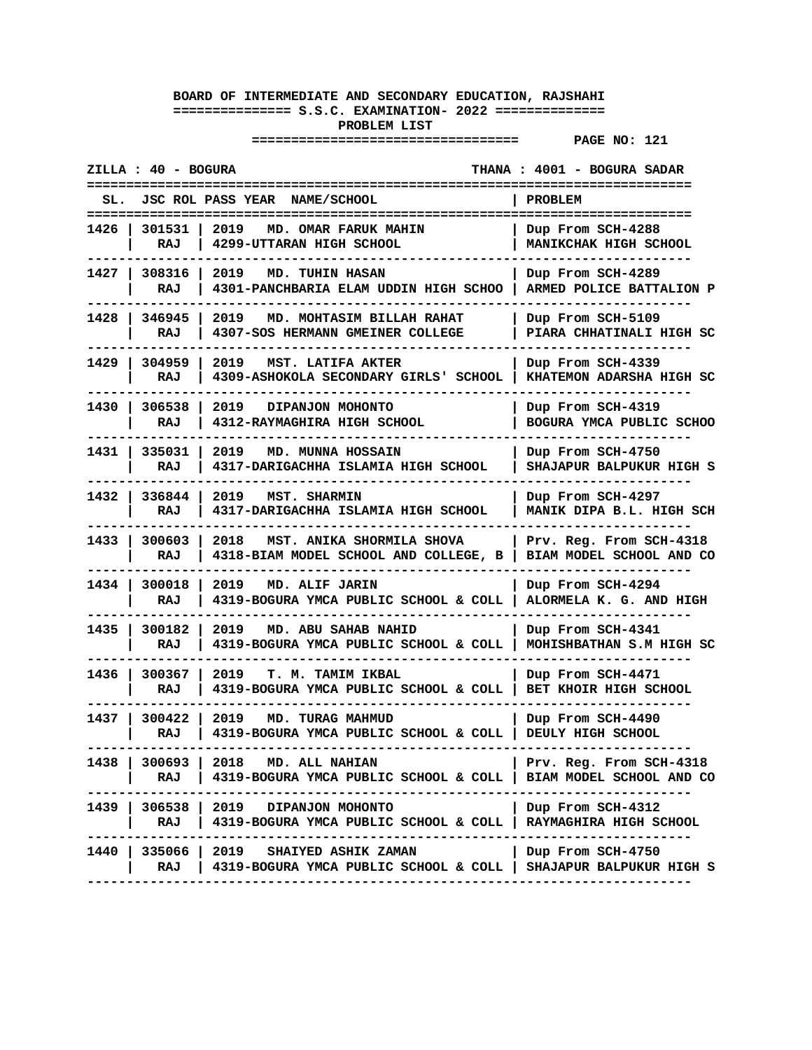**BOARD OF INTERMEDIATE AND SECONDARY EDUCATION, RAJSHAHI**

**S.S.C. EXAMINATION- 2022**

**PROBLEM LIST**

ZILLA : 40 - BOGURA

THANA : 4001 - BOGURA SADAR

| SL. | JSC ROL | PASS YEAR NAME/SCHOOL | PROBLEM |
|---|---|---|---|
| 1426 | 301531 RAJ | 2019 MD. OMAR FARUK MAHIN 4299-UTTARAN HIGH SCHOOL | Dup From SCH-4288 MANIKCHAK HIGH SCHOOL |
| 1427 | 308316 RAJ | 2019 MD. TUHIN HASAN 4301-PANCHBARIA ELAM UDDIN HIGH SCHOO | Dup From SCH-4289 ARMED POLICE BATTALION P |
| 1428 | 346945 RAJ | 2019 MD. MOHTASIM BILLAH RAHAT 4307-SOS HERMANN GMEINER COLLEGE | Dup From SCH-5109 PIARA CHHATINALI HIGH SC |
| 1429 | 304959 RAJ | 2019 MST. LATIFA AKTER 4309-ASHOKOLA SECONDARY GIRLS' SCHOOL | Dup From SCH-4339 KHATEMON ADARSHA HIGH SC |
| 1430 | 306538 RAJ | 2019 DIPANJON MOHONTO 4312-RAYMAGHIRA HIGH SCHOOL | Dup From SCH-4319 BOGURA YMCA PUBLIC SCHOO |
| 1431 | 335031 RAJ | 2019 MD. MUNNA HOSSAIN 4317-DARIGACHHA ISLAMIA HIGH SCHOOL | Dup From SCH-4750 SHAJAPUR BALPUKUR HIGH S |
| 1432 | 336844 RAJ | 2019 MST. SHARMIN 4317-DARIGACHHA ISLAMIA HIGH SCHOOL | Dup From SCH-4297 MANIK DIPA B.L. HIGH SCH |
| 1433 | 300603 RAJ | 2018 MST. ANIKA SHORMILA SHOVA 4318-BIAM MODEL SCHOOL AND COLLEGE, B | Prv. Reg. From SCH-4318 BIAM MODEL SCHOOL AND CO |
| 1434 | 300018 RAJ | 2019 MD. ALIF JARIN 4319-BOGURA YMCA PUBLIC SCHOOL & COLL | Dup From SCH-4294 ALORMELA K. G. AND HIGH |
| 1435 | 300182 RAJ | 2019 MD. ABU SAHAB NAHID 4319-BOGURA YMCA PUBLIC SCHOOL & COLL | Dup From SCH-4341 MOHISHBATHAN S.M HIGH SC |
| 1436 | 300367 RAJ | 2019 T. M. TAMIM IKBAL 4319-BOGURA YMCA PUBLIC SCHOOL & COLL | Dup From SCH-4471 BET KHOIR HIGH SCHOOL |
| 1437 | 300422 RAJ | 2019 MD. TURAG MAHMUD 4319-BOGURA YMCA PUBLIC SCHOOL & COLL | Dup From SCH-4490 DEULY HIGH SCHOOL |
| 1438 | 300693 RAJ | 2018 MD. ALL NAHIAN 4319-BOGURA YMCA PUBLIC SCHOOL & COLL | Prv. Reg. From SCH-4318 BIAM MODEL SCHOOL AND CO |
| 1439 | 306538 RAJ | 2019 DIPANJON MOHONTO 4319-BOGURA YMCA PUBLIC SCHOOL & COLL | Dup From SCH-4312 RAYMAGHIRA HIGH SCHOOL |
| 1440 | 335066 RAJ | 2019 SHAIYED ASHIK ZAMAN 4319-BOGURA YMCA PUBLIC SCHOOL & COLL | Dup From SCH-4750 SHAJAPUR BALPUKUR HIGH S |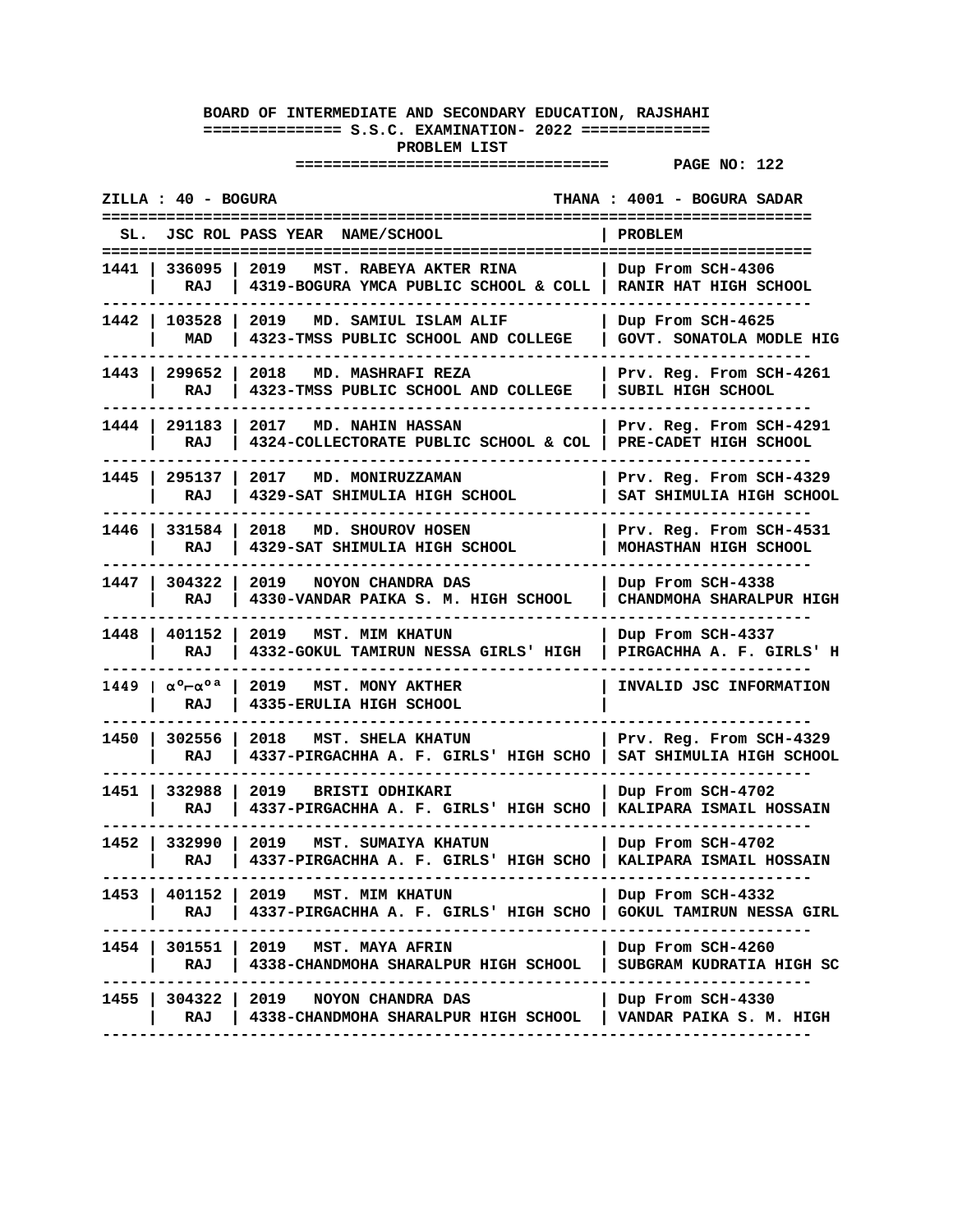**BOARD OF INTERMEDIATE AND SECONDARY EDUCATION, RAJSHAHI**

**S.S.C. EXAMINATION- 2022**

**PROBLEM LIST**

**PAGE NO: 122**

**ZILLA : 40 - BOGURA** | **THANA : 4001 - BOGURA SADAR**

| SL. | JSC ROL | PASS YEAR | NAME/SCHOOL | PROBLEM |
|---|---|---|---|---|
| 1441 | 336095 RAJ | 2019 | MST. RABEYA AKTER RINA<br>4319-BOGURA YMCA PUBLIC SCHOOL & COLL | Dup From SCH-4306<br>RANIR HAT HIGH SCHOOL |
| 1442 | 103528 MAD | 2019 | MD. SAMIUL ISLAM ALIF<br>4323-TMSS PUBLIC SCHOOL AND COLLEGE | Dup From SCH-4625<br>GOVT. SONATOLA MODLE HIG |
| 1443 | 299652 RAJ | 2018 | MD. MASHRAFI REZA<br>4323-TMSS PUBLIC SCHOOL AND COLLEGE | Prv. Reg. From SCH-4261<br>SUBIL HIGH SCHOOL |
| 1444 | 291183 RAJ | 2017 | MD. NAHIN HASSAN<br>4324-COLLECTORATE PUBLIC SCHOOL & COL | Prv. Reg. From SCH-4291<br>PRE-CADET HIGH SCHOOL |
| 1445 | 295137 RAJ | 2017 | MD. MONIRUZZAMAN<br>4329-SAT SHIMULIA HIGH SCHOOL | Prv. Reg. From SCH-4329<br>SAT SHIMULIA HIGH SCHOOL |
| 1446 | 331584 RAJ | 2018 | MD. SHOUROV HOSEN<br>4329-SAT SHIMULIA HIGH SCHOOL | Prv. Reg. From SCH-4531<br>MOHASTHAN HIGH SCHOOL |
| 1447 | 304322 RAJ | 2019 | NOYON CHANDRA DAS<br>4330-VANDAR PAIKA S. M. HIGH SCHOOL | Dup From SCH-4338<br>CHANDMOHA SHARALPUR HIGH |
| 1448 | 401152 RAJ | 2019 | MST. MIM KHATUN<br>4332-GOKUL TAMIRUN NESSA GIRLS' HIGH | Dup From SCH-4337<br>PIRGACHHA A. F. GIRLS' H |
| 1449 | αº⌐αºª RAJ | 2019 | MST. MONY AKTHER<br>4335-ERULIA HIGH SCHOOL | INVALID JSC INFORMATION |
| 1450 | 302556 RAJ | 2018 | MST. SHELA KHATUN<br>4337-PIRGACHHA A. F. GIRLS' HIGH SCHO | Prv. Reg. From SCH-4329<br>SAT SHIMULIA HIGH SCHOOL |
| 1451 | 332988 RAJ | 2019 | BRISTI ODHIKARI<br>4337-PIRGACHHA A. F. GIRLS' HIGH SCHO | Dup From SCH-4702<br>KALIPARA ISMAIL HOSSAIN |
| 1452 | 332990 RAJ | 2019 | MST. SUMAIYA KHATUN<br>4337-PIRGACHHA A. F. GIRLS' HIGH SCHO | Dup From SCH-4702<br>KALIPARA ISMAIL HOSSAIN |
| 1453 | 401152 RAJ | 2019 | MST. MIM KHATUN<br>4337-PIRGACHHA A. F. GIRLS' HIGH SCHO | Dup From SCH-4332<br>GOKUL TAMIRUN NESSA GIRL |
| 1454 | 301551 RAJ | 2019 | MST. MAYA AFRIN<br>4338-CHANDMOHA SHARALPUR HIGH SCHOOL | Dup From SCH-4260<br>SUBGRAM KUDRATIA HIGH SC |
| 1455 | 304322 RAJ | 2019 | NOYON CHANDRA DAS<br>4338-CHANDMOHA SHARALPUR HIGH SCHOOL | Dup From SCH-4330<br>VANDAR PAIKA S. M. HIGH |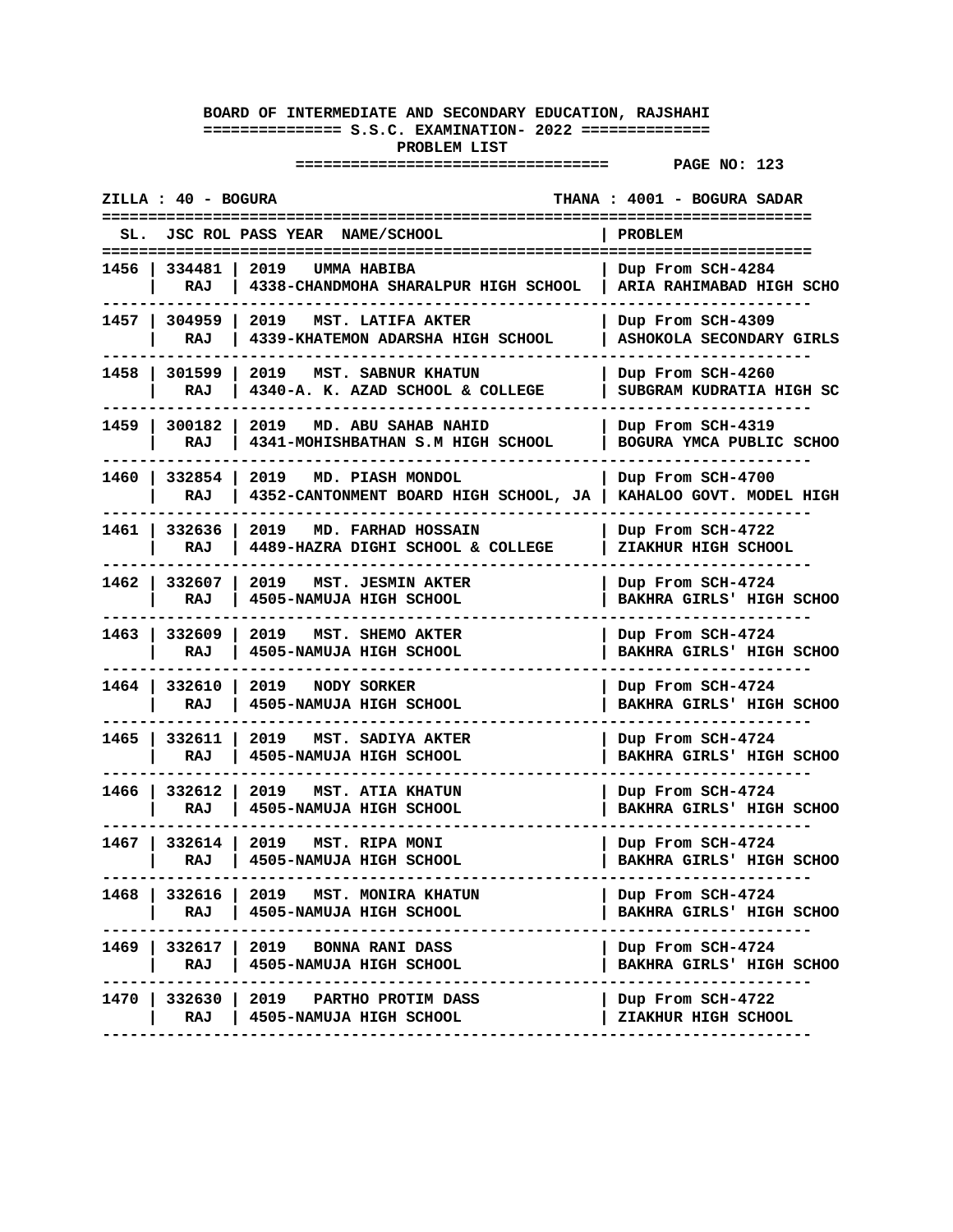**BOARD OF INTERMEDIATE AND SECONDARY EDUCATION, RAJSHAHI**

**S.S.C. EXAMINATION- 2022**

**PROBLEM LIST**

**ZILLA : 40 - BOGURA** | **THANA : 4001 - BOGURA SADAR**

| SL. | JSC ROL | PASS YEAR NAME/SCHOOL | PROBLEM |
|---|---|---|---|
| 1456 | 334481 RAJ | 2019 UMMA HABIBA 4338-CHANDMOHA SHARALPUR HIGH SCHOOL | Dup From SCH-4284 ARIA RAHIMABAD HIGH SCHO |
| 1457 | 304959 RAJ | 2019 MST. LATIFA AKTER 4339-KHATEMON ADARSHA HIGH SCHOOL | Dup From SCH-4309 ASHOKOLA SECONDARY GIRLS |
| 1458 | 301599 RAJ | 2019 MST. SABNUR KHATUN 4340-A. K. AZAD SCHOOL & COLLEGE | Dup From SCH-4260 SUBGRAM KUDRATIA HIGH SC |
| 1459 | 300182 RAJ | 2019 MD. ABU SAHAB NAHID 4341-MOHISHBATHAN S.M HIGH SCHOOL | Dup From SCH-4319 BOGURA YMCA PUBLIC SCHOO |
| 1460 | 332854 RAJ | 2019 MD. PIASH MONDOL 4352-CANTONMENT BOARD HIGH SCHOOL, JA | Dup From SCH-4700 KAHALOO GOVT. MODEL HIGH |
| 1461 | 332636 RAJ | 2019 MD. FARHAD HOSSAIN 4489-HAZRA DIGHI SCHOOL & COLLEGE | Dup From SCH-4722 ZIAKHUR HIGH SCHOOL |
| 1462 | 332607 RAJ | 2019 MST. JESMIN AKTER 4505-NAMUJA HIGH SCHOOL | Dup From SCH-4724 BAKHRA GIRLS' HIGH SCHOO |
| 1463 | 332609 RAJ | 2019 MST. SHEMO AKTER 4505-NAMUJA HIGH SCHOOL | Dup From SCH-4724 BAKHRA GIRLS' HIGH SCHOO |
| 1464 | 332610 RAJ | 2019 NODY SORKER 4505-NAMUJA HIGH SCHOOL | Dup From SCH-4724 BAKHRA GIRLS' HIGH SCHOO |
| 1465 | 332611 RAJ | 2019 MST. SADIYA AKTER 4505-NAMUJA HIGH SCHOOL | Dup From SCH-4724 BAKHRA GIRLS' HIGH SCHOO |
| 1466 | 332612 RAJ | 2019 MST. ATIA KHATUN 4505-NAMUJA HIGH SCHOOL | Dup From SCH-4724 BAKHRA GIRLS' HIGH SCHOO |
| 1467 | 332614 RAJ | 2019 MST. RIPA MONI 4505-NAMUJA HIGH SCHOOL | Dup From SCH-4724 BAKHRA GIRLS' HIGH SCHOO |
| 1468 | 332616 RAJ | 2019 MST. MONIRA KHATUN 4505-NAMUJA HIGH SCHOOL | Dup From SCH-4724 BAKHRA GIRLS' HIGH SCHOO |
| 1469 | 332617 RAJ | 2019 BONNA RANI DASS 4505-NAMUJA HIGH SCHOOL | Dup From SCH-4724 BAKHRA GIRLS' HIGH SCHOO |
| 1470 | 332630 RAJ | 2019 PARTHO PROTIM DASS 4505-NAMUJA HIGH SCHOOL | Dup From SCH-4722 ZIAKHUR HIGH SCHOOL |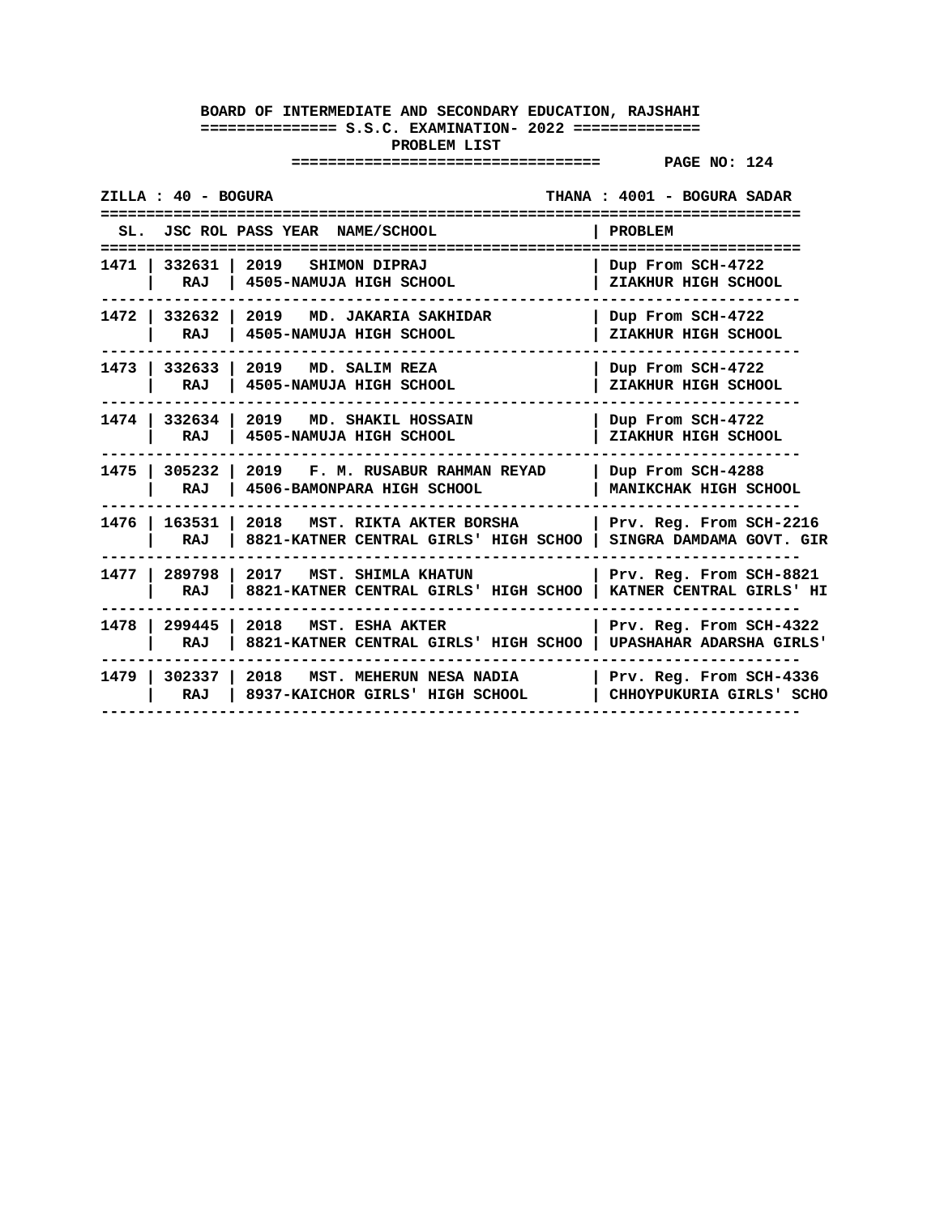**BOARD OF INTERMEDIATE AND SECONDARY EDUCATION, RAJSHAHI**

**============== S.S.C. EXAMINATION- 2022 ==============**

**PROBLEM LIST**

**=================================== PAGE NO: 124**

**ZILLA : 40 - BOGURA** **THANA : 4001 - BOGURA SADAR**

| SL. | JSC ROL | PASS YEAR | NAME/SCHOOL | PROBLEM |
|---|---|---|---|---|
| 1471 | 332631<br>RAJ | 2019 | SHIMON DIPRAJ<br>4505-NAMUJA HIGH SCHOOL | Dup From SCH-4722<br>ZIAKHUR HIGH SCHOOL |
| 1472 | 332632<br>RAJ | 2019 | MD. JAKARIA SAKHIDAR<br>4505-NAMUJA HIGH SCHOOL | Dup From SCH-4722<br>ZIAKHUR HIGH SCHOOL |
| 1473 | 332633<br>RAJ | 2019 | MD. SALIM REZA<br>4505-NAMUJA HIGH SCHOOL | Dup From SCH-4722<br>ZIAKHUR HIGH SCHOOL |
| 1474 | 332634<br>RAJ | 2019 | MD. SHAKIL HOSSAIN<br>4505-NAMUJA HIGH SCHOOL | Dup From SCH-4722<br>ZIAKHUR HIGH SCHOOL |
| 1475 | 305232<br>RAJ | 2019 | F. M. RUSABUR RAHMAN REYAD<br>4506-BAMONPARA HIGH SCHOOL | Dup From SCH-4288<br>MANIKCHAK HIGH SCHOOL |
| 1476 | 163531<br>RAJ | 2018 | MST. RIKTA AKTER BORSHA<br>8821-KATNER CENTRAL GIRLS' HIGH SCHOO | Prv. Reg. From SCH-2216<br>SINGRA DAMDAMA GOVT. GIR |
| 1477 | 289798<br>RAJ | 2017 | MST. SHIMLA KHATUN<br>8821-KATNER CENTRAL GIRLS' HIGH SCHOO | Prv. Reg. From SCH-8821<br>KATNER CENTRAL GIRLS' HI |
| 1478 | 299445<br>RAJ | 2018 | MST. ESHA AKTER<br>8821-KATNER CENTRAL GIRLS' HIGH SCHOO | Prv. Reg. From SCH-4322<br>UPASHAHAR ADARSHA GIRLS' |
| 1479 | 302337<br>RAJ | 2018 | MST. MEHERUN NESA NADIA<br>8937-KAICHOR GIRLS' HIGH SCHOOL | Prv. Reg. From SCH-4336<br>CHHOYPUKURIA GIRLS' SCHO |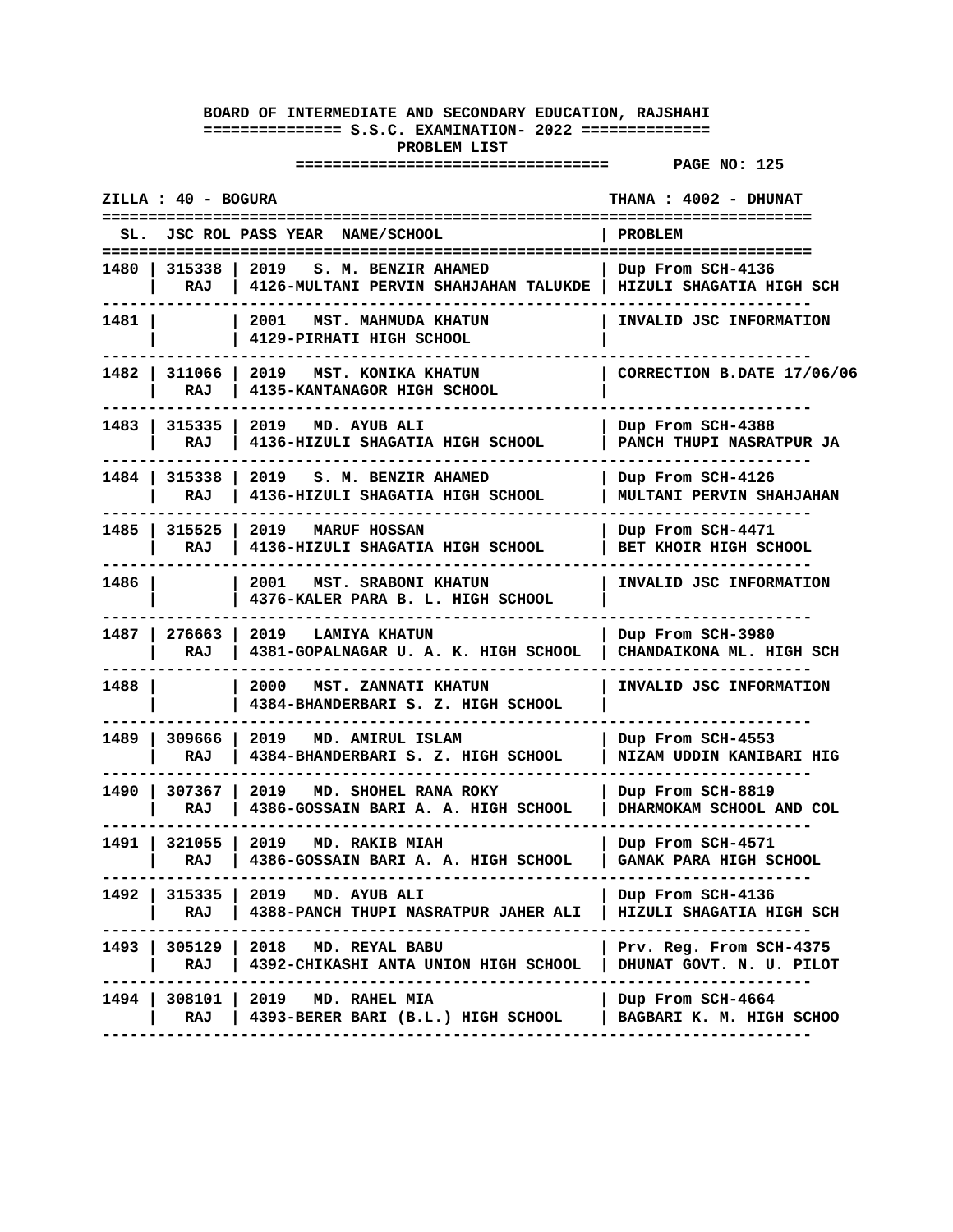**BOARD OF INTERMEDIATE AND SECONDARY EDUCATION, RAJSHAHI**

**S.S.C. EXAMINATION- 2022**

**PROBLEM LIST**

**PAGE NO: 125**

**ZILLA : 40 - BOGURA** | **THANA : 4002 - DHUNAT**

| SL. | JSC ROL | PASS YEAR NAME/SCHOOL | PROBLEM |
|---|---|---|---|
| 1480 | 315338 RAJ | 2019 S. M. BENZIR AHAMED 4126-MULTANI PERVIN SHAHJAHAN TALUKDE | Dup From SCH-4136 HIZULI SHAGATIA HIGH SCH |
| 1481 | | 2001 MST. MAHMUDA KHATUN 4129-PIRHATI HIGH SCHOOL | INVALID JSC INFORMATION |
| 1482 | 311066 RAJ | 2019 MST. KONIKA KHATUN 4135-KANTANAGOR HIGH SCHOOL | CORRECTION B.DATE 17/06/06 |
| 1483 | 315335 RAJ | 2019 MD. AYUB ALI 4136-HIZULI SHAGATIA HIGH SCHOOL | Dup From SCH-4388 PANCH THUPI NASRATPUR JA |
| 1484 | 315338 RAJ | 2019 S. M. BENZIR AHAMED 4136-HIZULI SHAGATIA HIGH SCHOOL | Dup From SCH-4126 MULTANI PERVIN SHAHJAHAN |
| 1485 | 315525 RAJ | 2019 MARUF HOSSAN 4136-HIZULI SHAGATIA HIGH SCHOOL | Dup From SCH-4471 BET KHOIR HIGH SCHOOL |
| 1486 | | 2001 MST. SRABONI KHATUN 4376-KALER PARA B. L. HIGH SCHOOL | INVALID JSC INFORMATION |
| 1487 | 276663 RAJ | 2019 LAMIYA KHATUN 4381-GOPALNAGAR U. A. K. HIGH SCHOOL | Dup From SCH-3980 CHANDAIKONA ML. HIGH SCH |
| 1488 | | 2000 MST. ZANNATI KHATUN 4384-BHANDERBARI S. Z. HIGH SCHOOL | INVALID JSC INFORMATION |
| 1489 | 309666 RAJ | 2019 MD. AMIRUL ISLAM 4384-BHANDERBARI S. Z. HIGH SCHOOL | Dup From SCH-4553 NIZAM UDDIN KANIBARI HIG |
| 1490 | 307367 RAJ | 2019 MD. SHOHEL RANA ROKY 4386-GOSSAIN BARI A. A. HIGH SCHOOL | Dup From SCH-8819 DHARMOKAM SCHOOL AND COL |
| 1491 | 321055 RAJ | 2019 MD. RAKIB MIAH 4386-GOSSAIN BARI A. A. HIGH SCHOOL | Dup From SCH-4571 GANAK PARA HIGH SCHOOL |
| 1492 | 315335 RAJ | 2019 MD. AYUB ALI 4388-PANCH THUPI NASRATPUR JAHER ALI | Dup From SCH-4136 HIZULI SHAGATIA HIGH SCH |
| 1493 | 305129 RAJ | 2018 MD. REYAL BABU 4392-CHIKASHI ANTA UNION HIGH SCHOOL | Prv. Reg. From SCH-4375 DHUNAT GOVT. N. U. PILOT |
| 1494 | 308101 RAJ | 2019 MD. RAHEL MIA 4393-BERER BARI (B.L.) HIGH SCHOOL | Dup From SCH-4664 BAGBARI K. M. HIGH SCHOO |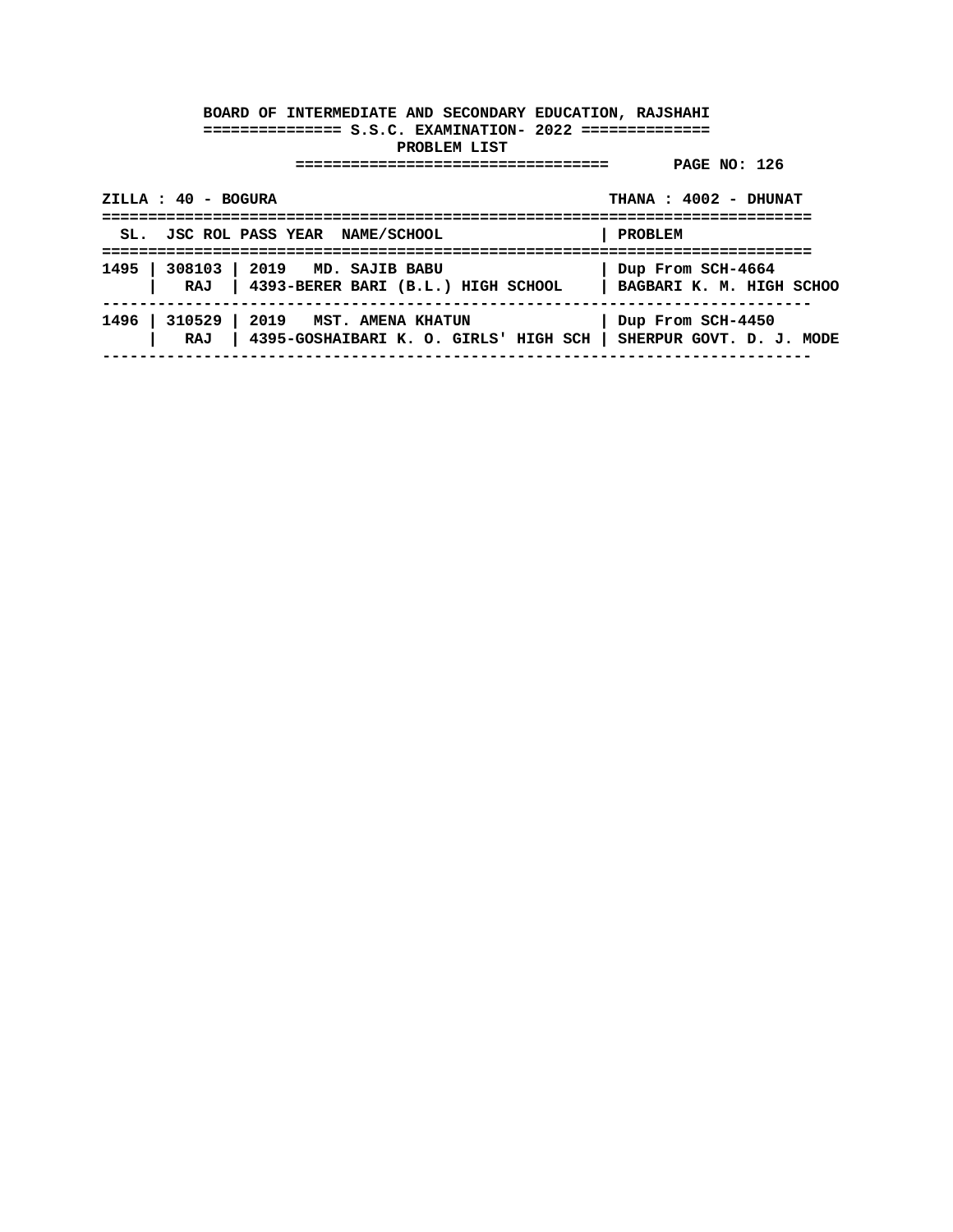**BOARD OF INTERMEDIATE AND SECONDARY EDUCATION, RAJSHAHI**

**S.S.C. EXAMINATION- 2022**

**PROBLEM LIST**

**PAGE NO: 126**

**ZILLA : 40 - BOGURA** | **THANA : 4002 - DHUNAT**

| SL. | JSC ROL | PASS YEAR NAME/SCHOOL | PROBLEM |
|---|---|---|---|
| 1495 | 308103<br>RAJ | 2019 MD. SAJIB BABU<br>4393-BERER BARI (B.L.) HIGH SCHOOL | Dup From SCH-4664<br>BAGBARI K. M. HIGH SCHOO |
| 1496 | 310529<br>RAJ | 2019 MST. AMENA KHATUN<br>4395-GOSHAIBARI K. O. GIRLS' HIGH SCH | Dup From SCH-4450<br>SHERPUR GOVT. D. J. MODE |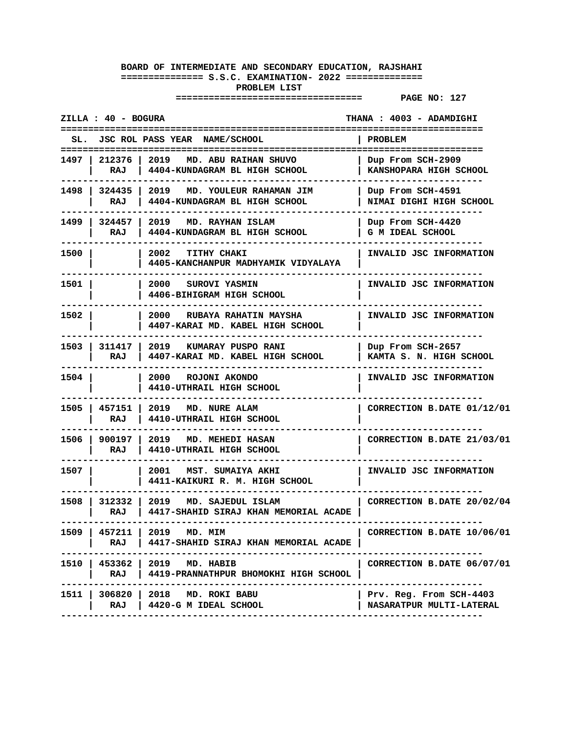**BOARD OF INTERMEDIATE AND SECONDARY EDUCATION, RAJSHAHI**

**S.S.C. EXAMINATION- 2022**

**PROBLEM LIST**

**PAGE NO: 127**

**ZILLA : 40 - BOGURA** | **THANA : 4003 - ADAMDIGHI**

| SL. | JSC ROL | PASS YEAR NAME/SCHOOL | PROBLEM |
|---|---|---|---|
| 1497 | 212376 RAJ | 2019 MD. ABU RAIHAN SHUVO 4404-KUNDAGRAM BL HIGH SCHOOL | Dup From SCH-2909 KANSHOPARA HIGH SCHOOL |
| 1498 | 324435 RAJ | 2019 MD. YOULEUR RAHAMAN JIM 4404-KUNDAGRAM BL HIGH SCHOOL | Dup From SCH-4591 NIMAI DIGHI HIGH SCHOOL |
| 1499 | 324457 RAJ | 2019 MD. RAYHAN ISLAM 4404-KUNDAGRAM BL HIGH SCHOOL | Dup From SCH-4420 G M IDEAL SCHOOL |
| 1500 | | 2002 TITHY CHAKI 4405-KANCHANPUR MADHYAMIK VIDYALAYA | INVALID JSC INFORMATION |
| 1501 | | 2000 SUROVI YASMIN 4406-BIHIGRAM HIGH SCHOOL | INVALID JSC INFORMATION |
| 1502 | | 2000 RUBAYA RAHATIN MAYSHA 4407-KARAI MD. KABEL HIGH SCHOOL | INVALID JSC INFORMATION |
| 1503 | 311417 RAJ | 2019 KUMARAY PUSPO RANI 4407-KARAI MD. KABEL HIGH SCHOOL | Dup From SCH-2657 KAMTA S. N. HIGH SCHOOL |
| 1504 | | 2000 ROJONI AKONDO 4410-UTHRAIL HIGH SCHOOL | INVALID JSC INFORMATION |
| 1505 | 457151 RAJ | 2019 MD. NURE ALAM 4410-UTHRAIL HIGH SCHOOL | CORRECTION B.DATE 01/12/01 |
| 1506 | 900197 RAJ | 2019 MD. MEHEDI HASAN 4410-UTHRAIL HIGH SCHOOL | CORRECTION B.DATE 21/03/01 |
| 1507 | | 2001 MST. SUMAIYA AKHI 4411-KAIKURI R. M. HIGH SCHOOL | INVALID JSC INFORMATION |
| 1508 | 312332 RAJ | 2019 MD. SAJEDUL ISLAM 4417-SHAHID SIRAJ KHAN MEMORIAL ACADE | CORRECTION B.DATE 20/02/04 |
| 1509 | 457211 RAJ | 2019 MD. MIM 4417-SHAHID SIRAJ KHAN MEMORIAL ACADE | CORRECTION B.DATE 10/06/01 |
| 1510 | 453362 RAJ | 2019 MD. HABIB 4419-PRANNATHPUR BHOMOKHI HIGH SCHOOL | CORRECTION B.DATE 06/07/01 |
| 1511 | 306820 RAJ | 2018 MD. ROKI BABU 4420-G M IDEAL SCHOOL | Prv. Reg. From SCH-4403 NASARATPUR MULTI-LATERAL |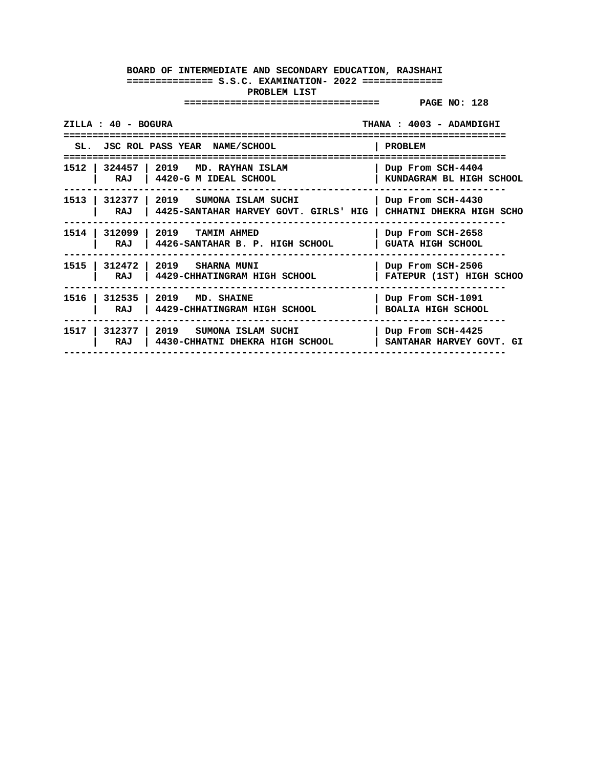**BOARD OF INTERMEDIATE AND SECONDARY EDUCATION, RAJSHAHI**

**S.S.C. EXAMINATION- 2022**

**PROBLEM LIST**

**PAGE NO: 128**

**ZILLA : 40 - BOGURA** | **THANA : 4003 - ADAMDIGHI**

| SL. | JSC ROL | PASS YEAR NAME/SCHOOL | PROBLEM |
|---|---|---|---|
| 1512 | 324457<br>RAJ | 2019 MD. RAYHAN ISLAM<br>4420-G M IDEAL SCHOOL | Dup From SCH-4404<br>KUNDAGRAM BL HIGH SCHOOL |
| 1513 | 312377<br>RAJ | 2019 SUMONA ISLAM SUCHI<br>4425-SANTAHAR HARVEY GOVT. GIRLS' HIG | Dup From SCH-4430<br>CHHATNI DHEKRA HIGH SCHO |
| 1514 | 312099<br>RAJ | 2019 TAMIM AHMED<br>4426-SANTAHAR B. P. HIGH SCHOOL | Dup From SCH-2658<br>GUATA HIGH SCHOOL |
| 1515 | 312472<br>RAJ | 2019 SHARNA MUNI<br>4429-CHHATINGRAM HIGH SCHOOL | Dup From SCH-2506<br>FATEPUR (1ST) HIGH SCHOO |
| 1516 | 312535<br>RAJ | 2019 MD. SHAINE<br>4429-CHHATINGRAM HIGH SCHOOL | Dup From SCH-1091<br>BOALIA HIGH SCHOOL |
| 1517 | 312377<br>RAJ | 2019 SUMONA ISLAM SUCHI<br>4430-CHHATNI DHEKRA HIGH SCHOOL | Dup From SCH-4425<br>SANTAHAR HARVEY GOVT. GI |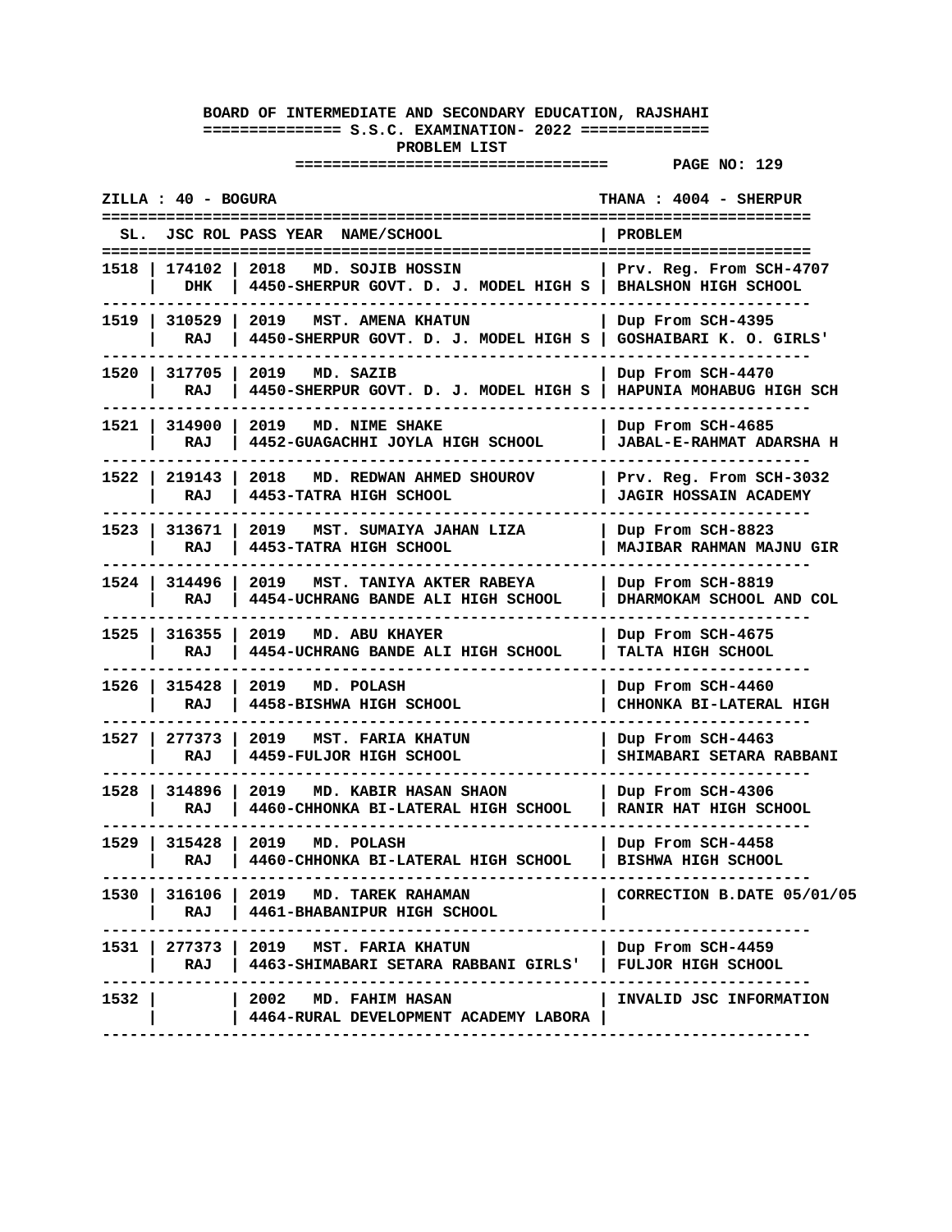**BOARD OF INTERMEDIATE AND SECONDARY EDUCATION, RAJSHAHI**

**S.S.C. EXAMINATION- 2022**

**PROBLEM LIST**

**ZILLA : 40 - BOGURA** **THANA : 4004 - SHERPUR**

| SL. | JSC ROL | PASS YEAR NAME/SCHOOL | PROBLEM |
|---|---|---|---|
| 1518 | 174102 DHK | 2018 MD. SOJIB HOSSIN 4450-SHERPUR GOVT. D. J. MODEL HIGH S | Prv. Reg. From SCH-4707 BHALSHON HIGH SCHOOL |
| 1519 | 310529 RAJ | 2019 MST. AMENA KHATUN 4450-SHERPUR GOVT. D. J. MODEL HIGH S | Dup From SCH-4395 GOSHAIBARI K. O. GIRLS' |
| 1520 | 317705 RAJ | 2019 MD. SAZIB 4450-SHERPUR GOVT. D. J. MODEL HIGH S | Dup From SCH-4470 HAPUNIA MOHABUG HIGH SCH |
| 1521 | 314900 RAJ | 2019 MD. NIME SHAKE 4452-GUAGACHHI JOYLA HIGH SCHOOL | Dup From SCH-4685 JABAL-E-RAHMAT ADARSHA H |
| 1522 | 219143 RAJ | 2018 MD. REDWAN AHMED SHOUROV 4453-TATRA HIGH SCHOOL | Prv. Reg. From SCH-3032 JAGIR HOSSAIN ACADEMY |
| 1523 | 313671 RAJ | 2019 MST. SUMAIYA JAHAN LIZA 4453-TATRA HIGH SCHOOL | Dup From SCH-8823 MAJIBAR RAHMAN MAJNU GIR |
| 1524 | 314496 RAJ | 2019 MST. TANIYA AKTER RABEYA 4454-UCHRANG BANDE ALI HIGH SCHOOL | Dup From SCH-8819 DHARMOKAM SCHOOL AND COL |
| 1525 | 316355 RAJ | 2019 MD. ABU KHAYER 4454-UCHRANG BANDE ALI HIGH SCHOOL | Dup From SCH-4675 TALTA HIGH SCHOOL |
| 1526 | 315428 RAJ | 2019 MD. POLASH 4458-BISHWA HIGH SCHOOL | Dup From SCH-4460 CHHONKA BI-LATERAL HIGH |
| 1527 | 277373 RAJ | 2019 MST. FARIA KHATUN 4459-FULJOR HIGH SCHOOL | Dup From SCH-4463 SHIMABARI SETARA RABBANI |
| 1528 | 314896 RAJ | 2019 MD. KABIR HASAN SHAON 4460-CHHONKA BI-LATERAL HIGH SCHOOL | Dup From SCH-4306 RANIR HAT HIGH SCHOOL |
| 1529 | 315428 RAJ | 2019 MD. POLASH 4460-CHHONKA BI-LATERAL HIGH SCHOOL | Dup From SCH-4458 BISHWA HIGH SCHOOL |
| 1530 | 316106 RAJ | 2019 MD. TAREK RAHAMAN 4461-BHABANIPUR HIGH SCHOOL | CORRECTION B.DATE 05/01/05 |
| 1531 | 277373 RAJ | 2019 MST. FARIA KHATUN 4463-SHIMABARI SETARA RABBANI GIRLS' | Dup From SCH-4459 FULJOR HIGH SCHOOL |
| 1532 | | 2002 MD. FAHIM HASAN 4464-RURAL DEVELOPMENT ACADEMY LABORA | INVALID JSC INFORMATION |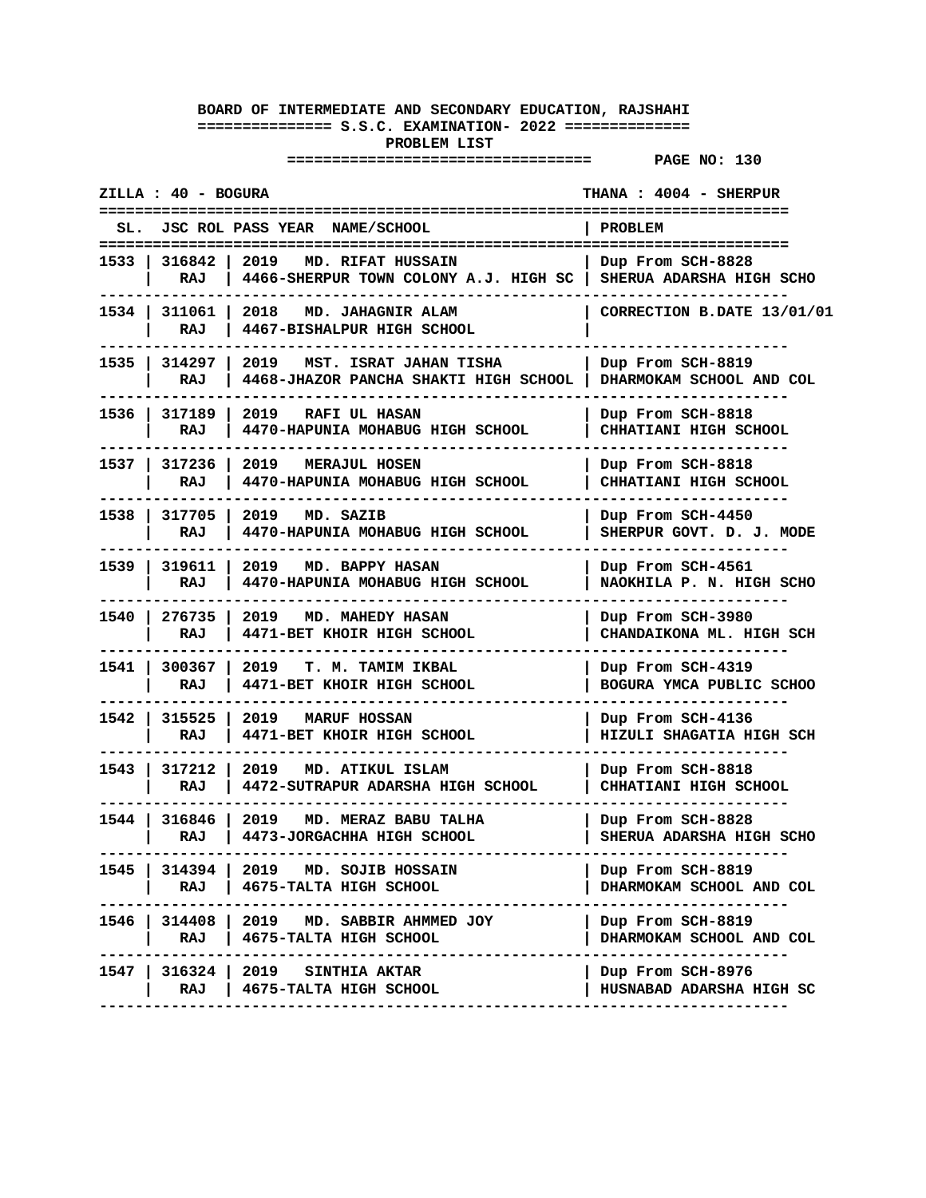**BOARD OF INTERMEDIATE AND SECONDARY EDUCATION, RAJSHAHI**

**S.S.C. EXAMINATION- 2022**

**PROBLEM LIST**

**PAGE NO: 130**

**ZILLA : 40 - BOGURA** **THANA : 4004 - SHERPUR**

| SL. | JSC ROL | PASS YEAR | NAME/SCHOOL | PROBLEM |
|---|---|---|---|---|
| 1533 | 316842 RAJ | 2019 | MD. RIFAT HUSSAIN 4466-SHERPUR TOWN COLONY A.J. HIGH SC | Dup From SCH-8828 SHERUA ADARSHA HIGH SCHO |
| 1534 | 311061 RAJ | 2018 | MD. JAHAGNIR ALAM 4467-BISHALPUR HIGH SCHOOL | CORRECTION B.DATE 13/01/01 |
| 1535 | 314297 RAJ | 2019 | MST. ISRAT JAHAN TISHA 4468-JHAZOR PANCHA SHAKTI HIGH SCHOOL | Dup From SCH-8819 DHARMOKAM SCHOOL AND COL |
| 1536 | 317189 RAJ | 2019 | RAFI UL HASAN 4470-HAPUNIA MOHABUG HIGH SCHOOL | Dup From SCH-8818 CHHATIANI HIGH SCHOOL |
| 1537 | 317236 RAJ | 2019 | MERAJUL HOSEN 4470-HAPUNIA MOHABUG HIGH SCHOOL | Dup From SCH-8818 CHHATIANI HIGH SCHOOL |
| 1538 | 317705 RAJ | 2019 | MD. SAZIB 4470-HAPUNIA MOHABUG HIGH SCHOOL | Dup From SCH-4450 SHERPUR GOVT. D. J. MODE |
| 1539 | 319611 RAJ | 2019 | MD. BAPPY HASAN 4470-HAPUNIA MOHABUG HIGH SCHOOL | Dup From SCH-4561 NAOKHILA P. N. HIGH SCHO |
| 1540 | 276735 RAJ | 2019 | MD. MAHEDY HASAN 4471-BET KHOIR HIGH SCHOOL | Dup From SCH-3980 CHANDAIKONA ML. HIGH SCH |
| 1541 | 300367 RAJ | 2019 | T. M. TAMIM IKBAL 4471-BET KHOIR HIGH SCHOOL | Dup From SCH-4319 BOGURA YMCA PUBLIC SCHOO |
| 1542 | 315525 RAJ | 2019 | MARUF HOSSAN 4471-BET KHOIR HIGH SCHOOL | Dup From SCH-4136 HIZULI SHAGATIA HIGH SCH |
| 1543 | 317212 RAJ | 2019 | MD. ATIKUL ISLAM 4472-SUTRAPUR ADARSHA HIGH SCHOOL | Dup From SCH-8818 CHHATIANI HIGH SCHOOL |
| 1544 | 316846 RAJ | 2019 | MD. MERAZ BABU TALHA 4473-JORGACHHA HIGH SCHOOL | Dup From SCH-8828 SHERUA ADARSHA HIGH SCHO |
| 1545 | 314394 RAJ | 2019 | MD. SOJIB HOSSAIN 4675-TALTA HIGH SCHOOL | Dup From SCH-8819 DHARMOKAM SCHOOL AND COL |
| 1546 | 314408 RAJ | 2019 | MD. SABBIR AHMMED JOY 4675-TALTA HIGH SCHOOL | Dup From SCH-8819 DHARMOKAM SCHOOL AND COL |
| 1547 | 316324 RAJ | 2019 | SINTHIA AKTAR 4675-TALTA HIGH SCHOOL | Dup From SCH-8976 HUSNABAD ADARSHA HIGH SC |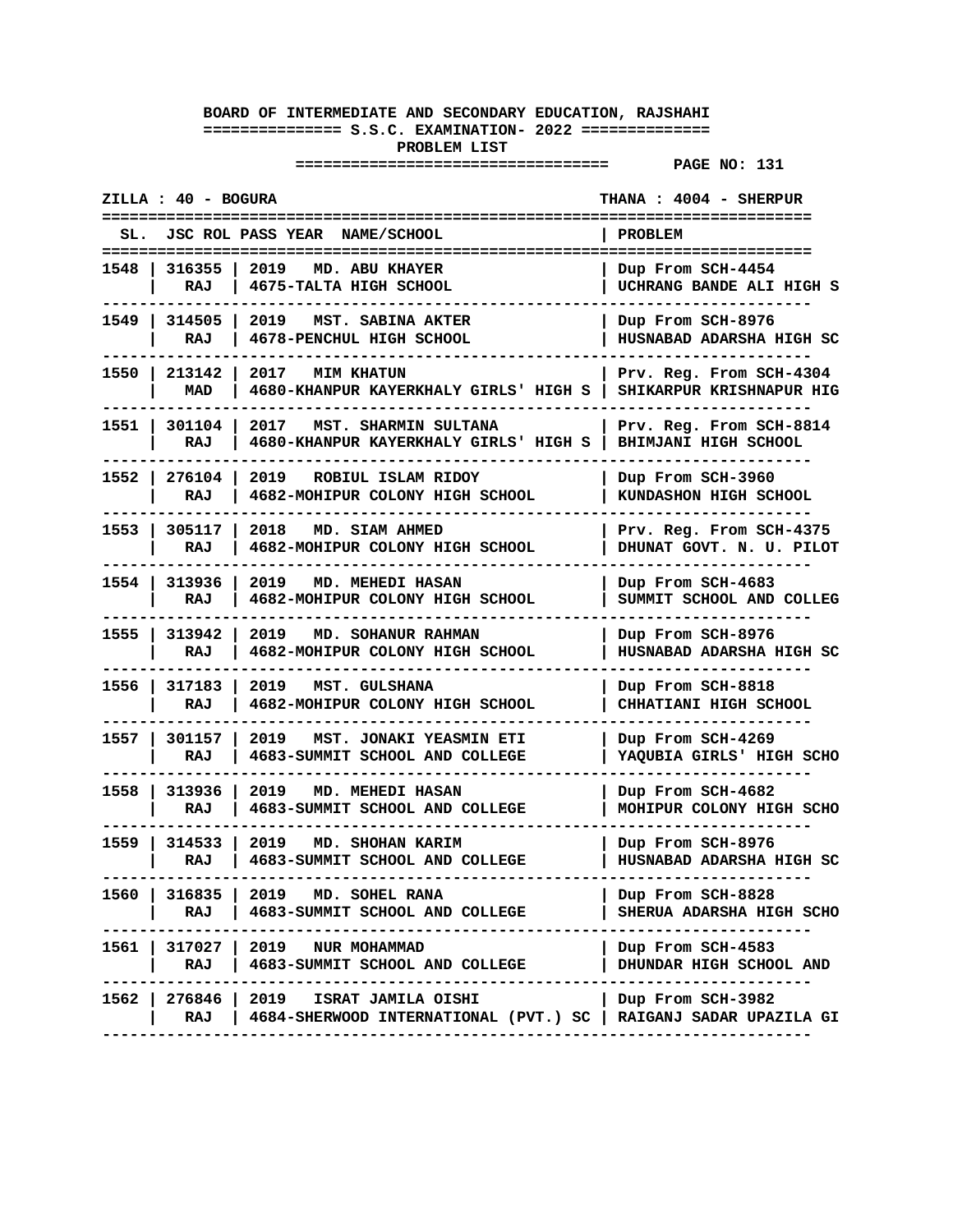**BOARD OF INTERMEDIATE AND SECONDARY EDUCATION, RAJSHAHI**

**S.S.C. EXAMINATION- 2022**

**PROBLEM LIST**

**ZILLA : 40 - BOGURA** | **THANA : 4004 - SHERPUR**

| SL. | JSC ROL | PASS YEAR NAME/SCHOOL | PROBLEM |
|---|---|---|---|
| 1548 | 316355 RAJ | 2019 MD. ABU KHAYER 4675-TALTA HIGH SCHOOL | Dup From SCH-4454 UCHRANG BANDE ALI HIGH S |
| 1549 | 314505 RAJ | 2019 MST. SABINA AKTER 4678-PENCHUL HIGH SCHOOL | Dup From SCH-8976 HUSNABAD ADARSHA HIGH SC |
| 1550 | 213142 MAD | 2017 MIM KHATUN 4680-KHANPUR KAYERKHALY GIRLS' HIGH S | Prv. Reg. From SCH-4304 SHIKARPUR KRISHNAPUR HIG |
| 1551 | 301104 RAJ | 2017 MST. SHARMIN SULTANA 4680-KHANPUR KAYERKHALY GIRLS' HIGH S | Prv. Reg. From SCH-8814 BHIMJANI HIGH SCHOOL |
| 1552 | 276104 RAJ | 2019 ROBIUL ISLAM RIDOY 4682-MOHIPUR COLONY HIGH SCHOOL | Dup From SCH-3960 KUNDASHON HIGH SCHOOL |
| 1553 | 305117 RAJ | 2018 MD. SIAM AHMED 4682-MOHIPUR COLONY HIGH SCHOOL | Prv. Reg. From SCH-4375 DHUNAT GOVT. N. U. PILOT |
| 1554 | 313936 RAJ | 2019 MD. MEHEDI HASAN 4682-MOHIPUR COLONY HIGH SCHOOL | Dup From SCH-4683 SUMMIT SCHOOL AND COLLEG |
| 1555 | 313942 RAJ | 2019 MD. SOHANUR RAHMAN 4682-MOHIPUR COLONY HIGH SCHOOL | Dup From SCH-8976 HUSNABAD ADARSHA HIGH SC |
| 1556 | 317183 RAJ | 2019 MST. GULSHANA 4682-MOHIPUR COLONY HIGH SCHOOL | Dup From SCH-8818 CHHATIANI HIGH SCHOOL |
| 1557 | 301157 RAJ | 2019 MST. JONAKI YEASMIN ETI 4683-SUMMIT SCHOOL AND COLLEGE | Dup From SCH-4269 YAQUBIA GIRLS' HIGH SCHO |
| 1558 | 313936 RAJ | 2019 MD. MEHEDI HASAN 4683-SUMMIT SCHOOL AND COLLEGE | Dup From SCH-4682 MOHIPUR COLONY HIGH SCHO |
| 1559 | 314533 RAJ | 2019 MD. SHOHAN KARIM 4683-SUMMIT SCHOOL AND COLLEGE | Dup From SCH-8976 HUSNABAD ADARSHA HIGH SC |
| 1560 | 316835 RAJ | 2019 MD. SOHEL RANA 4683-SUMMIT SCHOOL AND COLLEGE | Dup From SCH-8828 SHERUA ADARSHA HIGH SCHO |
| 1561 | 317027 RAJ | 2019 NUR MOHAMMAD 4683-SUMMIT SCHOOL AND COLLEGE | Dup From SCH-4583 DHUNDAR HIGH SCHOOL AND |
| 1562 | 276846 RAJ | 2019 ISRAT JAMILA OISHI 4684-SHERWOOD INTERNATIONAL (PVT.) SC | Dup From SCH-3982 RAIGANJ SADAR UPAZILA GI |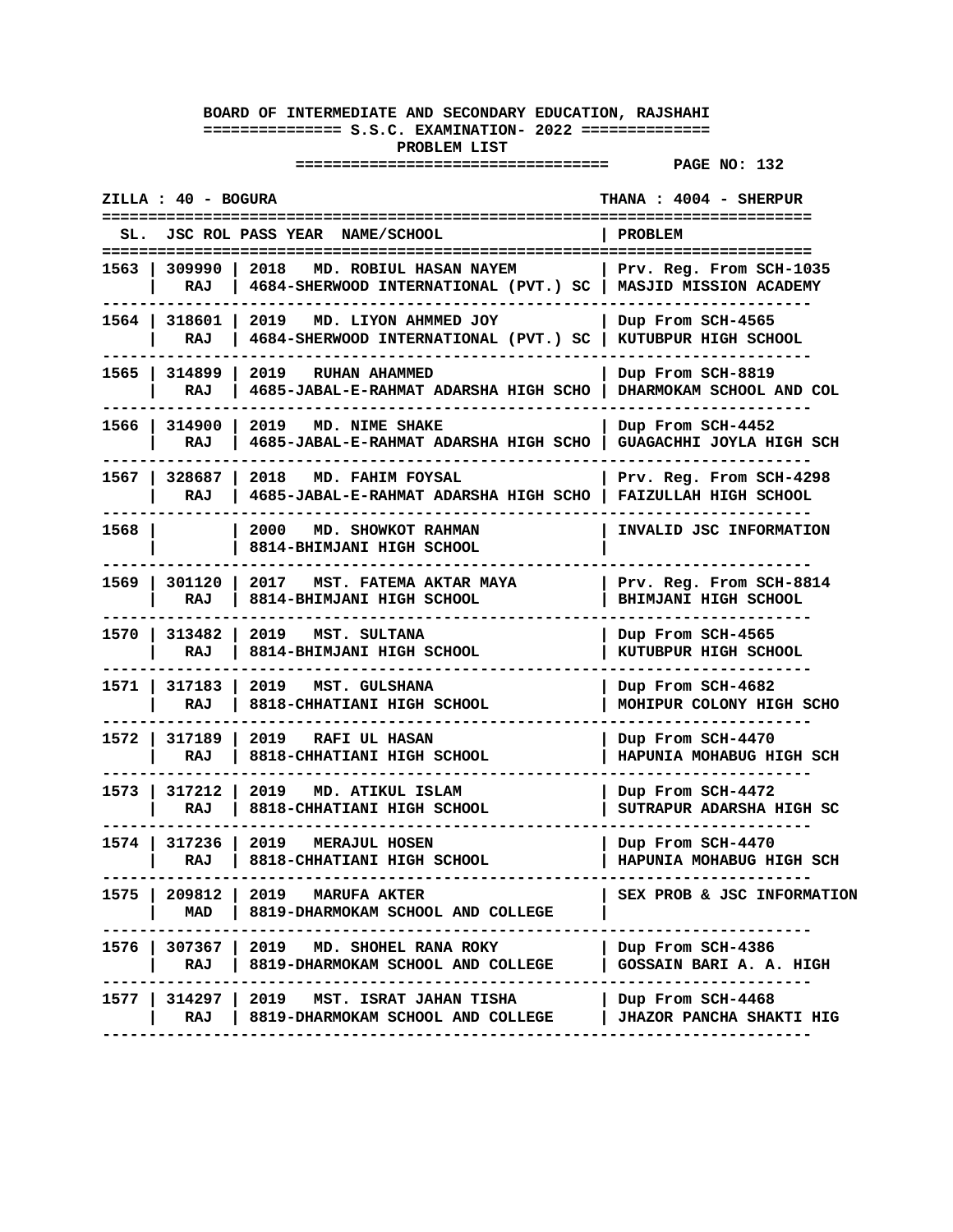**BOARD OF INTERMEDIATE AND SECONDARY EDUCATION, RAJSHAHI**

**S.S.C. EXAMINATION- 2022**

**PROBLEM LIST**

**PAGE NO: 132**

**ZILLA : 40 - BOGURA** **THANA : 4004 - SHERPUR**

| SL. | JSC ROL | PASS YEAR | NAME/SCHOOL | PROBLEM |
|---|---|---|---|---|
| 1563 | 309990 RAJ | 2018 | MD. ROBIUL HASAN NAYEM 4684-SHERWOOD INTERNATIONAL (PVT.) SC | Prv. Reg. From SCH-1035 MASJID MISSION ACADEMY |
| 1564 | 318601 RAJ | 2019 | MD. LIYON AHMMED JOY 4684-SHERWOOD INTERNATIONAL (PVT.) SC | Dup From SCH-4565 KUTUBPUR HIGH SCHOOL |
| 1565 | 314899 RAJ | 2019 | RUHAN AHAMMED 4685-JABAL-E-RAHMAT ADARSHA HIGH SCHO | Dup From SCH-8819 DHARMOKAM SCHOOL AND COL |
| 1566 | 314900 RAJ | 2019 | MD. NIME SHAKE 4685-JABAL-E-RAHMAT ADARSHA HIGH SCHO | Dup From SCH-4452 GUAGACHHI JOYLA HIGH SCH |
| 1567 | 328687 RAJ | 2018 | MD. FAHIM FOYSAL 4685-JABAL-E-RAHMAT ADARSHA HIGH SCHO | Prv. Reg. From SCH-4298 FAIZULLAH HIGH SCHOOL |
| 1568 | | 2000 | MD. SHOWKOT RAHMAN 8814-BHIMJANI HIGH SCHOOL | INVALID JSC INFORMATION |
| 1569 | 301120 RAJ | 2017 | MST. FATEMA AKTAR MAYA 8814-BHIMJANI HIGH SCHOOL | Prv. Reg. From SCH-8814 BHIMJANI HIGH SCHOOL |
| 1570 | 313482 RAJ | 2019 | MST. SULTANA 8814-BHIMJANI HIGH SCHOOL | Dup From SCH-4565 KUTUBPUR HIGH SCHOOL |
| 1571 | 317183 RAJ | 2019 | MST. GULSHANA 8818-CHHATIANI HIGH SCHOOL | Dup From SCH-4682 MOHIPUR COLONY HIGH SCHO |
| 1572 | 317189 RAJ | 2019 | RAFI UL HASAN 8818-CHHATIANI HIGH SCHOOL | Dup From SCH-4470 HAPUNIA MOHABUG HIGH SCH |
| 1573 | 317212 RAJ | 2019 | MD. ATIKUL ISLAM 8818-CHHATIANI HIGH SCHOOL | Dup From SCH-4472 SUTRAPUR ADARSHA HIGH SC |
| 1574 | 317236 RAJ | 2019 | MERAJUL HOSEN 8818-CHHATIANI HIGH SCHOOL | Dup From SCH-4470 HAPUNIA MOHABUG HIGH SCH |
| 1575 | 209812 MAD | 2019 | MARUFA AKTER 8819-DHARMOKAM SCHOOL AND COLLEGE | SEX PROB & JSC INFORMATION |
| 1576 | 307367 RAJ | 2019 | MD. SHOHEL RANA ROKY 8819-DHARMOKAM SCHOOL AND COLLEGE | Dup From SCH-4386 GOSSAIN BARI A. A. HIGH |
| 1577 | 314297 RAJ | 2019 | MST. ISRAT JAHAN TISHA 8819-DHARMOKAM SCHOOL AND COLLEGE | Dup From SCH-4468 JHAZOR PANCHA SHAKTI HIG |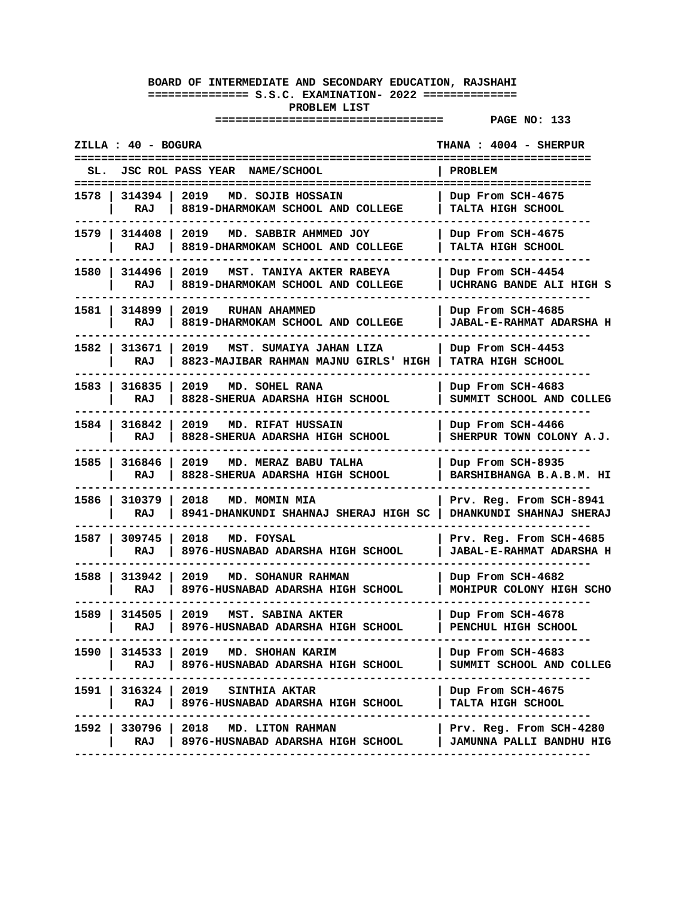**BOARD OF INTERMEDIATE AND SECONDARY EDUCATION, RAJSHAHI**

**S.S.C. EXAMINATION- 2022**

**PROBLEM LIST**

**ZILLA : 40 - BOGURA** | **THANA : 4004 - SHERPUR**

| SL. | JSC ROL | PASS YEAR | NAME/SCHOOL | PROBLEM |
|---|---|---|---|---|
| 1578 | 314394<br>RAJ | 2019 | MD. SOJIB HOSSAIN<br>8819-DHARMOKAM SCHOOL AND COLLEGE | Dup From SCH-4675<br>TALTA HIGH SCHOOL |
| 1579 | 314408<br>RAJ | 2019 | MD. SABBIR AHMMED JOY<br>8819-DHARMOKAM SCHOOL AND COLLEGE | Dup From SCH-4675<br>TALTA HIGH SCHOOL |
| 1580 | 314496<br>RAJ | 2019 | MST. TANIYA AKTER RABEYA<br>8819-DHARMOKAM SCHOOL AND COLLEGE | Dup From SCH-4454<br>UCHRANG BANDE ALI HIGH S |
| 1581 | 314899<br>RAJ | 2019 | RUHAN AHAMMED<br>8819-DHARMOKAM SCHOOL AND COLLEGE | Dup From SCH-4685<br>JABAL-E-RAHMAT ADARSHA H |
| 1582 | 313671<br>RAJ | 2019 | MST. SUMAIYA JAHAN LIZA<br>8823-MAJIBAR RAHMAN MAJNU GIRLS' HIGH | Dup From SCH-4453<br>TATRA HIGH SCHOOL |
| 1583 | 316835<br>RAJ | 2019 | MD. SOHEL RANA<br>8828-SHERUA ADARSHA HIGH SCHOOL | Dup From SCH-4683<br>SUMMIT SCHOOL AND COLLEG |
| 1584 | 316842<br>RAJ | 2019 | MD. RIFAT HUSSAIN<br>8828-SHERUA ADARSHA HIGH SCHOOL | Dup From SCH-4466<br>SHERPUR TOWN COLONY A.J. |
| 1585 | 316846<br>RAJ | 2019 | MD. MERAZ BABU TALHA<br>8828-SHERUA ADARSHA HIGH SCHOOL | Dup From SCH-8935<br>BARSHIBHANGA B.A.B.M. HI |
| 1586 | 310379<br>RAJ | 2018 | MD. MOMIN MIA<br>8941-DHANKUNDI SHAHNAJ SHERAJ HIGH SC | Prv. Reg. From SCH-8941<br>DHANKUNDI SHAHNAJ SHERAJ |
| 1587 | 309745<br>RAJ | 2018 | MD. FOYSAL<br>8976-HUSNABAD ADARSHA HIGH SCHOOL | Prv. Reg. From SCH-4685<br>JABAL-E-RAHMAT ADARSHA H |
| 1588 | 313942<br>RAJ | 2019 | MD. SOHANUR RAHMAN<br>8976-HUSNABAD ADARSHA HIGH SCHOOL | Dup From SCH-4682<br>MOHIPUR COLONY HIGH SCHO |
| 1589 | 314505<br>RAJ | 2019 | MST. SABINA AKTER<br>8976-HUSNABAD ADARSHA HIGH SCHOOL | Dup From SCH-4678<br>PENCHUL HIGH SCHOOL |
| 1590 | 314533<br>RAJ | 2019 | MD. SHOHAN KARIM<br>8976-HUSNABAD ADARSHA HIGH SCHOOL | Dup From SCH-4683<br>SUMMIT SCHOOL AND COLLEG |
| 1591 | 316324<br>RAJ | 2019 | SINTHIA AKTAR<br>8976-HUSNABAD ADARSHA HIGH SCHOOL | Dup From SCH-4675<br>TALTA HIGH SCHOOL |
| 1592 | 330796<br>RAJ | 2018 | MD. LITON RAHMAN<br>8976-HUSNABAD ADARSHA HIGH SCHOOL | Prv. Reg. From SCH-4280<br>JAMUNNA PALLI BANDHU HIG |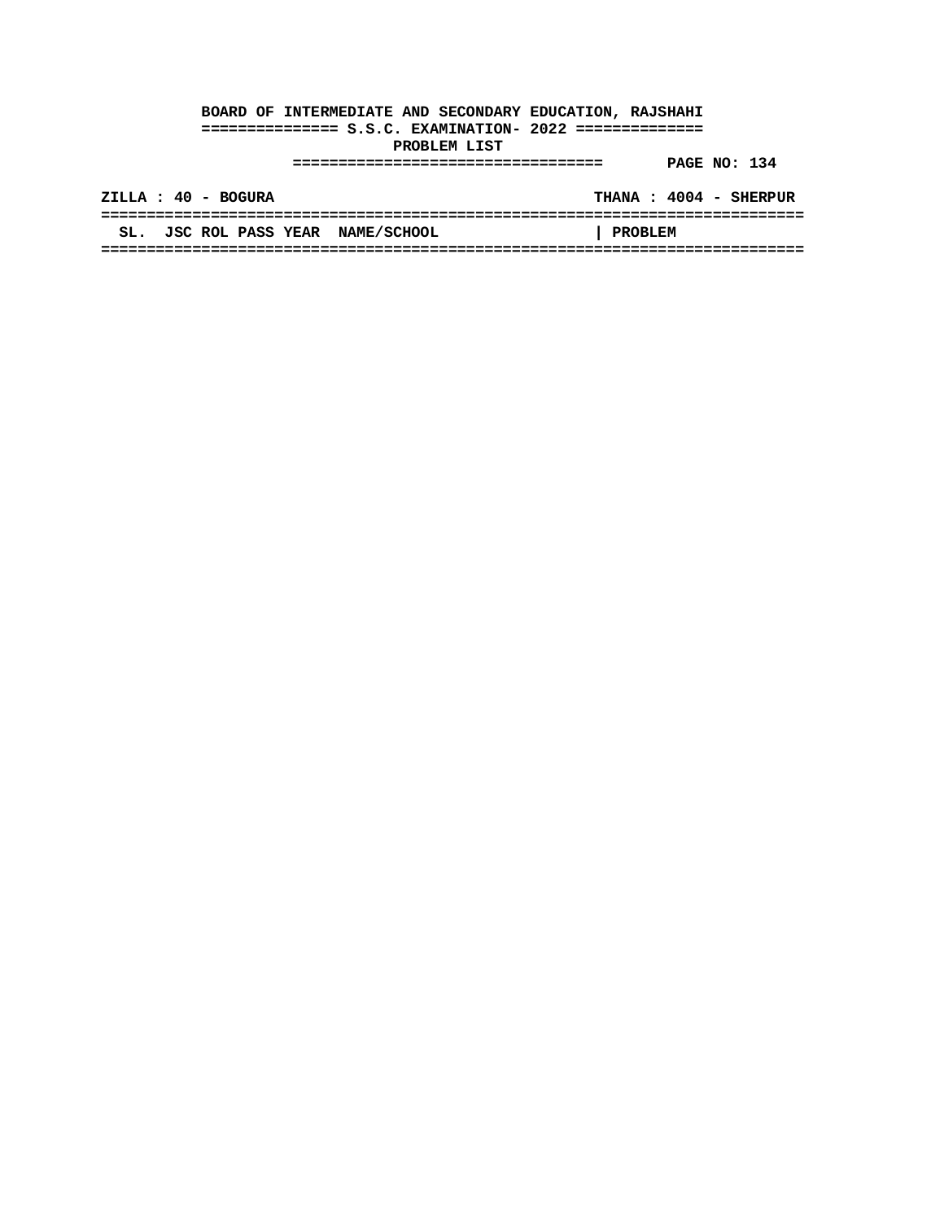**BOARD OF INTERMEDIATE AND SECONDARY EDUCATION, RAJSHAHI**

**S.S.C. EXAMINATION- 2022**

**PROBLEM LIST**

**PAGE NO: 134**

**ZILLA : 40 - BOGURA** **THANA : 4004 - SHERPUR**

| SL. | JSC ROL | PASS YEAR | NAME/SCHOOL | PROBLEM |
|---|---|---|---|---|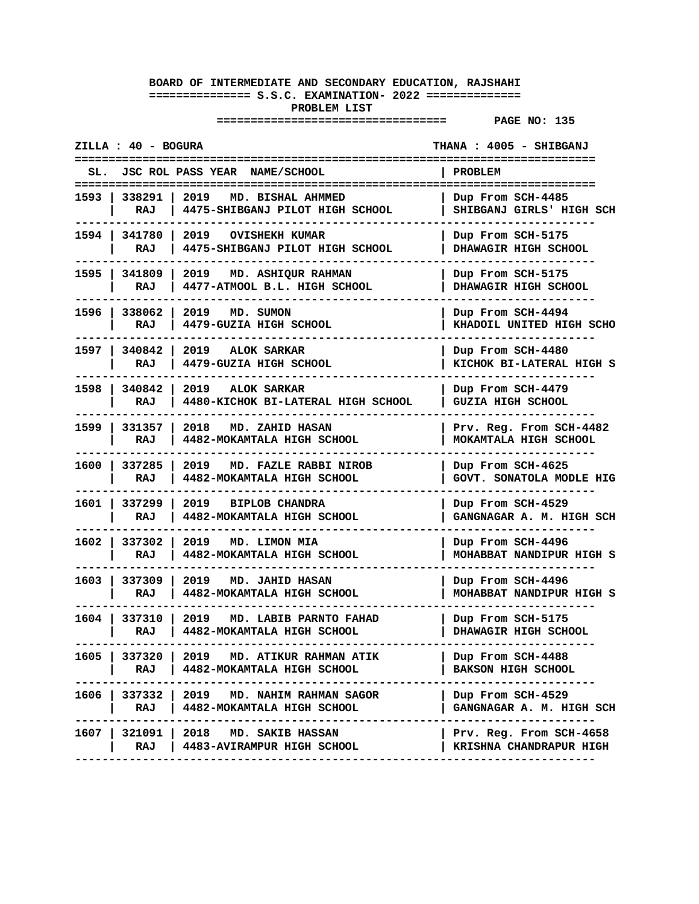**BOARD OF INTERMEDIATE AND SECONDARY EDUCATION, RAJSHAHI**

**S.S.C. EXAMINATION- 2022**

**PROBLEM LIST**

**PAGE NO: 135**

**ZILLA : 40 - BOGURA** **THANA : 4005 - SHIBGANJ**

| SL. | JSC ROL | PASS YEAR NAME/SCHOOL | PROBLEM |
|---|---|---|---|
| 1593 | 338291 RAJ | 2019 MD. BISHAL AHMMED 4475-SHIBGANJ PILOT HIGH SCHOOL | Dup From SCH-4485 SHIBGANJ GIRLS' HIGH SCH |
| 1594 | 341780 RAJ | 2019 OVISHEKH KUMAR 4475-SHIBGANJ PILOT HIGH SCHOOL | Dup From SCH-5175 DHAWAGIR HIGH SCHOOL |
| 1595 | 341809 RAJ | 2019 MD. ASHIQUR RAHMAN 4477-ATMOOL B.L. HIGH SCHOOL | Dup From SCH-5175 DHAWAGIR HIGH SCHOOL |
| 1596 | 338062 RAJ | 2019 MD. SUMON 4479-GUZIA HIGH SCHOOL | Dup From SCH-4494 KHADOIL UNITED HIGH SCHO |
| 1597 | 340842 RAJ | 2019 ALOK SARKAR 4479-GUZIA HIGH SCHOOL | Dup From SCH-4480 KICHOK BI-LATERAL HIGH S |
| 1598 | 340842 RAJ | 2019 ALOK SARKAR 4480-KICHOK BI-LATERAL HIGH SCHOOL | Dup From SCH-4479 GUZIA HIGH SCHOOL |
| 1599 | 331357 RAJ | 2018 MD. ZAHID HASAN 4482-MOKAMTALA HIGH SCHOOL | Prv. Reg. From SCH-4482 MOKAMTALA HIGH SCHOOL |
| 1600 | 337285 RAJ | 2019 MD. FAZLE RABBI NIROB 4482-MOKAMTALA HIGH SCHOOL | Dup From SCH-4625 GOVT. SONATOLA MODLE HIG |
| 1601 | 337299 RAJ | 2019 BIPLOB CHANDRA 4482-MOKAMTALA HIGH SCHOOL | Dup From SCH-4529 GANGNAGAR A. M. HIGH SCH |
| 1602 | 337302 RAJ | 2019 MD. LIMON MIA 4482-MOKAMTALA HIGH SCHOOL | Dup From SCH-4496 MOHABBAT NANDIPUR HIGH S |
| 1603 | 337309 RAJ | 2019 MD. JAHID HASAN 4482-MOKAMTALA HIGH SCHOOL | Dup From SCH-4496 MOHABBAT NANDIPUR HIGH S |
| 1604 | 337310 RAJ | 2019 MD. LABIB PARNTO FAHAD 4482-MOKAMTALA HIGH SCHOOL | Dup From SCH-5175 DHAWAGIR HIGH SCHOOL |
| 1605 | 337320 RAJ | 2019 MD. ATIKUR RAHMAN ATIK 4482-MOKAMTALA HIGH SCHOOL | Dup From SCH-4488 BAKSON HIGH SCHOOL |
| 1606 | 337332 RAJ | 2019 MD. NAHIM RAHMAN SAGOR 4482-MOKAMTALA HIGH SCHOOL | Dup From SCH-4529 GANGNAGAR A. M. HIGH SCH |
| 1607 | 321091 RAJ | 2018 MD. SAKIB HASSAN 4483-AVIRAMPUR HIGH SCHOOL | Prv. Reg. From SCH-4658 KRISHNA CHANDRAPUR HIGH |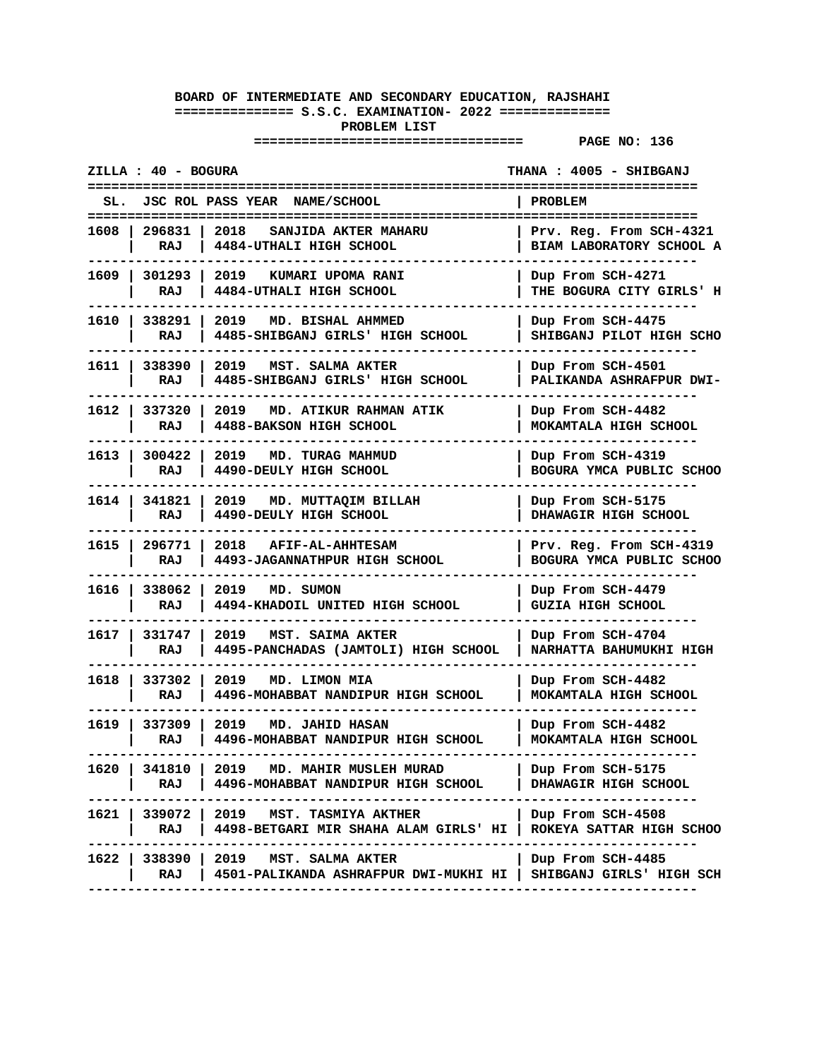**BOARD OF INTERMEDIATE AND SECONDARY EDUCATION, RAJSHAHI**

**S.S.C. EXAMINATION- 2022**

**PROBLEM LIST**

**ZILLA : 40 - BOGURA** | **THANA : 4005 - SHIBGANJ**

| SL. | JSC ROL | PASS YEAR | NAME/SCHOOL | PROBLEM |
|---|---|---|---|---|
| 1608 | 296831 RAJ | 2018 | SANJIDA AKTER MAHARU 4484-UTHALI HIGH SCHOOL | Prv. Reg. From SCH-4321 BIAM LABORATORY SCHOOL A |
| 1609 | 301293 RAJ | 2019 | KUMARI UPOMA RANI 4484-UTHALI HIGH SCHOOL | Dup From SCH-4271 THE BOGURA CITY GIRLS' H |
| 1610 | 338291 RAJ | 2019 | MD. BISHAL AHMMED 4485-SHIBGANJ GIRLS' HIGH SCHOOL | Dup From SCH-4475 SHIBGANJ PILOT HIGH SCHO |
| 1611 | 338390 RAJ | 2019 | MST. SALMA AKTER 4485-SHIBGANJ GIRLS' HIGH SCHOOL | Dup From SCH-4501 PALIKANDA ASHRAFPUR DWI- |
| 1612 | 337320 RAJ | 2019 | MD. ATIKUR RAHMAN ATIK 4488-BAKSON HIGH SCHOOL | Dup From SCH-4482 MOKAMTALA HIGH SCHOOL |
| 1613 | 300422 RAJ | 2019 | MD. TURAG MAHMUD 4490-DEULY HIGH SCHOOL | Dup From SCH-4319 BOGURA YMCA PUBLIC SCHOO |
| 1614 | 341821 RAJ | 2019 | MD. MUTTAQIM BILLAH 4490-DEULY HIGH SCHOOL | Dup From SCH-5175 DHAWAGIR HIGH SCHOOL |
| 1615 | 296771 RAJ | 2018 | AFIF-AL-AHHTESAM 4493-JAGANNATHPUR HIGH SCHOOL | Prv. Reg. From SCH-4319 BOGURA YMCA PUBLIC SCHOO |
| 1616 | 338062 RAJ | 2019 | MD. SUMON 4494-KHADOIL UNITED HIGH SCHOOL | Dup From SCH-4479 GUZIA HIGH SCHOOL |
| 1617 | 331747 RAJ | 2019 | MST. SAIMA AKTER 4495-PANCHADAS (JAMTOLI) HIGH SCHOOL | Dup From SCH-4704 NARHATTA BAHUMUKHI HIGH |
| 1618 | 337302 RAJ | 2019 | MD. LIMON MIA 4496-MOHABBAT NANDIPUR HIGH SCHOOL | Dup From SCH-4482 MOKAMTALA HIGH SCHOOL |
| 1619 | 337309 RAJ | 2019 | MD. JAHID HASAN 4496-MOHABBAT NANDIPUR HIGH SCHOOL | Dup From SCH-4482 MOKAMTALA HIGH SCHOOL |
| 1620 | 341810 RAJ | 2019 | MD. MAHIR MUSLEH MURAD 4496-MOHABBAT NANDIPUR HIGH SCHOOL | Dup From SCH-5175 DHAWAGIR HIGH SCHOOL |
| 1621 | 339072 RAJ | 2019 | MST. TASMIYA AKTHER 4498-BETGARI MIR SHAHA ALAM GIRLS' HI | Dup From SCH-4508 ROKEYA SATTAR HIGH SCHOO |
| 1622 | 338390 RAJ | 2019 | MST. SALMA AKTER 4501-PALIKANDA ASHRAFPUR DWI-MUKHI HI | Dup From SCH-4485 SHIBGANJ GIRLS' HIGH SCH |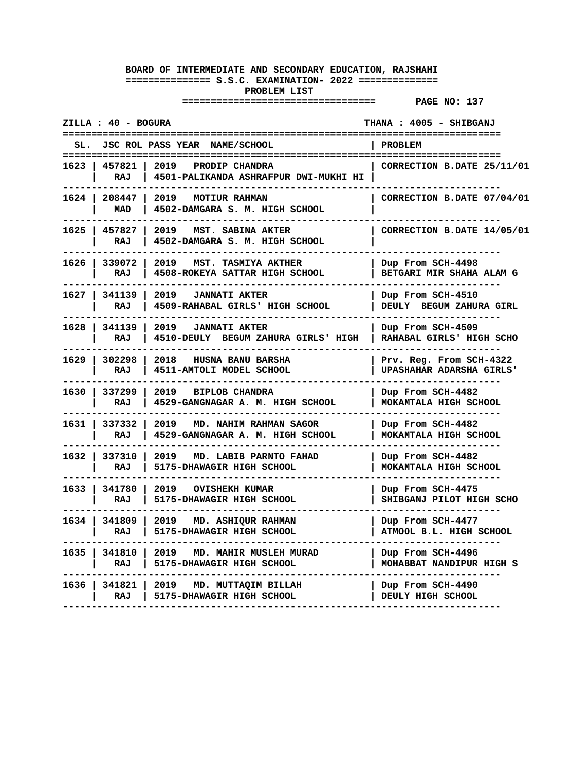**BOARD OF INTERMEDIATE AND SECONDARY EDUCATION, RAJSHAHI**

**S.S.C. EXAMINATION- 2022**

**PROBLEM LIST**

**PAGE NO: 137**

**ZILLA : 40 - BOGURA** **THANA : 4005 - SHIBGANJ**

| SL. | JSC ROL | PASS YEAR NAME/SCHOOL | PROBLEM |
|---|---|---|---|
| 1623 | 457821<br>RAJ | 2019 PRODIP CHANDRA<br>4501-PALIKANDA ASHRAFPUR DWI-MUKHI HI | CORRECTION B.DATE 25/11/01 |
| 1624 | 208447<br>MAD | 2019 MOTIUR RAHMAN<br>4502-DAMGARA S. M. HIGH SCHOOL | CORRECTION B.DATE 07/04/01 |
| 1625 | 457827<br>RAJ | 2019 MST. SABINA AKTER<br>4502-DAMGARA S. M. HIGH SCHOOL | CORRECTION B.DATE 14/05/01 |
| 1626 | 339072<br>RAJ | 2019 MST. TASMIYA AKTHER<br>4508-ROKEYA SATTAR HIGH SCHOOL | Dup From SCH-4498<br>BETGARI MIR SHAHA ALAM G |
| 1627 | 341139<br>RAJ | 2019 JANNATI AKTER<br>4509-RAHABAL GIRLS' HIGH SCHOOL | Dup From SCH-4510<br>DEULY BEGUM ZAHURA GIRL |
| 1628 | 341139<br>RAJ | 2019 JANNATI AKTER<br>4510-DEULY BEGUM ZAHURA GIRLS' HIGH | Dup From SCH-4509<br>RAHABAL GIRLS' HIGH SCHO |
| 1629 | 302298<br>RAJ | 2018 HUSNA BANU BARSHA<br>4511-AMTOLI MODEL SCHOOL | Prv. Reg. From SCH-4322<br>UPASHAHAR ADARSHA GIRLS' |
| 1630 | 337299<br>RAJ | 2019 BIPLOB CHANDRA<br>4529-GANGNAGAR A. M. HIGH SCHOOL | Dup From SCH-4482<br>MOKAMTALA HIGH SCHOOL |
| 1631 | 337332<br>RAJ | 2019 MD. NAHIM RAHMAN SAGOR<br>4529-GANGNAGAR A. M. HIGH SCHOOL | Dup From SCH-4482<br>MOKAMTALA HIGH SCHOOL |
| 1632 | 337310<br>RAJ | 2019 MD. LABIB PARNTO FAHAD<br>5175-DHAWAGIR HIGH SCHOOL | Dup From SCH-4482<br>MOKAMTALA HIGH SCHOOL |
| 1633 | 341780<br>RAJ | 2019 OVISHEKH KUMAR<br>5175-DHAWAGIR HIGH SCHOOL | Dup From SCH-4475<br>SHIBGANJ PILOT HIGH SCHO |
| 1634 | 341809<br>RAJ | 2019 MD. ASHIQUR RAHMAN<br>5175-DHAWAGIR HIGH SCHOOL | Dup From SCH-4477<br>ATMOOL B.L. HIGH SCHOOL |
| 1635 | 341810<br>RAJ | 2019 MD. MAHIR MUSLEH MURAD<br>5175-DHAWAGIR HIGH SCHOOL | Dup From SCH-4496<br>MOHABBAT NANDIPUR HIGH S |
| 1636 | 341821<br>RAJ | 2019 MD. MUTTAQIM BILLAH<br>5175-DHAWAGIR HIGH SCHOOL | Dup From SCH-4490<br>DEULY HIGH SCHOOL |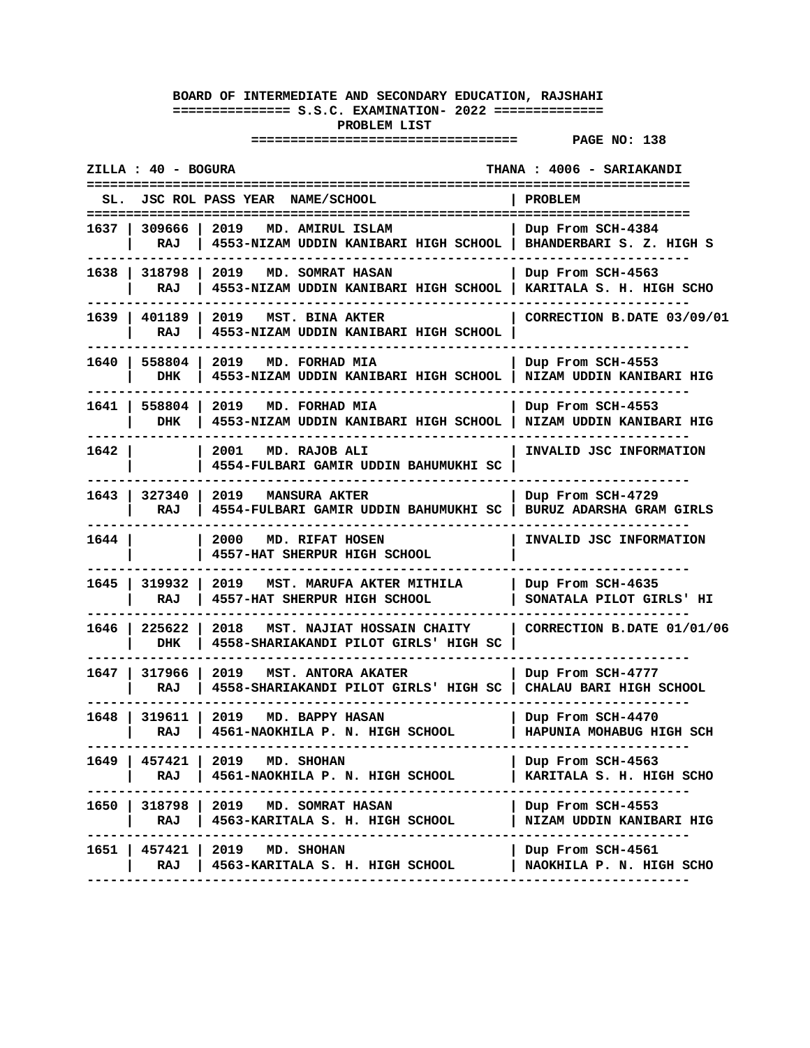**BOARD OF INTERMEDIATE AND SECONDARY EDUCATION, RAJSHAHI**

**============== S.S.C. EXAMINATION- 2022 ==============**

**PROBLEM LIST**

**=================================== PAGE NO: 138**

**ZILLA : 40 - BOGURA THANA : 4006 - SARIAKANDI**

| SL. | JSC ROL | PASS YEAR NAME/SCHOOL | PROBLEM |
|---|---|---|---|
| 1637 | 309666<br>RAJ | 2019 MD. AMIRUL ISLAM<br>4553-NIZAM UDDIN KANIBARI HIGH SCHOOL | Dup From SCH-4384<br>BHANDERBARI S. Z. HIGH S |
| 1638 | 318798<br>RAJ | 2019 MD. SOMRAT HASAN<br>4553-NIZAM UDDIN KANIBARI HIGH SCHOOL | Dup From SCH-4563<br>KARITALA S. H. HIGH SCHO |
| 1639 | 401189<br>RAJ | 2019 MST. BINA AKTER<br>4553-NIZAM UDDIN KANIBARI HIGH SCHOOL | CORRECTION B.DATE 03/09/01 |
| 1640 | 558804<br>DHK | 2019 MD. FORHAD MIA<br>4553-NIZAM UDDIN KANIBARI HIGH SCHOOL | Dup From SCH-4553<br>NIZAM UDDIN KANIBARI HIG |
| 1641 | 558804<br>DHK | 2019 MD. FORHAD MIA<br>4553-NIZAM UDDIN KANIBARI HIGH SCHOOL | Dup From SCH-4553<br>NIZAM UDDIN KANIBARI HIG |
| 1642 | | 2001 MD. RAJOB ALI<br>4554-FULBARI GAMIR UDDIN BAHUMUKHI SC | INVALID JSC INFORMATION |
| 1643 | 327340<br>RAJ | 2019 MANSURA AKTER<br>4554-FULBARI GAMIR UDDIN BAHUMUKHI SC | Dup From SCH-4729<br>BURUZ ADARSHA GRAM GIRLS |
| 1644 | | 2000 MD. RIFAT HOSEN<br>4557-HAT SHERPUR HIGH SCHOOL | INVALID JSC INFORMATION |
| 1645 | 319932<br>RAJ | 2019 MST. MARUFA AKTER MITHILA<br>4557-HAT SHERPUR HIGH SCHOOL | Dup From SCH-4635<br>SONATALA PILOT GIRLS' HI |
| 1646 | 225622<br>DHK | 2018 MST. NAJIAT HOSSAIN CHAITY<br>4558-SHARIAKANDI PILOT GIRLS' HIGH SC | CORRECTION B.DATE 01/01/06 |
| 1647 | 317966<br>RAJ | 2019 MST. ANTORA AKATER<br>4558-SHARIAKANDI PILOT GIRLS' HIGH SC | Dup From SCH-4777<br>CHALAU BARI HIGH SCHOOL |
| 1648 | 319611<br>RAJ | 2019 MD. BAPPY HASAN<br>4561-NAOKHILA P. N. HIGH SCHOOL | Dup From SCH-4470<br>HAPUNIA MOHABUG HIGH SCH |
| 1649 | 457421<br>RAJ | 2019 MD. SHOHAN<br>4561-NAOKHILA P. N. HIGH SCHOOL | Dup From SCH-4563<br>KARITALA S. H. HIGH SCHO |
| 1650 | 318798<br>RAJ | 2019 MD. SOMRAT HASAN<br>4563-KARITALA S. H. HIGH SCHOOL | Dup From SCH-4553<br>NIZAM UDDIN KANIBARI HIG |
| 1651 | 457421<br>RAJ | 2019 MD. SHOHAN<br>4563-KARITALA S. H. HIGH SCHOOL | Dup From SCH-4561<br>NAOKHILA P. N. HIGH SCHO |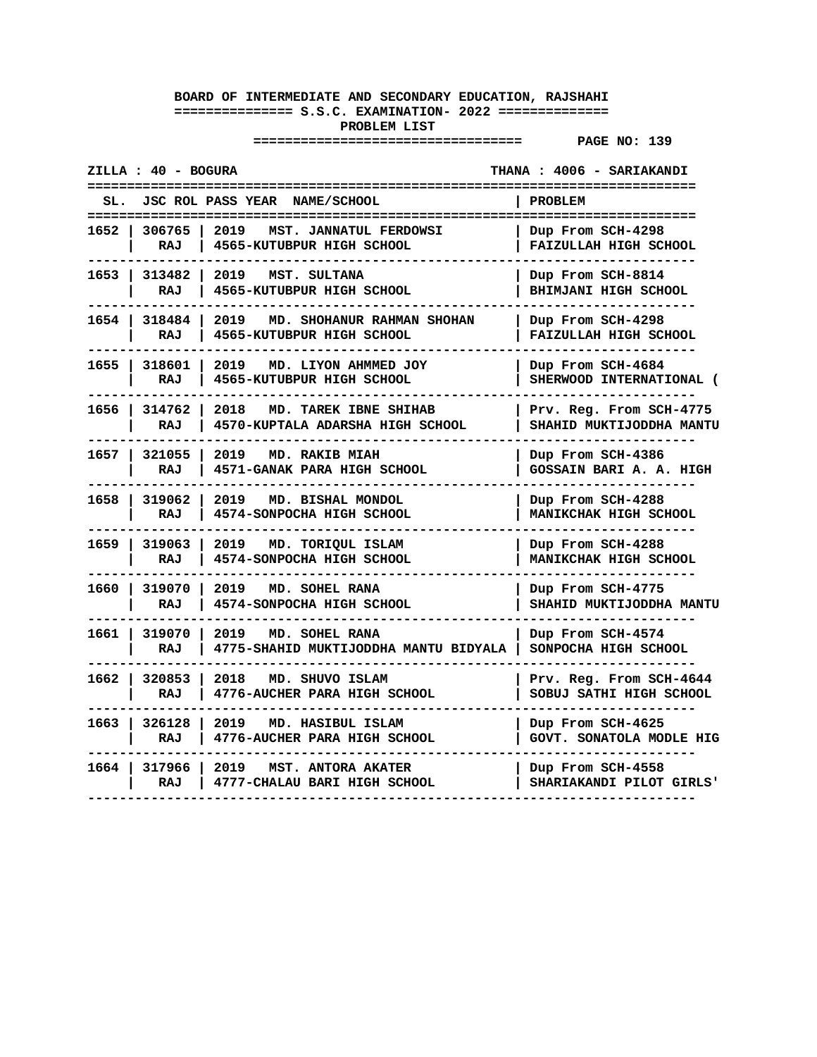**BOARD OF INTERMEDIATE AND SECONDARY EDUCATION, RAJSHAHI**

**S.S.C. EXAMINATION- 2022**

**PROBLEM LIST**

**PAGE NO: 139**

**ZILLA : 40 - BOGURA** | **THANA : 4006 - SARIAKANDI**

| SL. | JSC ROL | PASS YEAR | NAME/SCHOOL | PROBLEM |
|---|---|---|---|---|
| 1652 | 306765 RAJ | 2019 | MST. JANNATUL FERDOWSI<br>4565-KUTUBPUR HIGH SCHOOL | Dup From SCH-4298<br>FAIZULLAH HIGH SCHOOL |
| 1653 | 313482 RAJ | 2019 | MST. SULTANA<br>4565-KUTUBPUR HIGH SCHOOL | Dup From SCH-8814<br>BHIMJANI HIGH SCHOOL |
| 1654 | 318484 RAJ | 2019 | MD. SHOHANUR RAHMAN SHOHAN<br>4565-KUTUBPUR HIGH SCHOOL | Dup From SCH-4298<br>FAIZULLAH HIGH SCHOOL |
| 1655 | 318601 RAJ | 2019 | MD. LIYON AHMMED JOY<br>4565-KUTUBPUR HIGH SCHOOL | Dup From SCH-4684<br>SHERWOOD INTERNATIONAL ( |
| 1656 | 314762 RAJ | 2018 | MD. TAREK IBNE SHIHAB<br>4570-KUPTALA ADARSHA HIGH SCHOOL | Prv. Reg. From SCH-4775<br>SHAHID MUKTIJODDHA MANTU |
| 1657 | 321055 RAJ | 2019 | MD. RAKIB MIAH<br>4571-GANAK PARA HIGH SCHOOL | Dup From SCH-4386<br>GOSSAIN BARI A. A. HIGH |
| 1658 | 319062 RAJ | 2019 | MD. BISHAL MONDOL<br>4574-SONPOCHA HIGH SCHOOL | Dup From SCH-4288<br>MANIKCHAK HIGH SCHOOL |
| 1659 | 319063 RAJ | 2019 | MD. TORIQUL ISLAM<br>4574-SONPOCHA HIGH SCHOOL | Dup From SCH-4288<br>MANIKCHAK HIGH SCHOOL |
| 1660 | 319070 RAJ | 2019 | MD. SOHEL RANA<br>4574-SONPOCHA HIGH SCHOOL | Dup From SCH-4775<br>SHAHID MUKTIJODDHA MANTU |
| 1661 | 319070 RAJ | 2019 | MD. SOHEL RANA<br>4775-SHAHID MUKTIJODDHA MANTU BIDYALA | Dup From SCH-4574<br>SONPOCHA HIGH SCHOOL |
| 1662 | 320853 RAJ | 2018 | MD. SHUVO ISLAM<br>4776-AUCHER PARA HIGH SCHOOL | Prv. Reg. From SCH-4644<br>SOBUJ SATHI HIGH SCHOOL |
| 1663 | 326128 RAJ | 2019 | MD. HASIBUL ISLAM<br>4776-AUCHER PARA HIGH SCHOOL | Dup From SCH-4625<br>GOVT. SONATOLA MODLE HIG |
| 1664 | 317966 RAJ | 2019 | MST. ANTORA AKATER<br>4777-CHALAU BARI HIGH SCHOOL | Dup From SCH-4558<br>SHARIAKANDI PILOT GIRLS' |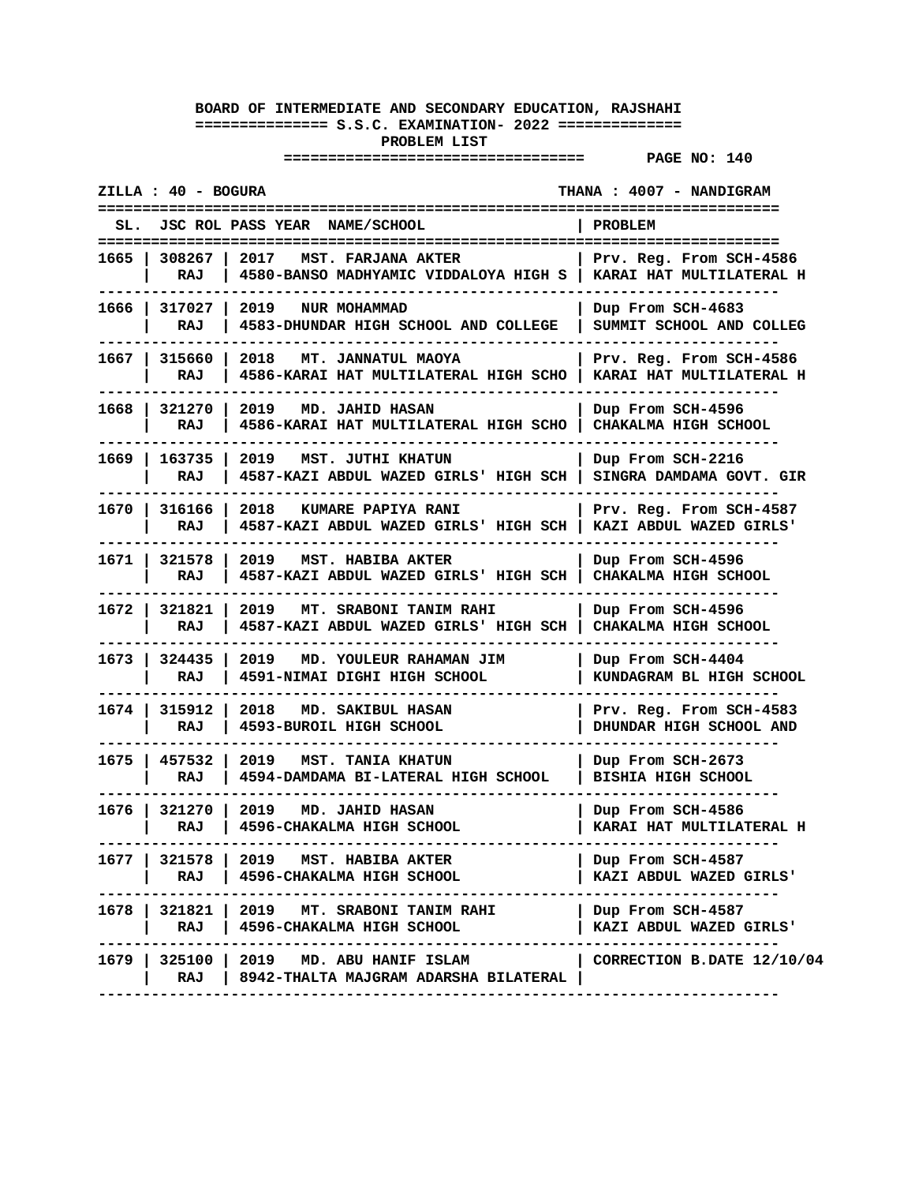**BOARD OF INTERMEDIATE AND SECONDARY EDUCATION, RAJSHAHI**

**S.S.C. EXAMINATION- 2022**

**PROBLEM LIST**

**PAGE NO: 140**

**ZILLA : 40 - BOGURA** | **THANA : 4007 - NANDIGRAM**

| SL. | JSC ROL | PASS YEAR | NAME/SCHOOL | PROBLEM |
|---|---|---|---|---|
| 1665 | 308267 RAJ | 2017 | MST. FARJANA AKTER<br>4580-BANSO MADHYAMIC VIDDALOYA HIGH S | Prv. Reg. From SCH-4586<br>KARAI HAT MULTILATERAL H |
| 1666 | 317027 RAJ | 2019 | NUR MOHAMMAD<br>4583-DHUNDAR HIGH SCHOOL AND COLLEGE | Dup From SCH-4683<br>SUMMIT SCHOOL AND COLLEG |
| 1667 | 315660 RAJ | 2018 | MT. JANNATUL MAOYA<br>4586-KARAI HAT MULTILATERAL HIGH SCHO | Prv. Reg. From SCH-4586<br>KARAI HAT MULTILATERAL H |
| 1668 | 321270 RAJ | 2019 | MD. JAHID HASAN<br>4586-KARAI HAT MULTILATERAL HIGH SCHO | Dup From SCH-4596<br>CHAKALMA HIGH SCHOOL |
| 1669 | 163735 RAJ | 2019 | MST. JUTHI KHATUN<br>4587-KAZI ABDUL WAZED GIRLS' HIGH SCH | Dup From SCH-2216<br>SINGRA DAMDAMA GOVT. GIR |
| 1670 | 316166 RAJ | 2018 | KUMARE PAPIYA RANI<br>4587-KAZI ABDUL WAZED GIRLS' HIGH SCH | Prv. Reg. From SCH-4587<br>KAZI ABDUL WAZED GIRLS' |
| 1671 | 321578 RAJ | 2019 | MST. HABIBA AKTER<br>4587-KAZI ABDUL WAZED GIRLS' HIGH SCH | Dup From SCH-4596<br>CHAKALMA HIGH SCHOOL |
| 1672 | 321821 RAJ | 2019 | MT. SRABONI TANIM RAHI<br>4587-KAZI ABDUL WAZED GIRLS' HIGH SCH | Dup From SCH-4596<br>CHAKALMA HIGH SCHOOL |
| 1673 | 324435 RAJ | 2019 | MD. YOULEUR RAHAMAN JIM<br>4591-NIMAI DIGHI HIGH SCHOOL | Dup From SCH-4404<br>KUNDAGRAM BL HIGH SCHOOL |
| 1674 | 315912 RAJ | 2018 | MD. SAKIBUL HASAN<br>4593-BUROIL HIGH SCHOOL | Prv. Reg. From SCH-4583<br>DHUNDAR HIGH SCHOOL AND |
| 1675 | 457532 RAJ | 2019 | MST. TANIA KHATUN<br>4594-DAMDAMA BI-LATERAL HIGH SCHOOL | Dup From SCH-2673<br>BISHIA HIGH SCHOOL |
| 1676 | 321270 RAJ | 2019 | MD. JAHID HASAN<br>4596-CHAKALMA HIGH SCHOOL | Dup From SCH-4586<br>KARAI HAT MULTILATERAL H |
| 1677 | 321578 RAJ | 2019 | MST. HABIBA AKTER<br>4596-CHAKALMA HIGH SCHOOL | Dup From SCH-4587<br>KAZI ABDUL WAZED GIRLS' |
| 1678 | 321821 RAJ | 2019 | MT. SRABONI TANIM RAHI<br>4596-CHAKALMA HIGH SCHOOL | Dup From SCH-4587<br>KAZI ABDUL WAZED GIRLS' |
| 1679 | 325100 RAJ | 2019 | MD. ABU HANIF ISLAM<br>8942-THALTA MAJGRAM ADARSHA BILATERAL | CORRECTION B.DATE 12/10/04 |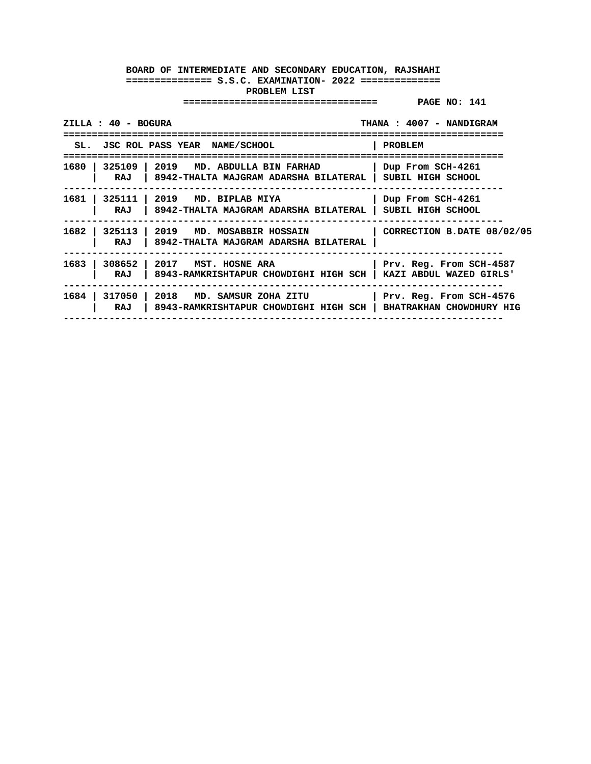**BOARD OF INTERMEDIATE AND SECONDARY EDUCATION, RAJSHAHI**

**S.S.C. EXAMINATION- 2022**

**PROBLEM LIST**

**ZILLA : 40 - BOGURA** | **THANA : 4007 - NANDIGRAM**

| SL. | JSC ROL | PASS YEAR NAME/SCHOOL | PROBLEM |
|---|---|---|---|
| 1680 | 325109<br>RAJ | 2019 MD. ABDULLA BIN FARHAD<br>8942-THALTA MAJGRAM ADARSHA BILATERAL | Dup From SCH-4261<br>SUBIL HIGH SCHOOL |
| 1681 | 325111<br>RAJ | 2019 MD. BIPLAB MIYA<br>8942-THALTA MAJGRAM ADARSHA BILATERAL | Dup From SCH-4261<br>SUBIL HIGH SCHOOL |
| 1682 | 325113<br>RAJ | 2019 MD. MOSABBIR HOSSAIN<br>8942-THALTA MAJGRAM ADARSHA BILATERAL | CORRECTION B.DATE 08/02/05 |
| 1683 | 308652<br>RAJ | 2017 MST. HOSNE ARA<br>8943-RAMKRISHTAPUR CHOWDIGHI HIGH SCH | Prv. Reg. From SCH-4587<br>KAZI ABDUL WAZED GIRLS' |
| 1684 | 317050<br>RAJ | 2018 MD. SAMSUR ZOHA ZITU<br>8943-RAMKRISHTAPUR CHOWDIGHI HIGH SCH | Prv. Reg. From SCH-4576<br>BHATRAKHAN CHOWDHURY HIG |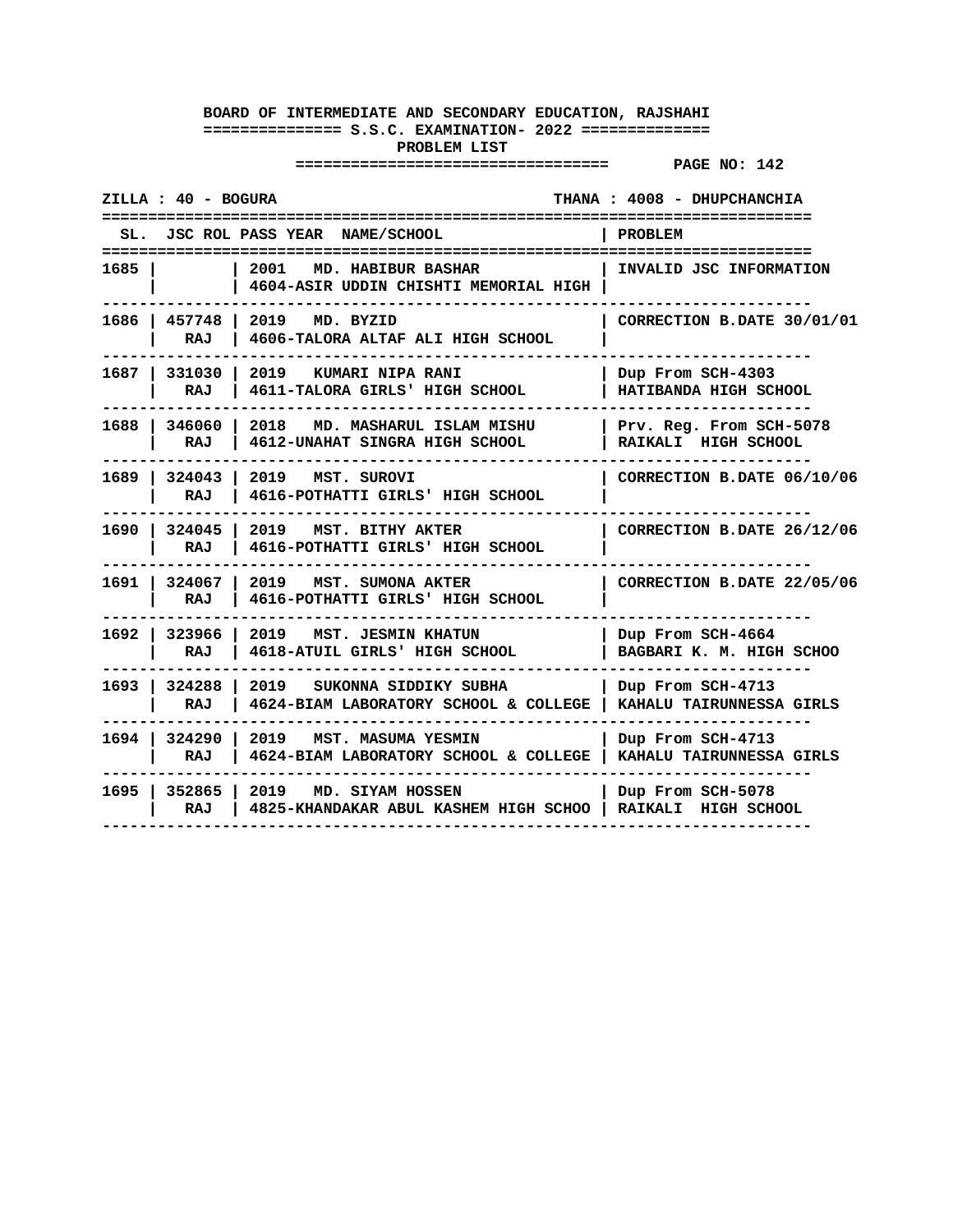**BOARD OF INTERMEDIATE AND SECONDARY EDUCATION, RAJSHAHI**

**S.S.C. EXAMINATION- 2022**

**PROBLEM LIST**

**PAGE NO: 142**

**ZILLA : 40 - BOGURA** | **THANA : 4008 - DHUPCHANCHIA**

| SL. | JSC ROL | PASS YEAR NAME/SCHOOL | PROBLEM |
|---|---|---|---|
| 1685 | | 2001 MD. HABIBUR BASHAR<br>4604-ASIR UDDIN CHISHTI MEMORIAL HIGH | INVALID JSC INFORMATION |
| 1686 | 457748<br>RAJ | 2019 MD. BYZID<br>4606-TALORA ALTAF ALI HIGH SCHOOL | CORRECTION B.DATE 30/01/01 |
| 1687 | 331030<br>RAJ | 2019 KUMARI NIPA RANI<br>4611-TALORA GIRLS' HIGH SCHOOL | Dup From SCH-4303<br>HATIBANDA HIGH SCHOOL |
| 1688 | 346060<br>RAJ | 2018 MD. MASHARUL ISLAM MISHU<br>4612-UNAHAT SINGRA HIGH SCHOOL | Prv. Reg. From SCH-5078<br>RAIKALI HIGH SCHOOL |
| 1689 | 324043<br>RAJ | 2019 MST. SUROVI<br>4616-POTHATTI GIRLS' HIGH SCHOOL | CORRECTION B.DATE 06/10/06 |
| 1690 | 324045<br>RAJ | 2019 MST. BITHY AKTER<br>4616-POTHATTI GIRLS' HIGH SCHOOL | CORRECTION B.DATE 26/12/06 |
| 1691 | 324067<br>RAJ | 2019 MST. SUMONA AKTER<br>4616-POTHATTI GIRLS' HIGH SCHOOL | CORRECTION B.DATE 22/05/06 |
| 1692 | 323966<br>RAJ | 2019 MST. JESMIN KHATUN<br>4618-ATUIL GIRLS' HIGH SCHOOL | Dup From SCH-4664<br>BAGBARI K. M. HIGH SCHOO |
| 1693 | 324288<br>RAJ | 2019 SUKONNA SIDDIKY SUBHA<br>4624-BIAM LABORATORY SCHOOL & COLLEGE | Dup From SCH-4713<br>KAHALU TAIRUNNESSA GIRLS |
| 1694 | 324290<br>RAJ | 2019 MST. MASUMA YESMIN<br>4624-BIAM LABORATORY SCHOOL & COLLEGE | Dup From SCH-4713<br>KAHALU TAIRUNNESSA GIRLS |
| 1695 | 352865<br>RAJ | 2019 MD. SIYAM HOSSEN<br>4825-KHANDAKAR ABUL KASHEM HIGH SCHOO | Dup From SCH-5078<br>RAIKALI HIGH SCHOOL |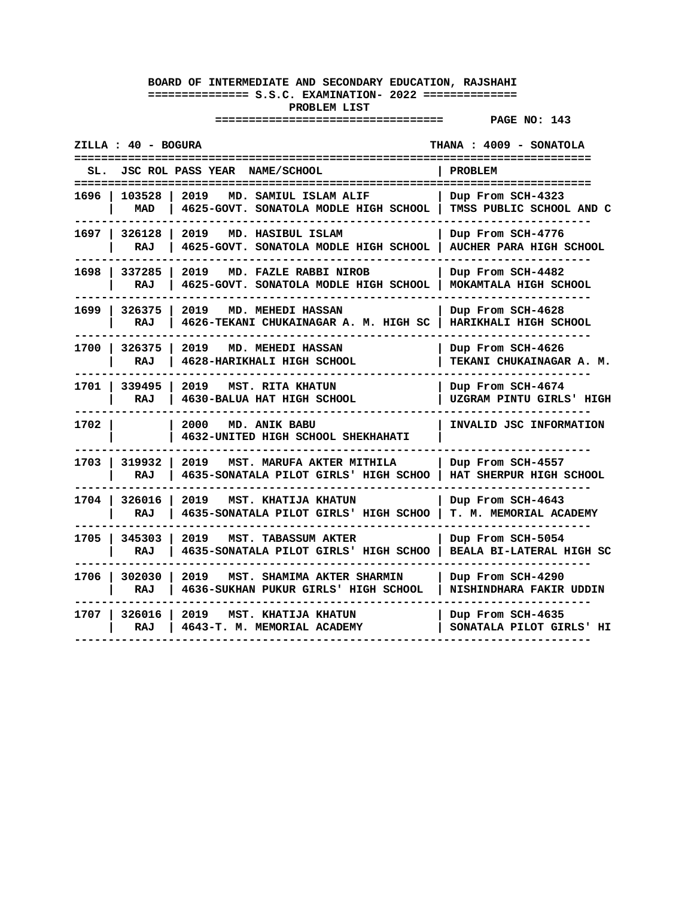**BOARD OF INTERMEDIATE AND SECONDARY EDUCATION, RAJSHAHI**

**============== S.S.C. EXAMINATION- 2022 ==============**

**PROBLEM LIST**

**ZILLA : 40 - BOGURA** | **THANA : 4009 - SONATOLA**

| SL. | JSC ROL | PASS YEAR | NAME/SCHOOL | PROBLEM |
|---|---|---|---|---|
| 1696 | 103528 MAD | 2019 | MD. SAMIUL ISLAM ALIF<br>4625-GOVT. SONATOLA MODLE HIGH SCHOOL | Dup From SCH-4323<br>TMSS PUBLIC SCHOOL AND C |
| 1697 | 326128 RAJ | 2019 | MD. HASIBUL ISLAM<br>4625-GOVT. SONATOLA MODLE HIGH SCHOOL | Dup From SCH-4776<br>AUCHER PARA HIGH SCHOOL |
| 1698 | 337285 RAJ | 2019 | MD. FAZLE RABBI NIROB<br>4625-GOVT. SONATOLA MODLE HIGH SCHOOL | Dup From SCH-4482<br>MOKAMTALA HIGH SCHOOL |
| 1699 | 326375 RAJ | 2019 | MD. MEHEDI HASSAN<br>4626-TEKANI CHUKAINAGAR A. M. HIGH SC | Dup From SCH-4628<br>HARIKHALI HIGH SCHOOL |
| 1700 | 326375 RAJ | 2019 | MD. MEHEDI HASSAN<br>4628-HARIKHALI HIGH SCHOOL | Dup From SCH-4626<br>TEKANI CHUKAINAGAR A. M. |
| 1701 | 339495 RAJ | 2019 | MST. RITA KHATUN<br>4630-BALUA HAT HIGH SCHOOL | Dup From SCH-4674<br>UZGRAM PINTU GIRLS' HIGH |
| 1702 | | 2000 | MD. ANIK BABU<br>4632-UNITED HIGH SCHOOL SHEKHAHATI | INVALID JSC INFORMATION |
| 1703 | 319932 RAJ | 2019 | MST. MARUFA AKTER MITHILA<br>4635-SONATALA PILOT GIRLS' HIGH SCHOO | Dup From SCH-4557<br>HAT SHERPUR HIGH SCHOOL |
| 1704 | 326016 RAJ | 2019 | MST. KHATIJA KHATUN<br>4635-SONATALA PILOT GIRLS' HIGH SCHOO | Dup From SCH-4643<br>T. M. MEMORIAL ACADEMY |
| 1705 | 345303 RAJ | 2019 | MST. TABASSUM AKTER<br>4635-SONATALA PILOT GIRLS' HIGH SCHOO | Dup From SCH-5054<br>BEALA BI-LATERAL HIGH SC |
| 1706 | 302030 RAJ | 2019 | MST. SHAMIMA AKTER SHARMIN<br>4636-SUKHAN PUKUR GIRLS' HIGH SCHOOL | Dup From SCH-4290<br>NISHINDHARA FAKIR UDDIN |
| 1707 | 326016 RAJ | 2019 | MST. KHATIJA KHATUN<br>4643-T. M. MEMORIAL ACADEMY | Dup From SCH-4635<br>SONATALA PILOT GIRLS' HI |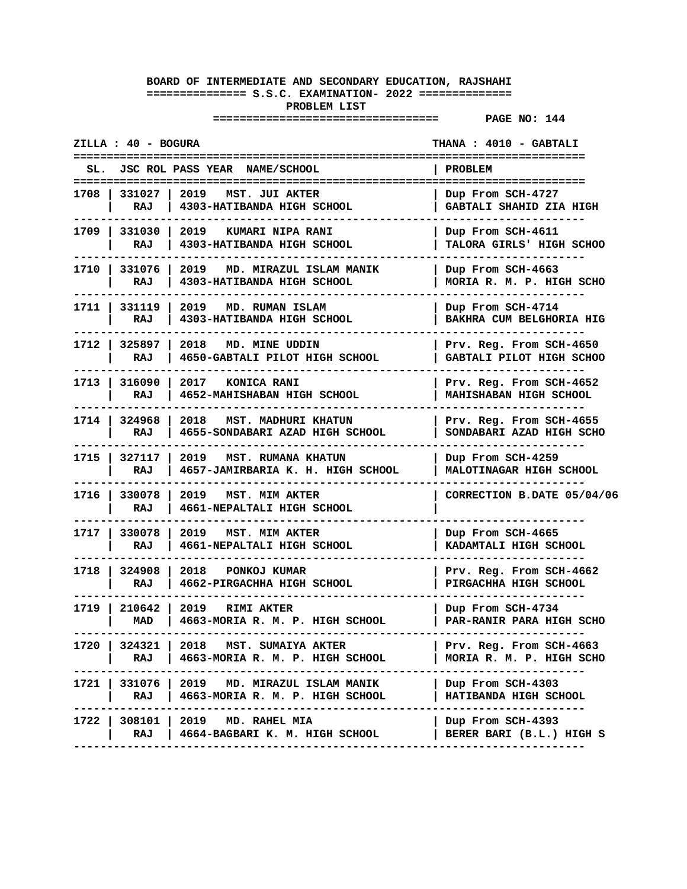**BOARD OF INTERMEDIATE AND SECONDARY EDUCATION, RAJSHAHI**

**S.S.C. EXAMINATION- 2022**

**PROBLEM LIST**

**PAGE NO: 144**

**ZILLA : 40 - BOGURA** | **THANA : 4010 - GABTALI**

| SL. | JSC ROL | PASS YEAR | NAME/SCHOOL | PROBLEM |
|---|---|---|---|---|
| 1708 | 331027 RAJ | 2019 | MST. JUI AKTER<br>4303-HATIBANDA HIGH SCHOOL | Dup From SCH-4727<br>GABTALI SHAHID ZIA HIGH |
| 1709 | 331030 RAJ | 2019 | KUMARI NIPA RANI<br>4303-HATIBANDA HIGH SCHOOL | Dup From SCH-4611<br>TALORA GIRLS' HIGH SCHOO |
| 1710 | 331076 RAJ | 2019 | MD. MIRAZUL ISLAM MANIK<br>4303-HATIBANDA HIGH SCHOOL | Dup From SCH-4663<br>MORIA R. M. P. HIGH SCHO |
| 1711 | 331119 RAJ | 2019 | MD. RUMAN ISLAM<br>4303-HATIBANDA HIGH SCHOOL | Dup From SCH-4714<br>BAKHRA CUM BELGHORIA HIG |
| 1712 | 325897 RAJ | 2018 | MD. MINE UDDIN<br>4650-GABTALI PILOT HIGH SCHOOL | Prv. Reg. From SCH-4650<br>GABTALI PILOT HIGH SCHOO |
| 1713 | 316090 RAJ | 2017 | KONICA RANI<br>4652-MAHISHABAN HIGH SCHOOL | Prv. Reg. From SCH-4652<br>MAHISHABAN HIGH SCHOOL |
| 1714 | 324968 RAJ | 2018 | MST. MADHURI KHATUN<br>4655-SONDABARI AZAD HIGH SCHOOL | Prv. Reg. From SCH-4655<br>SONDABARI AZAD HIGH SCHO |
| 1715 | 327117 RAJ | 2019 | MST. RUMANA KHATUN<br>4657-JAMIRBARIA K. H. HIGH SCHOOL | Dup From SCH-4259<br>MALOTINAGAR HIGH SCHOOL |
| 1716 | 330078 RAJ | 2019 | MST. MIM AKTER<br>4661-NEPALTALI HIGH SCHOOL | CORRECTION B.DATE 05/04/06 |
| 1717 | 330078 RAJ | 2019 | MST. MIM AKTER<br>4661-NEPALTALI HIGH SCHOOL | Dup From SCH-4665<br>KADAMTALI HIGH SCHOOL |
| 1718 | 324908 RAJ | 2018 | PONKOJ KUMAR<br>4662-PIRGACHHA HIGH SCHOOL | Prv. Reg. From SCH-4662<br>PIRGACHHA HIGH SCHOOL |
| 1719 | 210642 MAD | 2019 | RIMI AKTER<br>4663-MORIA R. M. P. HIGH SCHOOL | Dup From SCH-4734<br>PAR-RANIR PARA HIGH SCHO |
| 1720 | 324321 RAJ | 2018 | MST. SUMAIYA AKTER<br>4663-MORIA R. M. P. HIGH SCHOOL | Prv. Reg. From SCH-4663<br>MORIA R. M. P. HIGH SCHO |
| 1721 | 331076 RAJ | 2019 | MD. MIRAZUL ISLAM MANIK<br>4663-MORIA R. M. P. HIGH SCHOOL | Dup From SCH-4303<br>HATIBANDA HIGH SCHOOL |
| 1722 | 308101 RAJ | 2019 | MD. RAHEL MIA<br>4664-BAGBARI K. M. HIGH SCHOOL | Dup From SCH-4393<br>BERER BARI (B.L.) HIGH S |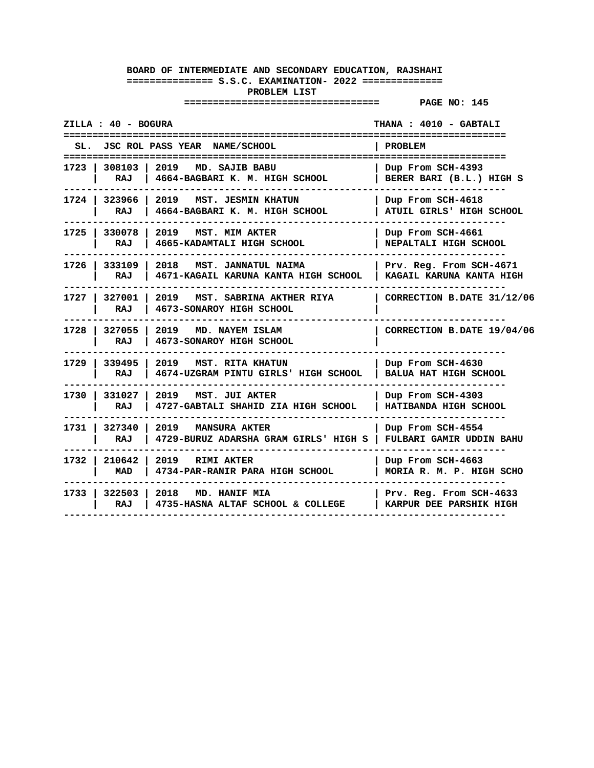**BOARD OF INTERMEDIATE AND SECONDARY EDUCATION, RAJSHAHI**

**============== S.S.C. EXAMINATION- 2022 ==============**

**PROBLEM LIST**

**PAGE NO: 145**

**ZILLA : 40 - BOGURA** | **THANA : 4010 - GABTALI**

| SL. | JSC ROL | PASS YEAR | NAME/SCHOOL | PROBLEM |
|---|---|---|---|---|
| 1723 | 308103<br>RAJ | 2019 | MD. SAJIB BABU<br>4664-BAGBARI K. M. HIGH SCHOOL | Dup From SCH-4393<br>BERER BARI (B.L.) HIGH S |
| 1724 | 323966<br>RAJ | 2019 | MST. JESMIN KHATUN<br>4664-BAGBARI K. M. HIGH SCHOOL | Dup From SCH-4618<br>ATUIL GIRLS' HIGH SCHOOL |
| 1725 | 330078<br>RAJ | 2019 | MST. MIM AKTER<br>4665-KADAMTALI HIGH SCHOOL | Dup From SCH-4661<br>NEPALTALI HIGH SCHOOL |
| 1726 | 333109<br>RAJ | 2018 | MST. JANNATUL NAIMA<br>4671-KAGAIL KARUNA KANTA HIGH SCHOOL | Prv. Reg. From SCH-4671<br>KAGAIL KARUNA KANTA HIGH |
| 1727 | 327001<br>RAJ | 2019 | MST. SABRINA AKTHER RIYA<br>4673-SONAROY HIGH SCHOOL | CORRECTION B.DATE 31/12/06 |
| 1728 | 327055<br>RAJ | 2019 | MD. NAYEM ISLAM<br>4673-SONAROY HIGH SCHOOL | CORRECTION B.DATE 19/04/06 |
| 1729 | 339495<br>RAJ | 2019 | MST. RITA KHATUN<br>4674-UZGRAM PINTU GIRLS' HIGH SCHOOL | Dup From SCH-4630<br>BALUA HAT HIGH SCHOOL |
| 1730 | 331027<br>RAJ | 2019 | MST. JUI AKTER<br>4727-GABTALI SHAHID ZIA HIGH SCHOOL | Dup From SCH-4303<br>HATIBANDA HIGH SCHOOL |
| 1731 | 327340<br>RAJ | 2019 | MANSURA AKTER<br>4729-BURUZ ADARSHA GRAM GIRLS' HIGH S | Dup From SCH-4554<br>FULBARI GAMIR UDDIN BAHU |
| 1732 | 210642<br>MAD | 2019 | RIMI AKTER<br>4734-PAR-RANIR PARA HIGH SCHOOL | Dup From SCH-4663<br>MORIA R. M. P. HIGH SCHO |
| 1733 | 322503<br>RAJ | 2018 | MD. HANIF MIA<br>4735-HASNA ALTAF SCHOOL & COLLEGE | Prv. Reg. From SCH-4633<br>KARPUR DEE PARSHIK HIGH |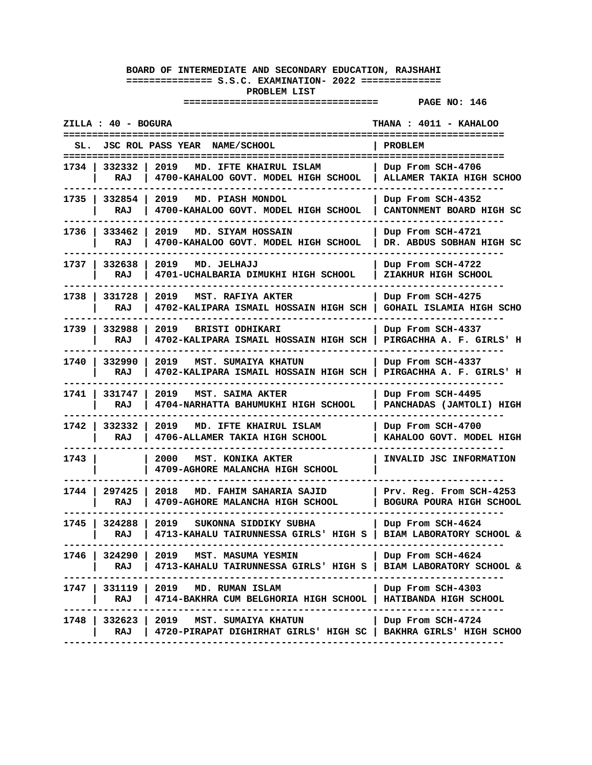**BOARD OF INTERMEDIATE AND SECONDARY EDUCATION, RAJSHAHI**

**S.S.C. EXAMINATION- 2022**

**PROBLEM LIST**

**PAGE NO: 146**

**ZILLA : 40 - BOGURA** | **THANA : 4011 - KAHALOO**

| SL. | JSC ROL | PASS YEAR NAME/SCHOOL | PROBLEM |
|---|---|---|---|
| 1734 | 332332 RAJ | 2019 MD. IFTE KHAIRUL ISLAM 4700-KAHALOO GOVT. MODEL HIGH SCHOOL | Dup From SCH-4706 ALLAMER TAKIA HIGH SCHOO |
| 1735 | 332854 RAJ | 2019 MD. PIASH MONDOL 4700-KAHALOO GOVT. MODEL HIGH SCHOOL | Dup From SCH-4352 CANTONMENT BOARD HIGH SC |
| 1736 | 333462 RAJ | 2019 MD. SIYAM HOSSAIN 4700-KAHALOO GOVT. MODEL HIGH SCHOOL | Dup From SCH-4721 DR. ABDUS SOBHAN HIGH SC |
| 1737 | 332638 RAJ | 2019 MD. JELHAJJ 4701-UCHALBARIA DIMUKHI HIGH SCHOOL | Dup From SCH-4722 ZIAKHUR HIGH SCHOOL |
| 1738 | 331728 RAJ | 2019 MST. RAFIYA AKTER 4702-KALIPARA ISMAIL HOSSAIN HIGH SCH | Dup From SCH-4275 GOHAIL ISLAMIA HIGH SCHO |
| 1739 | 332988 RAJ | 2019 BRISTI ODHIKARI 4702-KALIPARA ISMAIL HOSSAIN HIGH SCH | Dup From SCH-4337 PIRGACHHA A. F. GIRLS' H |
| 1740 | 332990 RAJ | 2019 MST. SUMAIYA KHATUN 4702-KALIPARA ISMAIL HOSSAIN HIGH SCH | Dup From SCH-4337 PIRGACHHA A. F. GIRLS' H |
| 1741 | 331747 RAJ | 2019 MST. SAIMA AKTER 4704-NARHATTA BAHUMUKHI HIGH SCHOOL | Dup From SCH-4495 PANCHADAS (JAMTOLI) HIGH |
| 1742 | 332332 RAJ | 2019 MD. IFTE KHAIRUL ISLAM 4706-ALLAMER TAKIA HIGH SCHOOL | Dup From SCH-4700 KAHALOO GOVT. MODEL HIGH |
| 1743 | | 2000 MST. KONIKA AKTER 4709-AGHORE MALANCHA HIGH SCHOOL | INVALID JSC INFORMATION |
| 1744 | 297425 RAJ | 2018 MD. FAHIM SAHARIA SAJID 4709-AGHORE MALANCHA HIGH SCHOOL | Prv. Reg. From SCH-4253 BOGURA POURA HIGH SCHOOL |
| 1745 | 324288 RAJ | 2019 SUKONNA SIDDIKY SUBHA 4713-KAHALU TAIRUNNESSA GIRLS' HIGH S | Dup From SCH-4624 BIAM LABORATORY SCHOOL & |
| 1746 | 324290 RAJ | 2019 MST. MASUMA YESMIN 4713-KAHALU TAIRUNNESSA GIRLS' HIGH S | Dup From SCH-4624 BIAM LABORATORY SCHOOL & |
| 1747 | 331119 RAJ | 2019 MD. RUMAN ISLAM 4714-BAKHRA CUM BELGHORIA HIGH SCHOOL | Dup From SCH-4303 HATIBANDA HIGH SCHOOL |
| 1748 | 332623 RAJ | 2019 MST. SUMAIYA KHATUN 4720-PIRAPAT DIGHIRHAT GIRLS' HIGH SC | Dup From SCH-4724 BAKHRA GIRLS' HIGH SCHOO |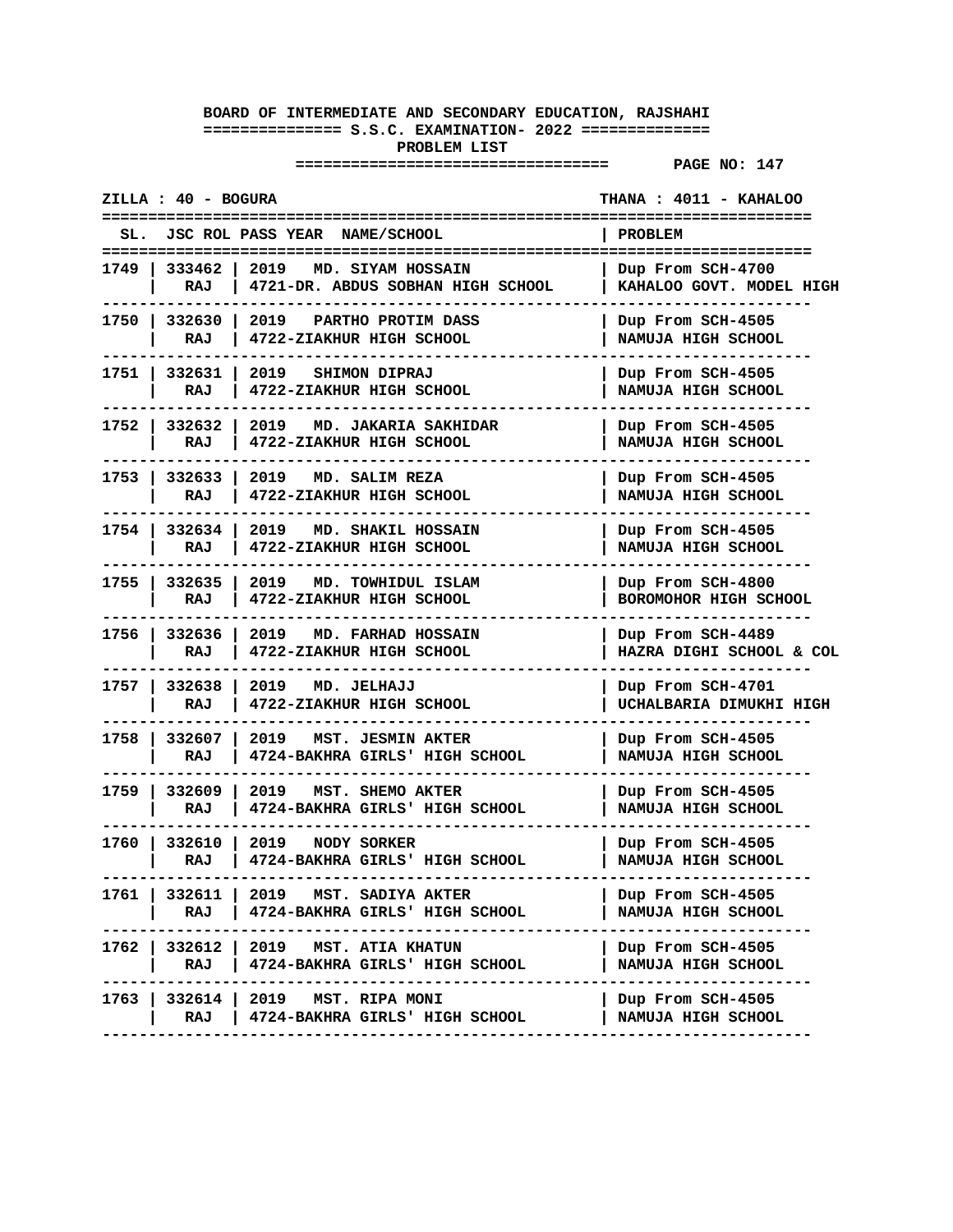**BOARD OF INTERMEDIATE AND SECONDARY EDUCATION, RAJSHAHI**

**S.S.C. EXAMINATION- 2022**

**PROBLEM LIST**

**ZILLA : 40 - BOGURA** | **THANA : 4011 - KAHALOO**

| SL. | JSC ROL | PASS YEAR NAME/SCHOOL | PROBLEM |
|---|---|---|---|
| 1749 | 333462 RAJ | 2019 MD. SIYAM HOSSAIN 4721-DR. ABDUS SOBHAN HIGH SCHOOL | Dup From SCH-4700 KAHALOO GOVT. MODEL HIGH |
| 1750 | 332630 RAJ | 2019 PARTHO PROTIM DASS 4722-ZIAKHUR HIGH SCHOOL | Dup From SCH-4505 NAMUJA HIGH SCHOOL |
| 1751 | 332631 RAJ | 2019 SHIMON DIPRAJ 4722-ZIAKHUR HIGH SCHOOL | Dup From SCH-4505 NAMUJA HIGH SCHOOL |
| 1752 | 332632 RAJ | 2019 MD. JAKARIA SAKHIDAR 4722-ZIAKHUR HIGH SCHOOL | Dup From SCH-4505 NAMUJA HIGH SCHOOL |
| 1753 | 332633 RAJ | 2019 MD. SALIM REZA 4722-ZIAKHUR HIGH SCHOOL | Dup From SCH-4505 NAMUJA HIGH SCHOOL |
| 1754 | 332634 RAJ | 2019 MD. SHAKIL HOSSAIN 4722-ZIAKHUR HIGH SCHOOL | Dup From SCH-4505 NAMUJA HIGH SCHOOL |
| 1755 | 332635 RAJ | 2019 MD. TOWHIDUL ISLAM 4722-ZIAKHUR HIGH SCHOOL | Dup From SCH-4800 BOROMOHOR HIGH SCHOOL |
| 1756 | 332636 RAJ | 2019 MD. FARHAD HOSSAIN 4722-ZIAKHUR HIGH SCHOOL | Dup From SCH-4489 HAZRA DIGHI SCHOOL & COL |
| 1757 | 332638 RAJ | 2019 MD. JELHAJJ 4722-ZIAKHUR HIGH SCHOOL | Dup From SCH-4701 UCHALBARIA DIMUKHI HIGH |
| 1758 | 332607 RAJ | 2019 MST. JESMIN AKTER 4724-BAKHRA GIRLS' HIGH SCHOOL | Dup From SCH-4505 NAMUJA HIGH SCHOOL |
| 1759 | 332609 RAJ | 2019 MST. SHEMO AKTER 4724-BAKHRA GIRLS' HIGH SCHOOL | Dup From SCH-4505 NAMUJA HIGH SCHOOL |
| 1760 | 332610 RAJ | 2019 NODY SORKER 4724-BAKHRA GIRLS' HIGH SCHOOL | Dup From SCH-4505 NAMUJA HIGH SCHOOL |
| 1761 | 332611 RAJ | 2019 MST. SADIYA AKTER 4724-BAKHRA GIRLS' HIGH SCHOOL | Dup From SCH-4505 NAMUJA HIGH SCHOOL |
| 1762 | 332612 RAJ | 2019 MST. ATIA KHATUN 4724-BAKHRA GIRLS' HIGH SCHOOL | Dup From SCH-4505 NAMUJA HIGH SCHOOL |
| 1763 | 332614 RAJ | 2019 MST. RIPA MONI 4724-BAKHRA GIRLS' HIGH SCHOOL | Dup From SCH-4505 NAMUJA HIGH SCHOOL |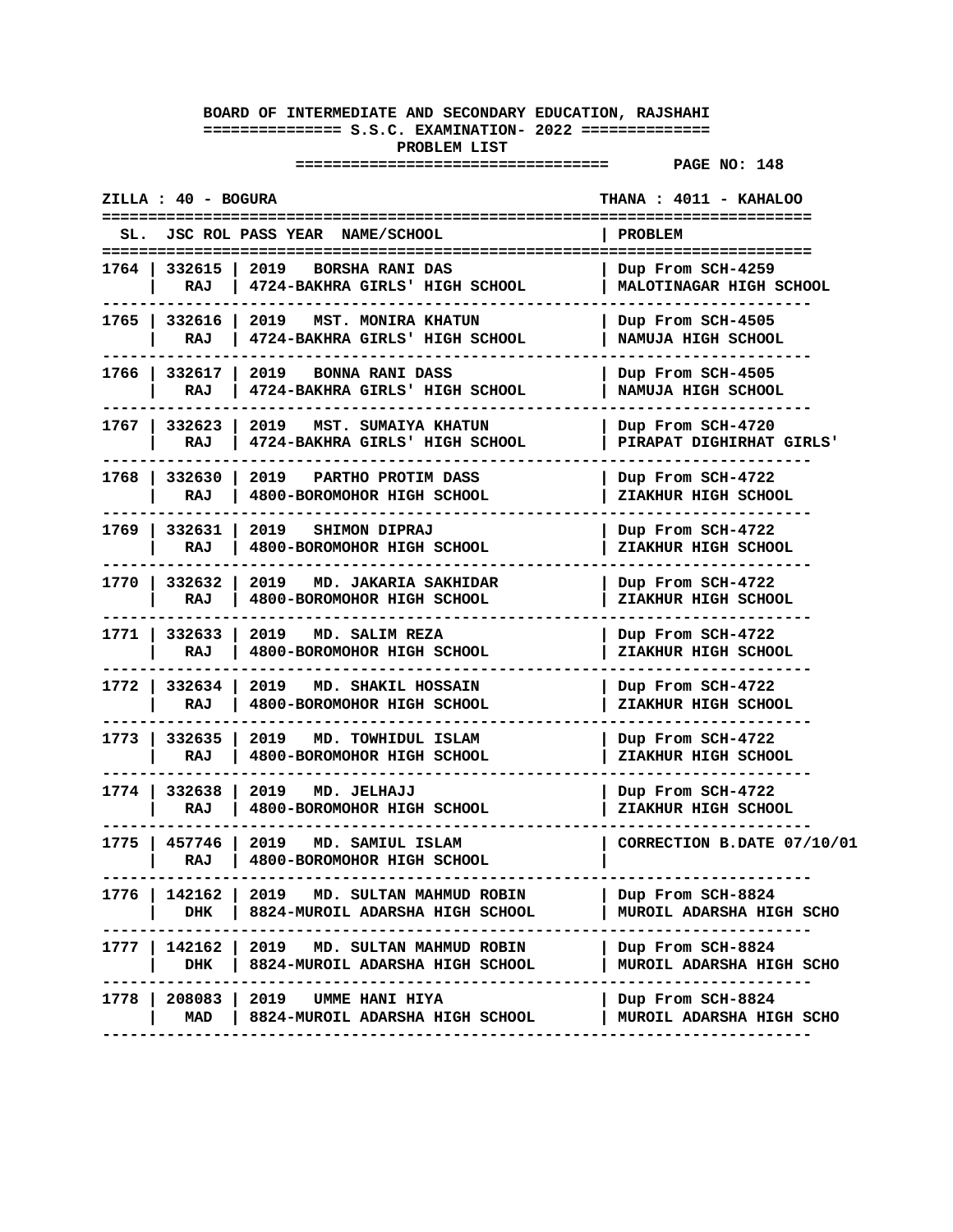**BOARD OF INTERMEDIATE AND SECONDARY EDUCATION, RAJSHAHI**

**============== S.S.C. EXAMINATION- 2022 ==============**

**PROBLEM LIST**

**PAGE NO: 148**

**ZILLA : 40 - BOGURA** | **THANA : 4011 - KAHALOO**

| SL. | JSC ROL | PASS YEAR | NAME/SCHOOL | PROBLEM |
|---|---|---|---|---|
| 1764 | 332615 RAJ | 2019 | BORSHA RANI DAS<br>4724-BAKHRA GIRLS' HIGH SCHOOL | Dup From SCH-4259<br>MALOTINAGAR HIGH SCHOOL |
| 1765 | 332616 RAJ | 2019 | MST. MONIRA KHATUN<br>4724-BAKHRA GIRLS' HIGH SCHOOL | Dup From SCH-4505<br>NAMUJA HIGH SCHOOL |
| 1766 | 332617 RAJ | 2019 | BONNA RANI DASS<br>4724-BAKHRA GIRLS' HIGH SCHOOL | Dup From SCH-4505<br>NAMUJA HIGH SCHOOL |
| 1767 | 332623 RAJ | 2019 | MST. SUMAIYA KHATUN<br>4724-BAKHRA GIRLS' HIGH SCHOOL | Dup From SCH-4720<br>PIRAPAT DIGHIRHAT GIRLS' |
| 1768 | 332630 RAJ | 2019 | PARTHO PROTIM DASS<br>4800-BOROMOHOR HIGH SCHOOL | Dup From SCH-4722<br>ZIAKHUR HIGH SCHOOL |
| 1769 | 332631 RAJ | 2019 | SHIMON DIPRAJ<br>4800-BOROMOHOR HIGH SCHOOL | Dup From SCH-4722<br>ZIAKHUR HIGH SCHOOL |
| 1770 | 332632 RAJ | 2019 | MD. JAKARIA SAKHIDAR<br>4800-BOROMOHOR HIGH SCHOOL | Dup From SCH-4722<br>ZIAKHUR HIGH SCHOOL |
| 1771 | 332633 RAJ | 2019 | MD. SALIM REZA<br>4800-BOROMOHOR HIGH SCHOOL | Dup From SCH-4722<br>ZIAKHUR HIGH SCHOOL |
| 1772 | 332634 RAJ | 2019 | MD. SHAKIL HOSSAIN<br>4800-BOROMOHOR HIGH SCHOOL | Dup From SCH-4722<br>ZIAKHUR HIGH SCHOOL |
| 1773 | 332635 RAJ | 2019 | MD. TOWHIDUL ISLAM<br>4800-BOROMOHOR HIGH SCHOOL | Dup From SCH-4722<br>ZIAKHUR HIGH SCHOOL |
| 1774 | 332638 RAJ | 2019 | MD. JELHAJJ<br>4800-BOROMOHOR HIGH SCHOOL | Dup From SCH-4722<br>ZIAKHUR HIGH SCHOOL |
| 1775 | 457746 RAJ | 2019 | MD. SAMIUL ISLAM<br>4800-BOROMOHOR HIGH SCHOOL | CORRECTION B.DATE 07/10/01 |
| 1776 | 142162 DHK | 2019 | MD. SULTAN MAHMUD ROBIN<br>8824-MUROIL ADARSHA HIGH SCHOOL | Dup From SCH-8824<br>MUROIL ADARSHA HIGH SCHO |
| 1777 | 142162 DHK | 2019 | MD. SULTAN MAHMUD ROBIN<br>8824-MUROIL ADARSHA HIGH SCHOOL | Dup From SCH-8824<br>MUROIL ADARSHA HIGH SCHO |
| 1778 | 208083 MAD | 2019 | UMME HANI HIYA<br>8824-MUROIL ADARSHA HIGH SCHOOL | Dup From SCH-8824<br>MUROIL ADARSHA HIGH SCHO |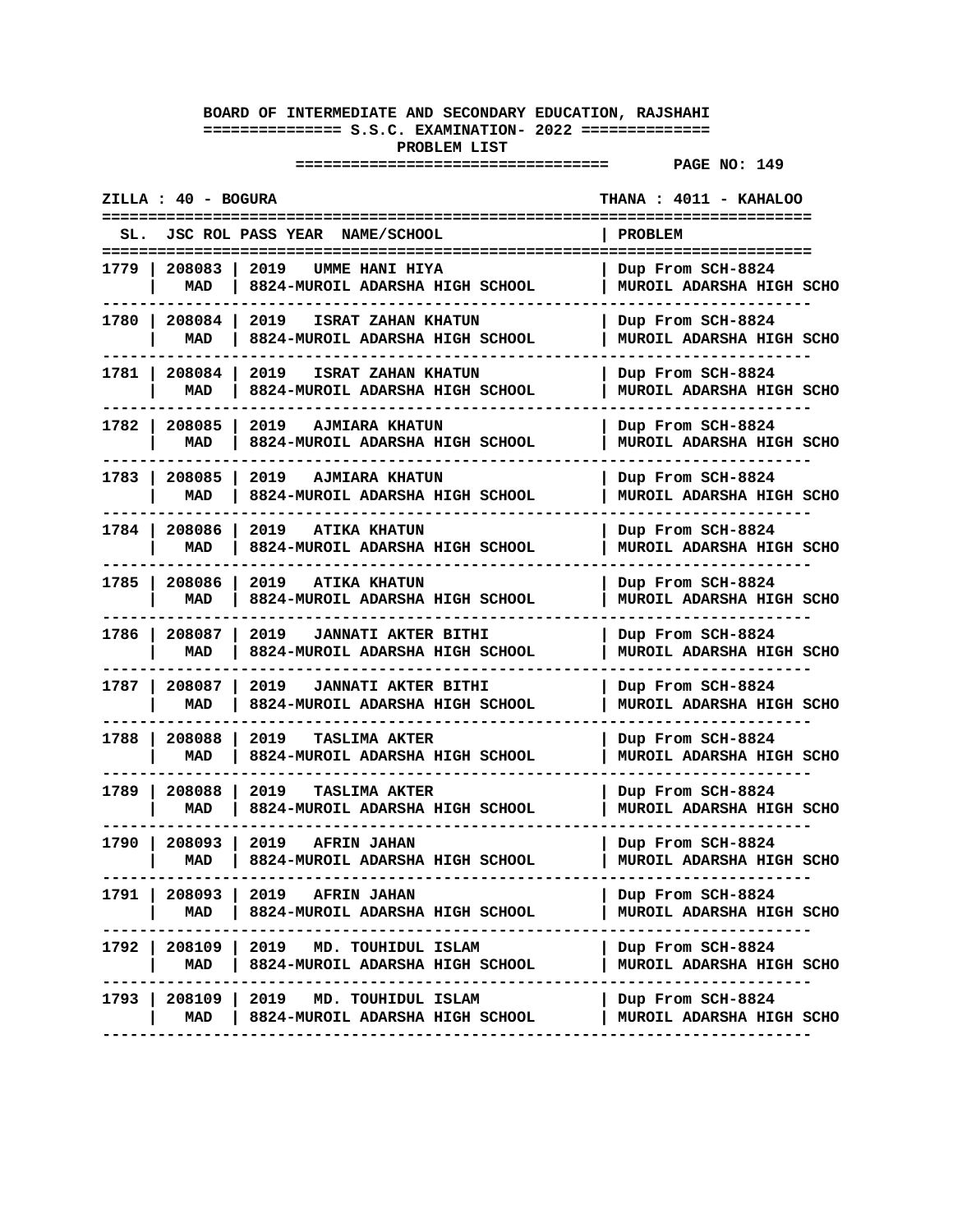**BOARD OF INTERMEDIATE AND SECONDARY EDUCATION, RAJSHAHI**

**============== S.S.C. EXAMINATION- 2022 ==============**

**PROBLEM LIST**

**=================================   PAGE NO: 149**

**ZILLA : 40 - BOGURA                                         THANA : 4011 - KAHALOO**

| SL. | JSC ROL | PASS YEAR NAME/SCHOOL | PROBLEM |
|---|---|---|---|
| 1779 | 208083<br>MAD | 2019 UMME HANI HIYA<br>8824-MUROIL ADARSHA HIGH SCHOOL | Dup From SCH-8824<br>MUROIL ADARSHA HIGH SCHO |
| 1780 | 208084<br>MAD | 2019 ISRAT ZAHAN KHATUN<br>8824-MUROIL ADARSHA HIGH SCHOOL | Dup From SCH-8824<br>MUROIL ADARSHA HIGH SCHO |
| 1781 | 208084<br>MAD | 2019 ISRAT ZAHAN KHATUN<br>8824-MUROIL ADARSHA HIGH SCHOOL | Dup From SCH-8824<br>MUROIL ADARSHA HIGH SCHO |
| 1782 | 208085<br>MAD | 2019 AJMIARA KHATUN<br>8824-MUROIL ADARSHA HIGH SCHOOL | Dup From SCH-8824<br>MUROIL ADARSHA HIGH SCHO |
| 1783 | 208085<br>MAD | 2019 AJMIARA KHATUN<br>8824-MUROIL ADARSHA HIGH SCHOOL | Dup From SCH-8824<br>MUROIL ADARSHA HIGH SCHO |
| 1784 | 208086<br>MAD | 2019 ATIKA KHATUN<br>8824-MUROIL ADARSHA HIGH SCHOOL | Dup From SCH-8824<br>MUROIL ADARSHA HIGH SCHO |
| 1785 | 208086<br>MAD | 2019 ATIKA KHATUN<br>8824-MUROIL ADARSHA HIGH SCHOOL | Dup From SCH-8824<br>MUROIL ADARSHA HIGH SCHO |
| 1786 | 208087<br>MAD | 2019 JANNATI AKTER BITHI<br>8824-MUROIL ADARSHA HIGH SCHOOL | Dup From SCH-8824<br>MUROIL ADARSHA HIGH SCHO |
| 1787 | 208087<br>MAD | 2019 JANNATI AKTER BITHI<br>8824-MUROIL ADARSHA HIGH SCHOOL | Dup From SCH-8824<br>MUROIL ADARSHA HIGH SCHO |
| 1788 | 208088<br>MAD | 2019 TASLIMA AKTER<br>8824-MUROIL ADARSHA HIGH SCHOOL | Dup From SCH-8824<br>MUROIL ADARSHA HIGH SCHO |
| 1789 | 208088<br>MAD | 2019 TASLIMA AKTER<br>8824-MUROIL ADARSHA HIGH SCHOOL | Dup From SCH-8824<br>MUROIL ADARSHA HIGH SCHO |
| 1790 | 208093<br>MAD | 2019 AFRIN JAHAN<br>8824-MUROIL ADARSHA HIGH SCHOOL | Dup From SCH-8824<br>MUROIL ADARSHA HIGH SCHO |
| 1791 | 208093<br>MAD | 2019 AFRIN JAHAN<br>8824-MUROIL ADARSHA HIGH SCHOOL | Dup From SCH-8824<br>MUROIL ADARSHA HIGH SCHO |
| 1792 | 208109<br>MAD | 2019 MD. TOUHIDUL ISLAM<br>8824-MUROIL ADARSHA HIGH SCHOOL | Dup From SCH-8824<br>MUROIL ADARSHA HIGH SCHO |
| 1793 | 208109<br>MAD | 2019 MD. TOUHIDUL ISLAM<br>8824-MUROIL ADARSHA HIGH SCHOOL | Dup From SCH-8824<br>MUROIL ADARSHA HIGH SCHO |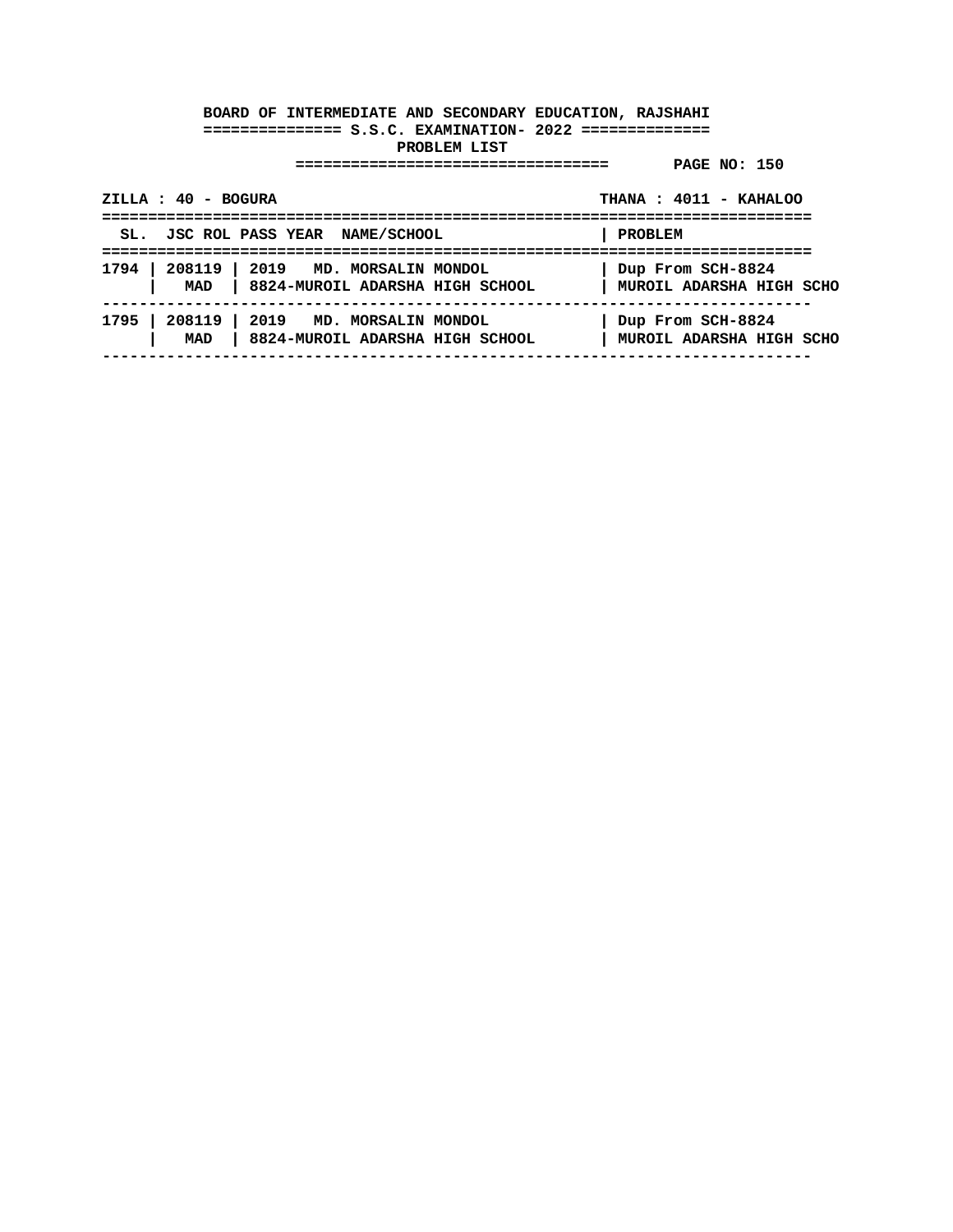**BOARD OF INTERMEDIATE AND SECONDARY EDUCATION, RAJSHAHI**

**S.S.C. EXAMINATION- 2022**

**PROBLEM LIST**

**PAGE NO: 150**

**ZILLA : 40 - BOGURA** | **THANA : 4011 - KAHALOO**

| SL. | JSC ROL | PASS YEAR NAME/SCHOOL | PROBLEM |
|---|---|---|---|
| 1794 | 208119<br>MAD | 2019 MD. MORSALIN MONDOL<br>8824-MUROIL ADARSHA HIGH SCHOOL | Dup From SCH-8824<br>MUROIL ADARSHA HIGH SCHO |
| 1795 | 208119<br>MAD | 2019 MD. MORSALIN MONDOL<br>8824-MUROIL ADARSHA HIGH SCHOOL | Dup From SCH-8824<br>MUROIL ADARSHA HIGH SCHO |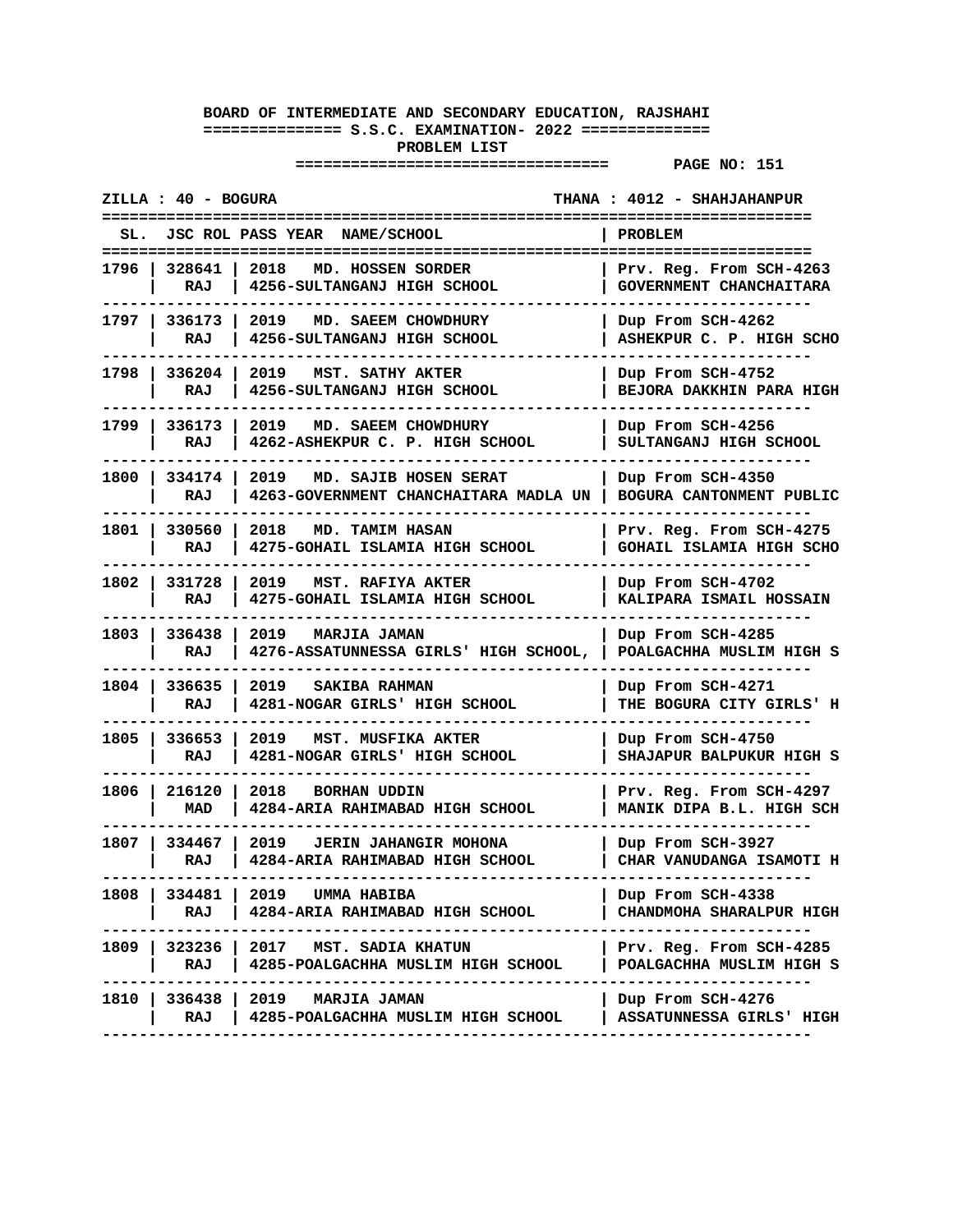**BOARD OF INTERMEDIATE AND SECONDARY EDUCATION, RAJSHAHI**

**============== S.S.C. EXAMINATION- 2022 ==============**

**PROBLEM LIST**

**PAGE NO: 151**

**ZILLA : 40 - BOGURA** | **THANA : 4012 - SHAHJAHANPUR**

| SL. | JSC ROL | PASS YEAR | NAME/SCHOOL | PROBLEM |
|---|---|---|---|---|
| 1796 | 328641 RAJ | 2018 | MD. HOSSEN SORDER<br>4256-SULTANGANJ HIGH SCHOOL | Prv. Reg. From SCH-4263<br>GOVERNMENT CHANCHAITARA |
| 1797 | 336173 RAJ | 2019 | MD. SAEEM CHOWDHURY<br>4256-SULTANGANJ HIGH SCHOOL | Dup From SCH-4262<br>ASHEKPUR C. P. HIGH SCHO |
| 1798 | 336204 RAJ | 2019 | MST. SATHY AKTER<br>4256-SULTANGANJ HIGH SCHOOL | Dup From SCH-4752<br>BEJORA DAKKHIN PARA HIGH |
| 1799 | 336173 RAJ | 2019 | MD. SAEEM CHOWDHURY<br>4262-ASHEKPUR C. P. HIGH SCHOOL | Dup From SCH-4256<br>SULTANGANJ HIGH SCHOOL |
| 1800 | 334174 RAJ | 2019 | MD. SAJIB HOSEN SERAT<br>4263-GOVERNMENT CHANCHAITARA MADLA UN | Dup From SCH-4350<br>BOGURA CANTONMENT PUBLIC |
| 1801 | 330560 RAJ | 2018 | MD. TAMIM HASAN<br>4275-GOHAIL ISLAMIA HIGH SCHOOL | Prv. Reg. From SCH-4275<br>GOHAIL ISLAMIA HIGH SCHO |
| 1802 | 331728 RAJ | 2019 | MST. RAFIYA AKTER<br>4275-GOHAIL ISLAMIA HIGH SCHOOL | Dup From SCH-4702<br>KALIPARA ISMAIL HOSSAIN |
| 1803 | 336438 RAJ | 2019 | MARJIA JAMAN<br>4276-ASSATUNNESSA GIRLS' HIGH SCHOOL, | Dup From SCH-4285<br>POALGACHHA MUSLIM HIGH S |
| 1804 | 336635 RAJ | 2019 | SAKIBA RAHMAN<br>4281-NOGAR GIRLS' HIGH SCHOOL | Dup From SCH-4271<br>THE BOGURA CITY GIRLS' H |
| 1805 | 336653 RAJ | 2019 | MST. MUSFIKA AKTER<br>4281-NOGAR GIRLS' HIGH SCHOOL | Dup From SCH-4750<br>SHAJAPUR BALPUKUR HIGH S |
| 1806 | 216120 MAD | 2018 | BORHAN UDDIN<br>4284-ARIA RAHIMABAD HIGH SCHOOL | Prv. Reg. From SCH-4297<br>MANIK DIPA B.L. HIGH SCH |
| 1807 | 334467 RAJ | 2019 | JERIN JAHANGIR MOHONA<br>4284-ARIA RAHIMABAD HIGH SCHOOL | Dup From SCH-3927<br>CHAR VANUDANGA ISAMOTI H |
| 1808 | 334481 RAJ | 2019 | UMMA HABIBA<br>4284-ARIA RAHIMABAD HIGH SCHOOL | Dup From SCH-4338<br>CHANDMOHA SHARALPUR HIGH |
| 1809 | 323236 RAJ | 2017 | MST. SADIA KHATUN<br>4285-POALGACHHA MUSLIM HIGH SCHOOL | Prv. Reg. From SCH-4285<br>POALGACHHA MUSLIM HIGH S |
| 1810 | 336438 RAJ | 2019 | MARJIA JAMAN<br>4285-POALGACHHA MUSLIM HIGH SCHOOL | Dup From SCH-4276<br>ASSATUNNESSA GIRLS' HIGH |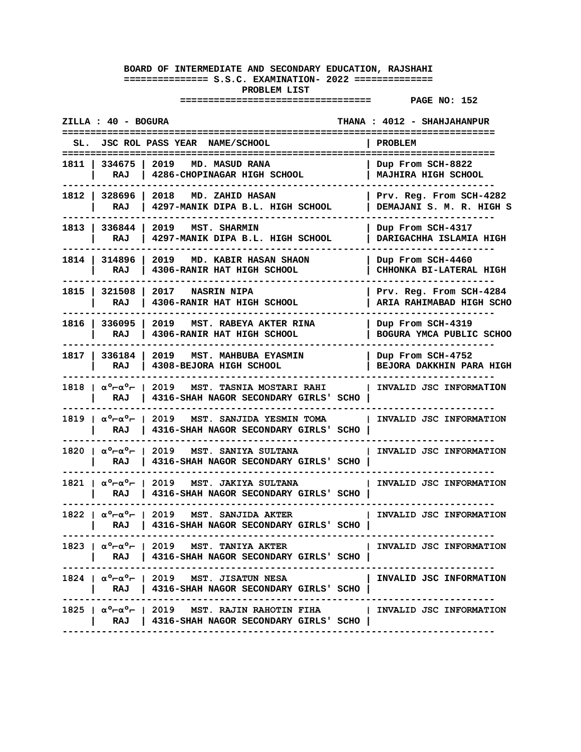**BOARD OF INTERMEDIATE AND SECONDARY EDUCATION, RAJSHAHI**

**============== S.S.C. EXAMINATION- 2022 ==============**

**PROBLEM LIST**

**=================================**

ZILLA : 40 - BOGURA　　　　THANA : 4012 - SHAHJAHANPUR

| SL. | JSC ROL | PASS YEAR | NAME/SCHOOL | PROBLEM |
|---|---|---|---|---|
| 1811 | 334675 RAJ | 2019 | MD. MASUD RANA 4286-CHOPINAGAR HIGH SCHOOL | Dup From SCH-8822 MAJHIRA HIGH SCHOOL |
| 1812 | 328696 RAJ | 2018 | MD. ZAHID HASAN 4297-MANIK DIPA B.L. HIGH SCHOOL | Prv. Reg. From SCH-4282 DEMAJANI S. M. R. HIGH S |
| 1813 | 336844 RAJ | 2019 | MST. SHARMIN 4297-MANIK DIPA B.L. HIGH SCHOOL | Dup From SCH-4317 DARIGACHHA ISLAMIA HIGH |
| 1814 | 314896 RAJ | 2019 | MD. KABIR HASAN SHAON 4306-RANIR HAT HIGH SCHOOL | Dup From SCH-4460 CHHONKA BI-LATERAL HIGH |
| 1815 | 321508 RAJ | 2017 | NASRIN NIPA 4306-RANIR HAT HIGH SCHOOL | Prv. Reg. From SCH-4284 ARIA RAHIMABAD HIGH SCHO |
| 1816 | 336095 RAJ | 2019 | MST. RABEYA AKTER RINA 4306-RANIR HAT HIGH SCHOOL | Dup From SCH-4319 BOGURA YMCA PUBLIC SCHOO |
| 1817 | 336184 RAJ | 2019 | MST. MAHBUBA EYASMIN 4308-BEJORA HIGH SCHOOL | Dup From SCH-4752 BEJORA DAKKHIN PARA HIGH |
| 1818 | α°┌α°┌ RAJ | 2019 | MST. TASNIA MOSTARI RAHI 4316-SHAH NAGOR SECONDARY GIRLS' SCHO | INVALID JSC INFORMATION |
| 1819 | α°┌α°┌ RAJ | 2019 | MST. SANJIDA YESMIN TOMA 4316-SHAH NAGOR SECONDARY GIRLS' SCHO | INVALID JSC INFORMATION |
| 1820 | α°┌α°┌ RAJ | 2019 | MST. SANIYA SULTANA 4316-SHAH NAGOR SECONDARY GIRLS' SCHO | INVALID JSC INFORMATION |
| 1821 | α°┌α°┌ RAJ | 2019 | MST. JAKIYA SULTANA 4316-SHAH NAGOR SECONDARY GIRLS' SCHO | INVALID JSC INFORMATION |
| 1822 | α°┌α°┌ RAJ | 2019 | MST. SANJIDA AKTER 4316-SHAH NAGOR SECONDARY GIRLS' SCHO | INVALID JSC INFORMATION |
| 1823 | α°┌α°┌ RAJ | 2019 | MST. TANIYA AKTER 4316-SHAH NAGOR SECONDARY GIRLS' SCHO | INVALID JSC INFORMATION |
| 1824 | α°┌α°┌ RAJ | 2019 | MST. JISATUN NESA 4316-SHAH NAGOR SECONDARY GIRLS' SCHO | INVALID JSC INFORMATION |
| 1825 | α°┌α°┌ RAJ | 2019 | MST. RAJIN RAHOTIN FIHA 4316-SHAH NAGOR SECONDARY GIRLS' SCHO | INVALID JSC INFORMATION |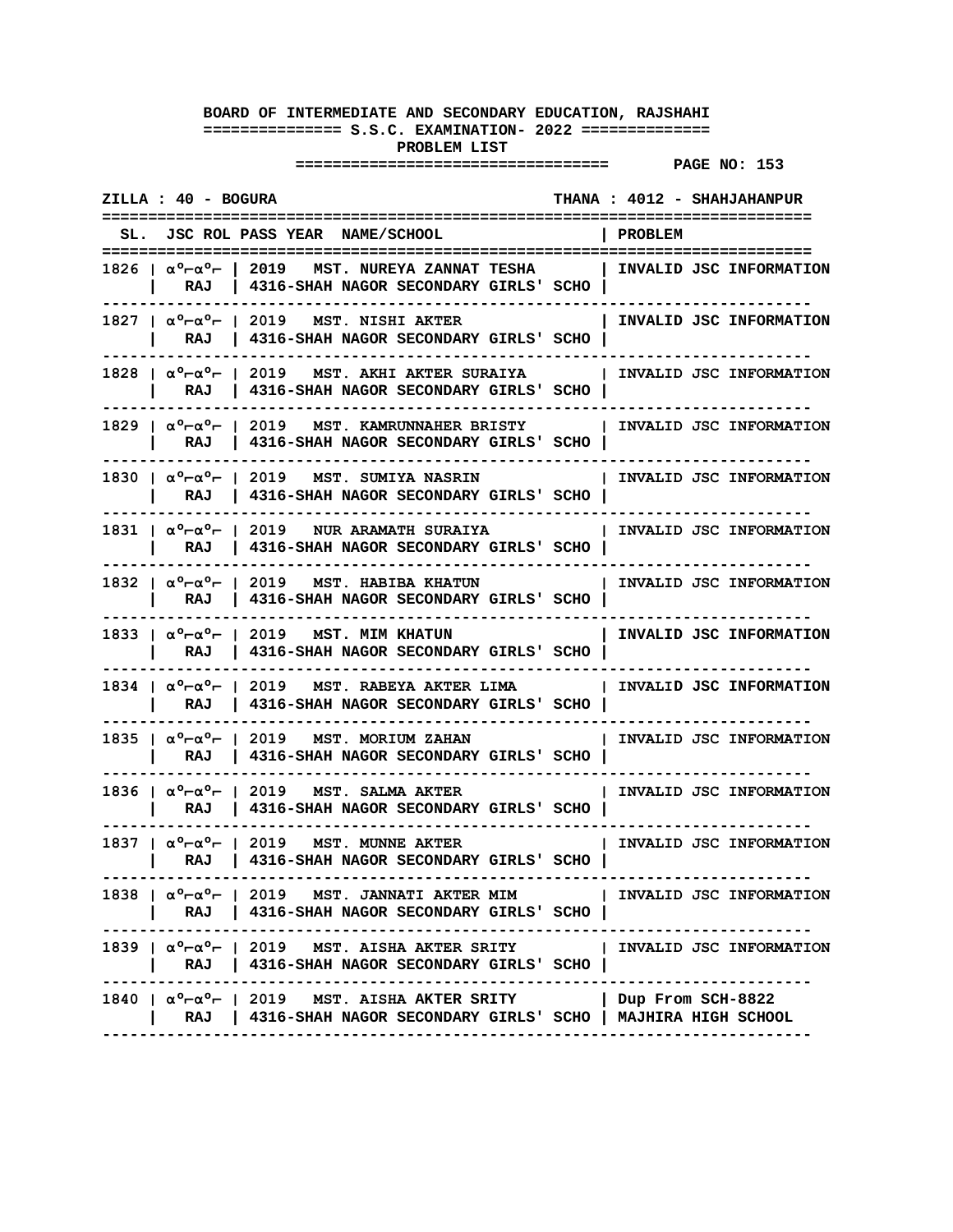**BOARD OF INTERMEDIATE AND SECONDARY EDUCATION, RAJSHAHI**

**============== S.S.C. EXAMINATION- 2022 ==============**

**PROBLEM LIST**

**ZILLA : 40 - BOGURA** | **THANA : 4012 - SHAHJAHANPUR**

| SL. | JSC ROL | PASS YEAR | NAME/SCHOOL | PROBLEM |
|---|---|---|---|---|
| 1826 | α°⌐α°⌐ RAJ | 2019 | MST. NUREYA ZANNAT TESHA<br>4316-SHAH NAGOR SECONDARY GIRLS' SCHO | INVALID JSC INFORMATION |
| 1827 | α°⌐α°⌐ RAJ | 2019 | MST. NISHI AKTER<br>4316-SHAH NAGOR SECONDARY GIRLS' SCHO | INVALID JSC INFORMATION |
| 1828 | α°⌐α°⌐ RAJ | 2019 | MST. AKHI AKTER SURAIYA<br>4316-SHAH NAGOR SECONDARY GIRLS' SCHO | INVALID JSC INFORMATION |
| 1829 | α°⌐α°⌐ RAJ | 2019 | MST. KAMRUNNAHER BRISTY<br>4316-SHAH NAGOR SECONDARY GIRLS' SCHO | INVALID JSC INFORMATION |
| 1830 | α°⌐α°⌐ RAJ | 2019 | MST. SUMIYA NASRIN<br>4316-SHAH NAGOR SECONDARY GIRLS' SCHO | INVALID JSC INFORMATION |
| 1831 | α°⌐α°⌐ RAJ | 2019 | NUR ARAMATH SURAIYA<br>4316-SHAH NAGOR SECONDARY GIRLS' SCHO | INVALID JSC INFORMATION |
| 1832 | α°⌐α°⌐ RAJ | 2019 | MST. HABIBA KHATUN<br>4316-SHAH NAGOR SECONDARY GIRLS' SCHO | INVALID JSC INFORMATION |
| 1833 | α°⌐α°⌐ RAJ | 2019 | MST. MIM KHATUN<br>4316-SHAH NAGOR SECONDARY GIRLS' SCHO | INVALID JSC INFORMATION |
| 1834 | α°⌐α°⌐ RAJ | 2019 | MST. RABEYA AKTER LIMA<br>4316-SHAH NAGOR SECONDARY GIRLS' SCHO | INVALID JSC INFORMATION |
| 1835 | α°⌐α°⌐ RAJ | 2019 | MST. MORIUM ZAHAN<br>4316-SHAH NAGOR SECONDARY GIRLS' SCHO | INVALID JSC INFORMATION |
| 1836 | α°⌐α°⌐ RAJ | 2019 | MST. SALMA AKTER<br>4316-SHAH NAGOR SECONDARY GIRLS' SCHO | INVALID JSC INFORMATION |
| 1837 | α°⌐α°⌐ RAJ | 2019 | MST. MUNNE AKTER<br>4316-SHAH NAGOR SECONDARY GIRLS' SCHO | INVALID JSC INFORMATION |
| 1838 | α°⌐α°⌐ RAJ | 2019 | MST. JANNATI AKTER MIM<br>4316-SHAH NAGOR SECONDARY GIRLS' SCHO | INVALID JSC INFORMATION |
| 1839 | α°⌐α°⌐ RAJ | 2019 | MST. AISHA AKTER SRITY<br>4316-SHAH NAGOR SECONDARY GIRLS' SCHO | INVALID JSC INFORMATION |
| 1840 | α°⌐α°⌐ RAJ | 2019 | MST. AISHA AKTER SRITY<br>4316-SHAH NAGOR SECONDARY GIRLS' SCHO | Dup From SCH-8822<br>MAJHIRA HIGH SCHOOL |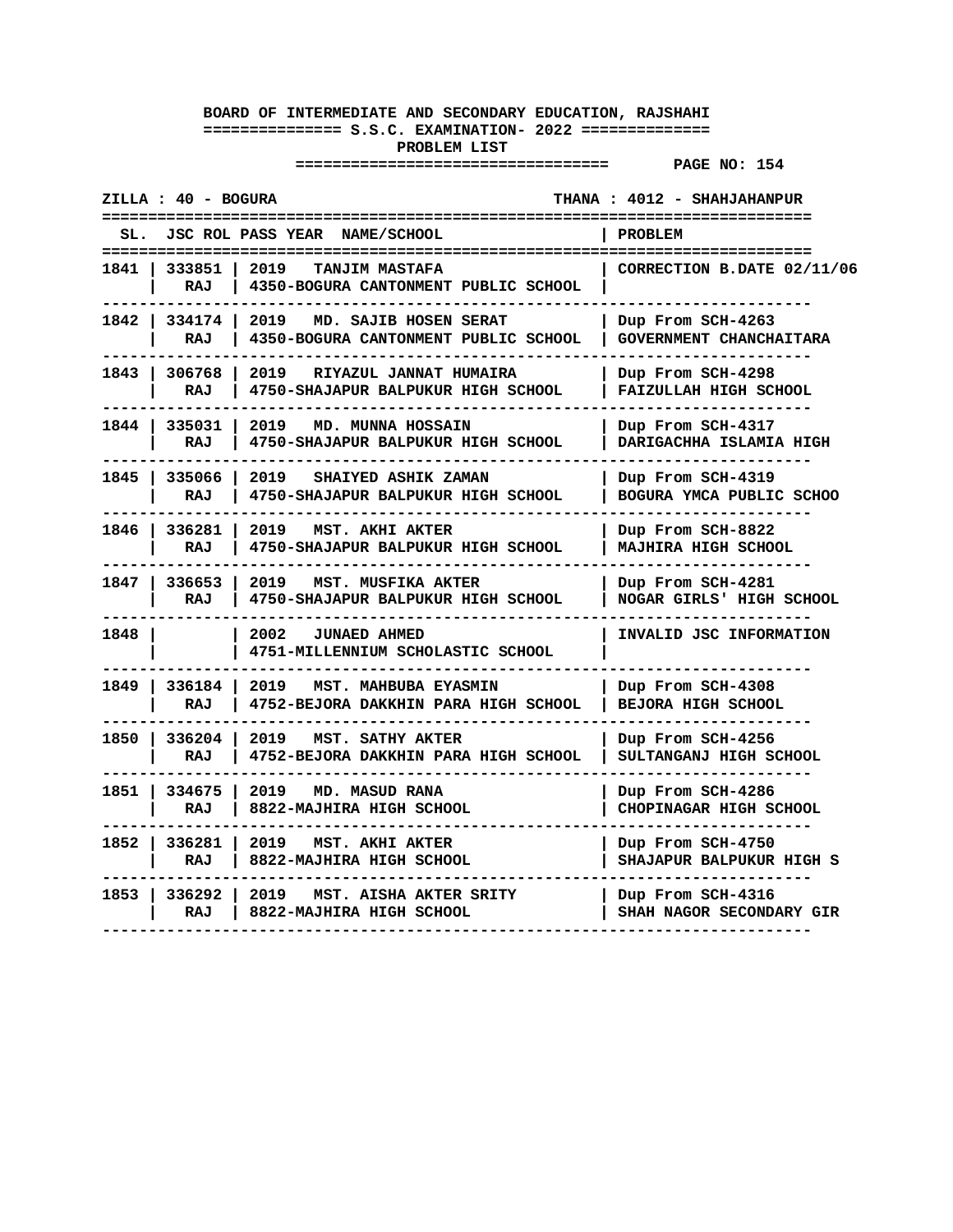**BOARD OF INTERMEDIATE AND SECONDARY EDUCATION, RAJSHAHI**

**S.S.C. EXAMINATION- 2022**

**PROBLEM LIST**

**ZILLA : 40 - BOGURA** **THANA : 4012 - SHAHJAHANPUR**

| SL. | JSC ROL | PASS YEAR NAME/SCHOOL | PROBLEM |
|---|---|---|---|
| 1841 | 333851 RAJ | 2019 TANJIM MASTAFA<br>4350-BOGURA CANTONMENT PUBLIC SCHOOL | CORRECTION B.DATE 02/11/06 |
| 1842 | 334174 RAJ | 2019 MD. SAJIB HOSEN SERAT<br>4350-BOGURA CANTONMENT PUBLIC SCHOOL | Dup From SCH-4263<br>GOVERNMENT CHANCHAITARA |
| 1843 | 306768 RAJ | 2019 RIYAZUL JANNAT HUMAIRA<br>4750-SHAJAPUR BALPUKUR HIGH SCHOOL | Dup From SCH-4298<br>FAIZULLAH HIGH SCHOOL |
| 1844 | 335031 RAJ | 2019 MD. MUNNA HOSSAIN<br>4750-SHAJAPUR BALPUKUR HIGH SCHOOL | Dup From SCH-4317<br>DARIGACHHA ISLAMIA HIGH |
| 1845 | 335066 RAJ | 2019 SHAIYED ASHIK ZAMAN<br>4750-SHAJAPUR BALPUKUR HIGH SCHOOL | Dup From SCH-4319<br>BOGURA YMCA PUBLIC SCHOO |
| 1846 | 336281 RAJ | 2019 MST. AKHI AKTER<br>4750-SHAJAPUR BALPUKUR HIGH SCHOOL | Dup From SCH-8822<br>MAJHIRA HIGH SCHOOL |
| 1847 | 336653 RAJ | 2019 MST. MUSFIKA AKTER<br>4750-SHAJAPUR BALPUKUR HIGH SCHOOL | Dup From SCH-4281<br>NOGAR GIRLS' HIGH SCHOOL |
| 1848 | | 2002 JUNAED AHMED<br>4751-MILLENNIUM SCHOLASTIC SCHOOL | INVALID JSC INFORMATION |
| 1849 | 336184 RAJ | 2019 MST. MAHBUBA EYASMIN<br>4752-BEJORA DAKKHIN PARA HIGH SCHOOL | Dup From SCH-4308<br>BEJORA HIGH SCHOOL |
| 1850 | 336204 RAJ | 2019 MST. SATHY AKTER<br>4752-BEJORA DAKKHIN PARA HIGH SCHOOL | Dup From SCH-4256<br>SULTANGANJ HIGH SCHOOL |
| 1851 | 334675 RAJ | 2019 MD. MASUD RANA<br>8822-MAJHIRA HIGH SCHOOL | Dup From SCH-4286<br>CHOPINAGAR HIGH SCHOOL |
| 1852 | 336281 RAJ | 2019 MST. AKHI AKTER<br>8822-MAJHIRA HIGH SCHOOL | Dup From SCH-4750<br>SHAJAPUR BALPUKUR HIGH S |
| 1853 | 336292 RAJ | 2019 MST. AISHA AKTER SRITY<br>8822-MAJHIRA HIGH SCHOOL | Dup From SCH-4316<br>SHAH NAGOR SECONDARY GIR |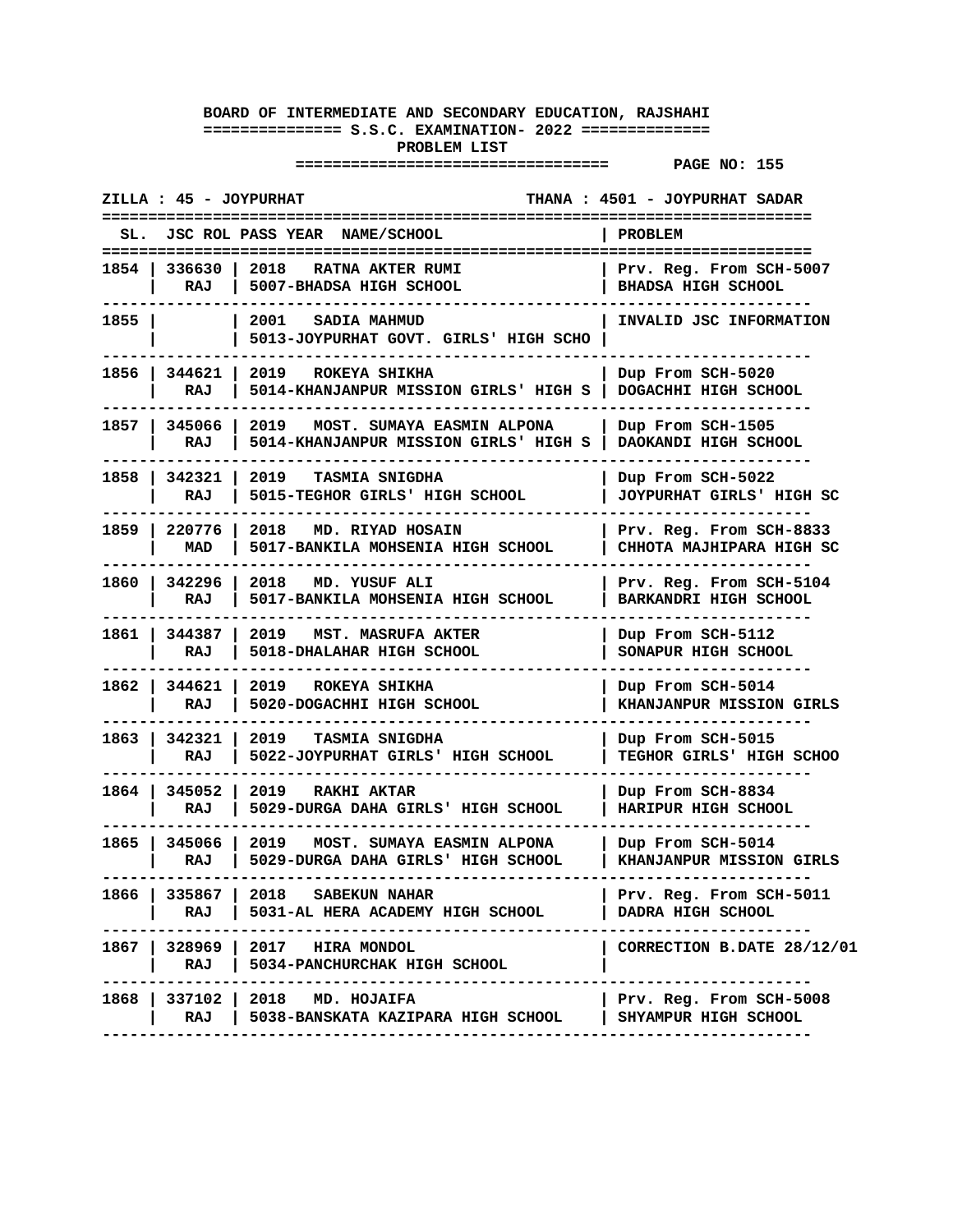**BOARD OF INTERMEDIATE AND SECONDARY EDUCATION, RAJSHAHI**

**============== S.S.C. EXAMINATION- 2022 ==============**

**PROBLEM LIST**

**=================================  PAGE NO: 155**

**ZILLA : 45 - JOYPURHAT    THANA : 4501 - JOYPURHAT SADAR**

| SL. | JSC ROL | PASS YEAR NAME/SCHOOL | PROBLEM |
|---|---|---|---|
| 1854 | 336630<br>RAJ | 2018 RATNA AKTER RUMI<br>5007-BHADSA HIGH SCHOOL | Prv. Reg. From SCH-5007<br>BHADSA HIGH SCHOOL |
| 1855 | | 2001 SADIA MAHMUD<br>5013-JOYPURHAT GOVT. GIRLS' HIGH SCHO | INVALID JSC INFORMATION |
| 1856 | 344621<br>RAJ | 2019 ROKEYA SHIKHA<br>5014-KHANJANPUR MISSION GIRLS' HIGH S | Dup From SCH-5020<br>DOGACHHI HIGH SCHOOL |
| 1857 | 345066<br>RAJ | 2019 MOST. SUMAYA EASMIN ALPONA<br>5014-KHANJANPUR MISSION GIRLS' HIGH S | Dup From SCH-1505<br>DAOKANDI HIGH SCHOOL |
| 1858 | 342321<br>RAJ | 2019 TASMIA SNIGDHA<br>5015-TEGHOR GIRLS' HIGH SCHOOL | Dup From SCH-5022<br>JOYPURHAT GIRLS' HIGH SC |
| 1859 | 220776<br>MAD | 2018 MD. RIYAD HOSAIN<br>5017-BANKILA MOHSENIA HIGH SCHOOL | Prv. Reg. From SCH-8833<br>CHHOTA MAJHIPARA HIGH SC |
| 1860 | 342296<br>RAJ | 2018 MD. YUSUF ALI<br>5017-BANKILA MOHSENIA HIGH SCHOOL | Prv. Reg. From SCH-5104<br>BARKANDRI HIGH SCHOOL |
| 1861 | 344387<br>RAJ | 2019 MST. MASRUFA AKTER<br>5018-DHALAHAR HIGH SCHOOL | Dup From SCH-5112<br>SONAPUR HIGH SCHOOL |
| 1862 | 344621<br>RAJ | 2019 ROKEYA SHIKHA<br>5020-DOGACHHI HIGH SCHOOL | Dup From SCH-5014<br>KHANJANPUR MISSION GIRLS |
| 1863 | 342321<br>RAJ | 2019 TASMIA SNIGDHA<br>5022-JOYPURHAT GIRLS' HIGH SCHOOL | Dup From SCH-5015<br>TEGHOR GIRLS' HIGH SCHOO |
| 1864 | 345052<br>RAJ | 2019 RAKHI AKTAR<br>5029-DURGA DAHA GIRLS' HIGH SCHOOL | Dup From SCH-8834<br>HARIPUR HIGH SCHOOL |
| 1865 | 345066<br>RAJ | 2019 MOST. SUMAYA EASMIN ALPONA<br>5029-DURGA DAHA GIRLS' HIGH SCHOOL | Dup From SCH-5014<br>KHANJANPUR MISSION GIRLS |
| 1866 | 335867<br>RAJ | 2018 SABEKUN NAHAR<br>5031-AL HERA ACADEMY HIGH SCHOOL | Prv. Reg. From SCH-5011<br>DADRA HIGH SCHOOL |
| 1867 | 328969<br>RAJ | 2017 HIRA MONDOL<br>5034-PANCHURCHAK HIGH SCHOOL | CORRECTION B.DATE 28/12/01 |
| 1868 | 337102<br>RAJ | 2018 MD. HOJAIFA<br>5038-BANSKATA KAZIPARA HIGH SCHOOL | Prv. Reg. From SCH-5008<br>SHYAMPUR HIGH SCHOOL |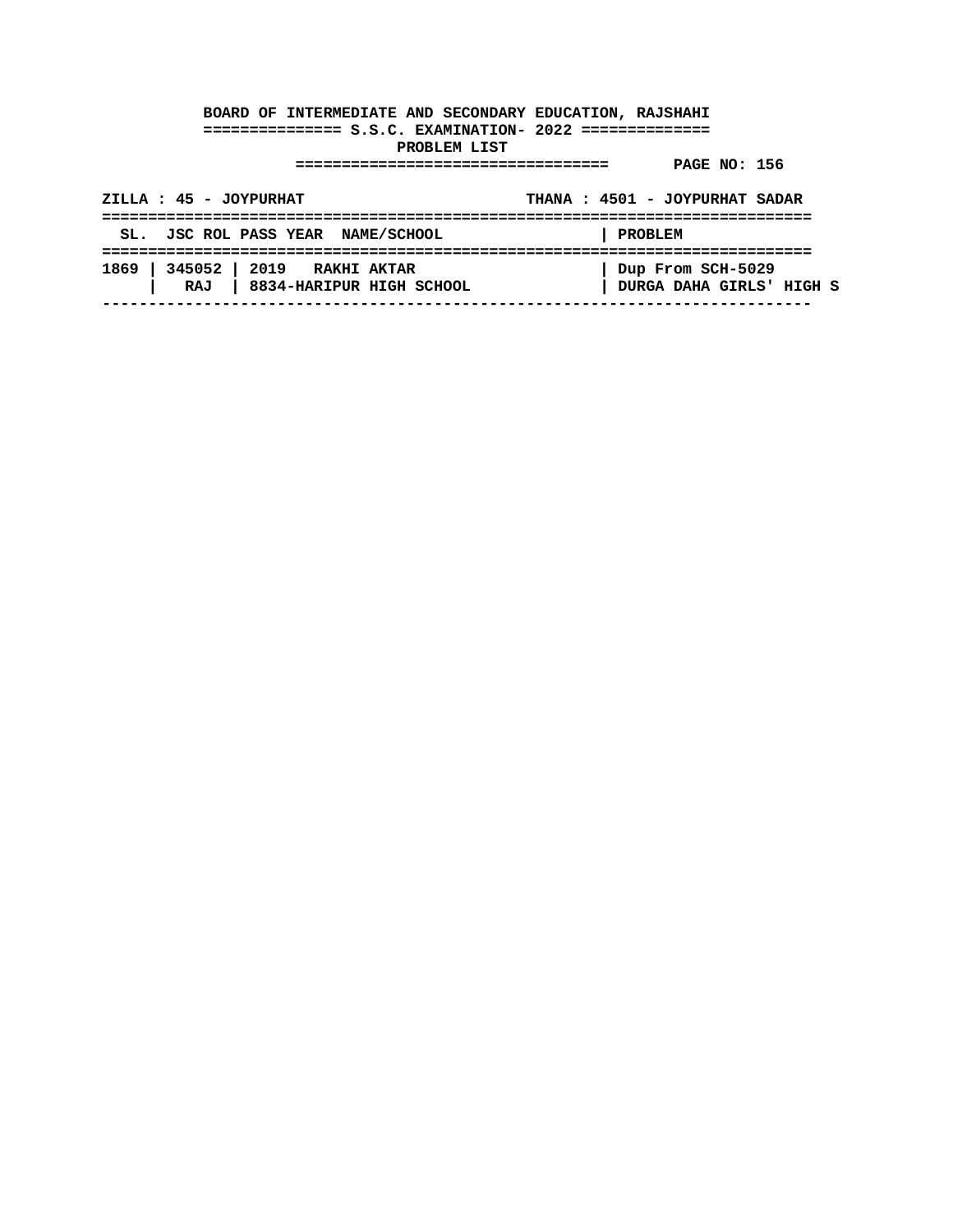**BOARD OF INTERMEDIATE AND SECONDARY EDUCATION, RAJSHAHI**

**S.S.C. EXAMINATION- 2022**

**PROBLEM LIST**

**PAGE NO: 156**

**ZILLA : 45 - JOYPURHAT** **THANA : 4501 - JOYPURHAT SADAR**

| SL. | JSC ROL | PASS YEAR | NAME/SCHOOL | PROBLEM |
|---|---|---|---|---|
| 1869 | 345052<br>RAJ | 2019 | RAKHI AKTAR<br>8834-HARIPUR HIGH SCHOOL | Dup From SCH-5029<br>DURGA DAHA GIRLS' HIGH S |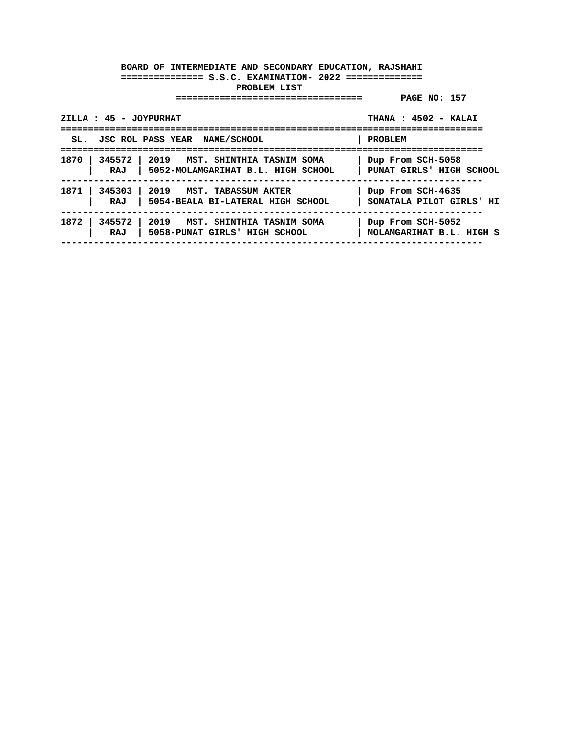**BOARD OF INTERMEDIATE AND SECONDARY EDUCATION, RAJSHAHI**

**S.S.C. EXAMINATION- 2022**

**PROBLEM LIST**

**PAGE NO: 157**

**ZILLA : 45 - JOYPURHAT** **THANA : 4502 - KALAI**

| SL. | JSC ROL | PASS YEAR NAME/SCHOOL | PROBLEM |
|---|---|---|---|
| 1870 | 345572<br>RAJ | 2019 MST. SHINTHIA TASNIM SOMA<br>5052-MOLAMGARIHAT B.L. HIGH SCHOOL | Dup From SCH-5058<br>PUNAT GIRLS' HIGH SCHOOL |
| 1871 | 345303<br>RAJ | 2019 MST. TABASSUM AKTER<br>5054-BEALA BI-LATERAL HIGH SCHOOL | Dup From SCH-4635<br>SONATALA PILOT GIRLS' HI |
| 1872 | 345572<br>RAJ | 2019 MST. SHINTHIA TASNIM SOMA<br>5058-PUNAT GIRLS' HIGH SCHOOL | Dup From SCH-5052<br>MOLAMGARIHAT B.L. HIGH S |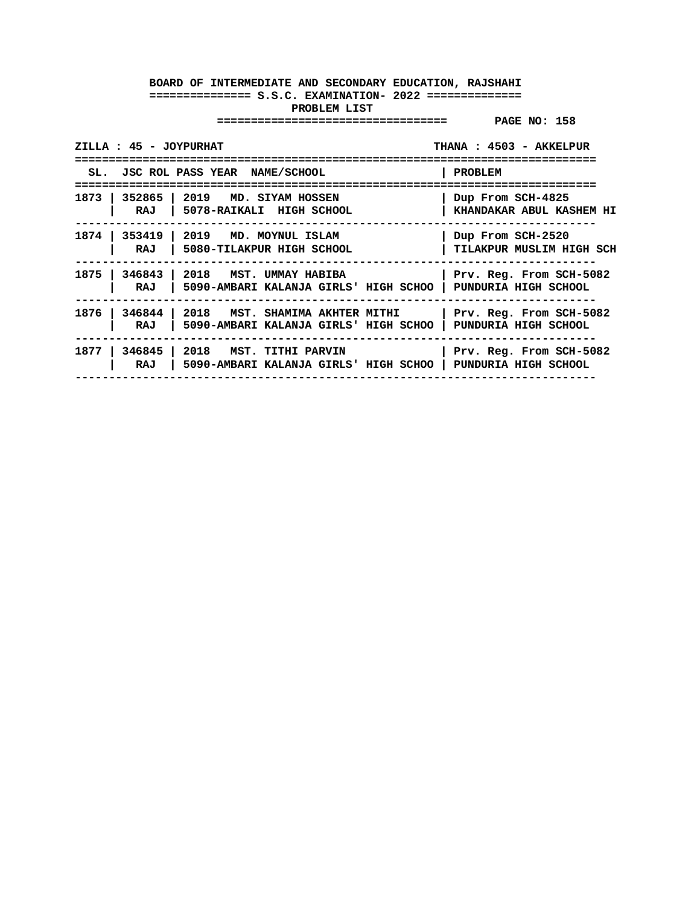**BOARD OF INTERMEDIATE AND SECONDARY EDUCATION, RAJSHAHI**

**S.S.C. EXAMINATION- 2022**

**PROBLEM LIST**

**PAGE NO: 158**

**ZILLA : 45 - JOYPURHAT** | **THANA : 4503 - AKKELPUR**

| SL. | JSC ROL | PASS YEAR NAME/SCHOOL | PROBLEM |
|---|---|---|---|
| 1873 | 352865<br>RAJ | 2019 MD. SIYAM HOSSEN<br>5078-RAIKALI HIGH SCHOOL | Dup From SCH-4825<br>KHANDAKAR ABUL KASHEM HI |
| 1874 | 353419<br>RAJ | 2019 MD. MOYNUL ISLAM<br>5080-TILAKPUR HIGH SCHOOL | Dup From SCH-2520<br>TILAKPUR MUSLIM HIGH SCH |
| 1875 | 346843<br>RAJ | 2018 MST. UMMAY HABIBA<br>5090-AMBARI KALANJA GIRLS' HIGH SCHOO | Prv. Reg. From SCH-5082<br>PUNDURIA HIGH SCHOOL |
| 1876 | 346844<br>RAJ | 2018 MST. SHAMIMA AKHTER MITHI<br>5090-AMBARI KALANJA GIRLS' HIGH SCHOO | Prv. Reg. From SCH-5082<br>PUNDURIA HIGH SCHOOL |
| 1877 | 346845<br>RAJ | 2018 MST. TITHI PARVIN<br>5090-AMBARI KALANJA GIRLS' HIGH SCHOO | Prv. Reg. From SCH-5082<br>PUNDURIA HIGH SCHOOL |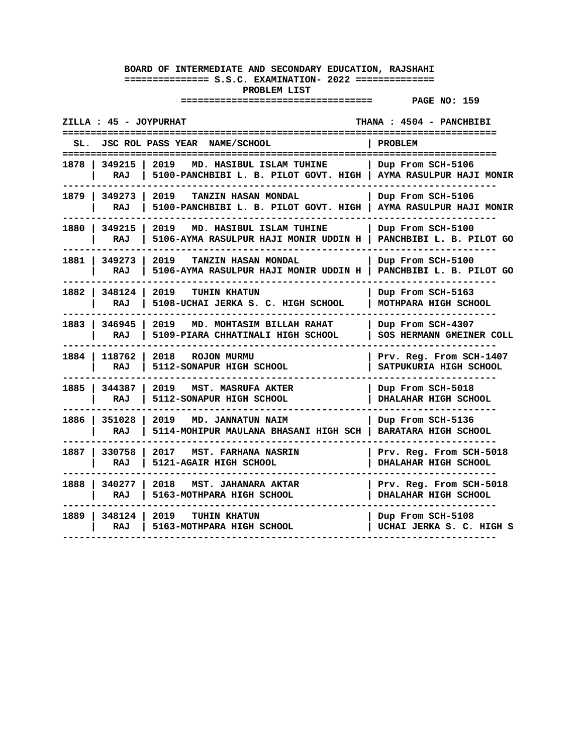**BOARD OF INTERMEDIATE AND SECONDARY EDUCATION, RAJSHAHI**

**============== S.S.C. EXAMINATION- 2022 ==============**

**PROBLEM LIST**

**================================ PAGE NO: 159**

**ZILLA : 45 - JOYPURHAT** **THANA : 4504 - PANCHBIBI**

| SL. | JSC ROL | PASS YEAR | NAME/SCHOOL | PROBLEM |
|---|---|---|---|---|
| 1878 | 349215<br>RAJ | 2019 | MD. HASIBUL ISLAM TUHINE<br>5100-PANCHBIBI L. B. PILOT GOVT. HIGH | Dup From SCH-5106<br>AYMA RASULPUR HAJI MONIR |
| 1879 | 349273<br>RAJ | 2019 | TANZIN HASAN MONDAL<br>5100-PANCHBIBI L. B. PILOT GOVT. HIGH | Dup From SCH-5106<br>AYMA RASULPUR HAJI MONIR |
| 1880 | 349215<br>RAJ | 2019 | MD. HASIBUL ISLAM TUHINE<br>5106-AYMA RASULPUR HAJI MONIR UDDIN H | Dup From SCH-5100<br>PANCHBIBI L. B. PILOT GO |
| 1881 | 349273<br>RAJ | 2019 | TANZIN HASAN MONDAL<br>5106-AYMA RASULPUR HAJI MONIR UDDIN H | Dup From SCH-5100<br>PANCHBIBI L. B. PILOT GO |
| 1882 | 348124<br>RAJ | 2019 | TUHIN KHATUN<br>5108-UCHAI JERKA S. C. HIGH SCHOOL | Dup From SCH-5163<br>MOTHPARA HIGH SCHOOL |
| 1883 | 346945<br>RAJ | 2019 | MD. MOHTASIM BILLAH RAHAT<br>5109-PIARA CHHATINALI HIGH SCHOOL | Dup From SCH-4307<br>SOS HERMANN GMEINER COLL |
| 1884 | 118762<br>RAJ | 2018 | ROJON MURMU<br>5112-SONAPUR HIGH SCHOOL | Prv. Reg. From SCH-1407<br>SATPUKURIA HIGH SCHOOL |
| 1885 | 344387<br>RAJ | 2019 | MST. MASRUFA AKTER<br>5112-SONAPUR HIGH SCHOOL | Dup From SCH-5018<br>DHALAHAR HIGH SCHOOL |
| 1886 | 351028<br>RAJ | 2019 | MD. JANNATUN NAIM<br>5114-MOHIPUR MAULANA BHASANI HIGH SCH | Dup From SCH-5136<br>BARATARA HIGH SCHOOL |
| 1887 | 330758<br>RAJ | 2017 | MST. FARHANA NASRIN<br>5121-AGAIR HIGH SCHOOL | Prv. Reg. From SCH-5018<br>DHALAHAR HIGH SCHOOL |
| 1888 | 340277<br>RAJ | 2018 | MST. JAHANARA AKTAR<br>5163-MOTHPARA HIGH SCHOOL | Prv. Reg. From SCH-5018<br>DHALAHAR HIGH SCHOOL |
| 1889 | 348124<br>RAJ | 2019 | TUHIN KHATUN<br>5163-MOTHPARA HIGH SCHOOL | Dup From SCH-5108<br>UCHAI JERKA S. C. HIGH S |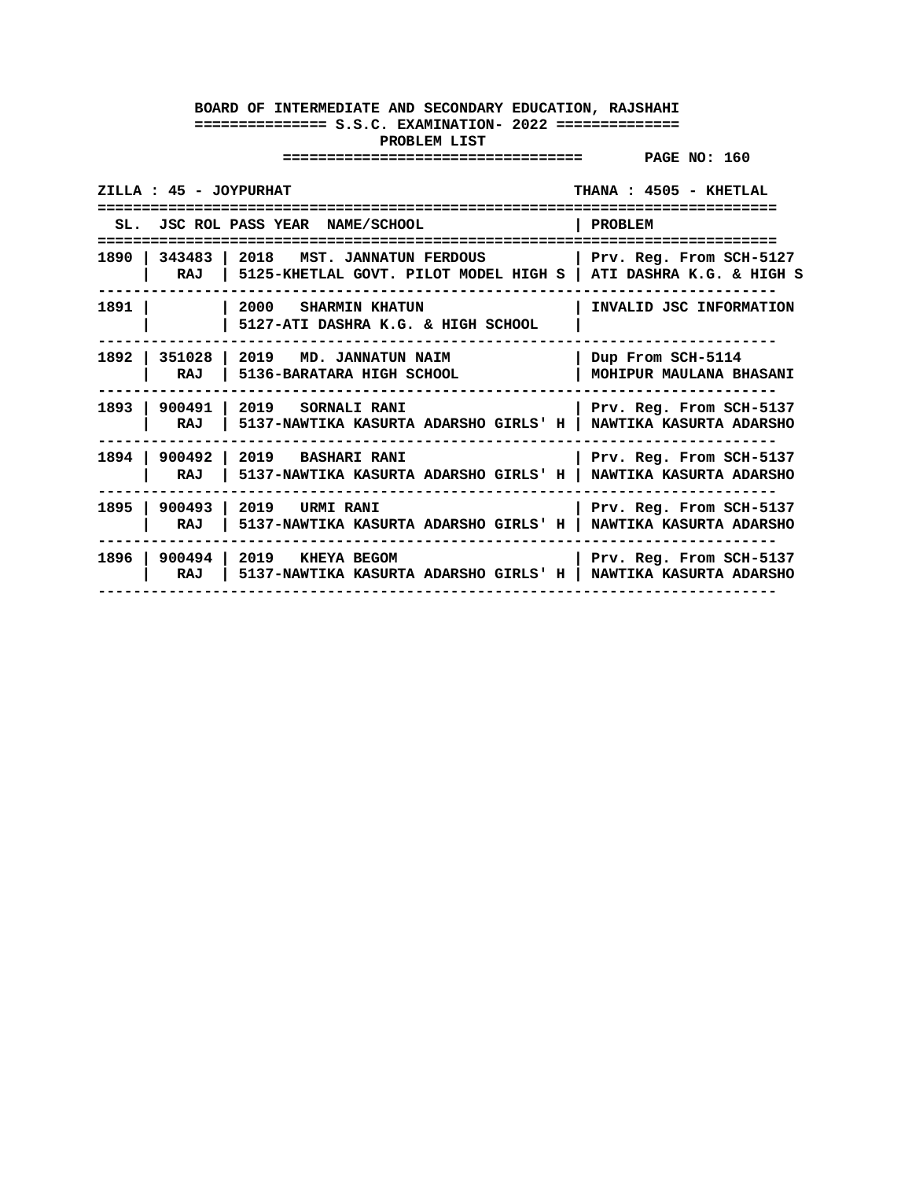**BOARD OF INTERMEDIATE AND SECONDARY EDUCATION, RAJSHAHI**

**S.S.C. EXAMINATION- 2022**

**PROBLEM LIST**

**ZILLA : 45 - JOYPURHAT** | **THANA : 4505 - KHETLAL**

| SL. | JSC ROL | PASS YEAR NAME/SCHOOL | PROBLEM |
|---|---|---|---|
| 1890 | 343483 RAJ | 2018 MST. JANNATUN FERDOUS<br>5125-KHETLAL GOVT. PILOT MODEL HIGH S | Prv. Reg. From SCH-5127<br>ATI DASHRA K.G. & HIGH S |
| 1891 | | 2000 SHARMIN KHATUN<br>5127-ATI DASHRA K.G. & HIGH SCHOOL | INVALID JSC INFORMATION |
| 1892 | 351028 RAJ | 2019 MD. JANNATUN NAIM<br>5136-BARATARA HIGH SCHOOL | Dup From SCH-5114<br>MOHIPUR MAULANA BHASANI |
| 1893 | 900491 RAJ | 2019 SORNALI RANI<br>5137-NAWTIKA KASURTA ADARSHO GIRLS' H | Prv. Reg. From SCH-5137<br>NAWTIKA KASURTA ADARSHO |
| 1894 | 900492 RAJ | 2019 BASHARI RANI<br>5137-NAWTIKA KASURTA ADARSHO GIRLS' H | Prv. Reg. From SCH-5137<br>NAWTIKA KASURTA ADARSHO |
| 1895 | 900493 RAJ | 2019 URMI RANI<br>5137-NAWTIKA KASURTA ADARSHO GIRLS' H | Prv. Reg. From SCH-5137<br>NAWTIKA KASURTA ADARSHO |
| 1896 | 900494 RAJ | 2019 KHEYA BEGOM<br>5137-NAWTIKA KASURTA ADARSHO GIRLS' H | Prv. Reg. From SCH-5137<br>NAWTIKA KASURTA ADARSHO |